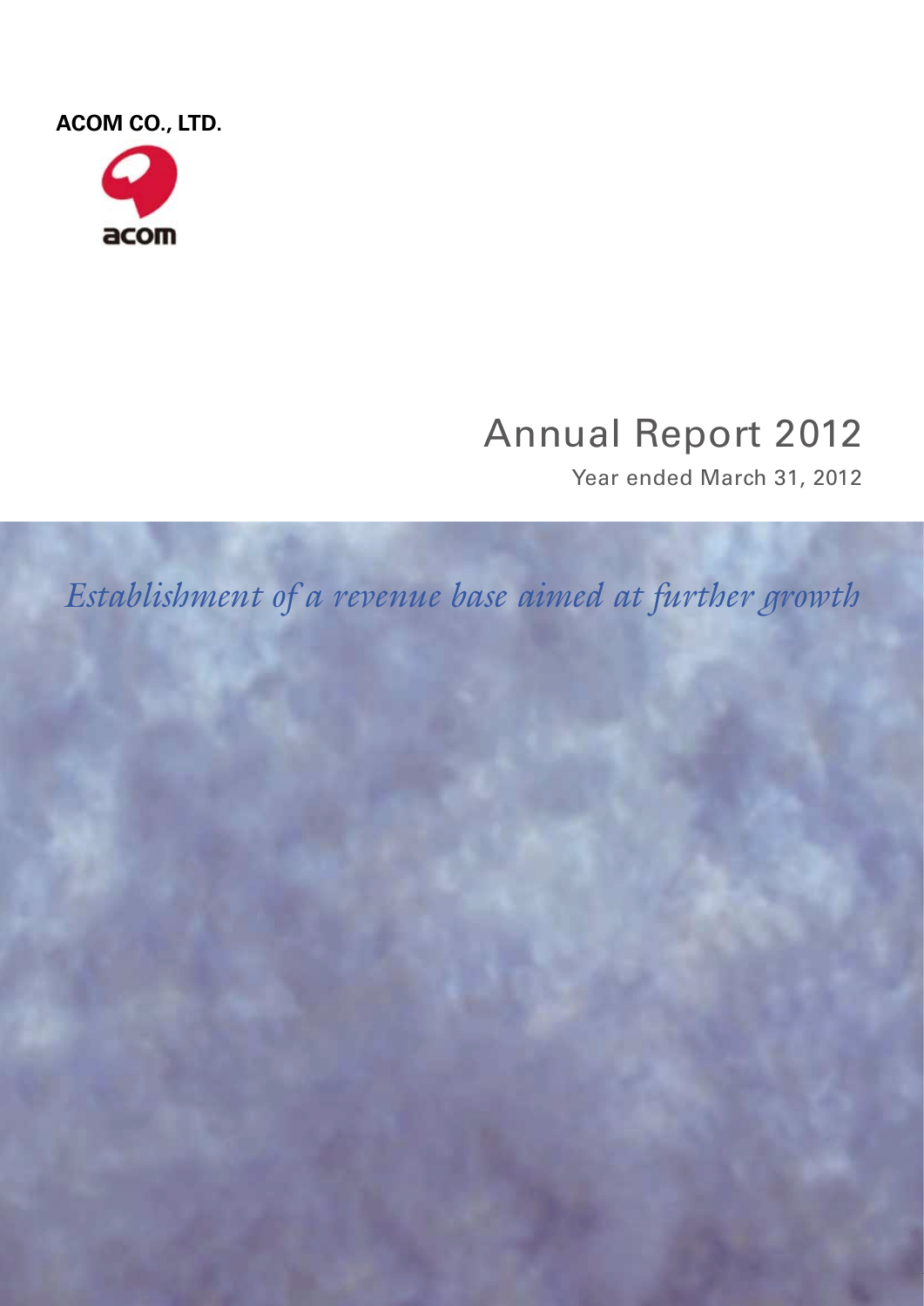**ACOM CO., LTD.**

acom

# Annual Report 2012

Year ended March 31, 2012

*Establishment of a revenue base aimed at further growth*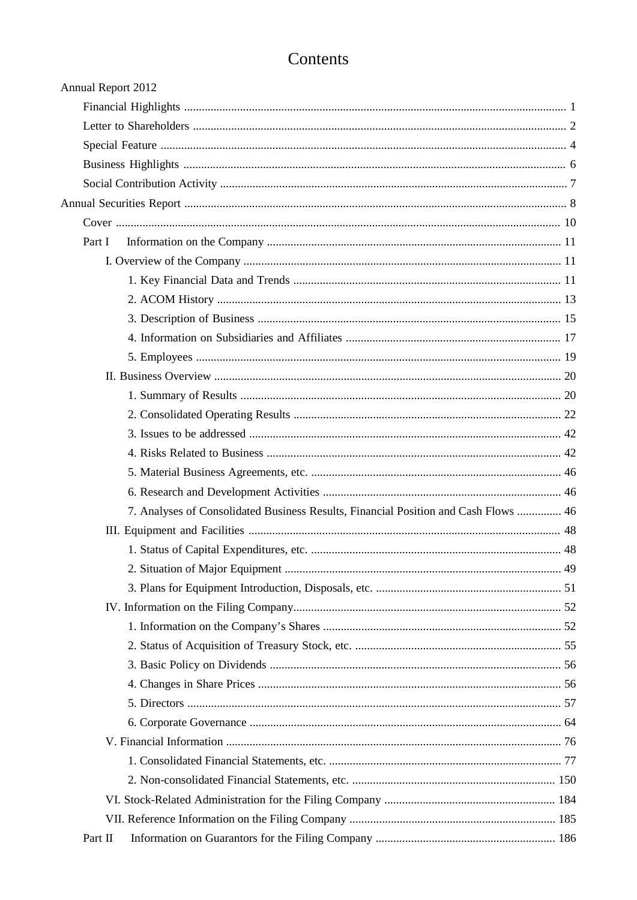# Contents

Annual Report 2012

- Financial Highlights ........................................ 1
- Letter to Shareholders ........................................ 2
- Special Feature ........................................ 4
- Business Highlights ........................................ 6
- Social Contribution Activity ........................................ 7

Annual Securities Report ........................................ 8

- Cover ........................................ 10
- Part I Information on the Company ........................................ 11
  - I. Overview of the Company ........................................ 11
    - 1. Key Financial Data and Trends ........................................ 11
    - 2. ACOM History ........................................ 13
    - 3. Description of Business ........................................ 15
    - 4. Information on Subsidiaries and Affiliates ........................................ 17
    - 5. Employees ........................................ 19
  - II. Business Overview ........................................ 20
    - 1. Summary of Results ........................................ 20
    - 2. Consolidated Operating Results ........................................ 22
    - 3. Issues to be addressed ........................................ 42
    - 4. Risks Related to Business ........................................ 42
    - 5. Material Business Agreements, etc. ........................................ 46
    - 6. Research and Development Activities ........................................ 46
    - 7. Analyses of Consolidated Business Results, Financial Position and Cash Flows ........................................ 46
  - III. Equipment and Facilities ........................................ 48
    - 1. Status of Capital Expenditures, etc. ........................................ 48
    - 2. Situation of Major Equipment ........................................ 49
    - 3. Plans for Equipment Introduction, Disposals, etc. ........................................ 51
  - IV. Information on the Filing Company ........................................ 52
    - 1. Information on the Company's Shares ........................................ 52
    - 2. Status of Acquisition of Treasury Stock, etc. ........................................ 55
    - 3. Basic Policy on Dividends ........................................ 56
    - 4. Changes in Share Prices ........................................ 56
    - 5. Directors ........................................ 57
    - 6. Corporate Governance ........................................ 64
  - V. Financial Information ........................................ 76
    - 1. Consolidated Financial Statements, etc. ........................................ 77
    - 2. Non-consolidated Financial Statements, etc. ........................................ 150
  - VI. Stock-Related Administration for the Filing Company ........................................ 184
  - VII. Reference Information on the Filing Company ........................................ 185
- Part II Information on Guarantors for the Filing Company ........................................ 186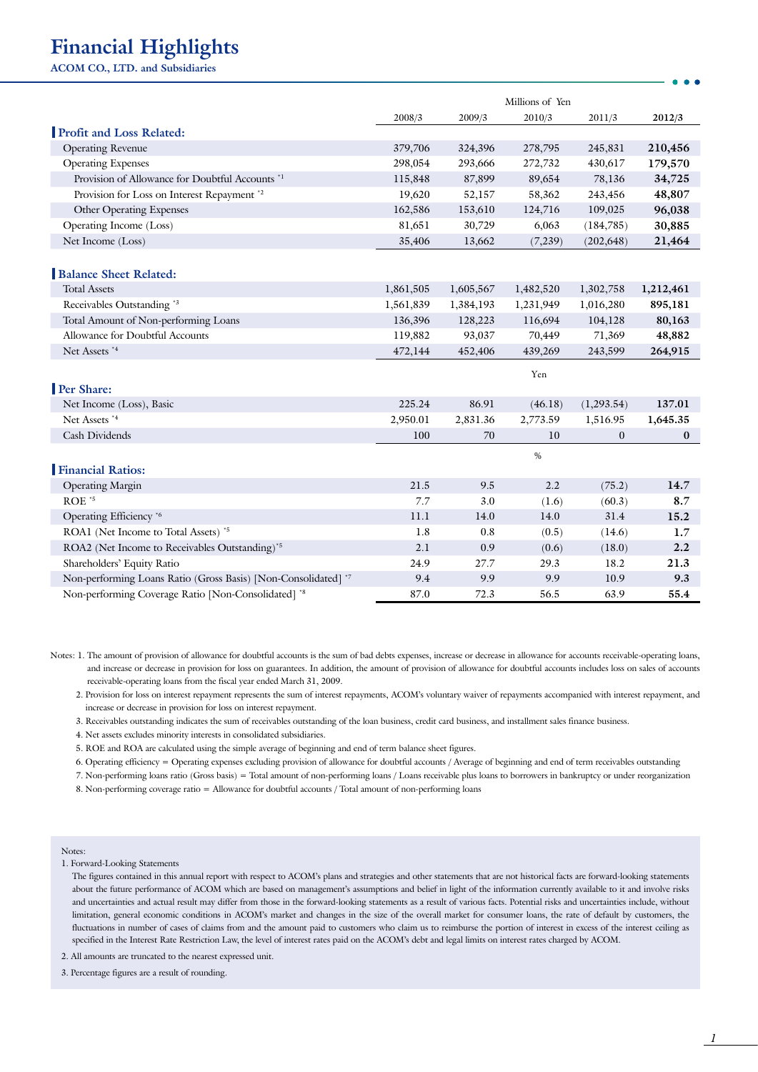# Financial Highlights

**ACOM CO., LTD. and Subsidiaries**

| | 2008/3 | 2009/3 | 2010/3 | 2011/3 | 2012/3 |
|---|---|---|---|---|---|
| | Millions of Yen | | | | |
| **Profit and Loss Related:** | | | | | |
| Operating Revenue | 379,706 | 324,396 | 278,795 | 245,831 | **210,456** |
| Operating Expenses | 298,054 | 293,666 | 272,732 | 430,617 | **179,570** |
| Provision of Allowance for Doubtful Accounts *1 | 115,848 | 87,899 | 89,654 | 78,136 | **34,725** |
| Provision for Loss on Interest Repayment *2 | 19,620 | 52,157 | 58,362 | 243,456 | **48,807** |
| Other Operating Expenses | 162,586 | 153,610 | 124,716 | 109,025 | **96,038** |
| Operating Income (Loss) | 81,651 | 30,729 | 6,063 | (184,785) | **30,885** |
| Net Income (Loss) | 35,406 | 13,662 | (7,239) | (202,648) | **21,464** |
| **Balance Sheet Related:** | | | | | |
| Total Assets | 1,861,505 | 1,605,567 | 1,482,520 | 1,302,758 | **1,212,461** |
| Receivables Outstanding *3 | 1,561,839 | 1,384,193 | 1,231,949 | 1,016,280 | **895,181** |
| Total Amount of Non-performing Loans | 136,396 | 128,223 | 116,694 | 104,128 | **80,163** |
| Allowance for Doubtful Accounts | 119,882 | 93,037 | 70,449 | 71,369 | **48,882** |
| Net Assets *4 | 472,144 | 452,406 | 439,269 | 243,599 | **264,915** |
| | Yen | | | | |
| **Per Share:** | | | | | |
| Net Income (Loss), Basic | 225.24 | 86.91 | (46.18) | (1,293.54) | **137.01** |
| Net Assets *4 | 2,950.01 | 2,831.36 | 2,773.59 | 1,516.95 | **1,645.35** |
| Cash Dividends | 100 | 70 | 10 | 0 | **0** |
| | % | | | | |
| **Financial Ratios:** | | | | | |
| Operating Margin | 21.5 | 9.5 | 2.2 | (75.2) | **14.7** |
| ROE *5 | 7.7 | 3.0 | (1.6) | (60.3) | **8.7** |
| Operating Efficiency *6 | 11.1 | 14.0 | 14.0 | 31.4 | **15.2** |
| ROA1 (Net Income to Total Assets) *5 | 1.8 | 0.8 | (0.5) | (14.6) | **1.7** |
| ROA2 (Net Income to Receivables Outstanding) *5 | 2.1 | 0.9 | (0.6) | (18.0) | **2.2** |
| Shareholders' Equity Ratio | 24.9 | 27.7 | 29.3 | 18.2 | **21.3** |
| Non-performing Loans Ratio (Gross Basis) [Non-Consolidated] *7 | 9.4 | 9.9 | 9.9 | 10.9 | **9.3** |
| Non-performing Coverage Ratio [Non-Consolidated] *8 | 87.0 | 72.3 | 56.5 | 63.9 | **55.4** |

Notes:
1. The amount of provision of allowance for doubtful accounts is the sum of bad debts expenses, increase or decrease in allowance for accounts receivable-operating loans, and increase or decrease in provision for loss on guarantees. In addition, the amount of provision of allowance for doubtful accounts includes loss on sales of accounts receivable-operating loans from the fiscal year ended March 31, 2009.
2. Provision for loss on interest repayment represents the sum of interest repayments, ACOM's voluntary waiver of repayments accompanied with interest repayment, and increase or decrease in provision for loss on interest repayment.
3. Receivables outstanding indicates the sum of receivables outstanding of the loan business, credit card business, and installment sales finance business.
4. Net assets excludes minority interests in consolidated subsidiaries.
5. ROE and ROA are calculated using the simple average of beginning and end of term balance sheet figures.
6. Operating efficiency = Operating expenses excluding provision of allowance for doubtful accounts / Average of beginning and end of term receivables outstanding
7. Non-performing loans ratio (Gross basis) = Total amount of non-performing loans / Loans receivable plus loans to borrowers in bankruptcy or under reorganization
8. Non-performing coverage ratio = Allowance for doubtful accounts / Total amount of non-performing loans

Notes:

1. Forward-Looking Statements

   The figures contained in this annual report with respect to ACOM's plans and strategies and other statements that are not historical facts are forward-looking statements about the future performance of ACOM which are based on management's assumptions and belief in light of the information currently available to it and involve risks and uncertainties and actual result may differ from those in the forward-looking statements as a result of various facts. Potential risks and uncertainties include, without limitation, general economic conditions in ACOM's market and changes in the size of the overall market for consumer loans, the rate of default by customers, the fluctuations in number of cases of claims from and the amount paid to customers who claim us to reimburse the portion of interest in excess of the interest ceiling as specified in the Interest Rate Restriction Law, the level of interest rates paid on the ACOM's debt and legal limits on interest rates charged by ACOM.

2. All amounts are truncated to the nearest expressed unit.

3. Percentage figures are a result of rounding.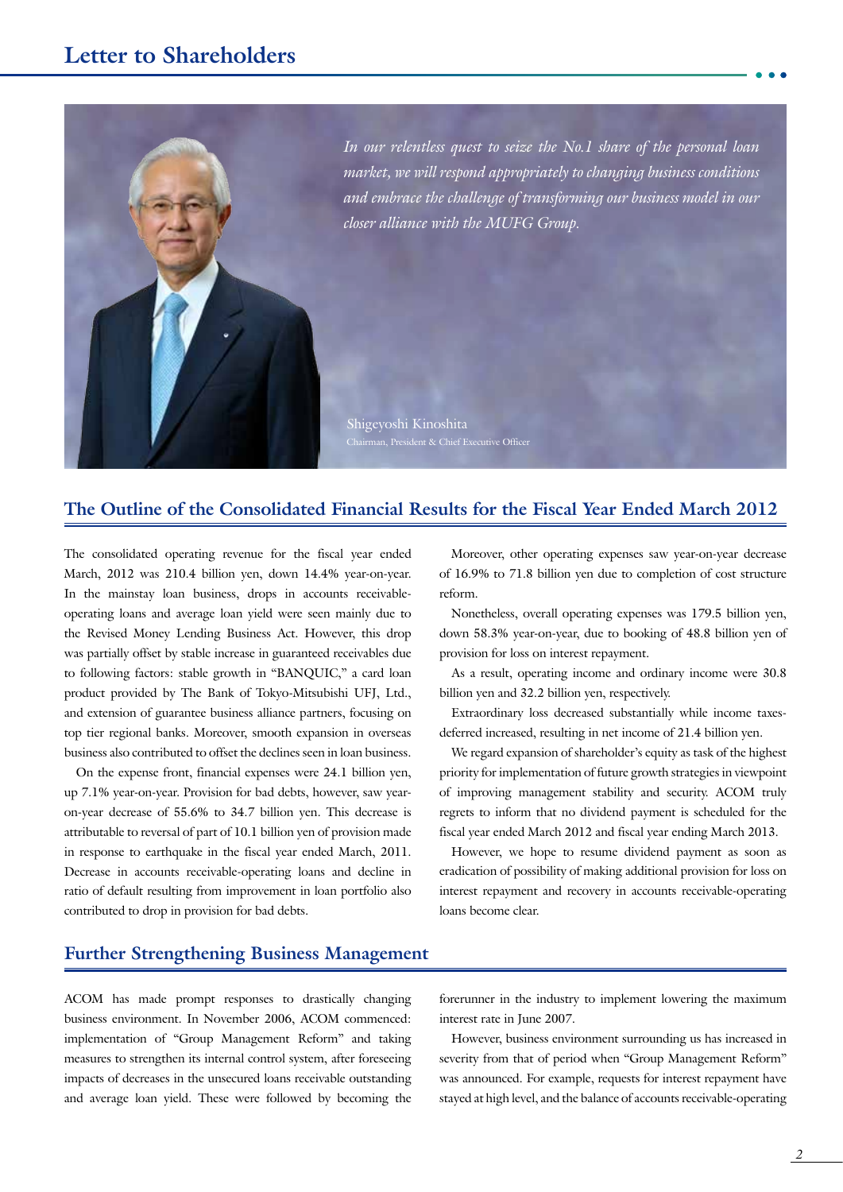# Letter to Shareholders

*In our relentless quest to seize the No.1 share of the personal loan market, we will respond appropriately to changing business conditions and embrace the challenge of transforming our business model in our closer alliance with the MUFG Group.*

Shigeyoshi Kinoshita
Chairman, President & Chief Executive Officer

## The Outline of the Consolidated Financial Results for the Fiscal Year Ended March 2012

The consolidated operating revenue for the fiscal year ended March, 2012 was 210.4 billion yen, down 14.4% year-on-year. In the mainstay loan business, drops in accounts receivable-operating loans and average loan yield were seen mainly due to the Revised Money Lending Business Act. However, this drop was partially offset by stable increase in guaranteed receivables due to following factors: stable growth in "BANQUIC," a card loan product provided by The Bank of Tokyo-Mitsubishi UFJ, Ltd., and extension of guarantee business alliance partners, focusing on top tier regional banks. Moreover, smooth expansion in overseas business also contributed to offset the declines seen in loan business.

On the expense front, financial expenses were 24.1 billion yen, up 7.1% year-on-year. Provision for bad debts, however, saw year-on-year decrease of 55.6% to 34.7 billion yen. This decrease is attributable to reversal of part of 10.1 billion yen of provision made in response to earthquake in the fiscal year ended March, 2011. Decrease in accounts receivable-operating loans and decline in ratio of default resulting from improvement in loan portfolio also contributed to drop in provision for bad debts.

Moreover, other operating expenses saw year-on-year decrease of 16.9% to 71.8 billion yen due to completion of cost structure reform.

Nonetheless, overall operating expenses was 179.5 billion yen, down 58.3% year-on-year, due to booking of 48.8 billion yen of provision for loss on interest repayment.

As a result, operating income and ordinary income were 30.8 billion yen and 32.2 billion yen, respectively.

Extraordinary loss decreased substantially while income taxes-deferred increased, resulting in net income of 21.4 billion yen.

We regard expansion of shareholder's equity as task of the highest priority for implementation of future growth strategies in viewpoint of improving management stability and security. ACOM truly regrets to inform that no dividend payment is scheduled for the fiscal year ended March 2012 and fiscal year ending March 2013.

However, we hope to resume dividend payment as soon as eradication of possibility of making additional provision for loss on interest repayment and recovery in accounts receivable-operating loans become clear.

## Further Strengthening Business Management

ACOM has made prompt responses to drastically changing business environment. In November 2006, ACOM commenced: implementation of "Group Management Reform" and taking measures to strengthen its internal control system, after foreseeing impacts of decreases in the unsecured loans receivable outstanding and average loan yield. These were followed by becoming the forerunner in the industry to implement lowering the maximum interest rate in June 2007.

However, business environment surrounding us has increased in severity from that of period when "Group Management Reform" was announced. For example, requests for interest repayment have stayed at high level, and the balance of accounts receivable-operating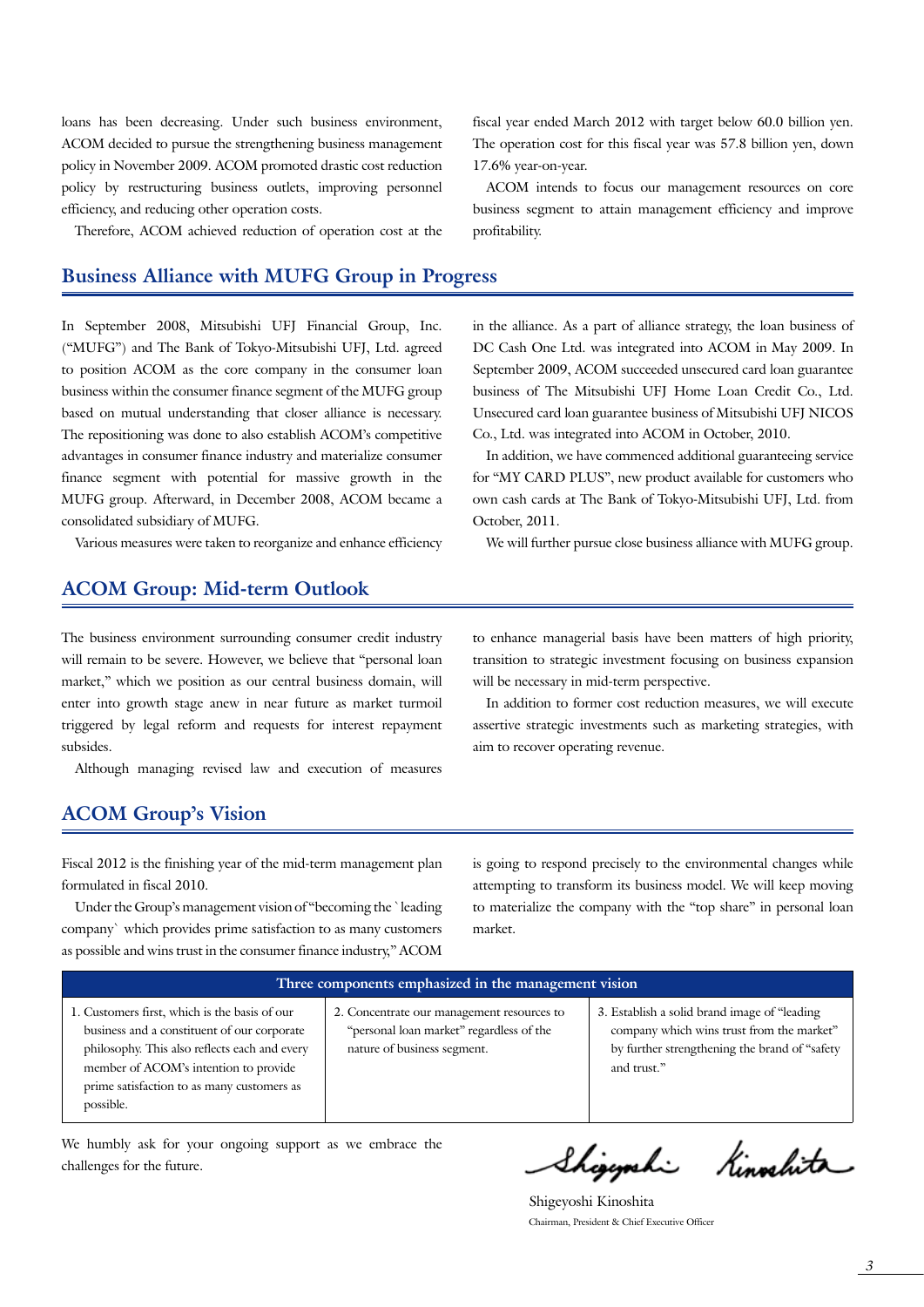loans has been decreasing. Under such business environment, ACOM decided to pursue the strengthening business management policy in November 2009. ACOM promoted drastic cost reduction policy by restructuring business outlets, improving personnel efficiency, and reducing other operation costs.

Therefore, ACOM achieved reduction of operation cost at the fiscal year ended March 2012 with target below 60.0 billion yen. The operation cost for this fiscal year was 57.8 billion yen, down 17.6% year-on-year.

ACOM intends to focus our management resources on core business segment to attain management efficiency and improve profitability.

## Business Alliance with MUFG Group in Progress

In September 2008, Mitsubishi UFJ Financial Group, Inc. ("MUFG") and The Bank of Tokyo-Mitsubishi UFJ, Ltd. agreed to position ACOM as the core company in the consumer loan business within the consumer finance segment of the MUFG group based on mutual understanding that closer alliance is necessary. The repositioning was done to also establish ACOM's competitive advantages in consumer finance industry and materialize consumer finance segment with potential for massive growth in the MUFG group. Afterward, in December 2008, ACOM became a consolidated subsidiary of MUFG.

Various measures were taken to reorganize and enhance efficiency in the alliance. As a part of alliance strategy, the loan business of DC Cash One Ltd. was integrated into ACOM in May 2009. In September 2009, ACOM succeeded unsecured card loan guarantee business of The Mitsubishi UFJ Home Loan Credit Co., Ltd. Unsecured card loan guarantee business of Mitsubishi UFJ NICOS Co., Ltd. was integrated into ACOM in October, 2010.

In addition, we have commenced additional guaranteeing service for "MY CARD PLUS", new product available for customers who own cash cards at The Bank of Tokyo-Mitsubishi UFJ, Ltd. from October, 2011.

We will further pursue close business alliance with MUFG group.

## ACOM Group: Mid-term Outlook

The business environment surrounding consumer credit industry will remain to be severe. However, we believe that "personal loan market," which we position as our central business domain, will enter into growth stage anew in near future as market turmoil triggered by legal reform and requests for interest repayment subsides.

Although managing revised law and execution of measures to enhance managerial basis have been matters of high priority, transition to strategic investment focusing on business expansion will be necessary in mid-term perspective.

In addition to former cost reduction measures, we will execute assertive strategic investments such as marketing strategies, with aim to recover operating revenue.

## ACOM Group's Vision

Fiscal 2012 is the finishing year of the mid-term management plan formulated in fiscal 2010.

Under the Group's management vision of "becoming the `leading company` which provides prime satisfaction to as many customers as possible and wins trust in the consumer finance industry," ACOM is going to respond precisely to the environmental changes while attempting to transform its business model. We will keep moving to materialize the company with the "top share" in personal loan market.

| Three components emphasized in the management vision | | |
|---|---|---|
| 1. Customers first, which is the basis of our business and a constituent of our corporate philosophy. This also reflects each and every member of ACOM's intention to provide prime satisfaction to as many customers as possible. | 2. Concentrate our management resources to "personal loan market" regardless of the nature of business segment. | 3. Establish a solid brand image of "leading company which wins trust from the market" by further strengthening the brand of "safety and trust." |

We humbly ask for your ongoing support as we embrace the challenges for the future.

Shigeyoshi Kinoshita

Shigeyoshi Kinoshita
Chairman, President & Chief Executive Officer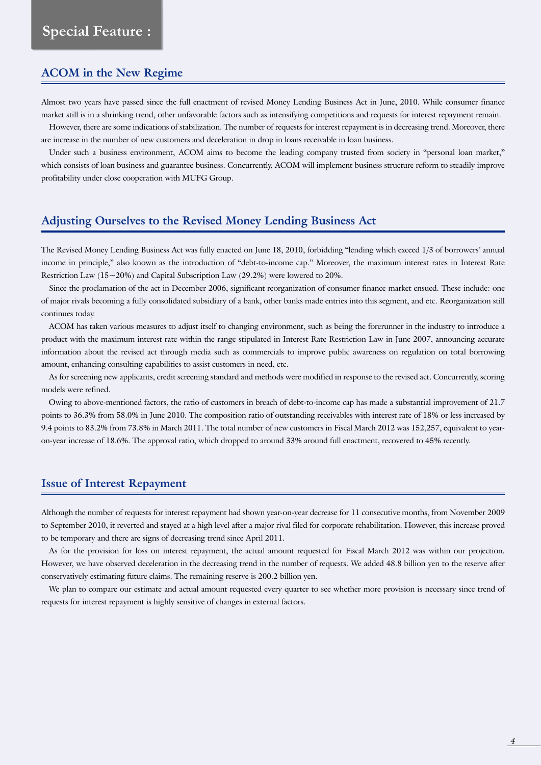# Special Feature :

## ACOM in the New Regime

Almost two years have passed since the full enactment of revised Money Lending Business Act in June, 2010. While consumer finance market still is in a shrinking trend, other unfavorable factors such as intensifying competitions and requests for interest repayment remain.

However, there are some indications of stabilization. The number of requests for interest repayment is in decreasing trend. Moreover, there are increase in the number of new customers and deceleration in drop in loans receivable in loan business.

Under such a business environment, ACOM aims to become the leading company trusted from society in "personal loan market," which consists of loan business and guarantee business. Concurrently, ACOM will implement business structure reform to steadily improve profitability under close cooperation with MUFG Group.

## Adjusting Ourselves to the Revised Money Lending Business Act

The Revised Money Lending Business Act was fully enacted on June 18, 2010, forbidding "lending which exceed 1/3 of borrowers' annual income in principle," also known as the introduction of "debt-to-income cap." Moreover, the maximum interest rates in Interest Rate Restriction Law (15~20%) and Capital Subscription Law (29.2%) were lowered to 20%.

Since the proclamation of the act in December 2006, significant reorganization of consumer finance market ensued. These include: one of major rivals becoming a fully consolidated subsidiary of a bank, other banks made entries into this segment, and etc. Reorganization still continues today.

ACOM has taken various measures to adjust itself to changing environment, such as being the forerunner in the industry to introduce a product with the maximum interest rate within the range stipulated in Interest Rate Restriction Law in June 2007, announcing accurate information about the revised act through media such as commercials to improve public awareness on regulation on total borrowing amount, enhancing consulting capabilities to assist customers in need, etc.

As for screening new applicants, credit screening standard and methods were modified in response to the revised act. Concurrently, scoring models were refined.

Owing to above-mentioned factors, the ratio of customers in breach of debt-to-income cap has made a substantial improvement of 21.7 points to 36.3% from 58.0% in June 2010. The composition ratio of outstanding receivables with interest rate of 18% or less increased by 9.4 points to 83.2% from 73.8% in March 2011. The total number of new customers in Fiscal March 2012 was 152,257, equivalent to year-on-year increase of 18.6%. The approval ratio, which dropped to around 33% around full enactment, recovered to 45% recently.

## Issue of Interest Repayment

Although the number of requests for interest repayment had shown year-on-year decrease for 11 consecutive months, from November 2009 to September 2010, it reverted and stayed at a high level after a major rival filed for corporate rehabilitation. However, this increase proved to be temporary and there are signs of decreasing trend since April 2011.

As for the provision for loss on interest repayment, the actual amount requested for Fiscal March 2012 was within our projection. However, we have observed deceleration in the decreasing trend in the number of requests. We added 48.8 billion yen to the reserve after conservatively estimating future claims. The remaining reserve is 200.2 billion yen.

We plan to compare our estimate and actual amount requested every quarter to see whether more provision is necessary since trend of requests for interest repayment is highly sensitive of changes in external factors.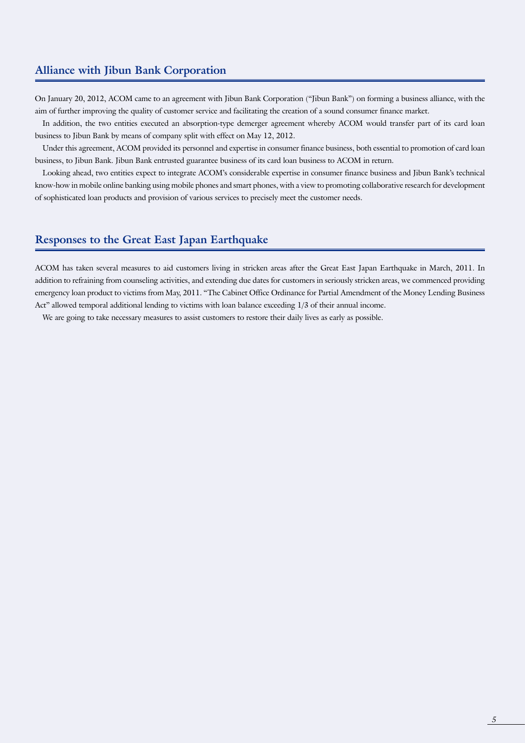## Alliance with Jibun Bank Corporation

On January 20, 2012, ACOM came to an agreement with Jibun Bank Corporation ("Jibun Bank") on forming a business alliance, with the aim of further improving the quality of customer service and facilitating the creation of a sound consumer finance market.

In addition, the two entities executed an absorption-type demerger agreement whereby ACOM would transfer part of its card loan business to Jibun Bank by means of company split with effect on May 12, 2012.

Under this agreement, ACOM provided its personnel and expertise in consumer finance business, both essential to promotion of card loan business, to Jibun Bank. Jibun Bank entrusted guarantee business of its card loan business to ACOM in return.

Looking ahead, two entities expect to integrate ACOM's considerable expertise in consumer finance business and Jibun Bank's technical know-how in mobile online banking using mobile phones and smart phones, with a view to promoting collaborative research for development of sophisticated loan products and provision of various services to precisely meet the customer needs.

## Responses to the Great East Japan Earthquake

ACOM has taken several measures to aid customers living in stricken areas after the Great East Japan Earthquake in March, 2011. In addition to refraining from counseling activities, and extending due dates for customers in seriously stricken areas, we commenced providing emergency loan product to victims from May, 2011. "The Cabinet Office Ordinance for Partial Amendment of the Money Lending Business Act" allowed temporal additional lending to victims with loan balance exceeding 1/3 of their annual income.

We are going to take necessary measures to assist customers to restore their daily lives as early as possible.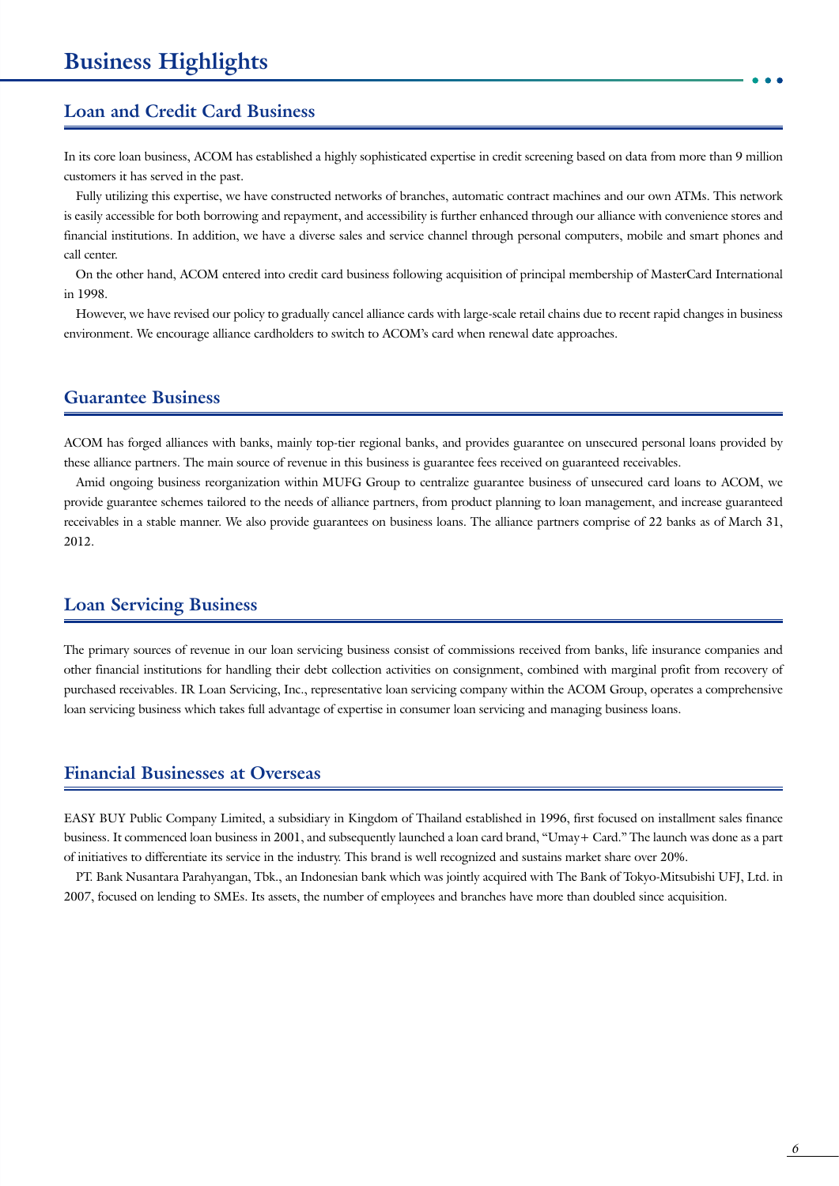# Business Highlights

## Loan and Credit Card Business

In its core loan business, ACOM has established a highly sophisticated expertise in credit screening based on data from more than 9 million customers it has served in the past.

Fully utilizing this expertise, we have constructed networks of branches, automatic contract machines and our own ATMs. This network is easily accessible for both borrowing and repayment, and accessibility is further enhanced through our alliance with convenience stores and financial institutions. In addition, we have a diverse sales and service channel through personal computers, mobile and smart phones and call center.

On the other hand, ACOM entered into credit card business following acquisition of principal membership of MasterCard International in 1998.

However, we have revised our policy to gradually cancel alliance cards with large-scale retail chains due to recent rapid changes in business environment. We encourage alliance cardholders to switch to ACOM's card when renewal date approaches.

## Guarantee Business

ACOM has forged alliances with banks, mainly top-tier regional banks, and provides guarantee on unsecured personal loans provided by these alliance partners. The main source of revenue in this business is guarantee fees received on guaranteed receivables.

Amid ongoing business reorganization within MUFG Group to centralize guarantee business of unsecured card loans to ACOM, we provide guarantee schemes tailored to the needs of alliance partners, from product planning to loan management, and increase guaranteed receivables in a stable manner. We also provide guarantees on business loans. The alliance partners comprise of 22 banks as of March 31, 2012.

## Loan Servicing Business

The primary sources of revenue in our loan servicing business consist of commissions received from banks, life insurance companies and other financial institutions for handling their debt collection activities on consignment, combined with marginal profit from recovery of purchased receivables. IR Loan Servicing, Inc., representative loan servicing company within the ACOM Group, operates a comprehensive loan servicing business which takes full advantage of expertise in consumer loan servicing and managing business loans.

## Financial Businesses at Overseas

EASY BUY Public Company Limited, a subsidiary in Kingdom of Thailand established in 1996, first focused on installment sales finance business. It commenced loan business in 2001, and subsequently launched a loan card brand, "Umay+ Card." The launch was done as a part of initiatives to differentiate its service in the industry. This brand is well recognized and sustains market share over 20%.

PT. Bank Nusantara Parahyangan, Tbk., an Indonesian bank which was jointly acquired with The Bank of Tokyo-Mitsubishi UFJ, Ltd. in 2007, focused on lending to SMEs. Its assets, the number of employees and branches have more than doubled since acquisition.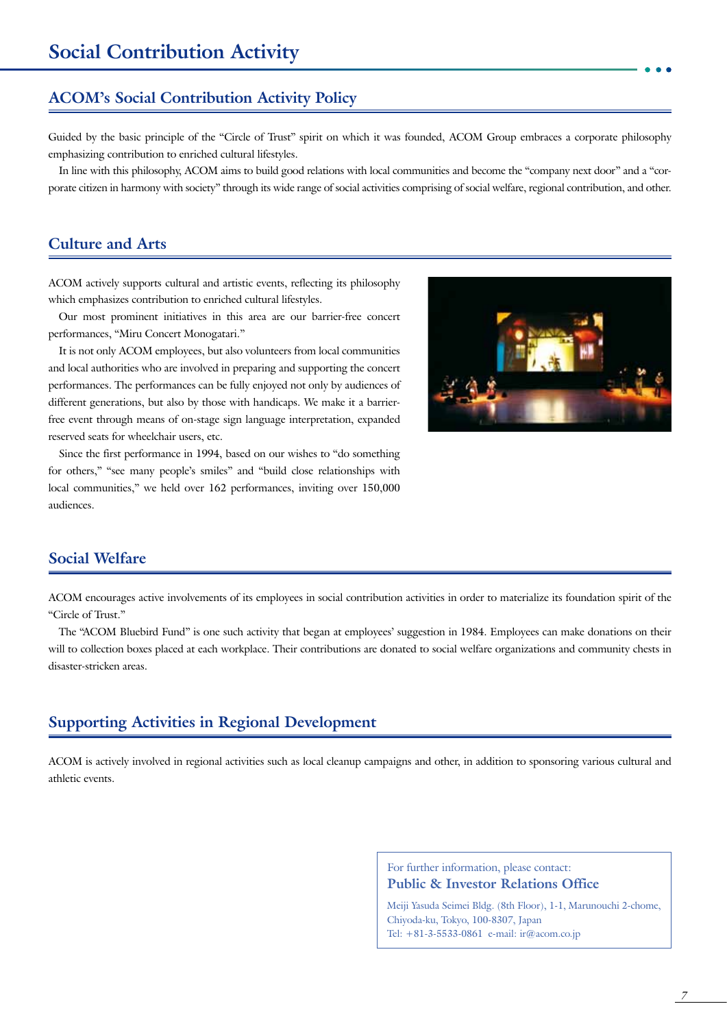# Social Contribution Activity

## ACOM's Social Contribution Activity Policy

Guided by the basic principle of the "Circle of Trust" spirit on which it was founded, ACOM Group embraces a corporate philosophy emphasizing contribution to enriched cultural lifestyles.

In line with this philosophy, ACOM aims to build good relations with local communities and become the "company next door" and a "corporate citizen in harmony with society" through its wide range of social activities comprising of social welfare, regional contribution, and other.

## Culture and Arts

ACOM actively supports cultural and artistic events, reflecting its philosophy which emphasizes contribution to enriched cultural lifestyles.

Our most prominent initiatives in this area are our barrier-free concert performances, "Miru Concert Monogatari."

It is not only ACOM employees, but also volunteers from local communities and local authorities who are involved in preparing and supporting the concert performances. The performances can be fully enjoyed not only by audiences of different generations, but also by those with handicaps. We make it a barrier-free event through means of on-stage sign language interpretation, expanded reserved seats for wheelchair users, etc.

Since the first performance in 1994, based on our wishes to "do something for others," "see many people's smiles" and "build close relationships with local communities," we held over 162 performances, inviting over 150,000 audiences.

## Social Welfare

ACOM encourages active involvements of its employees in social contribution activities in order to materialize its foundation spirit of the "Circle of Trust."

The "ACOM Bluebird Fund" is one such activity that began at employees' suggestion in 1984. Employees can make donations on their will to collection boxes placed at each workplace. Their contributions are donated to social welfare organizations and community chests in disaster-stricken areas.

## Supporting Activities in Regional Development

ACOM is actively involved in regional activities such as local cleanup campaigns and other, in addition to sponsoring various cultural and athletic events.

For further information, please contact:
**Public & Investor Relations Office**
Meiji Yasuda Seimei Bldg. (8th Floor), 1-1, Marunouchi 2-chome, Chiyoda-ku, Tokyo, 100-8307, Japan
Tel: +81-3-5533-0861 e-mail: ir@acom.co.jp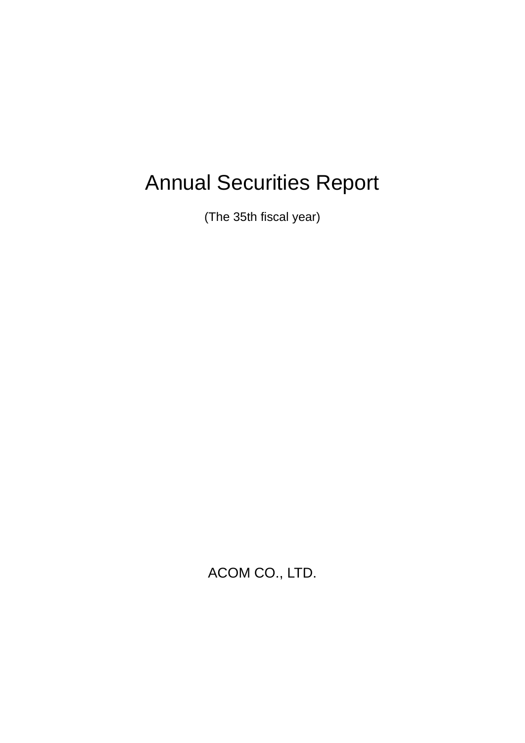# Annual Securities Report

(The 35th fiscal year)

ACOM CO., LTD.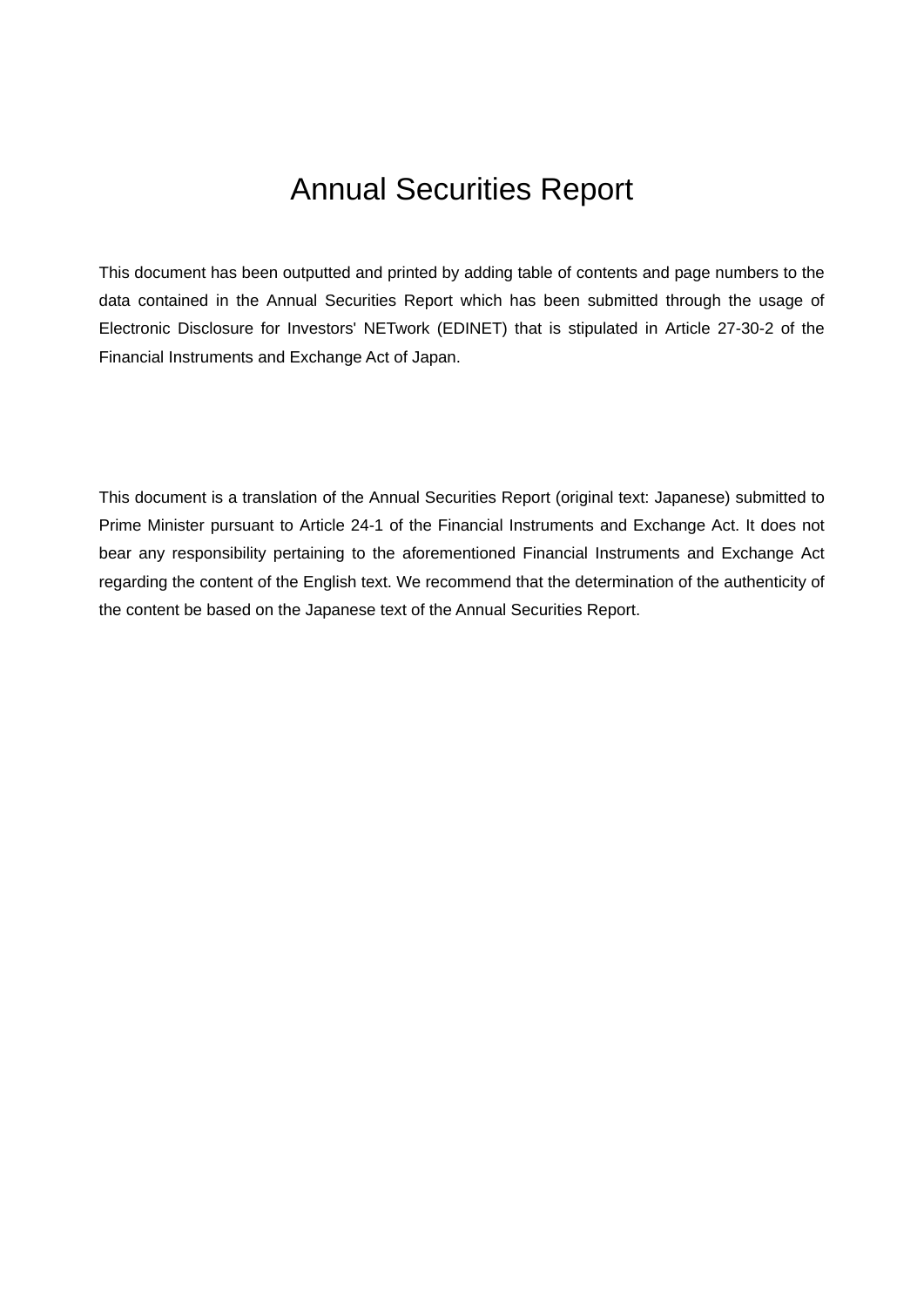# Annual Securities Report

This document has been outputted and printed by adding table of contents and page numbers to the data contained in the Annual Securities Report which has been submitted through the usage of Electronic Disclosure for Investors' NETwork (EDINET) that is stipulated in Article 27-30-2 of the Financial Instruments and Exchange Act of Japan.

This document is a translation of the Annual Securities Report (original text: Japanese) submitted to Prime Minister pursuant to Article 24-1 of the Financial Instruments and Exchange Act. It does not bear any responsibility pertaining to the aforementioned Financial Instruments and Exchange Act regarding the content of the English text. We recommend that the determination of the authenticity of the content be based on the Japanese text of the Annual Securities Report.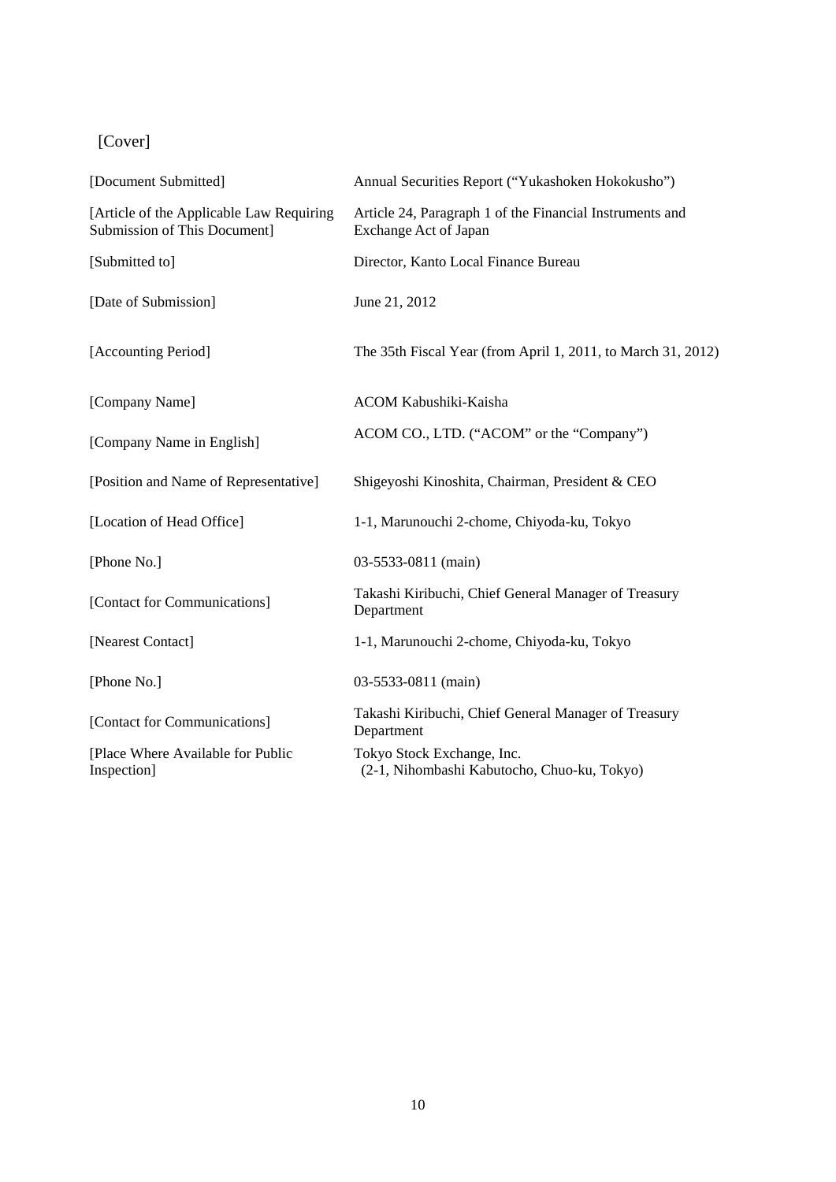[Cover]

| | |
|---|---|
| [Document Submitted] | Annual Securities Report ("Yukashoken Hokokusho") |
| [Article of the Applicable Law Requiring Submission of This Document] | Article 24, Paragraph 1 of the Financial Instruments and Exchange Act of Japan |
| [Submitted to] | Director, Kanto Local Finance Bureau |
| [Date of Submission] | June 21, 2012 |
| [Accounting Period] | The 35th Fiscal Year (from April 1, 2011, to March 31, 2012) |
| [Company Name] | ACOM Kabushiki-Kaisha |
| [Company Name in English] | ACOM CO., LTD. ("ACOM" or the "Company") |
| [Position and Name of Representative] | Shigeyoshi Kinoshita, Chairman, President & CEO |
| [Location of Head Office] | 1-1, Marunouchi 2-chome, Chiyoda-ku, Tokyo |
| [Phone No.] | 03-5533-0811 (main) |
| [Contact for Communications] | Takashi Kiribuchi, Chief General Manager of Treasury Department |
| [Nearest Contact] | 1-1, Marunouchi 2-chome, Chiyoda-ku, Tokyo |
| [Phone No.] | 03-5533-0811 (main) |
| [Contact for Communications] | Takashi Kiribuchi, Chief General Manager of Treasury Department |
| [Place Where Available for Public Inspection] | Tokyo Stock Exchange, Inc. (2-1, Nihombashi Kabutocho, Chuo-ku, Tokyo) |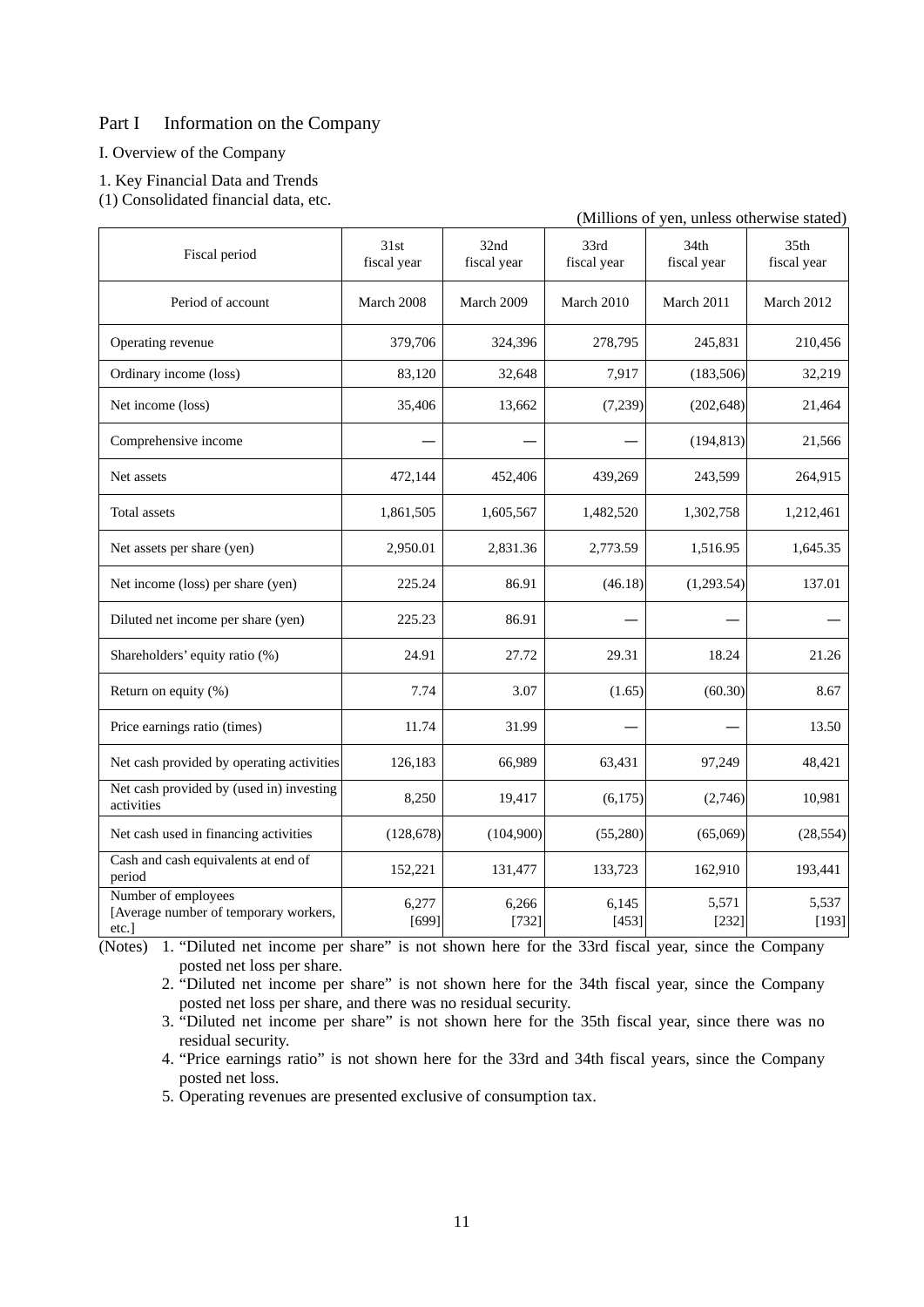# Part I Information on the Company

## I. Overview of the Company

### 1. Key Financial Data and Trends

(1) Consolidated financial data, etc.

(Millions of yen, unless otherwise stated)

| Fiscal period | 31st fiscal year | 32nd fiscal year | 33rd fiscal year | 34th fiscal year | 35th fiscal year |
|---|---|---|---|---|---|
| Period of account | March 2008 | March 2009 | March 2010 | March 2011 | March 2012 |
| Operating revenue | 379,706 | 324,396 | 278,795 | 245,831 | 210,456 |
| Ordinary income (loss) | 83,120 | 32,648 | 7,917 | (183,506) | 32,219 |
| Net income (loss) | 35,406 | 13,662 | (7,239) | (202,648) | 21,464 |
| Comprehensive income | — | — | — | (194,813) | 21,566 |
| Net assets | 472,144 | 452,406 | 439,269 | 243,599 | 264,915 |
| Total assets | 1,861,505 | 1,605,567 | 1,482,520 | 1,302,758 | 1,212,461 |
| Net assets per share (yen) | 2,950.01 | 2,831.36 | 2,773.59 | 1,516.95 | 1,645.35 |
| Net income (loss) per share (yen) | 225.24 | 86.91 | (46.18) | (1,293.54) | 137.01 |
| Diluted net income per share (yen) | 225.23 | 86.91 | — | — | — |
| Shareholders' equity ratio (%) | 24.91 | 27.72 | 29.31 | 18.24 | 21.26 |
| Return on equity (%) | 7.74 | 3.07 | (1.65) | (60.30) | 8.67 |
| Price earnings ratio (times) | 11.74 | 31.99 | — | — | 13.50 |
| Net cash provided by operating activities | 126,183 | 66,989 | 63,431 | 97,249 | 48,421 |
| Net cash provided by (used in) investing activities | 8,250 | 19,417 | (6,175) | (2,746) | 10,981 |
| Net cash used in financing activities | (128,678) | (104,900) | (55,280) | (65,069) | (28,554) |
| Cash and cash equivalents at end of period | 152,221 | 131,477 | 133,723 | 162,910 | 193,441 |
| Number of employees [Average number of temporary workers, etc.] | 6,277 [699] | 6,266 [732] | 6,145 [453] | 5,571 [232] | 5,537 [193] |

(Notes)
1. "Diluted net income per share" is not shown here for the 33rd fiscal year, since the Company posted net loss per share.
2. "Diluted net income per share" is not shown here for the 34th fiscal year, since the Company posted net loss per share, and there was no residual security.
3. "Diluted net income per share" is not shown here for the 35th fiscal year, since there was no residual security.
4. "Price earnings ratio" is not shown here for the 33rd and 34th fiscal years, since the Company posted net loss.
5. Operating revenues are presented exclusive of consumption tax.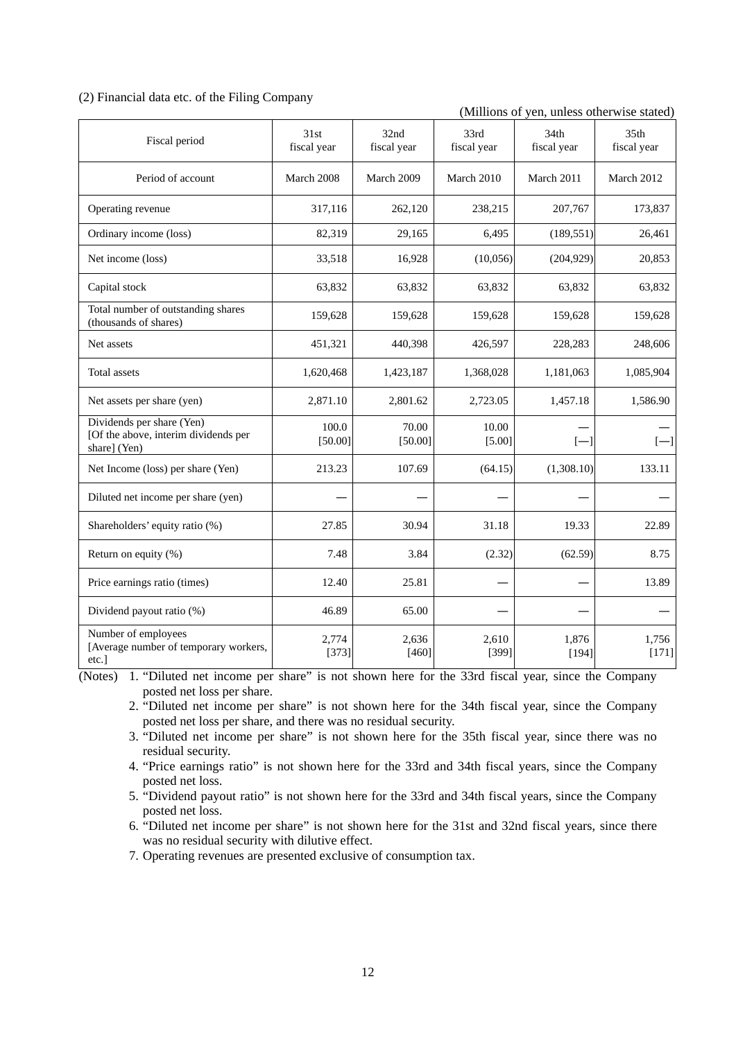(2) Financial data etc. of the Filing Company

(Millions of yen, unless otherwise stated)

| Fiscal period | 31st fiscal year | 32nd fiscal year | 33rd fiscal year | 34th fiscal year | 35th fiscal year |
|---|---|---|---|---|---|
| Period of account | March 2008 | March 2009 | March 2010 | March 2011 | March 2012 |
| Operating revenue | 317,116 | 262,120 | 238,215 | 207,767 | 173,837 |
| Ordinary income (loss) | 82,319 | 29,165 | 6,495 | (189,551) | 26,461 |
| Net income (loss) | 33,518 | 16,928 | (10,056) | (204,929) | 20,853 |
| Capital stock | 63,832 | 63,832 | 63,832 | 63,832 | 63,832 |
| Total number of outstanding shares (thousands of shares) | 159,628 | 159,628 | 159,628 | 159,628 | 159,628 |
| Net assets | 451,321 | 440,398 | 426,597 | 228,283 | 248,606 |
| Total assets | 1,620,468 | 1,423,187 | 1,368,028 | 1,181,063 | 1,085,904 |
| Net assets per share (yen) | 2,871.10 | 2,801.62 | 2,723.05 | 1,457.18 | 1,586.90 |
| Dividends per share (Yen) [Of the above, interim dividends per share] (Yen) | 100.0 [50.00] | 70.00 [50.00] | 10.00 [5.00] | — [—] | — [—] |
| Net Income (loss) per share (Yen) | 213.23 | 107.69 | (64.15) | (1,308.10) | 133.11 |
| Diluted net income per share (yen) | — | — | — | — | — |
| Shareholders' equity ratio (%) | 27.85 | 30.94 | 31.18 | 19.33 | 22.89 |
| Return on equity (%) | 7.48 | 3.84 | (2.32) | (62.59) | 8.75 |
| Price earnings ratio (times) | 12.40 | 25.81 | — | — | 13.89 |
| Dividend payout ratio (%) | 46.89 | 65.00 | — | — | — |
| Number of employees [Average number of temporary workers, etc.] | 2,774 [373] | 2,636 [460] | 2,610 [399] | 1,876 [194] | 1,756 [171] |

(Notes)
1. "Diluted net income per share" is not shown here for the 33rd fiscal year, since the Company posted net loss per share.
2. "Diluted net income per share" is not shown here for the 34th fiscal year, since the Company posted net loss per share, and there was no residual security.
3. "Diluted net income per share" is not shown here for the 35th fiscal year, since there was no residual security.
4. "Price earnings ratio" is not shown here for the 33rd and 34th fiscal years, since the Company posted net loss.
5. "Dividend payout ratio" is not shown here for the 33rd and 34th fiscal years, since the Company posted net loss.
6. "Diluted net income per share" is not shown here for the 31st and 32nd fiscal years, since there was no residual security with dilutive effect.
7. Operating revenues are presented exclusive of consumption tax.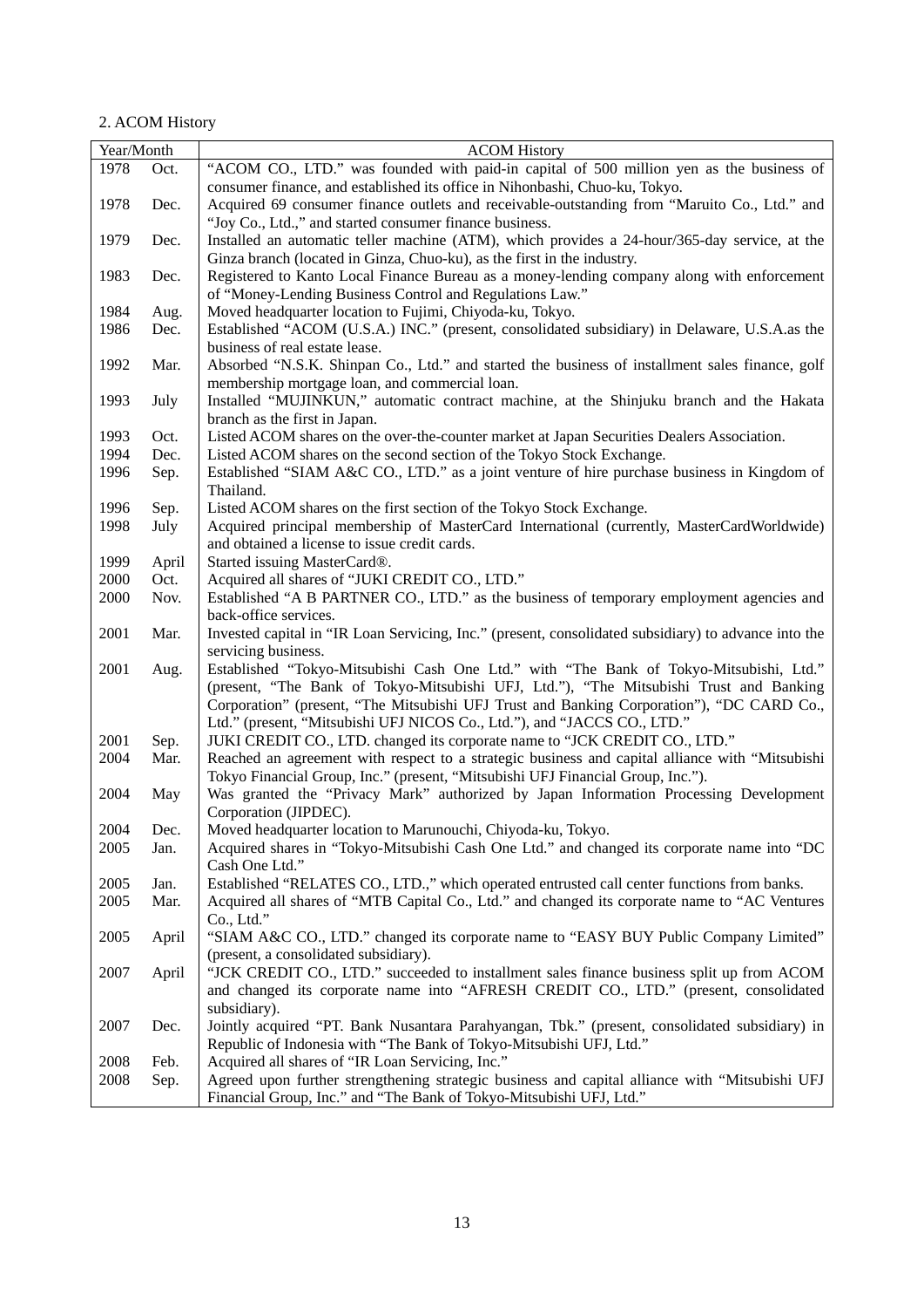## 2. ACOM History

| Year/Month | | ACOM History |
|---|---|---|
| 1978 | Oct. | "ACOM CO., LTD." was founded with paid-in capital of 500 million yen as the business of consumer finance, and established its office in Nihonbashi, Chuo-ku, Tokyo. |
| 1978 | Dec. | Acquired 69 consumer finance outlets and receivable-outstanding from "Maruito Co., Ltd." and "Joy Co., Ltd.," and started consumer finance business. |
| 1979 | Dec. | Installed an automatic teller machine (ATM), which provides a 24-hour/365-day service, at the Ginza branch (located in Ginza, Chuo-ku), as the first in the industry. |
| 1983 | Dec. | Registered to Kanto Local Finance Bureau as a money-lending company along with enforcement of "Money-Lending Business Control and Regulations Law." |
| 1984 | Aug. | Moved headquarter location to Fujimi, Chiyoda-ku, Tokyo. |
| 1986 | Dec. | Established "ACOM (U.S.A.) INC." (present, consolidated subsidiary) in Delaware, U.S.A.as the business of real estate lease. |
| 1992 | Mar. | Absorbed "N.S.K. Shinpan Co., Ltd." and started the business of installment sales finance, golf membership mortgage loan, and commercial loan. |
| 1993 | July | Installed "MUJINKUN," automatic contract machine, at the Shinjuku branch and the Hakata branch as the first in Japan. |
| 1993 | Oct. | Listed ACOM shares on the over-the-counter market at Japan Securities Dealers Association. |
| 1994 | Dec. | Listed ACOM shares on the second section of the Tokyo Stock Exchange. |
| 1996 | Sep. | Established "SIAM A&C CO., LTD." as a joint venture of hire purchase business in Kingdom of Thailand. |
| 1996 | Sep. | Listed ACOM shares on the first section of the Tokyo Stock Exchange. |
| 1998 | July | Acquired principal membership of MasterCard International (currently, MasterCardWorldwide) and obtained a license to issue credit cards. |
| 1999 | April | Started issuing MasterCard®. |
| 2000 | Oct. | Acquired all shares of "JUKI CREDIT CO., LTD." |
| 2000 | Nov. | Established "A B PARTNER CO., LTD." as the business of temporary employment agencies and back-office services. |
| 2001 | Mar. | Invested capital in "IR Loan Servicing, Inc." (present, consolidated subsidiary) to advance into the servicing business. |
| 2001 | Aug. | Established "Tokyo-Mitsubishi Cash One Ltd." with "The Bank of Tokyo-Mitsubishi, Ltd." (present, "The Bank of Tokyo-Mitsubishi UFJ, Ltd."), "The Mitsubishi Trust and Banking Corporation" (present, "The Mitsubishi UFJ Trust and Banking Corporation"), "DC CARD Co., Ltd." (present, "Mitsubishi UFJ NICOS Co., Ltd."), and "JACCS CO., LTD." |
| 2001 | Sep. | JUKI CREDIT CO., LTD. changed its corporate name to "JCK CREDIT CO., LTD." |
| 2004 | Mar. | Reached an agreement with respect to a strategic business and capital alliance with "Mitsubishi Tokyo Financial Group, Inc." (present, "Mitsubishi UFJ Financial Group, Inc."). |
| 2004 | May | Was granted the "Privacy Mark" authorized by Japan Information Processing Development Corporation (JIPDEC). |
| 2004 | Dec. | Moved headquarter location to Marunouchi, Chiyoda-ku, Tokyo. |
| 2005 | Jan. | Acquired shares in "Tokyo-Mitsubishi Cash One Ltd." and changed its corporate name into "DC Cash One Ltd." |
| 2005 | Jan. | Established "RELATES CO., LTD.," which operated entrusted call center functions from banks. |
| 2005 | Mar. | Acquired all shares of "MTB Capital Co., Ltd." and changed its corporate name to "AC Ventures Co., Ltd." |
| 2005 | April | "SIAM A&C CO., LTD." changed its corporate name to "EASY BUY Public Company Limited" (present, a consolidated subsidiary). |
| 2007 | April | "JCK CREDIT CO., LTD." succeeded to installment sales finance business split up from ACOM and changed its corporate name into "AFRESH CREDIT CO., LTD." (present, consolidated subsidiary). |
| 2007 | Dec. | Jointly acquired "PT. Bank Nusantara Parahyangan, Tbk." (present, consolidated subsidiary) in Republic of Indonesia with "The Bank of Tokyo-Mitsubishi UFJ, Ltd." |
| 2008 | Feb. | Acquired all shares of "IR Loan Servicing, Inc." |
| 2008 | Sep. | Agreed upon further strengthening strategic business and capital alliance with "Mitsubishi UFJ Financial Group, Inc." and "The Bank of Tokyo-Mitsubishi UFJ, Ltd." |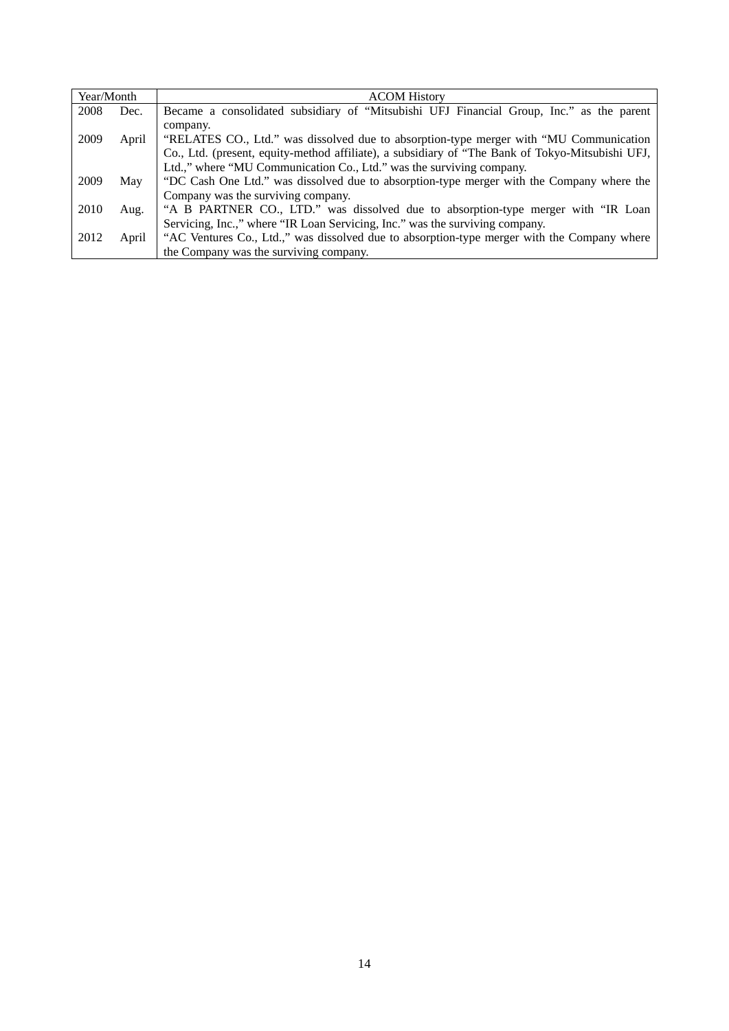| Year/Month | | ACOM History |
|---|---|---|
| 2008 | Dec. | Became a consolidated subsidiary of "Mitsubishi UFJ Financial Group, Inc." as the parent company. |
| 2009 | April | "RELATES CO., Ltd." was dissolved due to absorption-type merger with "MU Communication Co., Ltd. (present, equity-method affiliate), a subsidiary of "The Bank of Tokyo-Mitsubishi UFJ, Ltd.," where "MU Communication Co., Ltd." was the surviving company. |
| 2009 | May | "DC Cash One Ltd." was dissolved due to absorption-type merger with the Company where the Company was the surviving company. |
| 2010 | Aug. | "A B PARTNER CO., LTD." was dissolved due to absorption-type merger with "IR Loan Servicing, Inc.," where "IR Loan Servicing, Inc." was the surviving company. |
| 2012 | April | "AC Ventures Co., Ltd.," was dissolved due to absorption-type merger with the Company where the Company was the surviving company. |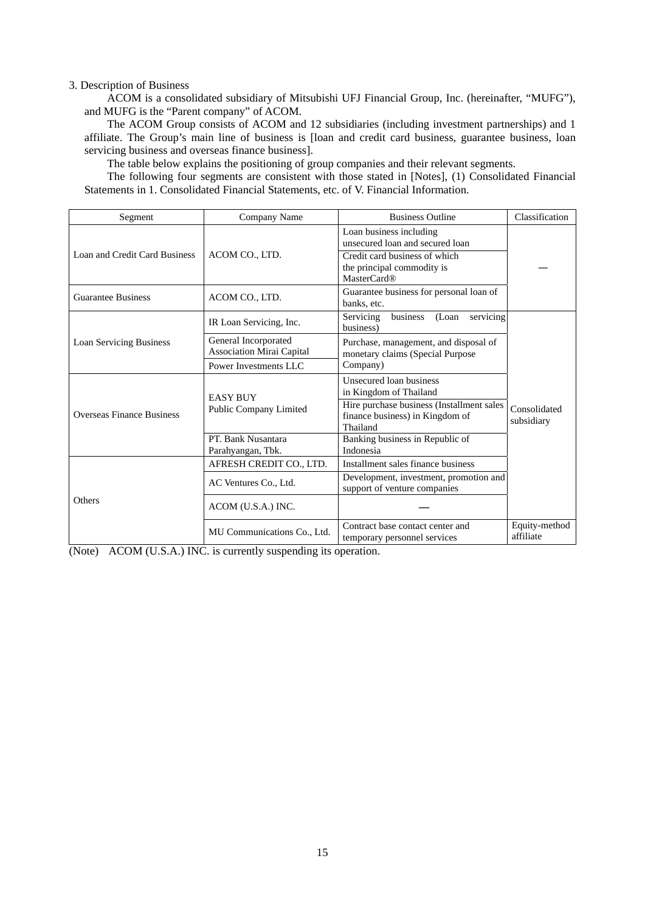3. Description of Business

ACOM is a consolidated subsidiary of Mitsubishi UFJ Financial Group, Inc. (hereinafter, "MUFG"), and MUFG is the "Parent company" of ACOM.

The ACOM Group consists of ACOM and 12 subsidiaries (including investment partnerships) and 1 affiliate. The Group's main line of business is [loan and credit card business, guarantee business, loan servicing business and overseas finance business].

The table below explains the positioning of group companies and their relevant segments.

The following four segments are consistent with those stated in [Notes], (1) Consolidated Financial Statements in 1. Consolidated Financial Statements, etc. of V. Financial Information.

| Segment | Company Name | Business Outline | Classification |
|---|---|---|---|
| Loan and Credit Card Business | ACOM CO., LTD. | Loan business including unsecured loan and secured loan | — |
| | | Credit card business of which the principal commodity is MasterCard® | |
| Guarantee Business | ACOM CO., LTD. | Guarantee business for personal loan of banks, etc. | |
| Loan Servicing Business | IR Loan Servicing, Inc. | Servicing business (Loan servicing business) | Consolidated subsidiary |
| | General Incorporated Association Mirai Capital | Purchase, management, and disposal of monetary claims (Special Purpose Company) | |
| | Power Investments LLC | | |
| Overseas Finance Business | EASY BUY Public Company Limited | Unsecured loan business in Kingdom of Thailand | |
| | | Hire purchase business (Installment sales finance business) in Kingdom of Thailand | |
| | PT. Bank Nusantara Parahyangan, Tbk. | Banking business in Republic of Indonesia | |
| Others | AFRESH CREDIT CO., LTD. | Installment sales finance business | |
| | AC Ventures Co., Ltd. | Development, investment, promotion and support of venture companies | |
| | ACOM (U.S.A.) INC. | — | |
| | MU Communications Co., Ltd. | Contract base contact center and temporary personnel services | Equity-method affiliate |

(Note) ACOM (U.S.A.) INC. is currently suspending its operation.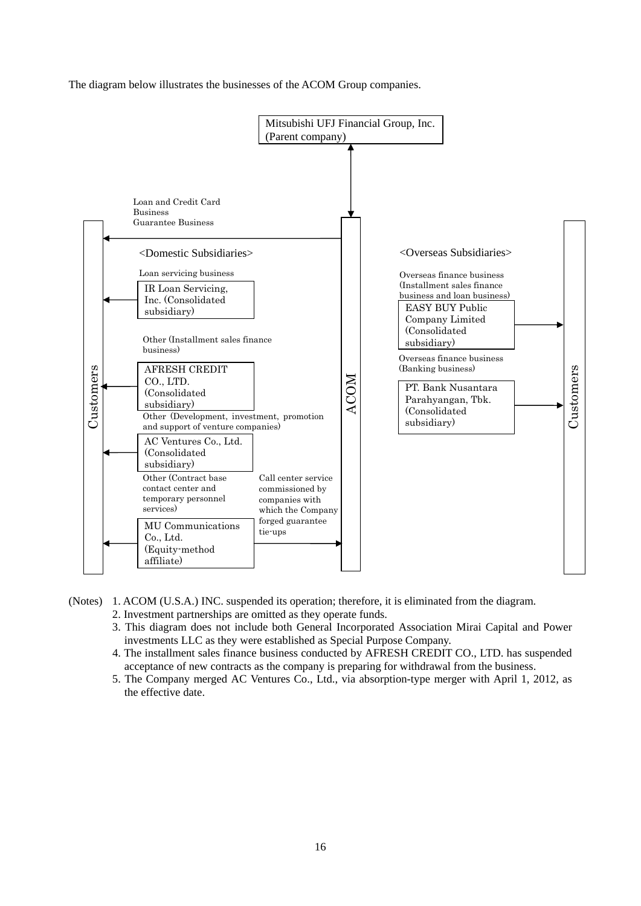The diagram below illustrates the businesses of the ACOM Group companies.

Mitsubishi UFJ Financial Group, Inc.
(Parent company)

ACOM

Loan and Credit Card Business
Guarantee Business

Customers

<Domestic Subsidiaries>

Loan servicing business

IR Loan Servicing, Inc. (Consolidated subsidiary)

Other (Installment sales finance business)

AFRESH CREDIT CO., LTD. (Consolidated subsidiary)

Other (Development, investment, promotion and support of venture companies)

AC Ventures Co., Ltd. (Consolidated subsidiary)

Other (Contract base contact center and temporary personnel services)

MU Communications Co., Ltd. (Equity-method affiliate)

Call center service commissioned by companies with which the Company forged guarantee tie-ups

<Overseas Subsidiaries>

Overseas finance business (Installment sales finance business and loan business)

EASY BUY Public Company Limited (Consolidated subsidiary)

Overseas finance business (Banking business)

PT. Bank Nusantara Parahyangan, Tbk. (Consolidated subsidiary)

Customers

(Notes)

1. ACOM (U.S.A.) INC. suspended its operation; therefore, it is eliminated from the diagram.
2. Investment partnerships are omitted as they operate funds.
3. This diagram does not include both General Incorporated Association Mirai Capital and Power investments LLC as they were established as Special Purpose Company.
4. The installment sales finance business conducted by AFRESH CREDIT CO., LTD. has suspended acceptance of new contracts as the company is preparing for withdrawal from the business.
5. The Company merged AC Ventures Co., Ltd., via absorption-type merger with April 1, 2012, as the effective date.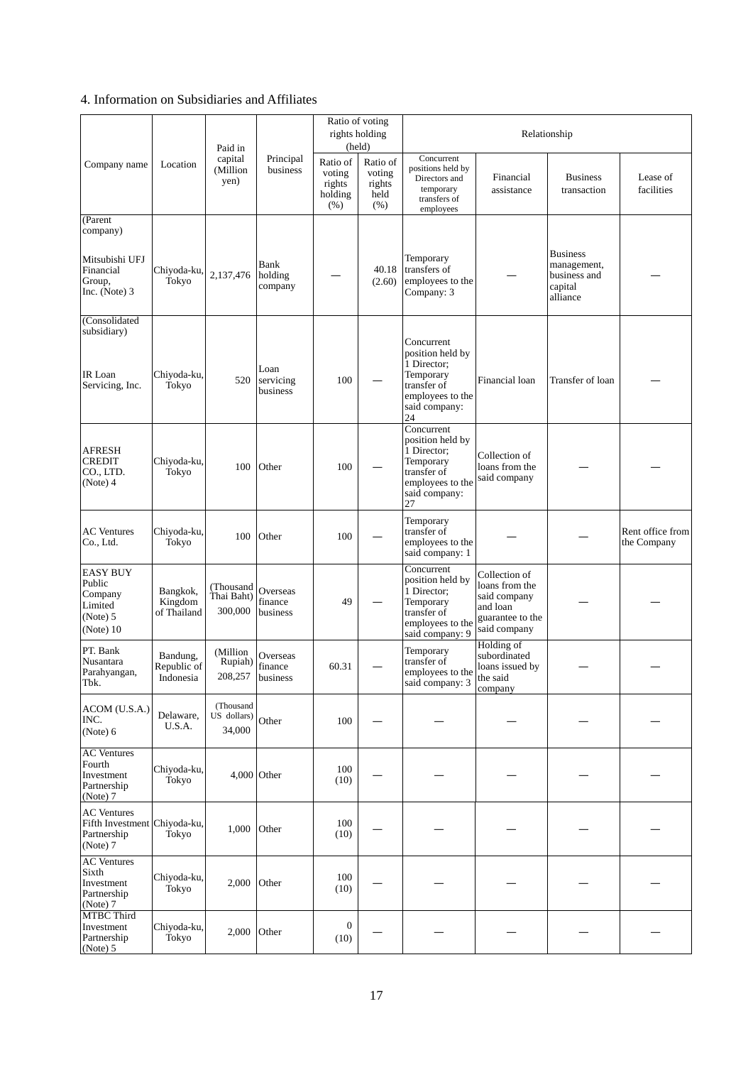## 4. Information on Subsidiaries and Affiliates

| Company name | Location | Paid in capital (Million yen) | Principal business | Ratio of voting rights holding (held) | | Relationship | | | |
|---|---|---|---|---|---|---|---|---|---|
| | | | | Ratio of voting rights holding (%) | Ratio of voting rights held (%) | Concurrent positions held by Directors and temporary transfers of employees | Financial assistance | Business transaction | Lease of facilities |
| (Parent company) | | | | | | | | | |
| Mitsubishi UFJ Financial Group, Inc. (Note) 3 | Chiyoda-ku, Tokyo | 2,137,476 | Bank holding company | — | 40.18 (2.60) | Temporary transfers of employees to the Company: 3 | — | Business management, business and capital alliance | — |
| (Consolidated subsidiary) | | | | | | | | | |
| IR Loan Servicing, Inc. | Chiyoda-ku, Tokyo | 520 | Loan servicing business | 100 | — | Concurrent position held by 1 Director; Temporary transfer of employees to the said company: 24 | Financial loan | Transfer of loan | — |
| AFRESH CREDIT CO., LTD. (Note) 4 | Chiyoda-ku, Tokyo | 100 | Other | 100 | — | Concurrent position held by 1 Director; Temporary transfer of employees to the said company: 27 | Collection of loans from the said company | — | — |
| AC Ventures Co., Ltd. | Chiyoda-ku, Tokyo | 100 | Other | 100 | — | Temporary transfer of employees to the said company: 1 | — | — | Rent office from the Company |
| EASY BUY Public Company Limited (Note) 5 (Note) 10 | Bangkok, Kingdom of Thailand | (Thousand Thai Baht) 300,000 | Overseas finance business | 49 | — | Concurrent position held by 1 Director; Temporary transfer of employees to the said company: 9 | Collection of loans from the said company and loan guarantee to the said company | — | — |
| PT. Bank Nusantara Parahyangan, Tbk. | Bandung, Republic of Indonesia | (Million Rupiah) 208,257 | Overseas finance business | 60.31 | — | Temporary transfer of employees to the said company: 3 | Holding of subordinated loans issued by the said company | — | — |
| ACOM (U.S.A.) INC. (Note) 6 | Delaware, U.S.A. | (Thousand US dollars) 34,000 | Other | 100 | — | — | — | — | — |
| AC Ventures Fourth Investment Partnership (Note) 7 | Chiyoda-ku, Tokyo | 4,000 | Other | 100 (10) | — | — | — | — | — |
| AC Ventures Fifth Investment Partnership (Note) 7 | Chiyoda-ku, Tokyo | 1,000 | Other | 100 (10) | — | — | — | — | — |
| AC Ventures Sixth Investment Partnership (Note) 7 | Chiyoda-ku, Tokyo | 2,000 | Other | 100 (10) | — | — | — | — | — |
| MTBC Third Investment Partnership (Note) 5 | Chiyoda-ku, Tokyo | 2,000 | Other | 0 (10) | — | — | — | — | — |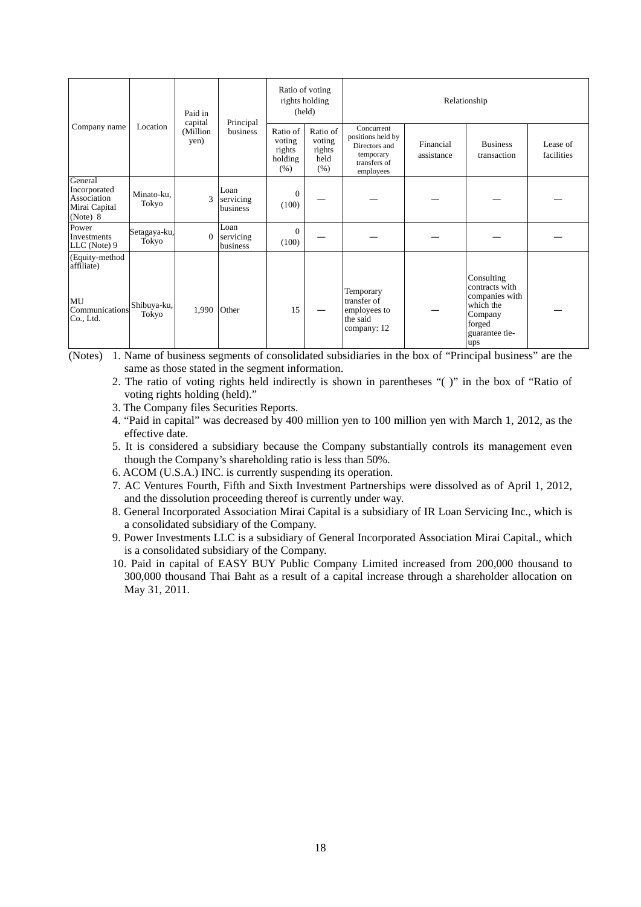| Company name | Location | Paid in capital (Million yen) | Principal business | Ratio of voting rights holding (held) | | Relationship | | | |
|---|---|---|---|---|---|---|---|---|---|
| | | | | Ratio of voting rights holding (%) | Ratio of voting rights held (%) | Concurrent positions held by Directors and temporary transfers of employees | Financial assistance | Business transaction | Lease of facilities |
| General Incorporated Association Mirai Capital (Note) 8 | Minato-ku, Tokyo | 3 | Loan servicing business | 0 (100) | — | — | — | — | — |
| Power Investments LLC (Note) 9 | Setagaya-ku, Tokyo | 0 | Loan servicing business | 0 (100) | — | — | — | — | — |
| (Equity-method affiliate) MU Communications Co., Ltd. | Shibuya-ku, Tokyo | 1,990 | Other | 15 | — | Temporary transfer of employees to the said company: 12 | — | Consulting contracts with companies with which the Company forged guarantee tie-ups | — |

(Notes) 1. Name of business segments of consolidated subsidiaries in the box of "Principal business" are the same as those stated in the segment information.

2. The ratio of voting rights held indirectly is shown in parentheses "( )" in the box of "Ratio of voting rights holding (held)."

3. The Company files Securities Reports.

4. "Paid in capital" was decreased by 400 million yen to 100 million yen with March 1, 2012, as the effective date.

5. It is considered a subsidiary because the Company substantially controls its management even though the Company's shareholding ratio is less than 50%.

6. ACOM (U.S.A.) INC. is currently suspending its operation.

7. AC Ventures Fourth, Fifth and Sixth Investment Partnerships were dissolved as of April 1, 2012, and the dissolution proceeding thereof is currently under way.

8. General Incorporated Association Mirai Capital is a subsidiary of IR Loan Servicing Inc., which is a consolidated subsidiary of the Company.

9. Power Investments LLC is a subsidiary of General Incorporated Association Mirai Capital., which is a consolidated subsidiary of the Company.

10. Paid in capital of EASY BUY Public Company Limited increased from 200,000 thousand to 300,000 thousand Thai Baht as a result of a capital increase through a shareholder allocation on May 31, 2011.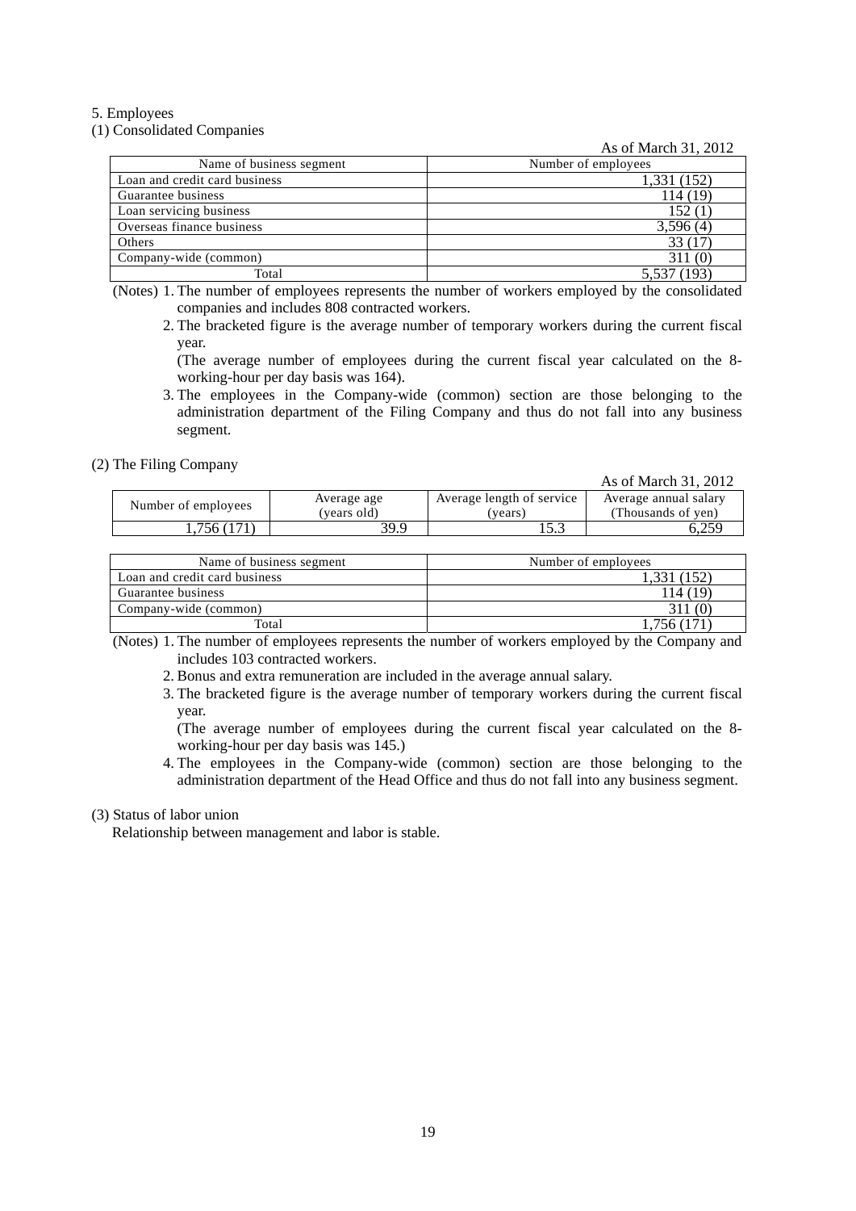## 5. Employees

### (1) Consolidated Companies

As of March 31, 2012

| Name of business segment | Number of employees |
|---|---|
| Loan and credit card business | 1,331 (152) |
| Guarantee business | 114 (19) |
| Loan servicing business | 152 (1) |
| Overseas finance business | 3,596 (4) |
| Others | 33 (17) |
| Company-wide (common) | 311 (0) |
| Total | 5,537 (193) |

(Notes) 1. The number of employees represents the number of workers employed by the consolidated companies and includes 808 contracted workers.

2. The bracketed figure is the average number of temporary workers during the current fiscal year.
   (The average number of employees during the current fiscal year calculated on the 8-working-hour per day basis was 164).

3. The employees in the Company-wide (common) section are those belonging to the administration department of the Filing Company and thus do not fall into any business segment.

### (2) The Filing Company

As of March 31, 2012

| Number of employees | Average age (years old) | Average length of service (years) | Average annual salary (Thousands of yen) |
|---|---|---|---|
| 1,756 (171) | 39.9 | 15.3 | 6,259 |

| Name of business segment | Number of employees |
|---|---|
| Loan and credit card business | 1,331 (152) |
| Guarantee business | 114 (19) |
| Company-wide (common) | 311 (0) |
| Total | 1,756 (171) |

(Notes) 1. The number of employees represents the number of workers employed by the Company and includes 103 contracted workers.

2. Bonus and extra remuneration are included in the average annual salary.

3. The bracketed figure is the average number of temporary workers during the current fiscal year.
   (The average number of employees during the current fiscal year calculated on the 8-working-hour per day basis was 145.)

4. The employees in the Company-wide (common) section are those belonging to the administration department of the Head Office and thus do not fall into any business segment.

### (3) Status of labor union

Relationship between management and labor is stable.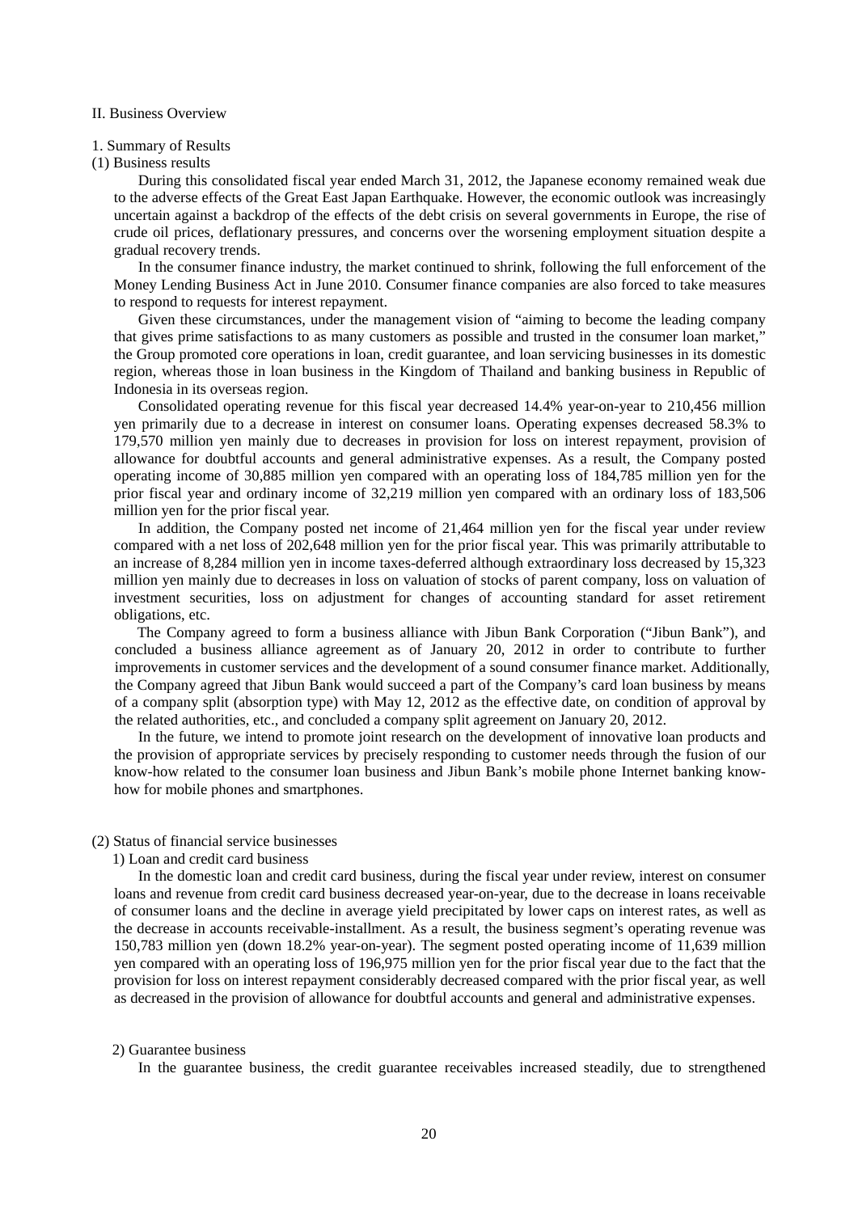II. Business Overview

1. Summary of Results

(1) Business results

During this consolidated fiscal year ended March 31, 2012, the Japanese economy remained weak due to the adverse effects of the Great East Japan Earthquake. However, the economic outlook was increasingly uncertain against a backdrop of the effects of the debt crisis on several governments in Europe, the rise of crude oil prices, deflationary pressures, and concerns over the worsening employment situation despite a gradual recovery trends.

In the consumer finance industry, the market continued to shrink, following the full enforcement of the Money Lending Business Act in June 2010. Consumer finance companies are also forced to take measures to respond to requests for interest repayment.

Given these circumstances, under the management vision of "aiming to become the leading company that gives prime satisfactions to as many customers as possible and trusted in the consumer loan market," the Group promoted core operations in loan, credit guarantee, and loan servicing businesses in its domestic region, whereas those in loan business in the Kingdom of Thailand and banking business in Republic of Indonesia in its overseas region.

Consolidated operating revenue for this fiscal year decreased 14.4% year-on-year to 210,456 million yen primarily due to a decrease in interest on consumer loans. Operating expenses decreased 58.3% to 179,570 million yen mainly due to decreases in provision for loss on interest repayment, provision of allowance for doubtful accounts and general administrative expenses. As a result, the Company posted operating income of 30,885 million yen compared with an operating loss of 184,785 million yen for the prior fiscal year and ordinary income of 32,219 million yen compared with an ordinary loss of 183,506 million yen for the prior fiscal year.

In addition, the Company posted net income of 21,464 million yen for the fiscal year under review compared with a net loss of 202,648 million yen for the prior fiscal year. This was primarily attributable to an increase of 8,284 million yen in income taxes-deferred although extraordinary loss decreased by 15,323 million yen mainly due to decreases in loss on valuation of stocks of parent company, loss on valuation of investment securities, loss on adjustment for changes of accounting standard for asset retirement obligations, etc.

The Company agreed to form a business alliance with Jibun Bank Corporation ("Jibun Bank"), and concluded a business alliance agreement as of January 20, 2012 in order to contribute to further improvements in customer services and the development of a sound consumer finance market. Additionally, the Company agreed that Jibun Bank would succeed a part of the Company's card loan business by means of a company split (absorption type) with May 12, 2012 as the effective date, on condition of approval by the related authorities, etc., and concluded a company split agreement on January 20, 2012.

In the future, we intend to promote joint research on the development of innovative loan products and the provision of appropriate services by precisely responding to customer needs through the fusion of our know-how related to the consumer loan business and Jibun Bank's mobile phone Internet banking know-how for mobile phones and smartphones.

(2) Status of financial service businesses

1) Loan and credit card business

In the domestic loan and credit card business, during the fiscal year under review, interest on consumer loans and revenue from credit card business decreased year-on-year, due to the decrease in loans receivable of consumer loans and the decline in average yield precipitated by lower caps on interest rates, as well as the decrease in accounts receivable-installment. As a result, the business segment's operating revenue was 150,783 million yen (down 18.2% year-on-year). The segment posted operating income of 11,639 million yen compared with an operating loss of 196,975 million yen for the prior fiscal year due to the fact that the provision for loss on interest repayment considerably decreased compared with the prior fiscal year, as well as decreased in the provision of allowance for doubtful accounts and general and administrative expenses.

2) Guarantee business

In the guarantee business, the credit guarantee receivables increased steadily, due to strengthened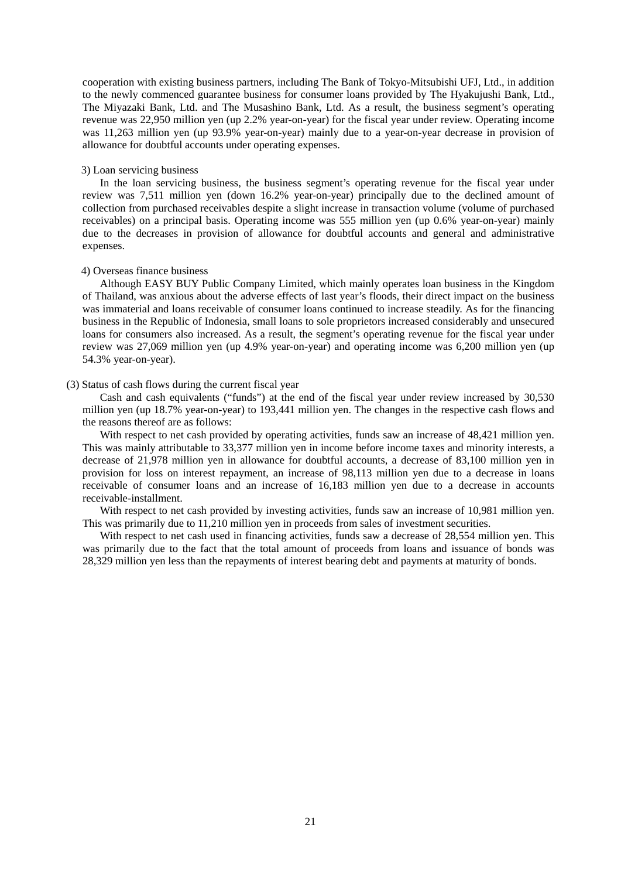cooperation with existing business partners, including The Bank of Tokyo-Mitsubishi UFJ, Ltd., in addition to the newly commenced guarantee business for consumer loans provided by The Hyakujushi Bank, Ltd., The Miyazaki Bank, Ltd. and The Musashino Bank, Ltd. As a result, the business segment's operating revenue was 22,950 million yen (up 2.2% year-on-year) for the fiscal year under review. Operating income was 11,263 million yen (up 93.9% year-on-year) mainly due to a year-on-year decrease in provision of allowance for doubtful accounts under operating expenses.

3) Loan servicing business

In the loan servicing business, the business segment's operating revenue for the fiscal year under review was 7,511 million yen (down 16.2% year-on-year) principally due to the declined amount of collection from purchased receivables despite a slight increase in transaction volume (volume of purchased receivables) on a principal basis. Operating income was 555 million yen (up 0.6% year-on-year) mainly due to the decreases in provision of allowance for doubtful accounts and general and administrative expenses.

4) Overseas finance business

Although EASY BUY Public Company Limited, which mainly operates loan business in the Kingdom of Thailand, was anxious about the adverse effects of last year's floods, their direct impact on the business was immaterial and loans receivable of consumer loans continued to increase steadily. As for the financing business in the Republic of Indonesia, small loans to sole proprietors increased considerably and unsecured loans for consumers also increased. As a result, the segment's operating revenue for the fiscal year under review was 27,069 million yen (up 4.9% year-on-year) and operating income was 6,200 million yen (up 54.3% year-on-year).

(3) Status of cash flows during the current fiscal year

Cash and cash equivalents ("funds") at the end of the fiscal year under review increased by 30,530 million yen (up 18.7% year-on-year) to 193,441 million yen. The changes in the respective cash flows and the reasons thereof are as follows:

With respect to net cash provided by operating activities, funds saw an increase of 48,421 million yen. This was mainly attributable to 33,377 million yen in income before income taxes and minority interests, a decrease of 21,978 million yen in allowance for doubtful accounts, a decrease of 83,100 million yen in provision for loss on interest repayment, an increase of 98,113 million yen due to a decrease in loans receivable of consumer loans and an increase of 16,183 million yen due to a decrease in accounts receivable-installment.

With respect to net cash provided by investing activities, funds saw an increase of 10,981 million yen. This was primarily due to 11,210 million yen in proceeds from sales of investment securities.

With respect to net cash used in financing activities, funds saw a decrease of 28,554 million yen. This was primarily due to the fact that the total amount of proceeds from loans and issuance of bonds was 28,329 million yen less than the repayments of interest bearing debt and payments at maturity of bonds.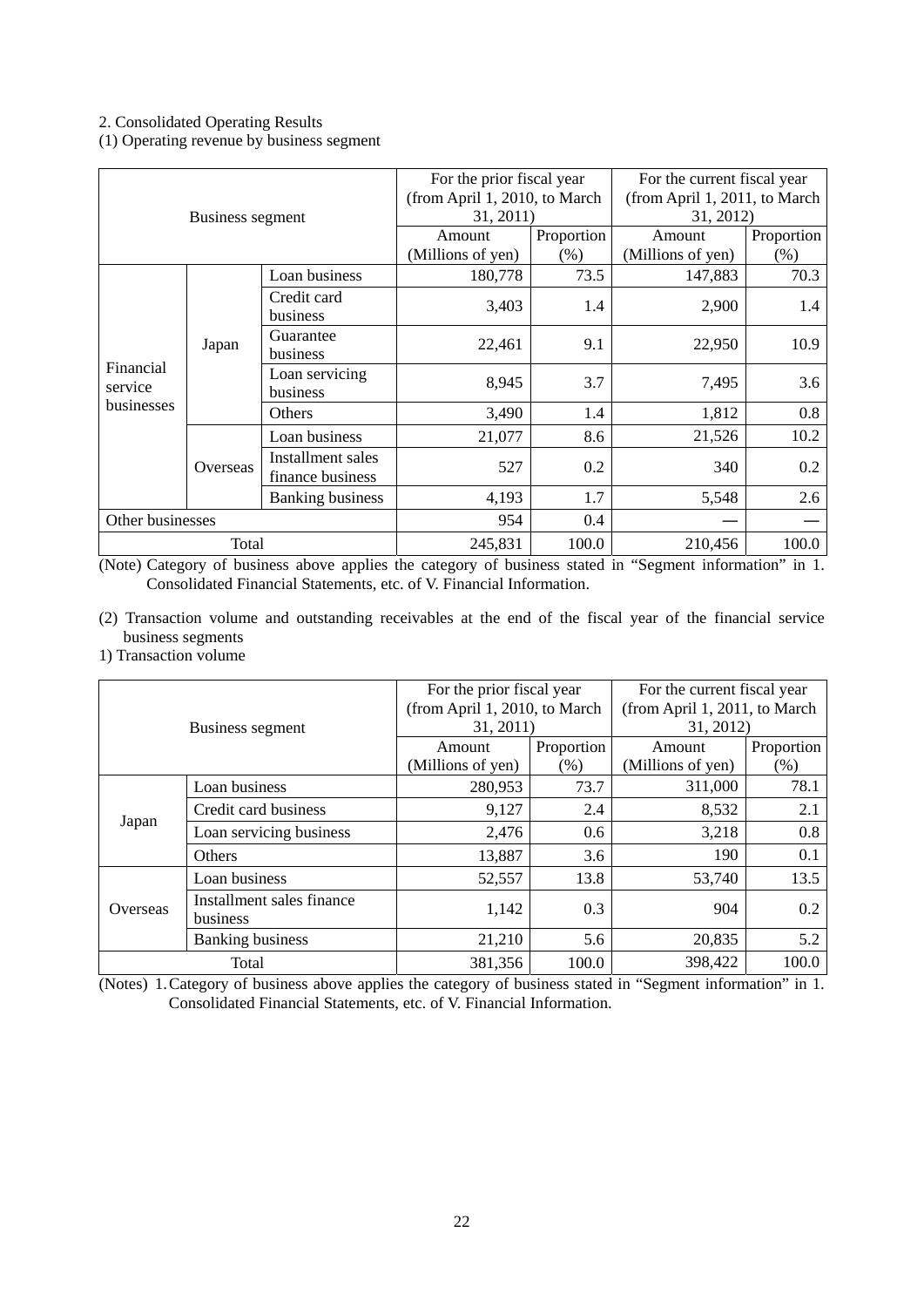2. Consolidated Operating Results

(1) Operating revenue by business segment

| Business segment | | | For the prior fiscal year (from April 1, 2010, to March 31, 2011) | | For the current fiscal year (from April 1, 2011, to March 31, 2012) | |
|---|---|---|---|---|---|---|
| | | | Amount (Millions of yen) | Proportion (%) | Amount (Millions of yen) | Proportion (%) |
| Financial service businesses | Japan | Loan business | 180,778 | 73.5 | 147,883 | 70.3 |
| | | Credit card business | 3,403 | 1.4 | 2,900 | 1.4 |
| | | Guarantee business | 22,461 | 9.1 | 22,950 | 10.9 |
| | | Loan servicing business | 8,945 | 3.7 | 7,495 | 3.6 |
| | | Others | 3,490 | 1.4 | 1,812 | 0.8 |
| | Overseas | Loan business | 21,077 | 8.6 | 21,526 | 10.2 |
| | | Installment sales finance business | 527 | 0.2 | 340 | 0.2 |
| | | Banking business | 4,193 | 1.7 | 5,548 | 2.6 |
| Other businesses | | | 954 | 0.4 | — | — |
| Total | | | 245,831 | 100.0 | 210,456 | 100.0 |

(Note) Category of business above applies the category of business stated in "Segment information" in 1. Consolidated Financial Statements, etc. of V. Financial Information.

(2) Transaction volume and outstanding receivables at the end of the fiscal year of the financial service business segments

1) Transaction volume

| Business segment | | For the prior fiscal year (from April 1, 2010, to March 31, 2011) | | For the current fiscal year (from April 1, 2011, to March 31, 2012) | |
|---|---|---|---|---|---|
| | | Amount (Millions of yen) | Proportion (%) | Amount (Millions of yen) | Proportion (%) |
| Japan | Loan business | 280,953 | 73.7 | 311,000 | 78.1 |
| | Credit card business | 9,127 | 2.4 | 8,532 | 2.1 |
| | Loan servicing business | 2,476 | 0.6 | 3,218 | 0.8 |
| | Others | 13,887 | 3.6 | 190 | 0.1 |
| Overseas | Loan business | 52,557 | 13.8 | 53,740 | 13.5 |
| | Installment sales finance business | 1,142 | 0.3 | 904 | 0.2 |
| | Banking business | 21,210 | 5.6 | 20,835 | 5.2 |
| Total | | 381,356 | 100.0 | 398,422 | 100.0 |

(Notes) 1. Category of business above applies the category of business stated in "Segment information" in 1. Consolidated Financial Statements, etc. of V. Financial Information.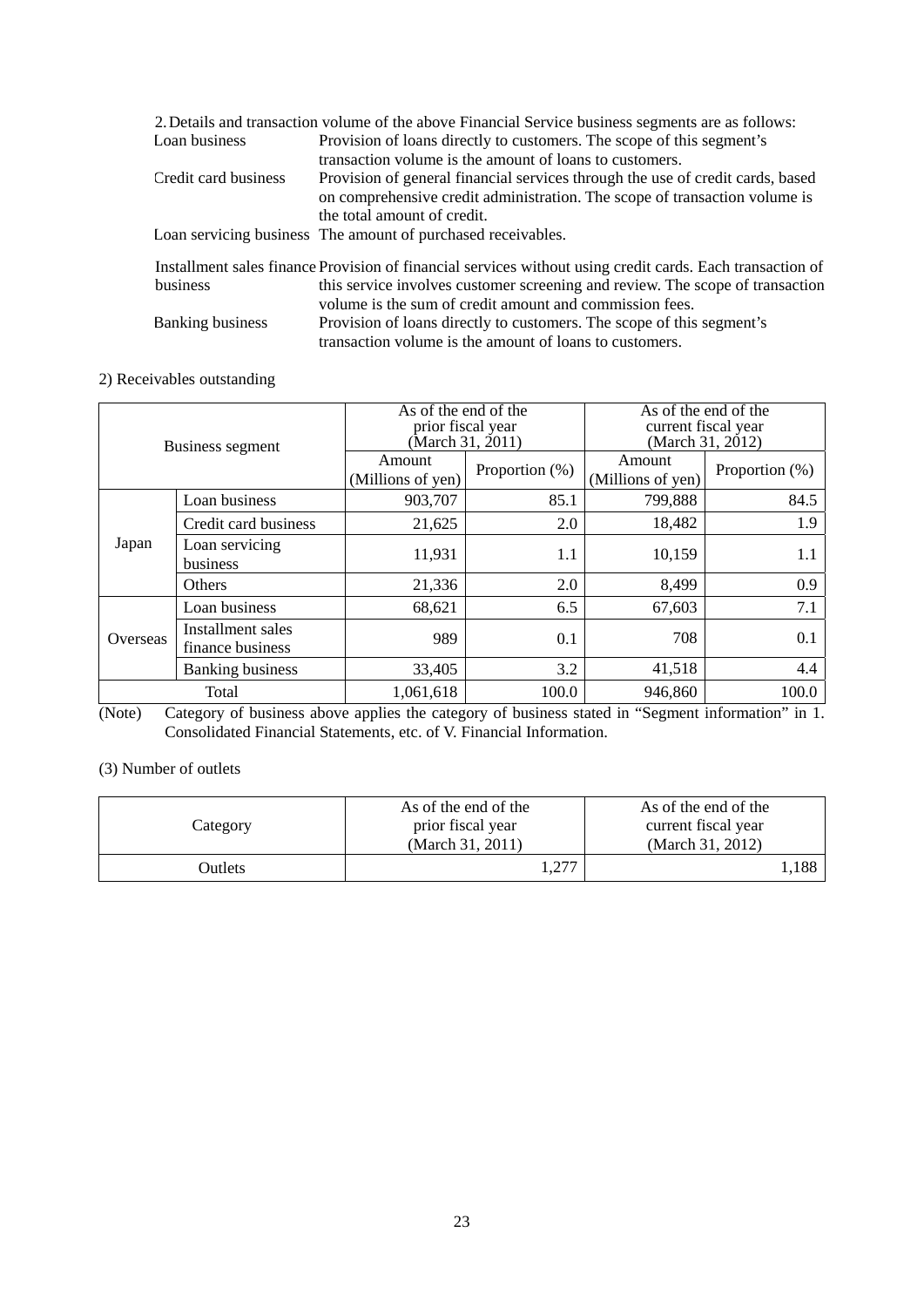2. Details and transaction volume of the above Financial Service business segments are as follows:

| | |
|---|---|
| Loan business | Provision of loans directly to customers. The scope of this segment's transaction volume is the amount of loans to customers. |
| Credit card business | Provision of general financial services through the use of credit cards, based on comprehensive credit administration. The scope of transaction volume is the total amount of credit. |
| Loan servicing business | The amount of purchased receivables. |
| Installment sales finance business | Provision of financial services without using credit cards. Each transaction of this service involves customer screening and review. The scope of transaction volume is the sum of credit amount and commission fees. |
| Banking business | Provision of loans directly to customers. The scope of this segment's transaction volume is the amount of loans to customers. |

2) Receivables outstanding

| Business segment | | As of the end of the prior fiscal year (March 31, 2011) | | As of the end of the current fiscal year (March 31, 2012) | |
|---|---|---|---|---|---|
| | | Amount (Millions of yen) | Proportion (%) | Amount (Millions of yen) | Proportion (%) |
| Japan | Loan business | 903,707 | 85.1 | 799,888 | 84.5 |
| | Credit card business | 21,625 | 2.0 | 18,482 | 1.9 |
| | Loan servicing business | 11,931 | 1.1 | 10,159 | 1.1 |
| | Others | 21,336 | 2.0 | 8,499 | 0.9 |
| Overseas | Loan business | 68,621 | 6.5 | 67,603 | 7.1 |
| | Installment sales finance business | 989 | 0.1 | 708 | 0.1 |
| | Banking business | 33,405 | 3.2 | 41,518 | 4.4 |
| Total | | 1,061,618 | 100.0 | 946,860 | 100.0 |

(Note) Category of business above applies the category of business stated in "Segment information" in 1. Consolidated Financial Statements, etc. of V. Financial Information.

(3) Number of outlets

| Category | As of the end of the prior fiscal year (March 31, 2011) | As of the end of the current fiscal year (March 31, 2012) |
|---|---|---|
| Outlets | 1,277 | 1,188 |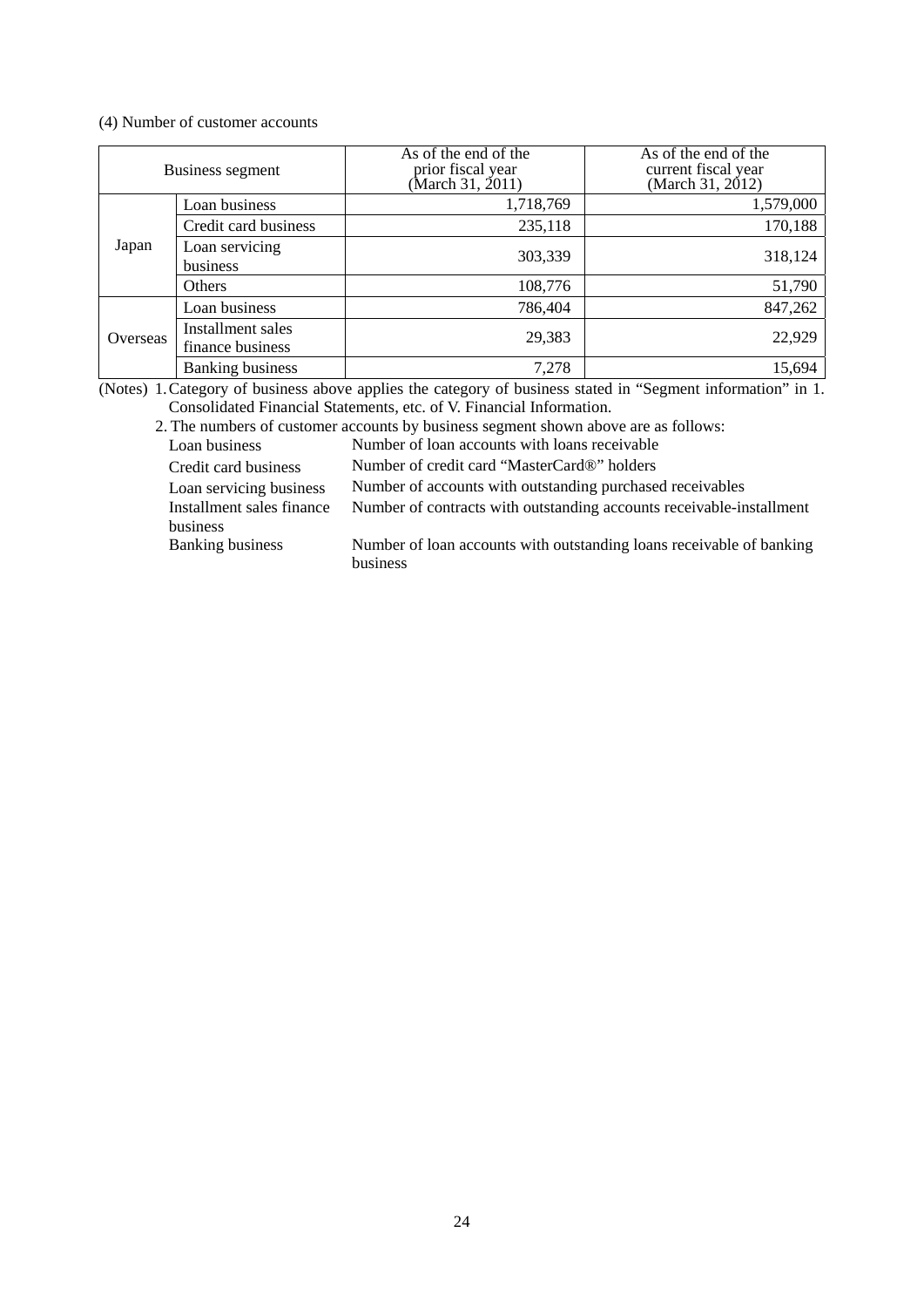(4) Number of customer accounts

| Business segment | | As of the end of the prior fiscal year (March 31, 2011) | As of the end of the current fiscal year (March 31, 2012) |
|---|---|---|---|
| Japan | Loan business | 1,718,769 | 1,579,000 |
| | Credit card business | 235,118 | 170,188 |
| | Loan servicing business | 303,339 | 318,124 |
| | Others | 108,776 | 51,790 |
| Overseas | Loan business | 786,404 | 847,262 |
| | Installment sales finance business | 29,383 | 22,929 |
| | Banking business | 7,278 | 15,694 |

(Notes) 1. Category of business above applies the category of business stated in "Segment information" in 1. Consolidated Financial Statements, etc. of V. Financial Information.

2. The numbers of customer accounts by business segment shown above are as follows:

| | |
|---|---|
| Loan business | Number of loan accounts with loans receivable |
| Credit card business | Number of credit card "MasterCard®" holders |
| Loan servicing business | Number of accounts with outstanding purchased receivables |
| Installment sales finance business | Number of contracts with outstanding accounts receivable-installment |
| Banking business | Number of loan accounts with outstanding loans receivable of banking business |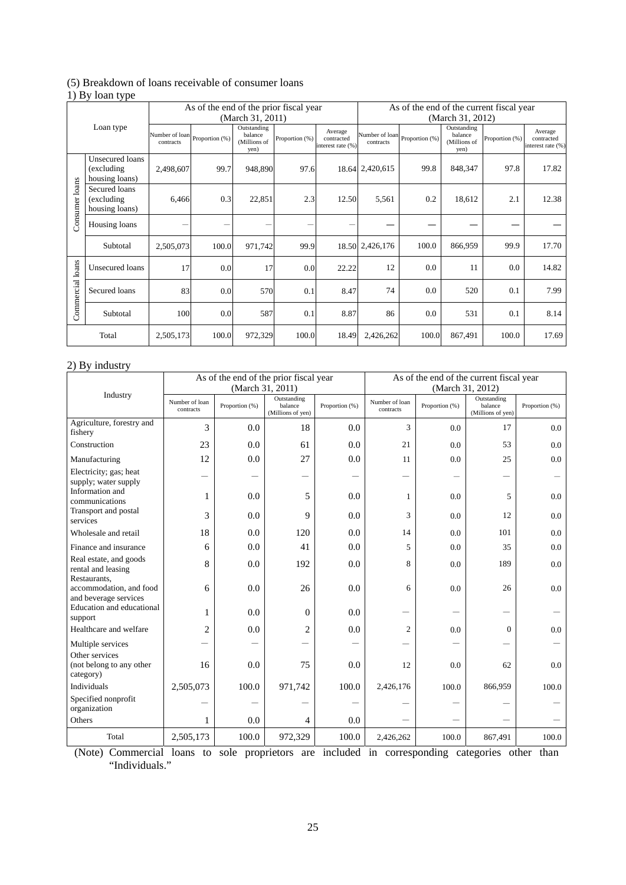(5) Breakdown of loans receivable of consumer loans

1) By loan type

| Loan type | | As of the end of the prior fiscal year (March 31, 2011) | | | | | As of the end of the current fiscal year (March 31, 2012) | | | | |
|---|---|---|---|---|---|---|---|---|---|---|---|
| | | Number of loan contracts | Proportion (%) | Outstanding balance (Millions of yen) | Proportion (%) | Average contracted interest rate (%) | Number of loan contracts | Proportion (%) | Outstanding balance (Millions of yen) | Proportion (%) | Average contracted interest rate (%) |
| Consumer loans | Unsecured loans (excluding housing loans) | 2,498,607 | 99.7 | 948,890 | 97.6 | 18.64 | 2,420,615 | 99.8 | 848,347 | 97.8 | 17.82 |
| | Secured loans (excluding housing loans) | 6,466 | 0.3 | 22,851 | 2.3 | 12.50 | 5,561 | 0.2 | 18,612 | 2.1 | 12.38 |
| | Housing loans | — | — | — | — | — | — | — | — | — | — |
| | Subtotal | 2,505,073 | 100.0 | 971,742 | 99.9 | 18.50 | 2,426,176 | 100.0 | 866,959 | 99.9 | 17.70 |
| Commercial loans | Unsecured loans | 17 | 0.0 | 17 | 0.0 | 22.22 | 12 | 0.0 | 11 | 0.0 | 14.82 |
| | Secured loans | 83 | 0.0 | 570 | 0.1 | 8.47 | 74 | 0.0 | 520 | 0.1 | 7.99 |
| | Subtotal | 100 | 0.0 | 587 | 0.1 | 8.87 | 86 | 0.0 | 531 | 0.1 | 8.14 |
| Total | | 2,505,173 | 100.0 | 972,329 | 100.0 | 18.49 | 2,426,262 | 100.0 | 867,491 | 100.0 | 17.69 |

2) By industry

| Industry | As of the end of the prior fiscal year (March 31, 2011) | | | | As of the end of the current fiscal year (March 31, 2012) | | | |
|---|---|---|---|---|---|---|---|---|
| | Number of loan contracts | Proportion (%) | Outstanding balance (Millions of yen) | Proportion (%) | Number of loan contracts | Proportion (%) | Outstanding balance (Millions of yen) | Proportion (%) |
| Agriculture, forestry and fishery | 3 | 0.0 | 18 | 0.0 | 3 | 0.0 | 17 | 0.0 |
| Construction | 23 | 0.0 | 61 | 0.0 | 21 | 0.0 | 53 | 0.0 |
| Manufacturing | 12 | 0.0 | 27 | 0.0 | 11 | 0.0 | 25 | 0.0 |
| Electricity; gas; heat supply; water supply | — | — | — | — | — | — | — | — |
| Information and communications | 1 | 0.0 | 5 | 0.0 | 1 | 0.0 | 5 | 0.0 |
| Transport and postal services | 3 | 0.0 | 9 | 0.0 | 3 | 0.0 | 12 | 0.0 |
| Wholesale and retail | 18 | 0.0 | 120 | 0.0 | 14 | 0.0 | 101 | 0.0 |
| Finance and insurance | 6 | 0.0 | 41 | 0.0 | 5 | 0.0 | 35 | 0.0 |
| Real estate, and goods rental and leasing | 8 | 0.0 | 192 | 0.0 | 8 | 0.0 | 189 | 0.0 |
| Restaurants, accommodation, and food and beverage services | 6 | 0.0 | 26 | 0.0 | 6 | 0.0 | 26 | 0.0 |
| Education and educational support | 1 | 0.0 | 0 | 0.0 | — | — | — | — |
| Healthcare and welfare | 2 | 0.0 | 2 | 0.0 | 2 | 0.0 | 0 | 0.0 |
| Multiple services | — | — | — | — | — | — | — | — |
| Other services (not belong to any other category) | 16 | 0.0 | 75 | 0.0 | 12 | 0.0 | 62 | 0.0 |
| Individuals | 2,505,073 | 100.0 | 971,742 | 100.0 | 2,426,176 | 100.0 | 866,959 | 100.0 |
| Specified nonprofit organization | — | — | — | — | — | — | — | — |
| Others | 1 | 0.0 | 4 | 0.0 | — | — | — | — |
| Total | 2,505,173 | 100.0 | 972,329 | 100.0 | 2,426,262 | 100.0 | 867,491 | 100.0 |

(Note) Commercial loans to sole proprietors are included in corresponding categories other than "Individuals."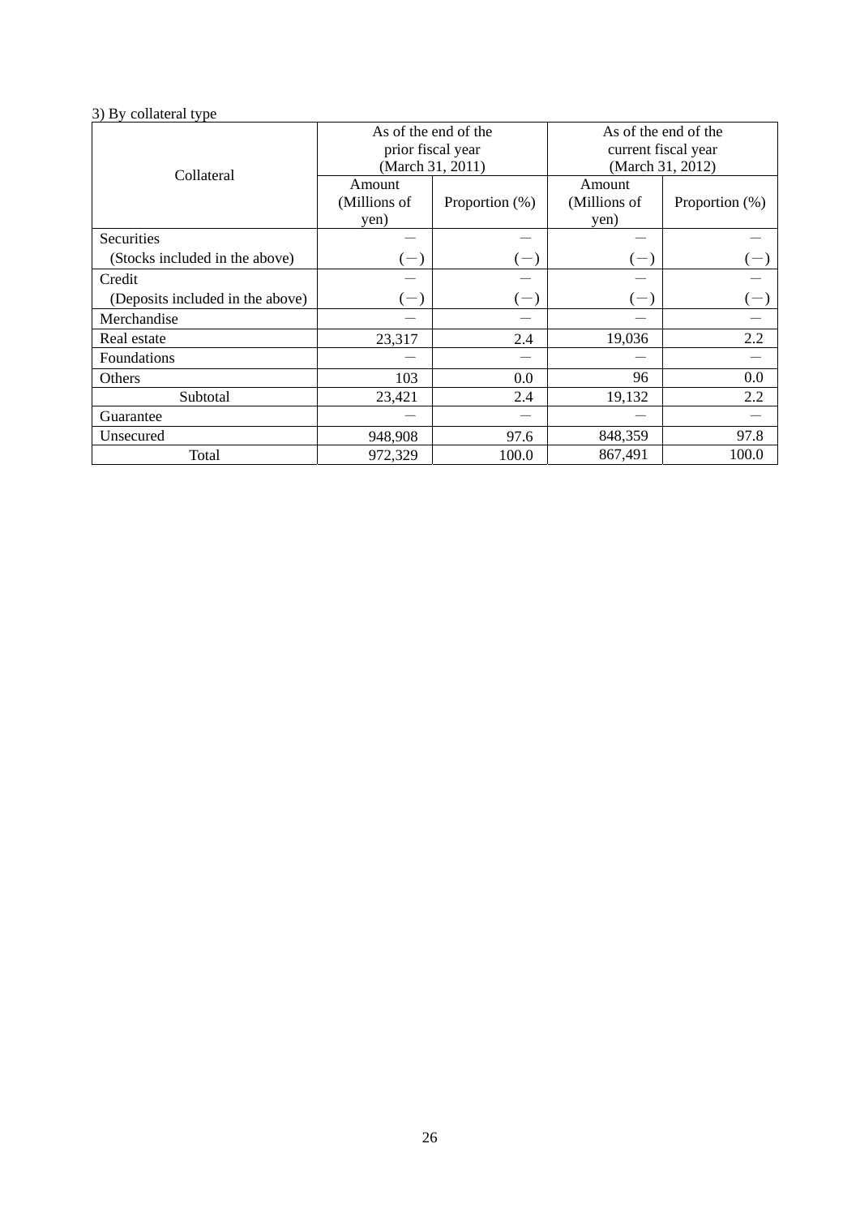3) By collateral type

| Collateral | As of the end of the prior fiscal year (March 31, 2011) | | As of the end of the current fiscal year (March 31, 2012) | |
|---|---|---|---|---|
| | Amount (Millions of yen) | Proportion (%) | Amount (Millions of yen) | Proportion (%) |
| Securities | — | — | — | — |
| (Stocks included in the above) | (—) | (—) | (—) | (—) |
| Credit | — | — | — | — |
| (Deposits included in the above) | (—) | (—) | (—) | (—) |
| Merchandise | — | — | — | — |
| Real estate | 23,317 | 2.4 | 19,036 | 2.2 |
| Foundations | — | — | — | — |
| Others | 103 | 0.0 | 96 | 0.0 |
| Subtotal | 23,421 | 2.4 | 19,132 | 2.2 |
| Guarantee | — | — | — | — |
| Unsecured | 948,908 | 97.6 | 848,359 | 97.8 |
| Total | 972,329 | 100.0 | 867,491 | 100.0 |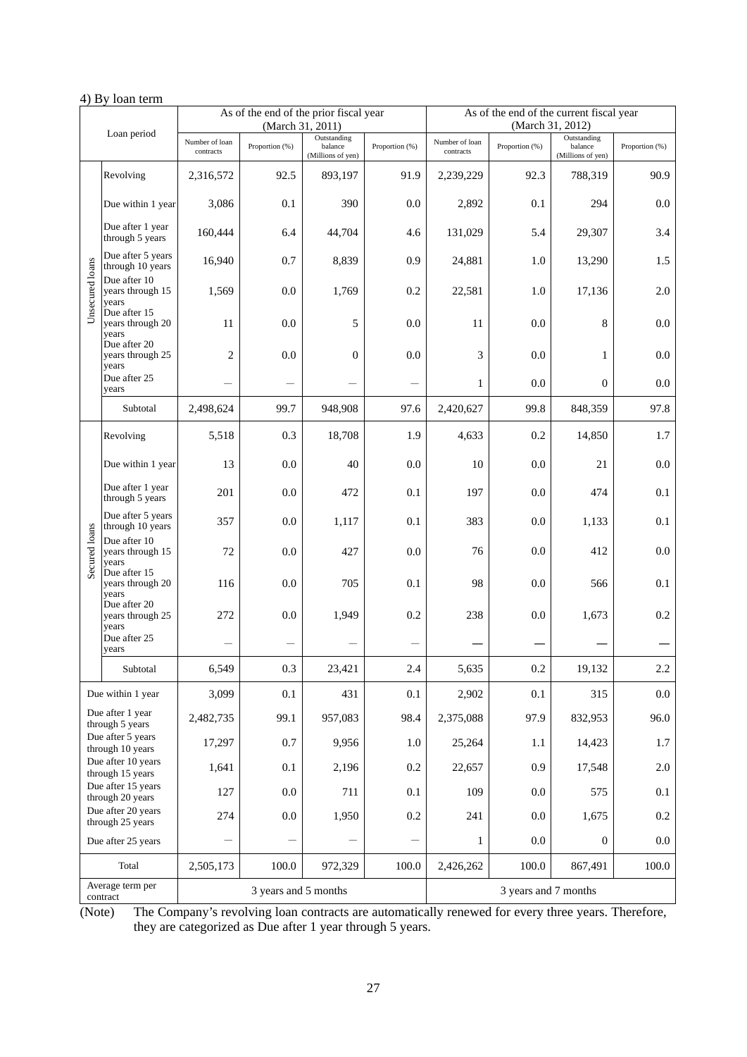4) By loan term

| Loan period | | As of the end of the prior fiscal year (March 31, 2011) | | | | As of the end of the current fiscal year (March 31, 2012) | | | |
|---|---|---|---|---|---|---|---|---|---|
| | | Number of loan contracts | Proportion (%) | Outstanding balance (Millions of yen) | Proportion (%) | Number of loan contracts | Proportion (%) | Outstanding balance (Millions of yen) | Proportion (%) |
| Unsecured loans | Revolving | 2,316,572 | 92.5 | 893,197 | 91.9 | 2,239,229 | 92.3 | 788,319 | 90.9 |
| | Due within 1 year | 3,086 | 0.1 | 390 | 0.0 | 2,892 | 0.1 | 294 | 0.0 |
| | Due after 1 year through 5 years | 160,444 | 6.4 | 44,704 | 4.6 | 131,029 | 5.4 | 29,307 | 3.4 |
| | Due after 5 years through 10 years | 16,940 | 0.7 | 8,839 | 0.9 | 24,881 | 1.0 | 13,290 | 1.5 |
| | Due after 10 years through 15 years | 1,569 | 0.0 | 1,769 | 0.2 | 22,581 | 1.0 | 17,136 | 2.0 |
| | Due after 15 years through 20 years | 11 | 0.0 | 5 | 0.0 | 11 | 0.0 | 8 | 0.0 |
| | Due after 20 years through 25 years | 2 | 0.0 | 0 | 0.0 | 3 | 0.0 | 1 | 0.0 |
| | Due after 25 years | — | — | — | — | 1 | 0.0 | 0 | 0.0 |
| | Subtotal | 2,498,624 | 99.7 | 948,908 | 97.6 | 2,420,627 | 99.8 | 848,359 | 97.8 |
| Secured loans | Revolving | 5,518 | 0.3 | 18,708 | 1.9 | 4,633 | 0.2 | 14,850 | 1.7 |
| | Due within 1 year | 13 | 0.0 | 40 | 0.0 | 10 | 0.0 | 21 | 0.0 |
| | Due after 1 year through 5 years | 201 | 0.0 | 472 | 0.1 | 197 | 0.0 | 474 | 0.1 |
| | Due after 5 years through 10 years | 357 | 0.0 | 1,117 | 0.1 | 383 | 0.0 | 1,133 | 0.1 |
| | Due after 10 years through 15 years | 72 | 0.0 | 427 | 0.0 | 76 | 0.0 | 412 | 0.0 |
| | Due after 15 years through 20 years | 116 | 0.0 | 705 | 0.1 | 98 | 0.0 | 566 | 0.1 |
| | Due after 20 years through 25 years | 272 | 0.0 | 1,949 | 0.2 | 238 | 0.0 | 1,673 | 0.2 |
| | Due after 25 years | — | — | — | — | — | — | — | — |
| | Subtotal | 6,549 | 0.3 | 23,421 | 2.4 | 5,635 | 0.2 | 19,132 | 2.2 |
| Due within 1 year | | 3,099 | 0.1 | 431 | 0.1 | 2,902 | 0.1 | 315 | 0.0 |
| Due after 1 year through 5 years | | 2,482,735 | 99.1 | 957,083 | 98.4 | 2,375,088 | 97.9 | 832,953 | 96.0 |
| Due after 5 years through 10 years | | 17,297 | 0.7 | 9,956 | 1.0 | 25,264 | 1.1 | 14,423 | 1.7 |
| Due after 10 years through 15 years | | 1,641 | 0.1 | 2,196 | 0.2 | 22,657 | 0.9 | 17,548 | 2.0 |
| Due after 15 years through 20 years | | 127 | 0.0 | 711 | 0.1 | 109 | 0.0 | 575 | 0.1 |
| Due after 20 years through 25 years | | 274 | 0.0 | 1,950 | 0.2 | 241 | 0.0 | 1,675 | 0.2 |
| Due after 25 years | | — | — | — | — | 1 | 0.0 | 0 | 0.0 |
| Total | | 2,505,173 | 100.0 | 972,329 | 100.0 | 2,426,262 | 100.0 | 867,491 | 100.0 |
| Average term per contract | | 3 years and 5 months | | | | 3 years and 7 months | | | |

(Note) The Company's revolving loan contracts are automatically renewed for every three years. Therefore, they are categorized as Due after 1 year through 5 years.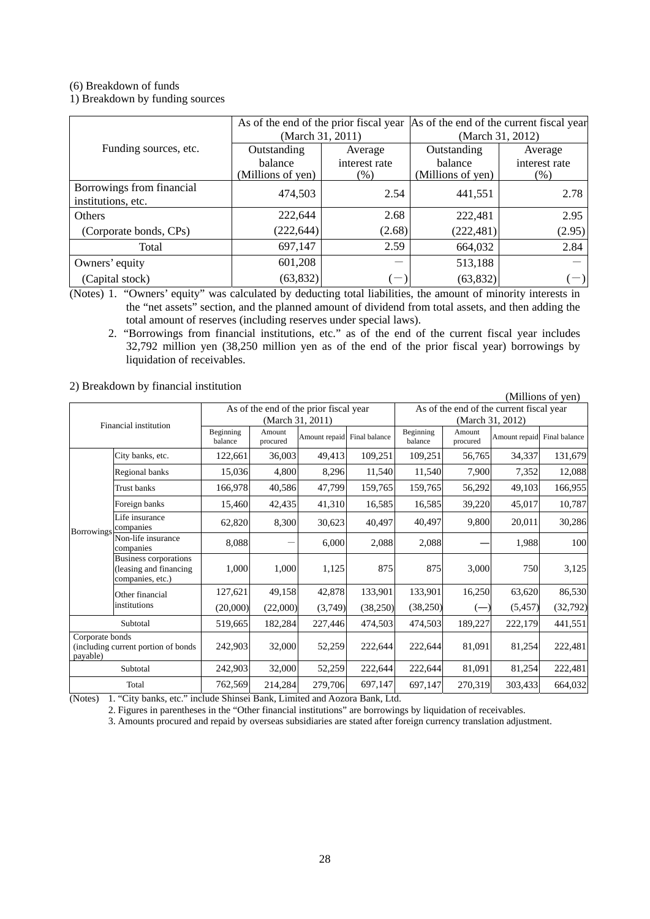(6) Breakdown of funds

1) Breakdown by funding sources

| Funding sources, etc. | As of the end of the prior fiscal year (March 31, 2011) | | As of the end of the current fiscal year (March 31, 2012) | |
|---|---|---|---|---|
| | Outstanding balance (Millions of yen) | Average interest rate (%) | Outstanding balance (Millions of yen) | Average interest rate (%) |
| Borrowings from financial institutions, etc. | 474,503 | 2.54 | 441,551 | 2.78 |
| Others | 222,644 | 2.68 | 222,481 | 2.95 |
| (Corporate bonds, CPs) | (222,644) | (2.68) | (222,481) | (2.95) |
| Total | 697,147 | 2.59 | 664,032 | 2.84 |
| Owners' equity | 601,208 | ― | 513,188 | ― |
| (Capital stock) | (63,832) | (―) | (63,832) | (―) |

(Notes) 1. "Owners' equity" was calculated by deducting total liabilities, the amount of minority interests in the "net assets" section, and the planned amount of dividend from total assets, and then adding the total amount of reserves (including reserves under special laws).

2. "Borrowings from financial institutions, etc." as of the end of the current fiscal year includes 32,792 million yen (38,250 million yen as of the end of the prior fiscal year) borrowings by liquidation of receivables.

2) Breakdown by financial institution

(Millions of yen)

| Financial institution | | As of the end of the prior fiscal year (March 31, 2011) | | | | As of the end of the current fiscal year (March 31, 2012) | | | |
|---|---|---|---|---|---|---|---|---|---|
| | | Beginning balance | Amount procured | Amount repaid | Final balance | Beginning balance | Amount procured | Amount repaid | Final balance |
| Borrowings | City banks, etc. | 122,661 | 36,003 | 49,413 | 109,251 | 109,251 | 56,765 | 34,337 | 131,679 |
| | Regional banks | 15,036 | 4,800 | 8,296 | 11,540 | 11,540 | 7,900 | 7,352 | 12,088 |
| | Trust banks | 166,978 | 40,586 | 47,799 | 159,765 | 159,765 | 56,292 | 49,103 | 166,955 |
| | Foreign banks | 15,460 | 42,435 | 41,310 | 16,585 | 16,585 | 39,220 | 45,017 | 10,787 |
| | Life insurance companies | 62,820 | 8,300 | 30,623 | 40,497 | 40,497 | 9,800 | 20,011 | 30,286 |
| | Non-life insurance companies | 8,088 | ― | 6,000 | 2,088 | 2,088 | ― | 1,988 | 100 |
| | Business corporations (leasing and financing companies, etc.) | 1,000 | 1,000 | 1,125 | 875 | 875 | 3,000 | 750 | 3,125 |
| | Other financial institutions | 127,621 | 49,158 | 42,878 | 133,901 | 133,901 | 16,250 | 63,620 | 86,530 |
| | | (20,000) | (22,000) | (3,749) | (38,250) | (38,250) | (―) | (5,457) | (32,792) |
| Subtotal | | 519,665 | 182,284 | 227,446 | 474,503 | 474,503 | 189,227 | 222,179 | 441,551 |
| Corporate bonds (including current portion of bonds payable) | | 242,903 | 32,000 | 52,259 | 222,644 | 222,644 | 81,091 | 81,254 | 222,481 |
| Subtotal | | 242,903 | 32,000 | 52,259 | 222,644 | 222,644 | 81,091 | 81,254 | 222,481 |
| Total | | 762,569 | 214,284 | 279,706 | 697,147 | 697,147 | 270,319 | 303,433 | 664,032 |

(Notes) 1. "City banks, etc." include Shinsei Bank, Limited and Aozora Bank, Ltd.

2. Figures in parentheses in the "Other financial institutions" are borrowings by liquidation of receivables.

3. Amounts procured and repaid by overseas subsidiaries are stated after foreign currency translation adjustment.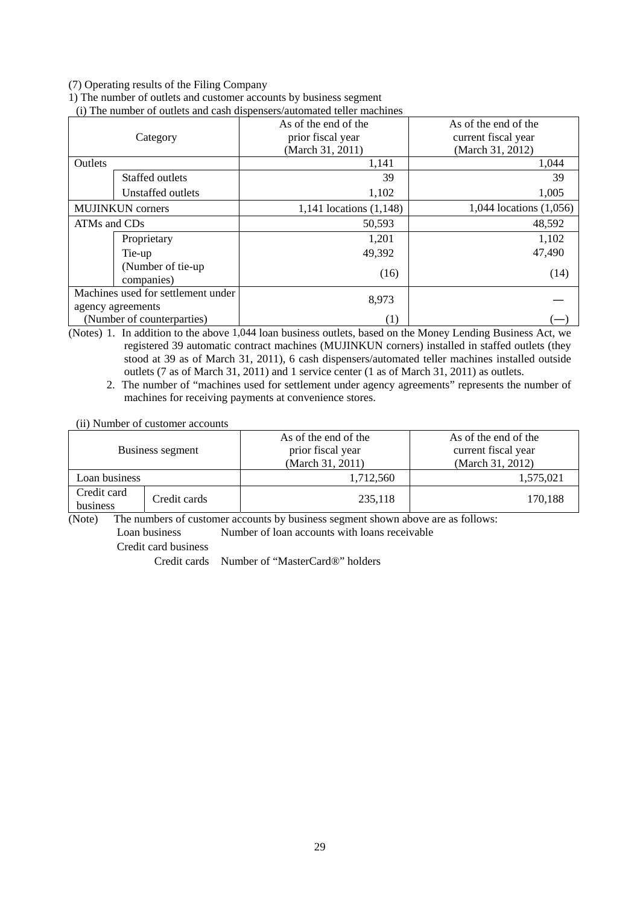(7) Operating results of the Filing Company

1) The number of outlets and customer accounts by business segment

(i) The number of outlets and cash dispensers/automated teller machines

| Category | | As of the end of the prior fiscal year (March 31, 2011) | As of the end of the current fiscal year (March 31, 2012) |
|---|---|---|---|
| Outlets | | 1,141 | 1,044 |
| | Staffed outlets | 39 | 39 |
| | Unstaffed outlets | 1,102 | 1,005 |
| MUJINKUN corners | | 1,141 locations (1,148) | 1,044 locations (1,056) |
| ATMs and CDs | | 50,593 | 48,592 |
| | Proprietary | 1,201 | 1,102 |
| | Tie-up | 49,392 | 47,490 |
| | (Number of tie-up companies) | (16) | (14) |
| Machines used for settlement under agency agreements | | 8,973 | — |
| (Number of counterparties) | | (1) | (—) |

(Notes) 1. In addition to the above 1,044 loan business outlets, based on the Money Lending Business Act, we registered 39 automatic contract machines (MUJINKUN corners) installed in staffed outlets (they stood at 39 as of March 31, 2011), 6 cash dispensers/automated teller machines installed outside outlets (7 as of March 31, 2011) and 1 service center (1 as of March 31, 2011) as outlets.

2. The number of "machines used for settlement under agency agreements" represents the number of machines for receiving payments at convenience stores.

(ii) Number of customer accounts

| Business segment | | As of the end of the prior fiscal year (March 31, 2011) | As of the end of the current fiscal year (March 31, 2012) |
|---|---|---|---|
| Loan business | | 1,712,560 | 1,575,021 |
| Credit card business | Credit cards | 235,118 | 170,188 |

(Note) The numbers of customer accounts by business segment shown above are as follows:

Loan business — Number of loan accounts with loans receivable

Credit card business

Credit cards — Number of "MasterCard®" holders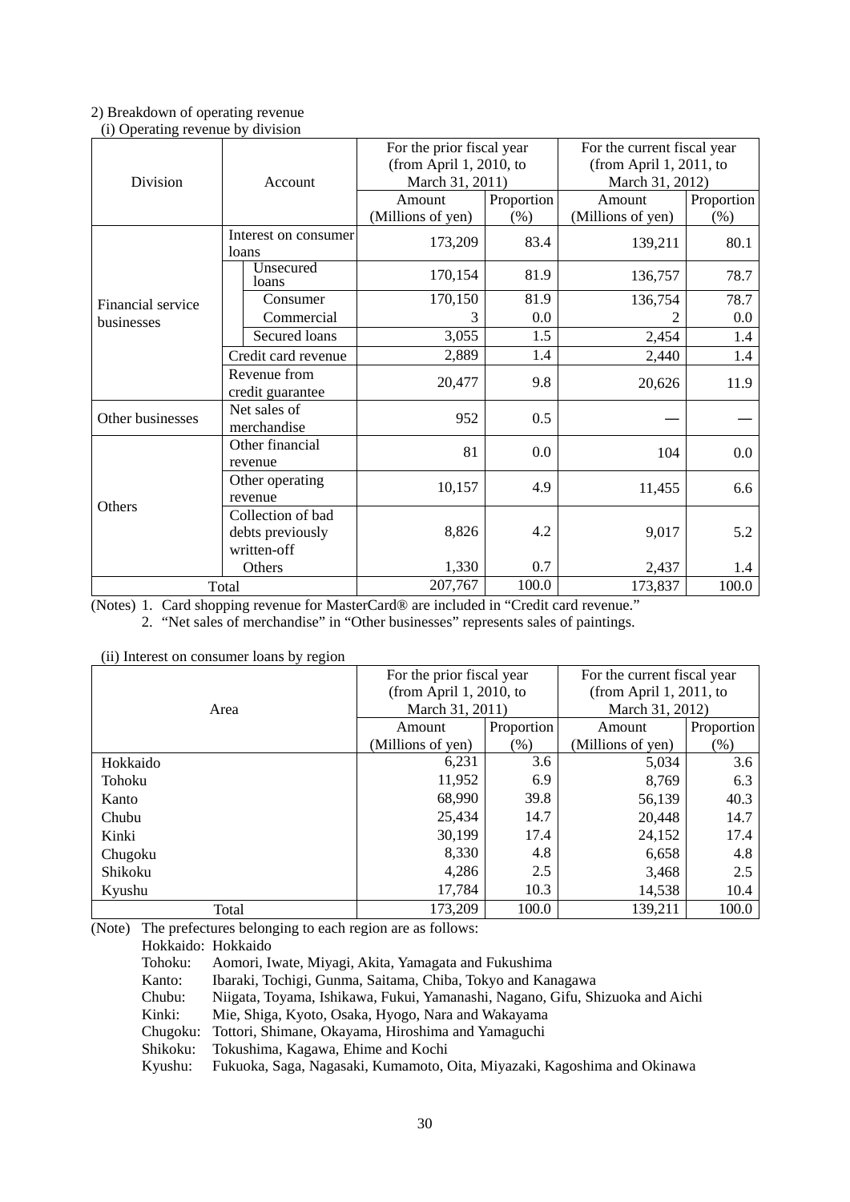2) Breakdown of operating revenue

(i) Operating revenue by division

| Division | Account | | For the prior fiscal year (from April 1, 2010, to March 31, 2011) | | For the current fiscal year (from April 1, 2011, to March 31, 2012) | |
|---|---|---|---|---|---|---|
| | | | Amount (Millions of yen) | Proportion (%) | Amount (Millions of yen) | Proportion (%) |
| Financial service businesses | Interest on consumer loans | | 173,209 | 83.4 | 139,211 | 80.1 |
| | | Unsecured loans | 170,154 | 81.9 | 136,757 | 78.7 |
| | | Consumer | 170,150 | 81.9 | 136,754 | 78.7 |
| | | Commercial | 3 | 0.0 | 2 | 0.0 |
| | | Secured loans | 3,055 | 1.5 | 2,454 | 1.4 |
| | Credit card revenue | | 2,889 | 1.4 | 2,440 | 1.4 |
| | Revenue from credit guarantee | | 20,477 | 9.8 | 20,626 | 11.9 |
| Other businesses | Net sales of merchandise | | 952 | 0.5 | ― | ― |
| Others | Other financial revenue | | 81 | 0.0 | 104 | 0.0 |
| | Other operating revenue | | 10,157 | 4.9 | 11,455 | 6.6 |
| | Collection of bad debts previously written-off | | 8,826 | 4.2 | 9,017 | 5.2 |
| | Others | | 1,330 | 0.7 | 2,437 | 1.4 |
| Total | | | 207,767 | 100.0 | 173,837 | 100.0 |

(Notes) 1. Card shopping revenue for MasterCard® are included in "Credit card revenue."

2. "Net sales of merchandise" in "Other businesses" represents sales of paintings.

(ii) Interest on consumer loans by region

| Area | For the prior fiscal year (from April 1, 2010, to March 31, 2011) | | For the current fiscal year (from April 1, 2011, to March 31, 2012) | |
|---|---|---|---|---|
| | Amount (Millions of yen) | Proportion (%) | Amount (Millions of yen) | Proportion (%) |
| Hokkaido | 6,231 | 3.6 | 5,034 | 3.6 |
| Tohoku | 11,952 | 6.9 | 8,769 | 6.3 |
| Kanto | 68,990 | 39.8 | 56,139 | 40.3 |
| Chubu | 25,434 | 14.7 | 20,448 | 14.7 |
| Kinki | 30,199 | 17.4 | 24,152 | 17.4 |
| Chugoku | 8,330 | 4.8 | 6,658 | 4.8 |
| Shikoku | 4,286 | 2.5 | 3,468 | 2.5 |
| Kyushu | 17,784 | 10.3 | 14,538 | 10.4 |
| Total | 173,209 | 100.0 | 139,211 | 100.0 |

(Note) The prefectures belonging to each region are as follows:

Hokkaido: Hokkaido
Tohoku: Aomori, Iwate, Miyagi, Akita, Yamagata and Fukushima
Kanto: Ibaraki, Tochigi, Gunma, Saitama, Chiba, Tokyo and Kanagawa
Chubu: Niigata, Toyama, Ishikawa, Fukui, Yamanashi, Nagano, Gifu, Shizuoka and Aichi
Kinki: Mie, Shiga, Kyoto, Osaka, Hyogo, Nara and Wakayama
Chugoku: Tottori, Shimane, Okayama, Hiroshima and Yamaguchi
Shikoku: Tokushima, Kagawa, Ehime and Kochi
Kyushu: Fukuoka, Saga, Nagasaki, Kumamoto, Oita, Miyazaki, Kagoshima and Okinawa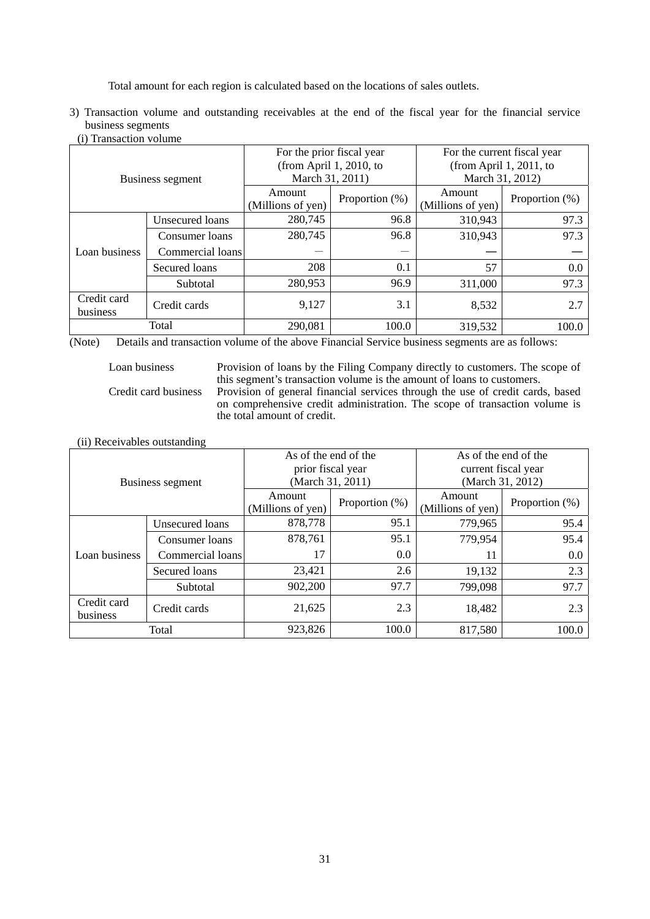Total amount for each region is calculated based on the locations of sales outlets.

3) Transaction volume and outstanding receivables at the end of the fiscal year for the financial service business segments

(i) Transaction volume

| Business segment | | For the prior fiscal year (from April 1, 2010, to March 31, 2011) | | For the current fiscal year (from April 1, 2011, to March 31, 2012) | |
|---|---|---|---|---|---|
| | | Amount (Millions of yen) | Proportion (%) | Amount (Millions of yen) | Proportion (%) |
| Loan business | Unsecured loans | 280,745 | 96.8 | 310,943 | 97.3 |
| | Consumer loans | 280,745 | 96.8 | 310,943 | 97.3 |
| | Commercial loans | — | — | — | — |
| | Secured loans | 208 | 0.1 | 57 | 0.0 |
| | Subtotal | 280,953 | 96.9 | 311,000 | 97.3 |
| Credit card business | Credit cards | 9,127 | 3.1 | 8,532 | 2.7 |
| Total | | 290,081 | 100.0 | 319,532 | 100.0 |

(Note) Details and transaction volume of the above Financial Service business segments are as follows:

Loan business: Provision of loans by the Filing Company directly to customers. The scope of this segment's transaction volume is the amount of loans to customers.

Credit card business: Provision of general financial services through the use of credit cards, based on comprehensive credit administration. The scope of transaction volume is the total amount of credit.

(ii) Receivables outstanding

| Business segment | | As of the end of the prior fiscal year (March 31, 2011) | | As of the end of the current fiscal year (March 31, 2012) | |
|---|---|---|---|---|---|
| | | Amount (Millions of yen) | Proportion (%) | Amount (Millions of yen) | Proportion (%) |
| Loan business | Unsecured loans | 878,778 | 95.1 | 779,965 | 95.4 |
| | Consumer loans | 878,761 | 95.1 | 779,954 | 95.4 |
| | Commercial loans | 17 | 0.0 | 11 | 0.0 |
| | Secured loans | 23,421 | 2.6 | 19,132 | 2.3 |
| | Subtotal | 902,200 | 97.7 | 799,098 | 97.7 |
| Credit card business | Credit cards | 21,625 | 2.3 | 18,482 | 2.3 |
| Total | | 923,826 | 100.0 | 817,580 | 100.0 |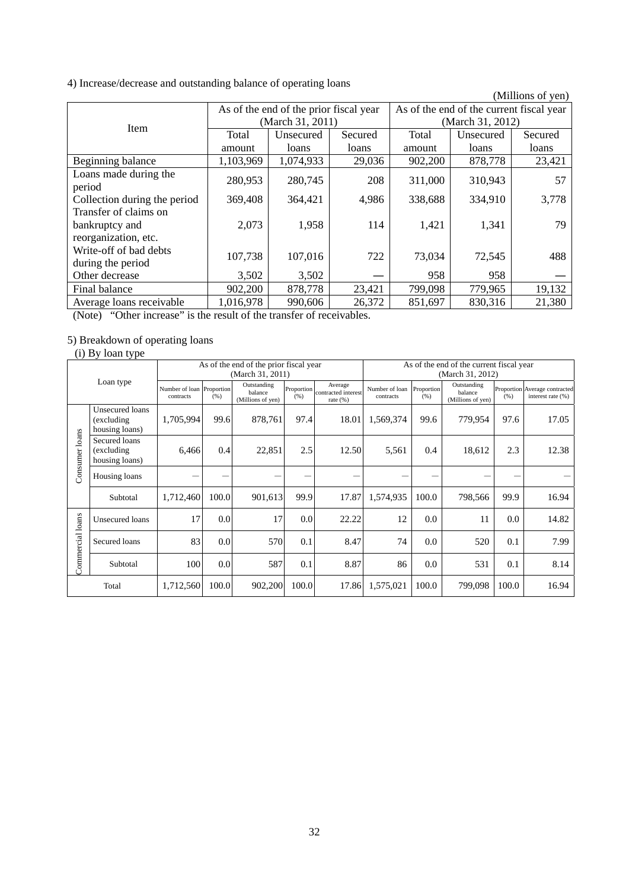4) Increase/decrease and outstanding balance of operating loans

(Millions of yen)

| Item | As of the end of the prior fiscal year (March 31, 2011) | | | As of the end of the current fiscal year (March 31, 2012) | | |
|---|---|---|---|---|---|---|
| | Total amount | Unsecured loans | Secured loans | Total amount | Unsecured loans | Secured loans |
| Beginning balance | 1,103,969 | 1,074,933 | 29,036 | 902,200 | 878,778 | 23,421 |
| Loans made during the period | 280,953 | 280,745 | 208 | 311,000 | 310,943 | 57 |
| Collection during the period | 369,408 | 364,421 | 4,986 | 338,688 | 334,910 | 3,778 |
| Transfer of claims on bankruptcy and reorganization, etc. | 2,073 | 1,958 | 114 | 1,421 | 1,341 | 79 |
| Write-off of bad debts during the period | 107,738 | 107,016 | 722 | 73,034 | 72,545 | 488 |
| Other decrease | 3,502 | 3,502 | — | 958 | 958 | — |
| Final balance | 902,200 | 878,778 | 23,421 | 799,098 | 779,965 | 19,132 |
| Average loans receivable | 1,016,978 | 990,606 | 26,372 | 851,697 | 830,316 | 21,380 |

(Note) "Other increase" is the result of the transfer of receivables.

5) Breakdown of operating loans

(i) By loan type

| Loan type | | As of the end of the prior fiscal year (March 31, 2011) | | | | | As of the end of the current fiscal year (March 31, 2012) | | | | |
|---|---|---|---|---|---|---|---|---|---|---|---|
| | | Number of loan contracts | Proportion (%) | Outstanding balance (Millions of yen) | Proportion (%) | Average contracted interest rate (%) | Number of loan contracts | Proportion (%) | Outstanding balance (Millions of yen) | Proportion (%) | Average contracted interest rate (%) |
| Consumer loans | Unsecured loans (excluding housing loans) | 1,705,994 | 99.6 | 878,761 | 97.4 | 18.01 | 1,569,374 | 99.6 | 779,954 | 97.6 | 17.05 |
| | Secured loans (excluding housing loans) | 6,466 | 0.4 | 22,851 | 2.5 | 12.50 | 5,561 | 0.4 | 18,612 | 2.3 | 12.38 |
| | Housing loans | — | — | — | — | — | — | — | — | — | — |
| | Subtotal | 1,712,460 | 100.0 | 901,613 | 99.9 | 17.87 | 1,574,935 | 100.0 | 798,566 | 99.9 | 16.94 |
| Commercial loans | Unsecured loans | 17 | 0.0 | 17 | 0.0 | 22.22 | 12 | 0.0 | 11 | 0.0 | 14.82 |
| | Secured loans | 83 | 0.0 | 570 | 0.1 | 8.47 | 74 | 0.0 | 520 | 0.1 | 7.99 |
| | Subtotal | 100 | 0.0 | 587 | 0.1 | 8.87 | 86 | 0.0 | 531 | 0.1 | 8.14 |
| Total | | 1,712,560 | 100.0 | 902,200 | 100.0 | 17.86 | 1,575,021 | 100.0 | 799,098 | 100.0 | 16.94 |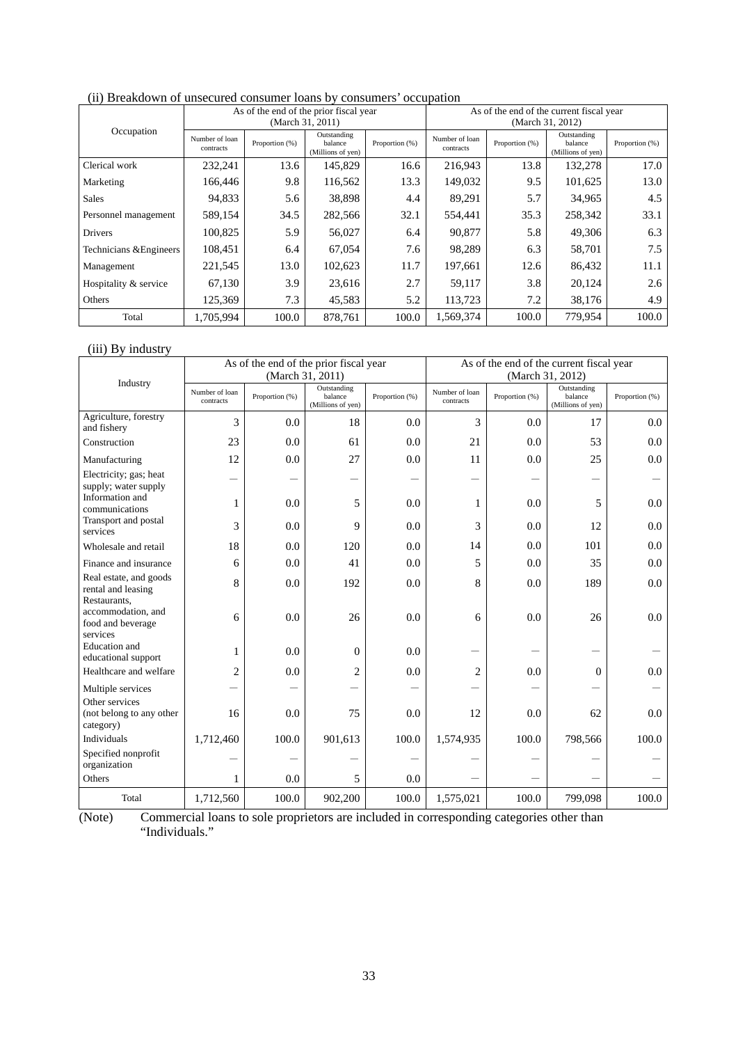(ii) Breakdown of unsecured consumer loans by consumers' occupation

| Occupation | As of the end of the prior fiscal year (March 31, 2011) | | | | As of the end of the current fiscal year (March 31, 2012) | | | |
|---|---|---|---|---|---|---|---|---|
| | Number of loan contracts | Proportion (%) | Outstanding balance (Millions of yen) | Proportion (%) | Number of loan contracts | Proportion (%) | Outstanding balance (Millions of yen) | Proportion (%) |
| Clerical work | 232,241 | 13.6 | 145,829 | 16.6 | 216,943 | 13.8 | 132,278 | 17.0 |
| Marketing | 166,446 | 9.8 | 116,562 | 13.3 | 149,032 | 9.5 | 101,625 | 13.0 |
| Sales | 94,833 | 5.6 | 38,898 | 4.4 | 89,291 | 5.7 | 34,965 | 4.5 |
| Personnel management | 589,154 | 34.5 | 282,566 | 32.1 | 554,441 | 35.3 | 258,342 | 33.1 |
| Drivers | 100,825 | 5.9 | 56,027 | 6.4 | 90,877 | 5.8 | 49,306 | 6.3 |
| Technicians &Engineers | 108,451 | 6.4 | 67,054 | 7.6 | 98,289 | 6.3 | 58,701 | 7.5 |
| Management | 221,545 | 13.0 | 102,623 | 11.7 | 197,661 | 12.6 | 86,432 | 11.1 |
| Hospitality & service | 67,130 | 3.9 | 23,616 | 2.7 | 59,117 | 3.8 | 20,124 | 2.6 |
| Others | 125,369 | 7.3 | 45,583 | 5.2 | 113,723 | 7.2 | 38,176 | 4.9 |
| Total | 1,705,994 | 100.0 | 878,761 | 100.0 | 1,569,374 | 100.0 | 779,954 | 100.0 |

(iii) By industry

| Industry | As of the end of the prior fiscal year (March 31, 2011) | | | | As of the end of the current fiscal year (March 31, 2012) | | | |
|---|---|---|---|---|---|---|---|---|
| | Number of loan contracts | Proportion (%) | Outstanding balance (Millions of yen) | Proportion (%) | Number of loan contracts | Proportion (%) | Outstanding balance (Millions of yen) | Proportion (%) |
| Agriculture, forestry and fishery | 3 | 0.0 | 18 | 0.0 | 3 | 0.0 | 17 | 0.0 |
| Construction | 23 | 0.0 | 61 | 0.0 | 21 | 0.0 | 53 | 0.0 |
| Manufacturing | 12 | 0.0 | 27 | 0.0 | 11 | 0.0 | 25 | 0.0 |
| Electricity; gas; heat supply; water supply | — | — | — | — | — | — | — | — |
| Information and communications | 1 | 0.0 | 5 | 0.0 | 1 | 0.0 | 5 | 0.0 |
| Transport and postal services | 3 | 0.0 | 9 | 0.0 | 3 | 0.0 | 12 | 0.0 |
| Wholesale and retail | 18 | 0.0 | 120 | 0.0 | 14 | 0.0 | 101 | 0.0 |
| Finance and insurance | 6 | 0.0 | 41 | 0.0 | 5 | 0.0 | 35 | 0.0 |
| Real estate, and goods rental and leasing | 8 | 0.0 | 192 | 0.0 | 8 | 0.0 | 189 | 0.0 |
| Restaurants, accommodation, and food and beverage services | 6 | 0.0 | 26 | 0.0 | 6 | 0.0 | 26 | 0.0 |
| Education and educational support | 1 | 0.0 | 0 | 0.0 | — | — | — | — |
| Healthcare and welfare | 2 | 0.0 | 2 | 0.0 | 2 | 0.0 | 0 | 0.0 |
| Multiple services | — | — | — | — | — | — | — | — |
| Other services (not belong to any other category) | 16 | 0.0 | 75 | 0.0 | 12 | 0.0 | 62 | 0.0 |
| Individuals | 1,712,460 | 100.0 | 901,613 | 100.0 | 1,574,935 | 100.0 | 798,566 | 100.0 |
| Specified nonprofit organization | — | — | — | — | — | — | — | — |
| Others | 1 | 0.0 | 5 | 0.0 | — | — | — | — |
| Total | 1,712,560 | 100.0 | 902,200 | 100.0 | 1,575,021 | 100.0 | 799,098 | 100.0 |

(Note) Commercial loans to sole proprietors are included in corresponding categories other than "Individuals."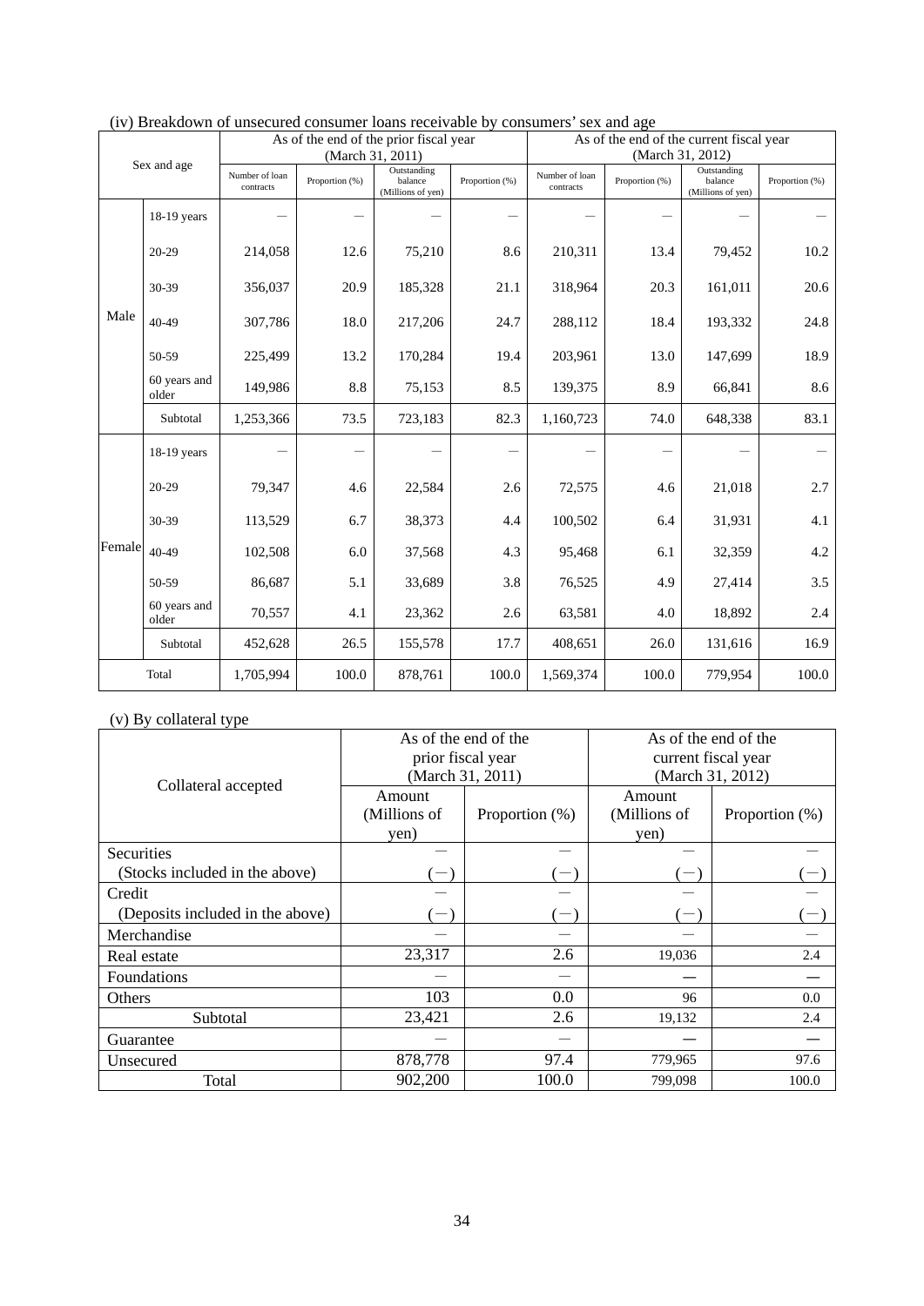(iv) Breakdown of unsecured consumer loans receivable by consumers' sex and age

| Sex and age | | As of the end of the prior fiscal year (March 31, 2011) | | | | As of the end of the current fiscal year (March 31, 2012) | | | |
|---|---|---|---|---|---|---|---|---|---|
| | | Number of loan contracts | Proportion (%) | Outstanding balance (Millions of yen) | Proportion (%) | Number of loan contracts | Proportion (%) | Outstanding balance (Millions of yen) | Proportion (%) |
| Male | 18-19 years | — | — | — | — | — | — | — | — |
| | 20-29 | 214,058 | 12.6 | 75,210 | 8.6 | 210,311 | 13.4 | 79,452 | 10.2 |
| | 30-39 | 356,037 | 20.9 | 185,328 | 21.1 | 318,964 | 20.3 | 161,011 | 20.6 |
| | 40-49 | 307,786 | 18.0 | 217,206 | 24.7 | 288,112 | 18.4 | 193,332 | 24.8 |
| | 50-59 | 225,499 | 13.2 | 170,284 | 19.4 | 203,961 | 13.0 | 147,699 | 18.9 |
| | 60 years and older | 149,986 | 8.8 | 75,153 | 8.5 | 139,375 | 8.9 | 66,841 | 8.6 |
| | Subtotal | 1,253,366 | 73.5 | 723,183 | 82.3 | 1,160,723 | 74.0 | 648,338 | 83.1 |
| Female | 18-19 years | — | — | — | — | — | — | — | — |
| | 20-29 | 79,347 | 4.6 | 22,584 | 2.6 | 72,575 | 4.6 | 21,018 | 2.7 |
| | 30-39 | 113,529 | 6.7 | 38,373 | 4.4 | 100,502 | 6.4 | 31,931 | 4.1 |
| | 40-49 | 102,508 | 6.0 | 37,568 | 4.3 | 95,468 | 6.1 | 32,359 | 4.2 |
| | 50-59 | 86,687 | 5.1 | 33,689 | 3.8 | 76,525 | 4.9 | 27,414 | 3.5 |
| | 60 years and older | 70,557 | 4.1 | 23,362 | 2.6 | 63,581 | 4.0 | 18,892 | 2.4 |
| | Subtotal | 452,628 | 26.5 | 155,578 | 17.7 | 408,651 | 26.0 | 131,616 | 16.9 |
| Total | | 1,705,994 | 100.0 | 878,761 | 100.0 | 1,569,374 | 100.0 | 779,954 | 100.0 |

(v) By collateral type

| Collateral accepted | As of the end of the prior fiscal year (March 31, 2011) | | As of the end of the current fiscal year (March 31, 2012) | |
|---|---|---|---|---|
| | Amount (Millions of yen) | Proportion (%) | Amount (Millions of yen) | Proportion (%) |
| Securities | — | — | — | — |
| (Stocks included in the above) | (—) | (—) | (—) | (—) |
| Credit | — | — | — | — |
| (Deposits included in the above) | (—) | (—) | (—) | (—) |
| Merchandise | — | — | — | — |
| Real estate | 23,317 | 2.6 | 19,036 | 2.4 |
| Foundations | — | — | — | — |
| Others | 103 | 0.0 | 96 | 0.0 |
| Subtotal | 23,421 | 2.6 | 19,132 | 2.4 |
| Guarantee | — | — | — | — |
| Unsecured | 878,778 | 97.4 | 779,965 | 97.6 |
| Total | 902,200 | 100.0 | 799,098 | 100.0 |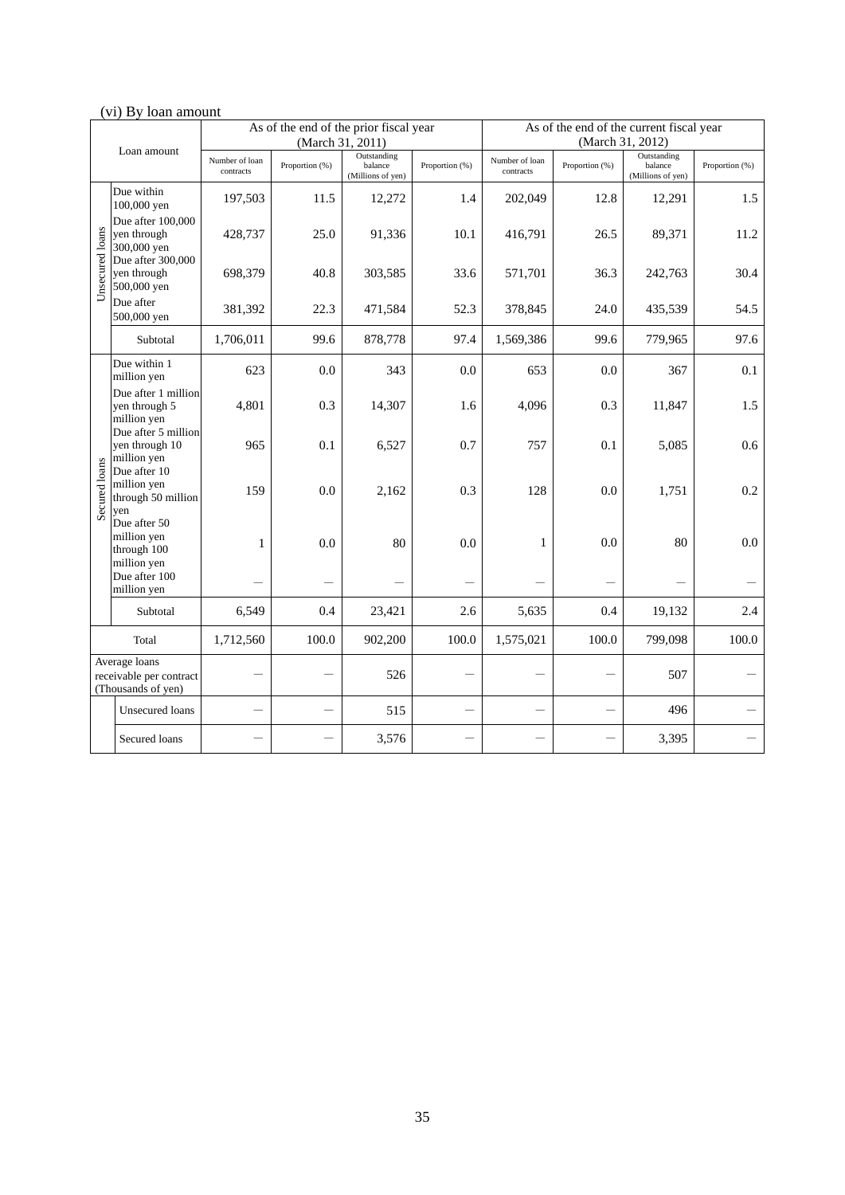(vi) By loan amount

| Loan amount | | As of the end of the prior fiscal year (March 31, 2011) | | | | As of the end of the current fiscal year (March 31, 2012) | | | |
|---|---|---|---|---|---|---|---|---|---|
| | | Number of loan contracts | Proportion (%) | Outstanding balance (Millions of yen) | Proportion (%) | Number of loan contracts | Proportion (%) | Outstanding balance (Millions of yen) | Proportion (%) |
| Unsecured loans | Due within 100,000 yen | 197,503 | 11.5 | 12,272 | 1.4 | 202,049 | 12.8 | 12,291 | 1.5 |
| | Due after 100,000 yen through 300,000 yen | 428,737 | 25.0 | 91,336 | 10.1 | 416,791 | 26.5 | 89,371 | 11.2 |
| | Due after 300,000 yen through 500,000 yen | 698,379 | 40.8 | 303,585 | 33.6 | 571,701 | 36.3 | 242,763 | 30.4 |
| | Due after 500,000 yen | 381,392 | 22.3 | 471,584 | 52.3 | 378,845 | 24.0 | 435,539 | 54.5 |
| | Subtotal | 1,706,011 | 99.6 | 878,778 | 97.4 | 1,569,386 | 99.6 | 779,965 | 97.6 |
| Secured loans | Due within 1 million yen | 623 | 0.0 | 343 | 0.0 | 653 | 0.0 | 367 | 0.1 |
| | Due after 1 million yen through 5 million yen | 4,801 | 0.3 | 14,307 | 1.6 | 4,096 | 0.3 | 11,847 | 1.5 |
| | Due after 5 million yen through 10 million yen | 965 | 0.1 | 6,527 | 0.7 | 757 | 0.1 | 5,085 | 0.6 |
| | Due after 10 million yen through 50 million yen | 159 | 0.0 | 2,162 | 0.3 | 128 | 0.0 | 1,751 | 0.2 |
| | Due after 50 million yen through 100 million yen | 1 | 0.0 | 80 | 0.0 | 1 | 0.0 | 80 | 0.0 |
| | Due after 100 million yen | — | — | — | — | — | — | — | — |
| | Subtotal | 6,549 | 0.4 | 23,421 | 2.6 | 5,635 | 0.4 | 19,132 | 2.4 |
| Total | | 1,712,560 | 100.0 | 902,200 | 100.0 | 1,575,021 | 100.0 | 799,098 | 100.0 |
| Average loans receivable per contract (Thousands of yen) | | — | — | 526 | — | — | — | 507 | — |
| | Unsecured loans | — | — | 515 | — | — | — | 496 | — |
| | Secured loans | — | — | 3,576 | — | — | — | 3,395 | — |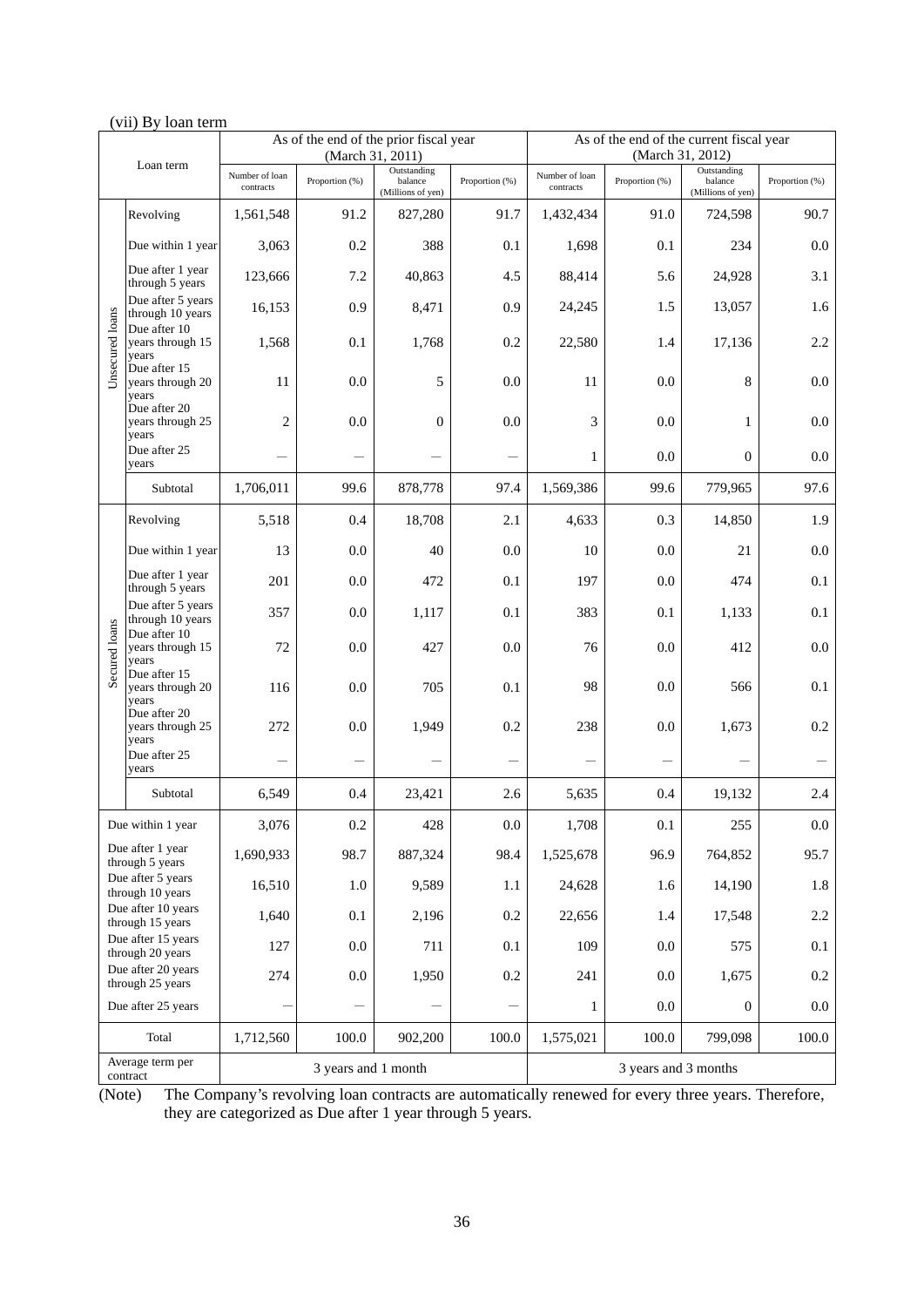(vii) By loan term

| Loan term | | As of the end of the prior fiscal year (March 31, 2011) | | | | As of the end of the current fiscal year (March 31, 2012) | | | |
|---|---|---|---|---|---|---|---|---|---|
| | | Number of loan contracts | Proportion (%) | Outstanding balance (Millions of yen) | Proportion (%) | Number of loan contracts | Proportion (%) | Outstanding balance (Millions of yen) | Proportion (%) |
| Unsecured loans | Revolving | 1,561,548 | 91.2 | 827,280 | 91.7 | 1,432,434 | 91.0 | 724,598 | 90.7 |
| | Due within 1 year | 3,063 | 0.2 | 388 | 0.1 | 1,698 | 0.1 | 234 | 0.0 |
| | Due after 1 year through 5 years | 123,666 | 7.2 | 40,863 | 4.5 | 88,414 | 5.6 | 24,928 | 3.1 |
| | Due after 5 years through 10 years | 16,153 | 0.9 | 8,471 | 0.9 | 24,245 | 1.5 | 13,057 | 1.6 |
| | Due after 10 years through 15 years | 1,568 | 0.1 | 1,768 | 0.2 | 22,580 | 1.4 | 17,136 | 2.2 |
| | Due after 15 years through 20 years | 11 | 0.0 | 5 | 0.0 | 11 | 0.0 | 8 | 0.0 |
| | Due after 20 years through 25 years | 2 | 0.0 | 0 | 0.0 | 3 | 0.0 | 1 | 0.0 |
| | Due after 25 years | — | — | — | — | 1 | 0.0 | 0 | 0.0 |
| | Subtotal | 1,706,011 | 99.6 | 878,778 | 97.4 | 1,569,386 | 99.6 | 779,965 | 97.6 |
| Secured loans | Revolving | 5,518 | 0.4 | 18,708 | 2.1 | 4,633 | 0.3 | 14,850 | 1.9 |
| | Due within 1 year | 13 | 0.0 | 40 | 0.0 | 10 | 0.0 | 21 | 0.0 |
| | Due after 1 year through 5 years | 201 | 0.0 | 472 | 0.1 | 197 | 0.0 | 474 | 0.1 |
| | Due after 5 years through 10 years | 357 | 0.0 | 1,117 | 0.1 | 383 | 0.1 | 1,133 | 0.1 |
| | Due after 10 years through 15 years | 72 | 0.0 | 427 | 0.0 | 76 | 0.0 | 412 | 0.0 |
| | Due after 15 years through 20 years | 116 | 0.0 | 705 | 0.1 | 98 | 0.0 | 566 | 0.1 |
| | Due after 20 years through 25 years | 272 | 0.0 | 1,949 | 0.2 | 238 | 0.0 | 1,673 | 0.2 |
| | Due after 25 years | — | — | — | — | — | — | — | — |
| | Subtotal | 6,549 | 0.4 | 23,421 | 2.6 | 5,635 | 0.4 | 19,132 | 2.4 |
| Due within 1 year | | 3,076 | 0.2 | 428 | 0.0 | 1,708 | 0.1 | 255 | 0.0 |
| Due after 1 year through 5 years | | 1,690,933 | 98.7 | 887,324 | 98.4 | 1,525,678 | 96.9 | 764,852 | 95.7 |
| Due after 5 years through 10 years | | 16,510 | 1.0 | 9,589 | 1.1 | 24,628 | 1.6 | 14,190 | 1.8 |
| Due after 10 years through 15 years | | 1,640 | 0.1 | 2,196 | 0.2 | 22,656 | 1.4 | 17,548 | 2.2 |
| Due after 15 years through 20 years | | 127 | 0.0 | 711 | 0.1 | 109 | 0.0 | 575 | 0.1 |
| Due after 20 years through 25 years | | 274 | 0.0 | 1,950 | 0.2 | 241 | 0.0 | 1,675 | 0.2 |
| Due after 25 years | | — | — | — | — | 1 | 0.0 | 0 | 0.0 |
| Total | | 1,712,560 | 100.0 | 902,200 | 100.0 | 1,575,021 | 100.0 | 799,098 | 100.0 |
| Average term per contract | | 3 years and 1 month | | | | 3 years and 3 months | | | |

(Note) The Company's revolving loan contracts are automatically renewed for every three years. Therefore, they are categorized as Due after 1 year through 5 years.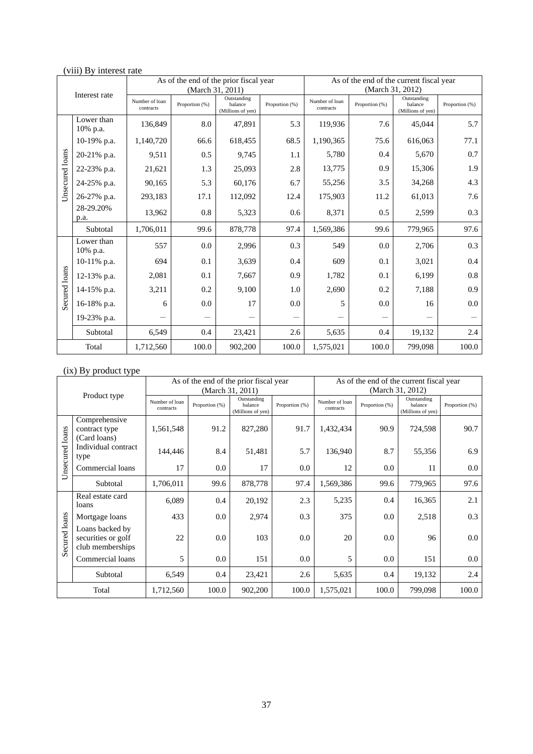(viii) By interest rate

| Interest rate | | As of the end of the prior fiscal year (March 31, 2011) | | | | As of the end of the current fiscal year (March 31, 2012) | | | |
|---|---|---|---|---|---|---|---|---|---|
| | | Number of loan contracts | Proportion (%) | Outstanding balance (Millions of yen) | Proportion (%) | Number of loan contracts | Proportion (%) | Outstanding balance (Millions of yen) | Proportion (%) |
| Unsecured loans | Lower than 10% p.a. | 136,849 | 8.0 | 47,891 | 5.3 | 119,936 | 7.6 | 45,044 | 5.7 |
| | 10-19% p.a. | 1,140,720 | 66.6 | 618,455 | 68.5 | 1,190,365 | 75.6 | 616,063 | 77.1 |
| | 20-21% p.a. | 9,511 | 0.5 | 9,745 | 1.1 | 5,780 | 0.4 | 5,670 | 0.7 |
| | 22-23% p.a. | 21,621 | 1.3 | 25,093 | 2.8 | 13,775 | 0.9 | 15,306 | 1.9 |
| | 24-25% p.a. | 90,165 | 5.3 | 60,176 | 6.7 | 55,256 | 3.5 | 34,268 | 4.3 |
| | 26-27% p.a. | 293,183 | 17.1 | 112,092 | 12.4 | 175,903 | 11.2 | 61,013 | 7.6 |
| | 28-29.20% p.a. | 13,962 | 0.8 | 5,323 | 0.6 | 8,371 | 0.5 | 2,599 | 0.3 |
| | Subtotal | 1,706,011 | 99.6 | 878,778 | 97.4 | 1,569,386 | 99.6 | 779,965 | 97.6 |
| Secured loans | Lower than 10% p.a. | 557 | 0.0 | 2,996 | 0.3 | 549 | 0.0 | 2,706 | 0.3 |
| | 10-11% p.a. | 694 | 0.1 | 3,639 | 0.4 | 609 | 0.1 | 3,021 | 0.4 |
| | 12-13% p.a. | 2,081 | 0.1 | 7,667 | 0.9 | 1,782 | 0.1 | 6,199 | 0.8 |
| | 14-15% p.a. | 3,211 | 0.2 | 9,100 | 1.0 | 2,690 | 0.2 | 7,188 | 0.9 |
| | 16-18% p.a. | 6 | 0.0 | 17 | 0.0 | 5 | 0.0 | 16 | 0.0 |
| | 19-23% p.a. | — | — | — | — | — | — | — | — |
| | Subtotal | 6,549 | 0.4 | 23,421 | 2.6 | 5,635 | 0.4 | 19,132 | 2.4 |
| Total | | 1,712,560 | 100.0 | 902,200 | 100.0 | 1,575,021 | 100.0 | 799,098 | 100.0 |

(ix) By product type

| Product type | | As of the end of the prior fiscal year (March 31, 2011) | | | | As of the end of the current fiscal year (March 31, 2012) | | | |
|---|---|---|---|---|---|---|---|---|---|
| | | Number of loan contracts | Proportion (%) | Outstanding balance (Millions of yen) | Proportion (%) | Number of loan contracts | Proportion (%) | Outstanding balance (Millions of yen) | Proportion (%) |
| Unsecured loans | Comprehensive contract type (Card loans) | 1,561,548 | 91.2 | 827,280 | 91.7 | 1,432,434 | 90.9 | 724,598 | 90.7 |
| | Individual contract type | 144,446 | 8.4 | 51,481 | 5.7 | 136,940 | 8.7 | 55,356 | 6.9 |
| | Commercial loans | 17 | 0.0 | 17 | 0.0 | 12 | 0.0 | 11 | 0.0 |
| | Subtotal | 1,706,011 | 99.6 | 878,778 | 97.4 | 1,569,386 | 99.6 | 779,965 | 97.6 |
| Secured loans | Real estate card loans | 6,089 | 0.4 | 20,192 | 2.3 | 5,235 | 0.4 | 16,365 | 2.1 |
| | Mortgage loans | 433 | 0.0 | 2,974 | 0.3 | 375 | 0.0 | 2,518 | 0.3 |
| | Loans backed by securities or golf club memberships | 22 | 0.0 | 103 | 0.0 | 20 | 0.0 | 96 | 0.0 |
| | Commercial loans | 5 | 0.0 | 151 | 0.0 | 5 | 0.0 | 151 | 0.0 |
| | Subtotal | 6,549 | 0.4 | 23,421 | 2.6 | 5,635 | 0.4 | 19,132 | 2.4 |
| Total | | 1,712,560 | 100.0 | 902,200 | 100.0 | 1,575,021 | 100.0 | 799,098 | 100.0 |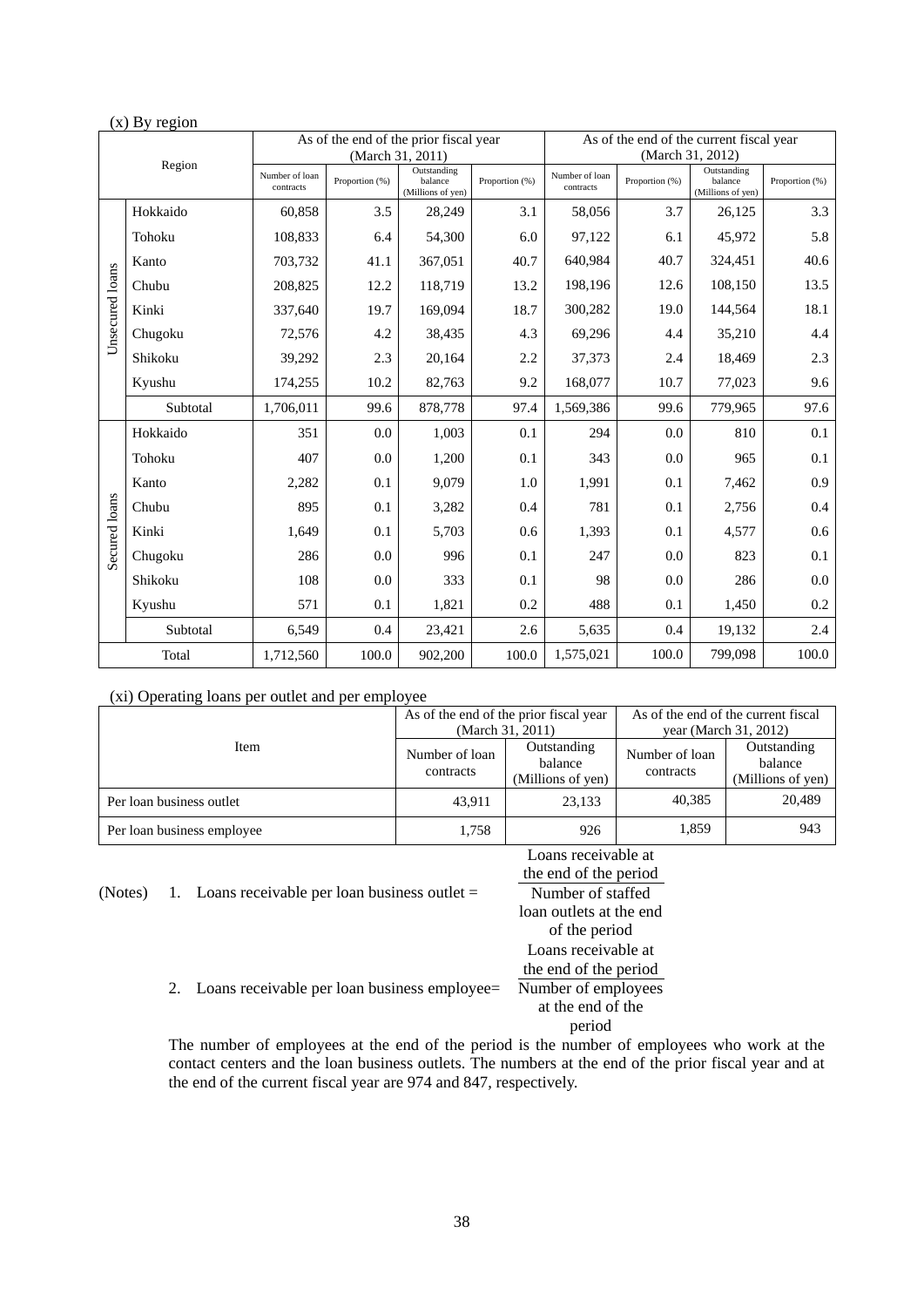(x) By region

| Region | | As of the end of the prior fiscal year (March 31, 2011) | | | | As of the end of the current fiscal year (March 31, 2012) | | | |
|---|---|---|---|---|---|---|---|---|---|
| | | Number of loan contracts | Proportion (%) | Outstanding balance (Millions of yen) | Proportion (%) | Number of loan contracts | Proportion (%) | Outstanding balance (Millions of yen) | Proportion (%) |
| Unsecured loans | Hokkaido | 60,858 | 3.5 | 28,249 | 3.1 | 58,056 | 3.7 | 26,125 | 3.3 |
| | Tohoku | 108,833 | 6.4 | 54,300 | 6.0 | 97,122 | 6.1 | 45,972 | 5.8 |
| | Kanto | 703,732 | 41.1 | 367,051 | 40.7 | 640,984 | 40.7 | 324,451 | 40.6 |
| | Chubu | 208,825 | 12.2 | 118,719 | 13.2 | 198,196 | 12.6 | 108,150 | 13.5 |
| | Kinki | 337,640 | 19.7 | 169,094 | 18.7 | 300,282 | 19.0 | 144,564 | 18.1 |
| | Chugoku | 72,576 | 4.2 | 38,435 | 4.3 | 69,296 | 4.4 | 35,210 | 4.4 |
| | Shikoku | 39,292 | 2.3 | 20,164 | 2.2 | 37,373 | 2.4 | 18,469 | 2.3 |
| | Kyushu | 174,255 | 10.2 | 82,763 | 9.2 | 168,077 | 10.7 | 77,023 | 9.6 |
| | Subtotal | 1,706,011 | 99.6 | 878,778 | 97.4 | 1,569,386 | 99.6 | 779,965 | 97.6 |
| Secured loans | Hokkaido | 351 | 0.0 | 1,003 | 0.1 | 294 | 0.0 | 810 | 0.1 |
| | Tohoku | 407 | 0.0 | 1,200 | 0.1 | 343 | 0.0 | 965 | 0.1 |
| | Kanto | 2,282 | 0.1 | 9,079 | 1.0 | 1,991 | 0.1 | 7,462 | 0.9 |
| | Chubu | 895 | 0.1 | 3,282 | 0.4 | 781 | 0.1 | 2,756 | 0.4 |
| | Kinki | 1,649 | 0.1 | 5,703 | 0.6 | 1,393 | 0.1 | 4,577 | 0.6 |
| | Chugoku | 286 | 0.0 | 996 | 0.1 | 247 | 0.0 | 823 | 0.1 |
| | Shikoku | 108 | 0.0 | 333 | 0.1 | 98 | 0.0 | 286 | 0.0 |
| | Kyushu | 571 | 0.1 | 1,821 | 0.2 | 488 | 0.1 | 1,450 | 0.2 |
| | Subtotal | 6,549 | 0.4 | 23,421 | 2.6 | 5,635 | 0.4 | 19,132 | 2.4 |
| Total | | 1,712,560 | 100.0 | 902,200 | 100.0 | 1,575,021 | 100.0 | 799,098 | 100.0 |

(xi) Operating loans per outlet and per employee

| Item | As of the end of the prior fiscal year (March 31, 2011) | | As of the end of the current fiscal year (March 31, 2012) | |
|---|---|---|---|---|
| | Number of loan contracts | Outstanding balance (Millions of yen) | Number of loan contracts | Outstanding balance (Millions of yen) |
| Per loan business outlet | 43,911 | 23,133 | 40,385 | 20,489 |
| Per loan business employee | 1,758 | 926 | 1,859 | 943 |

(Notes) 1. Loans receivable per loan business outlet = $\frac{\text{Loans receivable at the end of the period}}{\text{Number of staffed loan outlets at the end of the period}}$

2. Loans receivable per loan business employee= $\frac{\text{Loans receivable at the end of the period}}{\text{Number of employees at the end of the period}}$

The number of employees at the end of the period is the number of employees who work at the contact centers and the loan business outlets. The numbers at the end of the prior fiscal year and at the end of the current fiscal year are 974 and 847, respectively.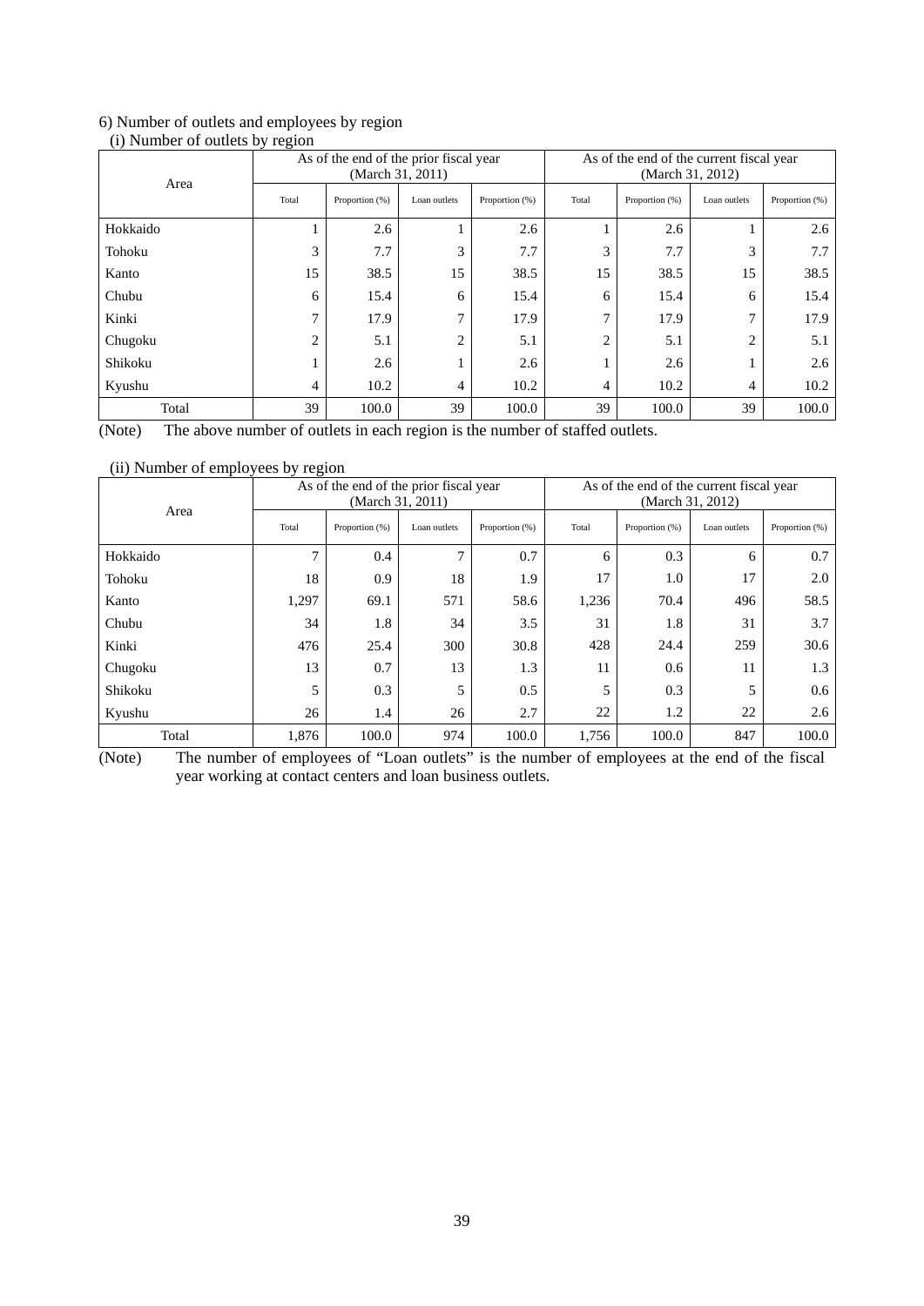6) Number of outlets and employees by region

(i) Number of outlets by region

| Area | As of the end of the prior fiscal year (March 31, 2011) | | | | As of the end of the current fiscal year (March 31, 2012) | | | |
|---|---|---|---|---|---|---|---|---|
| | Total | Proportion (%) | Loan outlets | Proportion (%) | Total | Proportion (%) | Loan outlets | Proportion (%) |
| Hokkaido | 1 | 2.6 | 1 | 2.6 | 1 | 2.6 | 1 | 2.6 |
| Tohoku | 3 | 7.7 | 3 | 7.7 | 3 | 7.7 | 3 | 7.7 |
| Kanto | 15 | 38.5 | 15 | 38.5 | 15 | 38.5 | 15 | 38.5 |
| Chubu | 6 | 15.4 | 6 | 15.4 | 6 | 15.4 | 6 | 15.4 |
| Kinki | 7 | 17.9 | 7 | 17.9 | 7 | 17.9 | 7 | 17.9 |
| Chugoku | 2 | 5.1 | 2 | 5.1 | 2 | 5.1 | 2 | 5.1 |
| Shikoku | 1 | 2.6 | 1 | 2.6 | 1 | 2.6 | 1 | 2.6 |
| Kyushu | 4 | 10.2 | 4 | 10.2 | 4 | 10.2 | 4 | 10.2 |
| Total | 39 | 100.0 | 39 | 100.0 | 39 | 100.0 | 39 | 100.0 |

(Note) The above number of outlets in each region is the number of staffed outlets.

(ii) Number of employees by region

| Area | As of the end of the prior fiscal year (March 31, 2011) | | | | As of the end of the current fiscal year (March 31, 2012) | | | |
|---|---|---|---|---|---|---|---|---|
| | Total | Proportion (%) | Loan outlets | Proportion (%) | Total | Proportion (%) | Loan outlets | Proportion (%) |
| Hokkaido | 7 | 0.4 | 7 | 0.7 | 6 | 0.3 | 6 | 0.7 |
| Tohoku | 18 | 0.9 | 18 | 1.9 | 17 | 1.0 | 17 | 2.0 |
| Kanto | 1,297 | 69.1 | 571 | 58.6 | 1,236 | 70.4 | 496 | 58.5 |
| Chubu | 34 | 1.8 | 34 | 3.5 | 31 | 1.8 | 31 | 3.7 |
| Kinki | 476 | 25.4 | 300 | 30.8 | 428 | 24.4 | 259 | 30.6 |
| Chugoku | 13 | 0.7 | 13 | 1.3 | 11 | 0.6 | 11 | 1.3 |
| Shikoku | 5 | 0.3 | 5 | 0.5 | 5 | 0.3 | 5 | 0.6 |
| Kyushu | 26 | 1.4 | 26 | 2.7 | 22 | 1.2 | 22 | 2.6 |
| Total | 1,876 | 100.0 | 974 | 100.0 | 1,756 | 100.0 | 847 | 100.0 |

(Note) The number of employees of “Loan outlets” is the number of employees at the end of the fiscal year working at contact centers and loan business outlets.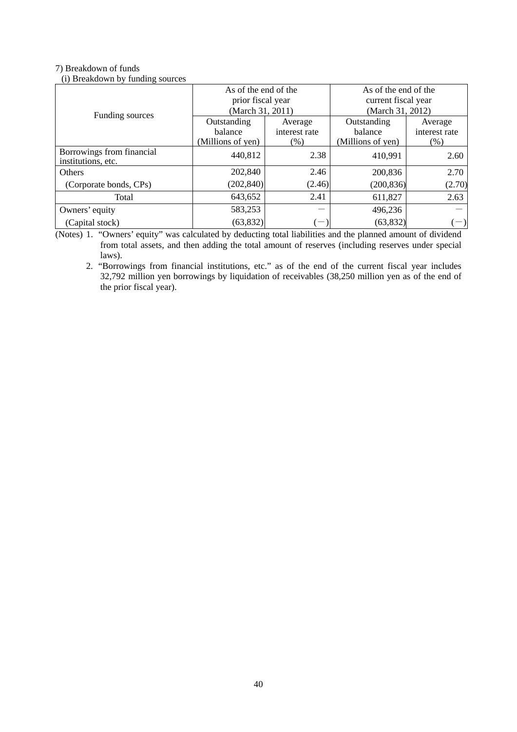7) Breakdown of funds

(i) Breakdown by funding sources

| Funding sources | As of the end of the prior fiscal year (March 31, 2011) | | As of the end of the current fiscal year (March 31, 2012) | |
|---|---|---|---|---|
| | Outstanding balance (Millions of yen) | Average interest rate (%) | Outstanding balance (Millions of yen) | Average interest rate (%) |
| Borrowings from financial institutions, etc. | 440,812 | 2.38 | 410,991 | 2.60 |
| Others | 202,840 | 2.46 | 200,836 | 2.70 |
| (Corporate bonds, CPs) | (202,840) | (2.46) | (200,836) | (2.70) |
| Total | 643,652 | 2.41 | 611,827 | 2.63 |
| Owners' equity | 583,253 | ― | 496,236 | ― |
| (Capital stock) | (63,832) | (―) | (63,832) | (―) |

(Notes) 1. "Owners' equity" was calculated by deducting total liabilities and the planned amount of dividend from total assets, and then adding the total amount of reserves (including reserves under special laws).

2. "Borrowings from financial institutions, etc." as of the end of the current fiscal year includes 32,792 million yen borrowings by liquidation of receivables (38,250 million yen as of the end of the prior fiscal year).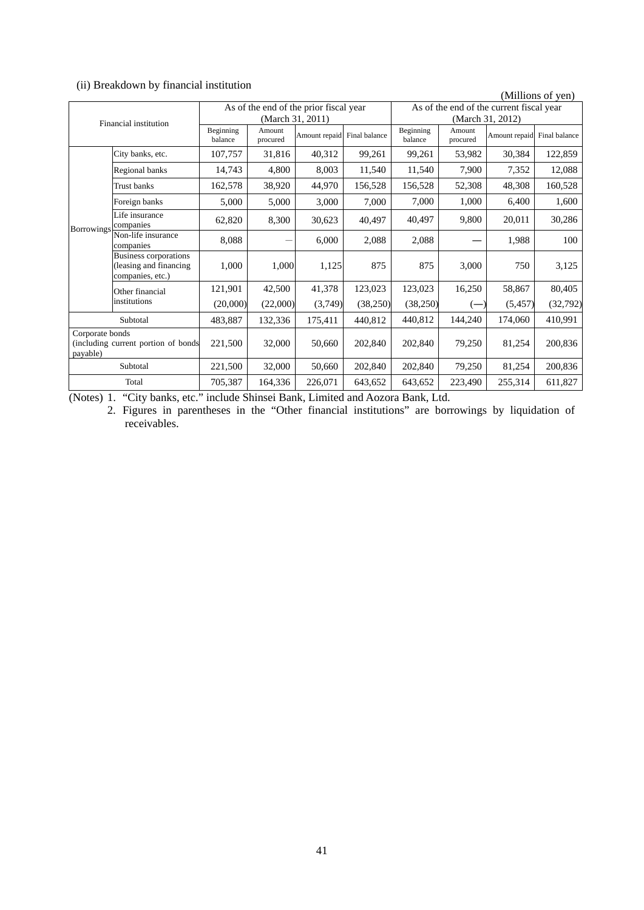(ii) Breakdown by financial institution

(Millions of yen)

| Financial institution | | As of the end of the prior fiscal year (March 31, 2011) | | | | As of the end of the current fiscal year (March 31, 2012) | | | |
|---|---|---|---|---|---|---|---|---|---|
| | | Beginning balance | Amount procured | Amount repaid | Final balance | Beginning balance | Amount procured | Amount repaid | Final balance |
| Borrowings | City banks, etc. | 107,757 | 31,816 | 40,312 | 99,261 | 99,261 | 53,982 | 30,384 | 122,859 |
| | Regional banks | 14,743 | 4,800 | 8,003 | 11,540 | 11,540 | 7,900 | 7,352 | 12,088 |
| | Trust banks | 162,578 | 38,920 | 44,970 | 156,528 | 156,528 | 52,308 | 48,308 | 160,528 |
| | Foreign banks | 5,000 | 5,000 | 3,000 | 7,000 | 7,000 | 1,000 | 6,400 | 1,600 |
| | Life insurance companies | 62,820 | 8,300 | 30,623 | 40,497 | 40,497 | 9,800 | 20,011 | 30,286 |
| | Non-life insurance companies | 8,088 | — | 6,000 | 2,088 | 2,088 | — | 1,988 | 100 |
| | Business corporations (leasing and financing companies, etc.) | 1,000 | 1,000 | 1,125 | 875 | 875 | 3,000 | 750 | 3,125 |
| | Other financial institutions | 121,901<br>(20,000) | 42,500<br>(22,000) | 41,378<br>(3,749) | 123,023<br>(38,250) | 123,023<br>(38,250) | 16,250<br>(—) | 58,867<br>(5,457) | 80,405<br>(32,792) |
| Subtotal | | 483,887 | 132,336 | 175,411 | 440,812 | 440,812 | 144,240 | 174,060 | 410,991 |
| Corporate bonds (including current portion of bonds payable) | | 221,500 | 32,000 | 50,660 | 202,840 | 202,840 | 79,250 | 81,254 | 200,836 |
| Subtotal | | 221,500 | 32,000 | 50,660 | 202,840 | 202,840 | 79,250 | 81,254 | 200,836 |
| Total | | 705,387 | 164,336 | 226,071 | 643,652 | 643,652 | 223,490 | 255,314 | 611,827 |

(Notes) 1. "City banks, etc." include Shinsei Bank, Limited and Aozora Bank, Ltd.

2. Figures in parentheses in the "Other financial institutions" are borrowings by liquidation of receivables.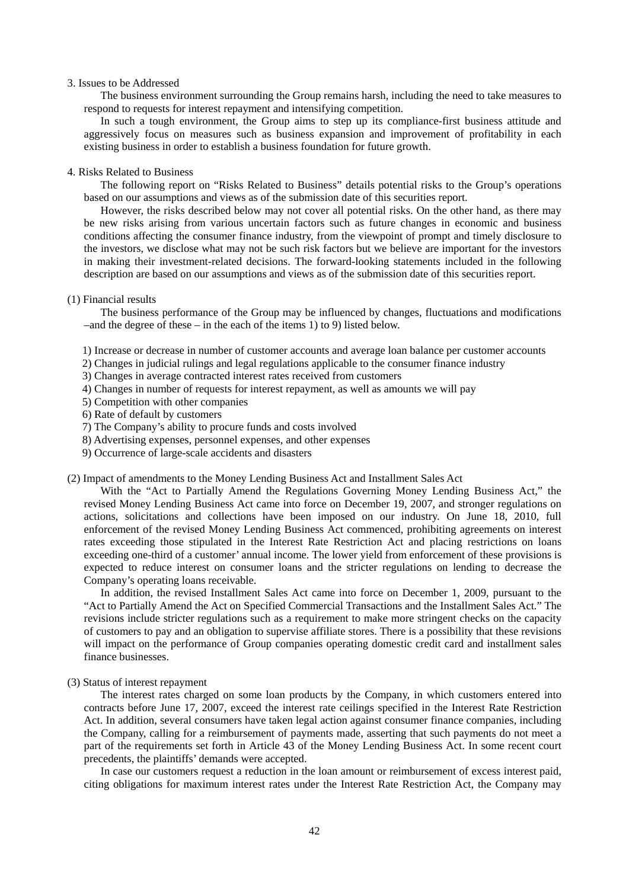## 3. Issues to be Addressed

The business environment surrounding the Group remains harsh, including the need to take measures to respond to requests for interest repayment and intensifying competition.

In such a tough environment, the Group aims to step up its compliance-first business attitude and aggressively focus on measures such as business expansion and improvement of profitability in each existing business in order to establish a business foundation for future growth.

## 4. Risks Related to Business

The following report on "Risks Related to Business" details potential risks to the Group's operations based on our assumptions and views as of the submission date of this securities report.

However, the risks described below may not cover all potential risks. On the other hand, as there may be new risks arising from various uncertain factors such as future changes in economic and business conditions affecting the consumer finance industry, from the viewpoint of prompt and timely disclosure to the investors, we disclose what may not be such risk factors but we believe are important for the investors in making their investment-related decisions. The forward-looking statements included in the following description are based on our assumptions and views as of the submission date of this securities report.

### (1) Financial results

The business performance of the Group may be influenced by changes, fluctuations and modifications –and the degree of these – in the each of the items 1) to 9) listed below.

1) Increase or decrease in number of customer accounts and average loan balance per customer accounts
2) Changes in judicial rulings and legal regulations applicable to the consumer finance industry
3) Changes in average contracted interest rates received from customers
4) Changes in number of requests for interest repayment, as well as amounts we will pay
5) Competition with other companies
6) Rate of default by customers
7) The Company's ability to procure funds and costs involved
8) Advertising expenses, personnel expenses, and other expenses
9) Occurrence of large-scale accidents and disasters

### (2) Impact of amendments to the Money Lending Business Act and Installment Sales Act

With the "Act to Partially Amend the Regulations Governing Money Lending Business Act," the revised Money Lending Business Act came into force on December 19, 2007, and stronger regulations on actions, solicitations and collections have been imposed on our industry. On June 18, 2010, full enforcement of the revised Money Lending Business Act commenced, prohibiting agreements on interest rates exceeding those stipulated in the Interest Rate Restriction Act and placing restrictions on loans exceeding one-third of a customer' annual income. The lower yield from enforcement of these provisions is expected to reduce interest on consumer loans and the stricter regulations on lending to decrease the Company's operating loans receivable.

In addition, the revised Installment Sales Act came into force on December 1, 2009, pursuant to the "Act to Partially Amend the Act on Specified Commercial Transactions and the Installment Sales Act." The revisions include stricter regulations such as a requirement to make more stringent checks on the capacity of customers to pay and an obligation to supervise affiliate stores. There is a possibility that these revisions will impact on the performance of Group companies operating domestic credit card and installment sales finance businesses.

### (3) Status of interest repayment

The interest rates charged on some loan products by the Company, in which customers entered into contracts before June 17, 2007, exceed the interest rate ceilings specified in the Interest Rate Restriction Act. In addition, several consumers have taken legal action against consumer finance companies, including the Company, calling for a reimbursement of payments made, asserting that such payments do not meet a part of the requirements set forth in Article 43 of the Money Lending Business Act. In some recent court precedents, the plaintiffs' demands were accepted.

In case our customers request a reduction in the loan amount or reimbursement of excess interest paid, citing obligations for maximum interest rates under the Interest Rate Restriction Act, the Company may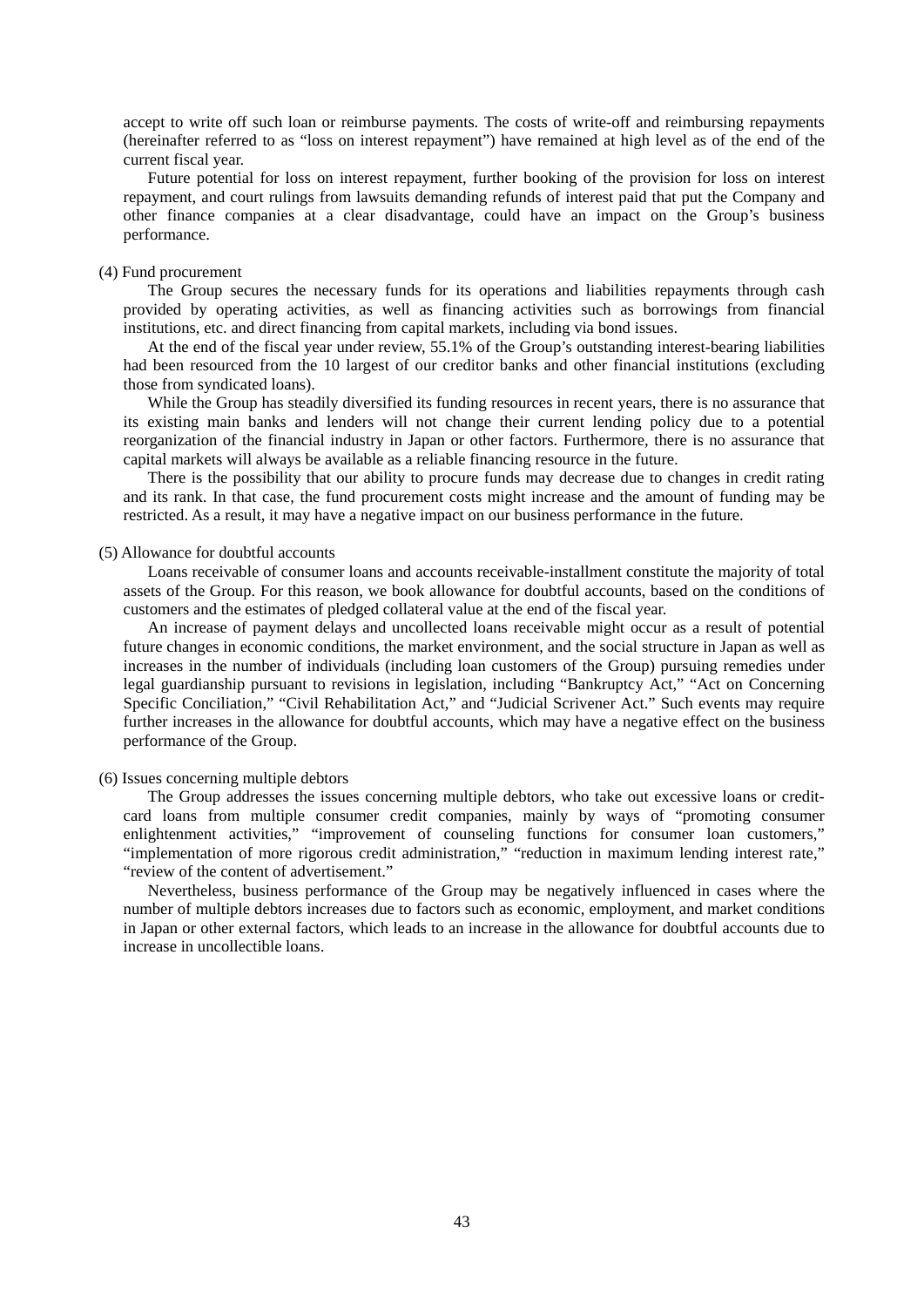accept to write off such loan or reimburse payments. The costs of write-off and reimbursing repayments (hereinafter referred to as "loss on interest repayment") have remained at high level as of the end of the current fiscal year.

Future potential for loss on interest repayment, further booking of the provision for loss on interest repayment, and court rulings from lawsuits demanding refunds of interest paid that put the Company and other finance companies at a clear disadvantage, could have an impact on the Group's business performance.

(4) Fund procurement

The Group secures the necessary funds for its operations and liabilities repayments through cash provided by operating activities, as well as financing activities such as borrowings from financial institutions, etc. and direct financing from capital markets, including via bond issues.

At the end of the fiscal year under review, 55.1% of the Group's outstanding interest-bearing liabilities had been resourced from the 10 largest of our creditor banks and other financial institutions (excluding those from syndicated loans).

While the Group has steadily diversified its funding resources in recent years, there is no assurance that its existing main banks and lenders will not change their current lending policy due to a potential reorganization of the financial industry in Japan or other factors. Furthermore, there is no assurance that capital markets will always be available as a reliable financing resource in the future.

There is the possibility that our ability to procure funds may decrease due to changes in credit rating and its rank. In that case, the fund procurement costs might increase and the amount of funding may be restricted. As a result, it may have a negative impact on our business performance in the future.

(5) Allowance for doubtful accounts

Loans receivable of consumer loans and accounts receivable-installment constitute the majority of total assets of the Group. For this reason, we book allowance for doubtful accounts, based on the conditions of customers and the estimates of pledged collateral value at the end of the fiscal year.

An increase of payment delays and uncollected loans receivable might occur as a result of potential future changes in economic conditions, the market environment, and the social structure in Japan as well as increases in the number of individuals (including loan customers of the Group) pursuing remedies under legal guardianship pursuant to revisions in legislation, including "Bankruptcy Act," "Act on Concerning Specific Conciliation," "Civil Rehabilitation Act," and "Judicial Scrivener Act." Such events may require further increases in the allowance for doubtful accounts, which may have a negative effect on the business performance of the Group.

(6) Issues concerning multiple debtors

The Group addresses the issues concerning multiple debtors, who take out excessive loans or credit-card loans from multiple consumer credit companies, mainly by ways of "promoting consumer enlightenment activities," "improvement of counseling functions for consumer loan customers," "implementation of more rigorous credit administration," "reduction in maximum lending interest rate," "review of the content of advertisement."

Nevertheless, business performance of the Group may be negatively influenced in cases where the number of multiple debtors increases due to factors such as economic, employment, and market conditions in Japan or other external factors, which leads to an increase in the allowance for doubtful accounts due to increase in uncollectible loans.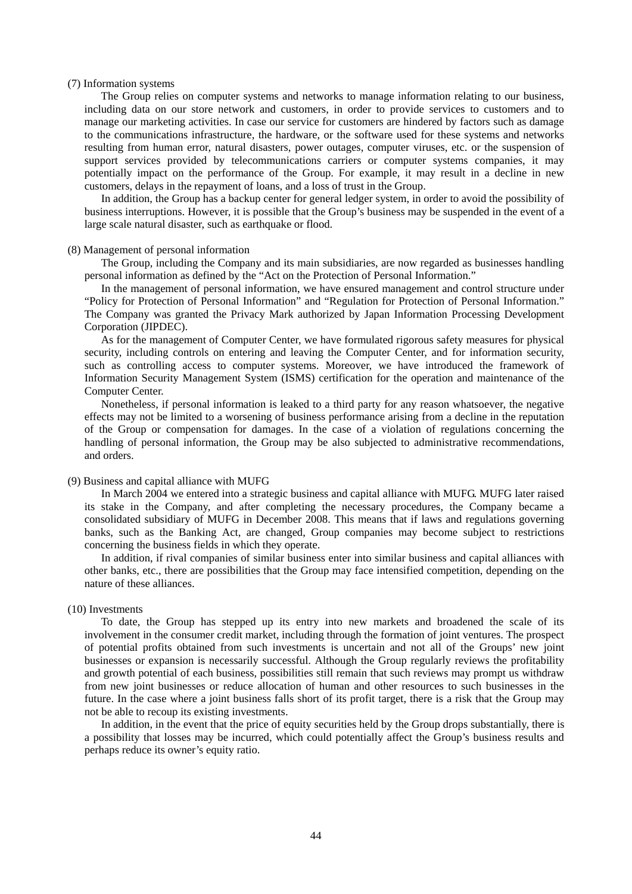(7) Information systems

The Group relies on computer systems and networks to manage information relating to our business, including data on our store network and customers, in order to provide services to customers and to manage our marketing activities. In case our service for customers are hindered by factors such as damage to the communications infrastructure, the hardware, or the software used for these systems and networks resulting from human error, natural disasters, power outages, computer viruses, etc. or the suspension of support services provided by telecommunications carriers or computer systems companies, it may potentially impact on the performance of the Group. For example, it may result in a decline in new customers, delays in the repayment of loans, and a loss of trust in the Group.

In addition, the Group has a backup center for general ledger system, in order to avoid the possibility of business interruptions. However, it is possible that the Group's business may be suspended in the event of a large scale natural disaster, such as earthquake or flood.

(8) Management of personal information

The Group, including the Company and its main subsidiaries, are now regarded as businesses handling personal information as defined by the "Act on the Protection of Personal Information."

In the management of personal information, we have ensured management and control structure under "Policy for Protection of Personal Information" and "Regulation for Protection of Personal Information." The Company was granted the Privacy Mark authorized by Japan Information Processing Development Corporation (JIPDEC).

As for the management of Computer Center, we have formulated rigorous safety measures for physical security, including controls on entering and leaving the Computer Center, and for information security, such as controlling access to computer systems. Moreover, we have introduced the framework of Information Security Management System (ISMS) certification for the operation and maintenance of the Computer Center.

Nonetheless, if personal information is leaked to a third party for any reason whatsoever, the negative effects may not be limited to a worsening of business performance arising from a decline in the reputation of the Group or compensation for damages. In the case of a violation of regulations concerning the handling of personal information, the Group may be also subjected to administrative recommendations, and orders.

(9) Business and capital alliance with MUFG

In March 2004 we entered into a strategic business and capital alliance with MUFG. MUFG later raised its stake in the Company, and after completing the necessary procedures, the Company became a consolidated subsidiary of MUFG in December 2008. This means that if laws and regulations governing banks, such as the Banking Act, are changed, Group companies may become subject to restrictions concerning the business fields in which they operate.

In addition, if rival companies of similar business enter into similar business and capital alliances with other banks, etc., there are possibilities that the Group may face intensified competition, depending on the nature of these alliances.

(10) Investments

To date, the Group has stepped up its entry into new markets and broadened the scale of its involvement in the consumer credit market, including through the formation of joint ventures. The prospect of potential profits obtained from such investments is uncertain and not all of the Groups' new joint businesses or expansion is necessarily successful. Although the Group regularly reviews the profitability and growth potential of each business, possibilities still remain that such reviews may prompt us withdraw from new joint businesses or reduce allocation of human and other resources to such businesses in the future. In the case where a joint business falls short of its profit target, there is a risk that the Group may not be able to recoup its existing investments.

In addition, in the event that the price of equity securities held by the Group drops substantially, there is a possibility that losses may be incurred, which could potentially affect the Group's business results and perhaps reduce its owner's equity ratio.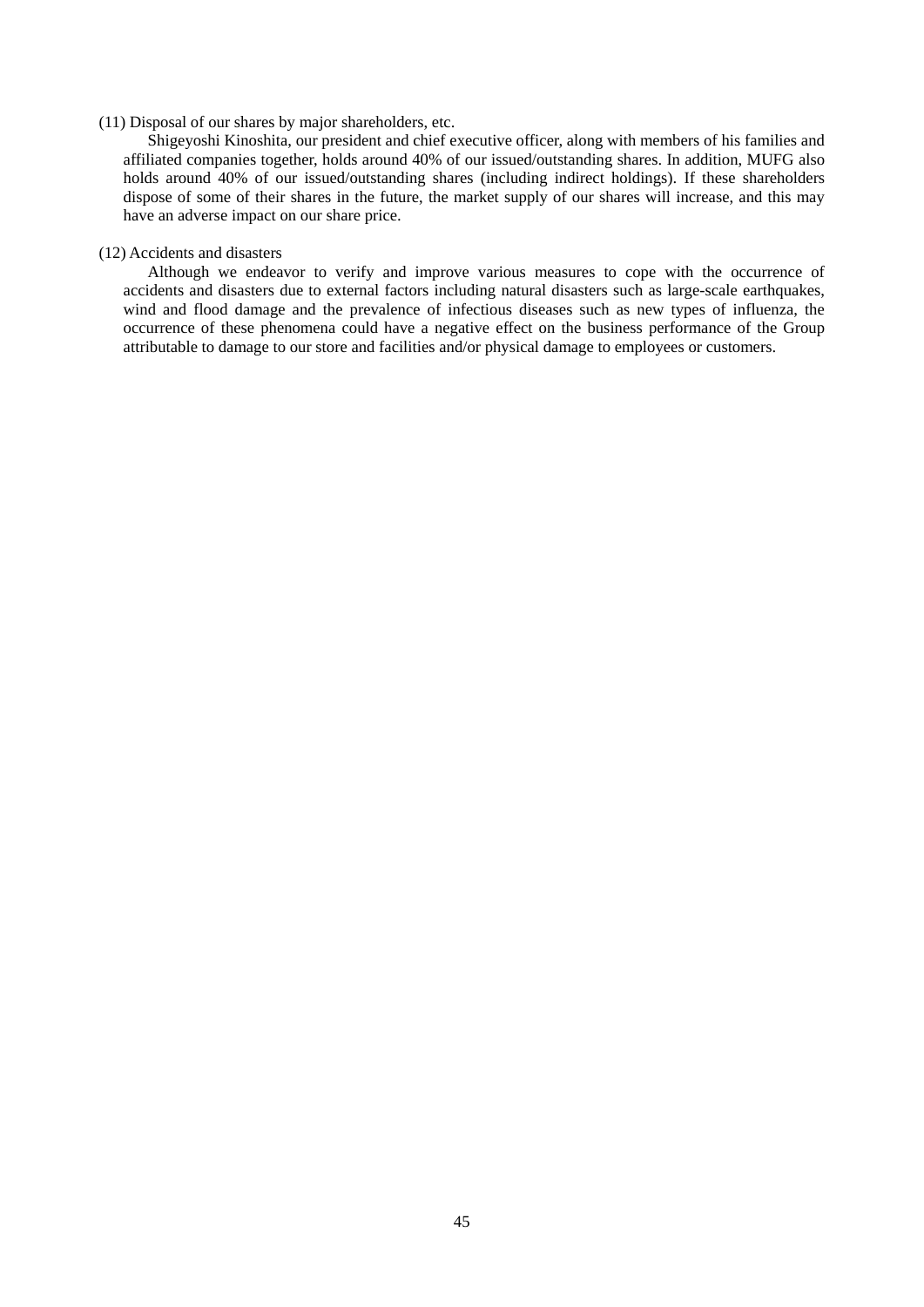(11) Disposal of our shares by major shareholders, etc.

Shigeyoshi Kinoshita, our president and chief executive officer, along with members of his families and affiliated companies together, holds around 40% of our issued/outstanding shares. In addition, MUFG also holds around 40% of our issued/outstanding shares (including indirect holdings). If these shareholders dispose of some of their shares in the future, the market supply of our shares will increase, and this may have an adverse impact on our share price.

(12) Accidents and disasters

Although we endeavor to verify and improve various measures to cope with the occurrence of accidents and disasters due to external factors including natural disasters such as large-scale earthquakes, wind and flood damage and the prevalence of infectious diseases such as new types of influenza, the occurrence of these phenomena could have a negative effect on the business performance of the Group attributable to damage to our store and facilities and/or physical damage to employees or customers.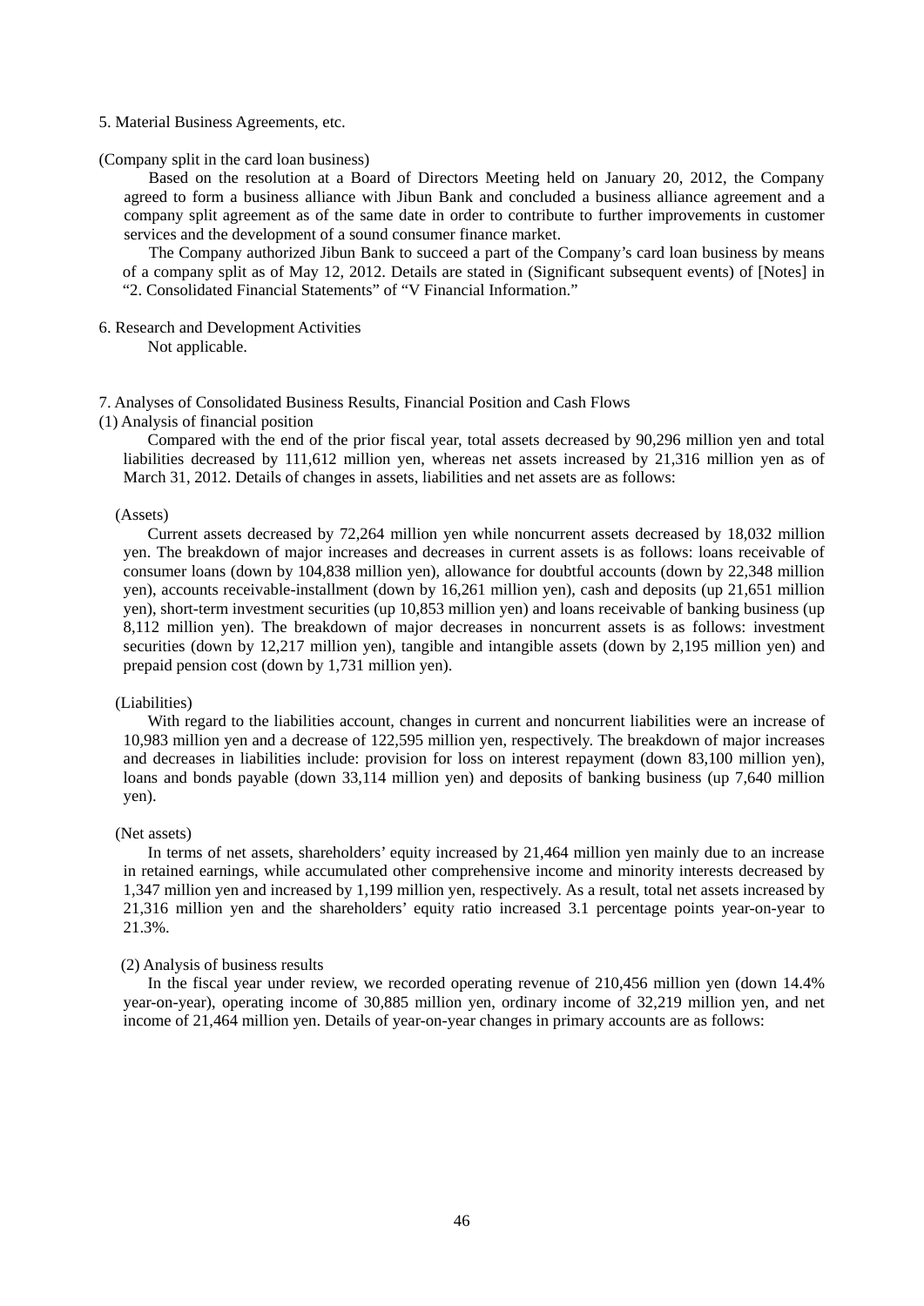## 5. Material Business Agreements, etc.

(Company split in the card loan business)

Based on the resolution at a Board of Directors Meeting held on January 20, 2012, the Company agreed to form a business alliance with Jibun Bank and concluded a business alliance agreement and a company split agreement as of the same date in order to contribute to further improvements in customer services and the development of a sound consumer finance market.

The Company authorized Jibun Bank to succeed a part of the Company's card loan business by means of a company split as of May 12, 2012. Details are stated in (Significant subsequent events) of [Notes] in "2. Consolidated Financial Statements" of "V Financial Information."

## 6. Research and Development Activities

Not applicable.

## 7. Analyses of Consolidated Business Results, Financial Position and Cash Flows

### (1) Analysis of financial position

Compared with the end of the prior fiscal year, total assets decreased by 90,296 million yen and total liabilities decreased by 111,612 million yen, whereas net assets increased by 21,316 million yen as of March 31, 2012. Details of changes in assets, liabilities and net assets are as follows:

(Assets)

Current assets decreased by 72,264 million yen while noncurrent assets decreased by 18,032 million yen. The breakdown of major increases and decreases in current assets is as follows: loans receivable of consumer loans (down by 104,838 million yen), allowance for doubtful accounts (down by 22,348 million yen), accounts receivable-installment (down by 16,261 million yen), cash and deposits (up 21,651 million yen), short-term investment securities (up 10,853 million yen) and loans receivable of banking business (up 8,112 million yen). The breakdown of major decreases in noncurrent assets is as follows: investment securities (down by 12,217 million yen), tangible and intangible assets (down by 2,195 million yen) and prepaid pension cost (down by 1,731 million yen).

(Liabilities)

With regard to the liabilities account, changes in current and noncurrent liabilities were an increase of 10,983 million yen and a decrease of 122,595 million yen, respectively. The breakdown of major increases and decreases in liabilities include: provision for loss on interest repayment (down 83,100 million yen), loans and bonds payable (down 33,114 million yen) and deposits of banking business (up 7,640 million yen).

(Net assets)

In terms of net assets, shareholders' equity increased by 21,464 million yen mainly due to an increase in retained earnings, while accumulated other comprehensive income and minority interests decreased by 1,347 million yen and increased by 1,199 million yen, respectively. As a result, total net assets increased by 21,316 million yen and the shareholders' equity ratio increased 3.1 percentage points year-on-year to 21.3%.

### (2) Analysis of business results

In the fiscal year under review, we recorded operating revenue of 210,456 million yen (down 14.4% year-on-year), operating income of 30,885 million yen, ordinary income of 32,219 million yen, and net income of 21,464 million yen. Details of year-on-year changes in primary accounts are as follows: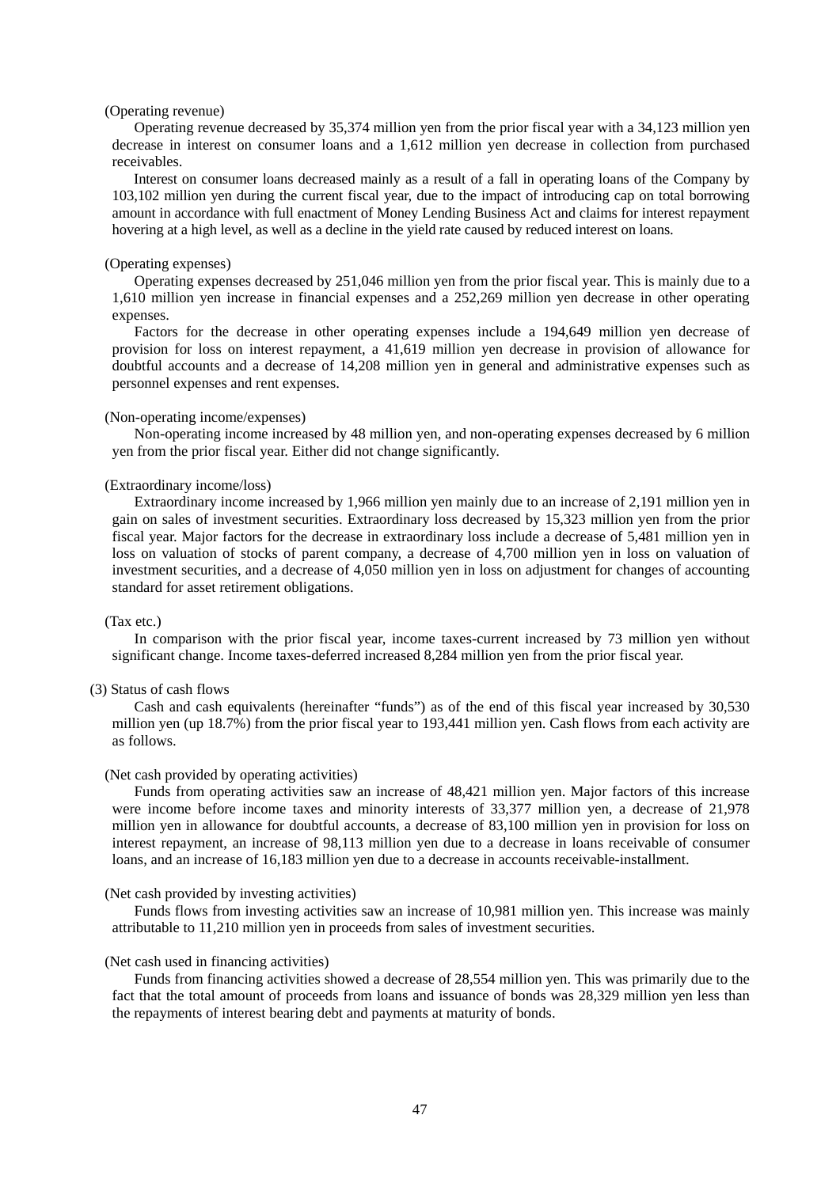(Operating revenue)

Operating revenue decreased by 35,374 million yen from the prior fiscal year with a 34,123 million yen decrease in interest on consumer loans and a 1,612 million yen decrease in collection from purchased receivables.

Interest on consumer loans decreased mainly as a result of a fall in operating loans of the Company by 103,102 million yen during the current fiscal year, due to the impact of introducing cap on total borrowing amount in accordance with full enactment of Money Lending Business Act and claims for interest repayment hovering at a high level, as well as a decline in the yield rate caused by reduced interest on loans.

(Operating expenses)

Operating expenses decreased by 251,046 million yen from the prior fiscal year. This is mainly due to a 1,610 million yen increase in financial expenses and a 252,269 million yen decrease in other operating expenses.

Factors for the decrease in other operating expenses include a 194,649 million yen decrease of provision for loss on interest repayment, a 41,619 million yen decrease in provision of allowance for doubtful accounts and a decrease of 14,208 million yen in general and administrative expenses such as personnel expenses and rent expenses.

(Non-operating income/expenses)

Non-operating income increased by 48 million yen, and non-operating expenses decreased by 6 million yen from the prior fiscal year. Either did not change significantly.

(Extraordinary income/loss)

Extraordinary income increased by 1,966 million yen mainly due to an increase of 2,191 million yen in gain on sales of investment securities. Extraordinary loss decreased by 15,323 million yen from the prior fiscal year. Major factors for the decrease in extraordinary loss include a decrease of 5,481 million yen in loss on valuation of stocks of parent company, a decrease of 4,700 million yen in loss on valuation of investment securities, and a decrease of 4,050 million yen in loss on adjustment for changes of accounting standard for asset retirement obligations.

(Tax etc.)

In comparison with the prior fiscal year, income taxes-current increased by 73 million yen without significant change. Income taxes-deferred increased 8,284 million yen from the prior fiscal year.

(3) Status of cash flows

Cash and cash equivalents (hereinafter "funds") as of the end of this fiscal year increased by 30,530 million yen (up 18.7%) from the prior fiscal year to 193,441 million yen. Cash flows from each activity are as follows.

(Net cash provided by operating activities)

Funds from operating activities saw an increase of 48,421 million yen. Major factors of this increase were income before income taxes and minority interests of 33,377 million yen, a decrease of 21,978 million yen in allowance for doubtful accounts, a decrease of 83,100 million yen in provision for loss on interest repayment, an increase of 98,113 million yen due to a decrease in loans receivable of consumer loans, and an increase of 16,183 million yen due to a decrease in accounts receivable-installment.

(Net cash provided by investing activities)

Funds flows from investing activities saw an increase of 10,981 million yen. This increase was mainly attributable to 11,210 million yen in proceeds from sales of investment securities.

(Net cash used in financing activities)

Funds from financing activities showed a decrease of 28,554 million yen. This was primarily due to the fact that the total amount of proceeds from loans and issuance of bonds was 28,329 million yen less than the repayments of interest bearing debt and payments at maturity of bonds.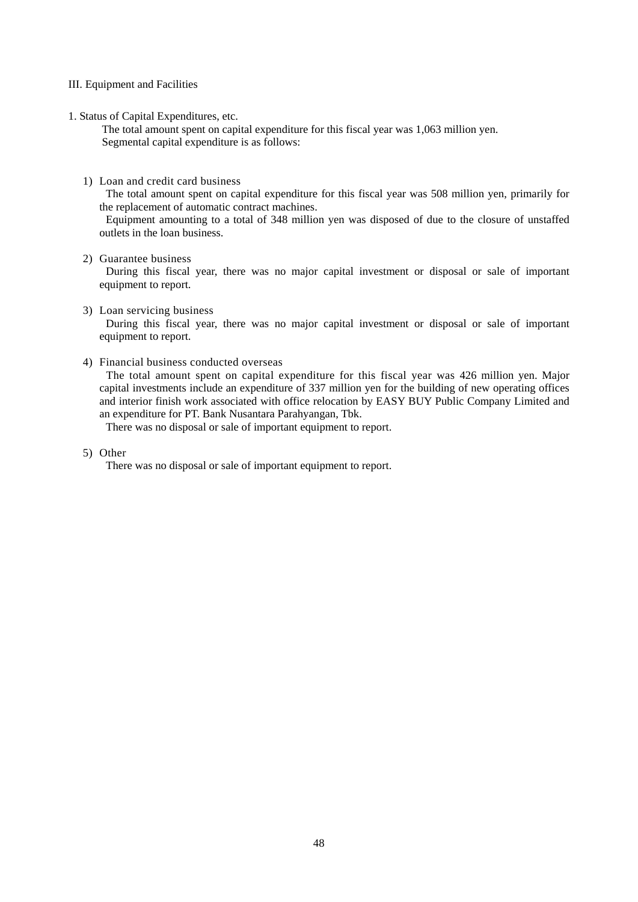## III. Equipment and Facilities

### 1. Status of Capital Expenditures, etc.

The total amount spent on capital expenditure for this fiscal year was 1,063 million yen.
Segmental capital expenditure is as follows:

1) Loan and credit card business

The total amount spent on capital expenditure for this fiscal year was 508 million yen, primarily for the replacement of automatic contract machines.

Equipment amounting to a total of 348 million yen was disposed of due to the closure of unstaffed outlets in the loan business.

2) Guarantee business

During this fiscal year, there was no major capital investment or disposal or sale of important equipment to report.

3) Loan servicing business

During this fiscal year, there was no major capital investment or disposal or sale of important equipment to report.

4) Financial business conducted overseas

The total amount spent on capital expenditure for this fiscal year was 426 million yen. Major capital investments include an expenditure of 337 million yen for the building of new operating offices and interior finish work associated with office relocation by EASY BUY Public Company Limited and an expenditure for PT. Bank Nusantara Parahyangan, Tbk.

There was no disposal or sale of important equipment to report.

5) Other

There was no disposal or sale of important equipment to report.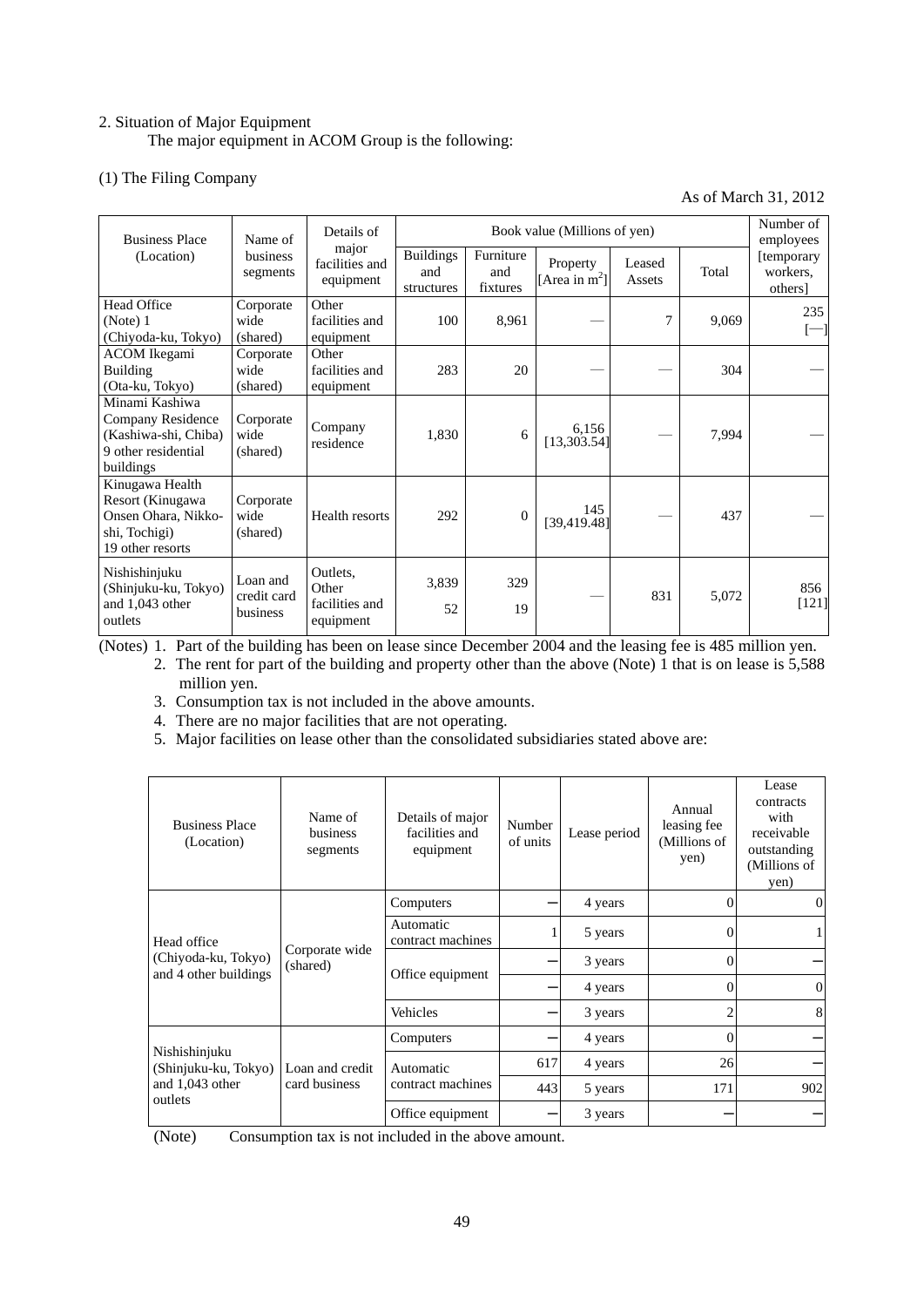2. Situation of Major Equipment

The major equipment in ACOM Group is the following:

(1) The Filing Company

As of March 31, 2012

| Business Place (Location) | Name of business segments | Details of major facilities and equipment | Book value (Millions of yen) | | | | | Number of employees [temporary workers, others] |
|---|---|---|---|---|---|---|---|---|
| | | | Buildings and structures | Furniture and fixtures | Property [Area in $m^2$] | Leased Assets | Total | |
| Head Office (Note) 1 (Chiyoda-ku, Tokyo) | Corporate wide (shared) | Other facilities and equipment | 100 | 8,961 | — | 7 | 9,069 | 235 [—] |
| ACOM Ikegami Building (Ota-ku, Tokyo) | Corporate wide (shared) | Other facilities and equipment | 283 | 20 | — | — | 304 | — |
| Minami Kashiwa Company Residence (Kashiwa-shi, Chiba) 9 other residential buildings | Corporate wide (shared) | Company residence | 1,830 | 6 | 6,156 [13,303.54] | — | 7,994 | — |
| Kinugawa Health Resort (Kinugawa Onsen Ohara, Nikko-shi, Tochigi) 19 other resorts | Corporate wide (shared) | Health resorts | 292 | 0 | 145 [39,419.48] | — | 437 | — |
| Nishishinjuku (Shinjuku-ku, Tokyo) and 1,043 other outlets | Loan and credit card business | Outlets, Other facilities and equipment | 3,839<br>52 | 329<br>19 | — | 831 | 5,072 | 856 [121] |

(Notes) 1. Part of the building has been on lease since December 2004 and the leasing fee is 485 million yen.

2. The rent for part of the building and property other than the above (Note) 1 that is on lease is 5,588 million yen.

3. Consumption tax is not included in the above amounts.

4. There are no major facilities that are not operating.

5. Major facilities on lease other than the consolidated subsidiaries stated above are:

| Business Place (Location) | Name of business segments | Details of major facilities and equipment | Number of units | Lease period | Annual leasing fee (Millions of yen) | Lease contracts with receivable outstanding (Millions of yen) |
|---|---|---|---|---|---|---|
| Head office (Chiyoda-ku, Tokyo) and 4 other buildings | Corporate wide (shared) | Computers | — | 4 years | 0 | 0 |
| | | Automatic contract machines | 1 | 5 years | 0 | 1 |
| | | Office equipment | — | 3 years | 0 | — |
| | | | — | 4 years | 0 | 0 |
| | | Vehicles | — | 3 years | 2 | 8 |
| Nishishinjuku (Shinjuku-ku, Tokyo) and 1,043 other outlets | Loan and credit card business | Computers | — | 4 years | 0 | — |
| | | Automatic contract machines | 617 | 4 years | 26 | — |
| | | | 443 | 5 years | 171 | 902 |
| | | Office equipment | — | 3 years | — | — |

(Note) Consumption tax is not included in the above amount.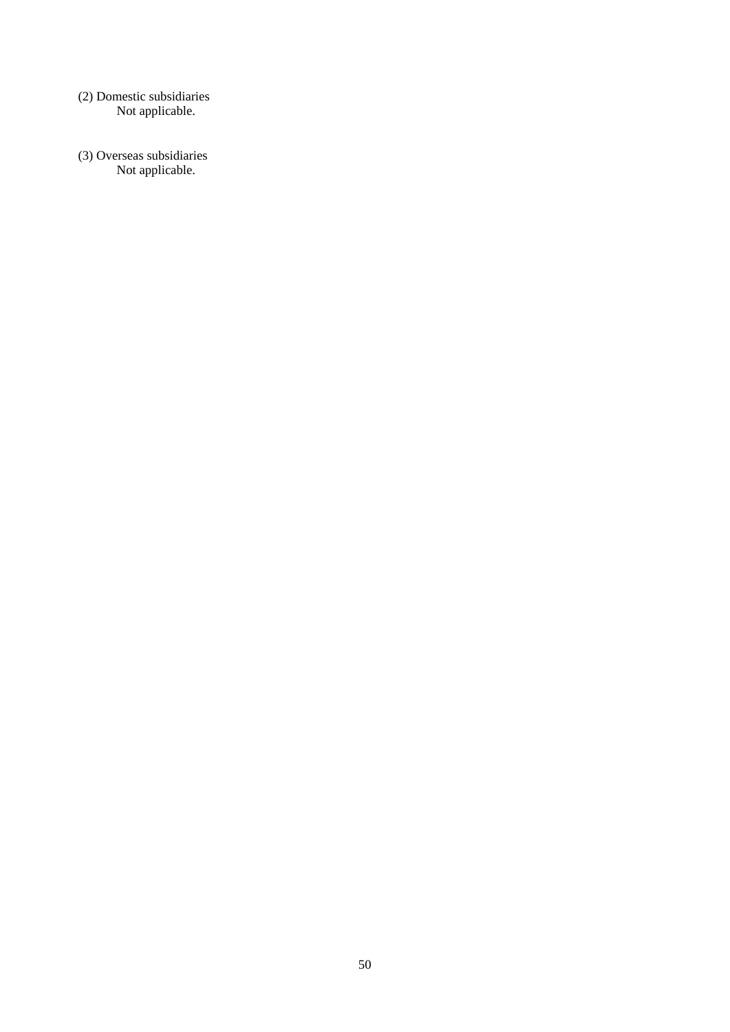(2) Domestic subsidiaries

Not applicable.

(3) Overseas subsidiaries

Not applicable.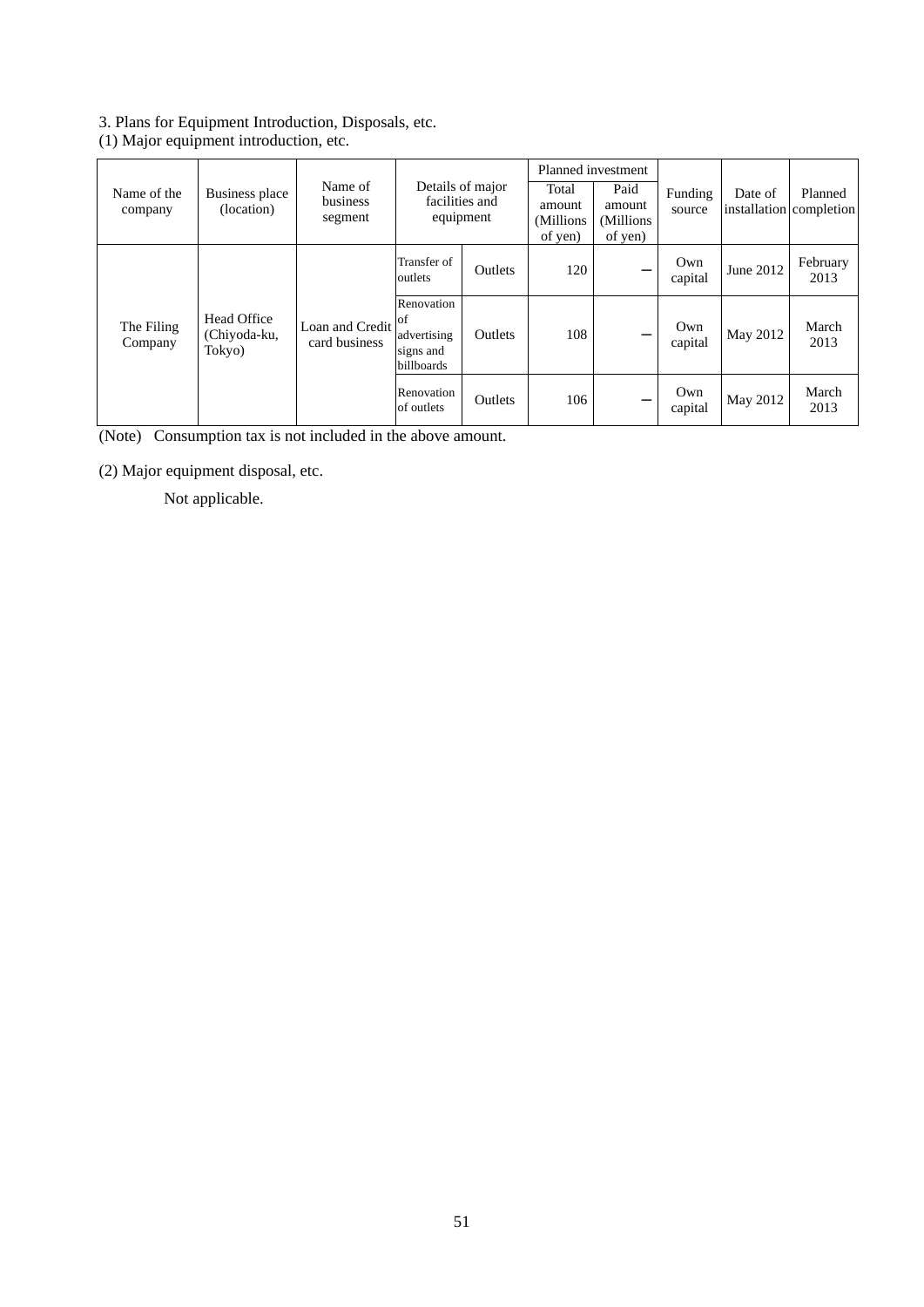3. Plans for Equipment Introduction, Disposals, etc.

(1) Major equipment introduction, etc.

| Name of the company | Business place (location) | Name of business segment | Details of major facilities and equipment | | Planned investment | | Funding source | Date of installation | Planned completion |
|---|---|---|---|---|---|---|---|---|---|
| | | | | | Total amount (Millions of yen) | Paid amount (Millions of yen) | | | |
| The Filing Company | Head Office (Chiyoda-ku, Tokyo) | Loan and Credit card business | Transfer of outlets | Outlets | 120 | – | Own capital | June 2012 | February 2013 |
| | | | Renovation of advertising signs and billboards | Outlets | 108 | – | Own capital | May 2012 | March 2013 |
| | | | Renovation of outlets | Outlets | 106 | – | Own capital | May 2012 | March 2013 |

(Note) Consumption tax is not included in the above amount.

(2) Major equipment disposal, etc.

Not applicable.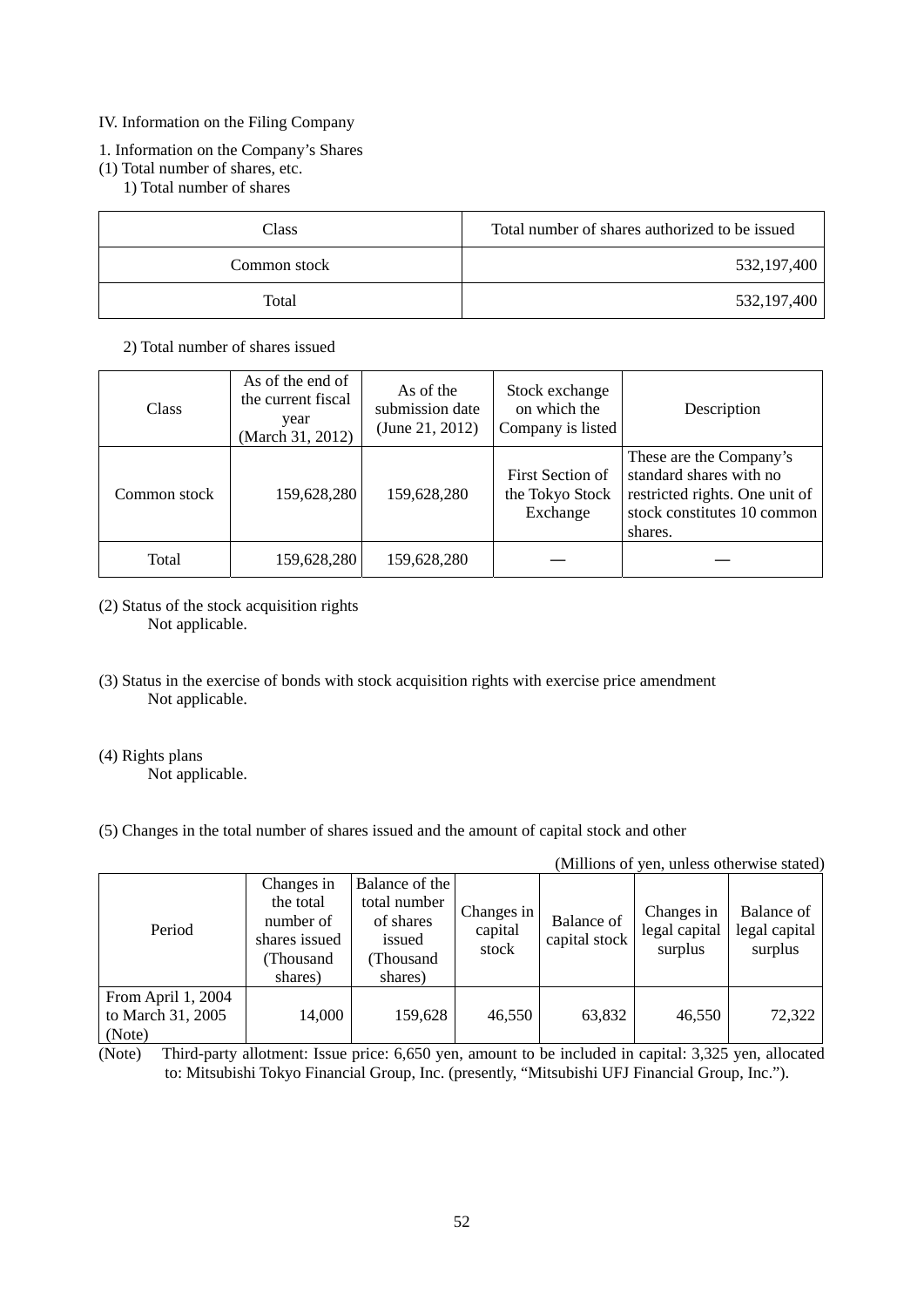IV. Information on the Filing Company

1. Information on the Company's Shares

(1) Total number of shares, etc.

1) Total number of shares

| Class | Total number of shares authorized to be issued |
|---|---|
| Common stock | 532,197,400 |
| Total | 532,197,400 |

2) Total number of shares issued

| Class | As of the end of the current fiscal year (March 31, 2012) | As of the submission date (June 21, 2012) | Stock exchange on which the Company is listed | Description |
|---|---|---|---|---|
| Common stock | 159,628,280 | 159,628,280 | First Section of the Tokyo Stock Exchange | These are the Company's standard shares with no restricted rights. One unit of stock constitutes 10 common shares. |
| Total | 159,628,280 | 159,628,280 | — | — |

(2) Status of the stock acquisition rights

Not applicable.

(3) Status in the exercise of bonds with stock acquisition rights with exercise price amendment

Not applicable.

(4) Rights plans

Not applicable.

(5) Changes in the total number of shares issued and the amount of capital stock and other

(Millions of yen, unless otherwise stated)

| Period | Changes in the total number of shares issued (Thousand shares) | Balance of the total number of shares issued (Thousand shares) | Changes in capital stock | Balance of capital stock | Changes in legal capital surplus | Balance of legal capital surplus |
|---|---|---|---|---|---|---|
| From April 1, 2004 to March 31, 2005 (Note) | 14,000 | 159,628 | 46,550 | 63,832 | 46,550 | 72,322 |

(Note) Third-party allotment: Issue price: 6,650 yen, amount to be included in capital: 3,325 yen, allocated to: Mitsubishi Tokyo Financial Group, Inc. (presently, "Mitsubishi UFJ Financial Group, Inc.").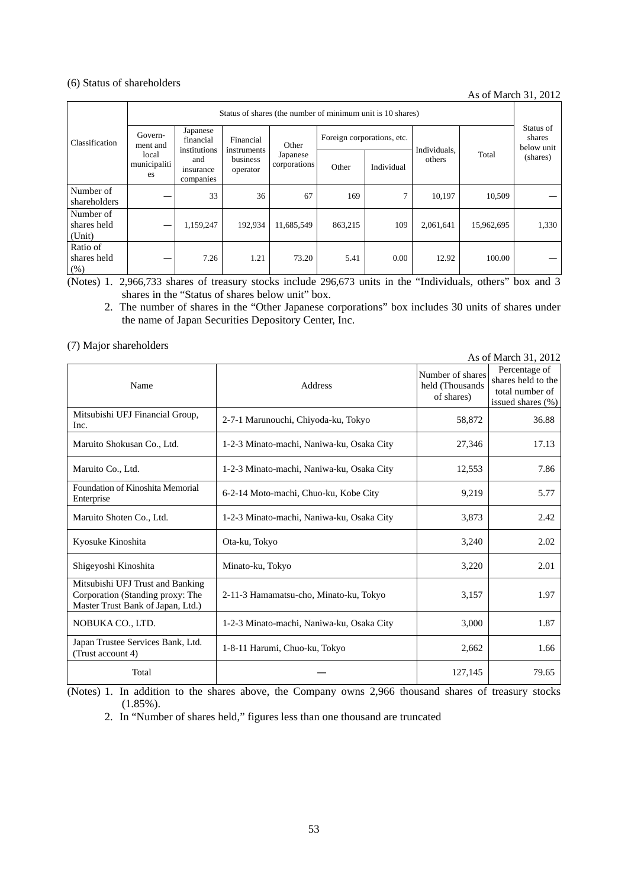### (6) Status of shareholders

As of March 31, 2012

| Classification | Status of shares (the number of minimum unit is 10 shares) | | | | | | | | Status of shares below unit (shares) |
|---|---|---|---|---|---|---|---|---|---|
| | Government and local municipalities | Japanese financial institutions and insurance companies | Financial instruments business operator | Other Japanese corporations | Foreign corporations, etc. | | Individuals, others | Total | |
| | | | | | Other | Individual | | | |
| Number of shareholders | — | 33 | 36 | 67 | 169 | 7 | 10,197 | 10,509 | — |
| Number of shares held (Unit) | — | 1,159,247 | 192,934 | 11,685,549 | 863,215 | 109 | 2,061,641 | 15,962,695 | 1,330 |
| Ratio of shares held (%) | — | 7.26 | 1.21 | 73.20 | 5.41 | 0.00 | 12.92 | 100.00 | — |

(Notes) 1. 2,966,733 shares of treasury stocks include 296,673 units in the “Individuals, others” box and 3 shares in the “Status of shares below unit” box.

2. The number of shares in the “Other Japanese corporations” box includes 30 units of shares under the name of Japan Securities Depository Center, Inc.

### (7) Major shareholders

As of March 31, 2012

| Name | Address | Number of shares held (Thousands of shares) | Percentage of shares held to the total number of issued shares (%) |
|---|---|---|---|
| Mitsubishi UFJ Financial Group, Inc. | 2-7-1 Marunouchi, Chiyoda-ku, Tokyo | 58,872 | 36.88 |
| Maruito Shokusan Co., Ltd. | 1-2-3 Minato-machi, Naniwa-ku, Osaka City | 27,346 | 17.13 |
| Maruito Co., Ltd. | 1-2-3 Minato-machi, Naniwa-ku, Osaka City | 12,553 | 7.86 |
| Foundation of Kinoshita Memorial Enterprise | 6-2-14 Moto-machi, Chuo-ku, Kobe City | 9,219 | 5.77 |
| Maruito Shoten Co., Ltd. | 1-2-3 Minato-machi, Naniwa-ku, Osaka City | 3,873 | 2.42 |
| Kyosuke Kinoshita | Ota-ku, Tokyo | 3,240 | 2.02 |
| Shigeyoshi Kinoshita | Minato-ku, Tokyo | 3,220 | 2.01 |
| Mitsubishi UFJ Trust and Banking Corporation (Standing proxy: The Master Trust Bank of Japan, Ltd.) | 2-11-3 Hamamatsu-cho, Minato-ku, Tokyo | 3,157 | 1.97 |
| NOBUKA CO., LTD. | 1-2-3 Minato-machi, Naniwa-ku, Osaka City | 3,000 | 1.87 |
| Japan Trustee Services Bank, Ltd. (Trust account 4) | 1-8-11 Harumi, Chuo-ku, Tokyo | 2,662 | 1.66 |
| Total | — | 127,145 | 79.65 |

(Notes) 1. In addition to the shares above, the Company owns 2,966 thousand shares of treasury stocks (1.85%).

2. In “Number of shares held,” figures less than one thousand are truncated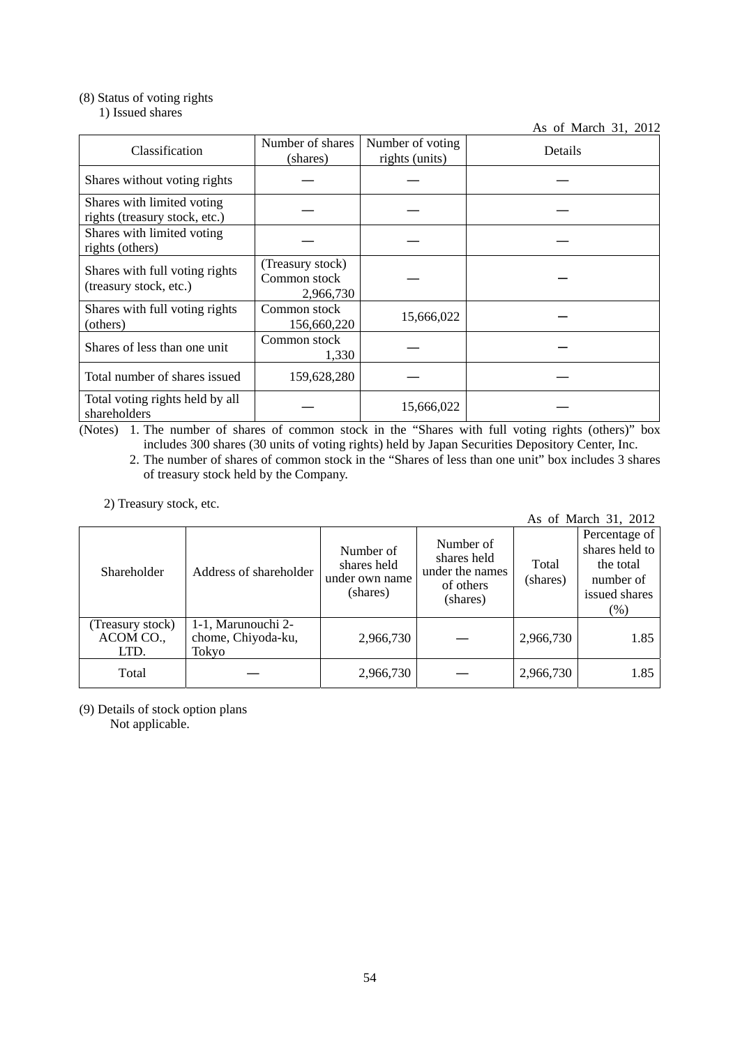(8) Status of voting rights

1) Issued shares

As of March 31, 2012

| Classification | Number of shares (shares) | Number of voting rights (units) | Details |
| --- | --- | --- | --- |
| Shares without voting rights | — | — | — |
| Shares with limited voting rights (treasury stock, etc.) | — | — | — |
| Shares with limited voting rights (others) | — | — | — |
| Shares with full voting rights (treasury stock, etc.) | (Treasury stock) Common stock 2,966,730 | — | — |
| Shares with full voting rights (others) | Common stock 156,660,220 | 15,666,022 | — |
| Shares of less than one unit | Common stock 1,330 | — | — |
| Total number of shares issued | 159,628,280 | — | — |
| Total voting rights held by all shareholders | — | 15,666,022 | — |

(Notes) 1. The number of shares of common stock in the "Shares with full voting rights (others)" box includes 300 shares (30 units of voting rights) held by Japan Securities Depository Center, Inc.

2. The number of shares of common stock in the "Shares of less than one unit" box includes 3 shares of treasury stock held by the Company.

2) Treasury stock, etc.

As of March 31, 2012

| Shareholder | Address of shareholder | Number of shares held under own name (shares) | Number of shares held under the names of others (shares) | Total (shares) | Percentage of shares held to the total number of issued shares (%) |
| --- | --- | --- | --- | --- | --- |
| (Treasury stock) ACOM CO., LTD. | 1-1, Marunouchi 2-chome, Chiyoda-ku, Tokyo | 2,966,730 | — | 2,966,730 | 1.85 |
| Total | — | 2,966,730 | — | 2,966,730 | 1.85 |

(9) Details of stock option plans

Not applicable.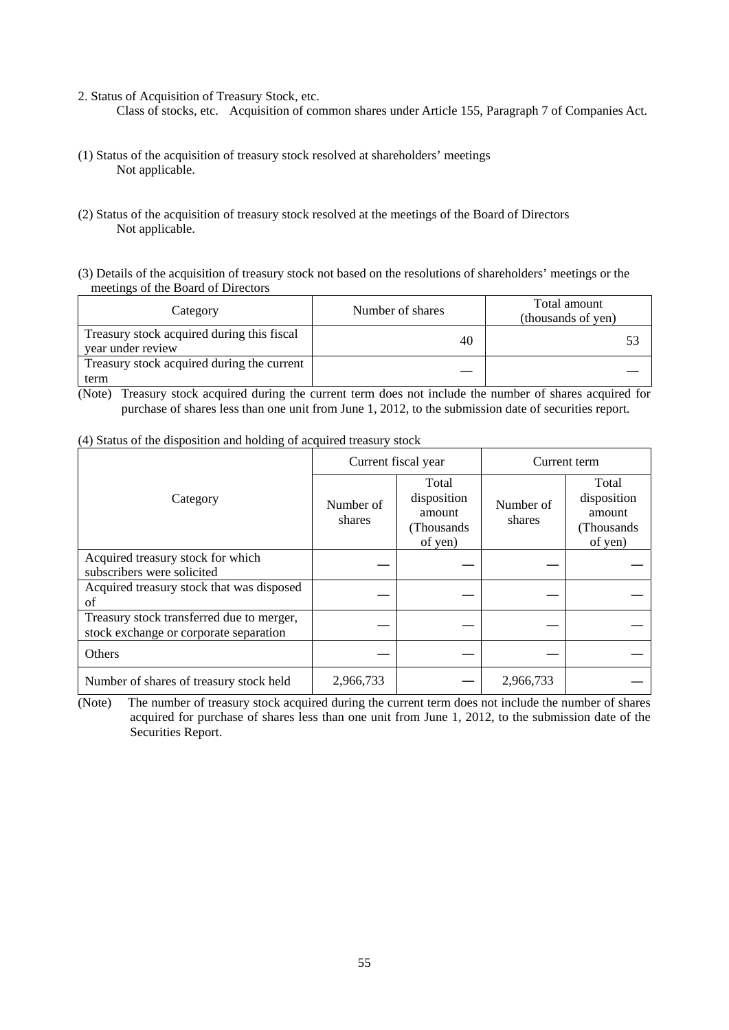## 2. Status of Acquisition of Treasury Stock, etc.

Class of stocks, etc. Acquisition of common shares under Article 155, Paragraph 7 of Companies Act.

### (1) Status of the acquisition of treasury stock resolved at shareholders' meetings

Not applicable.

### (2) Status of the acquisition of treasury stock resolved at the meetings of the Board of Directors

Not applicable.

### (3) Details of the acquisition of treasury stock not based on the resolutions of shareholders' meetings or the meetings of the Board of Directors

| Category | Number of shares | Total amount (thousands of yen) |
| --- | --- | --- |
| Treasury stock acquired during this fiscal year under review | 40 | 53 |
| Treasury stock acquired during the current term | — | — |

(Note) Treasury stock acquired during the current term does not include the number of shares acquired for purchase of shares less than one unit from June 1, 2012, to the submission date of securities report.

### (4) Status of the disposition and holding of acquired treasury stock

| Category | Current fiscal year | | Current term | |
| --- | --- | --- | --- | --- |
| | Number of shares | Total disposition amount (Thousands of yen) | Number of shares | Total disposition amount (Thousands of yen) |
| Acquired treasury stock for which subscribers were solicited | — | — | — | — |
| Acquired treasury stock that was disposed of | — | — | — | — |
| Treasury stock transferred due to merger, stock exchange or corporate separation | — | — | — | — |
| Others | — | — | — | — |
| Number of shares of treasury stock held | 2,966,733 | — | 2,966,733 | — |

(Note) The number of treasury stock acquired during the current term does not include the number of shares acquired for purchase of shares less than one unit from June 1, 2012, to the submission date of the Securities Report.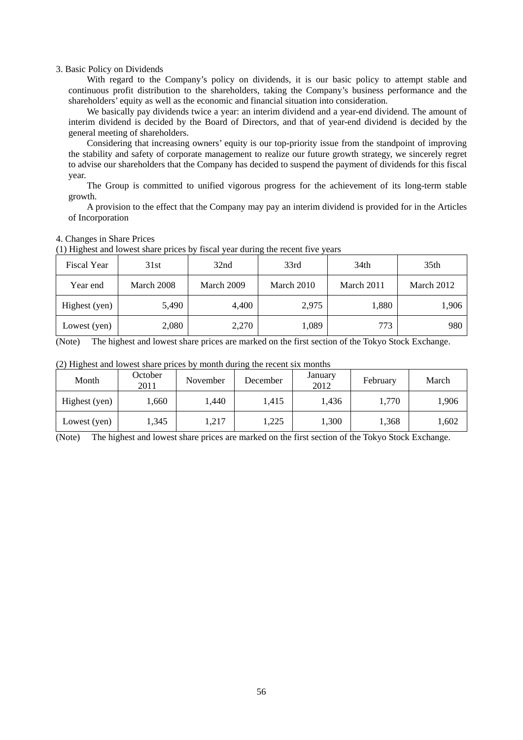### 3. Basic Policy on Dividends

With regard to the Company's policy on dividends, it is our basic policy to attempt stable and continuous profit distribution to the shareholders, taking the Company's business performance and the shareholders' equity as well as the economic and financial situation into consideration.

We basically pay dividends twice a year: an interim dividend and a year-end dividend. The amount of interim dividend is decided by the Board of Directors, and that of year-end dividend is decided by the general meeting of shareholders.

Considering that increasing owners' equity is our top-priority issue from the standpoint of improving the stability and safety of corporate management to realize our future growth strategy, we sincerely regret to advise our shareholders that the Company has decided to suspend the payment of dividends for this fiscal year.

The Group is committed to unified vigorous progress for the achievement of its long-term stable growth.

A provision to the effect that the Company may pay an interim dividend is provided for in the Articles of Incorporation

### 4. Changes in Share Prices

(1) Highest and lowest share prices by fiscal year during the recent five years

| Fiscal Year | 31st | 32nd | 33rd | 34th | 35th |
|---|---|---|---|---|---|
| Year end | March 2008 | March 2009 | March 2010 | March 2011 | March 2012 |
| Highest (yen) | 5,490 | 4,400 | 2,975 | 1,880 | 1,906 |
| Lowest (yen) | 2,080 | 2,270 | 1,089 | 773 | 980 |

(Note) The highest and lowest share prices are marked on the first section of the Tokyo Stock Exchange.

(2) Highest and lowest share prices by month during the recent six months

| Month | October 2011 | November | December | January 2012 | February | March |
|---|---|---|---|---|---|---|
| Highest (yen) | 1,660 | 1,440 | 1,415 | 1,436 | 1,770 | 1,906 |
| Lowest (yen) | 1,345 | 1,217 | 1,225 | 1,300 | 1,368 | 1,602 |

(Note) The highest and lowest share prices are marked on the first section of the Tokyo Stock Exchange.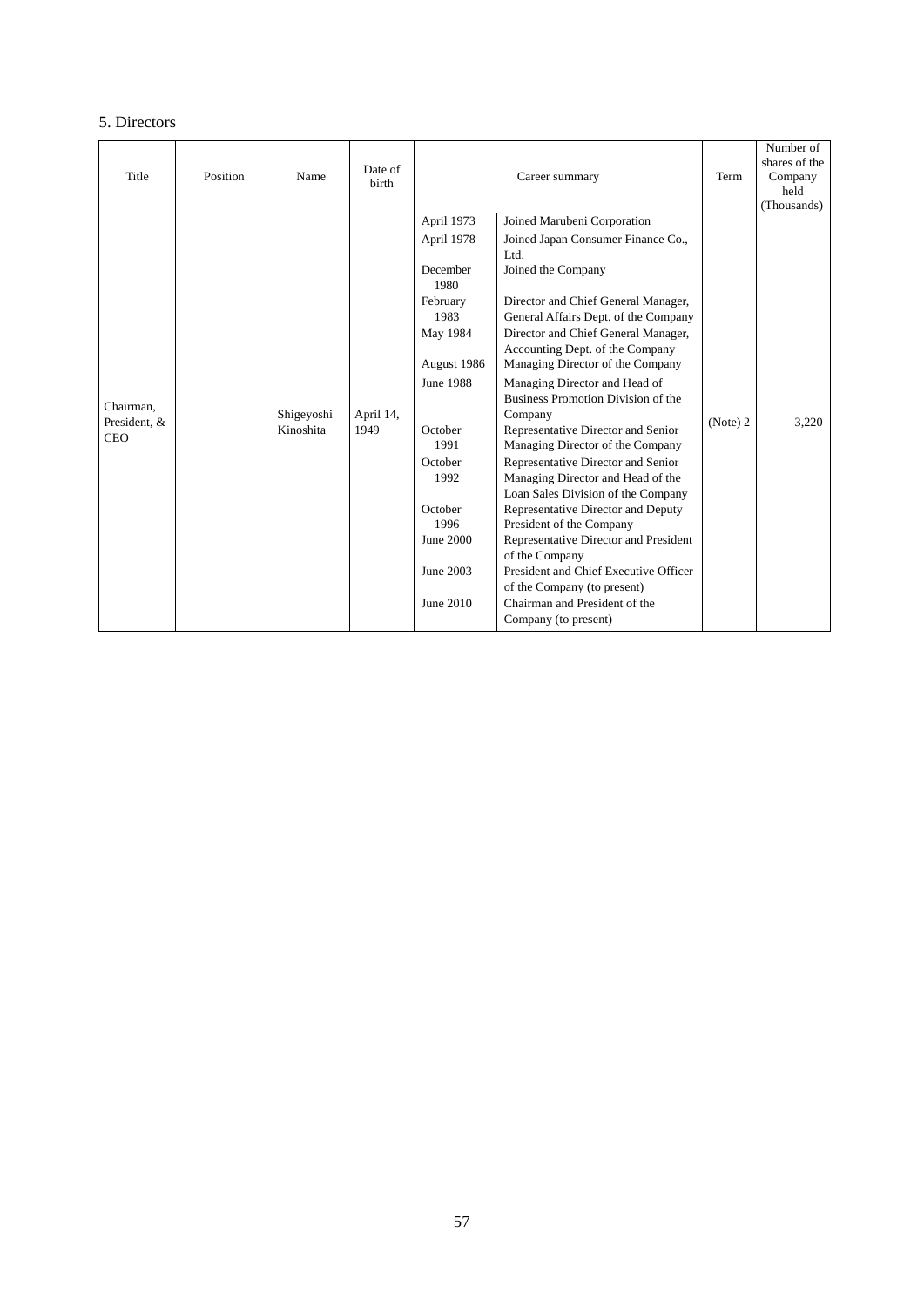## 5. Directors

| Title | Position | Name | Date of birth | Career summary | | Term | Number of shares of the Company held (Thousands) |
|---|---|---|---|---|---|---|---|
| Chairman, President, & CEO | | Shigeyoshi Kinoshita | April 14, 1949 | April 1973 | Joined Marubeni Corporation | (Note) 2 | 3,220 |
| | | | | April 1978 | Joined Japan Consumer Finance Co., Ltd. | | |
| | | | | December 1980 | Joined the Company | | |
| | | | | February 1983 | Director and Chief General Manager, General Affairs Dept. of the Company | | |
| | | | | May 1984 | Director and Chief General Manager, Accounting Dept. of the Company | | |
| | | | | August 1986 | Managing Director of the Company | | |
| | | | | June 1988 | Managing Director and Head of Business Promotion Division of the Company | | |
| | | | | October 1991 | Representative Director and Senior Managing Director of the Company | | |
| | | | | October 1992 | Representative Director and Senior Managing Director and Head of the Loan Sales Division of the Company | | |
| | | | | October 1996 | Representative Director and Deputy President of the Company | | |
| | | | | June 2000 | Representative Director and President of the Company | | |
| | | | | June 2003 | President and Chief Executive Officer of the Company (to present) | | |
| | | | | June 2010 | Chairman and President of the Company (to present) | | |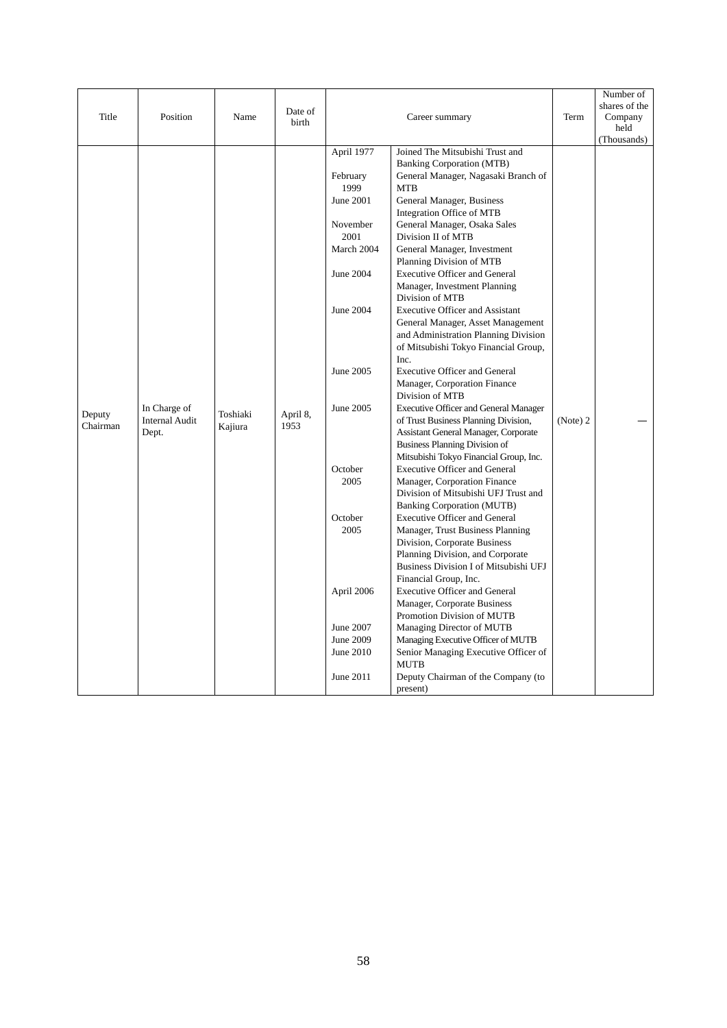| Title | Position | Name | Date of birth | Career summary | | Term | Number of shares of the Company held (Thousands) |
|---|---|---|---|---|---|---|---|
| Deputy Chairman | In Charge of Internal Audit Dept. | Toshiaki Kajiura | April 8, 1953 | April 1977 | Joined The Mitsubishi Trust and Banking Corporation (MTB) | (Note) 2 | — |
| | | | | February 1999 | General Manager, Nagasaki Branch of MTB | | |
| | | | | June 2001 | General Manager, Business Integration Office of MTB | | |
| | | | | November 2001 | General Manager, Osaka Sales Division II of MTB | | |
| | | | | March 2004 | General Manager, Investment Planning Division of MTB | | |
| | | | | June 2004 | Executive Officer and General Manager, Investment Planning Division of MTB | | |
| | | | | June 2004 | Executive Officer and Assistant General Manager, Asset Management and Administration Planning Division of Mitsubishi Tokyo Financial Group, Inc. | | |
| | | | | June 2005 | Executive Officer and General Manager, Corporation Finance Division of MTB | | |
| | | | | June 2005 | Executive Officer and General Manager of Trust Business Planning Division, Assistant General Manager, Corporate Business Planning Division of Mitsubishi Tokyo Financial Group, Inc. | | |
| | | | | October 2005 | Executive Officer and General Manager, Corporation Finance Division of Mitsubishi UFJ Trust and Banking Corporation (MUTB) | | |
| | | | | October 2005 | Executive Officer and General Manager, Trust Business Planning Division, Corporate Business Planning Division, and Corporate Business Division I of Mitsubishi UFJ Financial Group, Inc. | | |
| | | | | April 2006 | Executive Officer and General Manager, Corporate Business Promotion Division of MUTB | | |
| | | | | June 2007 | Managing Director of MUTB | | |
| | | | | June 2009 | Managing Executive Officer of MUTB | | |
| | | | | June 2010 | Senior Managing Executive Officer of MUTB | | |
| | | | | June 2011 | Deputy Chairman of the Company (to present) | | |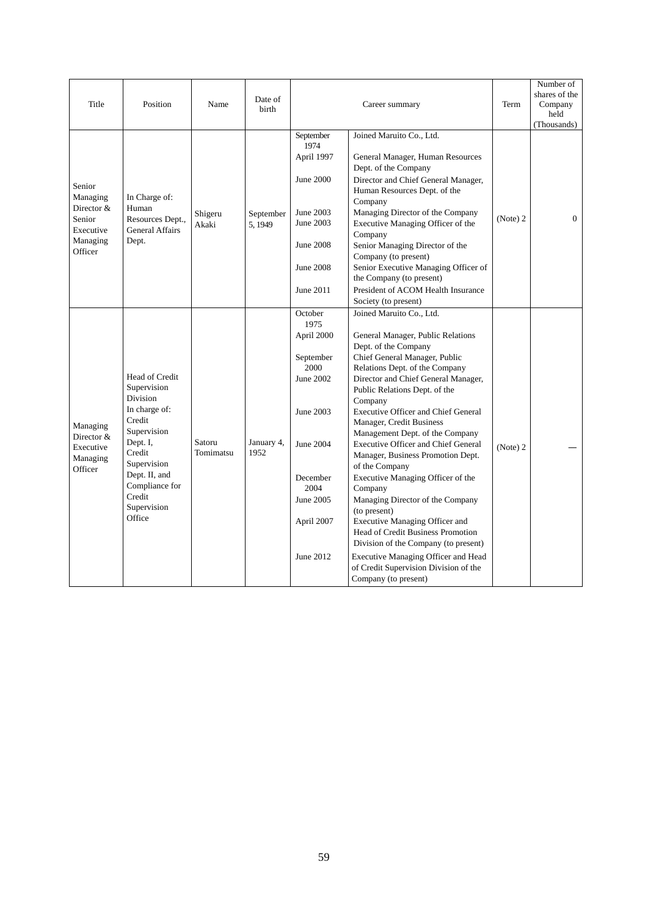| Title | Position | Name | Date of birth | Career summary | | Term | Number of shares of the Company held (Thousands) |
|---|---|---|---|---|---|---|---|
| Senior Managing Director & Senior Executive Managing Officer | In Charge of: Human Resources Dept., General Affairs Dept. | Shigeru Akaki | September 5, 1949 | September 1974<br>April 1997<br>June 2000<br>June 2003<br>June 2003<br>June 2008<br>June 2008<br>June 2011 | Joined Maruito Co., Ltd.<br>General Manager, Human Resources Dept. of the Company<br>Director and Chief General Manager, Human Resources Dept. of the Company<br>Managing Director of the Company<br>Executive Managing Officer of the Company<br>Senior Managing Director of the Company (to present)<br>Senior Executive Managing Officer of the Company (to present)<br>President of ACOM Health Insurance Society (to present) | (Note) 2 | 0 |
| Managing Director & Executive Managing Officer | Head of Credit Supervision Division<br>In charge of: Credit Supervision Dept. I, Credit Supervision Dept. II, and Compliance for Credit Supervision Office | Satoru Tomimatsu | January 4, 1952 | October 1975<br>April 2000<br>September 2000<br>June 2002<br>June 2003<br>June 2004<br>December 2004<br>June 2005<br>April 2007<br>June 2012 | Joined Maruito Co., Ltd.<br>General Manager, Public Relations Dept. of the Company<br>Chief General Manager, Public Relations Dept. of the Company<br>Director and Chief General Manager, Public Relations Dept. of the Company<br>Executive Officer and Chief General Manager, Credit Business Management Dept. of the Company<br>Executive Officer and Chief General Manager, Business Promotion Dept. of the Company<br>Executive Managing Officer of the Company<br>Managing Director of the Company (to present)<br>Executive Managing Officer and Head of Credit Business Promotion Division of the Company (to present)<br>Executive Managing Officer and Head of Credit Supervision Division of the Company (to present) | (Note) 2 | — |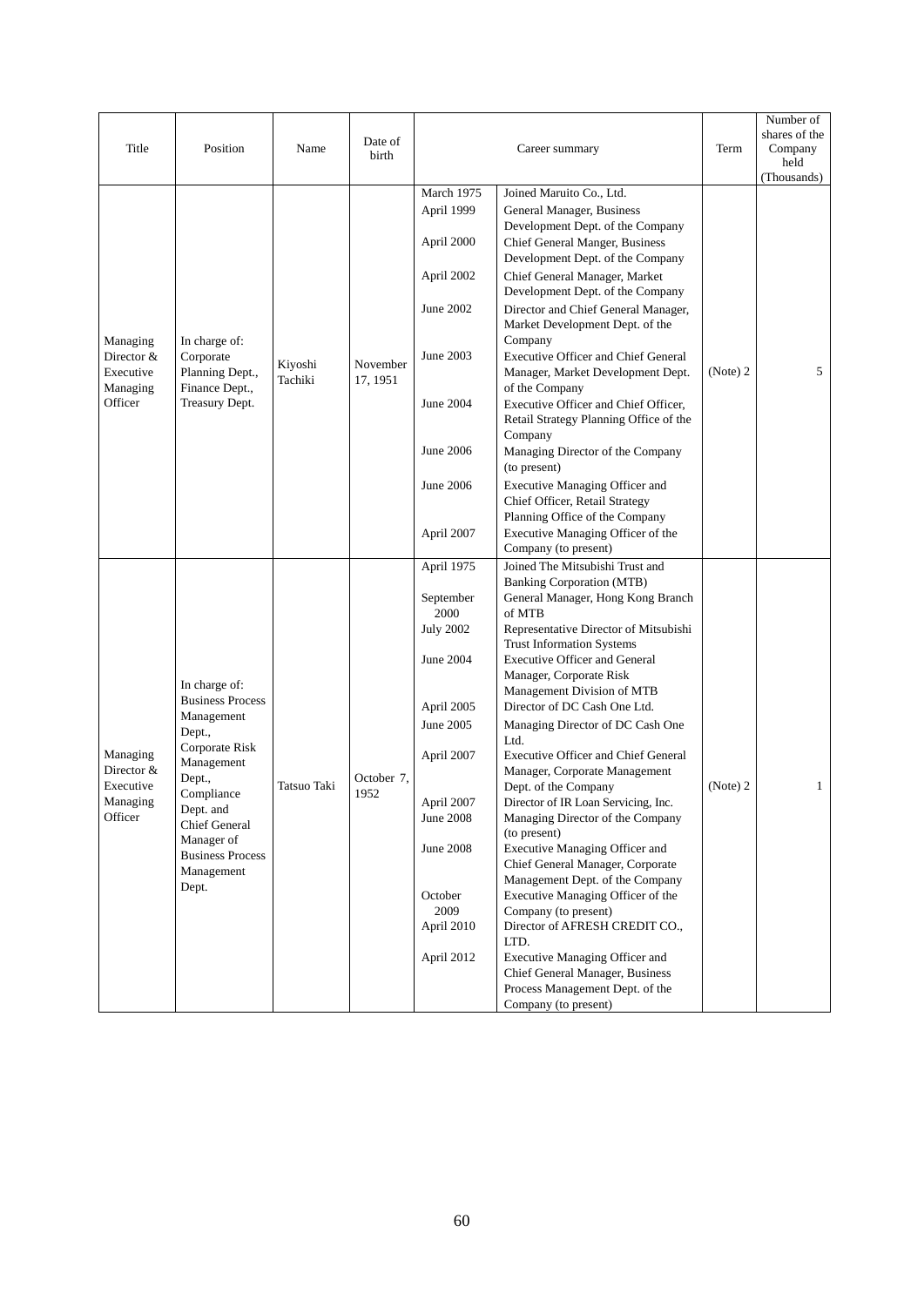| Title | Position | Name | Date of birth | Career summary | | Term | Number of shares of the Company held (Thousands) |
|---|---|---|---|---|---|---|---|
| Managing Director & Executive Managing Officer | In charge of: Corporate Planning Dept., Finance Dept., Treasury Dept. | Kiyoshi Tachiki | November 17, 1951 | March 1975 | Joined Maruito Co., Ltd. | (Note) 2 | 5 |
| | | | | April 1999 | General Manager, Business Development Dept. of the Company | | |
| | | | | April 2000 | Chief General Manger, Business Development Dept. of the Company | | |
| | | | | April 2002 | Chief General Manager, Market Development Dept. of the Company | | |
| | | | | June 2002 | Director and Chief General Manager, Market Development Dept. of the Company | | |
| | | | | June 2003 | Executive Officer and Chief General Manager, Market Development Dept. of the Company | | |
| | | | | June 2004 | Executive Officer and Chief Officer, Retail Strategy Planning Office of the Company | | |
| | | | | June 2006 | Managing Director of the Company (to present) | | |
| | | | | June 2006 | Executive Managing Officer and Chief Officer, Retail Strategy Planning Office of the Company | | |
| | | | | April 2007 | Executive Managing Officer of the Company (to present) | | |
| Managing Director & Executive Managing Officer | In charge of: Business Process Management Dept., Corporate Risk Management Dept., Compliance Dept. and Chief General Manager of Business Process Management Dept. | Tatsuo Taki | October 7, 1952 | April 1975 | Joined The Mitsubishi Trust and Banking Corporation (MTB) | (Note) 2 | 1 |
| | | | | September 2000 | General Manager, Hong Kong Branch of MTB | | |
| | | | | July 2002 | Representative Director of Mitsubishi Trust Information Systems | | |
| | | | | June 2004 | Executive Officer and General Manager, Corporate Risk Management Division of MTB | | |
| | | | | April 2005 | Director of DC Cash One Ltd. | | |
| | | | | June 2005 | Managing Director of DC Cash One Ltd. | | |
| | | | | April 2007 | Executive Officer and Chief General Manager, Corporate Management Dept. of the Company | | |
| | | | | April 2007 | Director of IR Loan Servicing, Inc. | | |
| | | | | June 2008 | Managing Director of the Company (to present) | | |
| | | | | June 2008 | Executive Managing Officer and Chief General Manager, Corporate Management Dept. of the Company | | |
| | | | | October 2009 | Executive Managing Officer of the Company (to present) | | |
| | | | | April 2010 | Director of AFRESH CREDIT CO., LTD. | | |
| | | | | April 2012 | Executive Managing Officer and Chief General Manager, Business Process Management Dept. of the Company (to present) | | |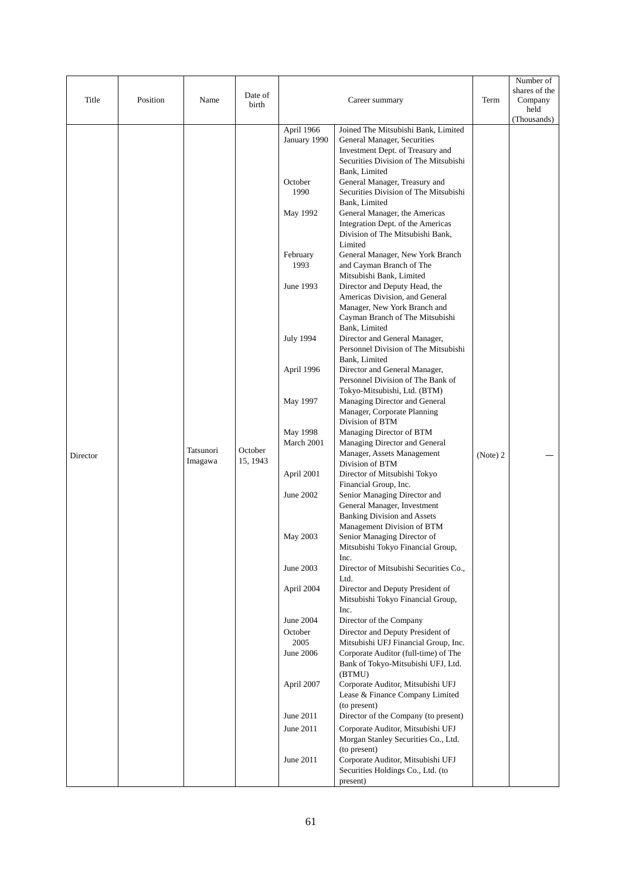| Title | Position | Name | Date of birth | Career summary | | Term | Number of shares of the Company held (Thousands) |
|---|---|---|---|---|---|---|---|
| Director | | Tatsunori Imagawa | October 15, 1943 | April 1966 | Joined The Mitsubishi Bank, Limited | (Note) 2 | — |
| | | | | January 1990 | General Manager, Securities Investment Dept. of Treasury and Securities Division of The Mitsubishi Bank, Limited | | |
| | | | | October 1990 | General Manager, Treasury and Securities Division of The Mitsubishi Bank, Limited | | |
| | | | | May 1992 | General Manager, the Americas Integration Dept. of the Americas Division of The Mitsubishi Bank, Limited | | |
| | | | | February 1993 | General Manager, New York Branch and Cayman Branch of The Mitsubishi Bank, Limited | | |
| | | | | June 1993 | Director and Deputy Head, the Americas Division, and General Manager, New York Branch and Cayman Branch of The Mitsubishi Bank, Limited | | |
| | | | | July 1994 | Director and General Manager, Personnel Division of The Mitsubishi Bank, Limited | | |
| | | | | April 1996 | Director and General Manager, Personnel Division of The Bank of Tokyo-Mitsubishi, Ltd. (BTM) | | |
| | | | | May 1997 | Managing Director and General Manager, Corporate Planning Division of BTM | | |
| | | | | May 1998 | Managing Director of BTM | | |
| | | | | March 2001 | Managing Director and General Manager, Assets Management Division of BTM | | |
| | | | | April 2001 | Director of Mitsubishi Tokyo Financial Group, Inc. | | |
| | | | | June 2002 | Senior Managing Director and General Manager, Investment Banking Division and Assets Management Division of BTM | | |
| | | | | May 2003 | Senior Managing Director of Mitsubishi Tokyo Financial Group, Inc. | | |
| | | | | June 2003 | Director of Mitsubishi Securities Co., Ltd. | | |
| | | | | April 2004 | Director and Deputy President of Mitsubishi Tokyo Financial Group, Inc. | | |
| | | | | June 2004 | Director of the Company | | |
| | | | | October 2005 | Director and Deputy President of Mitsubishi UFJ Financial Group, Inc. | | |
| | | | | June 2006 | Corporate Auditor (full-time) of The Bank of Tokyo-Mitsubishi UFJ, Ltd. (BTMU) | | |
| | | | | April 2007 | Corporate Auditor, Mitsubishi UFJ Lease & Finance Company Limited (to present) | | |
| | | | | June 2011 | Director of the Company (to present) | | |
| | | | | June 2011 | Corporate Auditor, Mitsubishi UFJ Morgan Stanley Securities Co., Ltd. (to present) | | |
| | | | | June 2011 | Corporate Auditor, Mitsubishi UFJ Securities Holdings Co., Ltd. (to present) | | |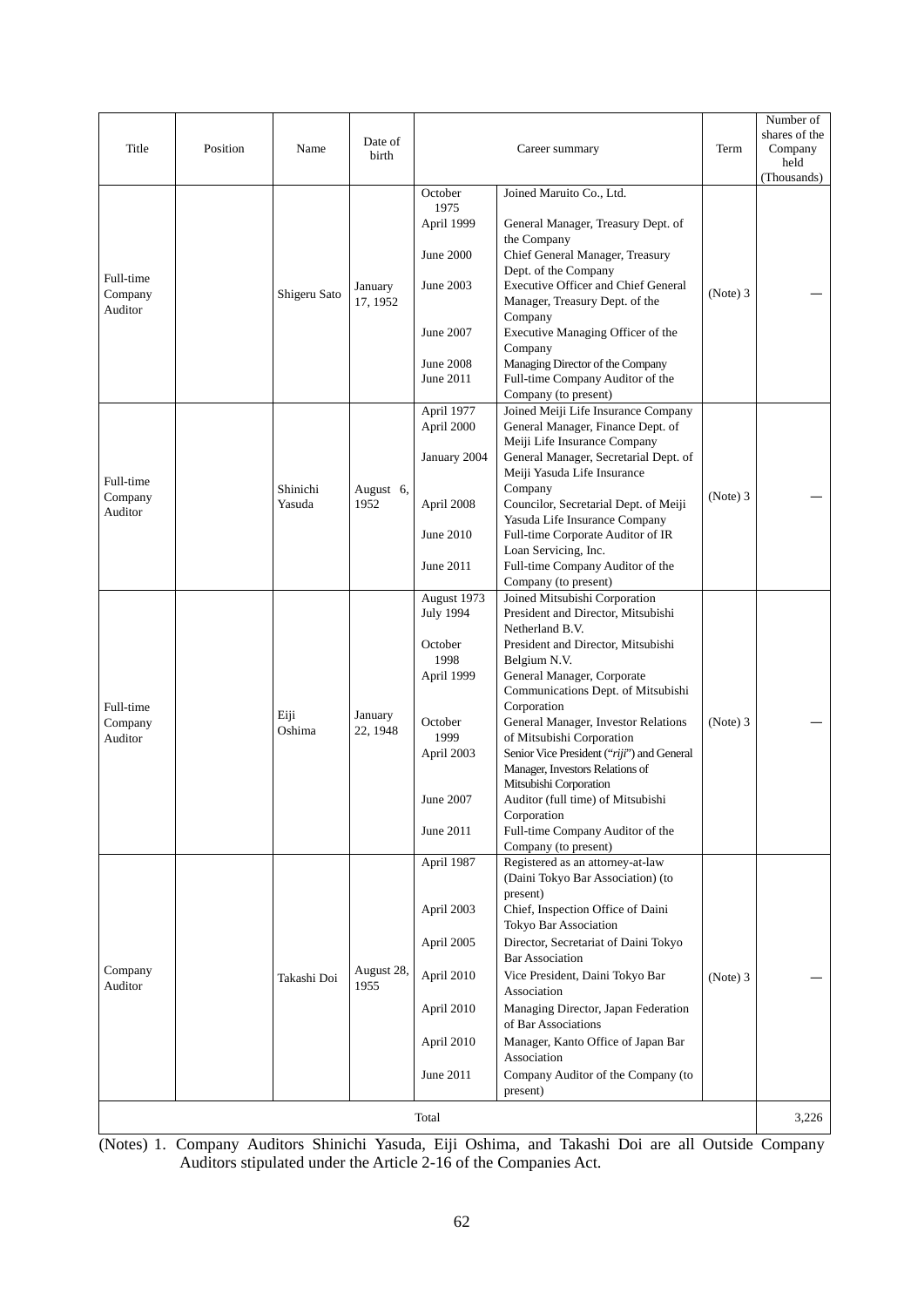| Title | Position | Name | Date of birth | Career summary | | Term | Number of shares of the Company held (Thousands) |
|---|---|---|---|---|---|---|---|
| Full-time Company Auditor | | Shigeru Sato | January 17, 1952 | October 1975<br>April 1999<br>June 2000<br>June 2003<br>June 2007<br>June 2008<br>June 2011 | Joined Maruito Co., Ltd.<br>General Manager, Treasury Dept. of the Company<br>Chief General Manager, Treasury Dept. of the Company<br>Executive Officer and Chief General Manager, Treasury Dept. of the Company<br>Executive Managing Officer of the Company<br>Managing Director of the Company<br>Full-time Company Auditor of the Company (to present) | (Note) 3 | — |
| Full-time Company Auditor | | Shinichi Yasuda | August 6, 1952 | April 1977<br>April 2000<br>January 2004<br>April 2008<br>June 2010<br>June 2011 | Joined Meiji Life Insurance Company<br>General Manager, Finance Dept. of Meiji Life Insurance Company<br>General Manager, Secretarial Dept. of Meiji Yasuda Life Insurance Company<br>Councilor, Secretarial Dept. of Meiji Yasuda Life Insurance Company<br>Full-time Corporate Auditor of IR Loan Servicing, Inc.<br>Full-time Company Auditor of the Company (to present) | (Note) 3 | — |
| Full-time Company Auditor | | Eiji Oshima | January 22, 1948 | August 1973<br>July 1994<br>October 1998<br>April 1999<br>October 1999<br>April 2003<br>June 2007<br>June 2011 | Joined Mitsubishi Corporation<br>President and Director, Mitsubishi Netherland B.V.<br>President and Director, Mitsubishi Belgium N.V.<br>General Manager, Corporate Communications Dept. of Mitsubishi Corporation<br>General Manager, Investor Relations of Mitsubishi Corporation<br>Senior Vice President ("*riji*") and General Manager, Investors Relations of Mitsubishi Corporation<br>Auditor (full time) of Mitsubishi Corporation<br>Full-time Company Auditor of the Company (to present) | (Note) 3 | — |
| Company Auditor | | Takashi Doi | August 28, 1955 | April 1987<br>April 2003<br>April 2005<br>April 2010<br>April 2010<br>April 2010<br>June 2011 | Registered as an attorney-at-law (Daini Tokyo Bar Association) (to present)<br>Chief, Inspection Office of Daini Tokyo Bar Association<br>Director, Secretariat of Daini Tokyo Bar Association<br>Vice President, Daini Tokyo Bar Association<br>Managing Director, Japan Federation of Bar Associations<br>Manager, Kanto Office of Japan Bar Association<br>Company Auditor of the Company (to present) | (Note) 3 | — |
| Total | | | | | | | 3,226 |

(Notes) 1. Company Auditors Shinichi Yasuda, Eiji Oshima, and Takashi Doi are all Outside Company Auditors stipulated under the Article 2-16 of the Companies Act.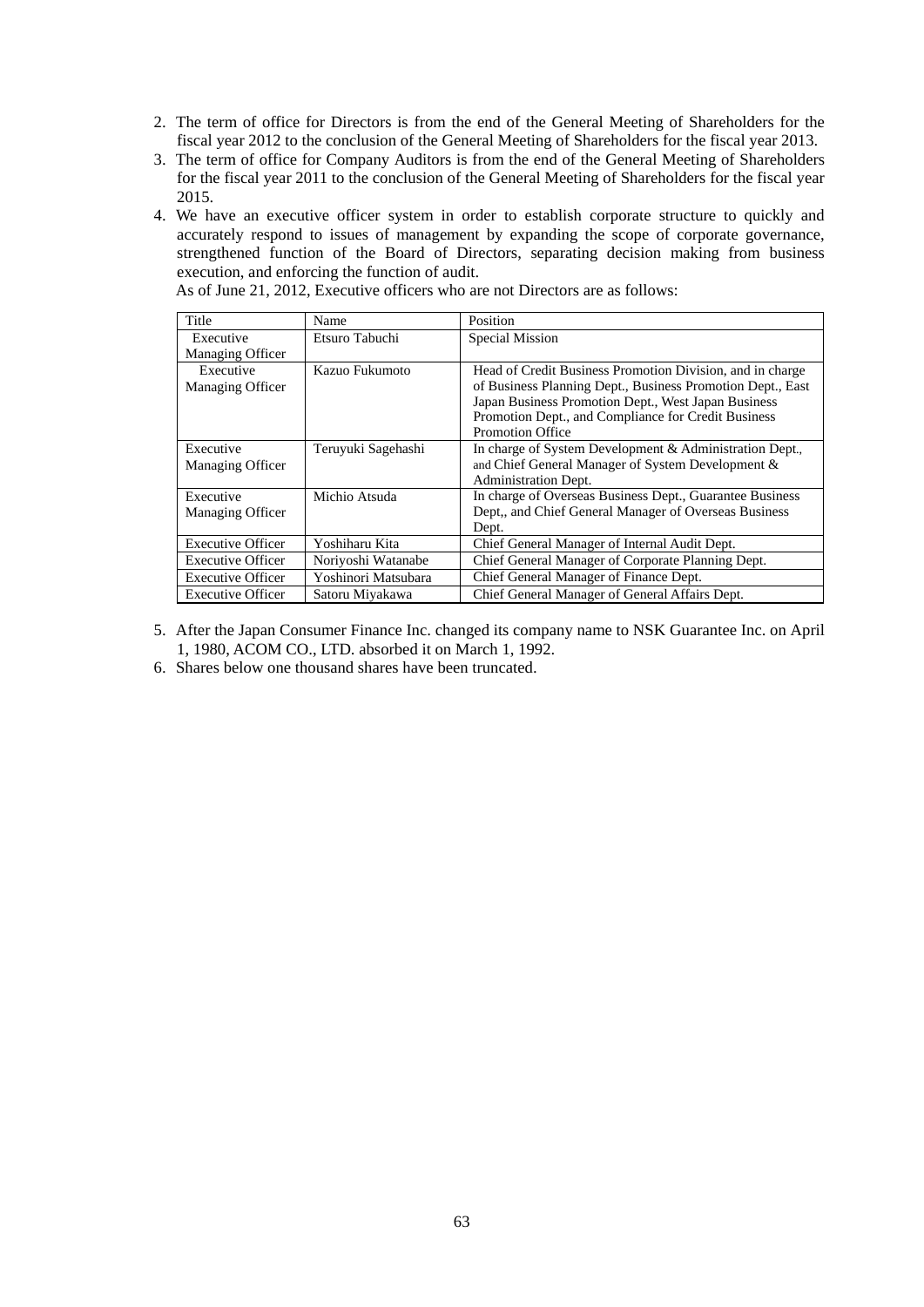2. The term of office for Directors is from the end of the General Meeting of Shareholders for the fiscal year 2012 to the conclusion of the General Meeting of Shareholders for the fiscal year 2013.
3. The term of office for Company Auditors is from the end of the General Meeting of Shareholders for the fiscal year 2011 to the conclusion of the General Meeting of Shareholders for the fiscal year 2015.
4. We have an executive officer system in order to establish corporate structure to quickly and accurately respond to issues of management by expanding the scope of corporate governance, strengthened function of the Board of Directors, separating decision making from business execution, and enforcing the function of audit.

   As of June 21, 2012, Executive officers who are not Directors are as follows:

| Title | Name | Position |
|---|---|---|
| Executive Managing Officer | Etsuro Tabuchi | Special Mission |
| Executive Managing Officer | Kazuo Fukumoto | Head of Credit Business Promotion Division, and in charge of Business Planning Dept., Business Promotion Dept., East Japan Business Promotion Dept., West Japan Business Promotion Dept., and Compliance for Credit Business Promotion Office |
| Executive Managing Officer | Teruyuki Sagehashi | In charge of System Development & Administration Dept., and Chief General Manager of System Development & Administration Dept. |
| Executive Managing Officer | Michio Atsuda | In charge of Overseas Business Dept., Guarantee Business Dept,, and Chief General Manager of Overseas Business Dept. |
| Executive Officer | Yoshiharu Kita | Chief General Manager of Internal Audit Dept. |
| Executive Officer | Noriyoshi Watanabe | Chief General Manager of Corporate Planning Dept. |
| Executive Officer | Yoshinori Matsubara | Chief General Manager of Finance Dept. |
| Executive Officer | Satoru Miyakawa | Chief General Manager of General Affairs Dept. |

5. After the Japan Consumer Finance Inc. changed its company name to NSK Guarantee Inc. on April 1, 1980, ACOM CO., LTD. absorbed it on March 1, 1992.
6. Shares below one thousand shares have been truncated.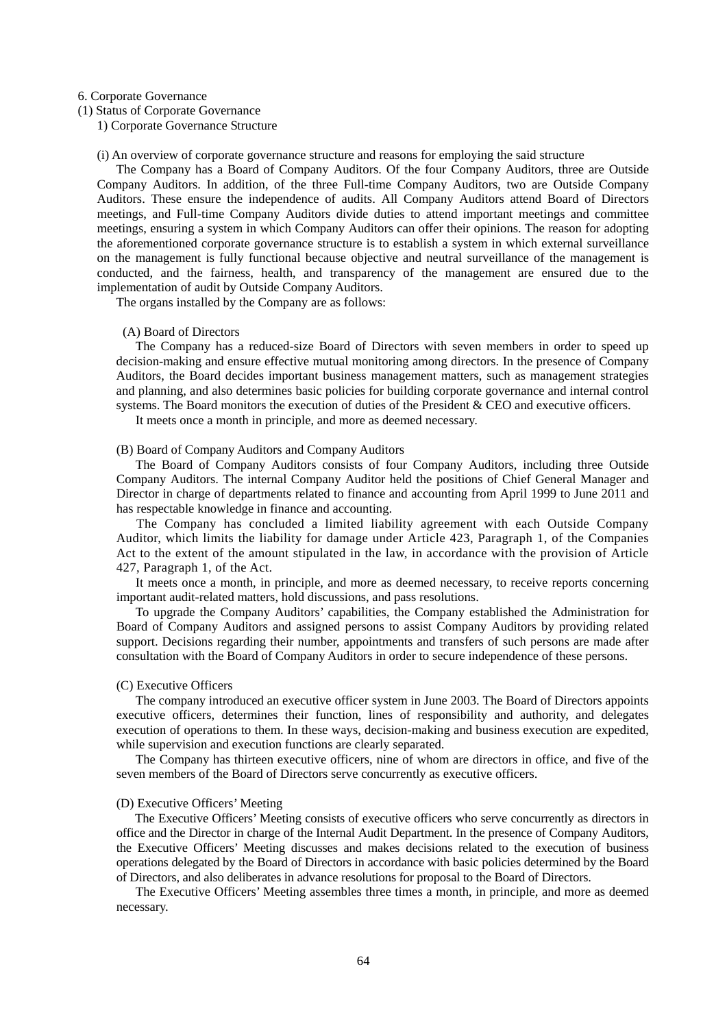# 6. Corporate Governance

## (1) Status of Corporate Governance

### 1) Corporate Governance Structure

(i) An overview of corporate governance structure and reasons for employing the said structure

The Company has a Board of Company Auditors. Of the four Company Auditors, three are Outside Company Auditors. In addition, of the three Full-time Company Auditors, two are Outside Company Auditors. These ensure the independence of audits. All Company Auditors attend Board of Directors meetings, and Full-time Company Auditors divide duties to attend important meetings and committee meetings, ensuring a system in which Company Auditors can offer their opinions. The reason for adopting the aforementioned corporate governance structure is to establish a system in which external surveillance on the management is fully functional because objective and neutral surveillance of the management is conducted, and the fairness, health, and transparency of the management are ensured due to the implementation of audit by Outside Company Auditors.

The organs installed by the Company are as follows:

(A) Board of Directors

The Company has a reduced-size Board of Directors with seven members in order to speed up decision-making and ensure effective mutual monitoring among directors. In the presence of Company Auditors, the Board decides important business management matters, such as management strategies and planning, and also determines basic policies for building corporate governance and internal control systems. The Board monitors the execution of duties of the President & CEO and executive officers.

It meets once a month in principle, and more as deemed necessary.

(B) Board of Company Auditors and Company Auditors

The Board of Company Auditors consists of four Company Auditors, including three Outside Company Auditors. The internal Company Auditor held the positions of Chief General Manager and Director in charge of departments related to finance and accounting from April 1999 to June 2011 and has respectable knowledge in finance and accounting.

The Company has concluded a limited liability agreement with each Outside Company Auditor, which limits the liability for damage under Article 423, Paragraph 1, of the Companies Act to the extent of the amount stipulated in the law, in accordance with the provision of Article 427, Paragraph 1, of the Act.

It meets once a month, in principle, and more as deemed necessary, to receive reports concerning important audit-related matters, hold discussions, and pass resolutions.

To upgrade the Company Auditors' capabilities, the Company established the Administration for Board of Company Auditors and assigned persons to assist Company Auditors by providing related support. Decisions regarding their number, appointments and transfers of such persons are made after consultation with the Board of Company Auditors in order to secure independence of these persons.

(C) Executive Officers

The company introduced an executive officer system in June 2003. The Board of Directors appoints executive officers, determines their function, lines of responsibility and authority, and delegates execution of operations to them. In these ways, decision-making and business execution are expedited, while supervision and execution functions are clearly separated.

The Company has thirteen executive officers, nine of whom are directors in office, and five of the seven members of the Board of Directors serve concurrently as executive officers.

(D) Executive Officers' Meeting

The Executive Officers' Meeting consists of executive officers who serve concurrently as directors in office and the Director in charge of the Internal Audit Department. In the presence of Company Auditors, the Executive Officers' Meeting discusses and makes decisions related to the execution of business operations delegated by the Board of Directors in accordance with basic policies determined by the Board of Directors, and also deliberates in advance resolutions for proposal to the Board of Directors.

The Executive Officers' Meeting assembles three times a month, in principle, and more as deemed necessary.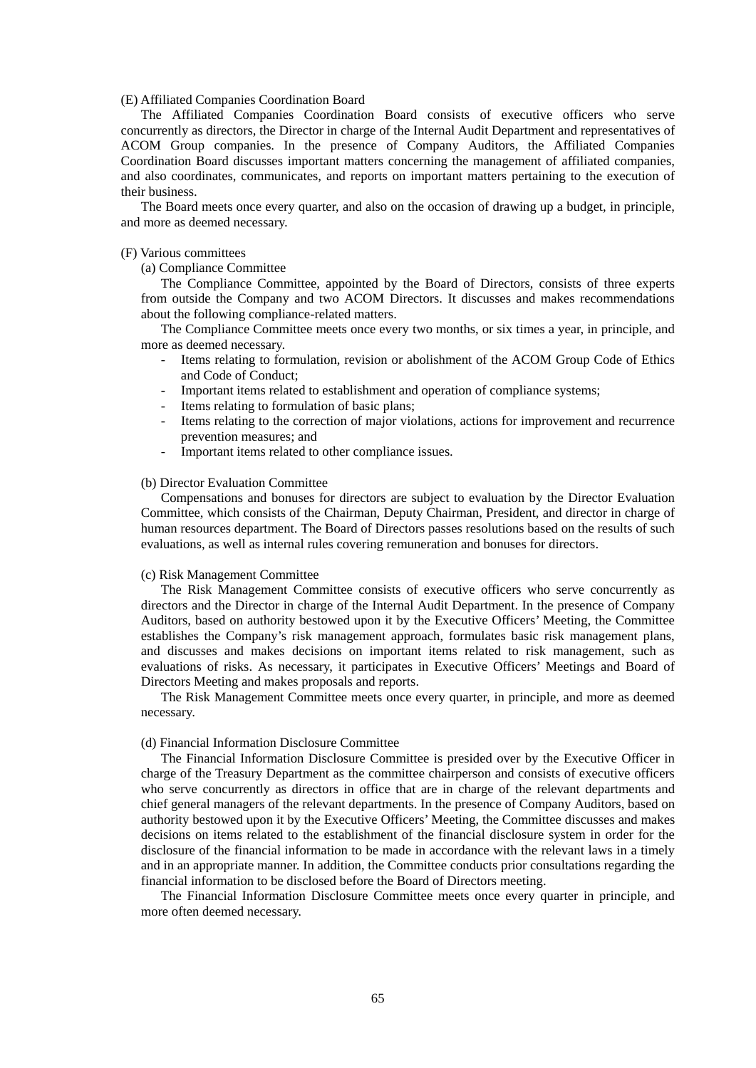(E) Affiliated Companies Coordination Board

The Affiliated Companies Coordination Board consists of executive officers who serve concurrently as directors, the Director in charge of the Internal Audit Department and representatives of ACOM Group companies. In the presence of Company Auditors, the Affiliated Companies Coordination Board discusses important matters concerning the management of affiliated companies, and also coordinates, communicates, and reports on important matters pertaining to the execution of their business.

The Board meets once every quarter, and also on the occasion of drawing up a budget, in principle, and more as deemed necessary.

(F) Various committees

(a) Compliance Committee

The Compliance Committee, appointed by the Board of Directors, consists of three experts from outside the Company and two ACOM Directors. It discusses and makes recommendations about the following compliance-related matters.

The Compliance Committee meets once every two months, or six times a year, in principle, and more as deemed necessary.

- Items relating to formulation, revision or abolishment of the ACOM Group Code of Ethics and Code of Conduct;
- Important items related to establishment and operation of compliance systems;
- Items relating to formulation of basic plans;
- Items relating to the correction of major violations, actions for improvement and recurrence prevention measures; and
- Important items related to other compliance issues.

(b) Director Evaluation Committee

Compensations and bonuses for directors are subject to evaluation by the Director Evaluation Committee, which consists of the Chairman, Deputy Chairman, President, and director in charge of human resources department. The Board of Directors passes resolutions based on the results of such evaluations, as well as internal rules covering remuneration and bonuses for directors.

(c) Risk Management Committee

The Risk Management Committee consists of executive officers who serve concurrently as directors and the Director in charge of the Internal Audit Department. In the presence of Company Auditors, based on authority bestowed upon it by the Executive Officers' Meeting, the Committee establishes the Company's risk management approach, formulates basic risk management plans, and discusses and makes decisions on important items related to risk management, such as evaluations of risks. As necessary, it participates in Executive Officers' Meetings and Board of Directors Meeting and makes proposals and reports.

The Risk Management Committee meets once every quarter, in principle, and more as deemed necessary.

(d) Financial Information Disclosure Committee

The Financial Information Disclosure Committee is presided over by the Executive Officer in charge of the Treasury Department as the committee chairperson and consists of executive officers who serve concurrently as directors in office that are in charge of the relevant departments and chief general managers of the relevant departments. In the presence of Company Auditors, based on authority bestowed upon it by the Executive Officers' Meeting, the Committee discusses and makes decisions on items related to the establishment of the financial disclosure system in order for the disclosure of the financial information to be made in accordance with the relevant laws in a timely and in an appropriate manner. In addition, the Committee conducts prior consultations regarding the financial information to be disclosed before the Board of Directors meeting.

The Financial Information Disclosure Committee meets once every quarter in principle, and more often deemed necessary.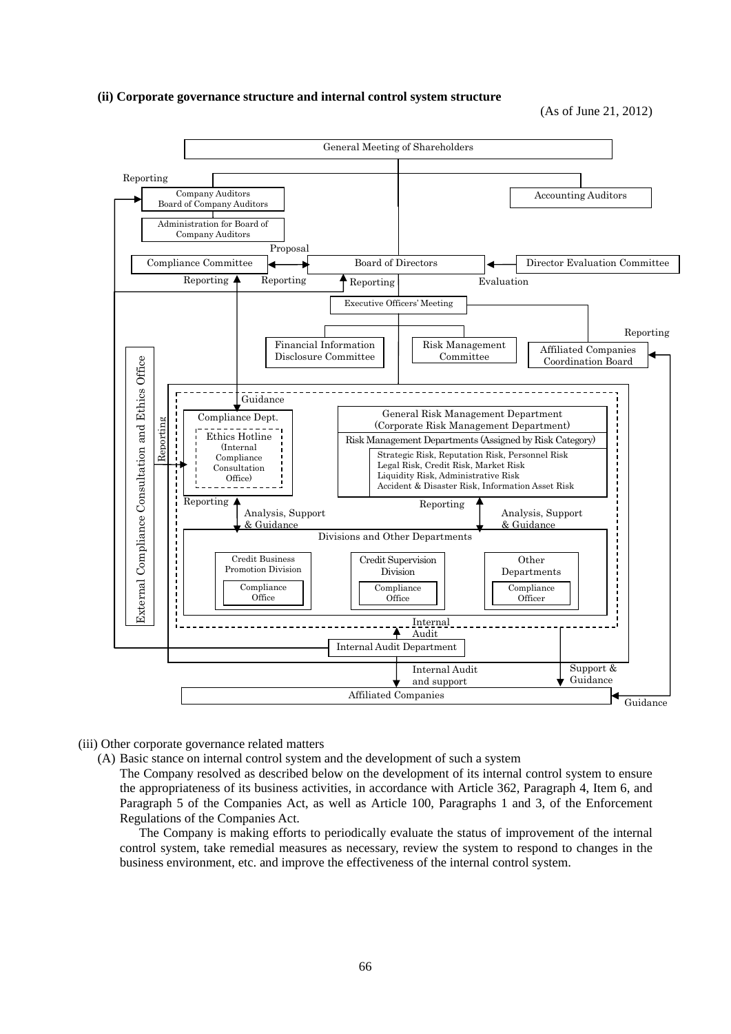**(ii) Corporate governance structure and internal control system structure**

(As of June 21, 2012)

General Meeting of Shareholders

Reporting

Company Auditors
Board of Company Auditors

Administration for Board of Company Auditors

Accounting Auditors

Proposal

Compliance Committee

Board of Directors

Director Evaluation Committee

Reporting

Reporting

Reporting

Evaluation

Executive Officers' Meeting

Reporting

Financial Information Disclosure Committee

Risk Management Committee

Affiliated Companies Coordination Board

External Compliance Consultation and Ethics Office

Reporting

Guidance

Compliance Dept.

Ethics Hotline
(Internal Compliance Consultation Office)

General Risk Management Department
(Corporate Risk Management Department)

Risk Management Departments (Assigned by Risk Category)

Strategic Risk, Reputation Risk, Personnel Risk
Legal Risk, Credit Risk, Market Risk
Liquidity Risk, Administrative Risk
Accident & Disaster Risk, Information Asset Risk

Reporting

Reporting

Analysis, Support & Guidance

Analysis, Support & Guidance

Divisions and Other Departments

Credit Business Promotion Division

Compliance Office

Credit Supervision Division

Compliance Office

Other Departments

Compliance Officer

Internal Audit

Internal Audit Department

Internal Audit and support

Support & Guidance

Affiliated Companies

Guidance

(iii) Other corporate governance related matters

(A) Basic stance on internal control system and the development of such a system

The Company resolved as described below on the development of its internal control system to ensure the appropriateness of its business activities, in accordance with Article 362, Paragraph 4, Item 6, and Paragraph 5 of the Companies Act, as well as Article 100, Paragraphs 1 and 3, of the Enforcement Regulations of the Companies Act.

The Company is making efforts to periodically evaluate the status of improvement of the internal control system, take remedial measures as necessary, review the system to respond to changes in the business environment, etc. and improve the effectiveness of the internal control system.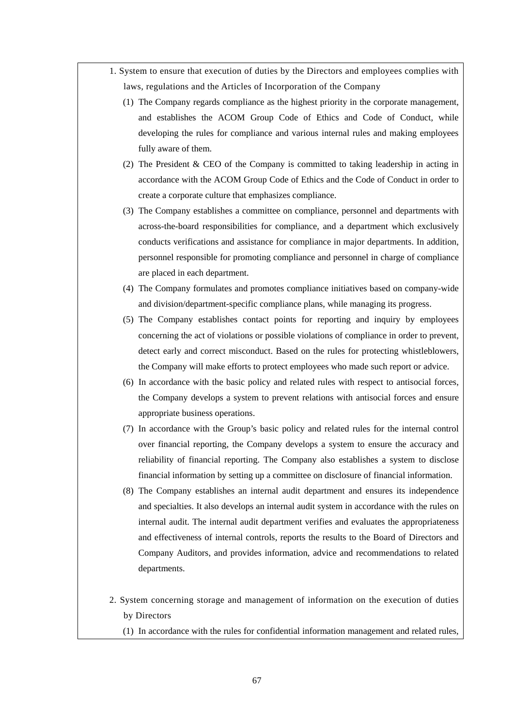1. System to ensure that execution of duties by the Directors and employees complies with laws, regulations and the Articles of Incorporation of the Company

    (1) The Company regards compliance as the highest priority in the corporate management, and establishes the ACOM Group Code of Ethics and Code of Conduct, while developing the rules for compliance and various internal rules and making employees fully aware of them.

    (2) The President & CEO of the Company is committed to taking leadership in acting in accordance with the ACOM Group Code of Ethics and the Code of Conduct in order to create a corporate culture that emphasizes compliance.

    (3) The Company establishes a committee on compliance, personnel and departments with across-the-board responsibilities for compliance, and a department which exclusively conducts verifications and assistance for compliance in major departments. In addition, personnel responsible for promoting compliance and personnel in charge of compliance are placed in each department.

    (4) The Company formulates and promotes compliance initiatives based on company-wide and division/department-specific compliance plans, while managing its progress.

    (5) The Company establishes contact points for reporting and inquiry by employees concerning the act of violations or possible violations of compliance in order to prevent, detect early and correct misconduct. Based on the rules for protecting whistleblowers, the Company will make efforts to protect employees who made such report or advice.

    (6) In accordance with the basic policy and related rules with respect to antisocial forces, the Company develops a system to prevent relations with antisocial forces and ensure appropriate business operations.

    (7) In accordance with the Group's basic policy and related rules for the internal control over financial reporting, the Company develops a system to ensure the accuracy and reliability of financial reporting. The Company also establishes a system to disclose financial information by setting up a committee on disclosure of financial information.

    (8) The Company establishes an internal audit department and ensures its independence and specialties. It also develops an internal audit system in accordance with the rules on internal audit. The internal audit department verifies and evaluates the appropriateness and effectiveness of internal controls, reports the results to the Board of Directors and Company Auditors, and provides information, advice and recommendations to related departments.

2. System concerning storage and management of information on the execution of duties by Directors

    (1) In accordance with the rules for confidential information management and related rules,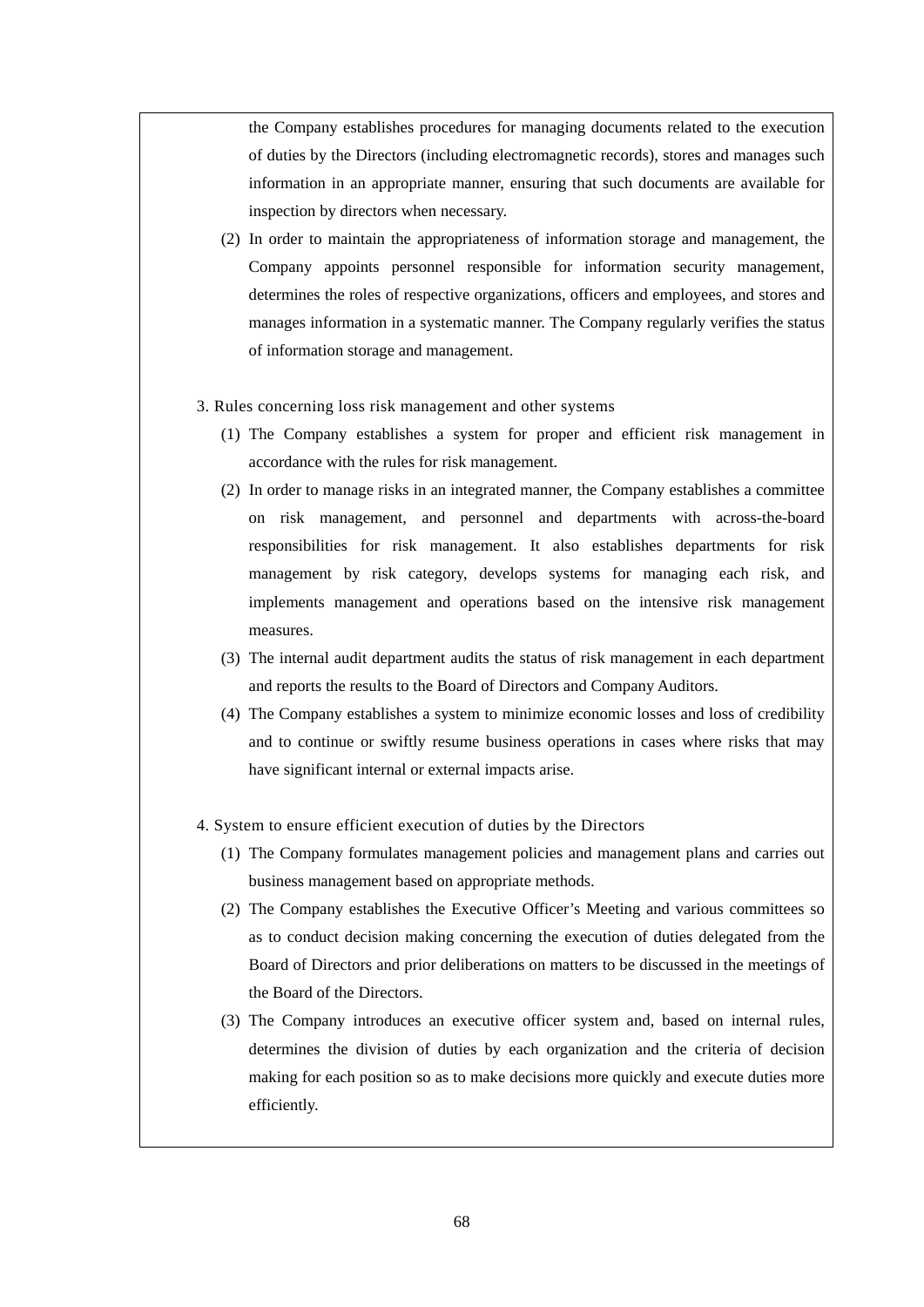the Company establishes procedures for managing documents related to the execution of duties by the Directors (including electromagnetic records), stores and manages such information in an appropriate manner, ensuring that such documents are available for inspection by directors when necessary.

(2) In order to maintain the appropriateness of information storage and management, the Company appoints personnel responsible for information security management, determines the roles of respective organizations, officers and employees, and stores and manages information in a systematic manner. The Company regularly verifies the status of information storage and management.

3. Rules concerning loss risk management and other systems

(1) The Company establishes a system for proper and efficient risk management in accordance with the rules for risk management.

(2) In order to manage risks in an integrated manner, the Company establishes a committee on risk management, and personnel and departments with across-the-board responsibilities for risk management. It also establishes departments for risk management by risk category, develops systems for managing each risk, and implements management and operations based on the intensive risk management measures.

(3) The internal audit department audits the status of risk management in each department and reports the results to the Board of Directors and Company Auditors.

(4) The Company establishes a system to minimize economic losses and loss of credibility and to continue or swiftly resume business operations in cases where risks that may have significant internal or external impacts arise.

4. System to ensure efficient execution of duties by the Directors

(1) The Company formulates management policies and management plans and carries out business management based on appropriate methods.

(2) The Company establishes the Executive Officer's Meeting and various committees so as to conduct decision making concerning the execution of duties delegated from the Board of Directors and prior deliberations on matters to be discussed in the meetings of the Board of the Directors.

(3) The Company introduces an executive officer system and, based on internal rules, determines the division of duties by each organization and the criteria of decision making for each position so as to make decisions more quickly and execute duties more efficiently.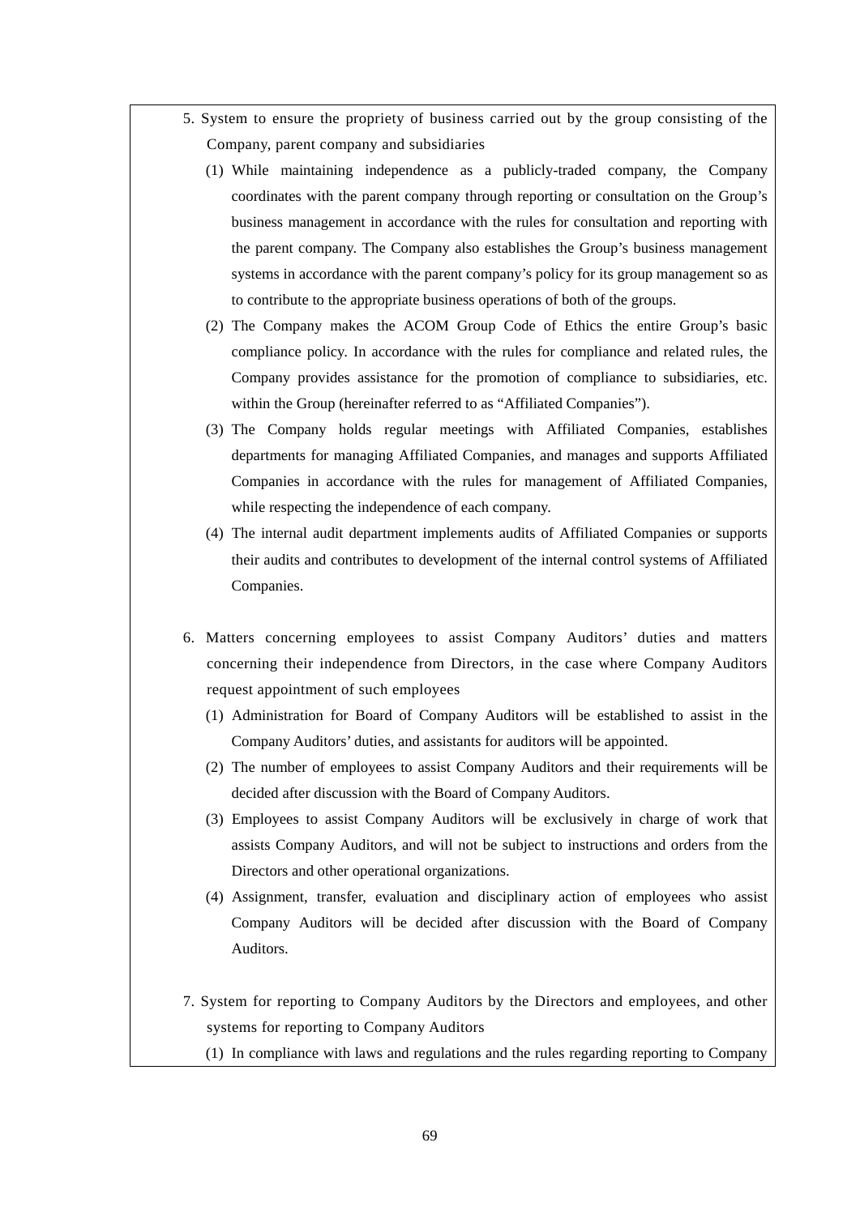5. System to ensure the propriety of business carried out by the group consisting of the Company, parent company and subsidiaries

   (1) While maintaining independence as a publicly-traded company, the Company coordinates with the parent company through reporting or consultation on the Group's business management in accordance with the rules for consultation and reporting with the parent company. The Company also establishes the Group's business management systems in accordance with the parent company's policy for its group management so as to contribute to the appropriate business operations of both of the groups.

   (2) The Company makes the ACOM Group Code of Ethics the entire Group's basic compliance policy. In accordance with the rules for compliance and related rules, the Company provides assistance for the promotion of compliance to subsidiaries, etc. within the Group (hereinafter referred to as "Affiliated Companies").

   (3) The Company holds regular meetings with Affiliated Companies, establishes departments for managing Affiliated Companies, and manages and supports Affiliated Companies in accordance with the rules for management of Affiliated Companies, while respecting the independence of each company.

   (4) The internal audit department implements audits of Affiliated Companies or supports their audits and contributes to development of the internal control systems of Affiliated Companies.

6. Matters concerning employees to assist Company Auditors' duties and matters concerning their independence from Directors, in the case where Company Auditors request appointment of such employees

   (1) Administration for Board of Company Auditors will be established to assist in the Company Auditors' duties, and assistants for auditors will be appointed.

   (2) The number of employees to assist Company Auditors and their requirements will be decided after discussion with the Board of Company Auditors.

   (3) Employees to assist Company Auditors will be exclusively in charge of work that assists Company Auditors, and will not be subject to instructions and orders from the Directors and other operational organizations.

   (4) Assignment, transfer, evaluation and disciplinary action of employees who assist Company Auditors will be decided after discussion with the Board of Company Auditors.

7. System for reporting to Company Auditors by the Directors and employees, and other systems for reporting to Company Auditors

   (1) In compliance with laws and regulations and the rules regarding reporting to Company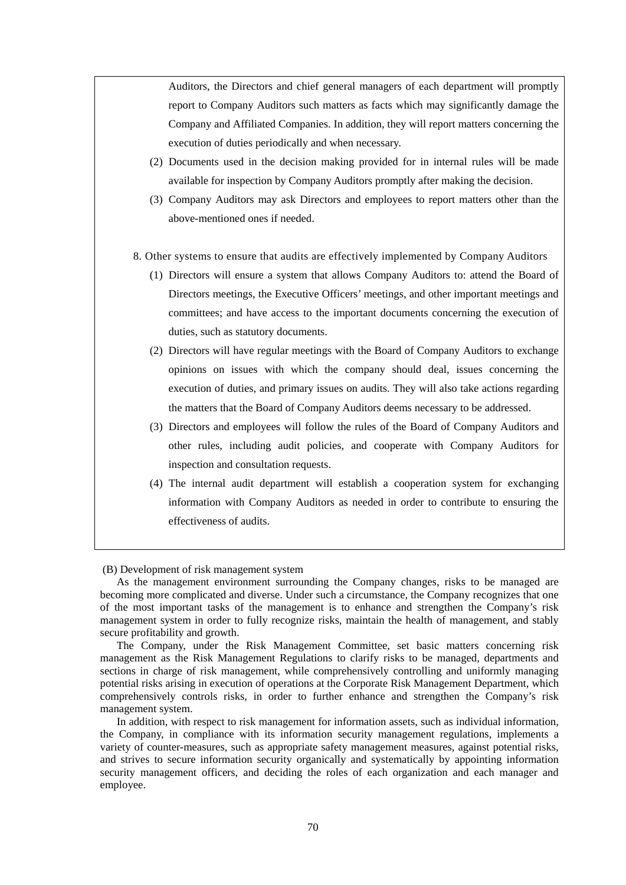Auditors, the Directors and chief general managers of each department will promptly report to Company Auditors such matters as facts which may significantly damage the Company and Affiliated Companies. In addition, they will report matters concerning the execution of duties periodically and when necessary.

(2) Documents used in the decision making provided for in internal rules will be made available for inspection by Company Auditors promptly after making the decision.

(3) Company Auditors may ask Directors and employees to report matters other than the above-mentioned ones if needed.

8. Other systems to ensure that audits are effectively implemented by Company Auditors

(1) Directors will ensure a system that allows Company Auditors to: attend the Board of Directors meetings, the Executive Officers' meetings, and other important meetings and committees; and have access to the important documents concerning the execution of duties, such as statutory documents.

(2) Directors will have regular meetings with the Board of Company Auditors to exchange opinions on issues with which the company should deal, issues concerning the execution of duties, and primary issues on audits. They will also take actions regarding the matters that the Board of Company Auditors deems necessary to be addressed.

(3) Directors and employees will follow the rules of the Board of Company Auditors and other rules, including audit policies, and cooperate with Company Auditors for inspection and consultation requests.

(4) The internal audit department will establish a cooperation system for exchanging information with Company Auditors as needed in order to contribute to ensuring the effectiveness of audits.

(B) Development of risk management system

As the management environment surrounding the Company changes, risks to be managed are becoming more complicated and diverse. Under such a circumstance, the Company recognizes that one of the most important tasks of the management is to enhance and strengthen the Company's risk management system in order to fully recognize risks, maintain the health of management, and stably secure profitability and growth.

The Company, under the Risk Management Committee, set basic matters concerning risk management as the Risk Management Regulations to clarify risks to be managed, departments and sections in charge of risk management, while comprehensively controlling and uniformly managing potential risks arising in execution of operations at the Corporate Risk Management Department, which comprehensively controls risks, in order to further enhance and strengthen the Company's risk management system.

In addition, with respect to risk management for information assets, such as individual information, the Company, in compliance with its information security management regulations, implements a variety of counter-measures, such as appropriate safety management measures, against potential risks, and strives to secure information security organically and systematically by appointing information security management officers, and deciding the roles of each organization and each manager and employee.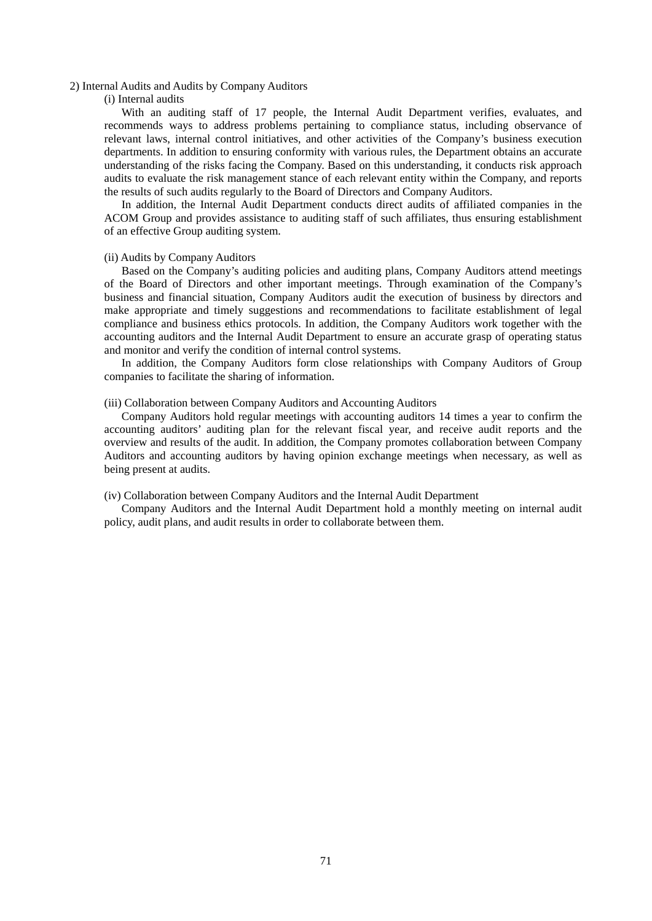2) Internal Audits and Audits by Company Auditors

(i) Internal audits

With an auditing staff of 17 people, the Internal Audit Department verifies, evaluates, and recommends ways to address problems pertaining to compliance status, including observance of relevant laws, internal control initiatives, and other activities of the Company's business execution departments. In addition to ensuring conformity with various rules, the Department obtains an accurate understanding of the risks facing the Company. Based on this understanding, it conducts risk approach audits to evaluate the risk management stance of each relevant entity within the Company, and reports the results of such audits regularly to the Board of Directors and Company Auditors.

In addition, the Internal Audit Department conducts direct audits of affiliated companies in the ACOM Group and provides assistance to auditing staff of such affiliates, thus ensuring establishment of an effective Group auditing system.

(ii) Audits by Company Auditors

Based on the Company's auditing policies and auditing plans, Company Auditors attend meetings of the Board of Directors and other important meetings. Through examination of the Company's business and financial situation, Company Auditors audit the execution of business by directors and make appropriate and timely suggestions and recommendations to facilitate establishment of legal compliance and business ethics protocols. In addition, the Company Auditors work together with the accounting auditors and the Internal Audit Department to ensure an accurate grasp of operating status and monitor and verify the condition of internal control systems.

In addition, the Company Auditors form close relationships with Company Auditors of Group companies to facilitate the sharing of information.

(iii) Collaboration between Company Auditors and Accounting Auditors

Company Auditors hold regular meetings with accounting auditors 14 times a year to confirm the accounting auditors' auditing plan for the relevant fiscal year, and receive audit reports and the overview and results of the audit. In addition, the Company promotes collaboration between Company Auditors and accounting auditors by having opinion exchange meetings when necessary, as well as being present at audits.

(iv) Collaboration between Company Auditors and the Internal Audit Department

Company Auditors and the Internal Audit Department hold a monthly meeting on internal audit policy, audit plans, and audit results in order to collaborate between them.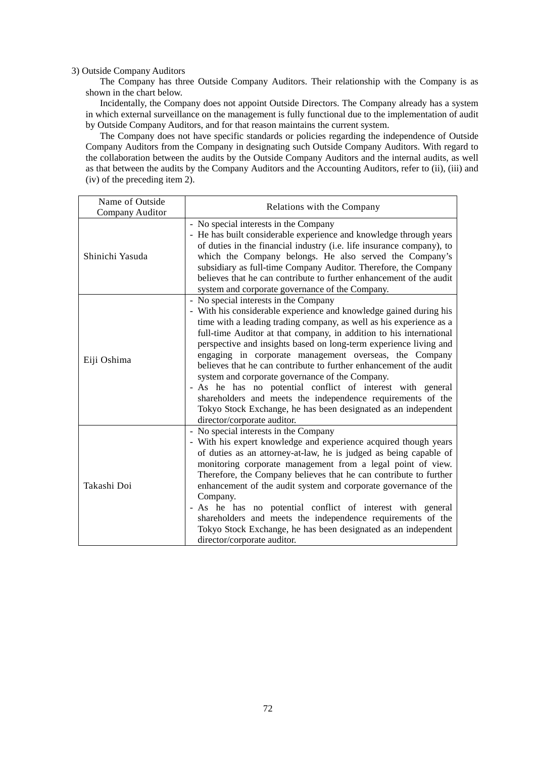3) Outside Company Auditors

The Company has three Outside Company Auditors. Their relationship with the Company is as shown in the chart below.

Incidentally, the Company does not appoint Outside Directors. The Company already has a system in which external surveillance on the management is fully functional due to the implementation of audit by Outside Company Auditors, and for that reason maintains the current system.

The Company does not have specific standards or policies regarding the independence of Outside Company Auditors from the Company in designating such Outside Company Auditors. With regard to the collaboration between the audits by the Outside Company Auditors and the internal audits, as well as that between the audits by the Company Auditors and the Accounting Auditors, refer to (ii), (iii) and (iv) of the preceding item 2).

| Name of Outside Company Auditor | Relations with the Company |
|---|---|
| Shinichi Yasuda | - No special interests in the Company<br>- He has built considerable experience and knowledge through years of duties in the financial industry (i.e. life insurance company), to which the Company belongs. He also served the Company's subsidiary as full-time Company Auditor. Therefore, the Company believes that he can contribute to further enhancement of the audit system and corporate governance of the Company. |
| Eiji Oshima | - No special interests in the Company<br>- With his considerable experience and knowledge gained during his time with a leading trading company, as well as his experience as a full-time Auditor at that company, in addition to his international perspective and insights based on long-term experience living and engaging in corporate management overseas, the Company believes that he can contribute to further enhancement of the audit system and corporate governance of the Company.<br>- As he has no potential conflict of interest with general shareholders and meets the independence requirements of the Tokyo Stock Exchange, he has been designated as an independent director/corporate auditor. |
| Takashi Doi | - No special interests in the Company<br>- With his expert knowledge and experience acquired though years of duties as an attorney-at-law, he is judged as being capable of monitoring corporate management from a legal point of view. Therefore, the Company believes that he can contribute to further enhancement of the audit system and corporate governance of the Company.<br>- As he has no potential conflict of interest with general shareholders and meets the independence requirements of the Tokyo Stock Exchange, he has been designated as an independent director/corporate auditor. |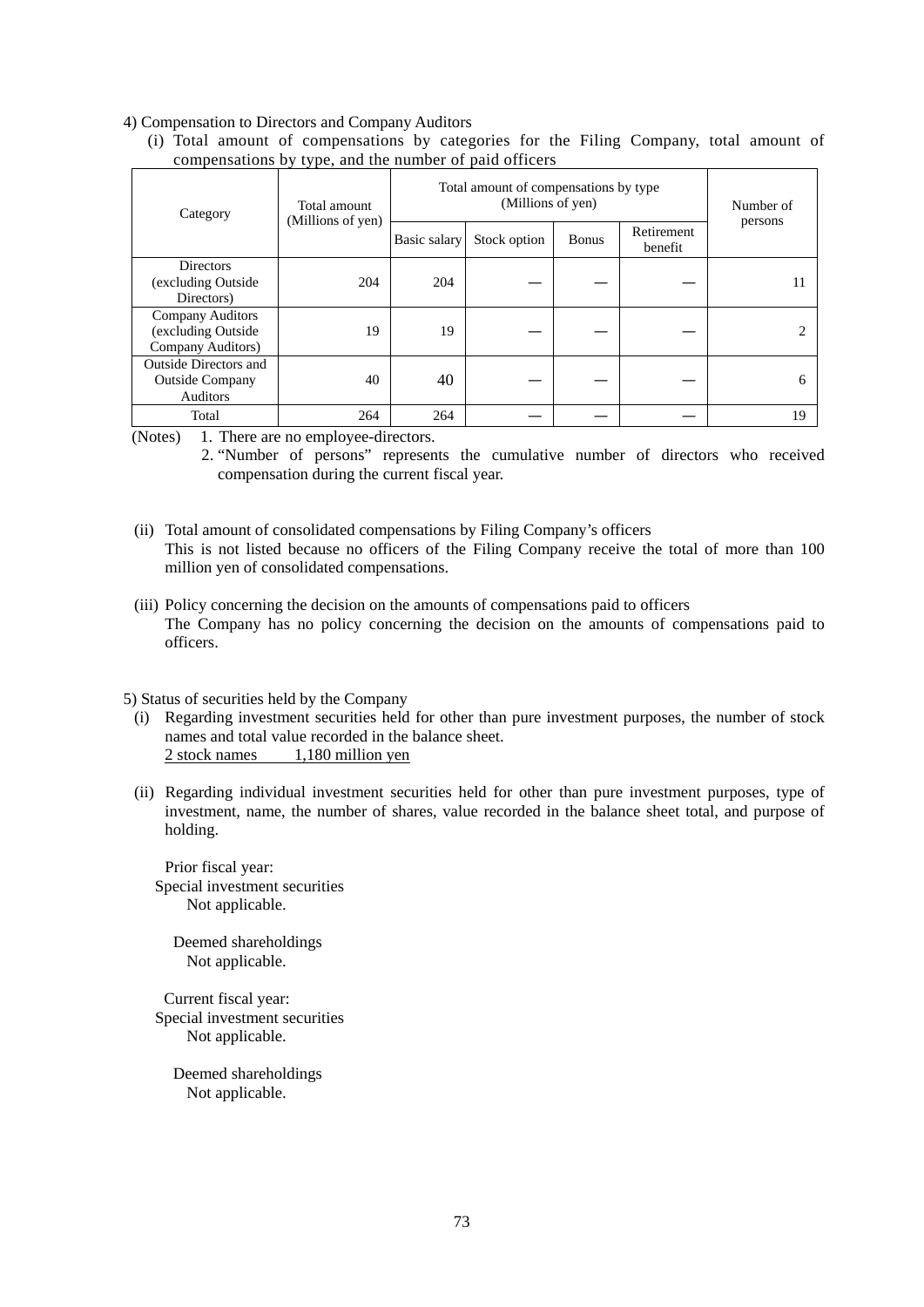4) Compensation to Directors and Company Auditors

(i) Total amount of compensations by categories for the Filing Company, total amount of compensations by type, and the number of paid officers

| Category | Total amount (Millions of yen) | Total amount of compensations by type (Millions of yen) | | | | Number of persons |
|---|---|---|---|---|---|---|
| | | Basic salary | Stock option | Bonus | Retirement benefit | |
| Directors (excluding Outside Directors) | 204 | 204 | — | — | — | 11 |
| Company Auditors (excluding Outside Company Auditors) | 19 | 19 | — | — | — | 2 |
| Outside Directors and Outside Company Auditors | 40 | 40 | — | — | — | 6 |
| Total | 264 | 264 | — | — | — | 19 |

(Notes) 1. There are no employee-directors.
2. "Number of persons" represents the cumulative number of directors who received compensation during the current fiscal year.

(ii) Total amount of consolidated compensations by Filing Company's officers
This is not listed because no officers of the Filing Company receive the total of more than 100 million yen of consolidated compensations.

(iii) Policy concerning the decision on the amounts of compensations paid to officers
The Company has no policy concerning the decision on the amounts of compensations paid to officers.

5) Status of securities held by the Company

(i) Regarding investment securities held for other than pure investment purposes, the number of stock names and total value recorded in the balance sheet.
2 stock names　　1,180 million yen

(ii) Regarding individual investment securities held for other than pure investment purposes, type of investment, name, the number of shares, value recorded in the balance sheet total, and purpose of holding.

Prior fiscal year:
Special investment securities
Not applicable.

Deemed shareholdings
Not applicable.

Current fiscal year:
Special investment securities
Not applicable.

Deemed shareholdings
Not applicable.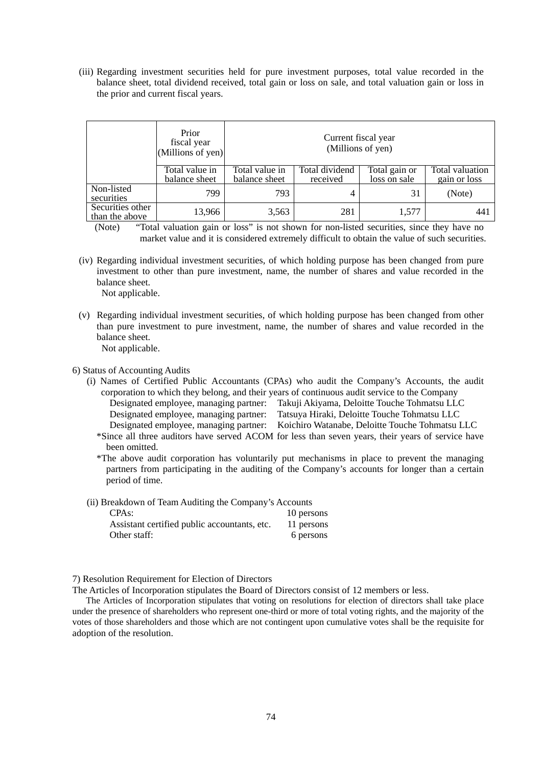(iii) Regarding investment securities held for pure investment purposes, total value recorded in the balance sheet, total dividend received, total gain or loss on sale, and total valuation gain or loss in the prior and current fiscal years.

| | Prior fiscal year (Millions of yen) | Current fiscal year (Millions of yen) | | | |
|---|---|---|---|---|---|
| | Total value in balance sheet | Total value in balance sheet | Total dividend received | Total gain or loss on sale | Total valuation gain or loss |
| Non-listed securities | 799 | 793 | 4 | 31 | (Note) |
| Securities other than the above | 13,966 | 3,563 | 281 | 1,577 | 441 |

(Note) "Total valuation gain or loss" is not shown for non-listed securities, since they have no market value and it is considered extremely difficult to obtain the value of such securities.

(iv) Regarding individual investment securities, of which holding purpose has been changed from pure investment to other than pure investment, name, the number of shares and value recorded in the balance sheet.
Not applicable.

(v) Regarding individual investment securities, of which holding purpose has been changed from other than pure investment to pure investment, name, the number of shares and value recorded in the balance sheet.
Not applicable.

6) Status of Accounting Audits

(i) Names of Certified Public Accountants (CPAs) who audit the Company's Accounts, the audit corporation to which they belong, and their years of continuous audit service to the Company

Designated employee, managing partner: Takuji Akiyama, Deloitte Touche Tohmatsu LLC
Designated employee, managing partner: Tatsuya Hiraki, Deloitte Touche Tohmatsu LLC
Designated employee, managing partner: Koichiro Watanabe, Deloitte Touche Tohmatsu LLC

*Since all three auditors have served ACOM for less than seven years, their years of service have been omitted.

*The above audit corporation has voluntarily put mechanisms in place to prevent the managing partners from participating in the auditing of the Company's accounts for longer than a certain period of time.

(ii) Breakdown of Team Auditing the Company's Accounts

| | |
|---|---|
| CPAs: | 10 persons |
| Assistant certified public accountants, etc. | 11 persons |
| Other staff: | 6 persons |

7) Resolution Requirement for Election of Directors

The Articles of Incorporation stipulates the Board of Directors consist of 12 members or less.

The Articles of Incorporation stipulates that voting on resolutions for election of directors shall take place under the presence of shareholders who represent one-third or more of total voting rights, and the majority of the votes of those shareholders and those which are not contingent upon cumulative votes shall be the requisite for adoption of the resolution.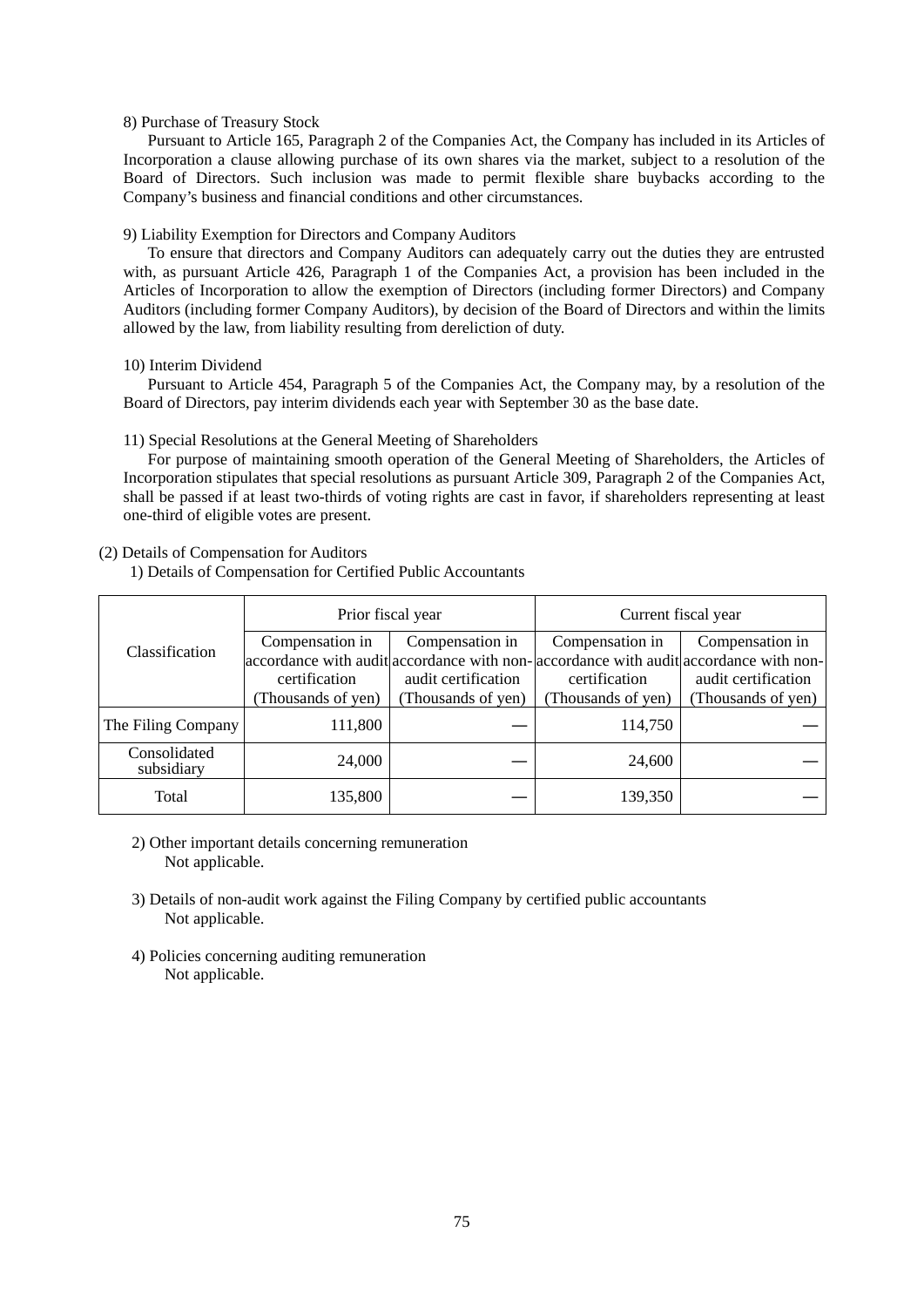8) Purchase of Treasury Stock

Pursuant to Article 165, Paragraph 2 of the Companies Act, the Company has included in its Articles of Incorporation a clause allowing purchase of its own shares via the market, subject to a resolution of the Board of Directors. Such inclusion was made to permit flexible share buybacks according to the Company's business and financial conditions and other circumstances.

9) Liability Exemption for Directors and Company Auditors

To ensure that directors and Company Auditors can adequately carry out the duties they are entrusted with, as pursuant Article 426, Paragraph 1 of the Companies Act, a provision has been included in the Articles of Incorporation to allow the exemption of Directors (including former Directors) and Company Auditors (including former Company Auditors), by decision of the Board of Directors and within the limits allowed by the law, from liability resulting from dereliction of duty.

10) Interim Dividend

Pursuant to Article 454, Paragraph 5 of the Companies Act, the Company may, by a resolution of the Board of Directors, pay interim dividends each year with September 30 as the base date.

11) Special Resolutions at the General Meeting of Shareholders

For purpose of maintaining smooth operation of the General Meeting of Shareholders, the Articles of Incorporation stipulates that special resolutions as pursuant Article 309, Paragraph 2 of the Companies Act, shall be passed if at least two-thirds of voting rights are cast in favor, if shareholders representing at least one-third of eligible votes are present.

(2) Details of Compensation for Auditors

1) Details of Compensation for Certified Public Accountants

| Classification | Prior fiscal year | | Current fiscal year | |
|---|---|---|---|---|
| | Compensation in accordance with audit certification (Thousands of yen) | Compensation in accordance with non-audit certification (Thousands of yen) | Compensation in accordance with audit certification (Thousands of yen) | Compensation in accordance with non-audit certification (Thousands of yen) |
| The Filing Company | 111,800 | — | 114,750 | — |
| Consolidated subsidiary | 24,000 | — | 24,600 | — |
| Total | 135,800 | — | 139,350 | — |

2) Other important details concerning remuneration

Not applicable.

3) Details of non-audit work against the Filing Company by certified public accountants

Not applicable.

4) Policies concerning auditing remuneration

Not applicable.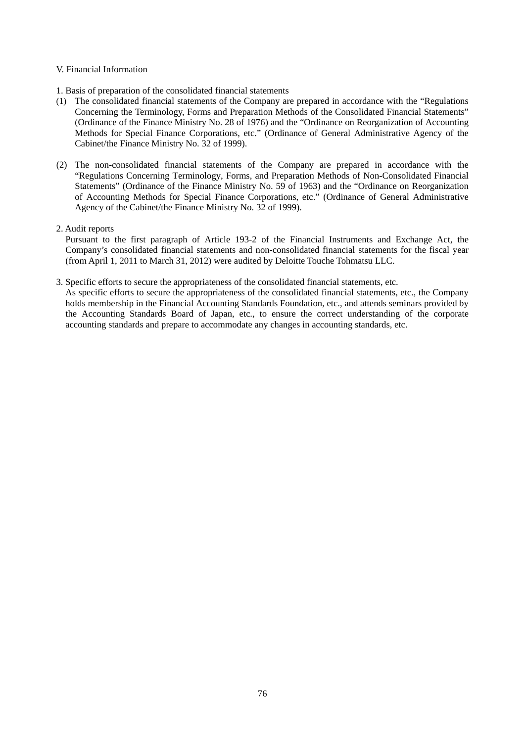# V. Financial Information

## 1. Basis of preparation of the consolidated financial statements

(1) The consolidated financial statements of the Company are prepared in accordance with the "Regulations Concerning the Terminology, Forms and Preparation Methods of the Consolidated Financial Statements" (Ordinance of the Finance Ministry No. 28 of 1976) and the "Ordinance on Reorganization of Accounting Methods for Special Finance Corporations, etc." (Ordinance of General Administrative Agency of the Cabinet/the Finance Ministry No. 32 of 1999).

(2) The non-consolidated financial statements of the Company are prepared in accordance with the "Regulations Concerning Terminology, Forms, and Preparation Methods of Non-Consolidated Financial Statements" (Ordinance of the Finance Ministry No. 59 of 1963) and the "Ordinance on Reorganization of Accounting Methods for Special Finance Corporations, etc." (Ordinance of General Administrative Agency of the Cabinet/the Finance Ministry No. 32 of 1999).

## 2. Audit reports

Pursuant to the first paragraph of Article 193-2 of the Financial Instruments and Exchange Act, the Company's consolidated financial statements and non-consolidated financial statements for the fiscal year (from April 1, 2011 to March 31, 2012) were audited by Deloitte Touche Tohmatsu LLC.

## 3. Specific efforts to secure the appropriateness of the consolidated financial statements, etc.

As specific efforts to secure the appropriateness of the consolidated financial statements, etc., the Company holds membership in the Financial Accounting Standards Foundation, etc., and attends seminars provided by the Accounting Standards Board of Japan, etc., to ensure the correct understanding of the corporate accounting standards and prepare to accommodate any changes in accounting standards, etc.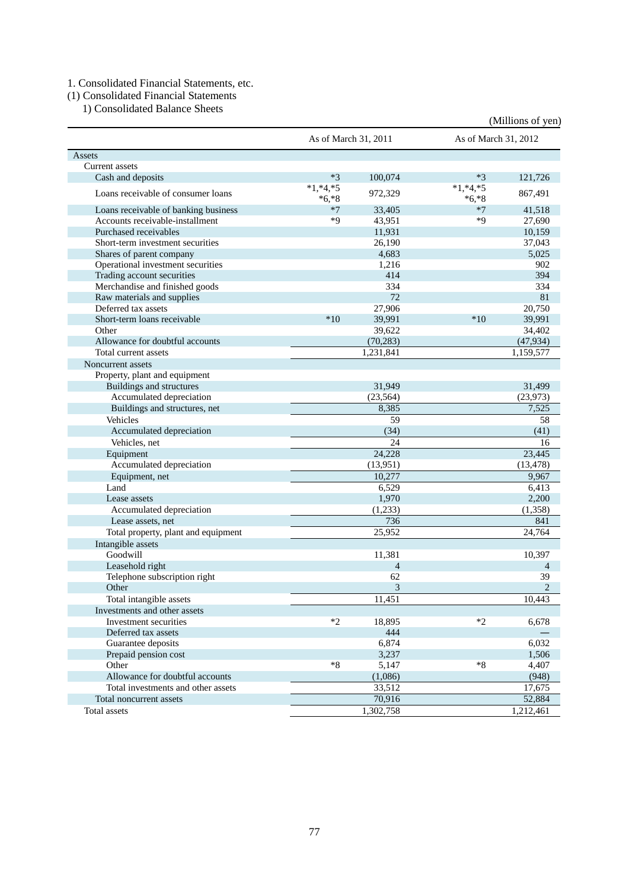1. Consolidated Financial Statements, etc.

(1) Consolidated Financial Statements

1) Consolidated Balance Sheets

(Millions of yen)

| | | As of March 31, 2011 | | As of March 31, 2012 |
|---|---|---|---|---|
| Assets | | | | |
| Current assets | | | | |
| Cash and deposits | *3 | 100,074 | *3 | 121,726 |
| Loans receivable of consumer loans | *1,*4,*5 *6,*8 | 972,329 | *1,*4,*5 *6,*8 | 867,491 |
| Loans receivable of banking business | *7 | 33,405 | *7 | 41,518 |
| Accounts receivable-installment | *9 | 43,951 | *9 | 27,690 |
| Purchased receivables | | 11,931 | | 10,159 |
| Short-term investment securities | | 26,190 | | 37,043 |
| Shares of parent company | | 4,683 | | 5,025 |
| Operational investment securities | | 1,216 | | 902 |
| Trading account securities | | 414 | | 394 |
| Merchandise and finished goods | | 334 | | 334 |
| Raw materials and supplies | | 72 | | 81 |
| Deferred tax assets | | 27,906 | | 20,750 |
| Short-term loans receivable | *10 | 39,991 | *10 | 39,991 |
| Other | | 39,622 | | 34,402 |
| Allowance for doubtful accounts | | (70,283) | | (47,934) |
| Total current assets | | 1,231,841 | | 1,159,577 |
| Noncurrent assets | | | | |
| Property, plant and equipment | | | | |
| Buildings and structures | | 31,949 | | 31,499 |
| Accumulated depreciation | | (23,564) | | (23,973) |
| Buildings and structures, net | | 8,385 | | 7,525 |
| Vehicles | | 59 | | 58 |
| Accumulated depreciation | | (34) | | (41) |
| Vehicles, net | | 24 | | 16 |
| Equipment | | 24,228 | | 23,445 |
| Accumulated depreciation | | (13,951) | | (13,478) |
| Equipment, net | | 10,277 | | 9,967 |
| Land | | 6,529 | | 6,413 |
| Lease assets | | 1,970 | | 2,200 |
| Accumulated depreciation | | (1,233) | | (1,358) |
| Lease assets, net | | 736 | | 841 |
| Total property, plant and equipment | | 25,952 | | 24,764 |
| Intangible assets | | | | |
| Goodwill | | 11,381 | | 10,397 |
| Leasehold right | | 4 | | 4 |
| Telephone subscription right | | 62 | | 39 |
| Other | | 3 | | 2 |
| Total intangible assets | | 11,451 | | 10,443 |
| Investments and other assets | | | | |
| Investment securities | *2 | 18,895 | *2 | 6,678 |
| Deferred tax assets | | 444 | | — |
| Guarantee deposits | | 6,874 | | 6,032 |
| Prepaid pension cost | | 3,237 | | 1,506 |
| Other | *8 | 5,147 | *8 | 4,407 |
| Allowance for doubtful accounts | | (1,086) | | (948) |
| Total investments and other assets | | 33,512 | | 17,675 |
| Total noncurrent assets | | 70,916 | | 52,884 |
| Total assets | | 1,302,758 | | 1,212,461 |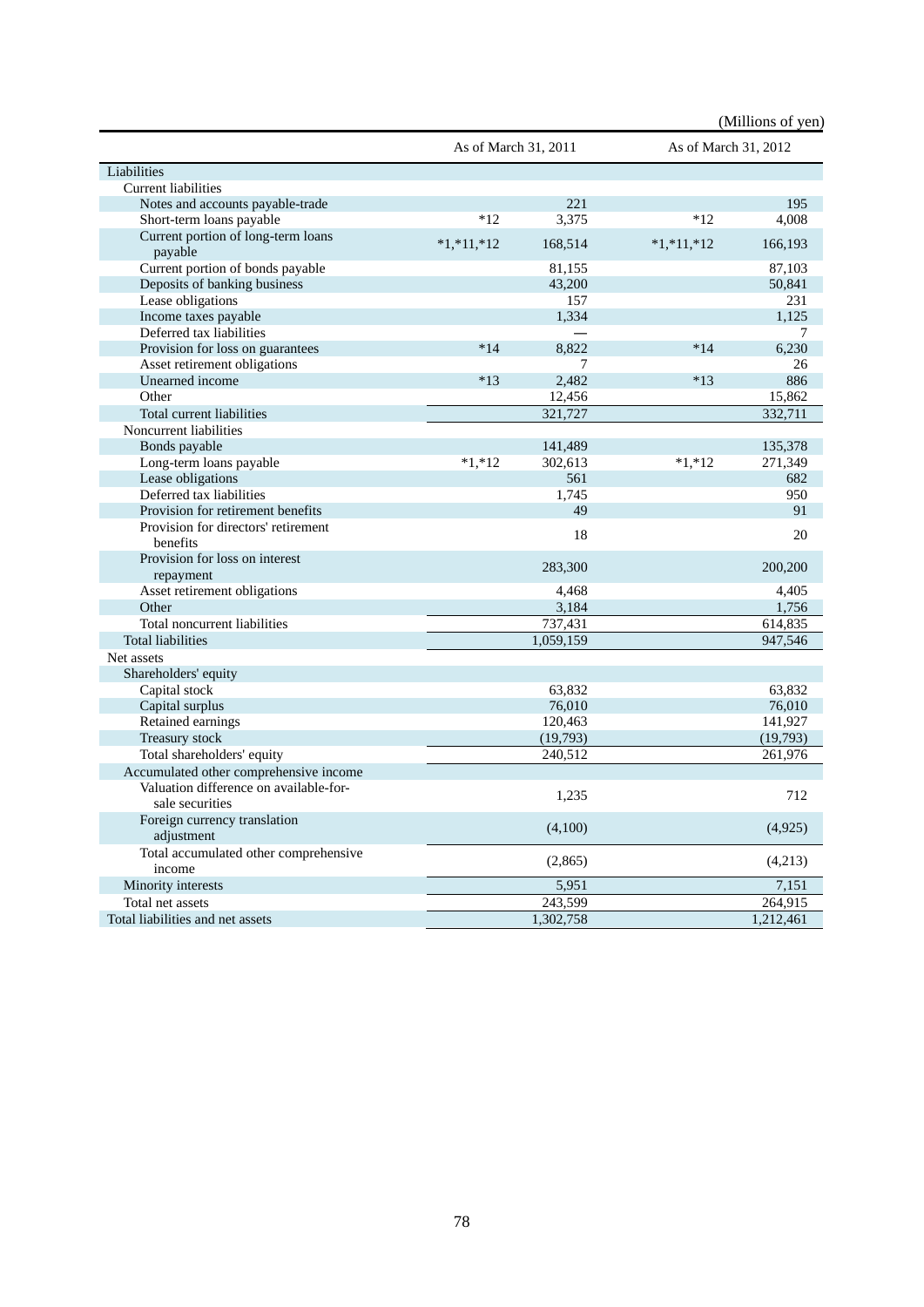(Millions of yen)

| | | As of March 31, 2011 | | As of March 31, 2012 |
|---|---|---|---|---|
| Liabilities | | | | |
| Current liabilities | | | | |
| Notes and accounts payable-trade | | 221 | | 195 |
| Short-term loans payable | *12 | 3,375 | *12 | 4,008 |
| Current portion of long-term loans payable | *1,*11,*12 | 168,514 | *1,*11,*12 | 166,193 |
| Current portion of bonds payable | | 81,155 | | 87,103 |
| Deposits of banking business | | 43,200 | | 50,841 |
| Lease obligations | | 157 | | 231 |
| Income taxes payable | | 1,334 | | 1,125 |
| Deferred tax liabilities | | — | | 7 |
| Provision for loss on guarantees | *14 | 8,822 | *14 | 6,230 |
| Asset retirement obligations | | 7 | | 26 |
| Unearned income | *13 | 2,482 | *13 | 886 |
| Other | | 12,456 | | 15,862 |
| Total current liabilities | | 321,727 | | 332,711 |
| Noncurrent liabilities | | | | |
| Bonds payable | | 141,489 | | 135,378 |
| Long-term loans payable | *1,*12 | 302,613 | *1,*12 | 271,349 |
| Lease obligations | | 561 | | 682 |
| Deferred tax liabilities | | 1,745 | | 950 |
| Provision for retirement benefits | | 49 | | 91 |
| Provision for directors' retirement benefits | | 18 | | 20 |
| Provision for loss on interest repayment | | 283,300 | | 200,200 |
| Asset retirement obligations | | 4,468 | | 4,405 |
| Other | | 3,184 | | 1,756 |
| Total noncurrent liabilities | | 737,431 | | 614,835 |
| Total liabilities | | 1,059,159 | | 947,546 |
| Net assets | | | | |
| Shareholders' equity | | | | |
| Capital stock | | 63,832 | | 63,832 |
| Capital surplus | | 76,010 | | 76,010 |
| Retained earnings | | 120,463 | | 141,927 |
| Treasury stock | | (19,793) | | (19,793) |
| Total shareholders' equity | | 240,512 | | 261,976 |
| Accumulated other comprehensive income | | | | |
| Valuation difference on available-for-sale securities | | 1,235 | | 712 |
| Foreign currency translation adjustment | | (4,100) | | (4,925) |
| Total accumulated other comprehensive income | | (2,865) | | (4,213) |
| Minority interests | | 5,951 | | 7,151 |
| Total net assets | | 243,599 | | 264,915 |
| Total liabilities and net assets | | 1,302,758 | | 1,212,461 |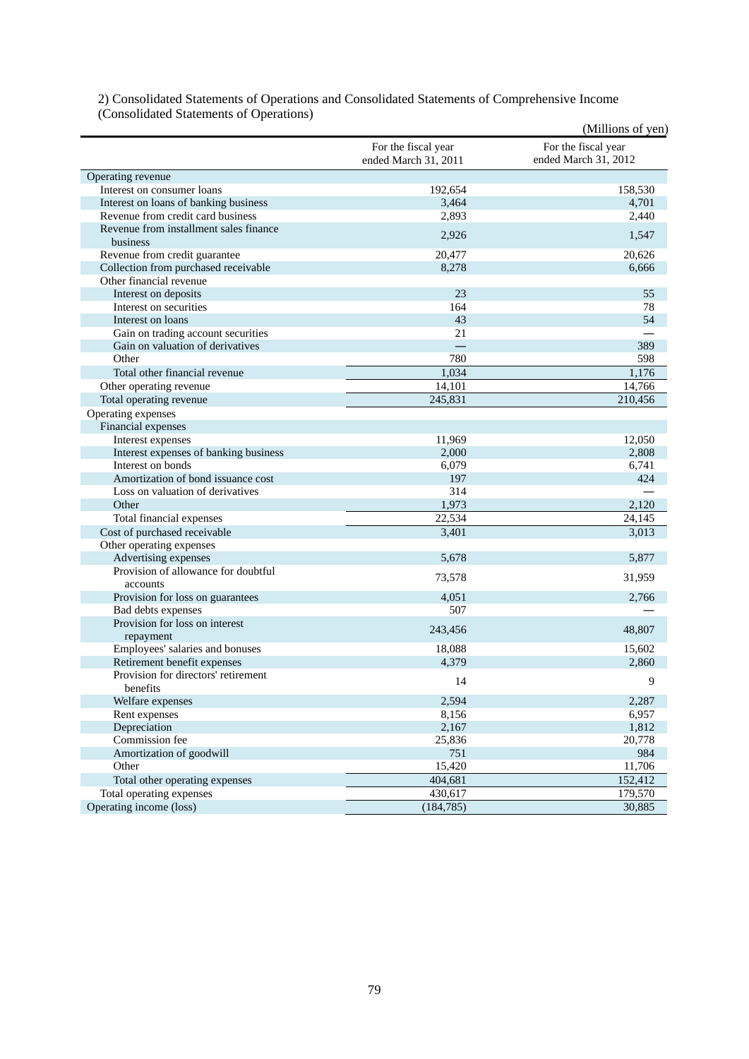2) Consolidated Statements of Operations and Consolidated Statements of Comprehensive Income
(Consolidated Statements of Operations)

(Millions of yen)

| | For the fiscal year ended March 31, 2011 | For the fiscal year ended March 31, 2012 |
|---|---|---|
| Operating revenue | | |
| Interest on consumer loans | 192,654 | 158,530 |
| Interest on loans of banking business | 3,464 | 4,701 |
| Revenue from credit card business | 2,893 | 2,440 |
| Revenue from installment sales finance business | 2,926 | 1,547 |
| Revenue from credit guarantee | 20,477 | 20,626 |
| Collection from purchased receivable | 8,278 | 6,666 |
| Other financial revenue | | |
| Interest on deposits | 23 | 55 |
| Interest on securities | 164 | 78 |
| Interest on loans | 43 | 54 |
| Gain on trading account securities | 21 | — |
| Gain on valuation of derivatives | — | 389 |
| Other | 780 | 598 |
| Total other financial revenue | 1,034 | 1,176 |
| Other operating revenue | 14,101 | 14,766 |
| Total operating revenue | 245,831 | 210,456 |
| Operating expenses | | |
| Financial expenses | | |
| Interest expenses | 11,969 | 12,050 |
| Interest expenses of banking business | 2,000 | 2,808 |
| Interest on bonds | 6,079 | 6,741 |
| Amortization of bond issuance cost | 197 | 424 |
| Loss on valuation of derivatives | 314 | — |
| Other | 1,973 | 2,120 |
| Total financial expenses | 22,534 | 24,145 |
| Cost of purchased receivable | 3,401 | 3,013 |
| Other operating expenses | | |
| Advertising expenses | 5,678 | 5,877 |
| Provision of allowance for doubtful accounts | 73,578 | 31,959 |
| Provision for loss on guarantees | 4,051 | 2,766 |
| Bad debts expenses | 507 | — |
| Provision for loss on interest repayment | 243,456 | 48,807 |
| Employees' salaries and bonuses | 18,088 | 15,602 |
| Retirement benefit expenses | 4,379 | 2,860 |
| Provision for directors' retirement benefits | 14 | 9 |
| Welfare expenses | 2,594 | 2,287 |
| Rent expenses | 8,156 | 6,957 |
| Depreciation | 2,167 | 1,812 |
| Commission fee | 25,836 | 20,778 |
| Amortization of goodwill | 751 | 984 |
| Other | 15,420 | 11,706 |
| Total other operating expenses | 404,681 | 152,412 |
| Total operating expenses | 430,617 | 179,570 |
| Operating income (loss) | (184,785) | 30,885 |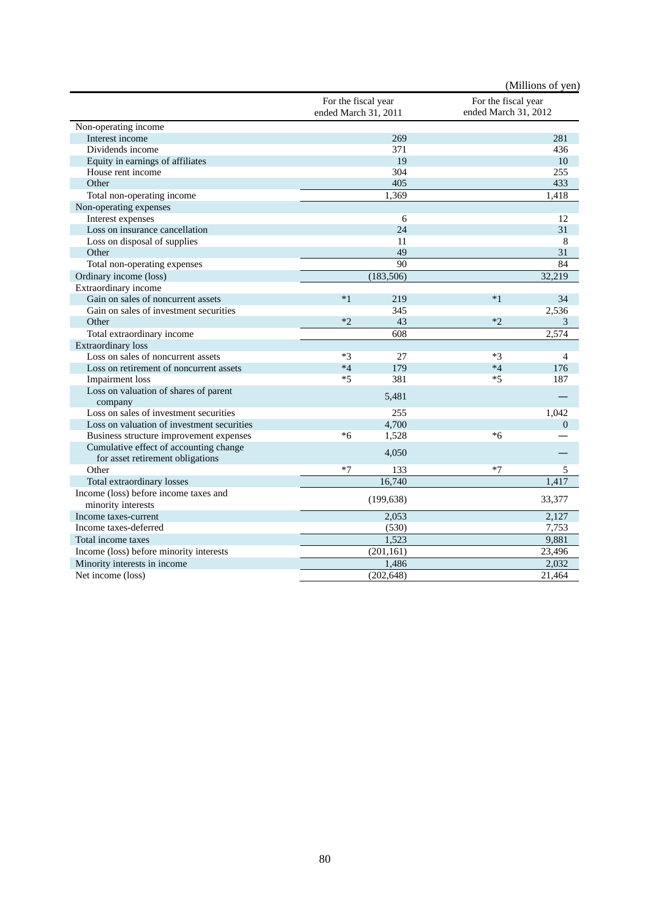(Millions of yen)

| | For the fiscal year ended March 31, 2011 | | For the fiscal year ended March 31, 2012 | |
|---|---|---|---|---|
| Non-operating income | | | | |
| Interest income | | 269 | | 281 |
| Dividends income | | 371 | | 436 |
| Equity in earnings of affiliates | | 19 | | 10 |
| House rent income | | 304 | | 255 |
| Other | | 405 | | 433 |
| Total non-operating income | | 1,369 | | 1,418 |
| Non-operating expenses | | | | |
| Interest expenses | | 6 | | 12 |
| Loss on insurance cancellation | | 24 | | 31 |
| Loss on disposal of supplies | | 11 | | 8 |
| Other | | 49 | | 31 |
| Total non-operating expenses | | 90 | | 84 |
| Ordinary income (loss) | | (183,506) | | 32,219 |
| Extraordinary income | | | | |
| Gain on sales of noncurrent assets | *1 | 219 | *1 | 34 |
| Gain on sales of investment securities | | 345 | | 2,536 |
| Other | *2 | 43 | *2 | 3 |
| Total extraordinary income | | 608 | | 2,574 |
| Extraordinary loss | | | | |
| Loss on sales of noncurrent assets | *3 | 27 | *3 | 4 |
| Loss on retirement of noncurrent assets | *4 | 179 | *4 | 176 |
| Impairment loss | *5 | 381 | *5 | 187 |
| Loss on valuation of shares of parent company | | 5,481 | | — |
| Loss on sales of investment securities | | 255 | | 1,042 |
| Loss on valuation of investment securities | | 4,700 | | 0 |
| Business structure improvement expenses | *6 | 1,528 | *6 | — |
| Cumulative effect of accounting change for asset retirement obligations | | 4,050 | | — |
| Other | *7 | 133 | *7 | 5 |
| Total extraordinary losses | | 16,740 | | 1,417 |
| Income (loss) before income taxes and minority interests | | (199,638) | | 33,377 |
| Income taxes-current | | 2,053 | | 2,127 |
| Income taxes-deferred | | (530) | | 7,753 |
| Total income taxes | | 1,523 | | 9,881 |
| Income (loss) before minority interests | | (201,161) | | 23,496 |
| Minority interests in income | | 1,486 | | 2,032 |
| Net income (loss) | | (202,648) | | 21,464 |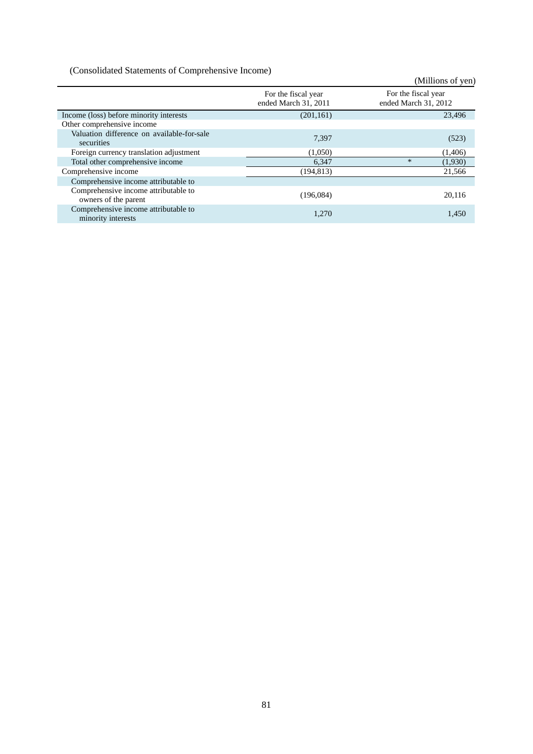(Consolidated Statements of Comprehensive Income)

(Millions of yen)

| | For the fiscal year ended March 31, 2011 | For the fiscal year ended March 31, 2012 |
|---|---|---|
| Income (loss) before minority interests | (201,161) | 23,496 |
| Other comprehensive income | | |
| Valuation difference on available-for-sale securities | 7,397 | (523) |
| Foreign currency translation adjustment | (1,050) | (1,406) |
| Total other comprehensive income | 6,347 | * (1,930) |
| Comprehensive income | (194,813) | 21,566 |
| Comprehensive income attributable to | | |
| Comprehensive income attributable to owners of the parent | (196,084) | 20,116 |
| Comprehensive income attributable to minority interests | 1,270 | 1,450 |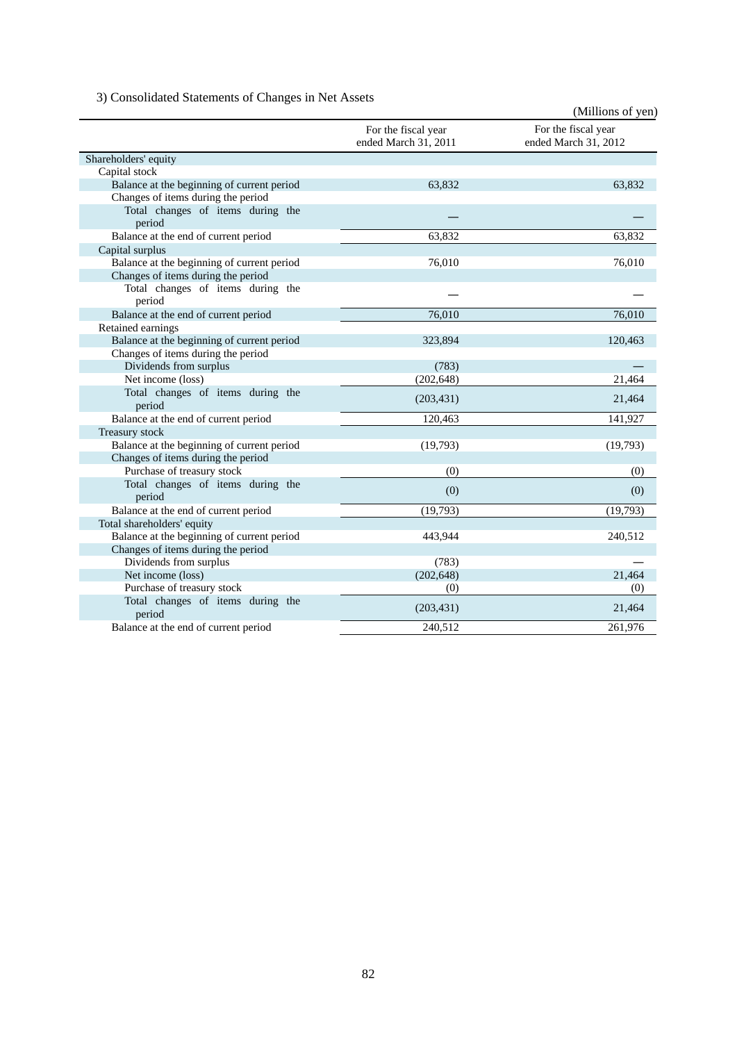3) Consolidated Statements of Changes in Net Assets

(Millions of yen)

| | For the fiscal year ended March 31, 2011 | For the fiscal year ended March 31, 2012 |
|---|---|---|
| Shareholders' equity | | |
| Capital stock | | |
| Balance at the beginning of current period | 63,832 | 63,832 |
| Changes of items during the period | | |
| Total changes of items during the period | — | — |
| Balance at the end of current period | 63,832 | 63,832 |
| Capital surplus | | |
| Balance at the beginning of current period | 76,010 | 76,010 |
| Changes of items during the period | | |
| Total changes of items during the period | — | — |
| Balance at the end of current period | 76,010 | 76,010 |
| Retained earnings | | |
| Balance at the beginning of current period | 323,894 | 120,463 |
| Changes of items during the period | | |
| Dividends from surplus | (783) | — |
| Net income (loss) | (202,648) | 21,464 |
| Total changes of items during the period | (203,431) | 21,464 |
| Balance at the end of current period | 120,463 | 141,927 |
| Treasury stock | | |
| Balance at the beginning of current period | (19,793) | (19,793) |
| Changes of items during the period | | |
| Purchase of treasury stock | (0) | (0) |
| Total changes of items during the period | (0) | (0) |
| Balance at the end of current period | (19,793) | (19,793) |
| Total shareholders' equity | | |
| Balance at the beginning of current period | 443,944 | 240,512 |
| Changes of items during the period | | |
| Dividends from surplus | (783) | — |
| Net income (loss) | (202,648) | 21,464 |
| Purchase of treasury stock | (0) | (0) |
| Total changes of items during the period | (203,431) | 21,464 |
| Balance at the end of current period | 240,512 | 261,976 |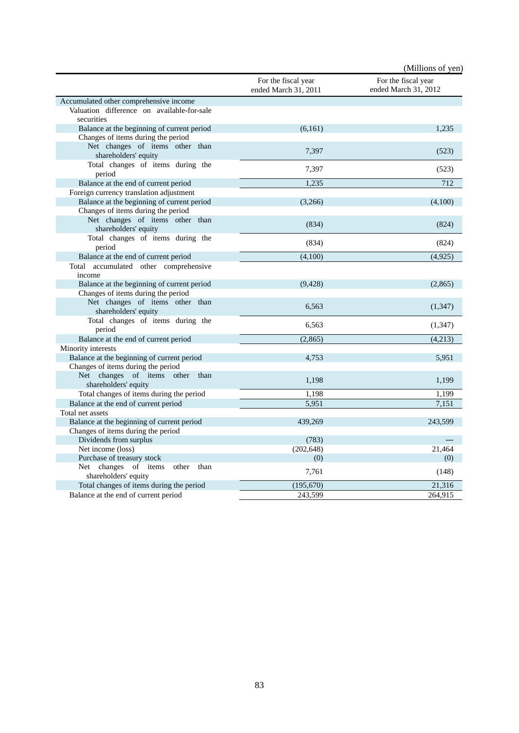(Millions of yen)

| | For the fiscal year ended March 31, 2011 | For the fiscal year ended March 31, 2012 |
|---|---|---|
| Accumulated other comprehensive income | | |
| Valuation difference on available-for-sale securities | | |
| Balance at the beginning of current period | (6,161) | 1,235 |
| Changes of items during the period | | |
| Net changes of items other than shareholders' equity | 7,397 | (523) |
| Total changes of items during the period | 7,397 | (523) |
| Balance at the end of current period | 1,235 | 712 |
| Foreign currency translation adjustment | | |
| Balance at the beginning of current period | (3,266) | (4,100) |
| Changes of items during the period | | |
| Net changes of items other than shareholders' equity | (834) | (824) |
| Total changes of items during the period | (834) | (824) |
| Balance at the end of current period | (4,100) | (4,925) |
| Total accumulated other comprehensive income | | |
| Balance at the beginning of current period | (9,428) | (2,865) |
| Changes of items during the period | | |
| Net changes of items other than shareholders' equity | 6,563 | (1,347) |
| Total changes of items during the period | 6,563 | (1,347) |
| Balance at the end of current period | (2,865) | (4,213) |
| Minority interests | | |
| Balance at the beginning of current period | 4,753 | 5,951 |
| Changes of items during the period | | |
| Net changes of items other than shareholders' equity | 1,198 | 1,199 |
| Total changes of items during the period | 1,198 | 1,199 |
| Balance at the end of current period | 5,951 | 7,151 |
| Total net assets | | |
| Balance at the beginning of current period | 439,269 | 243,599 |
| Changes of items during the period | | |
| Dividends from surplus | (783) | — |
| Net income (loss) | (202,648) | 21,464 |
| Purchase of treasury stock | (0) | (0) |
| Net changes of items other than shareholders' equity | 7,761 | (148) |
| Total changes of items during the period | (195,670) | 21,316 |
| Balance at the end of current period | 243,599 | 264,915 |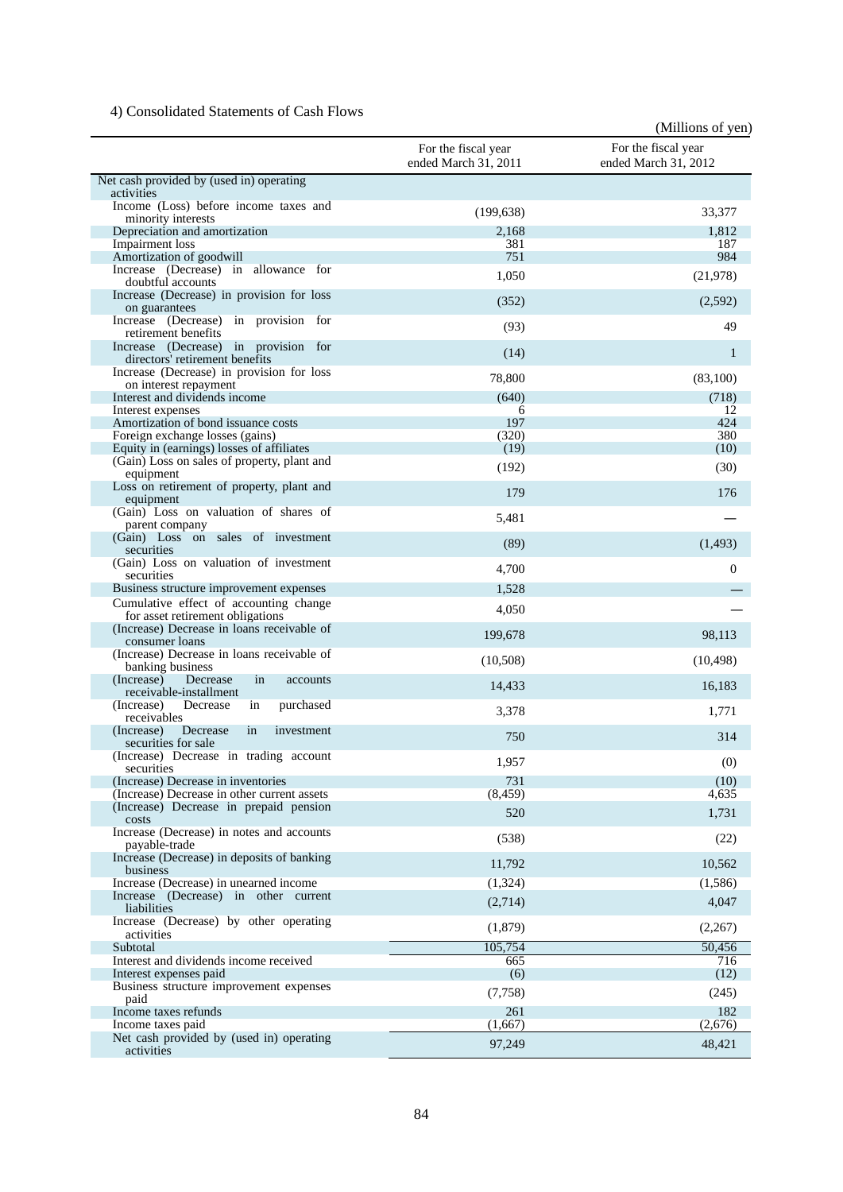4) Consolidated Statements of Cash Flows

(Millions of yen)

| | For the fiscal year ended March 31, 2011 | For the fiscal year ended March 31, 2012 |
|---|---|---|
| Net cash provided by (used in) operating activities | | |
| Income (Loss) before income taxes and minority interests | (199,638) | 33,377 |
| Depreciation and amortization | 2,168 | 1,812 |
| Impairment loss | 381 | 187 |
| Amortization of goodwill | 751 | 984 |
| Increase (Decrease) in allowance for doubtful accounts | 1,050 | (21,978) |
| Increase (Decrease) in provision for loss on guarantees | (352) | (2,592) |
| Increase (Decrease) in provision for retirement benefits | (93) | 49 |
| Increase (Decrease) in provision for directors' retirement benefits | (14) | 1 |
| Increase (Decrease) in provision for loss on interest repayment | 78,800 | (83,100) |
| Interest and dividends income | (640) | (718) |
| Interest expenses | 6 | 12 |
| Amortization of bond issuance costs | 197 | 424 |
| Foreign exchange losses (gains) | (320) | 380 |
| Equity in (earnings) losses of affiliates | (19) | (10) |
| (Gain) Loss on sales of property, plant and equipment | (192) | (30) |
| Loss on retirement of property, plant and equipment | 179 | 176 |
| (Gain) Loss on valuation of shares of parent company | 5,481 | — |
| (Gain) Loss on sales of investment securities | (89) | (1,493) |
| (Gain) Loss on valuation of investment securities | 4,700 | 0 |
| Business structure improvement expenses | 1,528 | — |
| Cumulative effect of accounting change for asset retirement obligations | 4,050 | — |
| (Increase) Decrease in loans receivable of consumer loans | 199,678 | 98,113 |
| (Increase) Decrease in loans receivable of banking business | (10,508) | (10,498) |
| (Increase) Decrease in accounts receivable-installment | 14,433 | 16,183 |
| (Increase) Decrease in purchased receivables | 3,378 | 1,771 |
| (Increase) Decrease in investment securities for sale | 750 | 314 |
| (Increase) Decrease in trading account securities | 1,957 | (0) |
| (Increase) Decrease in inventories | 731 | (10) |
| (Increase) Decrease in other current assets | (8,459) | 4,635 |
| (Increase) Decrease in prepaid pension costs | 520 | 1,731 |
| Increase (Decrease) in notes and accounts payable-trade | (538) | (22) |
| Increase (Decrease) in deposits of banking business | 11,792 | 10,562 |
| Increase (Decrease) in unearned income | (1,324) | (1,586) |
| Increase (Decrease) in other current liabilities | (2,714) | 4,047 |
| Increase (Decrease) by other operating activities | (1,879) | (2,267) |
| Subtotal | 105,754 | 50,456 |
| Interest and dividends income received | 665 | 716 |
| Interest expenses paid | (6) | (12) |
| Business structure improvement expenses paid | (7,758) | (245) |
| Income taxes refunds | 261 | 182 |
| Income taxes paid | (1,667) | (2,676) |
| Net cash provided by (used in) operating activities | 97,249 | 48,421 |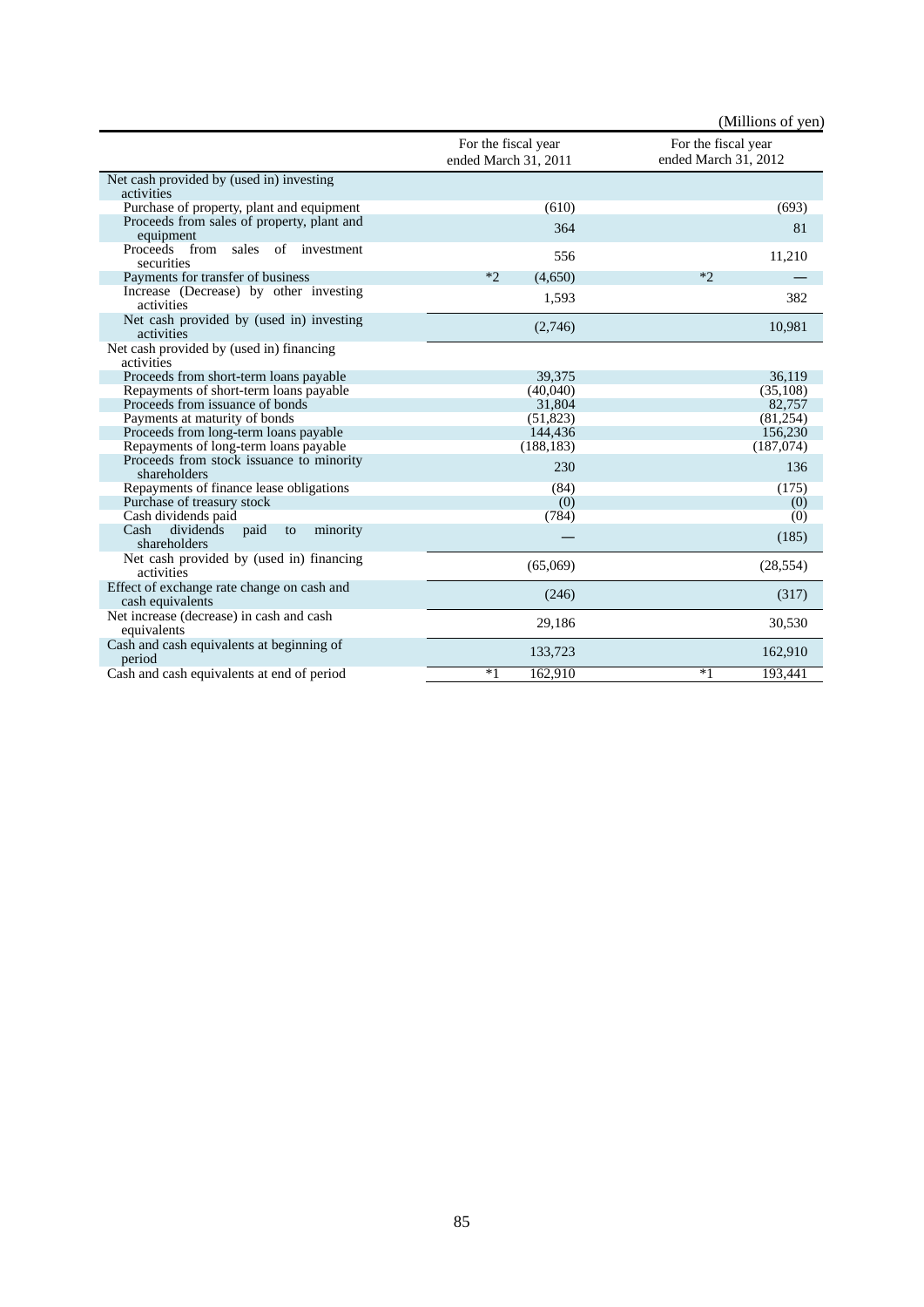(Millions of yen)

| | For the fiscal year ended March 31, 2011 | For the fiscal year ended March 31, 2012 |
|---|---|---|
| Net cash provided by (used in) investing activities | | |
| Purchase of property, plant and equipment | (610) | (693) |
| Proceeds from sales of property, plant and equipment | 364 | 81 |
| Proceeds from sales of investment securities | 556 | 11,210 |
| Payments for transfer of business | *2 (4,650) | *2 — |
| Increase (Decrease) by other investing activities | 1,593 | 382 |
| Net cash provided by (used in) investing activities | (2,746) | 10,981 |
| Net cash provided by (used in) financing activities | | |
| Proceeds from short-term loans payable | 39,375 | 36,119 |
| Repayments of short-term loans payable | (40,040) | (35,108) |
| Proceeds from issuance of bonds | 31,804 | 82,757 |
| Payments at maturity of bonds | (51,823) | (81,254) |
| Proceeds from long-term loans payable | 144,436 | 156,230 |
| Repayments of long-term loans payable | (188,183) | (187,074) |
| Proceeds from stock issuance to minority shareholders | 230 | 136 |
| Repayments of finance lease obligations | (84) | (175) |
| Purchase of treasury stock | (0) | (0) |
| Cash dividends paid | (784) | (0) |
| Cash dividends paid to minority shareholders | — | (185) |
| Net cash provided by (used in) financing activities | (65,069) | (28,554) |
| Effect of exchange rate change on cash and cash equivalents | (246) | (317) |
| Net increase (decrease) in cash and cash equivalents | 29,186 | 30,530 |
| Cash and cash equivalents at beginning of period | 133,723 | 162,910 |
| Cash and cash equivalents at end of period | *1 162,910 | *1 193,441 |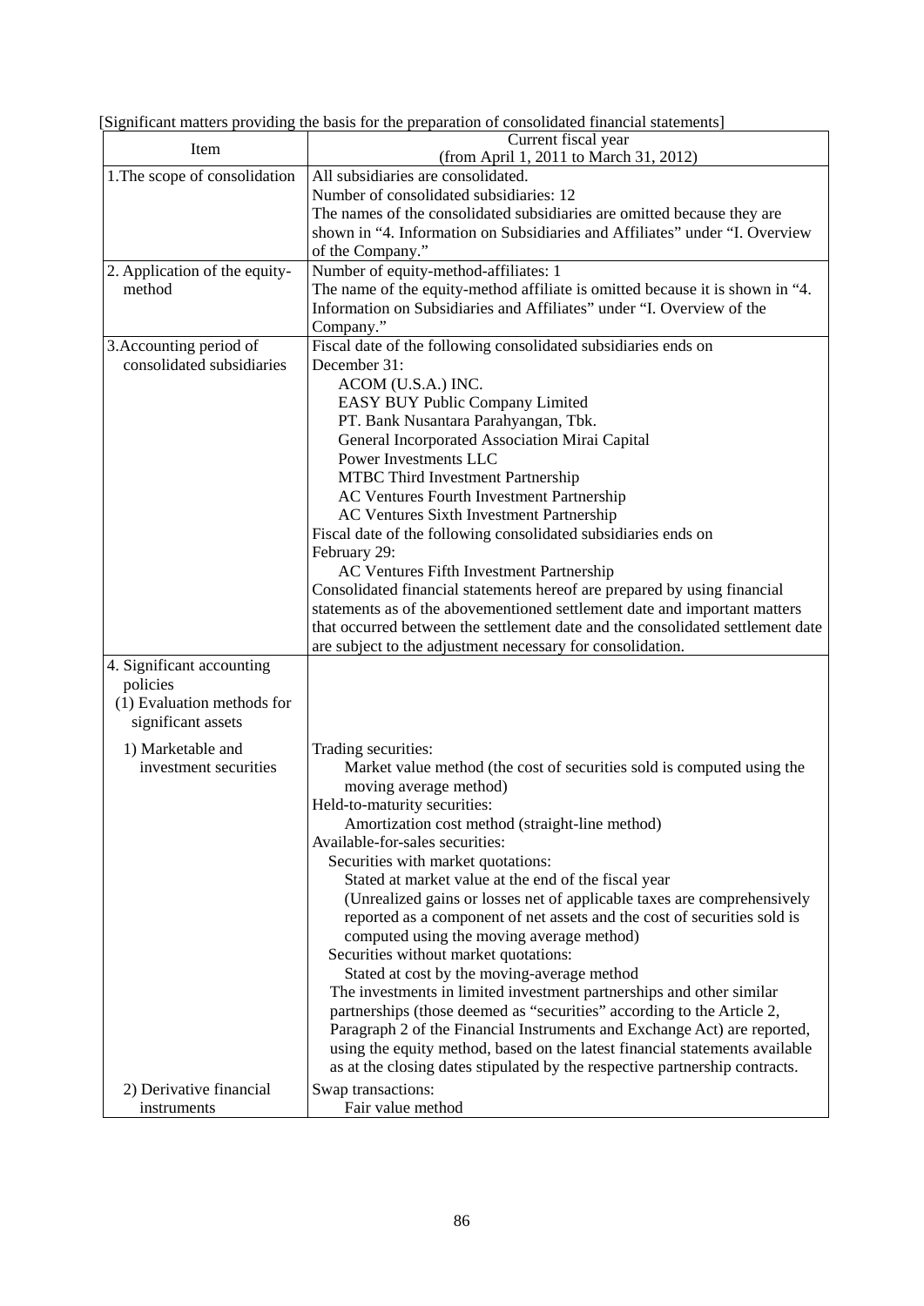[Significant matters providing the basis for the preparation of consolidated financial statements]

| Item | Current fiscal year (from April 1, 2011 to March 31, 2012) |
|---|---|
| 1.The scope of consolidation | All subsidiaries are consolidated.<br>Number of consolidated subsidiaries: 12<br>The names of the consolidated subsidiaries are omitted because they are shown in "4. Information on Subsidiaries and Affiliates" under "I. Overview of the Company." |
| 2. Application of the equity-method | Number of equity-method-affiliates: 1<br>The name of the equity-method affiliate is omitted because it is shown in "4. Information on Subsidiaries and Affiliates" under "I. Overview of the Company." |
| 3.Accounting period of consolidated subsidiaries | Fiscal date of the following consolidated subsidiaries ends on December 31:<br>ACOM (U.S.A.) INC.<br>EASY BUY Public Company Limited<br>PT. Bank Nusantara Parahyangan, Tbk.<br>General Incorporated Association Mirai Capital<br>Power Investments LLC<br>MTBC Third Investment Partnership<br>AC Ventures Fourth Investment Partnership<br>AC Ventures Sixth Investment Partnership<br>Fiscal date of the following consolidated subsidiaries ends on February 29:<br>AC Ventures Fifth Investment Partnership<br>Consolidated financial statements hereof are prepared by using financial statements as of the abovementioned settlement date and important matters that occurred between the settlement date and the consolidated settlement date are subject to the adjustment necessary for consolidation. |
| 4. Significant accounting policies<br>(1) Evaluation methods for significant assets | |
| 1) Marketable and investment securities | Trading securities:<br>Market value method (the cost of securities sold is computed using the moving average method)<br>Held-to-maturity securities:<br>Amortization cost method (straight-line method)<br>Available-for-sales securities:<br>Securities with market quotations:<br>Stated at market value at the end of the fiscal year<br>(Unrealized gains or losses net of applicable taxes are comprehensively reported as a component of net assets and the cost of securities sold is computed using the moving average method)<br>Securities without market quotations:<br>Stated at cost by the moving-average method<br>The investments in limited investment partnerships and other similar partnerships (those deemed as "securities" according to the Article 2, Paragraph 2 of the Financial Instruments and Exchange Act) are reported, using the equity method, based on the latest financial statements available as at the closing dates stipulated by the respective partnership contracts. |
| 2) Derivative financial instruments | Swap transactions:<br>Fair value method |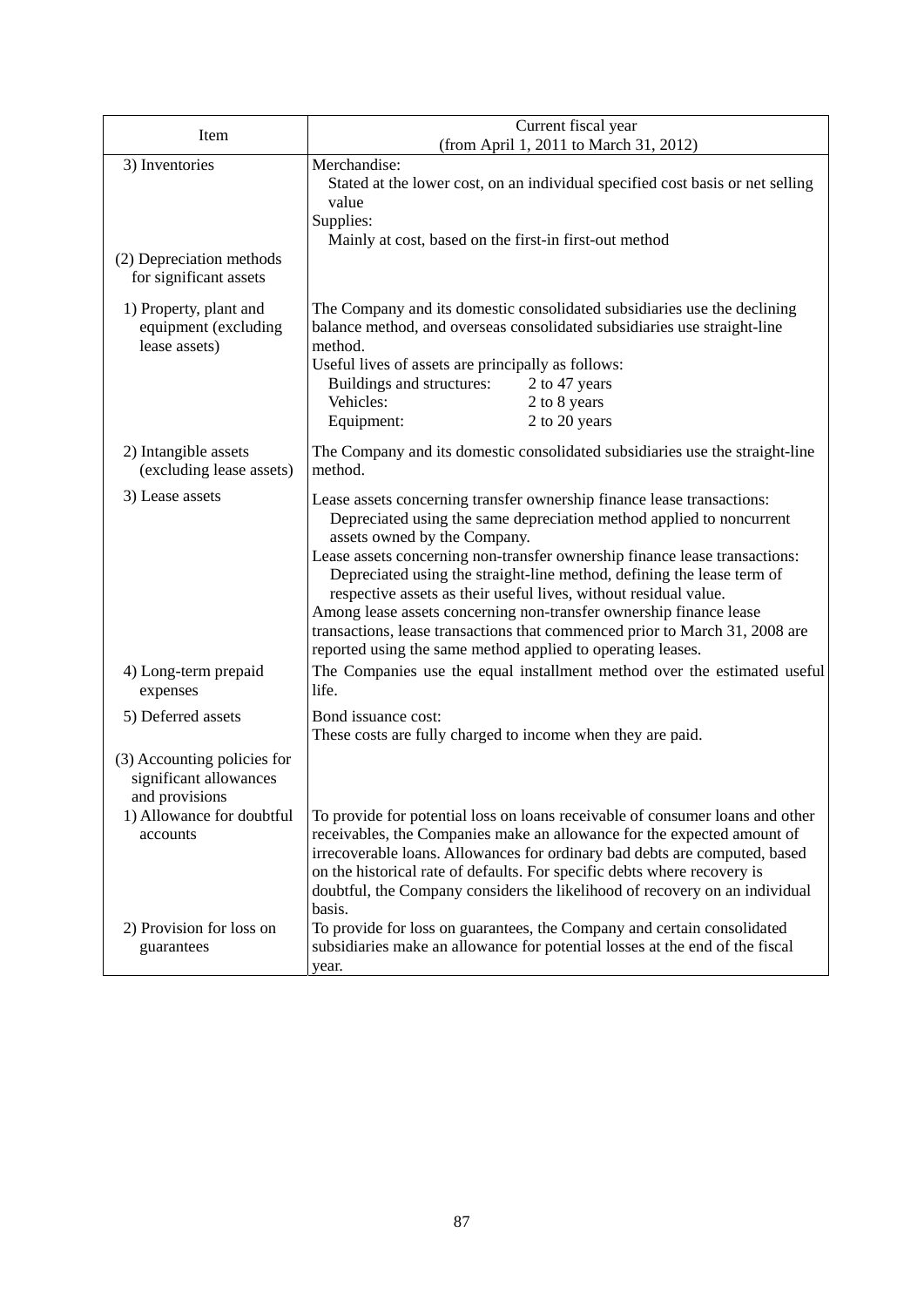| Item | Current fiscal year<br>(from April 1, 2011 to March 31, 2012) |
|---|---|
| 3) Inventories | Merchandise:<br>Stated at the lower cost, on an individual specified cost basis or net selling value<br>Supplies:<br>Mainly at cost, based on the first-in first-out method |
| (2) Depreciation methods for significant assets | |
| 1) Property, plant and equipment (excluding lease assets) | The Company and its domestic consolidated subsidiaries use the declining balance method, and overseas consolidated subsidiaries use straight-line method.<br>Useful lives of assets are principally as follows:<br>Buildings and structures: 2 to 47 years<br>Vehicles: 2 to 8 years<br>Equipment: 2 to 20 years |
| 2) Intangible assets (excluding lease assets) | The Company and its domestic consolidated subsidiaries use the straight-line method. |
| 3) Lease assets | Lease assets concerning transfer ownership finance lease transactions:<br>Depreciated using the same depreciation method applied to noncurrent assets owned by the Company.<br>Lease assets concerning non-transfer ownership finance lease transactions:<br>Depreciated using the straight-line method, defining the lease term of respective assets as their useful lives, without residual value.<br>Among lease assets concerning non-transfer ownership finance lease transactions, lease transactions that commenced prior to March 31, 2008 are reported using the same method applied to operating leases. |
| 4) Long-term prepaid expenses | The Companies use the equal installment method over the estimated useful life. |
| 5) Deferred assets | Bond issuance cost:<br>These costs are fully charged to income when they are paid. |
| (3) Accounting policies for significant allowances and provisions | |
| 1) Allowance for doubtful accounts | To provide for potential loss on loans receivable of consumer loans and other receivables, the Companies make an allowance for the expected amount of irrecoverable loans. Allowances for ordinary bad debts are computed, based on the historical rate of defaults. For specific debts where recovery is doubtful, the Company considers the likelihood of recovery on an individual basis. |
| 2) Provision for loss on guarantees | To provide for loss on guarantees, the Company and certain consolidated subsidiaries make an allowance for potential losses at the end of the fiscal year. |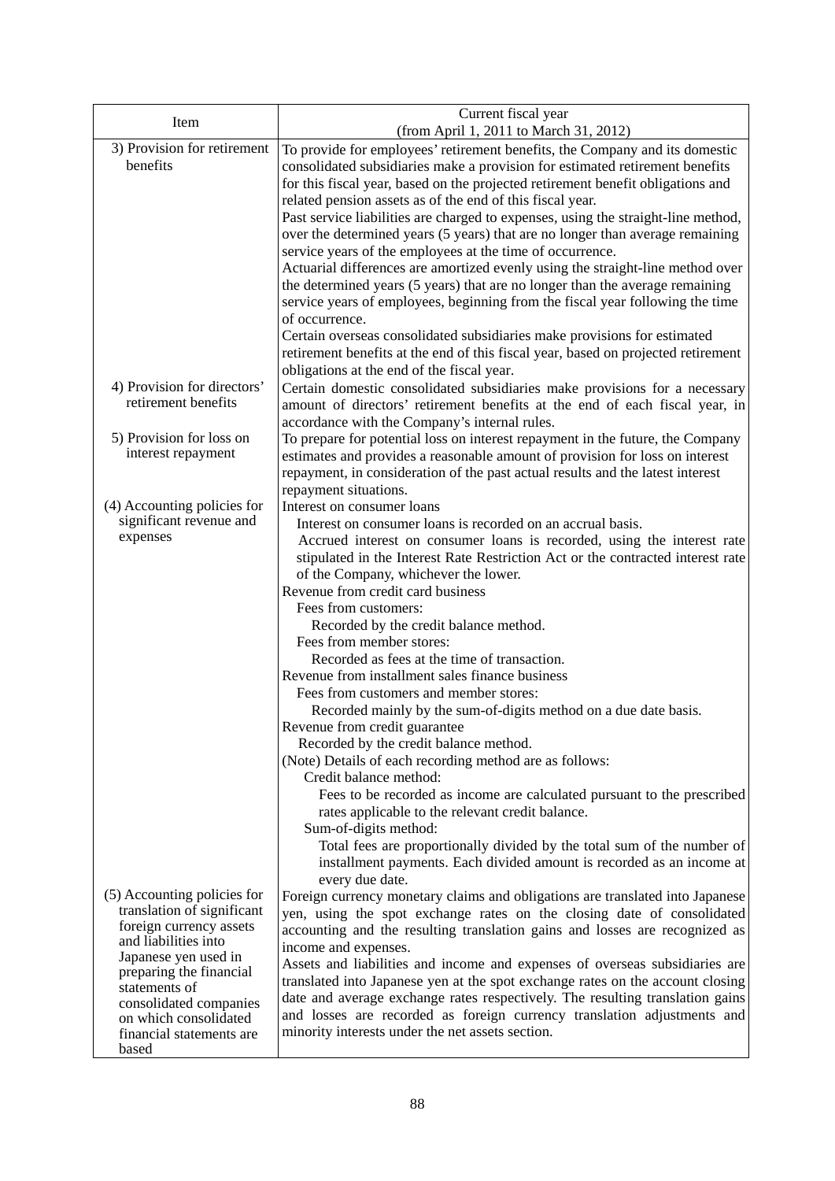| Item | Current fiscal year<br>(from April 1, 2011 to March 31, 2012) |
|---|---|
| 3) Provision for retirement benefits | To provide for employees' retirement benefits, the Company and its domestic consolidated subsidiaries make a provision for estimated retirement benefits for this fiscal year, based on the projected retirement benefit obligations and related pension assets as of the end of this fiscal year.<br>Past service liabilities are charged to expenses, using the straight-line method, over the determined years (5 years) that are no longer than average remaining service years of the employees at the time of occurrence.<br>Actuarial differences are amortized evenly using the straight-line method over the determined years (5 years) that are no longer than the average remaining service years of employees, beginning from the fiscal year following the time of occurrence.<br>Certain overseas consolidated subsidiaries make provisions for estimated retirement benefits at the end of this fiscal year, based on projected retirement obligations at the end of the fiscal year. |
| 4) Provision for directors' retirement benefits | Certain domestic consolidated subsidiaries make provisions for a necessary amount of directors' retirement benefits at the end of each fiscal year, in accordance with the Company's internal rules. |
| 5) Provision for loss on interest repayment | To prepare for potential loss on interest repayment in the future, the Company estimates and provides a reasonable amount of provision for loss on interest repayment, in consideration of the past actual results and the latest interest repayment situations. |
| (4) Accounting policies for significant revenue and expenses | Interest on consumer loans<br>Interest on consumer loans is recorded on an accrual basis.<br>Accrued interest on consumer loans is recorded, using the interest rate stipulated in the Interest Rate Restriction Act or the contracted interest rate of the Company, whichever the lower.<br>Revenue from credit card business<br>Fees from customers:<br>Recorded by the credit balance method.<br>Fees from member stores:<br>Recorded as fees at the time of transaction.<br>Revenue from installment sales finance business<br>Fees from customers and member stores:<br>Recorded mainly by the sum-of-digits method on a due date basis.<br>Revenue from credit guarantee<br>Recorded by the credit balance method.<br>(Note) Details of each recording method are as follows:<br>Credit balance method:<br>Fees to be recorded as income are calculated pursuant to the prescribed rates applicable to the relevant credit balance.<br>Sum-of-digits method:<br>Total fees are proportionally divided by the total sum of the number of installment payments. Each divided amount is recorded as an income at every due date. |
| (5) Accounting policies for translation of significant foreign currency assets and liabilities into Japanese yen used in preparing the financial statements of consolidated companies on which consolidated financial statements are based | Foreign currency monetary claims and obligations are translated into Japanese yen, using the spot exchange rates on the closing date of consolidated accounting and the resulting translation gains and losses are recognized as income and expenses.<br>Assets and liabilities and income and expenses of overseas subsidiaries are translated into Japanese yen at the spot exchange rates on the account closing date and average exchange rates respectively. The resulting translation gains and losses are recorded as foreign currency translation adjustments and minority interests under the net assets section. |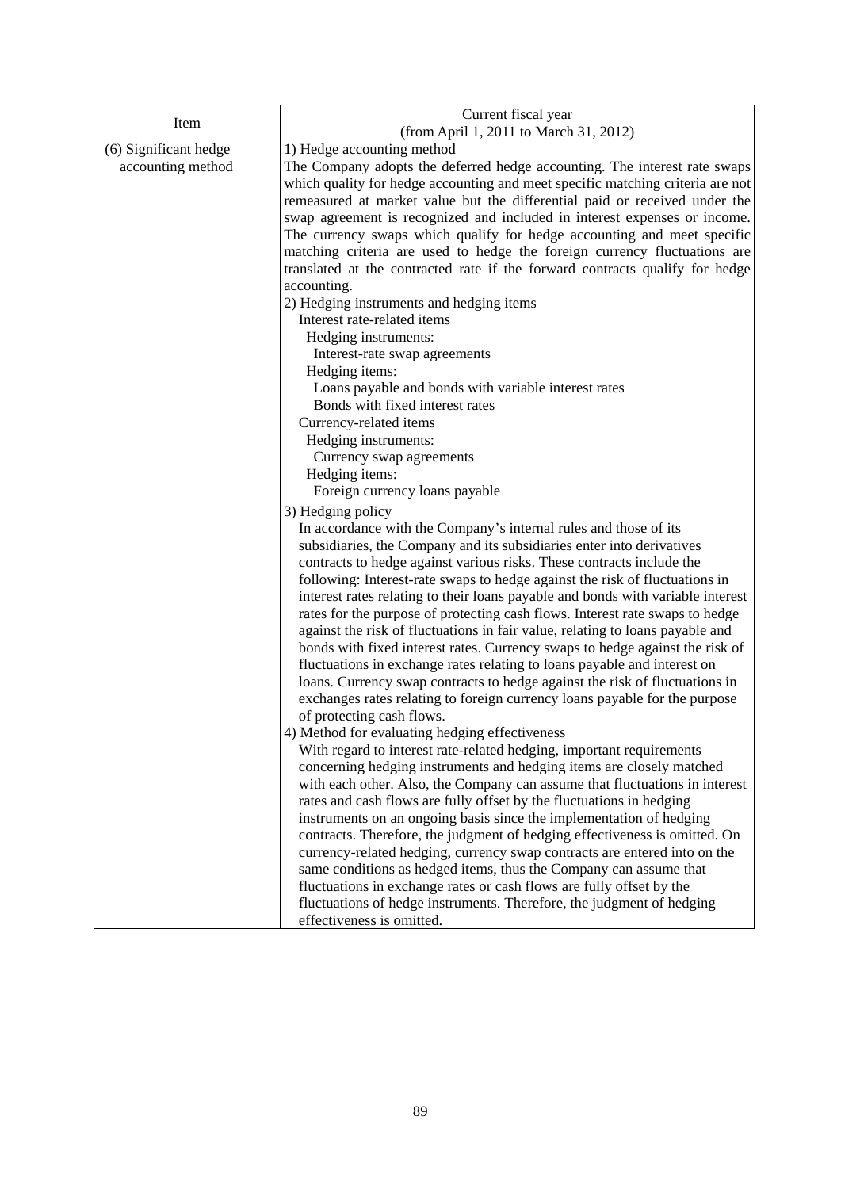| Item | Current fiscal year (from April 1, 2011 to March 31, 2012) |
| --- | --- |
| (6) Significant hedge accounting method | 1) Hedge accounting method<br>The Company adopts the deferred hedge accounting. The interest rate swaps which quality for hedge accounting and meet specific matching criteria are not remeasured at market value but the differential paid or received under the swap agreement is recognized and included in interest expenses or income. The currency swaps which qualify for hedge accounting and meet specific matching criteria are used to hedge the foreign currency fluctuations are translated at the contracted rate if the forward contracts qualify for hedge accounting.<br>2) Hedging instruments and hedging items<br>Interest rate-related items<br>Hedging instruments:<br>Interest-rate swap agreements<br>Hedging items:<br>Loans payable and bonds with variable interest rates<br>Bonds with fixed interest rates<br>Currency-related items<br>Hedging instruments:<br>Currency swap agreements<br>Hedging items:<br>Foreign currency loans payable<br>3) Hedging policy<br>In accordance with the Company's internal rules and those of its subsidiaries, the Company and its subsidiaries enter into derivatives contracts to hedge against various risks. These contracts include the following: Interest-rate swaps to hedge against the risk of fluctuations in interest rates relating to their loans payable and bonds with variable interest rates for the purpose of protecting cash flows. Interest rate swaps to hedge against the risk of fluctuations in fair value, relating to loans payable and bonds with fixed interest rates. Currency swaps to hedge against the risk of fluctuations in exchange rates relating to loans payable and interest on loans. Currency swap contracts to hedge against the risk of fluctuations in exchanges rates relating to foreign currency loans payable for the purpose of protecting cash flows.<br>4) Method for evaluating hedging effectiveness<br>With regard to interest rate-related hedging, important requirements concerning hedging instruments and hedging items are closely matched with each other. Also, the Company can assume that fluctuations in interest rates and cash flows are fully offset by the fluctuations in hedging instruments on an ongoing basis since the implementation of hedging contracts. Therefore, the judgment of hedging effectiveness is omitted. On currency-related hedging, currency swap contracts are entered into on the same conditions as hedged items, thus the Company can assume that fluctuations in exchange rates or cash flows are fully offset by the fluctuations of hedge instruments. Therefore, the judgment of hedging effectiveness is omitted. |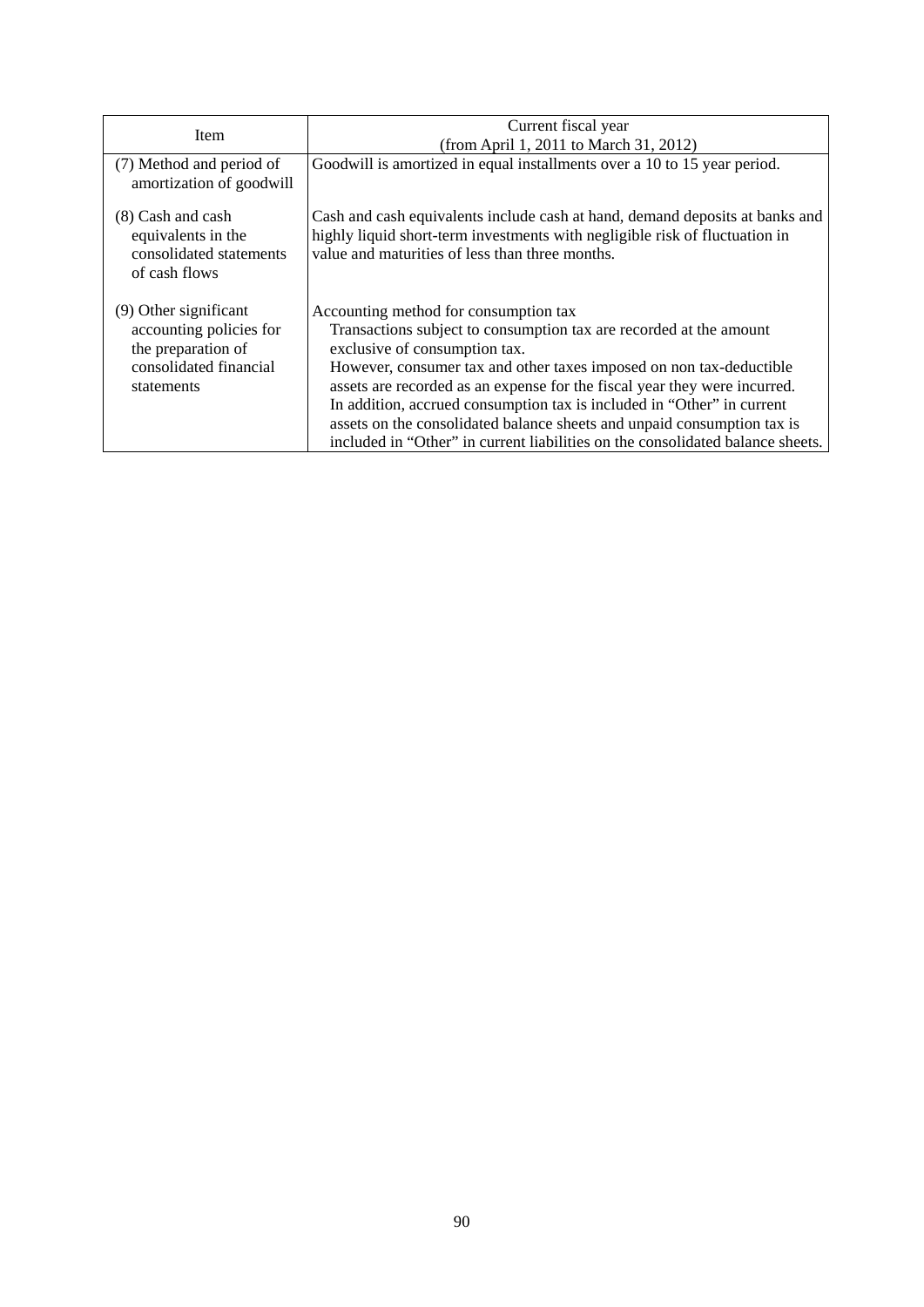| Item | Current fiscal year<br>(from April 1, 2011 to March 31, 2012) |
|---|---|
| (7) Method and period of amortization of goodwill | Goodwill is amortized in equal installments over a 10 to 15 year period. |
| (8) Cash and cash equivalents in the consolidated statements of cash flows | Cash and cash equivalents include cash at hand, demand deposits at banks and highly liquid short-term investments with negligible risk of fluctuation in value and maturities of less than three months. |
| (9) Other significant accounting policies for the preparation of consolidated financial statements | Accounting method for consumption tax<br>Transactions subject to consumption tax are recorded at the amount exclusive of consumption tax.<br>However, consumer tax and other taxes imposed on non tax-deductible assets are recorded as an expense for the fiscal year they were incurred.<br>In addition, accrued consumption tax is included in "Other" in current assets on the consolidated balance sheets and unpaid consumption tax is included in "Other" in current liabilities on the consolidated balance sheets. |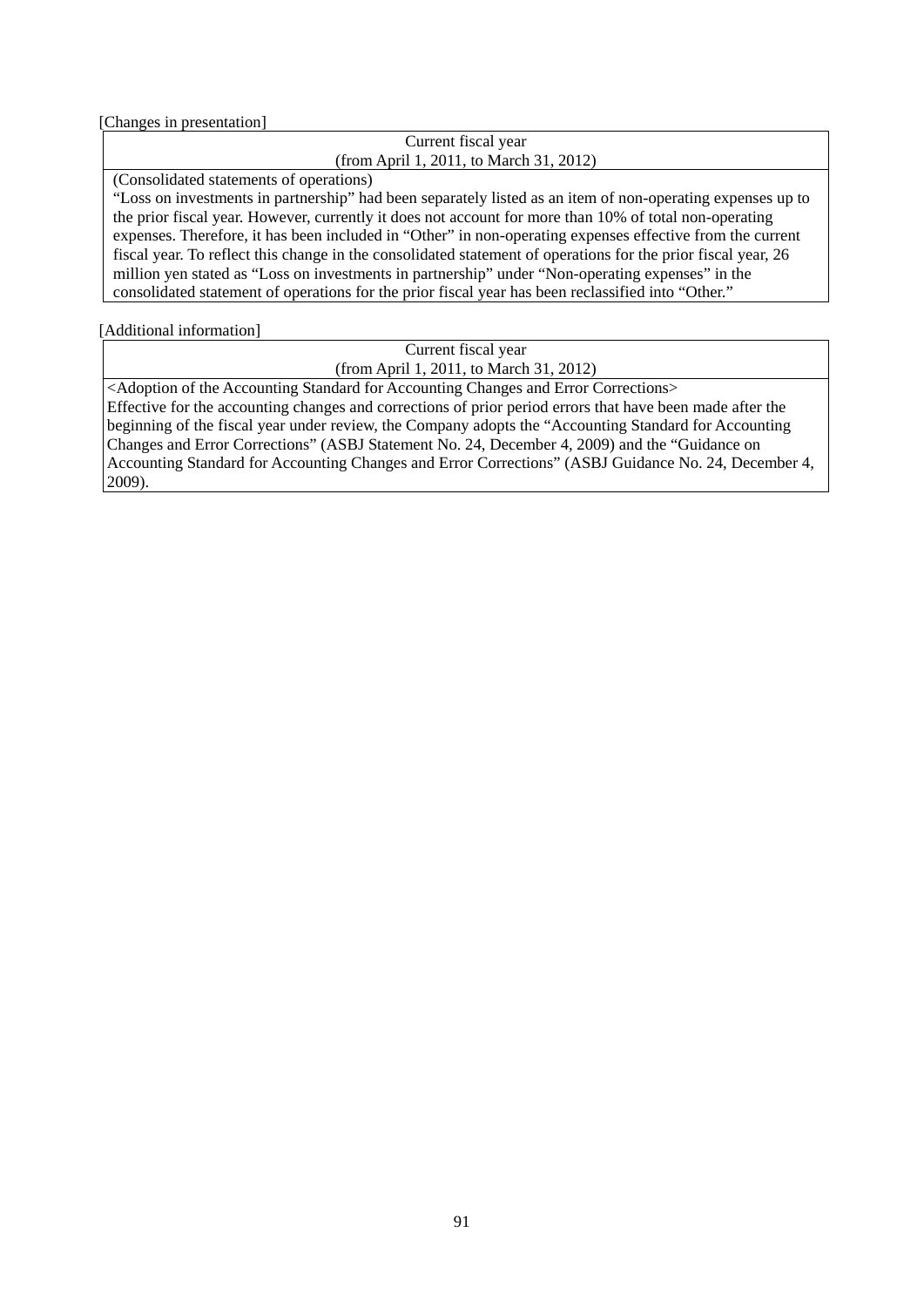[Changes in presentation]

| Current fiscal year<br>(from April 1, 2011, to March 31, 2012) |
|---|
| (Consolidated statements of operations)<br>“Loss on investments in partnership” had been separately listed as an item of non-operating expenses up to the prior fiscal year. However, currently it does not account for more than 10% of total non-operating expenses. Therefore, it has been included in “Other” in non-operating expenses effective from the current fiscal year. To reflect this change in the consolidated statement of operations for the prior fiscal year, 26 million yen stated as “Loss on investments in partnership” under “Non-operating expenses” in the consolidated statement of operations for the prior fiscal year has been reclassified into “Other.” |

[Additional information]

| Current fiscal year<br>(from April 1, 2011, to March 31, 2012) |
|---|
| <Adoption of the Accounting Standard for Accounting Changes and Error Corrections><br>Effective for the accounting changes and corrections of prior period errors that have been made after the beginning of the fiscal year under review, the Company adopts the “Accounting Standard for Accounting Changes and Error Corrections” (ASBJ Statement No. 24, December 4, 2009) and the “Guidance on Accounting Standard for Accounting Changes and Error Corrections” (ASBJ Guidance No. 24, December 4, 2009). |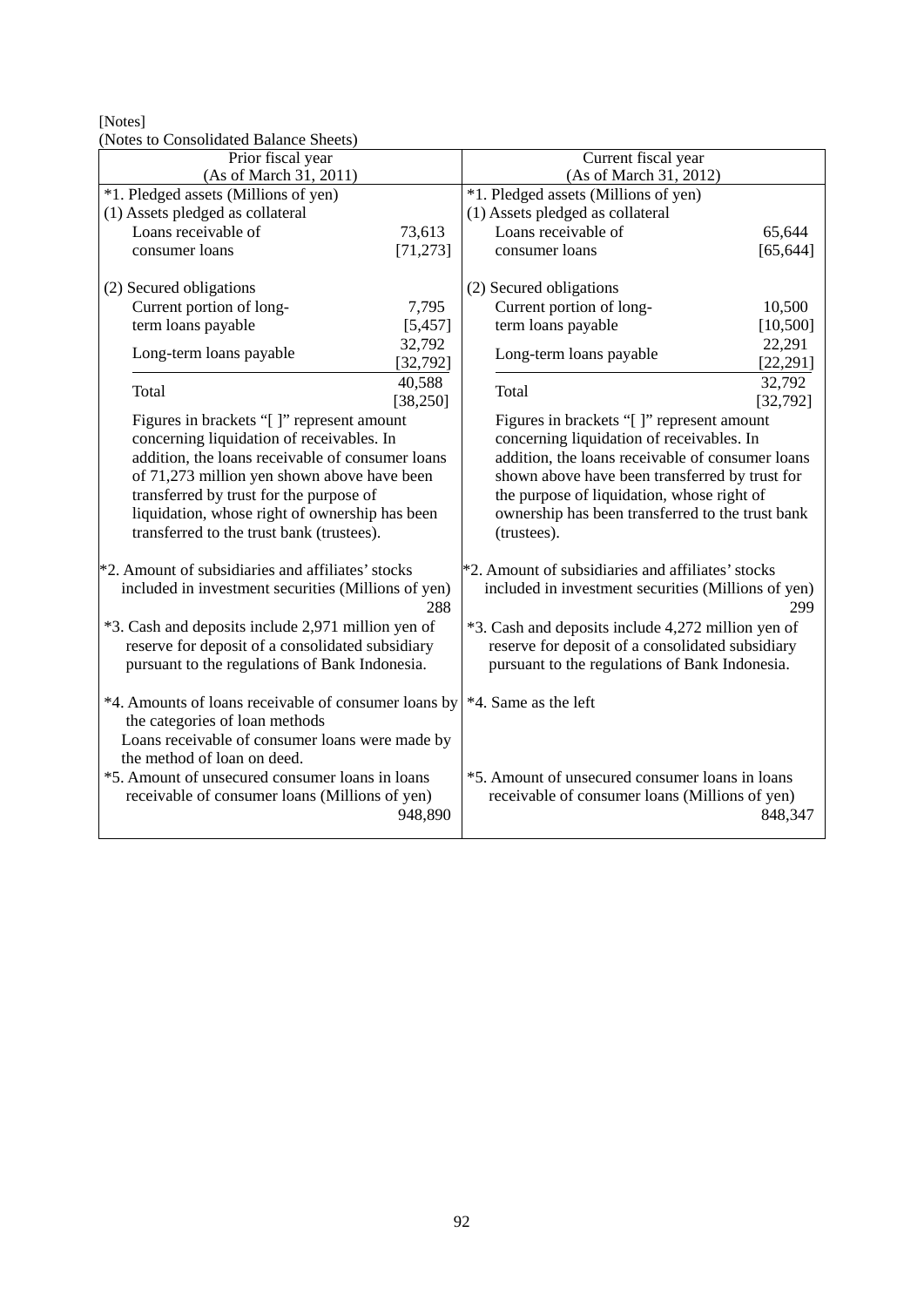[Notes]

(Notes to Consolidated Balance Sheets)

| Prior fiscal year (As of March 31, 2011) | Current fiscal year (As of March 31, 2012) |
|---|---|
| *1. Pledged assets (Millions of yen)<br>(1) Assets pledged as collateral<br>Loans receivable of consumer loans 73,613 [71,273]<br><br>(2) Secured obligations<br>Current portion of long-term loans payable 7,795 [5,457]<br>Long-term loans payable 32,792 [32,792]<br>Total 40,588 [38,250]<br>Figures in brackets "[ ]" represent amount concerning liquidation of receivables. In addition, the loans receivable of consumer loans of 71,273 million yen shown above have been transferred by trust for the purpose of liquidation, whose right of ownership has been transferred to the trust bank (trustees). | *1. Pledged assets (Millions of yen)<br>(1) Assets pledged as collateral<br>Loans receivable of consumer loans 65,644 [65,644]<br><br>(2) Secured obligations<br>Current portion of long-term loans payable 10,500 [10,500]<br>Long-term loans payable 22,291 [22,291]<br>Total 32,792 [32,792]<br>Figures in brackets "[ ]" represent amount concerning liquidation of receivables. In addition, the loans receivable of consumer loans shown above have been transferred by trust for the purpose of liquidation, whose right of ownership has been transferred to the trust bank (trustees). |
| *2. Amount of subsidiaries and affiliates' stocks included in investment securities (Millions of yen) 288 | *2. Amount of subsidiaries and affiliates' stocks included in investment securities (Millions of yen) 299 |
| *3. Cash and deposits include 2,971 million yen of reserve for deposit of a consolidated subsidiary pursuant to the regulations of Bank Indonesia. | *3. Cash and deposits include 4,272 million yen of reserve for deposit of a consolidated subsidiary pursuant to the regulations of Bank Indonesia. |
| *4. Amounts of loans receivable of consumer loans by the categories of loan methods<br>Loans receivable of consumer loans were made by the method of loan on deed. | *4. Same as the left |
| *5. Amount of unsecured consumer loans in loans receivable of consumer loans (Millions of yen) 948,890 | *5. Amount of unsecured consumer loans in loans receivable of consumer loans (Millions of yen) 848,347 |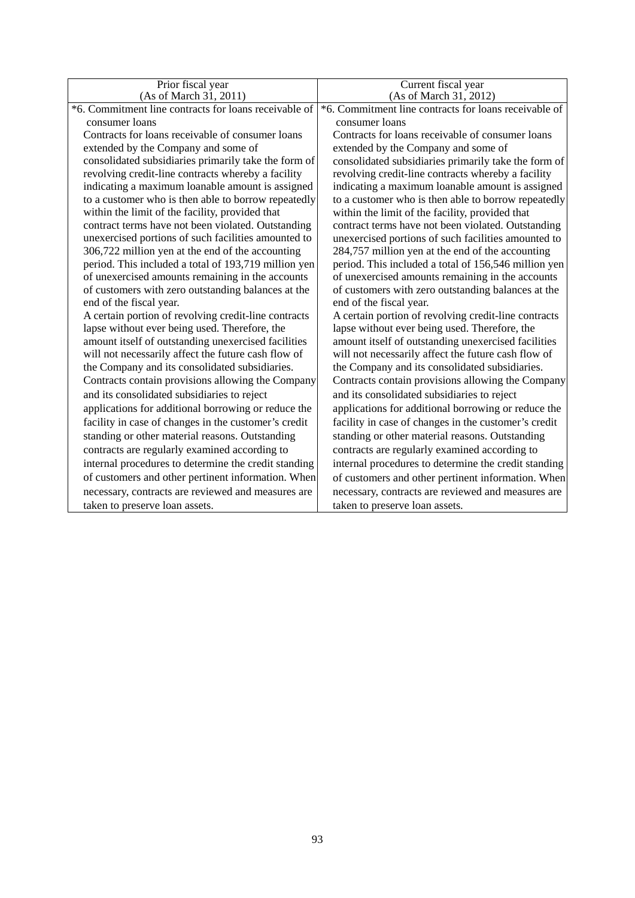| Prior fiscal year<br>(As of March 31, 2011) | Current fiscal year<br>(As of March 31, 2012) |
|---|---|
| *6. Commitment line contracts for loans receivable of consumer loans<br>Contracts for loans receivable of consumer loans extended by the Company and some of consolidated subsidiaries primarily take the form of revolving credit-line contracts whereby a facility indicating a maximum loanable amount is assigned to a customer who is then able to borrow repeatedly within the limit of the facility, provided that contract terms have not been violated. Outstanding unexercised portions of such facilities amounted to 306,722 million yen at the end of the accounting period. This included a total of 193,719 million yen of unexercised amounts remaining in the accounts of customers with zero outstanding balances at the end of the fiscal year.<br>A certain portion of revolving credit-line contracts lapse without ever being used. Therefore, the amount itself of outstanding unexercised facilities will not necessarily affect the future cash flow of the Company and its consolidated subsidiaries. Contracts contain provisions allowing the Company and its consolidated subsidiaries to reject applications for additional borrowing or reduce the facility in case of changes in the customer's credit standing or other material reasons. Outstanding contracts are regularly examined according to internal procedures to determine the credit standing of customers and other pertinent information. When necessary, contracts are reviewed and measures are taken to preserve loan assets. | *6. Commitment line contracts for loans receivable of consumer loans<br>Contracts for loans receivable of consumer loans extended by the Company and some of consolidated subsidiaries primarily take the form of revolving credit-line contracts whereby a facility indicating a maximum loanable amount is assigned to a customer who is then able to borrow repeatedly within the limit of the facility, provided that contract terms have not been violated. Outstanding unexercised portions of such facilities amounted to 284,757 million yen at the end of the accounting period. This included a total of 156,546 million yen of unexercised amounts remaining in the accounts of customers with zero outstanding balances at the end of the fiscal year.<br>A certain portion of revolving credit-line contracts lapse without ever being used. Therefore, the amount itself of outstanding unexercised facilities will not necessarily affect the future cash flow of the Company and its consolidated subsidiaries. Contracts contain provisions allowing the Company and its consolidated subsidiaries to reject applications for additional borrowing or reduce the facility in case of changes in the customer's credit standing or other material reasons. Outstanding contracts are regularly examined according to internal procedures to determine the credit standing of customers and other pertinent information. When necessary, contracts are reviewed and measures are taken to preserve loan assets. |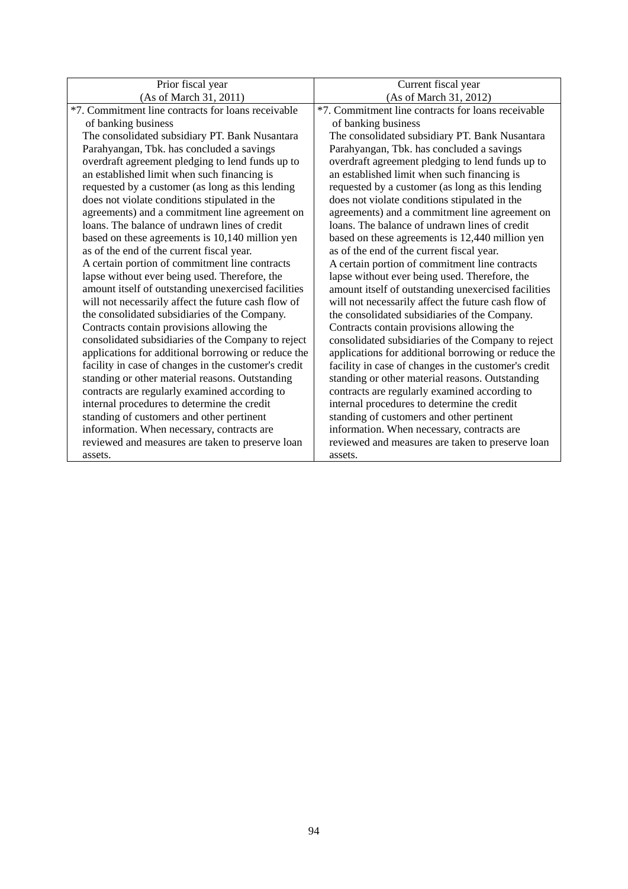| Prior fiscal year<br>(As of March 31, 2011) | Current fiscal year<br>(As of March 31, 2012) |
|---|---|
| *7. Commitment line contracts for loans receivable of banking business<br>The consolidated subsidiary PT. Bank Nusantara Parahyangan, Tbk. has concluded a savings overdraft agreement pledging to lend funds up to an established limit when such financing is requested by a customer (as long as this lending does not violate conditions stipulated in the agreements) and a commitment line agreement on loans. The balance of undrawn lines of credit based on these agreements is 10,140 million yen as of the end of the current fiscal year.<br>A certain portion of commitment line contracts lapse without ever being used. Therefore, the amount itself of outstanding unexercised facilities will not necessarily affect the future cash flow of the consolidated subsidiaries of the Company. Contracts contain provisions allowing the consolidated subsidiaries of the Company to reject applications for additional borrowing or reduce the facility in case of changes in the customer's credit standing or other material reasons. Outstanding contracts are regularly examined according to internal procedures to determine the credit standing of customers and other pertinent information. When necessary, contracts are reviewed and measures are taken to preserve loan assets. | *7. Commitment line contracts for loans receivable of banking business<br>The consolidated subsidiary PT. Bank Nusantara Parahyangan, Tbk. has concluded a savings overdraft agreement pledging to lend funds up to an established limit when such financing is requested by a customer (as long as this lending does not violate conditions stipulated in the agreements) and a commitment line agreement on loans. The balance of undrawn lines of credit based on these agreements is 12,440 million yen as of the end of the current fiscal year.<br>A certain portion of commitment line contracts lapse without ever being used. Therefore, the amount itself of outstanding unexercised facilities will not necessarily affect the future cash flow of the consolidated subsidiaries of the Company. Contracts contain provisions allowing the consolidated subsidiaries of the Company to reject applications for additional borrowing or reduce the facility in case of changes in the customer's credit standing or other material reasons. Outstanding contracts are regularly examined according to internal procedures to determine the credit standing of customers and other pertinent information. When necessary, contracts are reviewed and measures are taken to preserve loan assets. |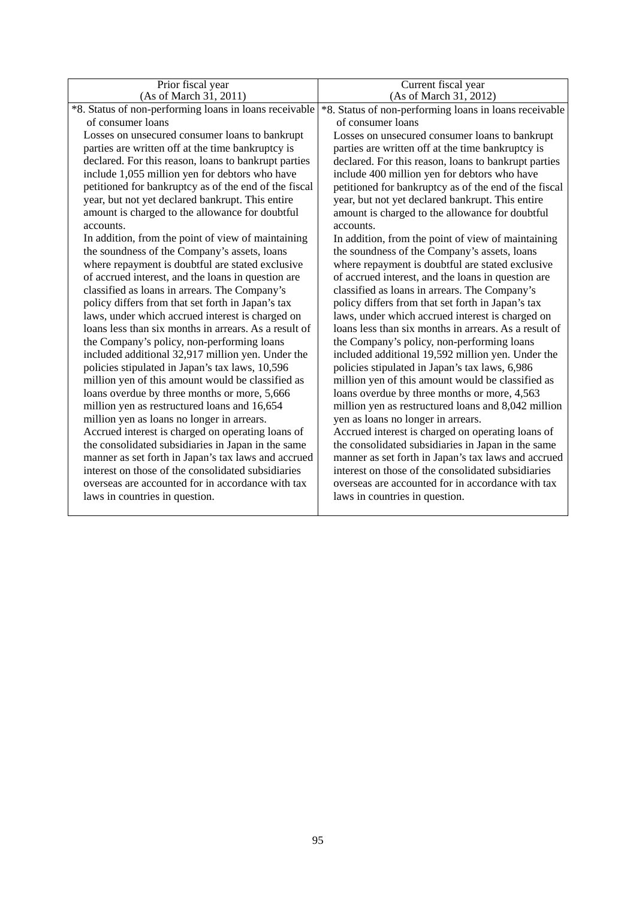| Prior fiscal year (As of March 31, 2011) | Current fiscal year (As of March 31, 2012) |
|---|---|
| *8. Status of non-performing loans in loans receivable of consumer loans<br>Losses on unsecured consumer loans to bankrupt parties are written off at the time bankruptcy is declared. For this reason, loans to bankrupt parties include 1,055 million yen for debtors who have petitioned for bankruptcy as of the end of the fiscal year, but not yet declared bankrupt. This entire amount is charged to the allowance for doubtful accounts.<br>In addition, from the point of view of maintaining the soundness of the Company's assets, loans where repayment is doubtful are stated exclusive of accrued interest, and the loans in question are classified as loans in arrears. The Company's policy differs from that set forth in Japan's tax laws, under which accrued interest is charged on loans less than six months in arrears. As a result of the Company's policy, non-performing loans included additional 32,917 million yen. Under the policies stipulated in Japan's tax laws, 10,596 million yen of this amount would be classified as loans overdue by three months or more, 5,666 million yen as restructured loans and 16,654 million yen as loans no longer in arrears.<br>Accrued interest is charged on operating loans of the consolidated subsidiaries in Japan in the same manner as set forth in Japan's tax laws and accrued interest on those of the consolidated subsidiaries overseas are accounted for in accordance with tax laws in countries in question. | *8. Status of non-performing loans in loans receivable of consumer loans<br>Losses on unsecured consumer loans to bankrupt parties are written off at the time bankruptcy is declared. For this reason, loans to bankrupt parties include 400 million yen for debtors who have petitioned for bankruptcy as of the end of the fiscal year, but not yet declared bankrupt. This entire amount is charged to the allowance for doubtful accounts.<br>In addition, from the point of view of maintaining the soundness of the Company's assets, loans where repayment is doubtful are stated exclusive of accrued interest, and the loans in question are classified as loans in arrears. The Company's policy differs from that set forth in Japan's tax laws, under which accrued interest is charged on loans less than six months in arrears. As a result of the Company's policy, non-performing loans included additional 19,592 million yen. Under the policies stipulated in Japan's tax laws, 6,986 million yen of this amount would be classified as loans overdue by three months or more, 4,563 million yen as restructured loans and 8,042 million yen as loans no longer in arrears.<br>Accrued interest is charged on operating loans of the consolidated subsidiaries in Japan in the same manner as set forth in Japan's tax laws and accrued interest on those of the consolidated subsidiaries overseas are accounted for in accordance with tax laws in countries in question. |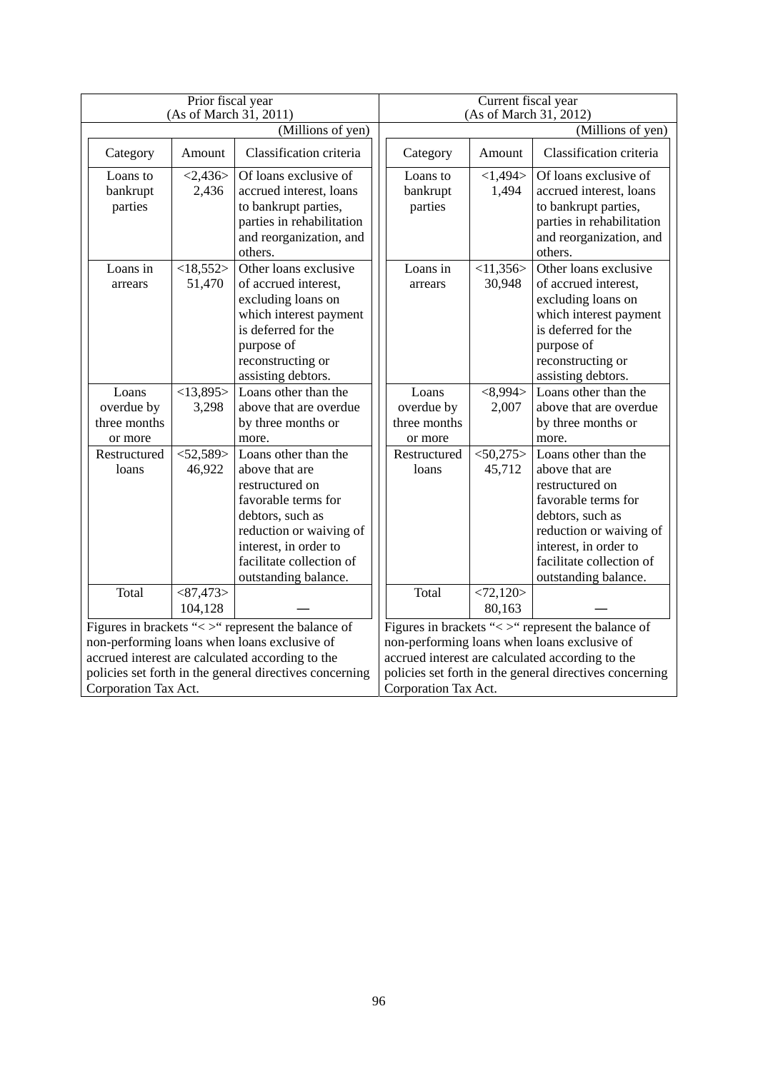| Prior fiscal year (As of March 31, 2011) | | | Current fiscal year (As of March 31, 2012) | | |
|---|---|---|---|---|---|
| | | (Millions of yen) | | | (Millions of yen) |
| Category | Amount | Classification criteria | Category | Amount | Classification criteria |
| Loans to bankrupt parties | <2,436> 2,436 | Of loans exclusive of accrued interest, loans to bankrupt parties, parties in rehabilitation and reorganization, and others. | Loans to bankrupt parties | <1,494> 1,494 | Of loans exclusive of accrued interest, loans to bankrupt parties, parties in rehabilitation and reorganization, and others. |
| Loans in arrears | <18,552> 51,470 | Other loans exclusive of accrued interest, excluding loans on which interest payment is deferred for the purpose of reconstructing or assisting debtors. | Loans in arrears | <11,356> 30,948 | Other loans exclusive of accrued interest, excluding loans on which interest payment is deferred for the purpose of reconstructing or assisting debtors. |
| Loans overdue by three months or more | <13,895> 3,298 | Loans other than the above that are overdue by three months or more. | Loans overdue by three months or more | <8,994> 2,007 | Loans other than the above that are overdue by three months or more. |
| Restructured loans | <52,589> 46,922 | Loans other than the above that are restructured on favorable terms for debtors, such as reduction or waiving of interest, in order to facilitate collection of outstanding balance. | Restructured loans | <50,275> 45,712 | Loans other than the above that are restructured on favorable terms for debtors, such as reduction or waiving of interest, in order to facilitate collection of outstanding balance. |
| Total | <87,473> 104,128 | — | Total | <72,120> 80,163 | — |
| Figures in brackets "< >" represent the balance of non-performing loans when loans exclusive of accrued interest are calculated according to the policies set forth in the general directives concerning Corporation Tax Act. | | | Figures in brackets "< >" represent the balance of non-performing loans when loans exclusive of accrued interest are calculated according to the policies set forth in the general directives concerning Corporation Tax Act. | | |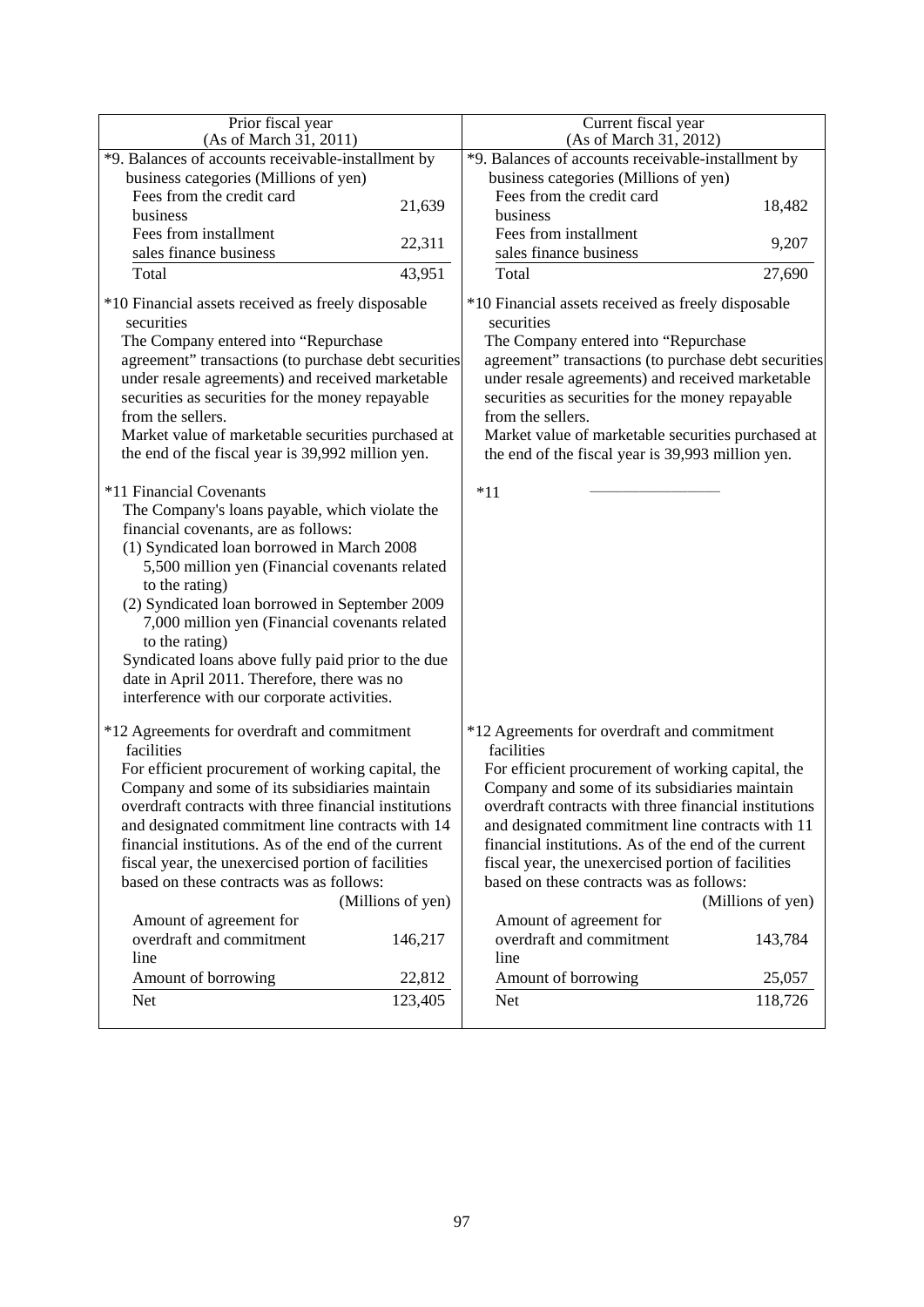| Prior fiscal year (As of March 31, 2011) | Current fiscal year (As of March 31, 2012) |
|---|---|
| *9. Balances of accounts receivable-installment by business categories (Millions of yen)<br>Fees from the credit card business 21,639<br>Fees from installment sales finance business 22,311<br>Total 43,951 | *9. Balances of accounts receivable-installment by business categories (Millions of yen)<br>Fees from the credit card business 18,482<br>Fees from installment sales finance business 9,207<br>Total 27,690 |
| *10 Financial assets received as freely disposable securities<br>The Company entered into "Repurchase agreement" transactions (to purchase debt securities under resale agreements) and received marketable securities as securities for the money repayable from the sellers.<br>Market value of marketable securities purchased at the end of the fiscal year is 39,992 million yen. | *10 Financial assets received as freely disposable securities<br>The Company entered into "Repurchase agreement" transactions (to purchase debt securities under resale agreements) and received marketable securities as securities for the money repayable from the sellers.<br>Market value of marketable securities purchased at the end of the fiscal year is 39,993 million yen. |
| *11 Financial Covenants<br>The Company's loans payable, which violate the financial covenants, are as follows:<br>(1) Syndicated loan borrowed in March 2008 5,500 million yen (Financial covenants related to the rating)<br>(2) Syndicated loan borrowed in September 2009 7,000 million yen (Financial covenants related to the rating)<br>Syndicated loans above fully paid prior to the due date in April 2011. Therefore, there was no interference with our corporate activities. | *11 ―――――― |
| *12 Agreements for overdraft and commitment facilities<br>For efficient procurement of working capital, the Company and some of its subsidiaries maintain overdraft contracts with three financial institutions and designated commitment line contracts with 14 financial institutions. As of the end of the current fiscal year, the unexercised portion of facilities based on these contracts was as follows:<br>(Millions of yen)<br>Amount of agreement for overdraft and commitment line 146,217<br>Amount of borrowing 22,812<br>Net 123,405 | *12 Agreements for overdraft and commitment facilities<br>For efficient procurement of working capital, the Company and some of its subsidiaries maintain overdraft contracts with three financial institutions and designated commitment line contracts with 11 financial institutions. As of the end of the current fiscal year, the unexercised portion of facilities based on these contracts was as follows:<br>(Millions of yen)<br>Amount of agreement for overdraft and commitment line 143,784<br>Amount of borrowing 25,057<br>Net 118,726 |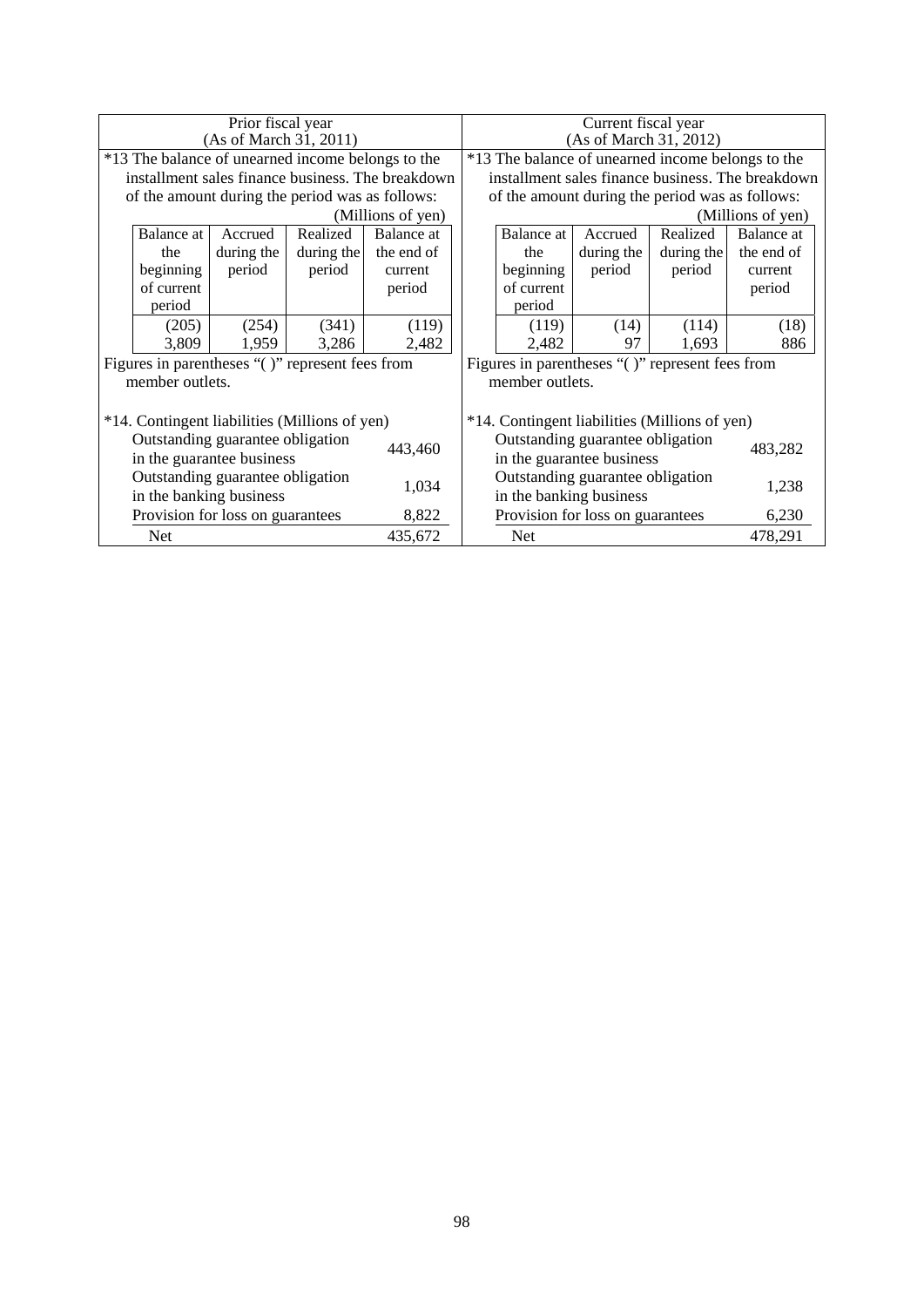| Prior fiscal year (As of March 31, 2011) | Current fiscal year (As of March 31, 2012) |
|---|---|
| *13 The balance of unearned income belongs to the installment sales finance business. The breakdown of the amount during the period was as follows: | *13 The balance of unearned income belongs to the installment sales finance business. The breakdown of the amount during the period was as follows: |

(Millions of yen)

| | Balance at the beginning of current period | Accrued during the period | Realized during the period | Balance at the end of current period |
|---|---|---|---|---|
| Prior fiscal year | (205) | (254) | (341) | (119) |
| | 3,809 | 1,959 | 3,286 | 2,482 |
| Current fiscal year | (119) | (14) | (114) | (18) |
| | 2,482 | 97 | 1,693 | 886 |

Figures in parentheses "( )" represent fees from member outlets.

*14. Contingent liabilities (Millions of yen)

| | Prior fiscal year (As of March 31, 2011) | Current fiscal year (As of March 31, 2012) |
|---|---|---|
| Outstanding guarantee obligation in the guarantee business | 443,460 | 483,282 |
| Outstanding guarantee obligation in the banking business | 1,034 | 1,238 |
| Provision for loss on guarantees | 8,822 | 6,230 |
| Net | 435,672 | 478,291 |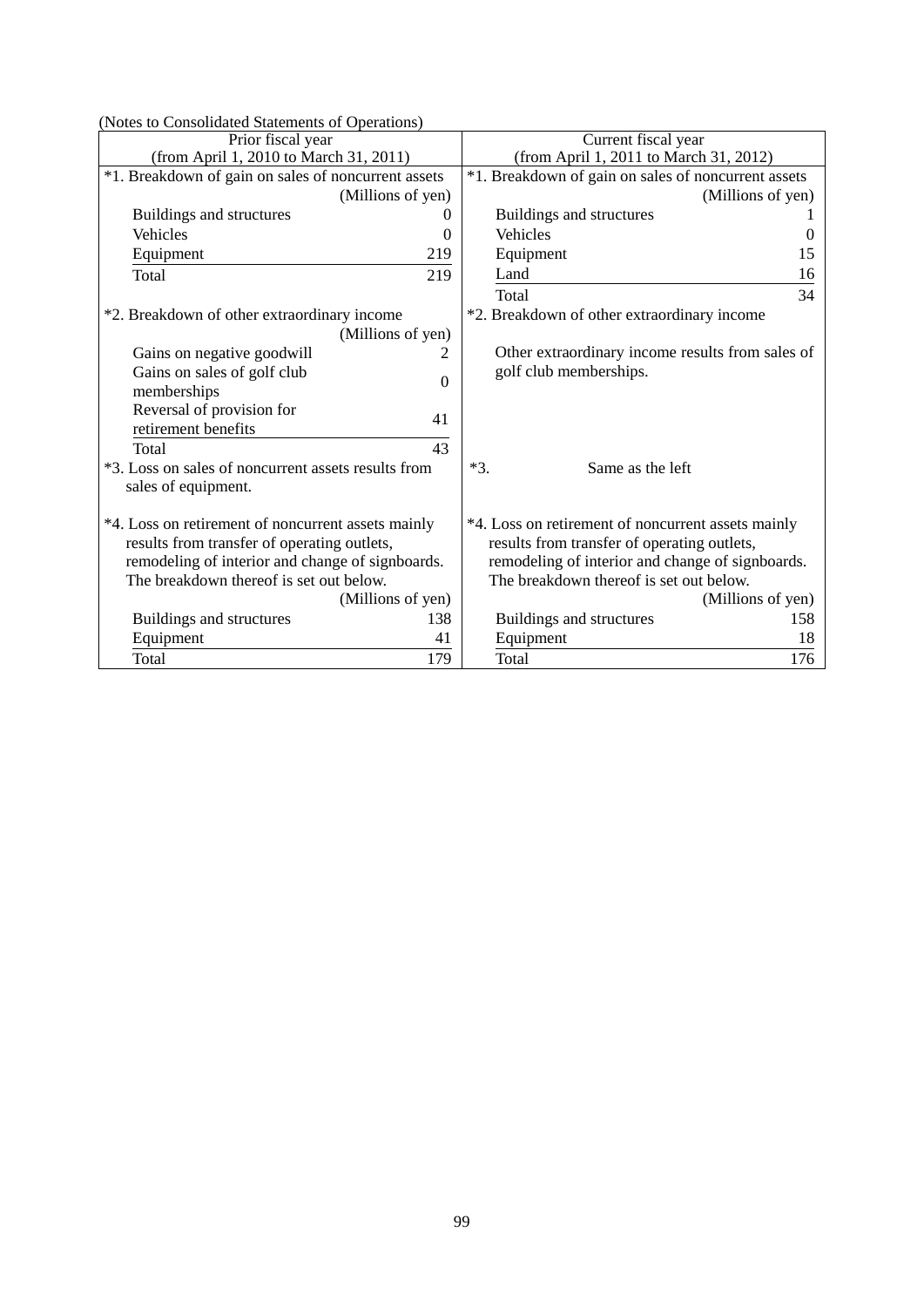(Notes to Consolidated Statements of Operations)

| Prior fiscal year (from April 1, 2010 to March 31, 2011) | | Current fiscal year (from April 1, 2011 to March 31, 2012) | |
|---|---|---|---|
| *1. Breakdown of gain on sales of noncurrent assets | | *1. Breakdown of gain on sales of noncurrent assets | |
| | (Millions of yen) | | (Millions of yen) |
| Buildings and structures | 0 | Buildings and structures | 1 |
| Vehicles | 0 | Vehicles | 0 |
| Equipment | 219 | Equipment | 15 |
| Total | 219 | Land | 16 |
| | | Total | 34 |
| *2. Breakdown of other extraordinary income | | *2. Breakdown of other extraordinary income | |
| | (Millions of yen) | Other extraordinary income results from sales of golf club memberships. | |
| Gains on negative goodwill | 2 | | |
| Gains on sales of golf club memberships | 0 | | |
| Reversal of provision for retirement benefits | 41 | | |
| Total | 43 | | |
| *3. Loss on sales of noncurrent assets results from sales of equipment. | | *3. Same as the left | |
| *4. Loss on retirement of noncurrent assets mainly results from transfer of operating outlets, remodeling of interior and change of signboards. The breakdown thereof is set out below. | | *4. Loss on retirement of noncurrent assets mainly results from transfer of operating outlets, remodeling of interior and change of signboards. The breakdown thereof is set out below. | |
| | (Millions of yen) | | (Millions of yen) |
| Buildings and structures | 138 | Buildings and structures | 158 |
| Equipment | 41 | Equipment | 18 |
| Total | 179 | Total | 176 |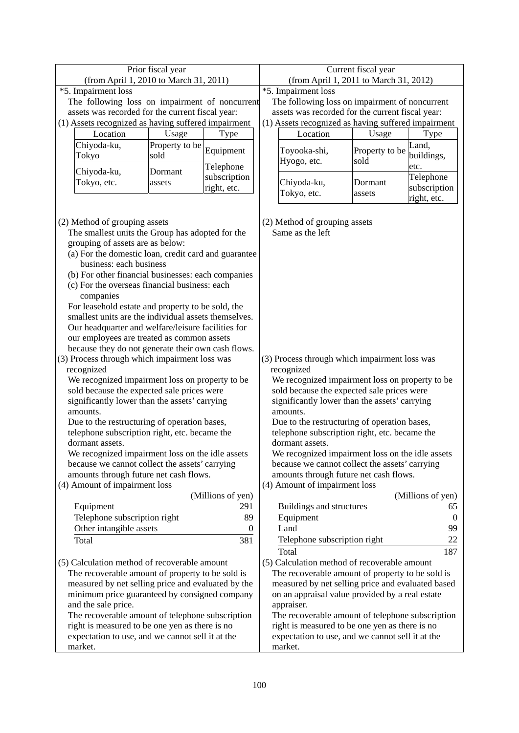| Prior fiscal year (from April 1, 2010 to March 31, 2011) | Current fiscal year (from April 1, 2011 to March 31, 2012) |
| --- | --- |
| *5. Impairment loss | *5. Impairment loss |

**Prior fiscal year (from April 1, 2010 to March 31, 2011)**

*5. Impairment loss

The following loss on impairment of noncurrent assets was recorded for the current fiscal year:

(1) Assets recognized as having suffered impairment

| Location | Usage | Type |
| --- | --- | --- |
| Chiyoda-ku, Tokyo | Property to be sold | Equipment |
| Chiyoda-ku, Tokyo, etc. | Dormant assets | Telephone subscription right, etc. |

(2) Method of grouping assets

The smallest units the Group has adopted for the grouping of assets are as below:

(a) For the domestic loan, credit card and guarantee business: each business

(b) For other financial businesses: each companies

(c) For the overseas financial business: each companies

For leasehold estate and property to be sold, the smallest units are the individual assets themselves. Our headquarter and welfare/leisure facilities for our employees are treated as common assets because they do not generate their own cash flows.

(3) Process through which impairment loss was recognized

We recognized impairment loss on property to be sold because the expected sale prices were significantly lower than the assets' carrying amounts.

Due to the restructuring of operation bases, telephone subscription right, etc. became the dormant assets.

We recognized impairment loss on the idle assets because we cannot collect the assets' carrying amounts through future net cash flows.

(4) Amount of impairment loss

| | (Millions of yen) |
| --- | --- |
| Equipment | 291 |
| Telephone subscription right | 89 |
| Other intangible assets | 0 |
| Total | 381 |

(5) Calculation method of recoverable amount

The recoverable amount of property to be sold is measured by net selling price and evaluated by the minimum price guaranteed by consigned company and the sale price.

The recoverable amount of telephone subscription right is measured to be one yen as there is no expectation to use, and we cannot sell it at the market.

**Current fiscal year (from April 1, 2011 to March 31, 2012)**

*5. Impairment loss

The following loss on impairment of noncurrent assets was recorded for the current fiscal year:

(1) Assets recognized as having suffered impairment

| Location | Usage | Type |
| --- | --- | --- |
| Toyooka-shi, Hyogo, etc. | Property to be sold | Land, buildings, etc. |
| Chiyoda-ku, Tokyo, etc. | Dormant assets | Telephone subscription right, etc. |

(2) Method of grouping assets

Same as the left

(3) Process through which impairment loss was recognized

We recognized impairment loss on property to be sold because the expected sale prices were significantly lower than the assets' carrying amounts.

Due to the restructuring of operation bases, telephone subscription right, etc. became the dormant assets.

We recognized impairment loss on the idle assets because we cannot collect the assets' carrying amounts through future net cash flows.

(4) Amount of impairment loss

| | (Millions of yen) |
| --- | --- |
| Buildings and structures | 65 |
| Equipment | 0 |
| Land | 99 |
| Telephone subscription right | 22 |
| Total | 187 |

(5) Calculation method of recoverable amount

The recoverable amount of property to be sold is measured by net selling price and evaluated based on an appraisal value provided by a real estate appraiser.

The recoverable amount of telephone subscription right is measured to be one yen as there is no expectation to use, and we cannot sell it at the market.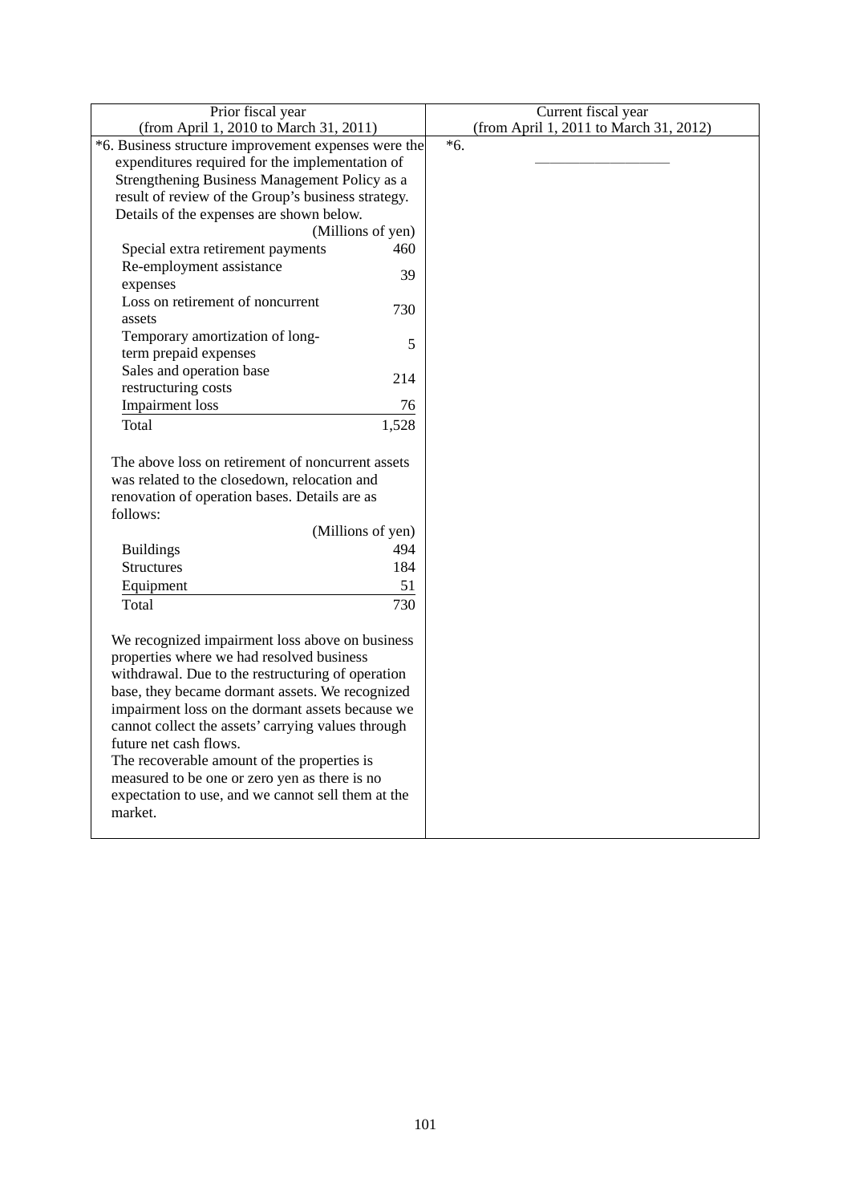| Prior fiscal year (from April 1, 2010 to March 31, 2011) | Current fiscal year (from April 1, 2011 to March 31, 2012) |
|---|---|
| *6. Business structure improvement expenses were the expenditures required for the implementation of Strengthening Business Management Policy as a result of review of the Group's business strategy. Details of the expenses are shown below. | *6. ―――――――――― |

(Millions of yen)

| | |
|---|---|
| Special extra retirement payments | 460 |
| Re-employment assistance expenses | 39 |
| Loss on retirement of noncurrent assets | 730 |
| Temporary amortization of long-term prepaid expenses | 5 |
| Sales and operation base restructuring costs | 214 |
| Impairment loss | 76 |
| Total | 1,528 |

The above loss on retirement of noncurrent assets was related to the closedown, relocation and renovation of operation bases. Details are as follows:

(Millions of yen)

| | |
|---|---|
| Buildings | 494 |
| Structures | 184 |
| Equipment | 51 |
| Total | 730 |

We recognized impairment loss above on business properties where we had resolved business withdrawal. Due to the restructuring of operation base, they became dormant assets. We recognized impairment loss on the dormant assets because we cannot collect the assets' carrying values through future net cash flows.
The recoverable amount of the properties is measured to be one or zero yen as there is no expectation to use, and we cannot sell them at the market.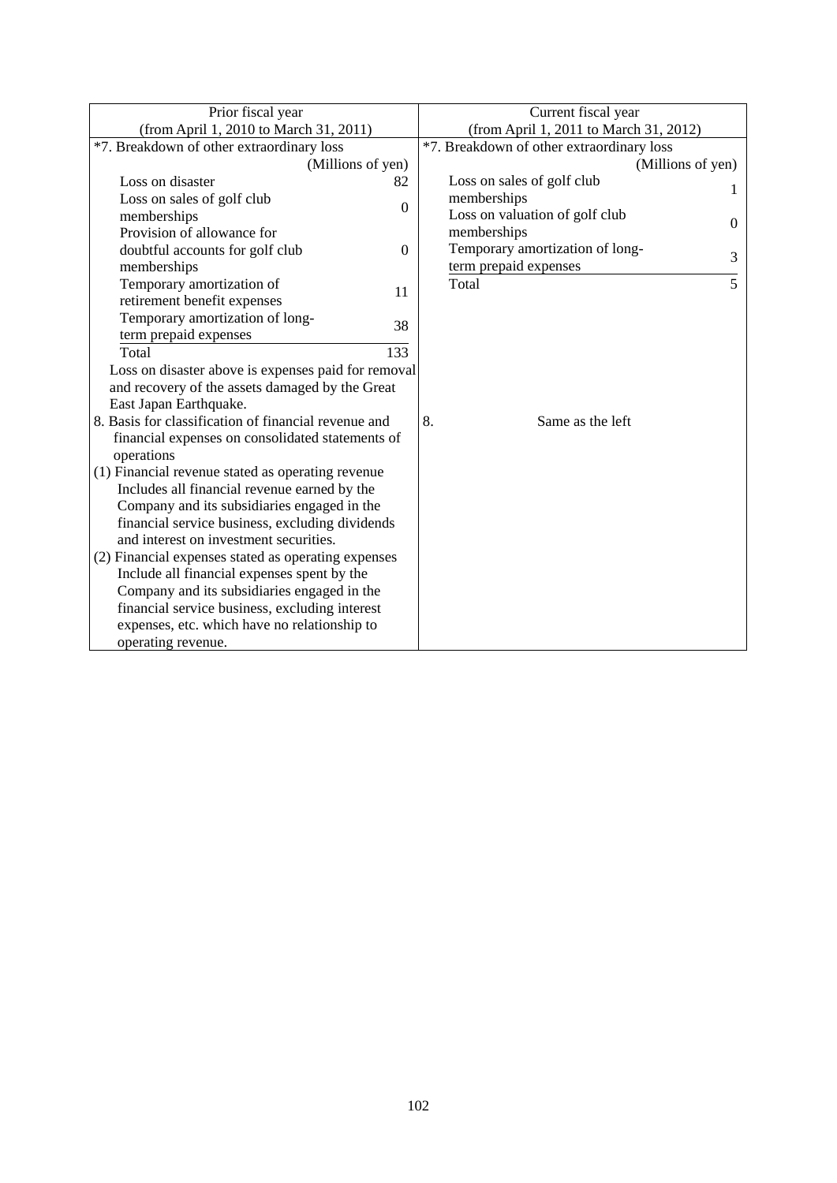| Prior fiscal year (from April 1, 2010 to March 31, 2011) | Current fiscal year (from April 1, 2011 to March 31, 2012) |
|---|---|
| *7. Breakdown of other extraordinary loss<br>(Millions of yen)<br>Loss on disaster 82<br>Loss on sales of golf club memberships 0<br>Provision of allowance for doubtful accounts for golf club memberships 0<br>Temporary amortization of retirement benefit expenses 11<br>Temporary amortization of long-term prepaid expenses 38<br>Total 133<br>Loss on disaster above is expenses paid for removal and recovery of the assets damaged by the Great East Japan Earthquake. | *7. Breakdown of other extraordinary loss<br>(Millions of yen)<br>Loss on sales of golf club memberships 1<br>Loss on valuation of golf club memberships 0<br>Temporary amortization of long-term prepaid expenses 3<br>Total 5 |
| 8. Basis for classification of financial revenue and financial expenses on consolidated statements of operations<br>(1) Financial revenue stated as operating revenue<br>Includes all financial revenue earned by the Company and its subsidiaries engaged in the financial service business, excluding dividends and interest on investment securities.<br>(2) Financial expenses stated as operating expenses<br>Include all financial expenses spent by the Company and its subsidiaries engaged in the financial service business, excluding interest expenses, etc. which have no relationship to operating revenue. | 8. Same as the left |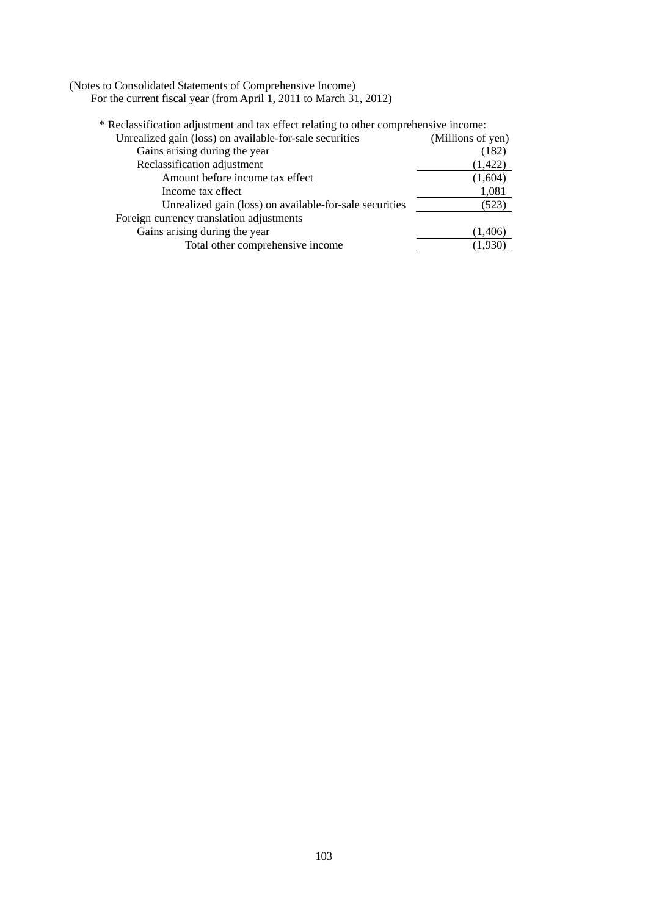(Notes to Consolidated Statements of Comprehensive Income)

For the current fiscal year (from April 1, 2011 to March 31, 2012)

* Reclassification adjustment and tax effect relating to other comprehensive income:

| | (Millions of yen) |
|---|---|
| Unrealized gain (loss) on available-for-sale securities | |
| Gains arising during the year | (182) |
| Reclassification adjustment | (1,422) |
| Amount before income tax effect | (1,604) |
| Income tax effect | 1,081 |
| Unrealized gain (loss) on available-for-sale securities | (523) |
| Foreign currency translation adjustments | |
| Gains arising during the year | (1,406) |
| Total other comprehensive income | (1,930) |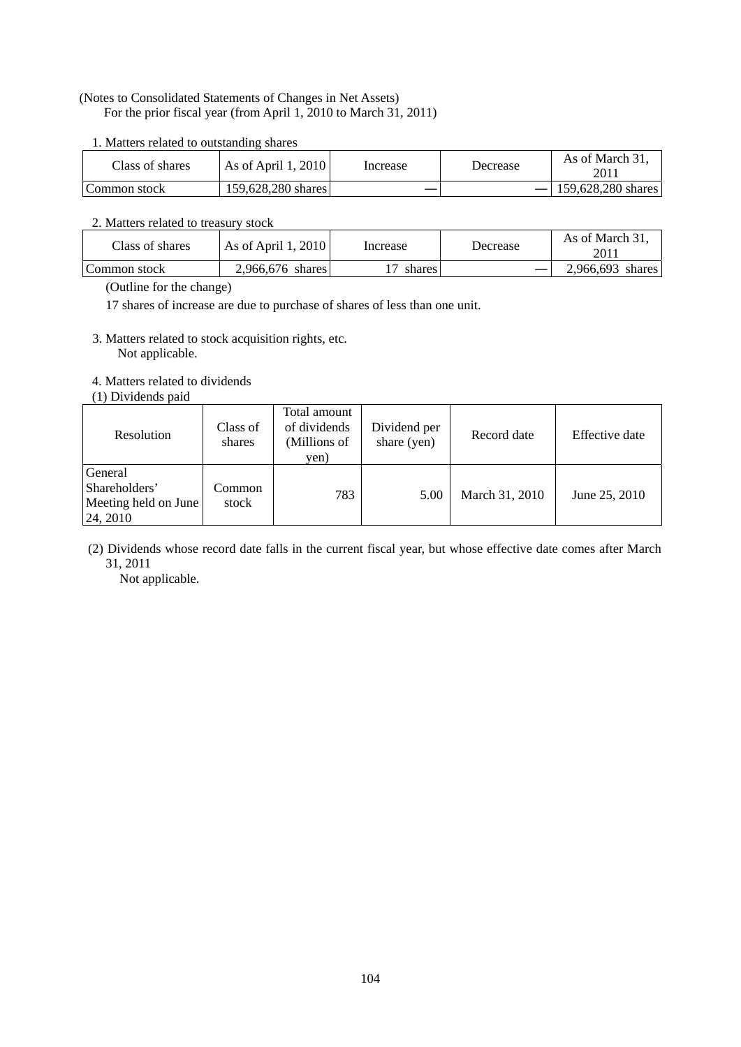(Notes to Consolidated Statements of Changes in Net Assets)

For the prior fiscal year (from April 1, 2010 to March 31, 2011)

1. Matters related to outstanding shares

| Class of shares | As of April 1, 2010 | Increase | Decrease | As of March 31, 2011 |
|---|---|---|---|---|
| Common stock | 159,628,280 shares | — | — | 159,628,280 shares |

2. Matters related to treasury stock

| Class of shares | As of April 1, 2010 | Increase | Decrease | As of March 31, 2011 |
|---|---|---|---|---|
| Common stock | 2,966,676 shares | 17 shares | — | 2,966,693 shares |

(Outline for the change)

17 shares of increase are due to purchase of shares of less than one unit.

3. Matters related to stock acquisition rights, etc.

Not applicable.

4. Matters related to dividends

(1) Dividends paid

| Resolution | Class of shares | Total amount of dividends (Millions of yen) | Dividend per share (yen) | Record date | Effective date |
|---|---|---|---|---|---|
| General Shareholders' Meeting held on June 24, 2010 | Common stock | 783 | 5.00 | March 31, 2010 | June 25, 2010 |

(2) Dividends whose record date falls in the current fiscal year, but whose effective date comes after March 31, 2011

Not applicable.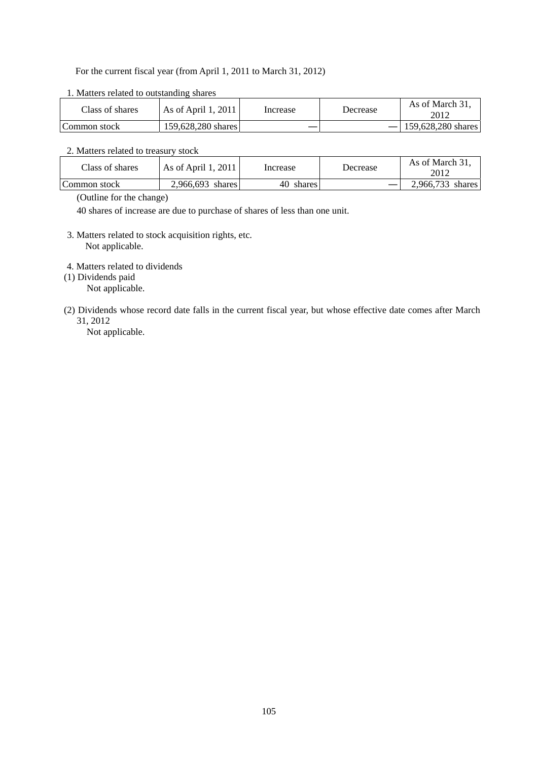For the current fiscal year (from April 1, 2011 to March 31, 2012)

1. Matters related to outstanding shares

| Class of shares | As of April 1, 2011 | Increase | Decrease | As of March 31, 2012 |
| --- | --- | --- | --- | --- |
| Common stock | 159,628,280 shares | — | — | 159,628,280 shares |

2. Matters related to treasury stock

| Class of shares | As of April 1, 2011 | Increase | Decrease | As of March 31, 2012 |
| --- | --- | --- | --- | --- |
| Common stock | 2,966,693 shares | 40 shares | — | 2,966,733 shares |

(Outline for the change)

40 shares of increase are due to purchase of shares of less than one unit.

3. Matters related to stock acquisition rights, etc.

Not applicable.

4. Matters related to dividends

(1) Dividends paid

Not applicable.

(2) Dividends whose record date falls in the current fiscal year, but whose effective date comes after March 31, 2012

Not applicable.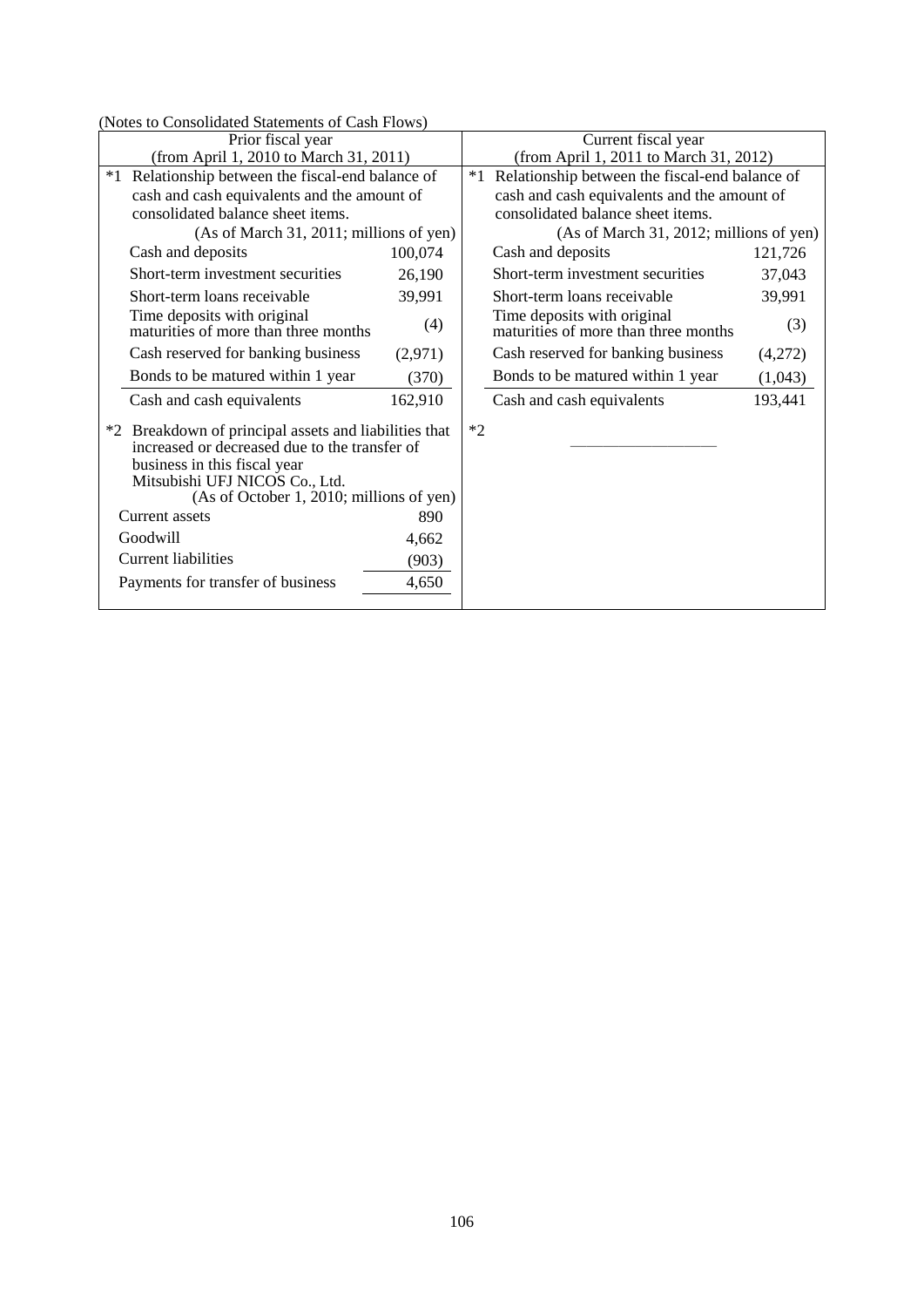(Notes to Consolidated Statements of Cash Flows)

| Prior fiscal year (from April 1, 2010 to March 31, 2011) | Current fiscal year (from April 1, 2011 to March 31, 2012) |
|---|---|
| *1 Relationship between the fiscal-end balance of cash and cash equivalents and the amount of consolidated balance sheet items. | *1 Relationship between the fiscal-end balance of cash and cash equivalents and the amount of consolidated balance sheet items. |

(As of March 31, 2011; millions of yen)

| | |
|---|---|
| Cash and deposits | 100,074 |
| Short-term investment securities | 26,190 |
| Short-term loans receivable | 39,991 |
| Time deposits with original maturities of more than three months | (4) |
| Cash reserved for banking business | (2,971) |
| Bonds to be matured within 1 year | (370) |
| Cash and cash equivalents | 162,910 |

(As of March 31, 2012; millions of yen)

| | |
|---|---|
| Cash and deposits | 121,726 |
| Short-term investment securities | 37,043 |
| Short-term loans receivable | 39,991 |
| Time deposits with original maturities of more than three months | (3) |
| Cash reserved for banking business | (4,272) |
| Bonds to be matured within 1 year | (1,043) |
| Cash and cash equivalents | 193,441 |

**Prior fiscal year**

*2 Breakdown of principal assets and liabilities that increased or decreased due to the transfer of business in this fiscal year

Mitsubishi UFJ NICOS Co., Ltd.

(As of October 1, 2010; millions of yen)

| | |
|---|---|
| Current assets | 890 |
| Goodwill | 4,662 |
| Current liabilities | (903) |
| Payments for transfer of business | 4,650 |

**Current fiscal year**

*2 ―――――――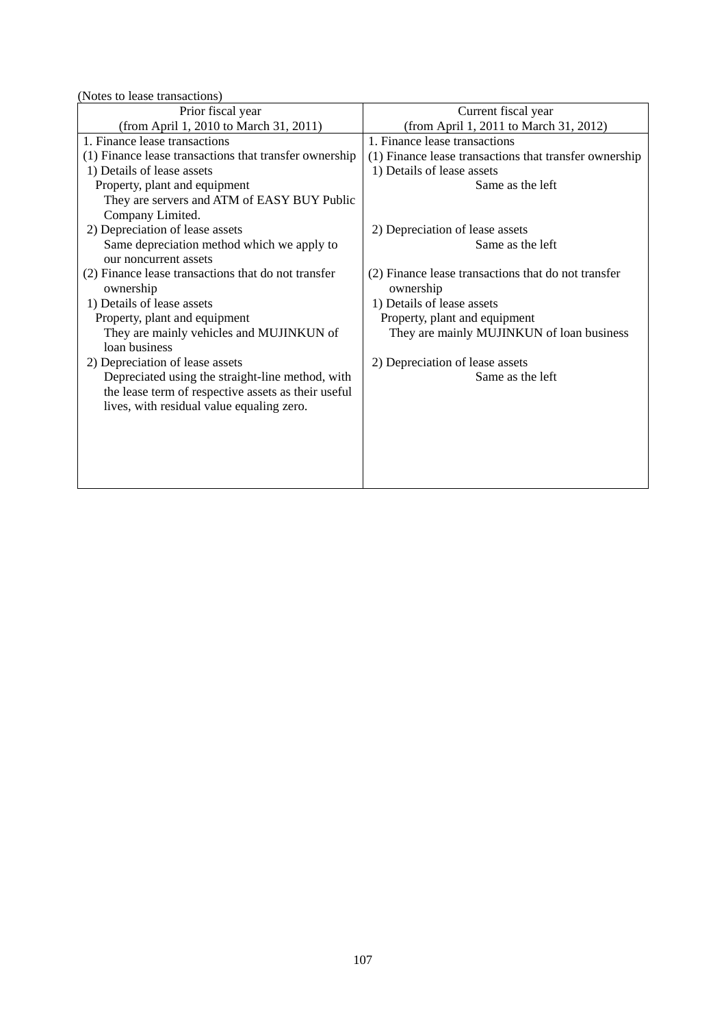(Notes to lease transactions)

| Prior fiscal year (from April 1, 2010 to March 31, 2011) | Current fiscal year (from April 1, 2011 to March 31, 2012) |
|---|---|
| 1. Finance lease transactions<br>(1) Finance lease transactions that transfer ownership<br>1) Details of lease assets<br>Property, plant and equipment<br>They are servers and ATM of EASY BUY Public Company Limited.<br>2) Depreciation of lease assets<br>Same depreciation method which we apply to our noncurrent assets<br>(2) Finance lease transactions that do not transfer ownership<br>1) Details of lease assets<br>Property, plant and equipment<br>They are mainly vehicles and MUJINKUN of loan business<br>2) Depreciation of lease assets<br>Depreciated using the straight-line method, with the lease term of respective assets as their useful lives, with residual value equaling zero. | 1. Finance lease transactions<br>(1) Finance lease transactions that transfer ownership<br>1) Details of lease assets<br>Same as the left<br>2) Depreciation of lease assets<br>Same as the left<br>(2) Finance lease transactions that do not transfer ownership<br>1) Details of lease assets<br>Property, plant and equipment<br>They are mainly MUJINKUN of loan business<br>2) Depreciation of lease assets<br>Same as the left |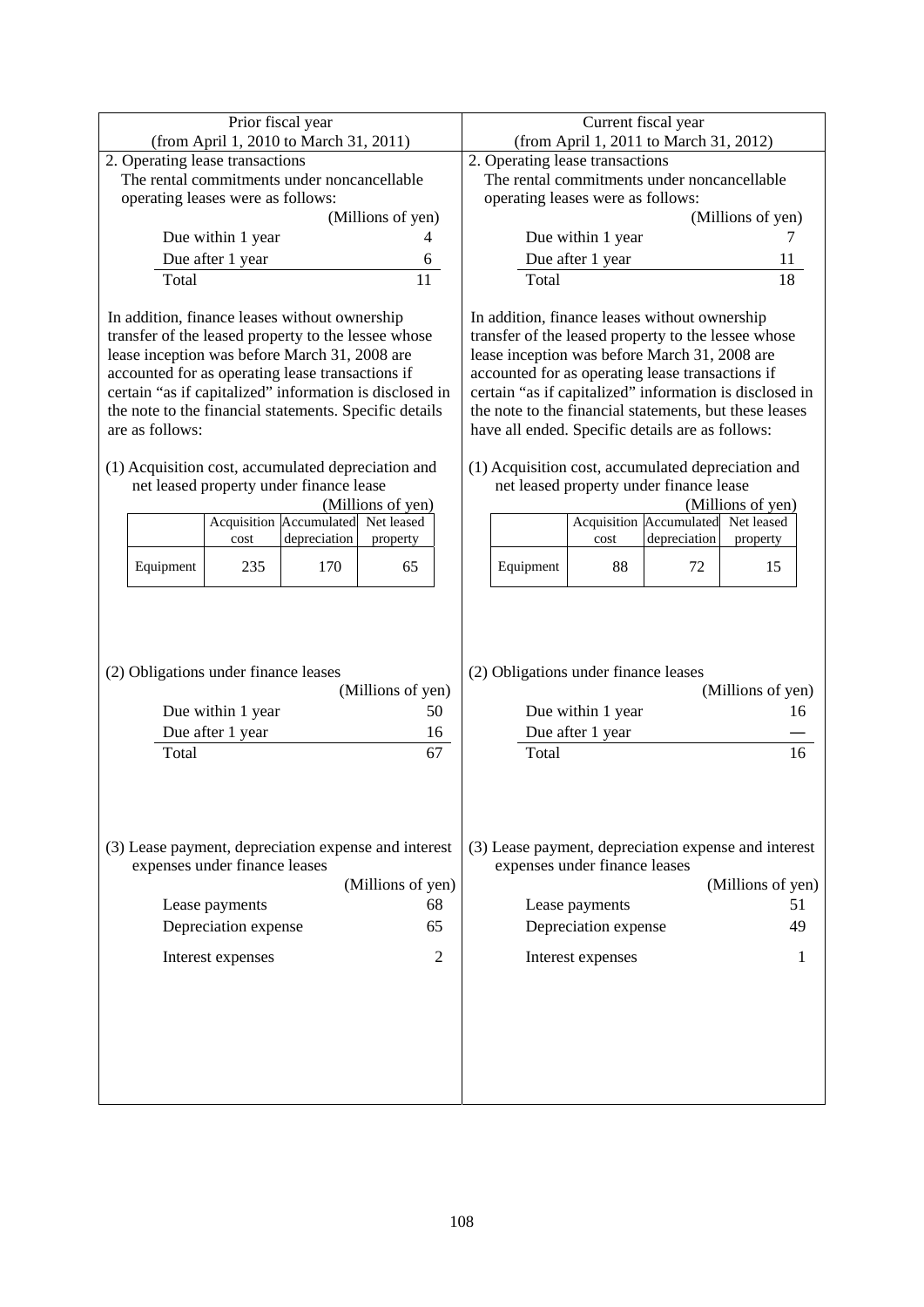| Prior fiscal year (from April 1, 2010 to March 31, 2011) | Current fiscal year (from April 1, 2011 to March 31, 2012) |
|---|---|

**Prior fiscal year (from April 1, 2010 to March 31, 2011)**

2. Operating lease transactions

The rental commitments under noncancellable operating leases were as follows:

(Millions of yen)

| | |
|---|---|
| Due within 1 year | 4 |
| Due after 1 year | 6 |
| Total | 11 |

In addition, finance leases without ownership transfer of the leased property to the lessee whose lease inception was before March 31, 2008 are accounted for as operating lease transactions if certain "as if capitalized" information is disclosed in the note to the financial statements. Specific details are as follows:

(1) Acquisition cost, accumulated depreciation and net leased property under finance lease

(Millions of yen)

| | Acquisition cost | Accumulated depreciation | Net leased property |
|---|---|---|---|
| Equipment | 235 | 170 | 65 |

(2) Obligations under finance leases

(Millions of yen)

| | |
|---|---|
| Due within 1 year | 50 |
| Due after 1 year | 16 |
| Total | 67 |

(3) Lease payment, depreciation expense and interest expenses under finance leases

(Millions of yen)

| | |
|---|---|
| Lease payments | 68 |
| Depreciation expense | 65 |
| Interest expenses | 2 |

**Current fiscal year (from April 1, 2011 to March 31, 2012)**

2. Operating lease transactions

The rental commitments under noncancellable operating leases were as follows:

(Millions of yen)

| | |
|---|---|
| Due within 1 year | 7 |
| Due after 1 year | 11 |
| Total | 18 |

In addition, finance leases without ownership transfer of the leased property to the lessee whose lease inception was before March 31, 2008 are accounted for as operating lease transactions if certain "as if capitalized" information is disclosed in the note to the financial statements, but these leases have all ended. Specific details are as follows:

(1) Acquisition cost, accumulated depreciation and net leased property under finance lease

(Millions of yen)

| | Acquisition cost | Accumulated depreciation | Net leased property |
|---|---|---|---|
| Equipment | 88 | 72 | 15 |

(2) Obligations under finance leases

(Millions of yen)

| | |
|---|---|
| Due within 1 year | 16 |
| Due after 1 year | — |
| Total | 16 |

(3) Lease payment, depreciation expense and interest expenses under finance leases

(Millions of yen)

| | |
|---|---|
| Lease payments | 51 |
| Depreciation expense | 49 |
| Interest expenses | 1 |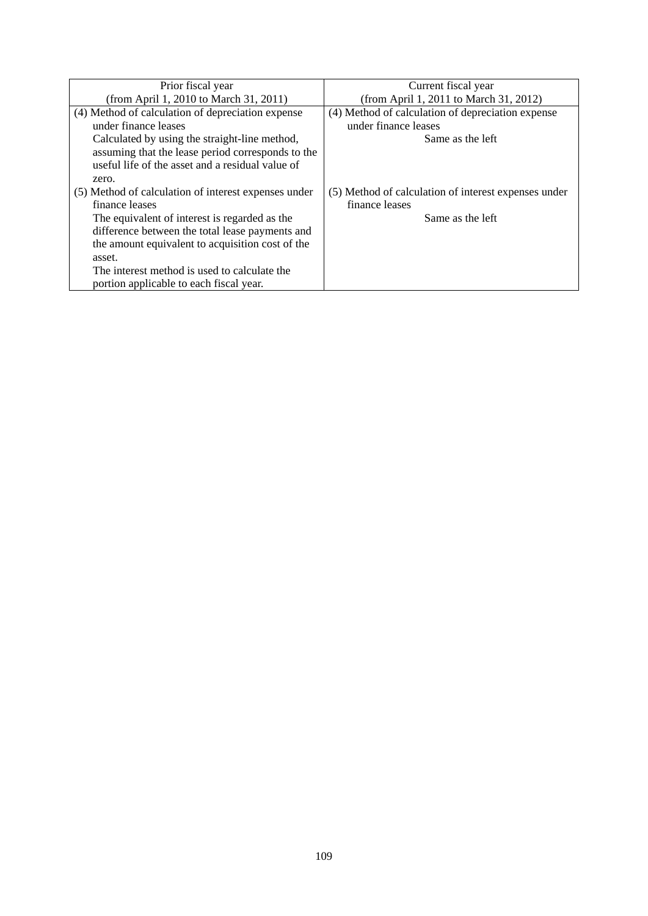| Prior fiscal year (from April 1, 2010 to March 31, 2011) | Current fiscal year (from April 1, 2011 to March 31, 2012) |
|---|---|
| (4) Method of calculation of depreciation expense under finance leases<br>Calculated by using the straight-line method, assuming that the lease period corresponds to the useful life of the asset and a residual value of zero. | (4) Method of calculation of depreciation expense under finance leases<br>Same as the left |
| (5) Method of calculation of interest expenses under finance leases<br>The equivalent of interest is regarded as the difference between the total lease payments and the amount equivalent to acquisition cost of the asset.<br>The interest method is used to calculate the portion applicable to each fiscal year. | (5) Method of calculation of interest expenses under finance leases<br>Same as the left |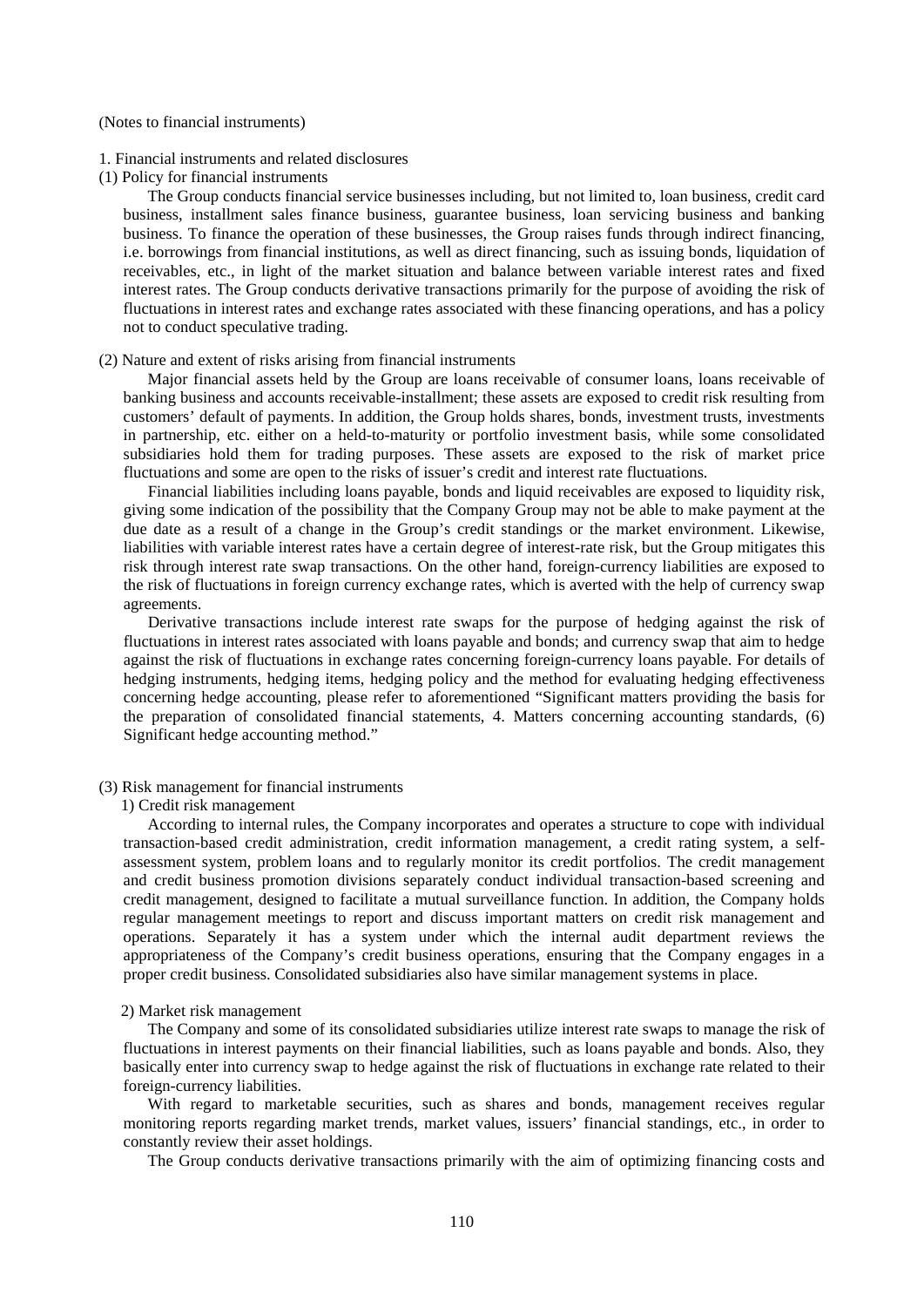(Notes to financial instruments)

1. Financial instruments and related disclosures

(1) Policy for financial instruments

The Group conducts financial service businesses including, but not limited to, loan business, credit card business, installment sales finance business, guarantee business, loan servicing business and banking business. To finance the operation of these businesses, the Group raises funds through indirect financing, i.e. borrowings from financial institutions, as well as direct financing, such as issuing bonds, liquidation of receivables, etc., in light of the market situation and balance between variable interest rates and fixed interest rates. The Group conducts derivative transactions primarily for the purpose of avoiding the risk of fluctuations in interest rates and exchange rates associated with these financing operations, and has a policy not to conduct speculative trading.

(2) Nature and extent of risks arising from financial instruments

Major financial assets held by the Group are loans receivable of consumer loans, loans receivable of banking business and accounts receivable-installment; these assets are exposed to credit risk resulting from customers' default of payments. In addition, the Group holds shares, bonds, investment trusts, investments in partnership, etc. either on a held-to-maturity or portfolio investment basis, while some consolidated subsidiaries hold them for trading purposes. These assets are exposed to the risk of market price fluctuations and some are open to the risks of issuer's credit and interest rate fluctuations.

Financial liabilities including loans payable, bonds and liquid receivables are exposed to liquidity risk, giving some indication of the possibility that the Company Group may not be able to make payment at the due date as a result of a change in the Group's credit standings or the market environment. Likewise, liabilities with variable interest rates have a certain degree of interest-rate risk, but the Group mitigates this risk through interest rate swap transactions. On the other hand, foreign-currency liabilities are exposed to the risk of fluctuations in foreign currency exchange rates, which is averted with the help of currency swap agreements.

Derivative transactions include interest rate swaps for the purpose of hedging against the risk of fluctuations in interest rates associated with loans payable and bonds; and currency swap that aim to hedge against the risk of fluctuations in exchange rates concerning foreign-currency loans payable. For details of hedging instruments, hedging items, hedging policy and the method for evaluating hedging effectiveness concerning hedge accounting, please refer to aforementioned "Significant matters providing the basis for the preparation of consolidated financial statements, 4. Matters concerning accounting standards, (6) Significant hedge accounting method."

(3) Risk management for financial instruments

1) Credit risk management

According to internal rules, the Company incorporates and operates a structure to cope with individual transaction-based credit administration, credit information management, a credit rating system, a self-assessment system, problem loans and to regularly monitor its credit portfolios. The credit management and credit business promotion divisions separately conduct individual transaction-based screening and credit management, designed to facilitate a mutual surveillance function. In addition, the Company holds regular management meetings to report and discuss important matters on credit risk management and operations. Separately it has a system under which the internal audit department reviews the appropriateness of the Company's credit business operations, ensuring that the Company engages in a proper credit business. Consolidated subsidiaries also have similar management systems in place.

2) Market risk management

The Company and some of its consolidated subsidiaries utilize interest rate swaps to manage the risk of fluctuations in interest payments on their financial liabilities, such as loans payable and bonds. Also, they basically enter into currency swap to hedge against the risk of fluctuations in exchange rate related to their foreign-currency liabilities.

With regard to marketable securities, such as shares and bonds, management receives regular monitoring reports regarding market trends, market values, issuers' financial standings, etc., in order to constantly review their asset holdings.

The Group conducts derivative transactions primarily with the aim of optimizing financing costs and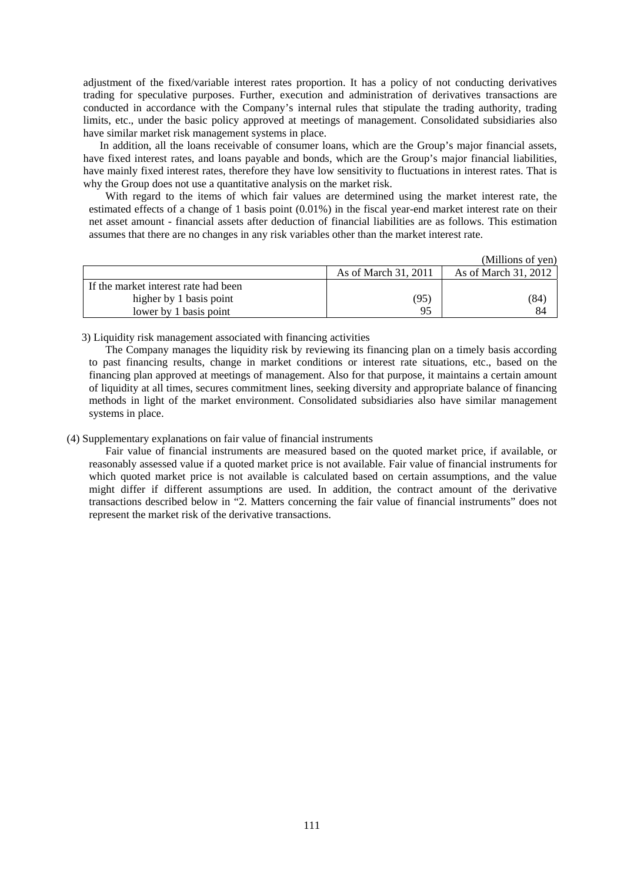adjustment of the fixed/variable interest rates proportion. It has a policy of not conducting derivatives trading for speculative purposes. Further, execution and administration of derivatives transactions are conducted in accordance with the Company's internal rules that stipulate the trading authority, trading limits, etc., under the basic policy approved at meetings of management. Consolidated subsidiaries also have similar market risk management systems in place.

In addition, all the loans receivable of consumer loans, which are the Group's major financial assets, have fixed interest rates, and loans payable and bonds, which are the Group's major financial liabilities, have mainly fixed interest rates, therefore they have low sensitivity to fluctuations in interest rates. That is why the Group does not use a quantitative analysis on the market risk.

With regard to the items of which fair values are determined using the market interest rate, the estimated effects of a change of 1 basis point (0.01%) in the fiscal year-end market interest rate on their net asset amount - financial assets after deduction of financial liabilities are as follows. This estimation assumes that there are no changes in any risk variables other than the market interest rate.

(Millions of yen)

| | As of March 31, 2011 | As of March 31, 2012 |
|---|---|---|
| If the market interest rate had been | | |
| higher by 1 basis point | (95) | (84) |
| lower by 1 basis point | 95 | 84 |

3) Liquidity risk management associated with financing activities

The Company manages the liquidity risk by reviewing its financing plan on a timely basis according to past financing results, change in market conditions or interest rate situations, etc., based on the financing plan approved at meetings of management. Also for that purpose, it maintains a certain amount of liquidity at all times, secures commitment lines, seeking diversity and appropriate balance of financing methods in light of the market environment. Consolidated subsidiaries also have similar management systems in place.

(4) Supplementary explanations on fair value of financial instruments

Fair value of financial instruments are measured based on the quoted market price, if available, or reasonably assessed value if a quoted market price is not available. Fair value of financial instruments for which quoted market price is not available is calculated based on certain assumptions, and the value might differ if different assumptions are used. In addition, the contract amount of the derivative transactions described below in "2. Matters concerning the fair value of financial instruments" does not represent the market risk of the derivative transactions.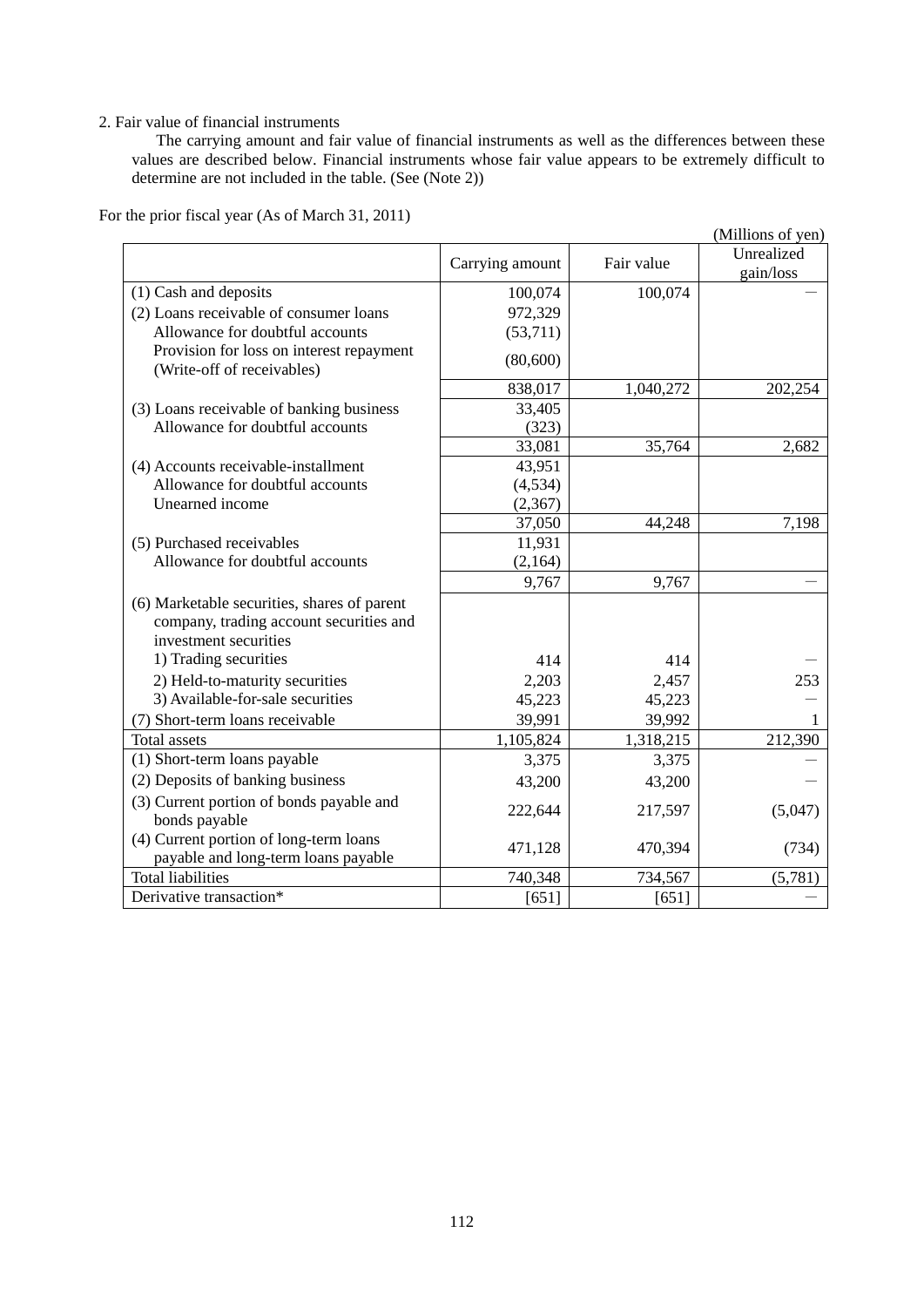2. Fair value of financial instruments

The carrying amount and fair value of financial instruments as well as the differences between these values are described below. Financial instruments whose fair value appears to be extremely difficult to determine are not included in the table. (See (Note 2))

For the prior fiscal year (As of March 31, 2011)

(Millions of yen)

| | Carrying amount | Fair value | Unrealized gain/loss |
|---|---|---|---|
| (1) Cash and deposits | 100,074 | 100,074 | — |
| (2) Loans receivable of consumer loans | 972,329 | | |
| Allowance for doubtful accounts | (53,711) | | |
| Provision for loss on interest repayment (Write-off of receivables) | (80,600) | | |
| | 838,017 | 1,040,272 | 202,254 |
| (3) Loans receivable of banking business | 33,405 | | |
| Allowance for doubtful accounts | (323) | | |
| | 33,081 | 35,764 | 2,682 |
| (4) Accounts receivable-installment | 43,951 | | |
| Allowance for doubtful accounts | (4,534) | | |
| Unearned income | (2,367) | | |
| | 37,050 | 44,248 | 7,198 |
| (5) Purchased receivables | 11,931 | | |
| Allowance for doubtful accounts | (2,164) | | |
| | 9,767 | 9,767 | — |
| (6) Marketable securities, shares of parent company, trading account securities and investment securities | | | |
| 1) Trading securities | 414 | 414 | — |
| 2) Held-to-maturity securities | 2,203 | 2,457 | 253 |
| 3) Available-for-sale securities | 45,223 | 45,223 | — |
| (7) Short-term loans receivable | 39,991 | 39,992 | 1 |
| Total assets | 1,105,824 | 1,318,215 | 212,390 |
| (1) Short-term loans payable | 3,375 | 3,375 | — |
| (2) Deposits of banking business | 43,200 | 43,200 | — |
| (3) Current portion of bonds payable and bonds payable | 222,644 | 217,597 | (5,047) |
| (4) Current portion of long-term loans payable and long-term loans payable | 471,128 | 470,394 | (734) |
| Total liabilities | 740,348 | 734,567 | (5,781) |
| Derivative transaction* | [651] | [651] | — |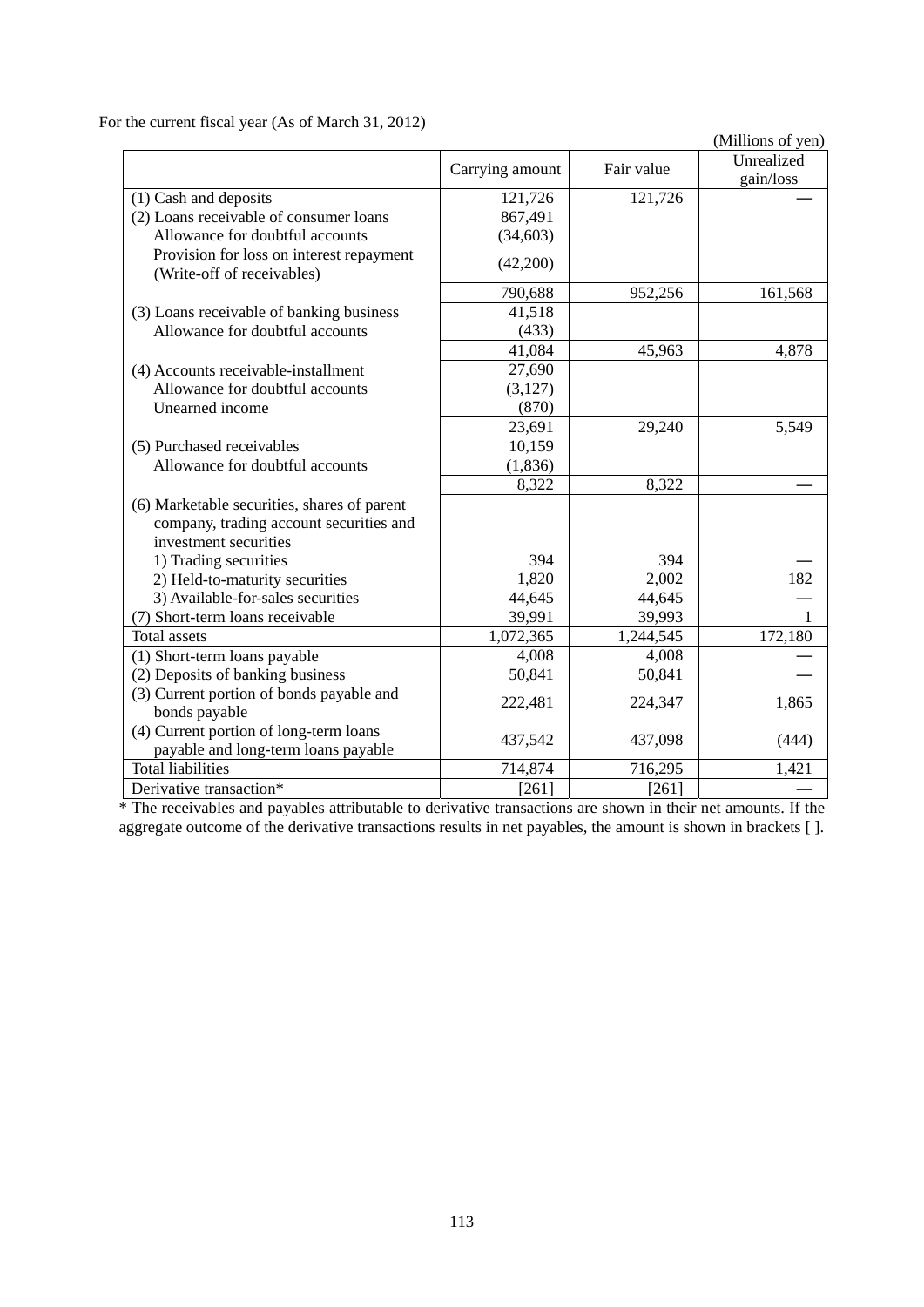For the current fiscal year (As of March 31, 2012)

(Millions of yen)

| | Carrying amount | Fair value | Unrealized gain/loss |
|---|---|---|---|
| (1) Cash and deposits | 121,726 | 121,726 | — |
| (2) Loans receivable of consumer loans | 867,491 | | |
| Allowance for doubtful accounts | (34,603) | | |
| Provision for loss on interest repayment (Write-off of receivables) | (42,200) | | |
| | 790,688 | 952,256 | 161,568 |
| (3) Loans receivable of banking business | 41,518 | | |
| Allowance for doubtful accounts | (433) | | |
| | 41,084 | 45,963 | 4,878 |
| (4) Accounts receivable-installment | 27,690 | | |
| Allowance for doubtful accounts | (3,127) | | |
| Unearned income | (870) | | |
| | 23,691 | 29,240 | 5,549 |
| (5) Purchased receivables | 10,159 | | |
| Allowance for doubtful accounts | (1,836) | | |
| | 8,322 | 8,322 | — |
| (6) Marketable securities, shares of parent company, trading account securities and investment securities | | | |
| 1) Trading securities | 394 | 394 | — |
| 2) Held-to-maturity securities | 1,820 | 2,002 | 182 |
| 3) Available-for-sales securities | 44,645 | 44,645 | — |
| (7) Short-term loans receivable | 39,991 | 39,993 | 1 |
| Total assets | 1,072,365 | 1,244,545 | 172,180 |
| (1) Short-term loans payable | 4,008 | 4,008 | — |
| (2) Deposits of banking business | 50,841 | 50,841 | — |
| (3) Current portion of bonds payable and bonds payable | 222,481 | 224,347 | 1,865 |
| (4) Current portion of long-term loans payable and long-term loans payable | 437,542 | 437,098 | (444) |
| Total liabilities | 714,874 | 716,295 | 1,421 |
| Derivative transaction* | [261] | [261] | — |

* The receivables and payables attributable to derivative transactions are shown in their net amounts. If the aggregate outcome of the derivative transactions results in net payables, the amount is shown in brackets [ ].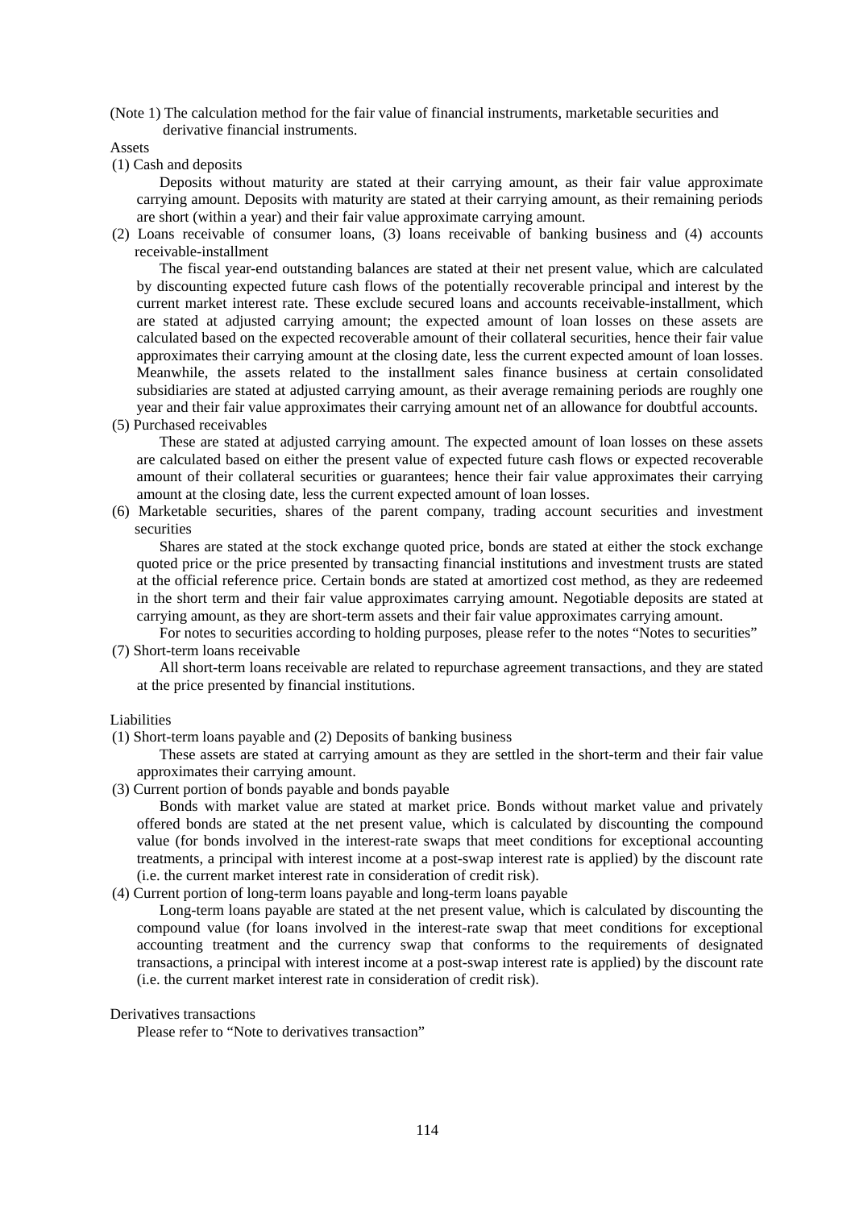(Note 1) The calculation method for the fair value of financial instruments, marketable securities and derivative financial instruments.

Assets

(1) Cash and deposits

Deposits without maturity are stated at their carrying amount, as their fair value approximate carrying amount. Deposits with maturity are stated at their carrying amount, as their remaining periods are short (within a year) and their fair value approximate carrying amount.

(2) Loans receivable of consumer loans, (3) loans receivable of banking business and (4) accounts receivable-installment

The fiscal year-end outstanding balances are stated at their net present value, which are calculated by discounting expected future cash flows of the potentially recoverable principal and interest by the current market interest rate. These exclude secured loans and accounts receivable-installment, which are stated at adjusted carrying amount; the expected amount of loan losses on these assets are calculated based on the expected recoverable amount of their collateral securities, hence their fair value approximates their carrying amount at the closing date, less the current expected amount of loan losses. Meanwhile, the assets related to the installment sales finance business at certain consolidated subsidiaries are stated at adjusted carrying amount, as their average remaining periods are roughly one year and their fair value approximates their carrying amount net of an allowance for doubtful accounts.

(5) Purchased receivables

These are stated at adjusted carrying amount. The expected amount of loan losses on these assets are calculated based on either the present value of expected future cash flows or expected recoverable amount of their collateral securities or guarantees; hence their fair value approximates their carrying amount at the closing date, less the current expected amount of loan losses.

(6) Marketable securities, shares of the parent company, trading account securities and investment securities

Shares are stated at the stock exchange quoted price, bonds are stated at either the stock exchange quoted price or the price presented by transacting financial institutions and investment trusts are stated at the official reference price. Certain bonds are stated at amortized cost method, as they are redeemed in the short term and their fair value approximates carrying amount. Negotiable deposits are stated at carrying amount, as they are short-term assets and their fair value approximates carrying amount.

For notes to securities according to holding purposes, please refer to the notes "Notes to securities"

(7) Short-term loans receivable

All short-term loans receivable are related to repurchase agreement transactions, and they are stated at the price presented by financial institutions.

Liabilities

(1) Short-term loans payable and (2) Deposits of banking business

These assets are stated at carrying amount as they are settled in the short-term and their fair value approximates their carrying amount.

(3) Current portion of bonds payable and bonds payable

Bonds with market value are stated at market price. Bonds without market value and privately offered bonds are stated at the net present value, which is calculated by discounting the compound value (for bonds involved in the interest-rate swaps that meet conditions for exceptional accounting treatments, a principal with interest income at a post-swap interest rate is applied) by the discount rate (i.e. the current market interest rate in consideration of credit risk).

(4) Current portion of long-term loans payable and long-term loans payable

Long-term loans payable are stated at the net present value, which is calculated by discounting the compound value (for loans involved in the interest-rate swap that meet conditions for exceptional accounting treatment and the currency swap that conforms to the requirements of designated transactions, a principal with interest income at a post-swap interest rate is applied) by the discount rate (i.e. the current market interest rate in consideration of credit risk).

Derivatives transactions

Please refer to "Note to derivatives transaction"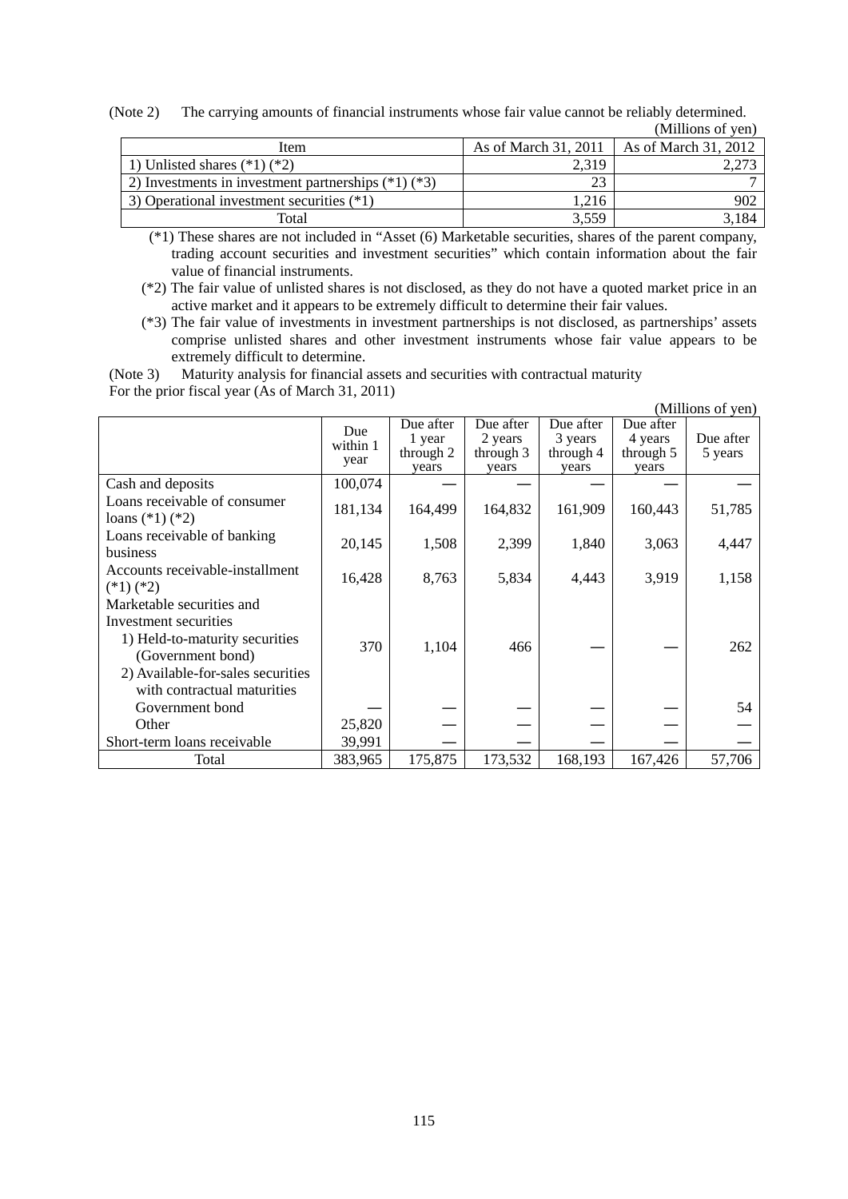(Note 2) The carrying amounts of financial instruments whose fair value cannot be reliably determined.

(Millions of yen)

| Item | As of March 31, 2011 | As of March 31, 2012 |
| --- | --- | --- |
| 1) Unlisted shares (*1) (*2) | 2,319 | 2,273 |
| 2) Investments in investment partnerships (*1) (*3) | 23 | 7 |
| 3) Operational investment securities (*1) | 1,216 | 902 |
| Total | 3,559 | 3,184 |

(*1) These shares are not included in “Asset (6) Marketable securities, shares of the parent company, trading account securities and investment securities” which contain information about the fair value of financial instruments.

(*2) The fair value of unlisted shares is not disclosed, as they do not have a quoted market price in an active market and it appears to be extremely difficult to determine their fair values.

(*3) The fair value of investments in investment partnerships is not disclosed, as partnerships’ assets comprise unlisted shares and other investment instruments whose fair value appears to be extremely difficult to determine.

(Note 3) Maturity analysis for financial assets and securities with contractual maturity

For the prior fiscal year (As of March 31, 2011)

(Millions of yen)

| | Due within 1 year | Due after 1 year through 2 years | Due after 2 years through 3 years | Due after 3 years through 4 years | Due after 4 years through 5 years | Due after 5 years |
| --- | --- | --- | --- | --- | --- | --- |
| Cash and deposits | 100,074 | — | — | — | — | — |
| Loans receivable of consumer loans (*1) (*2) | 181,134 | 164,499 | 164,832 | 161,909 | 160,443 | 51,785 |
| Loans receivable of banking business | 20,145 | 1,508 | 2,399 | 1,840 | 3,063 | 4,447 |
| Accounts receivable-installment (*1) (*2) | 16,428 | 8,763 | 5,834 | 4,443 | 3,919 | 1,158 |
| Marketable securities and Investment securities | | | | | | |
| 1) Held-to-maturity securities (Government bond) | 370 | 1,104 | 466 | — | — | 262 |
| 2) Available-for-sales securities with contractual maturities | | | | | | |
| Government bond | — | — | — | — | — | 54 |
| Other | 25,820 | — | — | — | — | — |
| Short-term loans receivable | 39,991 | — | — | — | — | — |
| Total | 383,965 | 175,875 | 173,532 | 168,193 | 167,426 | 57,706 |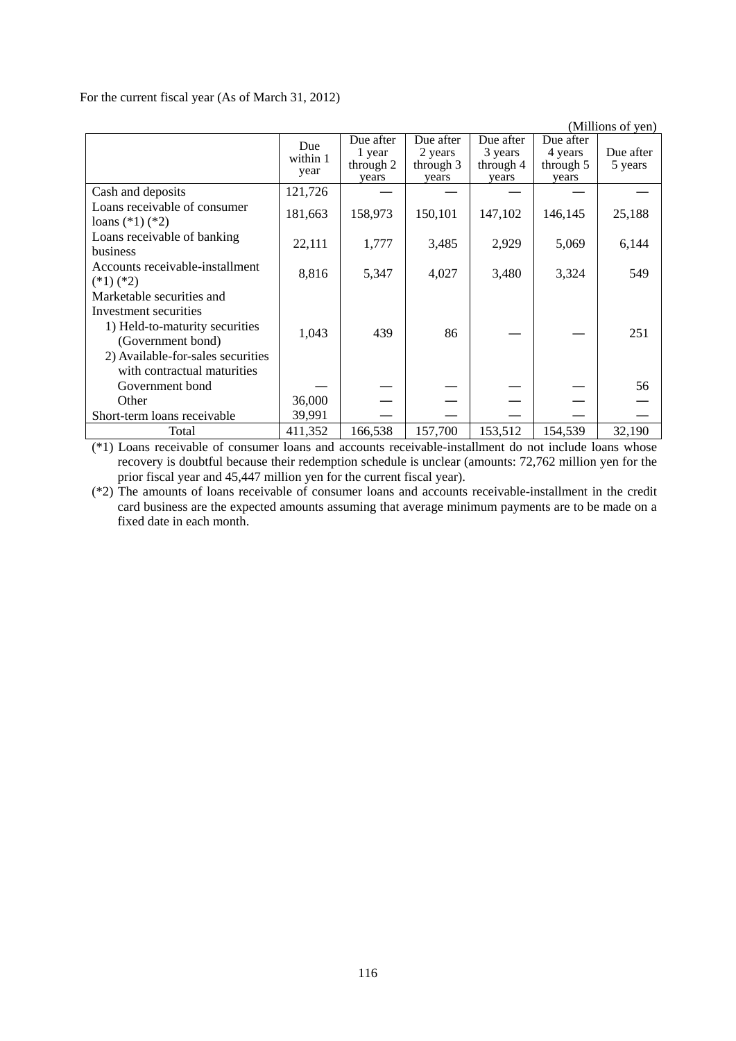For the current fiscal year (As of March 31, 2012)

(Millions of yen)

| | Due within 1 year | Due after 1 year through 2 years | Due after 2 years through 3 years | Due after 3 years through 4 years | Due after 4 years through 5 years | Due after 5 years |
|---|---|---|---|---|---|---|
| Cash and deposits | 121,726 | — | — | — | — | — |
| Loans receivable of consumer loans (*1) (*2) | 181,663 | 158,973 | 150,101 | 147,102 | 146,145 | 25,188 |
| Loans receivable of banking business | 22,111 | 1,777 | 3,485 | 2,929 | 5,069 | 6,144 |
| Accounts receivable-installment (*1) (*2) | 8,816 | 5,347 | 4,027 | 3,480 | 3,324 | 549 |
| Marketable securities and Investment securities | | | | | | |
| 1) Held-to-maturity securities (Government bond) | 1,043 | 439 | 86 | — | — | 251 |
| 2) Available-for-sales securities with contractual maturities | | | | | | |
| Government bond | — | — | — | — | — | 56 |
| Other | 36,000 | — | — | — | — | — |
| Short-term loans receivable | 39,991 | — | — | — | — | — |
| Total | 411,352 | 166,538 | 157,700 | 153,512 | 154,539 | 32,190 |

(*1) Loans receivable of consumer loans and accounts receivable-installment do not include loans whose recovery is doubtful because their redemption schedule is unclear (amounts: 72,762 million yen for the prior fiscal year and 45,447 million yen for the current fiscal year).

(*2) The amounts of loans receivable of consumer loans and accounts receivable-installment in the credit card business are the expected amounts assuming that average minimum payments are to be made on a fixed date in each month.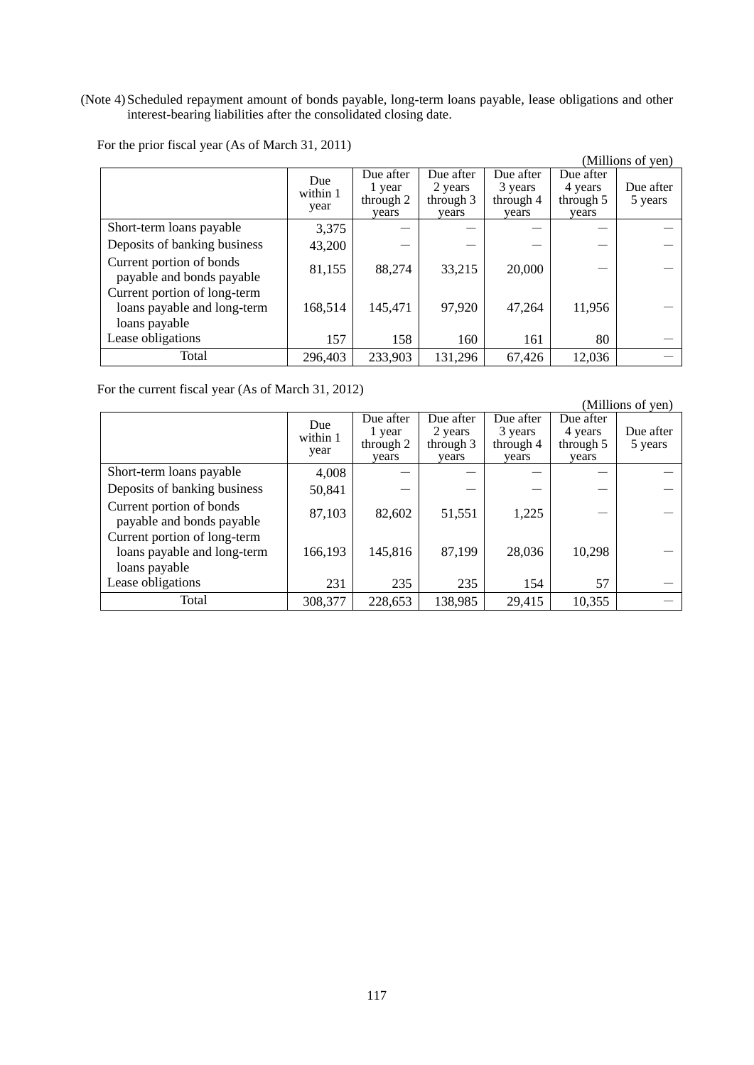(Note 4) Scheduled repayment amount of bonds payable, long-term loans payable, lease obligations and other interest-bearing liabilities after the consolidated closing date.

For the prior fiscal year (As of March 31, 2011)

(Millions of yen)

| | Due within 1 year | Due after 1 year through 2 years | Due after 2 years through 3 years | Due after 3 years through 4 years | Due after 4 years through 5 years | Due after 5 years |
|---|---|---|---|---|---|---|
| Short-term loans payable | 3,375 | — | — | — | — | — |
| Deposits of banking business | 43,200 | — | — | — | — | — |
| Current portion of bonds payable and bonds payable | 81,155 | 88,274 | 33,215 | 20,000 | — | — |
| Current portion of long-term loans payable and long-term loans payable | 168,514 | 145,471 | 97,920 | 47,264 | 11,956 | — |
| Lease obligations | 157 | 158 | 160 | 161 | 80 | — |
| Total | 296,403 | 233,903 | 131,296 | 67,426 | 12,036 | — |

For the current fiscal year (As of March 31, 2012)

(Millions of yen)

| | Due within 1 year | Due after 1 year through 2 years | Due after 2 years through 3 years | Due after 3 years through 4 years | Due after 4 years through 5 years | Due after 5 years |
|---|---|---|---|---|---|---|
| Short-term loans payable | 4,008 | — | — | — | — | — |
| Deposits of banking business | 50,841 | — | — | — | — | — |
| Current portion of bonds payable and bonds payable | 87,103 | 82,602 | 51,551 | 1,225 | — | — |
| Current portion of long-term loans payable and long-term loans payable | 166,193 | 145,816 | 87,199 | 28,036 | 10,298 | — |
| Lease obligations | 231 | 235 | 235 | 154 | 57 | — |
| Total | 308,377 | 228,653 | 138,985 | 29,415 | 10,355 | — |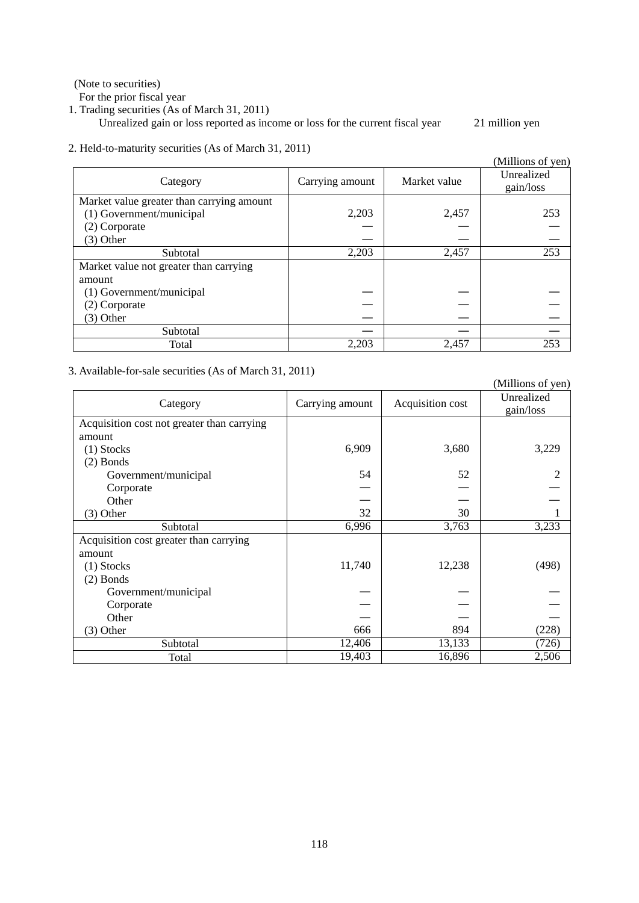(Note to securities)

For the prior fiscal year

1. Trading securities (As of March 31, 2011)

Unrealized gain or loss reported as income or loss for the current fiscal year 21 million yen

2. Held-to-maturity securities (As of March 31, 2011)

(Millions of yen)

| Category | Carrying amount | Market value | Unrealized gain/loss |
|---|---|---|---|
| Market value greater than carrying amount | | | |
| (1) Government/municipal | 2,203 | 2,457 | 253 |
| (2) Corporate | — | — | — |
| (3) Other | — | — | — |
| Subtotal | 2,203 | 2,457 | 253 |
| Market value not greater than carrying amount | | | |
| (1) Government/municipal | — | — | — |
| (2) Corporate | — | — | — |
| (3) Other | — | — | — |
| Subtotal | — | — | — |
| Total | 2,203 | 2,457 | 253 |

3. Available-for-sale securities (As of March 31, 2011)

(Millions of yen)

| Category | Carrying amount | Acquisition cost | Unrealized gain/loss |
|---|---|---|---|
| Acquisition cost not greater than carrying amount | | | |
| (1) Stocks | 6,909 | 3,680 | 3,229 |
| (2) Bonds | | | |
| Government/municipal | 54 | 52 | 2 |
| Corporate | — | — | — |
| Other | — | — | — |
| (3) Other | 32 | 30 | 1 |
| Subtotal | 6,996 | 3,763 | 3,233 |
| Acquisition cost greater than carrying amount | | | |
| (1) Stocks | 11,740 | 12,238 | (498) |
| (2) Bonds | | | |
| Government/municipal | — | — | — |
| Corporate | — | — | — |
| Other | — | — | — |
| (3) Other | 666 | 894 | (228) |
| Subtotal | 12,406 | 13,133 | (726) |
| Total | 19,403 | 16,896 | 2,506 |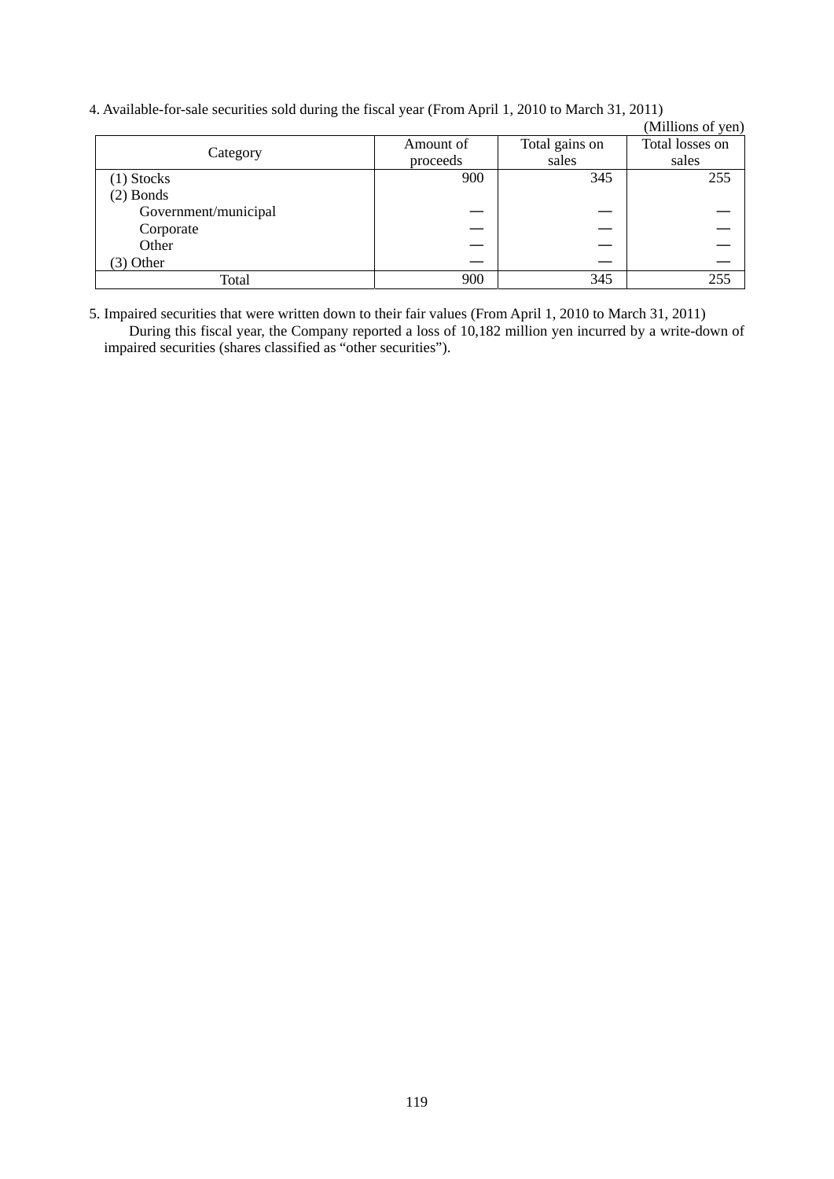4. Available-for-sale securities sold during the fiscal year (From April 1, 2010 to March 31, 2011)

(Millions of yen)

| Category | Amount of proceeds | Total gains on sales | Total losses on sales |
|---|---|---|---|
| (1) Stocks | 900 | 345 | 255 |
| (2) Bonds | | | |
| Government/municipal | — | — | — |
| Corporate | — | — | — |
| Other | — | — | — |
| (3) Other | — | — | — |
| Total | 900 | 345 | 255 |

5. Impaired securities that were written down to their fair values (From April 1, 2010 to March 31, 2011)

During this fiscal year, the Company reported a loss of 10,182 million yen incurred by a write-down of impaired securities (shares classified as "other securities").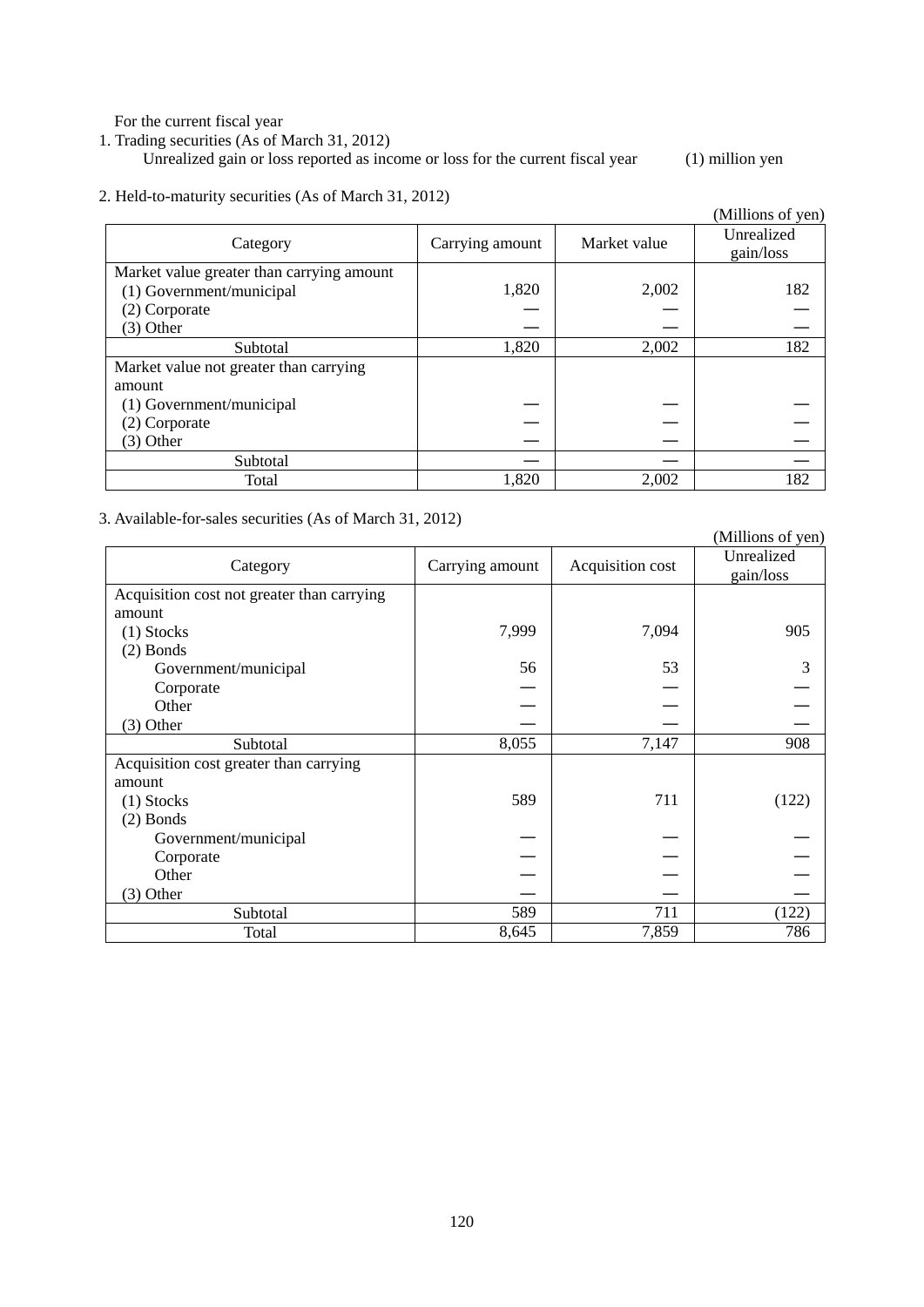For the current fiscal year

1. Trading securities (As of March 31, 2012)

   Unrealized gain or loss reported as income or loss for the current fiscal year (1) million yen

2. Held-to-maturity securities (As of March 31, 2012)

(Millions of yen)

| Category | Carrying amount | Market value | Unrealized gain/loss |
|---|---|---|---|
| Market value greater than carrying amount | | | |
| (1) Government/municipal | 1,820 | 2,002 | 182 |
| (2) Corporate | — | — | — |
| (3) Other | — | — | — |
| Subtotal | 1,820 | 2,002 | 182 |
| Market value not greater than carrying amount | | | |
| (1) Government/municipal | — | — | — |
| (2) Corporate | — | — | — |
| (3) Other | — | — | — |
| Subtotal | — | — | — |
| Total | 1,820 | 2,002 | 182 |

3. Available-for-sales securities (As of March 31, 2012)

(Millions of yen)

| Category | Carrying amount | Acquisition cost | Unrealized gain/loss |
|---|---|---|---|
| Acquisition cost not greater than carrying amount | | | |
| (1) Stocks | 7,999 | 7,094 | 905 |
| (2) Bonds | | | |
| Government/municipal | 56 | 53 | 3 |
| Corporate | — | — | — |
| Other | — | — | — |
| (3) Other | — | — | — |
| Subtotal | 8,055 | 7,147 | 908 |
| Acquisition cost greater than carrying amount | | | |
| (1) Stocks | 589 | 711 | (122) |
| (2) Bonds | | | |
| Government/municipal | — | — | — |
| Corporate | — | — | — |
| Other | — | — | — |
| (3) Other | — | — | — |
| Subtotal | 589 | 711 | (122) |
| Total | 8,645 | 7,859 | 786 |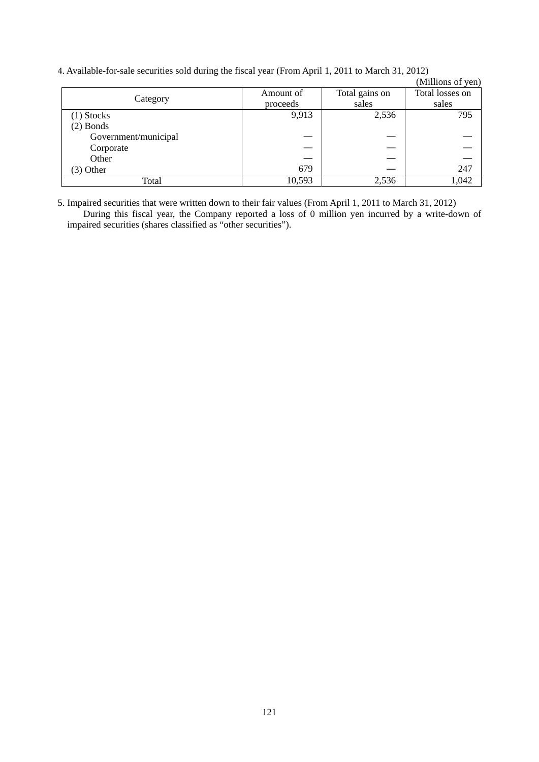4. Available-for-sale securities sold during the fiscal year (From April 1, 2011 to March 31, 2012)

(Millions of yen)

| Category | Amount of proceeds | Total gains on sales | Total losses on sales |
|---|---|---|---|
| (1) Stocks | 9,913 | 2,536 | 795 |
| (2) Bonds | | | |
| Government/municipal | — | — | — |
| Corporate | — | — | — |
| Other | — | — | — |
| (3) Other | 679 | — | 247 |
| Total | 10,593 | 2,536 | 1,042 |

5. Impaired securities that were written down to their fair values (From April 1, 2011 to March 31, 2012)

During this fiscal year, the Company reported a loss of 0 million yen incurred by a write-down of impaired securities (shares classified as "other securities").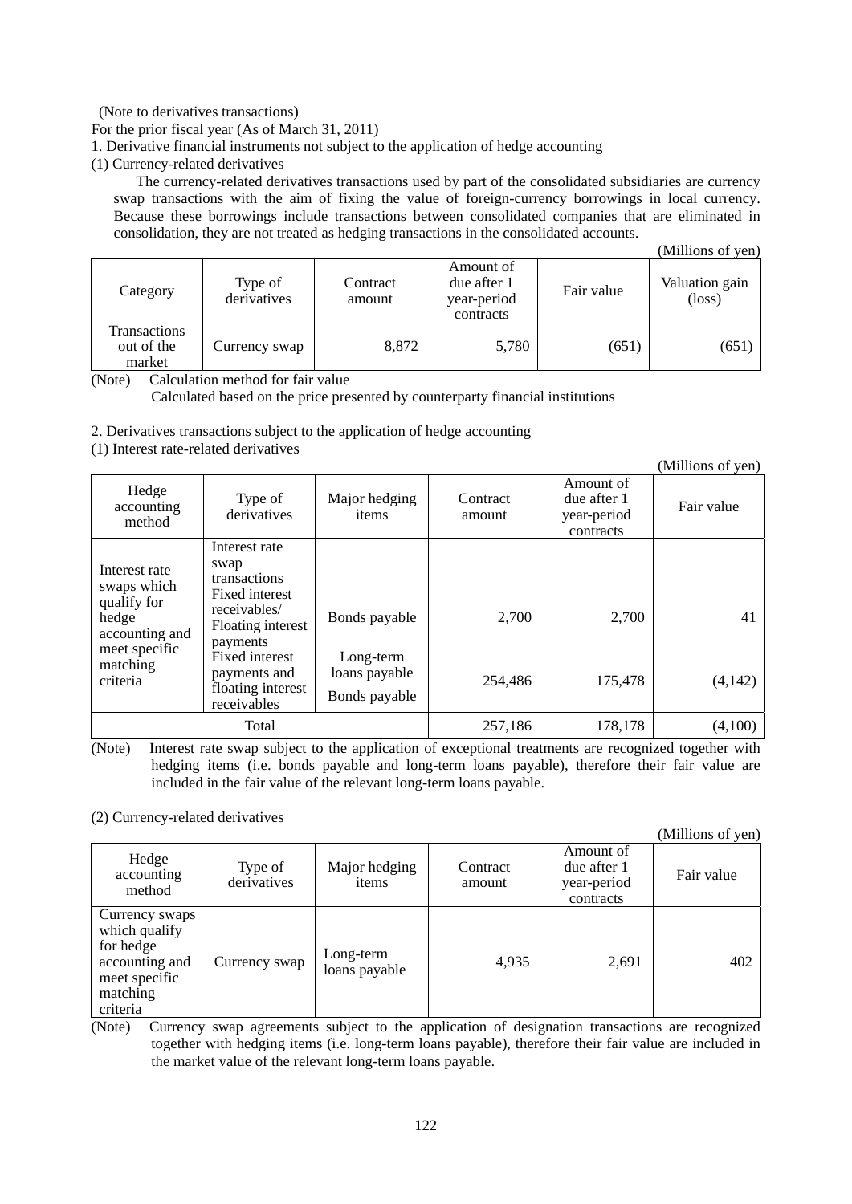(Note to derivatives transactions)

For the prior fiscal year (As of March 31, 2011)

1. Derivative financial instruments not subject to the application of hedge accounting

(1) Currency-related derivatives

The currency-related derivatives transactions used by part of the consolidated subsidiaries are currency swap transactions with the aim of fixing the value of foreign-currency borrowings in local currency. Because these borrowings include transactions between consolidated companies that are eliminated in consolidation, they are not treated as hedging transactions in the consolidated accounts.

(Millions of yen)

| Category | Type of derivatives | Contract amount | Amount of due after 1 year-period contracts | Fair value | Valuation gain (loss) |
|---|---|---|---|---|---|
| Transactions out of the market | Currency swap | 8,872 | 5,780 | (651) | (651) |

(Note) Calculation method for fair value

Calculated based on the price presented by counterparty financial institutions

2. Derivatives transactions subject to the application of hedge accounting

(1) Interest rate-related derivatives

(Millions of yen)

| Hedge accounting method | Type of derivatives | Major hedging items | Contract amount | Amount of due after 1 year-period contracts | Fair value |
|---|---|---|---|---|---|
| Interest rate swaps which qualify for hedge accounting and meet specific matching criteria | Interest rate swap transactions Fixed interest receivables/ Floating interest payments | Bonds payable | 2,700 | 2,700 | 41 |
| | Fixed interest payments and floating interest receivables | Long-term loans payable Bonds payable | 254,486 | 175,478 | (4,142) |
| Total | | | 257,186 | 178,178 | (4,100) |

(Note) Interest rate swap subject to the application of exceptional treatments are recognized together with hedging items (i.e. bonds payable and long-term loans payable), therefore their fair value are included in the fair value of the relevant long-term loans payable.

(2) Currency-related derivatives

(Millions of yen)

| Hedge accounting method | Type of derivatives | Major hedging items | Contract amount | Amount of due after 1 year-period contracts | Fair value |
|---|---|---|---|---|---|
| Currency swaps which qualify for hedge accounting and meet specific matching criteria | Currency swap | Long-term loans payable | 4,935 | 2,691 | 402 |

(Note) Currency swap agreements subject to the application of designation transactions are recognized together with hedging items (i.e. long-term loans payable), therefore their fair value are included in the market value of the relevant long-term loans payable.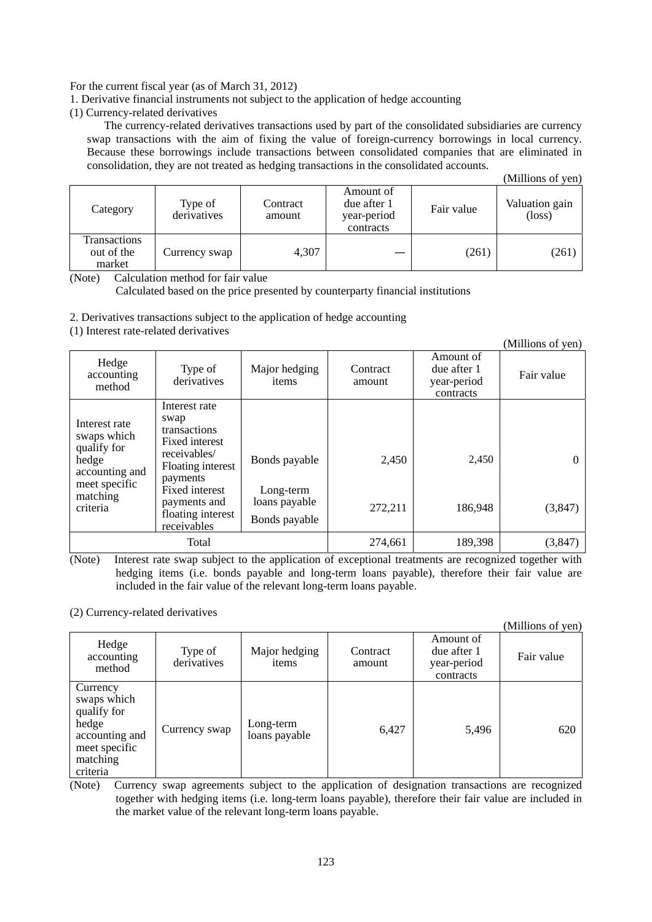For the current fiscal year (as of March 31, 2012)

1. Derivative financial instruments not subject to the application of hedge accounting

(1) Currency-related derivatives

The currency-related derivatives transactions used by part of the consolidated subsidiaries are currency swap transactions with the aim of fixing the value of foreign-currency borrowings in local currency. Because these borrowings include transactions between consolidated companies that are eliminated in consolidation, they are not treated as hedging transactions in the consolidated accounts.

(Millions of yen)

| Category | Type of derivatives | Contract amount | Amount of due after 1 year-period contracts | Fair value | Valuation gain (loss) |
|---|---|---|---|---|---|
| Transactions out of the market | Currency swap | 4,307 | — | (261) | (261) |

(Note) Calculation method for fair value
Calculated based on the price presented by counterparty financial institutions

2. Derivatives transactions subject to the application of hedge accounting

(1) Interest rate-related derivatives

(Millions of yen)

| Hedge accounting method | Type of derivatives | Major hedging items | Contract amount | Amount of due after 1 year-period contracts | Fair value |
|---|---|---|---|---|---|
| Interest rate swaps which qualify for hedge accounting and meet specific matching criteria | Interest rate swap transactions Fixed interest receivables/ Floating interest payments | Bonds payable | 2,450 | 2,450 | 0 |
| | Fixed interest payments and floating interest receivables | Long-term loans payable Bonds payable | 272,211 | 186,948 | (3,847) |
| Total | | | 274,661 | 189,398 | (3,847) |

(Note) Interest rate swap subject to the application of exceptional treatments are recognized together with hedging items (i.e. bonds payable and long-term loans payable), therefore their fair value are included in the fair value of the relevant long-term loans payable.

(2) Currency-related derivatives

(Millions of yen)

| Hedge accounting method | Type of derivatives | Major hedging items | Contract amount | Amount of due after 1 year-period contracts | Fair value |
|---|---|---|---|---|---|
| Currency swaps which qualify for hedge accounting and meet specific matching criteria | Currency swap | Long-term loans payable | 6,427 | 5,496 | 620 |

(Note) Currency swap agreements subject to the application of designation transactions are recognized together with hedging items (i.e. long-term loans payable), therefore their fair value are included in the market value of the relevant long-term loans payable.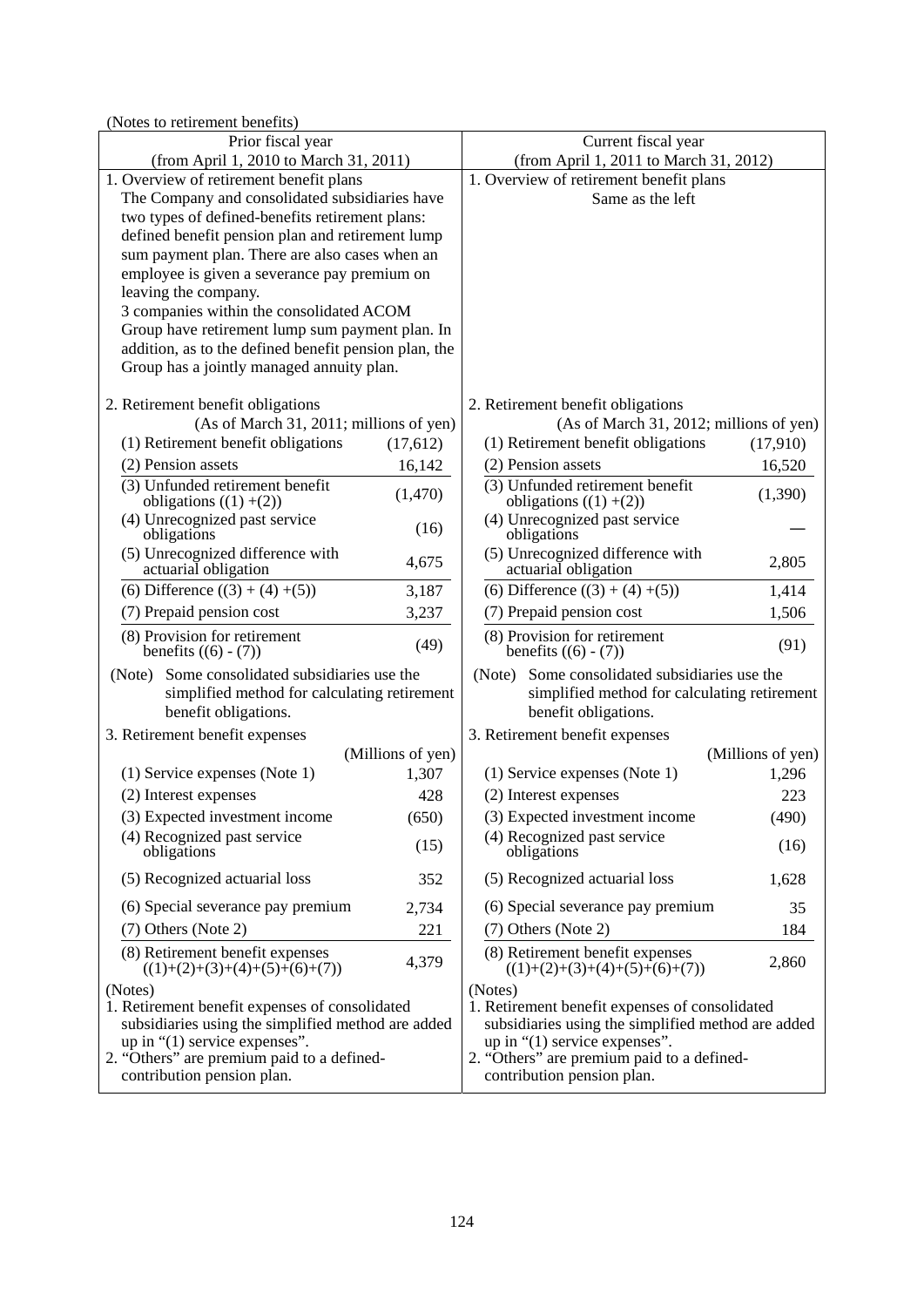(Notes to retirement benefits)

| Prior fiscal year (from April 1, 2010 to March 31, 2011) | Current fiscal year (from April 1, 2011 to March 31, 2012) |
|---|---|
| 1. Overview of retirement benefit plans<br>The Company and consolidated subsidiaries have two types of defined-benefits retirement plans: defined benefit pension plan and retirement lump sum payment plan. There are also cases when an employee is given a severance pay premium on leaving the company.<br>3 companies within the consolidated ACOM Group have retirement lump sum payment plan. In addition, as to the defined benefit pension plan, the Group has a jointly managed annuity plan. | 1. Overview of retirement benefit plans<br>Same as the left |

**2. Retirement benefit obligations**

| | As of March 31, 2011; millions of yen | As of March 31, 2012; millions of yen |
|---|---|---|
| (1) Retirement benefit obligations | (17,612) | (17,910) |
| (2) Pension assets | 16,142 | 16,520 |
| (3) Unfunded retirement benefit obligations ((1) +(2)) | (1,470) | (1,390) |
| (4) Unrecognized past service obligations | (16) | — |
| (5) Unrecognized difference with actuarial obligation | 4,675 | 2,805 |
| (6) Difference ((3) + (4) +(5)) | 3,187 | 1,414 |
| (7) Prepaid pension cost | 3,237 | 1,506 |
| (8) Provision for retirement benefits ((6) - (7)) | (49) | (91) |

(Note) Some consolidated subsidiaries use the simplified method for calculating retirement benefit obligations. (Same note for both fiscal years.)

**3. Retirement benefit expenses**

| (Millions of yen) | Prior fiscal year | Current fiscal year |
|---|---|---|
| (1) Service expenses (Note 1) | 1,307 | 1,296 |
| (2) Interest expenses | 428 | 223 |
| (3) Expected investment income | (650) | (490) |
| (4) Recognized past service obligations | (15) | (16) |
| (5) Recognized actuarial loss | 352 | 1,628 |
| (6) Special severance pay premium | 2,734 | 35 |
| (7) Others (Note 2) | 221 | 184 |
| (8) Retirement benefit expenses ((1)+(2)+(3)+(4)+(5)+(6)+(7)) | 4,379 | 2,860 |

(Notes) (Same notes for both fiscal years.)
1. Retirement benefit expenses of consolidated subsidiaries using the simplified method are added up in "(1) service expenses".
2. "Others" are premium paid to a defined-contribution pension plan.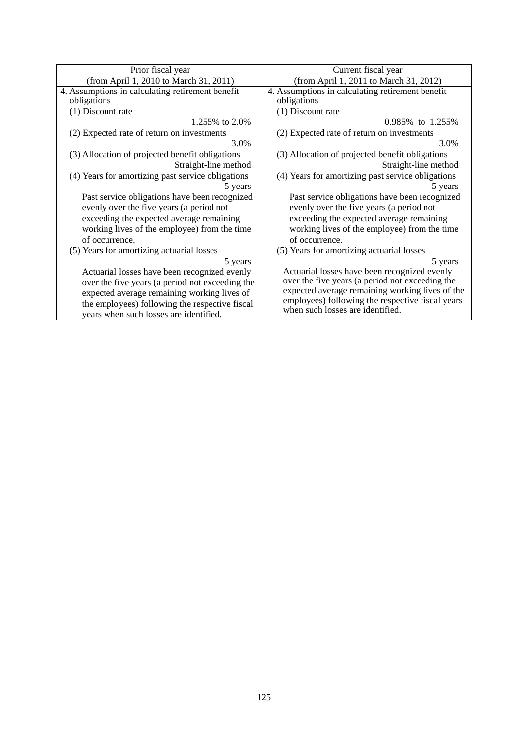| Prior fiscal year (from April 1, 2010 to March 31, 2011) | Current fiscal year (from April 1, 2011 to March 31, 2012) |
|---|---|
| 4. Assumptions in calculating retirement benefit obligations<br>(1) Discount rate<br>1.255% to 2.0%<br>(2) Expected rate of return on investments<br>3.0%<br>(3) Allocation of projected benefit obligations<br>Straight-line method<br>(4) Years for amortizing past service obligations<br>5 years<br>Past service obligations have been recognized evenly over the five years (a period not exceeding the expected average remaining working lives of the employee) from the time of occurrence.<br>(5) Years for amortizing actuarial losses<br>5 years<br>Actuarial losses have been recognized evenly over the five years (a period not exceeding the expected average remaining working lives of the employees) following the respective fiscal years when such losses are identified. | 4. Assumptions in calculating retirement benefit obligations<br>(1) Discount rate<br>0.985% to 1.255%<br>(2) Expected rate of return on investments<br>3.0%<br>(3) Allocation of projected benefit obligations<br>Straight-line method<br>(4) Years for amortizing past service obligations<br>5 years<br>Past service obligations have been recognized evenly over the five years (a period not exceeding the expected average remaining working lives of the employee) from the time of occurrence.<br>(5) Years for amortizing actuarial losses<br>5 years<br>Actuarial losses have been recognized evenly over the five years (a period not exceeding the expected average remaining working lives of the employees) following the respective fiscal years when such losses are identified. |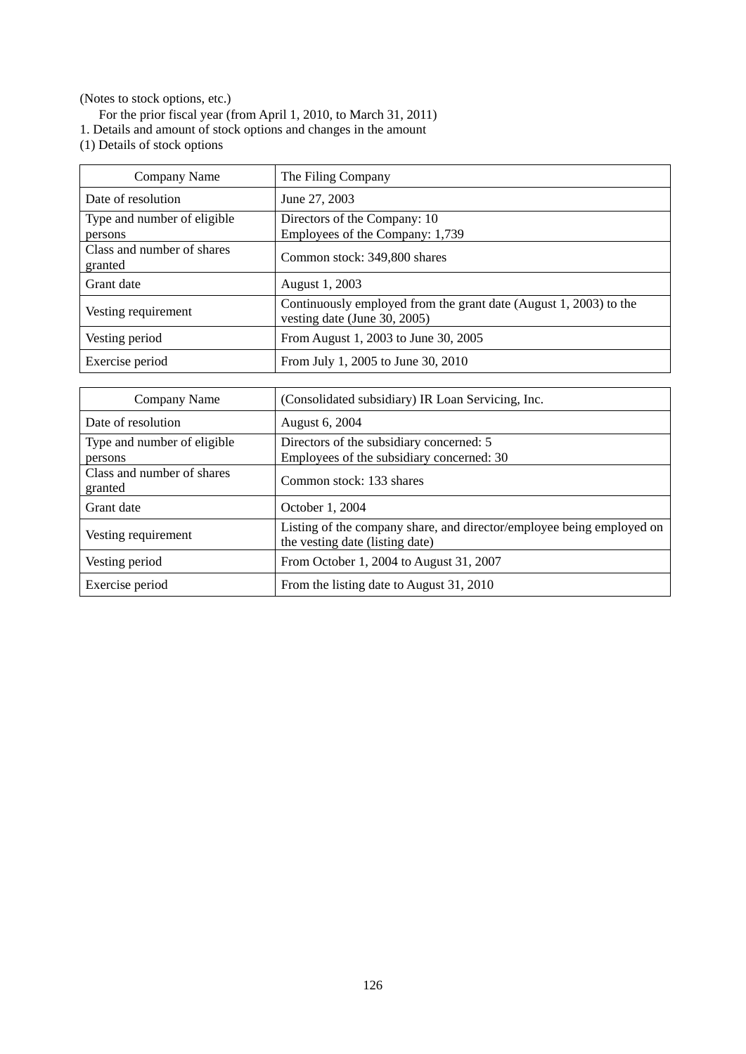(Notes to stock options, etc.)

For the prior fiscal year (from April 1, 2010, to March 31, 2011)

1. Details and amount of stock options and changes in the amount

(1) Details of stock options

| Company Name | The Filing Company |
|---|---|
| Date of resolution | June 27, 2003 |
| Type and number of eligible persons | Directors of the Company: 10<br>Employees of the Company: 1,739 |
| Class and number of shares granted | Common stock: 349,800 shares |
| Grant date | August 1, 2003 |
| Vesting requirement | Continuously employed from the grant date (August 1, 2003) to the vesting date (June 30, 2005) |
| Vesting period | From August 1, 2003 to June 30, 2005 |
| Exercise period | From July 1, 2005 to June 30, 2010 |

| Company Name | (Consolidated subsidiary) IR Loan Servicing, Inc. |
|---|---|
| Date of resolution | August 6, 2004 |
| Type and number of eligible persons | Directors of the subsidiary concerned: 5<br>Employees of the subsidiary concerned: 30 |
| Class and number of shares granted | Common stock: 133 shares |
| Grant date | October 1, 2004 |
| Vesting requirement | Listing of the company share, and director/employee being employed on the vesting date (listing date) |
| Vesting period | From October 1, 2004 to August 31, 2007 |
| Exercise period | From the listing date to August 31, 2010 |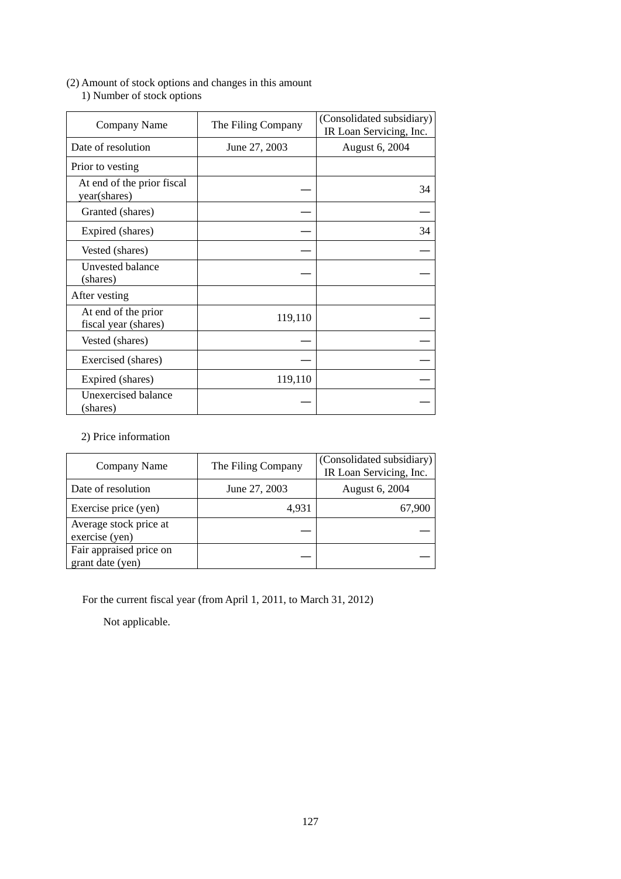(2) Amount of stock options and changes in this amount

1) Number of stock options

| Company Name | The Filing Company | (Consolidated subsidiary) IR Loan Servicing, Inc. |
|---|---|---|
| Date of resolution | June 27, 2003 | August 6, 2004 |
| Prior to vesting | | |
| At end of the prior fiscal year(shares) | — | 34 |
| Granted (shares) | — | — |
| Expired (shares) | — | 34 |
| Vested (shares) | — | — |
| Unvested balance (shares) | — | — |
| After vesting | | |
| At end of the prior fiscal year (shares) | 119,110 | — |
| Vested (shares) | — | — |
| Exercised (shares) | — | — |
| Expired (shares) | 119,110 | — |
| Unexercised balance (shares) | — | — |

2) Price information

| Company Name | The Filing Company | (Consolidated subsidiary) IR Loan Servicing, Inc. |
|---|---|---|
| Date of resolution | June 27, 2003 | August 6, 2004 |
| Exercise price (yen) | 4,931 | 67,900 |
| Average stock price at exercise (yen) | — | — |
| Fair appraised price on grant date (yen) | — | — |

For the current fiscal year (from April 1, 2011, to March 31, 2012)

Not applicable.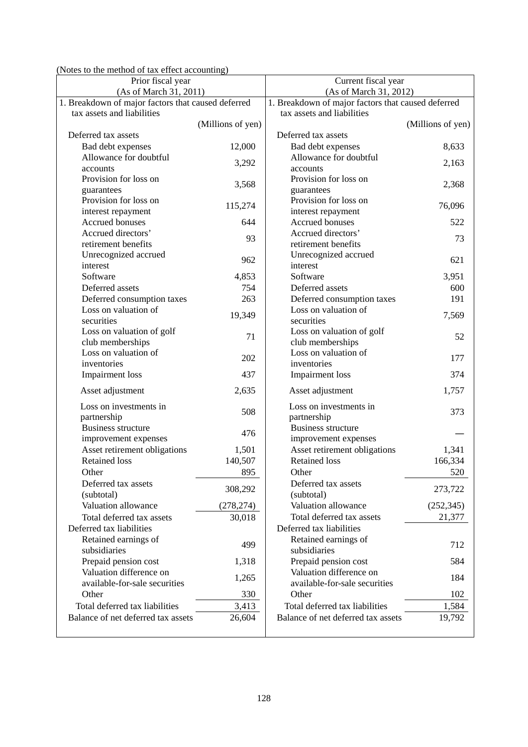(Notes to the method of tax effect accounting)

| Prior fiscal year (As of March 31, 2011) | | Current fiscal year (As of March 31, 2012) | |
|---|---|---|---|
| 1. Breakdown of major factors that caused deferred tax assets and liabilities | | 1. Breakdown of major factors that caused deferred tax assets and liabilities | |
| | (Millions of yen) | | (Millions of yen) |
| Deferred tax assets | | Deferred tax assets | |
| Bad debt expenses | 12,000 | Bad debt expenses | 8,633 |
| Allowance for doubtful accounts | 3,292 | Allowance for doubtful accounts | 2,163 |
| Provision for loss on guarantees | 3,568 | Provision for loss on guarantees | 2,368 |
| Provision for loss on interest repayment | 115,274 | Provision for loss on interest repayment | 76,096 |
| Accrued bonuses | 644 | Accrued bonuses | 522 |
| Accrued directors' retirement benefits | 93 | Accrued directors' retirement benefits | 73 |
| Unrecognized accrued interest | 962 | Unrecognized accrued interest | 621 |
| Software | 4,853 | Software | 3,951 |
| Deferred assets | 754 | Deferred assets | 600 |
| Deferred consumption taxes | 263 | Deferred consumption taxes | 191 |
| Loss on valuation of securities | 19,349 | Loss on valuation of securities | 7,569 |
| Loss on valuation of golf club memberships | 71 | Loss on valuation of golf club memberships | 52 |
| Loss on valuation of inventories | 202 | Loss on valuation of inventories | 177 |
| Impairment loss | 437 | Impairment loss | 374 |
| Asset adjustment | 2,635 | Asset adjustment | 1,757 |
| Loss on investments in partnership | 508 | Loss on investments in partnership | 373 |
| Business structure improvement expenses | 476 | Business structure improvement expenses | — |
| Asset retirement obligations | 1,501 | Asset retirement obligations | 1,341 |
| Retained loss | 140,507 | Retained loss | 166,334 |
| Other | 895 | Other | 520 |
| Deferred tax assets (subtotal) | 308,292 | Deferred tax assets (subtotal) | 273,722 |
| Valuation allowance | (278,274) | Valuation allowance | (252,345) |
| Total deferred tax assets | 30,018 | Total deferred tax assets | 21,377 |
| Deferred tax liabilities | | Deferred tax liabilities | |
| Retained earnings of subsidiaries | 499 | Retained earnings of subsidiaries | 712 |
| Prepaid pension cost | 1,318 | Prepaid pension cost | 584 |
| Valuation difference on available-for-sale securities | 1,265 | Valuation difference on available-for-sale securities | 184 |
| Other | 330 | Other | 102 |
| Total deferred tax liabilities | 3,413 | Total deferred tax liabilities | 1,584 |
| Balance of net deferred tax assets | 26,604 | Balance of net deferred tax assets | 19,792 |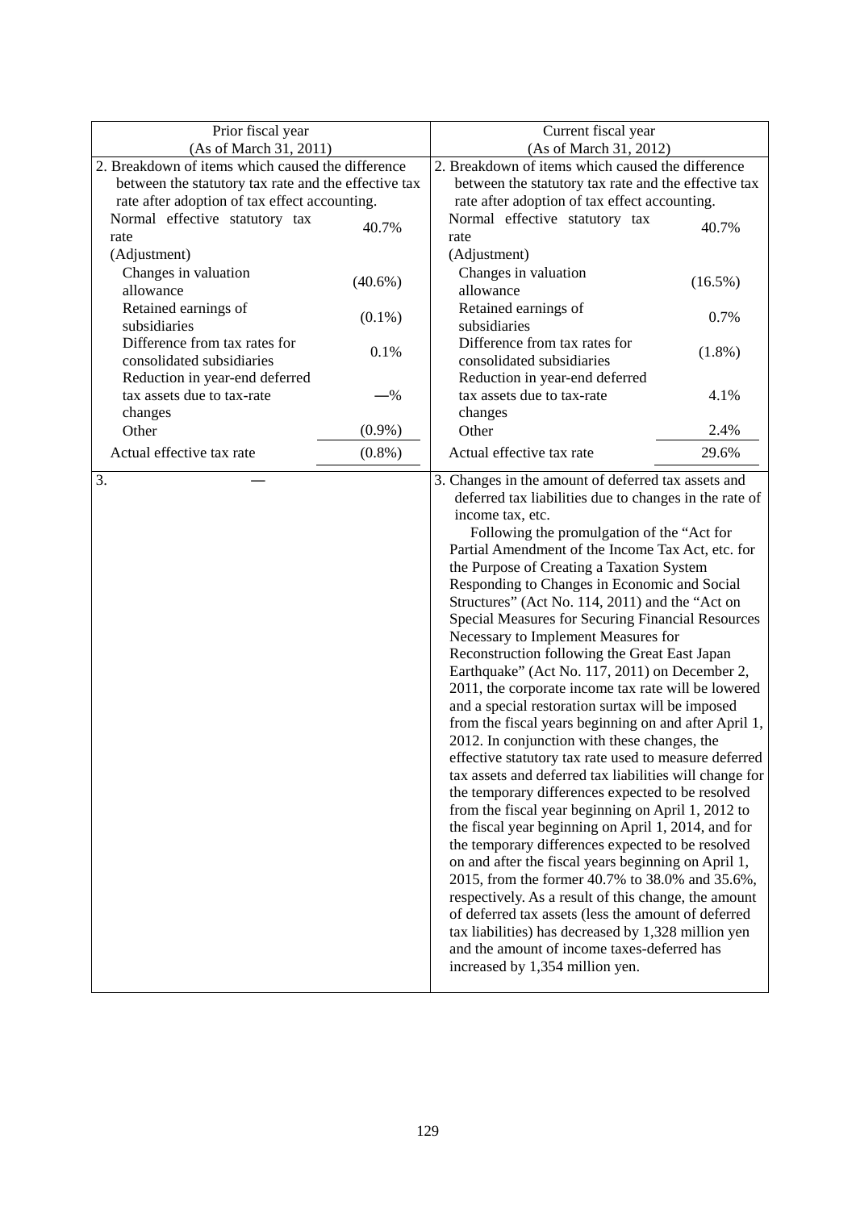| Prior fiscal year (As of March 31, 2011) | Current fiscal year (As of March 31, 2012) |
|---|---|
| 2. Breakdown of items which caused the difference between the statutory tax rate and the effective tax rate after adoption of tax effect accounting. | 2. Breakdown of items which caused the difference between the statutory tax rate and the effective tax rate after adoption of tax effect accounting. |

| | Prior fiscal year | Current fiscal year |
|---|---|---|
| Normal effective statutory tax rate | 40.7% | 40.7% |
| (Adjustment) | | |
| Changes in valuation allowance | (40.6%) | (16.5%) |
| Retained earnings of subsidiaries | (0.1%) | 0.7% |
| Difference from tax rates for consolidated subsidiaries | 0.1% | (1.8%) |
| Reduction in year-end deferred tax assets due to tax-rate changes | —% | 4.1% |
| Other | (0.9%) | 2.4% |
| Actual effective tax rate | (0.8%) | 29.6% |

| Prior fiscal year | Current fiscal year |
|---|---|
| 3. — | 3. Changes in the amount of deferred tax assets and deferred tax liabilities due to changes in the rate of income tax, etc.<br>Following the promulgation of the "Act for Partial Amendment of the Income Tax Act, etc. for the Purpose of Creating a Taxation System Responding to Changes in Economic and Social Structures" (Act No. 114, 2011) and the "Act on Special Measures for Securing Financial Resources Necessary to Implement Measures for Reconstruction following the Great East Japan Earthquake" (Act No. 117, 2011) on December 2, 2011, the corporate income tax rate will be lowered and a special restoration surtax will be imposed from the fiscal years beginning on and after April 1, 2012. In conjunction with these changes, the effective statutory tax rate used to measure deferred tax assets and deferred tax liabilities will change for the temporary differences expected to be resolved from the fiscal year beginning on April 1, 2012 to the fiscal year beginning on April 1, 2014, and for the temporary differences expected to be resolved on and after the fiscal years beginning on April 1, 2015, from the former 40.7% to 38.0% and 35.6%, respectively. As a result of this change, the amount of deferred tax assets (less the amount of deferred tax liabilities) has decreased by 1,328 million yen and the amount of income taxes-deferred has increased by 1,354 million yen. |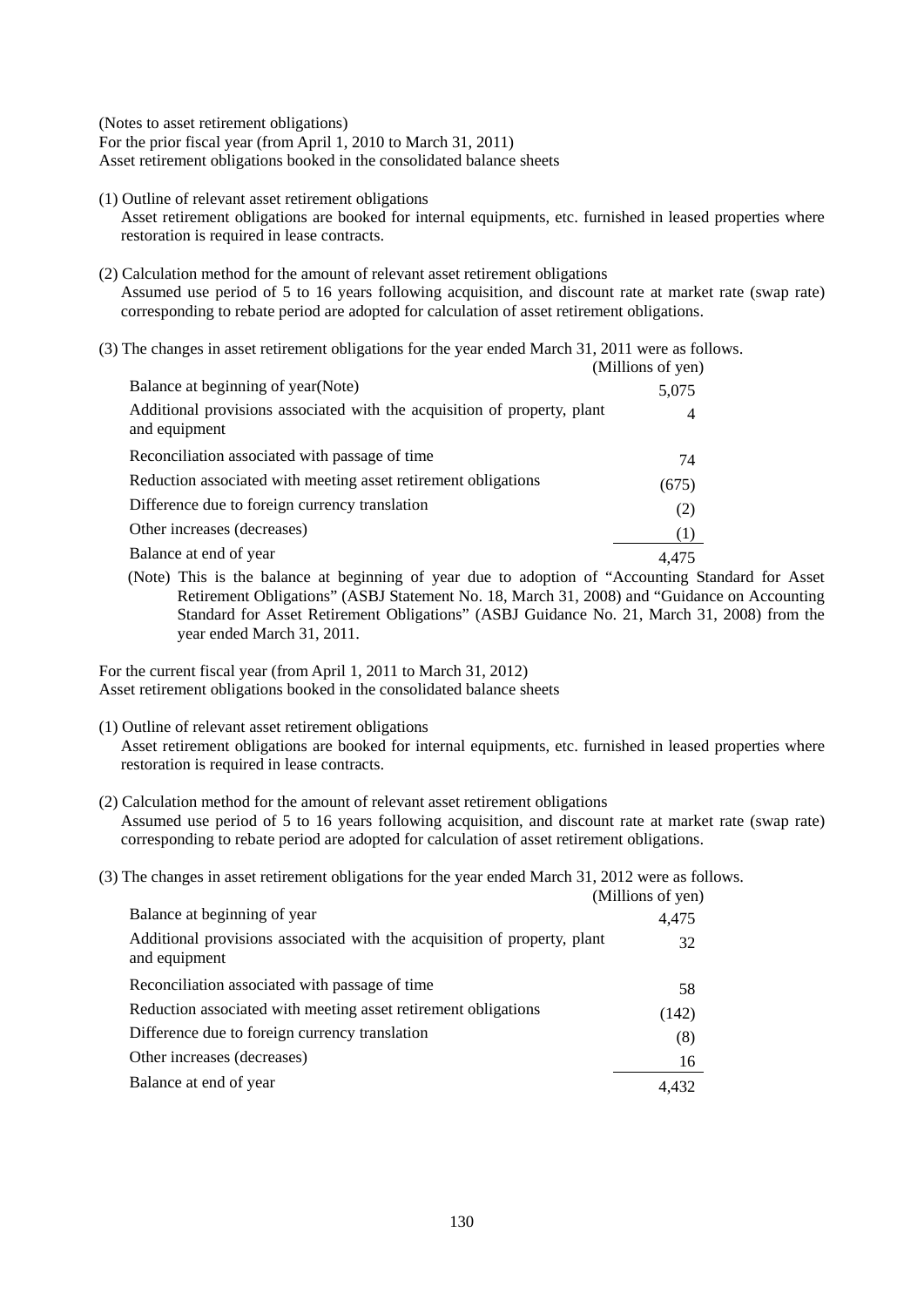(Notes to asset retirement obligations)

For the prior fiscal year (from April 1, 2010 to March 31, 2011)

Asset retirement obligations booked in the consolidated balance sheets

(1) Outline of relevant asset retirement obligations

Asset retirement obligations are booked for internal equipments, etc. furnished in leased properties where restoration is required in lease contracts.

(2) Calculation method for the amount of relevant asset retirement obligations

Assumed use period of 5 to 16 years following acquisition, and discount rate at market rate (swap rate) corresponding to rebate period are adopted for calculation of asset retirement obligations.

(3) The changes in asset retirement obligations for the year ended March 31, 2011 were as follows.

| | (Millions of yen) |
|---|---|
| Balance at beginning of year(Note) | 5,075 |
| Additional provisions associated with the acquisition of property, plant and equipment | 4 |
| Reconciliation associated with passage of time | 74 |
| Reduction associated with meeting asset retirement obligations | (675) |
| Difference due to foreign currency translation | (2) |
| Other increases (decreases) | (1) |
| Balance at end of year | 4,475 |

(Note) This is the balance at beginning of year due to adoption of "Accounting Standard for Asset Retirement Obligations" (ASBJ Statement No. 18, March 31, 2008) and "Guidance on Accounting Standard for Asset Retirement Obligations" (ASBJ Guidance No. 21, March 31, 2008) from the year ended March 31, 2011.

For the current fiscal year (from April 1, 2011 to March 31, 2012)

Asset retirement obligations booked in the consolidated balance sheets

(1) Outline of relevant asset retirement obligations

Asset retirement obligations are booked for internal equipments, etc. furnished in leased properties where restoration is required in lease contracts.

(2) Calculation method for the amount of relevant asset retirement obligations

Assumed use period of 5 to 16 years following acquisition, and discount rate at market rate (swap rate) corresponding to rebate period are adopted for calculation of asset retirement obligations.

(3) The changes in asset retirement obligations for the year ended March 31, 2012 were as follows.

| | (Millions of yen) |
|---|---|
| Balance at beginning of year | 4,475 |
| Additional provisions associated with the acquisition of property, plant and equipment | 32 |
| Reconciliation associated with passage of time | 58 |
| Reduction associated with meeting asset retirement obligations | (142) |
| Difference due to foreign currency translation | (8) |
| Other increases (decreases) | 16 |
| Balance at end of year | 4,432 |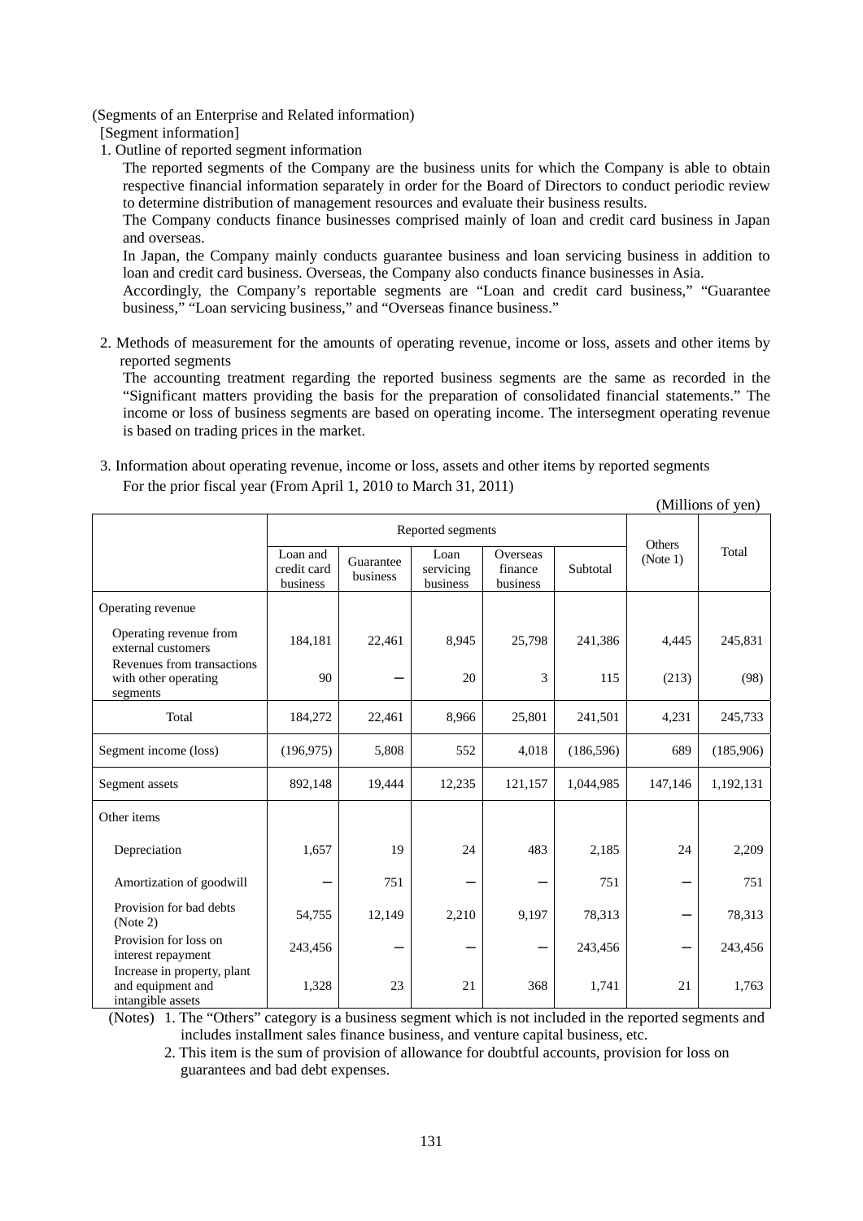(Segments of an Enterprise and Related information)

[Segment information]

1. Outline of reported segment information

The reported segments of the Company are the business units for which the Company is able to obtain respective financial information separately in order for the Board of Directors to conduct periodic review to determine distribution of management resources and evaluate their business results.

The Company conducts finance businesses comprised mainly of loan and credit card business in Japan and overseas.

In Japan, the Company mainly conducts guarantee business and loan servicing business in addition to loan and credit card business. Overseas, the Company also conducts finance businesses in Asia.

Accordingly, the Company's reportable segments are "Loan and credit card business," "Guarantee business," "Loan servicing business," and "Overseas finance business."

2. Methods of measurement for the amounts of operating revenue, income or loss, assets and other items by reported segments

The accounting treatment regarding the reported business segments are the same as recorded in the "Significant matters providing the basis for the preparation of consolidated financial statements." The income or loss of business segments are based on operating income. The intersegment operating revenue is based on trading prices in the market.

3. Information about operating revenue, income or loss, assets and other items by reported segments

For the prior fiscal year (From April 1, 2010 to March 31, 2011)

(Millions of yen)

| | Reported segments | | | | | Others (Note 1) | Total |
|---|---|---|---|---|---|---|---|
| | Loan and credit card business | Guarantee business | Loan servicing business | Overseas finance business | Subtotal | | |
| Operating revenue | | | | | | | |
| Operating revenue from external customers | 184,181 | 22,461 | 8,945 | 25,798 | 241,386 | 4,445 | 245,831 |
| Revenues from transactions with other operating segments | 90 | – | 20 | 3 | 115 | (213) | (98) |
| Total | 184,272 | 22,461 | 8,966 | 25,801 | 241,501 | 4,231 | 245,733 |
| Segment income (loss) | (196,975) | 5,808 | 552 | 4,018 | (186,596) | 689 | (185,906) |
| Segment assets | 892,148 | 19,444 | 12,235 | 121,157 | 1,044,985 | 147,146 | 1,192,131 |
| Other items | | | | | | | |
| Depreciation | 1,657 | 19 | 24 | 483 | 2,185 | 24 | 2,209 |
| Amortization of goodwill | – | 751 | – | – | 751 | – | 751 |
| Provision for bad debts (Note 2) | 54,755 | 12,149 | 2,210 | 9,197 | 78,313 | – | 78,313 |
| Provision for loss on interest repayment | 243,456 | – | – | – | 243,456 | – | 243,456 |
| Increase in property, plant and equipment and intangible assets | 1,328 | 23 | 21 | 368 | 1,741 | 21 | 1,763 |

(Notes) 1. The "Others" category is a business segment which is not included in the reported segments and includes installment sales finance business, and venture capital business, etc.

2. This item is the sum of provision of allowance for doubtful accounts, provision for loss on guarantees and bad debt expenses.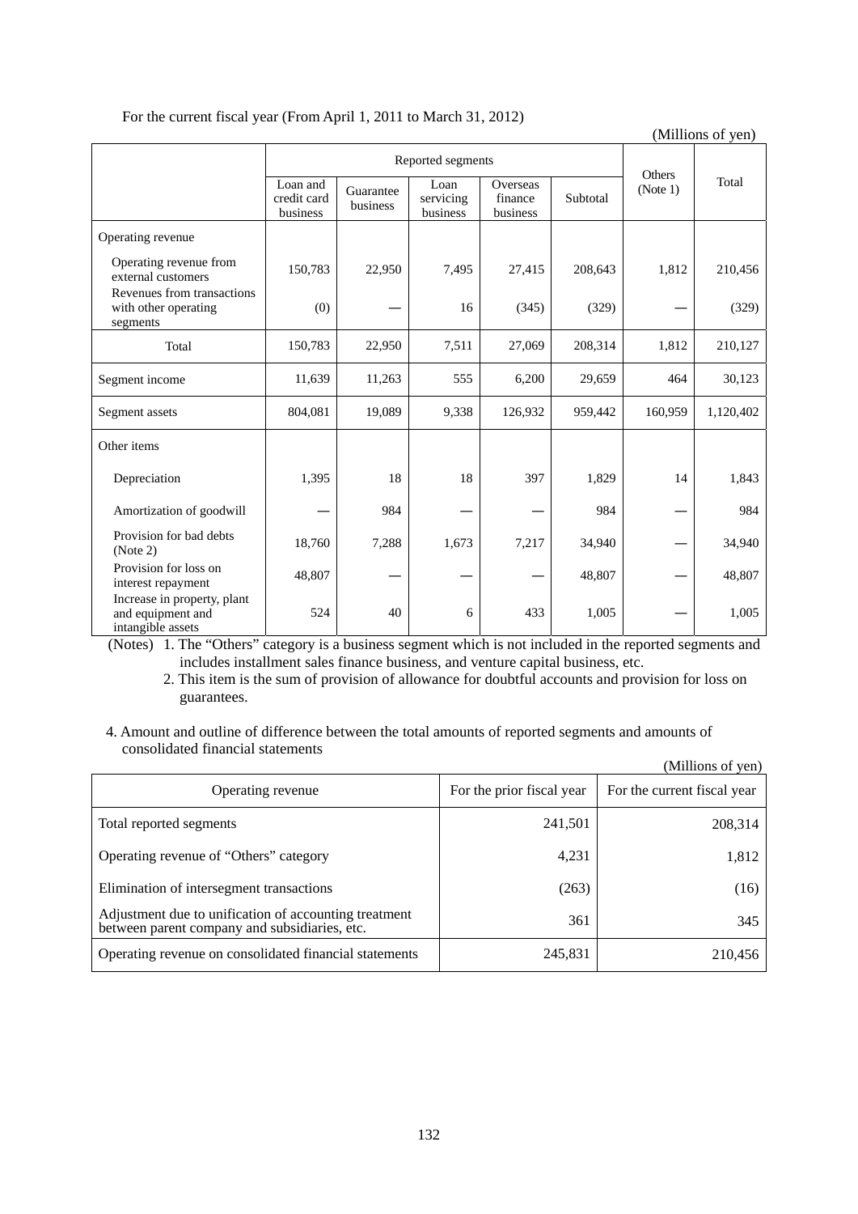For the current fiscal year (From April 1, 2011 to March 31, 2012)

(Millions of yen)

| | Reported segments | | | | | Others (Note 1) | Total |
|---|---|---|---|---|---|---|---|
| | Loan and credit card business | Guarantee business | Loan servicing business | Overseas finance business | Subtotal | | |
| Operating revenue | | | | | | | |
| Operating revenue from external customers | 150,783 | 22,950 | 7,495 | 27,415 | 208,643 | 1,812 | 210,456 |
| Revenues from transactions with other operating segments | (0) | — | 16 | (345) | (329) | — | (329) |
| Total | 150,783 | 22,950 | 7,511 | 27,069 | 208,314 | 1,812 | 210,127 |
| Segment income | 11,639 | 11,263 | 555 | 6,200 | 29,659 | 464 | 30,123 |
| Segment assets | 804,081 | 19,089 | 9,338 | 126,932 | 959,442 | 160,959 | 1,120,402 |
| Other items | | | | | | | |
| Depreciation | 1,395 | 18 | 18 | 397 | 1,829 | 14 | 1,843 |
| Amortization of goodwill | — | 984 | — | — | 984 | — | 984 |
| Provision for bad debts (Note 2) | 18,760 | 7,288 | 1,673 | 7,217 | 34,940 | — | 34,940 |
| Provision for loss on interest repayment | 48,807 | — | — | — | 48,807 | — | 48,807 |
| Increase in property, plant and equipment and intangible assets | 524 | 40 | 6 | 433 | 1,005 | — | 1,005 |

(Notes) 1. The "Others" category is a business segment which is not included in the reported segments and includes installment sales finance business, and venture capital business, etc.

2. This item is the sum of provision of allowance for doubtful accounts and provision for loss on guarantees.

4. Amount and outline of difference between the total amounts of reported segments and amounts of consolidated financial statements

(Millions of yen)

| Operating revenue | For the prior fiscal year | For the current fiscal year |
|---|---|---|
| Total reported segments | 241,501 | 208,314 |
| Operating revenue of "Others" category | 4,231 | 1,812 |
| Elimination of intersegment transactions | (263) | (16) |
| Adjustment due to unification of accounting treatment between parent company and subsidiaries, etc. | 361 | 345 |
| Operating revenue on consolidated financial statements | 245,831 | 210,456 |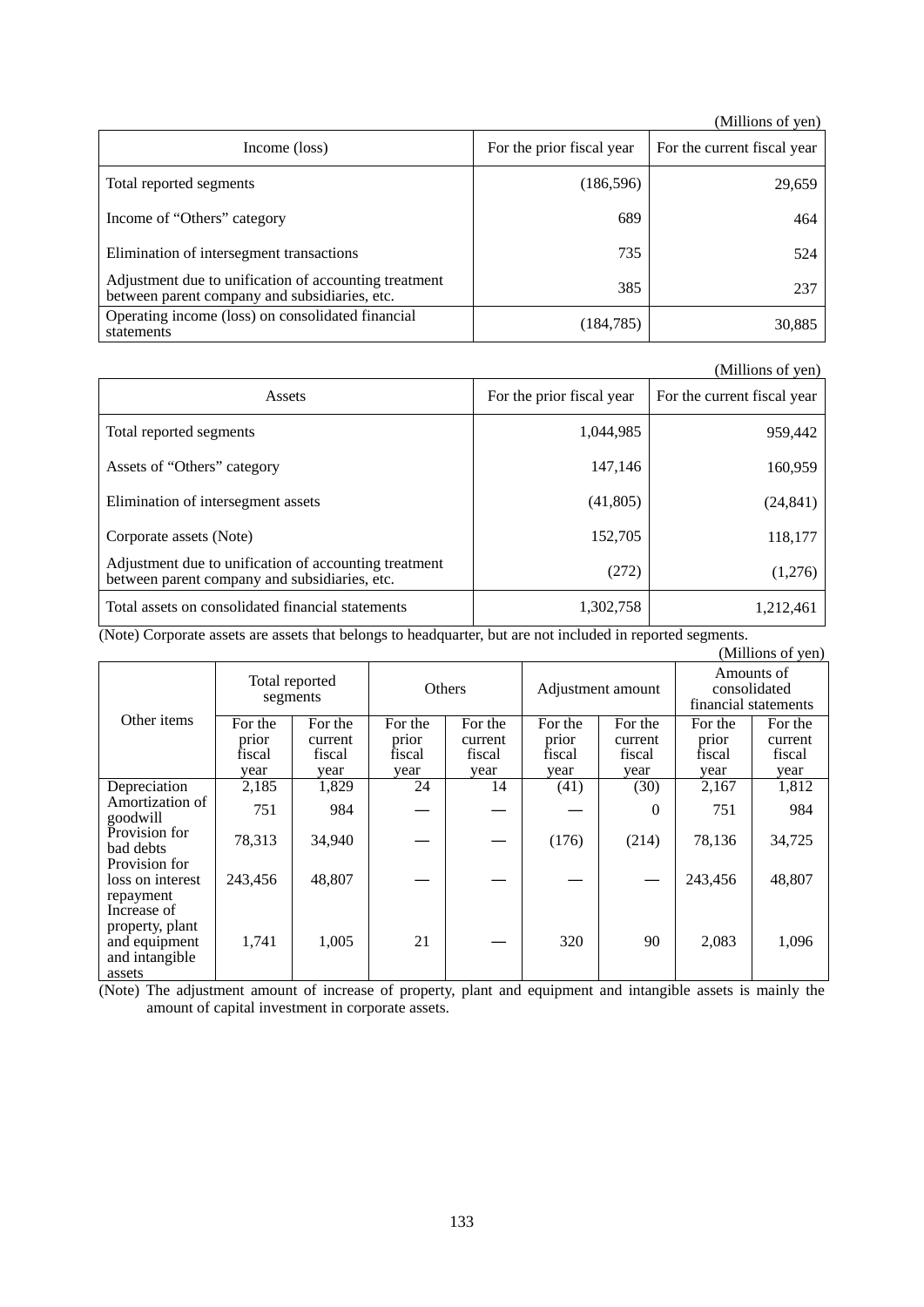(Millions of yen)

| Income (loss) | For the prior fiscal year | For the current fiscal year |
|---|---|---|
| Total reported segments | (186,596) | 29,659 |
| Income of “Others” category | 689 | 464 |
| Elimination of intersegment transactions | 735 | 524 |
| Adjustment due to unification of accounting treatment between parent company and subsidiaries, etc. | 385 | 237 |
| Operating income (loss) on consolidated financial statements | (184,785) | 30,885 |

(Millions of yen)

| Assets | For the prior fiscal year | For the current fiscal year |
|---|---|---|
| Total reported segments | 1,044,985 | 959,442 |
| Assets of “Others” category | 147,146 | 160,959 |
| Elimination of intersegment assets | (41,805) | (24,841) |
| Corporate assets (Note) | 152,705 | 118,177 |
| Adjustment due to unification of accounting treatment between parent company and subsidiaries, etc. | (272) | (1,276) |
| Total assets on consolidated financial statements | 1,302,758 | 1,212,461 |

(Note) Corporate assets are assets that belongs to headquarter, but are not included in reported segments.

(Millions of yen)

| Other items | Total reported segments | | Others | | Adjustment amount | | Amounts of consolidated financial statements | |
|---|---|---|---|---|---|---|---|---|
| | For the prior fiscal year | For the current fiscal year | For the prior fiscal year | For the current fiscal year | For the prior fiscal year | For the current fiscal year | For the prior fiscal year | For the current fiscal year |
| Depreciation | 2,185 | 1,829 | 24 | 14 | (41) | (30) | 2,167 | 1,812 |
| Amortization of goodwill | 751 | 984 | — | — | — | 0 | 751 | 984 |
| Provision for bad debts | 78,313 | 34,940 | — | — | (176) | (214) | 78,136 | 34,725 |
| Provision for loss on interest repayment | 243,456 | 48,807 | — | — | — | — | 243,456 | 48,807 |
| Increase of property, plant and equipment and intangible assets | 1,741 | 1,005 | 21 | — | 320 | 90 | 2,083 | 1,096 |

(Note) The adjustment amount of increase of property, plant and equipment and intangible assets is mainly the amount of capital investment in corporate assets.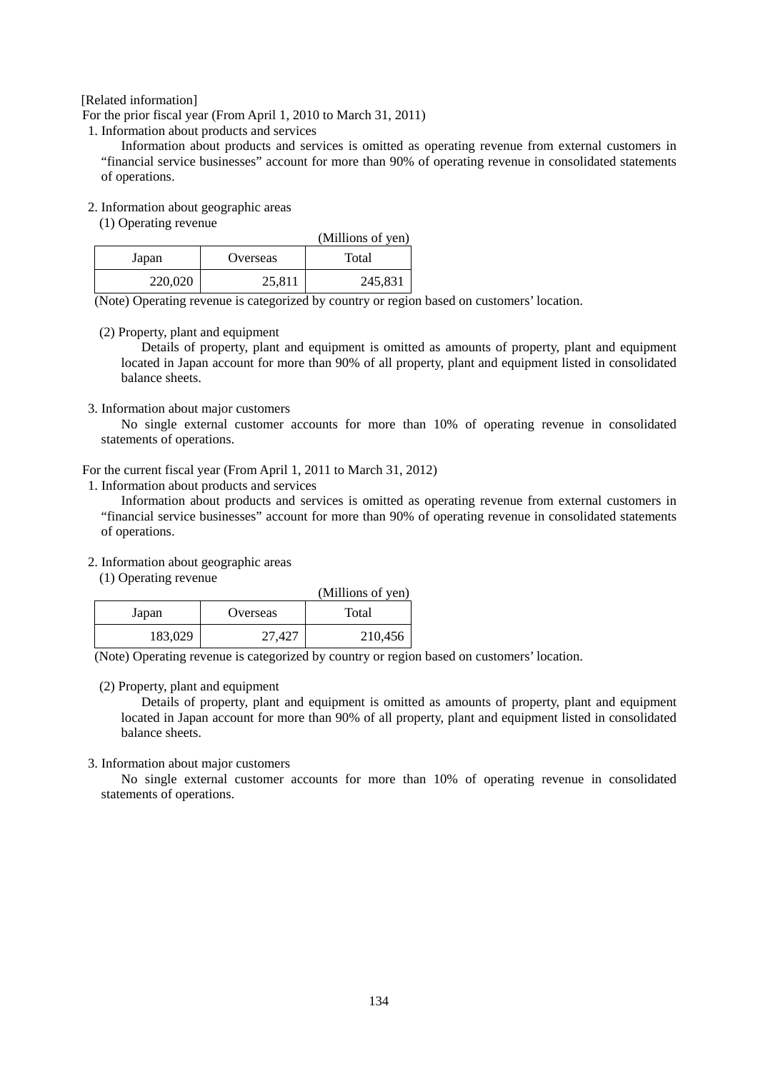[Related information]

For the prior fiscal year (From April 1, 2010 to March 31, 2011)

1. Information about products and services

Information about products and services is omitted as operating revenue from external customers in "financial service businesses" account for more than 90% of operating revenue in consolidated statements of operations.

2. Information about geographic areas

(1) Operating revenue

(Millions of yen)

| Japan | Overseas | Total |
|---|---|---|
| 220,020 | 25,811 | 245,831 |

(Note) Operating revenue is categorized by country or region based on customers' location.

(2) Property, plant and equipment

Details of property, plant and equipment is omitted as amounts of property, plant and equipment located in Japan account for more than 90% of all property, plant and equipment listed in consolidated balance sheets.

3. Information about major customers

No single external customer accounts for more than 10% of operating revenue in consolidated statements of operations.

For the current fiscal year (From April 1, 2011 to March 31, 2012)

1. Information about products and services

Information about products and services is omitted as operating revenue from external customers in "financial service businesses" account for more than 90% of operating revenue in consolidated statements of operations.

2. Information about geographic areas

(1) Operating revenue

(Millions of yen)

| Japan | Overseas | Total |
|---|---|---|
| 183,029 | 27,427 | 210,456 |

(Note) Operating revenue is categorized by country or region based on customers' location.

(2) Property, plant and equipment

Details of property, plant and equipment is omitted as amounts of property, plant and equipment located in Japan account for more than 90% of all property, plant and equipment listed in consolidated balance sheets.

3. Information about major customers

No single external customer accounts for more than 10% of operating revenue in consolidated statements of operations.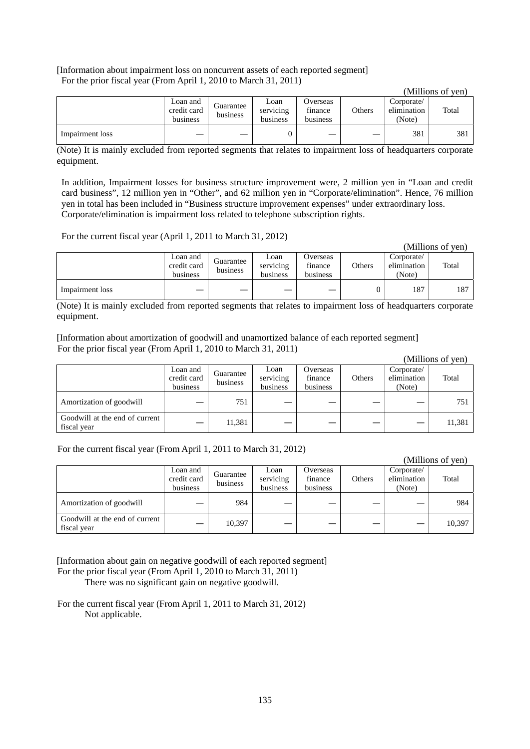[Information about impairment loss on noncurrent assets of each reported segment]

For the prior fiscal year (From April 1, 2010 to March 31, 2011)

(Millions of yen)

| | Loan and credit card business | Guarantee business | Loan servicing business | Overseas finance business | Others | Corporate/ elimination (Note) | Total |
|---|---|---|---|---|---|---|---|
| Impairment loss | — | — | 0 | — | — | 381 | 381 |

(Note) It is mainly excluded from reported segments that relates to impairment loss of headquarters corporate equipment.

In addition, Impairment losses for business structure improvement were, 2 million yen in "Loan and credit card business", 12 million yen in "Other", and 62 million yen in "Corporate/elimination". Hence, 76 million yen in total has been included in "Business structure improvement expenses" under extraordinary loss. Corporate/elimination is impairment loss related to telephone subscription rights.

For the current fiscal year (April 1, 2011 to March 31, 2012)

(Millions of yen)

| | Loan and credit card business | Guarantee business | Loan servicing business | Overseas finance business | Others | Corporate/ elimination (Note) | Total |
|---|---|---|---|---|---|---|---|
| Impairment loss | — | — | — | — | 0 | 187 | 187 |

(Note) It is mainly excluded from reported segments that relates to impairment loss of headquarters corporate equipment.

[Information about amortization of goodwill and unamortized balance of each reported segment]

For the prior fiscal year (From April 1, 2010 to March 31, 2011)

(Millions of yen)

| | Loan and credit card business | Guarantee business | Loan servicing business | Overseas finance business | Others | Corporate/ elimination (Note) | Total |
|---|---|---|---|---|---|---|---|
| Amortization of goodwill | — | 751 | — | — | — | — | 751 |
| Goodwill at the end of current fiscal year | — | 11,381 | — | — | — | — | 11,381 |

For the current fiscal year (From April 1, 2011 to March 31, 2012)

(Millions of yen)

| | Loan and credit card business | Guarantee business | Loan servicing business | Overseas finance business | Others | Corporate/ elimination (Note) | Total |
|---|---|---|---|---|---|---|---|
| Amortization of goodwill | — | 984 | — | — | — | — | 984 |
| Goodwill at the end of current fiscal year | — | 10,397 | — | — | — | — | 10,397 |

[Information about gain on negative goodwill of each reported segment]

For the prior fiscal year (From April 1, 2010 to March 31, 2011)

There was no significant gain on negative goodwill.

For the current fiscal year (From April 1, 2011 to March 31, 2012)

Not applicable.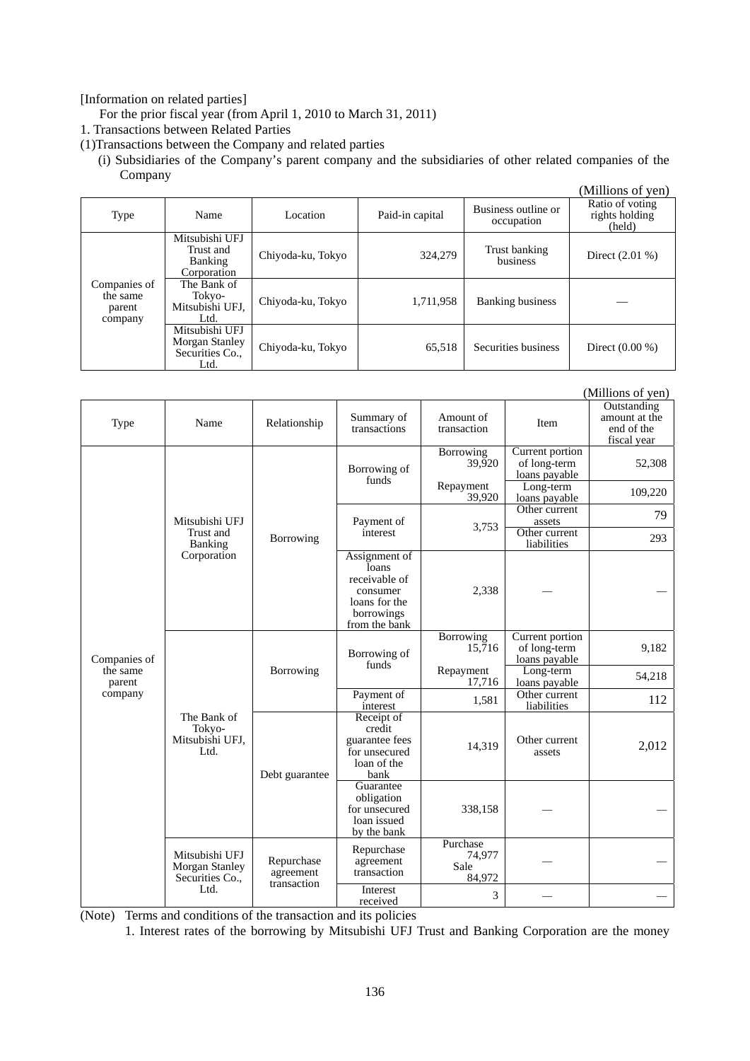[Information on related parties]

For the prior fiscal year (from April 1, 2010 to March 31, 2011)

1. Transactions between Related Parties

(1)Transactions between the Company and related parties

(i) Subsidiaries of the Company's parent company and the subsidiaries of other related companies of the Company

(Millions of yen)

| Type | Name | Location | Paid-in capital | Business outline or occupation | Ratio of voting rights holding (held) |
|---|---|---|---|---|---|
| Companies of the same parent company | Mitsubishi UFJ Trust and Banking Corporation | Chiyoda-ku, Tokyo | 324,279 | Trust banking business | Direct (2.01 %) |
| | The Bank of Tokyo-Mitsubishi UFJ, Ltd. | Chiyoda-ku, Tokyo | 1,711,958 | Banking business | — |
| | Mitsubishi UFJ Morgan Stanley Securities Co., Ltd. | Chiyoda-ku, Tokyo | 65,518 | Securities business | Direct (0.00 %) |

(Millions of yen)

| Type | Name | Relationship | Summary of transactions | Amount of transaction | Item | Outstanding amount at the end of the fiscal year |
|---|---|---|---|---|---|---|
| Companies of the same parent company | Mitsubishi UFJ Trust and Banking Corporation | Borrowing | Borrowing of funds | Borrowing 39,920 | Current portion of long-term loans payable | 52,308 |
| | | | | Repayment 39,920 | Long-term loans payable | 109,220 |
| | | | Payment of interest | 3,753 | Other current assets | 79 |
| | | | | | Other current liabilities | 293 |
| | | | Assignment of loans receivable of consumer loans for the borrowings from the bank | 2,338 | — | — |
| | The Bank of Tokyo-Mitsubishi UFJ, Ltd. | Borrowing | Borrowing of funds | Borrowing 15,716 | Current portion of long-term loans payable | 9,182 |
| | | | | Repayment 17,716 | Long-term loans payable | 54,218 |
| | | | Payment of interest | 1,581 | Other current liabilities | 112 |
| | | Debt guarantee | Receipt of credit guarantee fees for unsecured loan of the bank | 14,319 | Other current assets | 2,012 |
| | | | Guarantee obligation for unsecured loan issued by the bank | 338,158 | — | — |
| | Mitsubishi UFJ Morgan Stanley Securities Co., Ltd. | Repurchase agreement transaction | Repurchase agreement transaction | Purchase 74,977 Sale 84,972 | — | — |
| | | | Interest received | 3 | — | — |

(Note) Terms and conditions of the transaction and its policies

1. Interest rates of the borrowing by Mitsubishi UFJ Trust and Banking Corporation are the money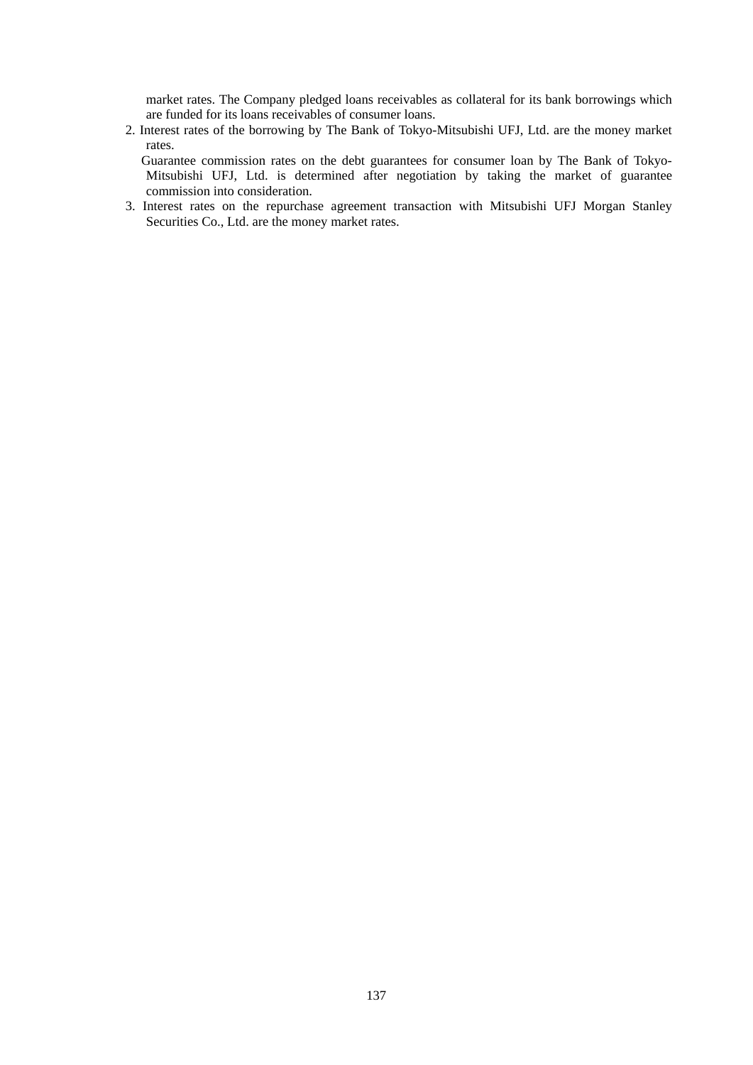market rates. The Company pledged loans receivables as collateral for its bank borrowings which are funded for its loans receivables of consumer loans.

2. Interest rates of the borrowing by The Bank of Tokyo-Mitsubishi UFJ, Ltd. are the money market rates.

   Guarantee commission rates on the debt guarantees for consumer loan by The Bank of Tokyo-Mitsubishi UFJ, Ltd. is determined after negotiation by taking the market of guarantee commission into consideration.

3. Interest rates on the repurchase agreement transaction with Mitsubishi UFJ Morgan Stanley Securities Co., Ltd. are the money market rates.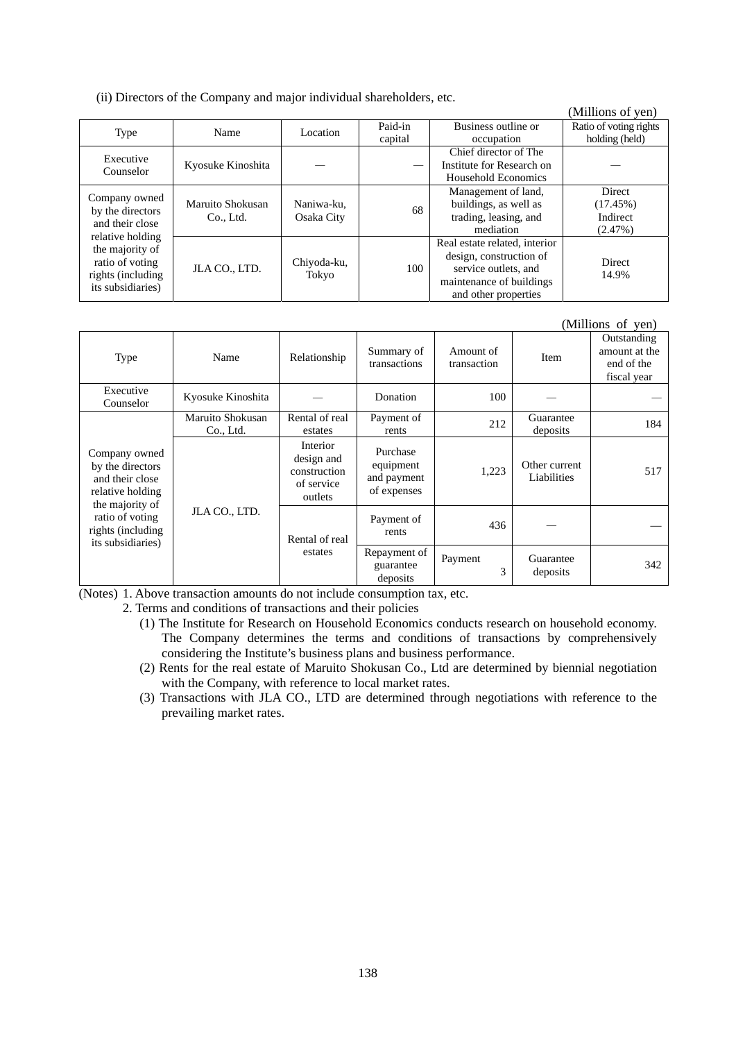(ii) Directors of the Company and major individual shareholders, etc.

(Millions of yen)

| Type | Name | Location | Paid-in capital | Business outline or occupation | Ratio of voting rights holding (held) |
|---|---|---|---|---|---|
| Executive Counselor | Kyosuke Kinoshita | — | — | Chief director of The Institute for Research on Household Economics | — |
| Company owned by the directors and their close relative holding the majority of ratio of voting rights (including its subsidiaries) | Maruito Shokusan Co., Ltd. | Naniwa-ku, Osaka City | 68 | Management of land, buildings, as well as trading, leasing, and mediation | Direct (17.45%) Indirect (2.47%) |
| | JLA CO., LTD. | Chiyoda-ku, Tokyo | 100 | Real estate related, interior design, construction of service outlets, and maintenance of buildings and other properties | Direct 14.9% |

(Millions of yen)

| Type | Name | Relationship | Summary of transactions | Amount of transaction | Item | Outstanding amount at the end of the fiscal year |
|---|---|---|---|---|---|---|
| Executive Counselor | Kyosuke Kinoshita | — | Donation | 100 | — | — |
| Company owned by the directors and their close relative holding the majority of ratio of voting rights (including its subsidiaries) | Maruito Shokusan Co., Ltd. | Rental of real estates | Payment of rents | 212 | Guarantee deposits | 184 |
| | JLA CO., LTD. | Interior design and construction of service outlets | Purchase equipment and payment of expenses | 1,223 | Other current Liabilities | 517 |
| | | Rental of real estates | Payment of rents | 436 | — | — |
| | | | Repayment of guarantee deposits | Payment 3 | Guarantee deposits | 342 |

(Notes) 1. Above transaction amounts do not include consumption tax, etc.

2. Terms and conditions of transactions and their policies

(1) The Institute for Research on Household Economics conducts research on household economy. The Company determines the terms and conditions of transactions by comprehensively considering the Institute's business plans and business performance.

(2) Rents for the real estate of Maruito Shokusan Co., Ltd are determined by biennial negotiation with the Company, with reference to local market rates.

(3) Transactions with JLA CO., LTD are determined through negotiations with reference to the prevailing market rates.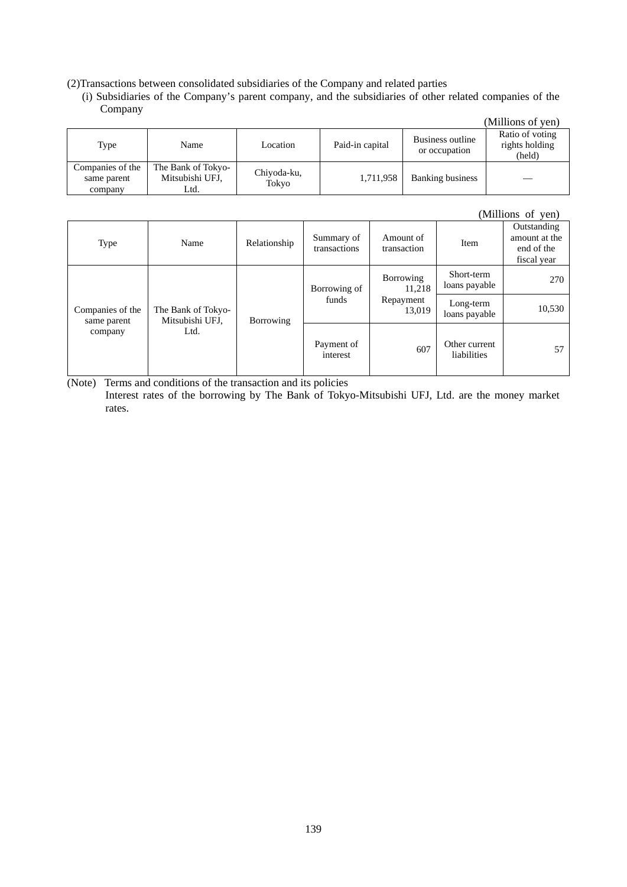(2)Transactions between consolidated subsidiaries of the Company and related parties

(i) Subsidiaries of the Company's parent company, and the subsidiaries of other related companies of the Company

(Millions of yen)

| Type | Name | Location | Paid-in capital | Business outline or occupation | Ratio of voting rights holding (held) |
|---|---|---|---|---|---|
| Companies of the same parent company | The Bank of Tokyo-Mitsubishi UFJ, Ltd. | Chiyoda-ku, Tokyo | 1,711,958 | Banking business | — |

(Millions of yen)

| Type | Name | Relationship | Summary of transactions | Amount of transaction | Item | Outstanding amount at the end of the fiscal year |
|---|---|---|---|---|---|---|
| Companies of the same parent company | The Bank of Tokyo-Mitsubishi UFJ, Ltd. | Borrowing | Borrowing of funds | Borrowing 11,218<br>Repayment 13,019 | Short-term loans payable | 270 |
| | | | | | Long-term loans payable | 10,530 |
| | | | Payment of interest | 607 | Other current liabilities | 57 |

(Note) Terms and conditions of the transaction and its policies

Interest rates of the borrowing by The Bank of Tokyo-Mitsubishi UFJ, Ltd. are the money market rates.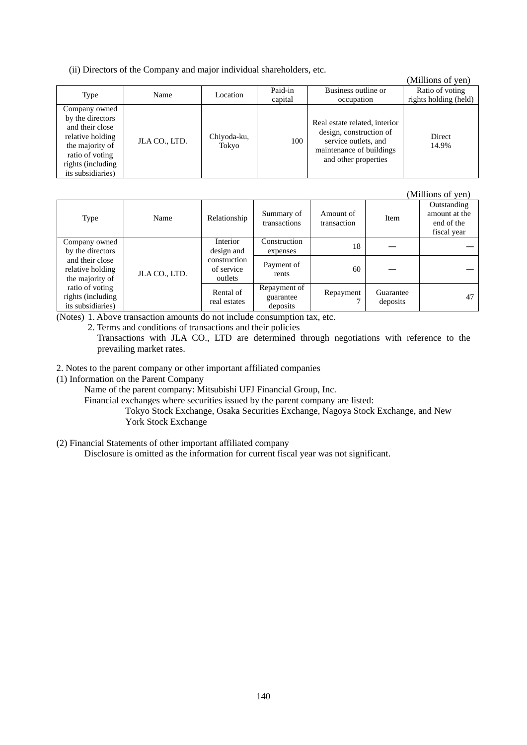(ii) Directors of the Company and major individual shareholders, etc.

(Millions of yen)

| Type | Name | Location | Paid-in capital | Business outline or occupation | Ratio of voting rights holding (held) |
|---|---|---|---|---|---|
| Company owned by the directors and their close relative holding the majority of ratio of voting rights (including its subsidiaries) | JLA CO., LTD. | Chiyoda-ku, Tokyo | 100 | Real estate related, interior design, construction of service outlets, and maintenance of buildings and other properties | Direct 14.9% |

(Millions of yen)

| Type | Name | Relationship | Summary of transactions | Amount of transaction | Item | Outstanding amount at the end of the fiscal year |
|---|---|---|---|---|---|---|
| Company owned by the directors and their close relative holding the majority of ratio of voting rights (including its subsidiaries) | JLA CO., LTD. | Interior design and construction of service outlets | Construction expenses | 18 | — | — |
| | | | Payment of rents | 60 | — | — |
| | | Rental of real estates | Repayment of guarantee deposits | Repayment 7 | Guarantee deposits | 47 |

(Notes) 1. Above transaction amounts do not include consumption tax, etc.

2. Terms and conditions of transactions and their policies

Transactions with JLA CO., LTD are determined through negotiations with reference to the prevailing market rates.

2. Notes to the parent company or other important affiliated companies

(1) Information on the Parent Company

Name of the parent company: Mitsubishi UFJ Financial Group, Inc.

Financial exchanges where securities issued by the parent company are listed:

Tokyo Stock Exchange, Osaka Securities Exchange, Nagoya Stock Exchange, and New York Stock Exchange

(2) Financial Statements of other important affiliated company

Disclosure is omitted as the information for current fiscal year was not significant.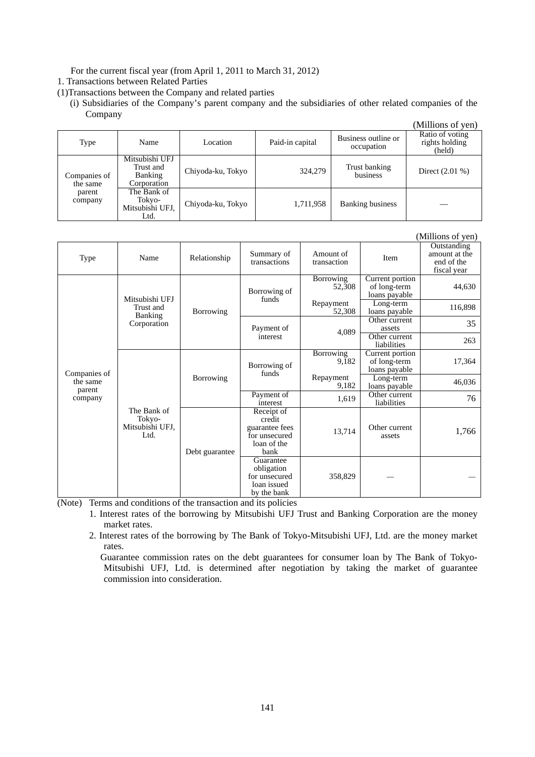For the current fiscal year (from April 1, 2011 to March 31, 2012)

1. Transactions between Related Parties

(1)Transactions between the Company and related parties

(i) Subsidiaries of the Company's parent company and the subsidiaries of other related companies of the Company

(Millions of yen)

| Type | Name | Location | Paid-in capital | Business outline or occupation | Ratio of voting rights holding (held) |
|---|---|---|---|---|---|
| Companies of the same parent company | Mitsubishi UFJ Trust and Banking Corporation | Chiyoda-ku, Tokyo | 324,279 | Trust banking business | Direct (2.01 %) |
| | The Bank of Tokyo-Mitsubishi UFJ, Ltd. | Chiyoda-ku, Tokyo | 1,711,958 | Banking business | — |

(Millions of yen)

| Type | Name | Relationship | Summary of transactions | Amount of transaction | Item | Outstanding amount at the end of the fiscal year |
|---|---|---|---|---|---|---|
| Companies of the same parent company | Mitsubishi UFJ Trust and Banking Corporation | Borrowing | Borrowing of funds | Borrowing 52,308 | Current portion of long-term loans payable | 44,630 |
| | | | | Repayment 52,308 | Long-term loans payable | 116,898 |
| | | | Payment of interest | 4,089 | Other current assets | 35 |
| | | | | | Other current liabilities | 263 |
| | The Bank of Tokyo-Mitsubishi UFJ, Ltd. | Borrowing | Borrowing of funds | Borrowing 9,182 | Current portion of long-term loans payable | 17,364 |
| | | | | Repayment 9,182 | Long-term loans payable | 46,036 |
| | | | Payment of interest | 1,619 | Other current liabilities | 76 |
| | | Debt guarantee | Receipt of credit guarantee fees for unsecured loan of the bank | 13,714 | Other current assets | 1,766 |
| | | | Guarantee obligation for unsecured loan issued by the bank | 358,829 | — | — |

(Note) Terms and conditions of the transaction and its policies

1. Interest rates of the borrowing by Mitsubishi UFJ Trust and Banking Corporation are the money market rates.
2. Interest rates of the borrowing by The Bank of Tokyo-Mitsubishi UFJ, Ltd. are the money market rates.

   Guarantee commission rates on the debt guarantees for consumer loan by The Bank of Tokyo-Mitsubishi UFJ, Ltd. is determined after negotiation by taking the market of guarantee commission into consideration.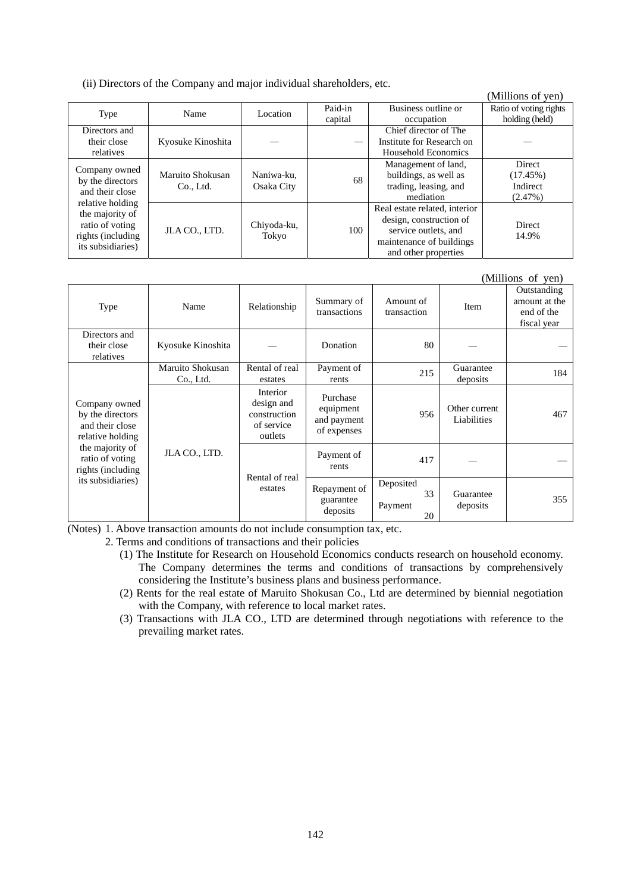(ii) Directors of the Company and major individual shareholders, etc.

(Millions of yen)

| Type | Name | Location | Paid-in capital | Business outline or occupation | Ratio of voting rights holding (held) |
|---|---|---|---|---|---|
| Directors and their close relatives | Kyosuke Kinoshita | — | — | Chief director of The Institute for Research on Household Economics | — |
| Company owned by the directors and their close relative holding the majority of ratio of voting rights (including its subsidiaries) | Maruito Shokusan Co., Ltd. | Naniwa-ku, Osaka City | 68 | Management of land, buildings, as well as trading, leasing, and mediation | Direct (17.45%) Indirect (2.47%) |
| | JLA CO., LTD. | Chiyoda-ku, Tokyo | 100 | Real estate related, interior design, construction of service outlets, and maintenance of buildings and other properties | Direct 14.9% |

(Millions of yen)

| Type | Name | Relationship | Summary of transactions | Amount of transaction | Item | Outstanding amount at the end of the fiscal year |
|---|---|---|---|---|---|---|
| Directors and their close relatives | Kyosuke Kinoshita | — | Donation | 80 | — | — |
| Company owned by the directors and their close relative holding the majority of ratio of voting rights (including its subsidiaries) | Maruito Shokusan Co., Ltd. | Rental of real estates | Payment of rents | 215 | Guarantee deposits | 184 |
| | JLA CO., LTD. | Interior design and construction of service outlets | Purchase equipment and payment of expenses | 956 | Other current Liabilities | 467 |
| | | Rental of real estates | Payment of rents | 417 | — | — |
| | | | Repayment of guarantee deposits | Deposited 33 Payment 20 | Guarantee deposits | 355 |

(Notes) 1. Above transaction amounts do not include consumption tax, etc.

2. Terms and conditions of transactions and their policies

(1) The Institute for Research on Household Economics conducts research on household economy. The Company determines the terms and conditions of transactions by comprehensively considering the Institute's business plans and business performance.

(2) Rents for the real estate of Maruito Shokusan Co., Ltd are determined by biennial negotiation with the Company, with reference to local market rates.

(3) Transactions with JLA CO., LTD are determined through negotiations with reference to the prevailing market rates.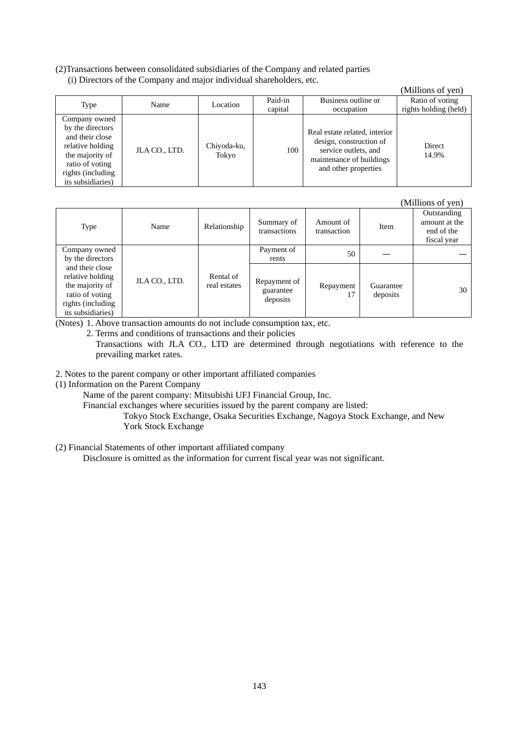(2)Transactions between consolidated subsidiaries of the Company and related parties

(i) Directors of the Company and major individual shareholders, etc.

(Millions of yen)

| Type | Name | Location | Paid-in capital | Business outline or occupation | Ratio of voting rights holding (held) |
|---|---|---|---|---|---|
| Company owned by the directors and their close relative holding the majority of ratio of voting rights (including its subsidiaries) | JLA CO., LTD. | Chiyoda-ku, Tokyo | 100 | Real estate related, interior design, construction of service outlets, and maintenance of buildings and other properties | Direct 14.9% |

(Millions of yen)

| Type | Name | Relationship | Summary of transactions | Amount of transaction | Item | Outstanding amount at the end of the fiscal year |
|---|---|---|---|---|---|---|
| Company owned by the directors and their close relative holding the majority of ratio of voting rights (including its subsidiaries) | JLA CO., LTD. | Rental of real estates | Payment of rents | 50 | — | — |
| | | | Repayment of guarantee deposits | Repayment 17 | Guarantee deposits | 30 |

(Notes) 1. Above transaction amounts do not include consumption tax, etc.

2. Terms and conditions of transactions and their policies

Transactions with JLA CO., LTD are determined through negotiations with reference to the prevailing market rates.

2. Notes to the parent company or other important affiliated companies

(1) Information on the Parent Company

Name of the parent company: Mitsubishi UFJ Financial Group, Inc.

Financial exchanges where securities issued by the parent company are listed:

Tokyo Stock Exchange, Osaka Securities Exchange, Nagoya Stock Exchange, and New York Stock Exchange

(2) Financial Statements of other important affiliated company

Disclosure is omitted as the information for current fiscal year was not significant.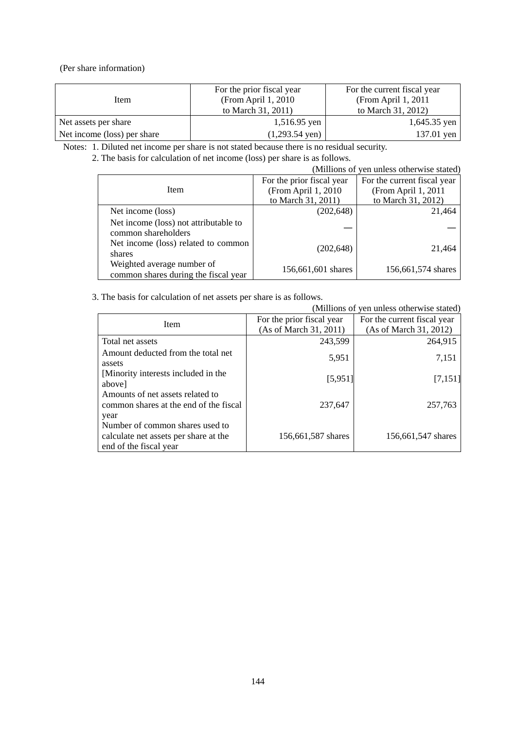(Per share information)

| Item | For the prior fiscal year (From April 1, 2010 to March 31, 2011) | For the current fiscal year (From April 1, 2011 to March 31, 2012) |
|---|---|---|
| Net assets per share | 1,516.95 yen | 1,645.35 yen |
| Net income (loss) per share | (1,293.54 yen) | 137.01 yen |

Notes: 1. Diluted net income per share is not stated because there is no residual security.

2. The basis for calculation of net income (loss) per share is as follows.

(Millions of yen unless otherwise stated)

| Item | For the prior fiscal year (From April 1, 2010 to March 31, 2011) | For the current fiscal year (From April 1, 2011 to March 31, 2012) |
|---|---|---|
| Net income (loss) | (202,648) | 21,464 |
| Net income (loss) not attributable to common shareholders | — | — |
| Net income (loss) related to common shares | (202,648) | 21,464 |
| Weighted average number of common shares during the fiscal year | 156,661,601 shares | 156,661,574 shares |

3. The basis for calculation of net assets per share is as follows.

(Millions of yen unless otherwise stated)

| Item | For the prior fiscal year (As of March 31, 2011) | For the current fiscal year (As of March 31, 2012) |
|---|---|---|
| Total net assets | 243,599 | 264,915 |
| Amount deducted from the total net assets | 5,951 | 7,151 |
| [Minority interests included in the above] | [5,951] | [7,151] |
| Amounts of net assets related to common shares at the end of the fiscal year | 237,647 | 257,763 |
| Number of common shares used to calculate net assets per share at the end of the fiscal year | 156,661,587 shares | 156,661,547 shares |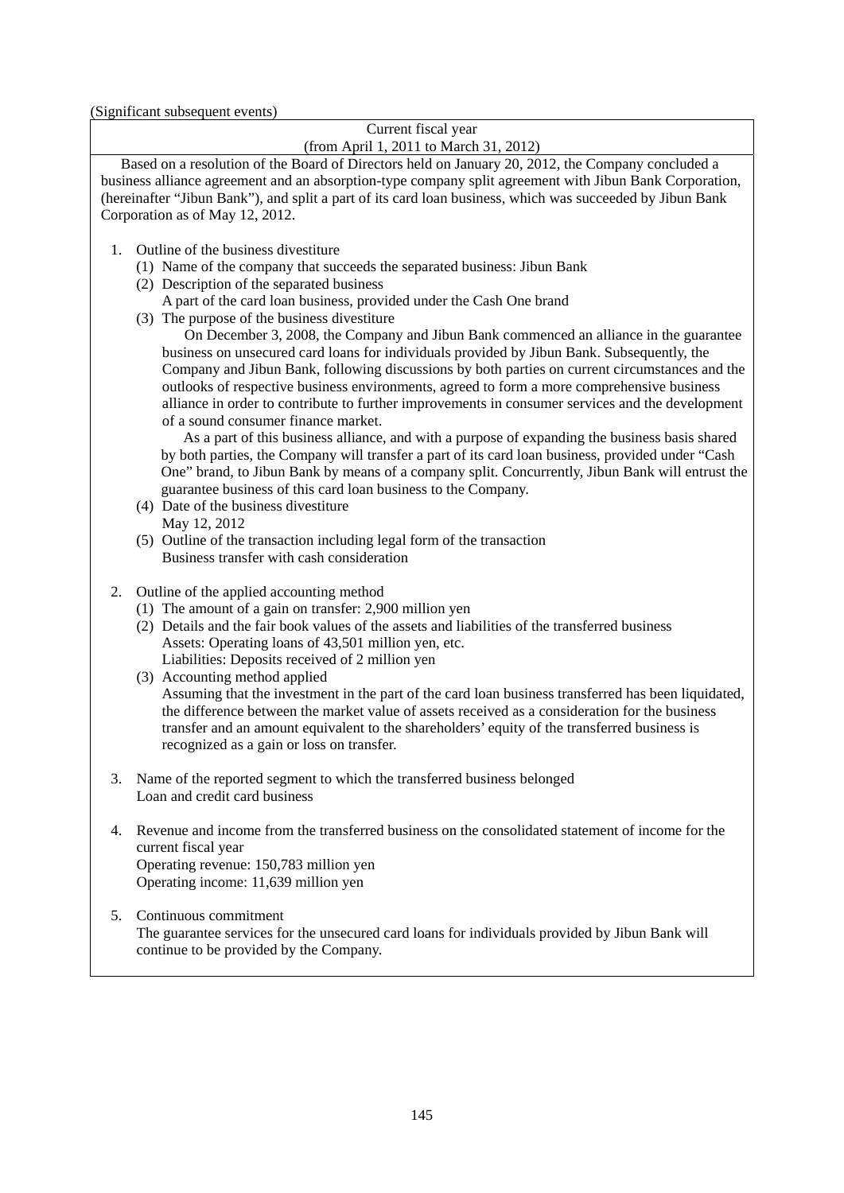(Significant subsequent events)

| Current fiscal year (from April 1, 2011 to March 31, 2012) |
| --- |
| Based on a resolution of the Board of Directors held on January 20, 2012, the Company concluded a business alliance agreement and an absorption-type company split agreement with Jibun Bank Corporation, (hereinafter “Jibun Bank”), and split a part of its card loan business, which was succeeded by Jibun Bank Corporation as of May 12, 2012. |

1. Outline of the business divestiture
   (1) Name of the company that succeeds the separated business: Jibun Bank
   (2) Description of the separated business
   A part of the card loan business, provided under the Cash One brand
   (3) The purpose of the business divestiture
   On December 3, 2008, the Company and Jibun Bank commenced an alliance in the guarantee business on unsecured card loans for individuals provided by Jibun Bank. Subsequently, the Company and Jibun Bank, following discussions by both parties on current circumstances and the outlooks of respective business environments, agreed to form a more comprehensive business alliance in order to contribute to further improvements in consumer services and the development of a sound consumer finance market.
   As a part of this business alliance, and with a purpose of expanding the business basis shared by both parties, the Company will transfer a part of its card loan business, provided under “Cash One” brand, to Jibun Bank by means of a company split. Concurrently, Jibun Bank will entrust the guarantee business of this card loan business to the Company.
   (4) Date of the business divestiture
   May 12, 2012
   (5) Outline of the transaction including legal form of the transaction
   Business transfer with cash consideration

2. Outline of the applied accounting method
   (1) The amount of a gain on transfer: 2,900 million yen
   (2) Details and the fair book values of the assets and liabilities of the transferred business
   Assets: Operating loans of 43,501 million yen, etc.
   Liabilities: Deposits received of 2 million yen
   (3) Accounting method applied
   Assuming that the investment in the part of the card loan business transferred has been liquidated, the difference between the market value of assets received as a consideration for the business transfer and an amount equivalent to the shareholders’ equity of the transferred business is recognized as a gain or loss on transfer.

3. Name of the reported segment to which the transferred business belonged
   Loan and credit card business

4. Revenue and income from the transferred business on the consolidated statement of income for the current fiscal year
   Operating revenue: 150,783 million yen
   Operating income: 11,639 million yen

5. Continuous commitment
   The guarantee services for the unsecured card loans for individuals provided by Jibun Bank will continue to be provided by the Company.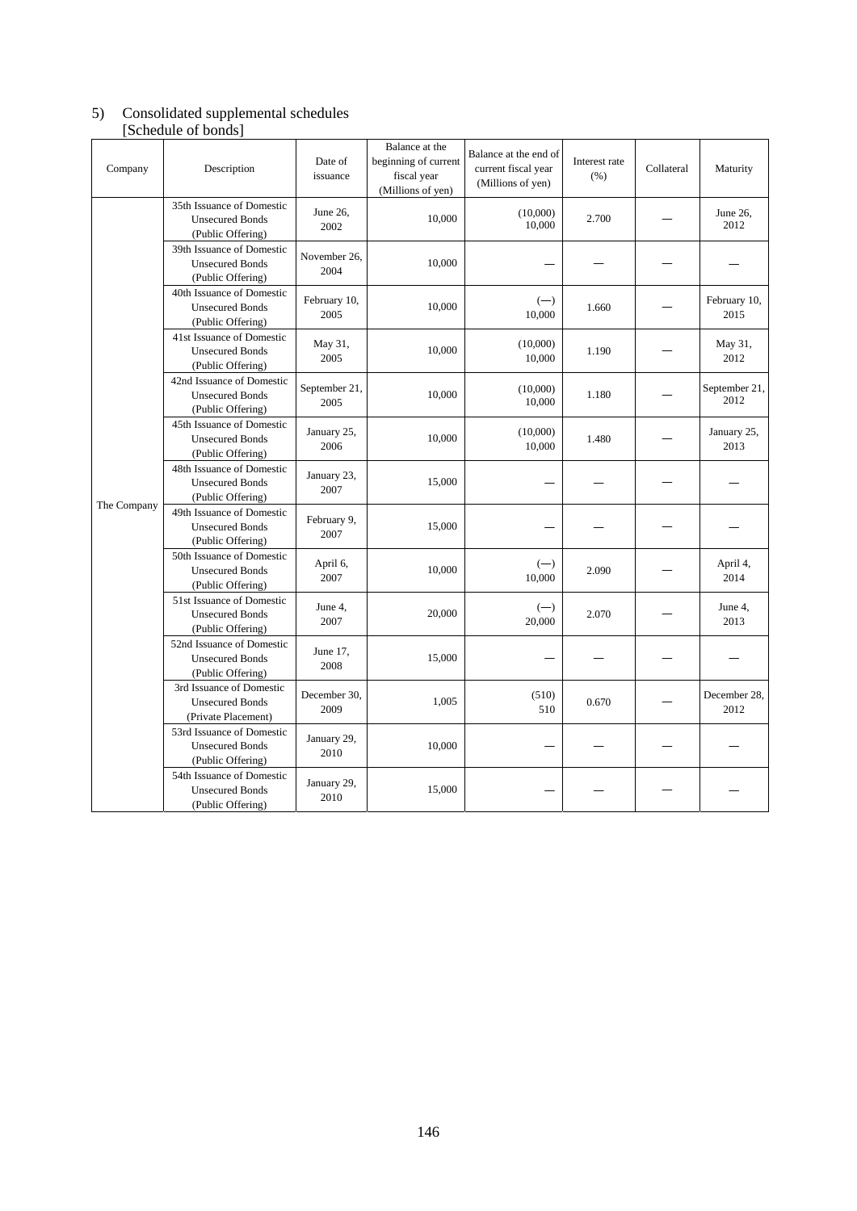5) Consolidated supplemental schedules

[Schedule of bonds]

| Company | Description | Date of issuance | Balance at the beginning of current fiscal year (Millions of yen) | Balance at the end of current fiscal year (Millions of yen) | Interest rate (%) | Collateral | Maturity |
|---|---|---|---|---|---|---|---|
| The Company | 35th Issuance of Domestic Unsecured Bonds (Public Offering) | June 26, 2002 | 10,000 | (10,000) 10,000 | 2.700 | — | June 26, 2012 |
| | 39th Issuance of Domestic Unsecured Bonds (Public Offering) | November 26, 2004 | 10,000 | — | — | — | — |
| | 40th Issuance of Domestic Unsecured Bonds (Public Offering) | February 10, 2005 | 10,000 | (—) 10,000 | 1.660 | — | February 10, 2015 |
| | 41st Issuance of Domestic Unsecured Bonds (Public Offering) | May 31, 2005 | 10,000 | (10,000) 10,000 | 1.190 | — | May 31, 2012 |
| | 42nd Issuance of Domestic Unsecured Bonds (Public Offering) | September 21, 2005 | 10,000 | (10,000) 10,000 | 1.180 | — | September 21, 2012 |
| | 45th Issuance of Domestic Unsecured Bonds (Public Offering) | January 25, 2006 | 10,000 | (10,000) 10,000 | 1.480 | — | January 25, 2013 |
| | 48th Issuance of Domestic Unsecured Bonds (Public Offering) | January 23, 2007 | 15,000 | — | — | — | — |
| | 49th Issuance of Domestic Unsecured Bonds (Public Offering) | February 9, 2007 | 15,000 | — | — | — | — |
| | 50th Issuance of Domestic Unsecured Bonds (Public Offering) | April 6, 2007 | 10,000 | (—) 10,000 | 2.090 | — | April 4, 2014 |
| | 51st Issuance of Domestic Unsecured Bonds (Public Offering) | June 4, 2007 | 20,000 | (—) 20,000 | 2.070 | — | June 4, 2013 |
| | 52nd Issuance of Domestic Unsecured Bonds (Public Offering) | June 17, 2008 | 15,000 | — | — | — | — |
| | 3rd Issuance of Domestic Unsecured Bonds (Private Placement) | December 30, 2009 | 1,005 | (510) 510 | 0.670 | — | December 28, 2012 |
| | 53rd Issuance of Domestic Unsecured Bonds (Public Offering) | January 29, 2010 | 10,000 | — | — | — | — |
| | 54th Issuance of Domestic Unsecured Bonds (Public Offering) | January 29, 2010 | 15,000 | — | — | — | — |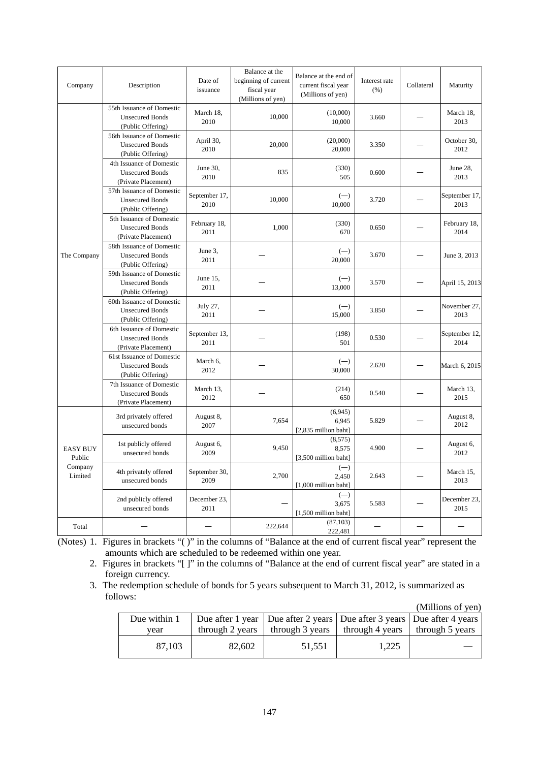| Company | Description | Date of issuance | Balance at the beginning of current fiscal year (Millions of yen) | Balance at the end of current fiscal year (Millions of yen) | Interest rate (%) | Collateral | Maturity |
|---|---|---|---|---|---|---|---|
| The Company | 55th Issuance of Domestic Unsecured Bonds (Public Offering) | March 18, 2010 | 10,000 | (10,000) 10,000 | 3.660 | — | March 18, 2013 |
| | 56th Issuance of Domestic Unsecured Bonds (Public Offering) | April 30, 2010 | 20,000 | (20,000) 20,000 | 3.350 | — | October 30, 2012 |
| | 4th Issuance of Domestic Unsecured Bonds (Private Placement) | June 30, 2010 | 835 | (330) 505 | 0.600 | — | June 28, 2013 |
| | 57th Issuance of Domestic Unsecured Bonds (Public Offering) | September 17, 2010 | 10,000 | (—) 10,000 | 3.720 | — | September 17, 2013 |
| | 5th Issuance of Domestic Unsecured Bonds (Private Placement) | February 18, 2011 | 1,000 | (330) 670 | 0.650 | — | February 18, 2014 |
| | 58th Issuance of Domestic Unsecured Bonds (Public Offering) | June 3, 2011 | — | (—) 20,000 | 3.670 | — | June 3, 2013 |
| | 59th Issuance of Domestic Unsecured Bonds (Public Offering) | June 15, 2011 | — | (—) 13,000 | 3.570 | — | April 15, 2013 |
| | 60th Issuance of Domestic Unsecured Bonds (Public Offering) | July 27, 2011 | — | (—) 15,000 | 3.850 | — | November 27, 2013 |
| | 6th Issuance of Domestic Unsecured Bonds (Private Placement) | September 13, 2011 | — | (198) 501 | 0.530 | — | September 12, 2014 |
| | 61st Issuance of Domestic Unsecured Bonds (Public Offering) | March 6, 2012 | — | (—) 30,000 | 2.620 | — | March 6, 2015 |
| | 7th Issuance of Domestic Unsecured Bonds (Private Placement) | March 13, 2012 | — | (214) 650 | 0.540 | — | March 13, 2015 |
| EASY BUY Public Company Limited | 3rd privately offered unsecured bonds | August 8, 2007 | 7,654 | (6,945) 6,945 [2,835 million baht] | 5.829 | — | August 8, 2012 |
| | 1st publicly offered unsecured bonds | August 6, 2009 | 9,450 | (8,575) 8,575 [3,500 million baht] | 4.900 | — | August 6, 2012 |
| | 4th privately offered unsecured bonds | September 30, 2009 | 2,700 | (—) 2,450 [1,000 million baht] | 2.643 | — | March 15, 2013 |
| | 2nd publicly offered unsecured bonds | December 23, 2011 | — | (—) 3,675 [1,500 million baht] | 5.583 | — | December 23, 2015 |
| Total | — | — | 222,644 | (87,103) 222,481 | — | — | — |

(Notes) 1. Figures in brackets "( )" in the columns of "Balance at the end of current fiscal year" represent the amounts which are scheduled to be redeemed within one year.

2. Figures in brackets "[ ]" in the columns of "Balance at the end of current fiscal year" are stated in a foreign currency.

3. The redemption schedule of bonds for 5 years subsequent to March 31, 2012, is summarized as follows:

(Millions of yen)

| Due within 1 year | Due after 1 year through 2 years | Due after 2 years through 3 years | Due after 3 years through 4 years | Due after 4 years through 5 years |
|---|---|---|---|---|
| 87,103 | 82,602 | 51,551 | 1,225 | — |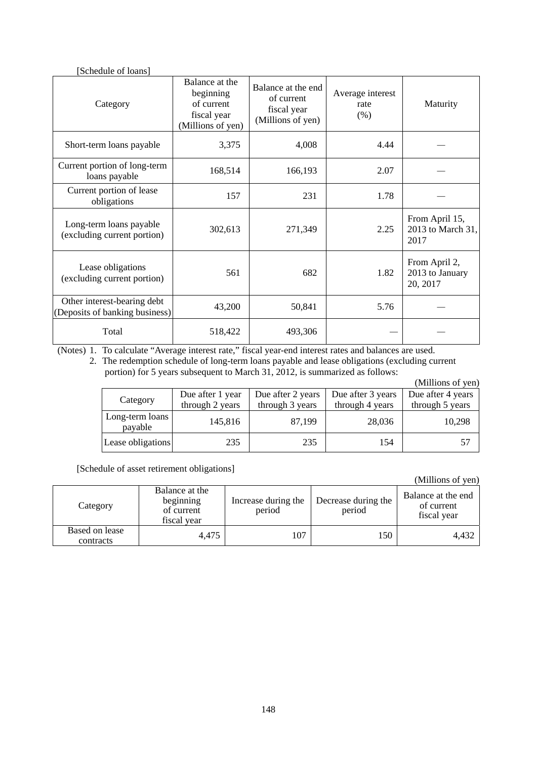[Schedule of loans]

| Category | Balance at the beginning of current fiscal year (Millions of yen) | Balance at the end of current fiscal year (Millions of yen) | Average interest rate (%) | Maturity |
|---|---|---|---|---|
| Short-term loans payable | 3,375 | 4,008 | 4.44 | — |
| Current portion of long-term loans payable | 168,514 | 166,193 | 2.07 | — |
| Current portion of lease obligations | 157 | 231 | 1.78 | — |
| Long-term loans payable (excluding current portion) | 302,613 | 271,349 | 2.25 | From April 15, 2013 to March 31, 2017 |
| Lease obligations (excluding current portion) | 561 | 682 | 1.82 | From April 2, 2013 to January 20, 2017 |
| Other interest-bearing debt (Deposits of banking business) | 43,200 | 50,841 | 5.76 | — |
| Total | 518,422 | 493,306 | — | — |

(Notes) 1. To calculate "Average interest rate," fiscal year-end interest rates and balances are used.

2. The redemption schedule of long-term loans payable and lease obligations (excluding current portion) for 5 years subsequent to March 31, 2012, is summarized as follows:

(Millions of yen)

| Category | Due after 1 year through 2 years | Due after 2 years through 3 years | Due after 3 years through 4 years | Due after 4 years through 5 years |
|---|---|---|---|---|
| Long-term loans payable | 145,816 | 87,199 | 28,036 | 10,298 |
| Lease obligations | 235 | 235 | 154 | 57 |

[Schedule of asset retirement obligations]

(Millions of yen)

| Category | Balance at the beginning of current fiscal year | Increase during the period | Decrease during the period | Balance at the end of current fiscal year |
|---|---|---|---|---|
| Based on lease contracts | 4,475 | 107 | 150 | 4,432 |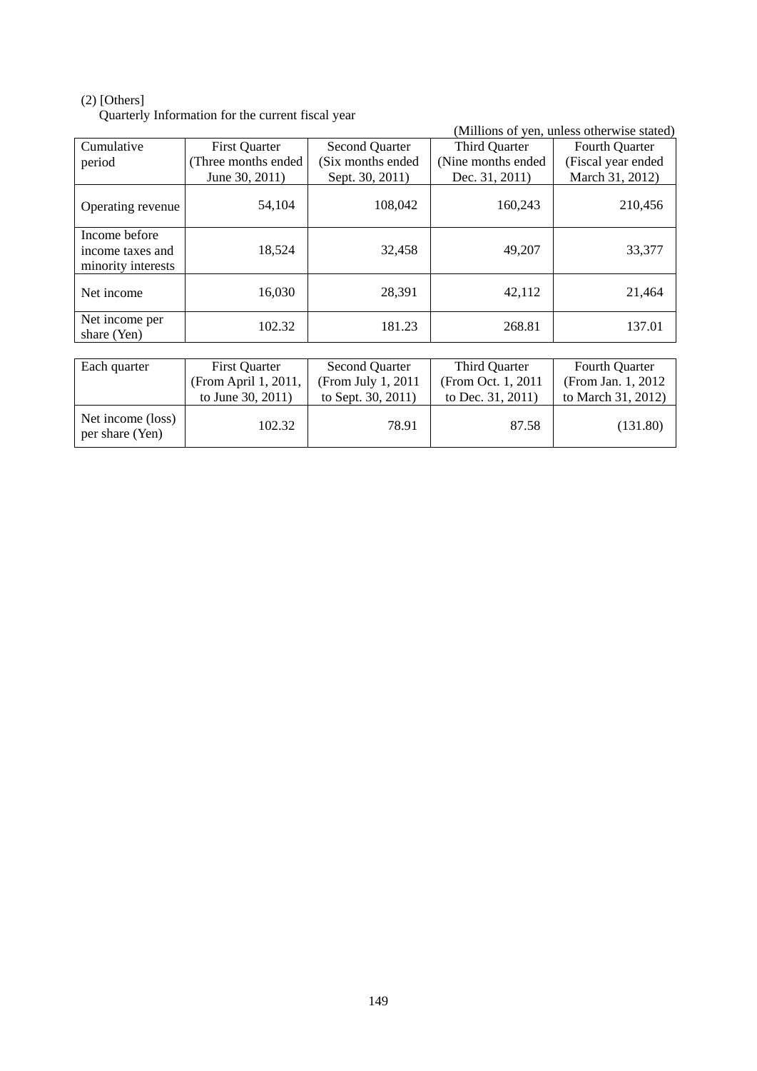(2) [Others]

Quarterly Information for the current fiscal year

(Millions of yen, unless otherwise stated)

| Cumulative period | First Quarter (Three months ended June 30, 2011) | Second Quarter (Six months ended Sept. 30, 2011) | Third Quarter (Nine months ended Dec. 31, 2011) | Fourth Quarter (Fiscal year ended March 31, 2012) |
|---|---|---|---|---|
| Operating revenue | 54,104 | 108,042 | 160,243 | 210,456 |
| Income before income taxes and minority interests | 18,524 | 32,458 | 49,207 | 33,377 |
| Net income | 16,030 | 28,391 | 42,112 | 21,464 |
| Net income per share (Yen) | 102.32 | 181.23 | 268.81 | 137.01 |

| Each quarter | First Quarter (From April 1, 2011, to June 30, 2011) | Second Quarter (From July 1, 2011 to Sept. 30, 2011) | Third Quarter (From Oct. 1, 2011 to Dec. 31, 2011) | Fourth Quarter (From Jan. 1, 2012 to March 31, 2012) |
|---|---|---|---|---|
| Net income (loss) per share (Yen) | 102.32 | 78.91 | 87.58 | (131.80) |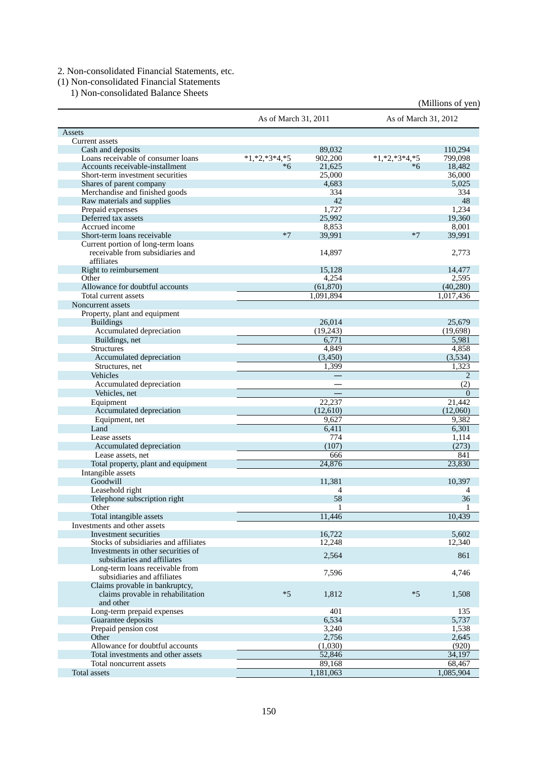2. Non-consolidated Financial Statements, etc.

(1) Non-consolidated Financial Statements

1) Non-consolidated Balance Sheets

(Millions of yen)

| | | As of March 31, 2011 | | As of March 31, 2012 |
|---|---|---|---|---|
| Assets | | | | |
| Current assets | | | | |
| Cash and deposits | | 89,032 | | 110,294 |
| Loans receivable of consumer loans | *1,*2,*3*4,*5 | 902,200 | *1,*2,*3*4,*5 | 799,098 |
| Accounts receivable-installment | *6 | 21,625 | *6 | 18,482 |
| Short-term investment securities | | 25,000 | | 36,000 |
| Shares of parent company | | 4,683 | | 5,025 |
| Merchandise and finished goods | | 334 | | 334 |
| Raw materials and supplies | | 42 | | 48 |
| Prepaid expenses | | 1,727 | | 1,234 |
| Deferred tax assets | | 25,992 | | 19,360 |
| Accrued income | | 8,853 | | 8,001 |
| Short-term loans receivable | *7 | 39,991 | *7 | 39,991 |
| Current portion of long-term loans receivable from subsidiaries and affiliates | | 14,897 | | 2,773 |
| Right to reimbursement | | 15,128 | | 14,477 |
| Other | | 4,254 | | 2,595 |
| Allowance for doubtful accounts | | (61,870) | | (40,280) |
| Total current assets | | 1,091,894 | | 1,017,436 |
| Noncurrent assets | | | | |
| Property, plant and equipment | | | | |
| Buildings | | 26,014 | | 25,679 |
| Accumulated depreciation | | (19,243) | | (19,698) |
| Buildings, net | | 6,771 | | 5,981 |
| Structures | | 4,849 | | 4,858 |
| Accumulated depreciation | | (3,450) | | (3,534) |
| Structures, net | | 1,399 | | 1,323 |
| Vehicles | | — | | 2 |
| Accumulated depreciation | | — | | (2) |
| Vehicles, net | | — | | 0 |
| Equipment | | 22,237 | | 21,442 |
| Accumulated depreciation | | (12,610) | | (12,060) |
| Equipment, net | | 9,627 | | 9,382 |
| Land | | 6,411 | | 6,301 |
| Lease assets | | 774 | | 1,114 |
| Accumulated depreciation | | (107) | | (273) |
| Lease assets, net | | 666 | | 841 |
| Total property, plant and equipment | | 24,876 | | 23,830 |
| Intangible assets | | | | |
| Goodwill | | 11,381 | | 10,397 |
| Leasehold right | | 4 | | 4 |
| Telephone subscription right | | 58 | | 36 |
| Other | | 1 | | 1 |
| Total intangible assets | | 11,446 | | 10,439 |
| Investments and other assets | | | | |
| Investment securities | | 16,722 | | 5,602 |
| Stocks of subsidiaries and affiliates | | 12,248 | | 12,340 |
| Investments in other securities of subsidiaries and affiliates | | 2,564 | | 861 |
| Long-term loans receivable from subsidiaries and affiliates | | 7,596 | | 4,746 |
| Claims provable in bankruptcy, claims provable in rehabilitation and other | *5 | 1,812 | *5 | 1,508 |
| Long-term prepaid expenses | | 401 | | 135 |
| Guarantee deposits | | 6,534 | | 5,737 |
| Prepaid pension cost | | 3,240 | | 1,538 |
| Other | | 2,756 | | 2,645 |
| Allowance for doubtful accounts | | (1,030) | | (920) |
| Total investments and other assets | | 52,846 | | 34,197 |
| Total noncurrent assets | | 89,168 | | 68,467 |
| Total assets | | 1,181,063 | | 1,085,904 |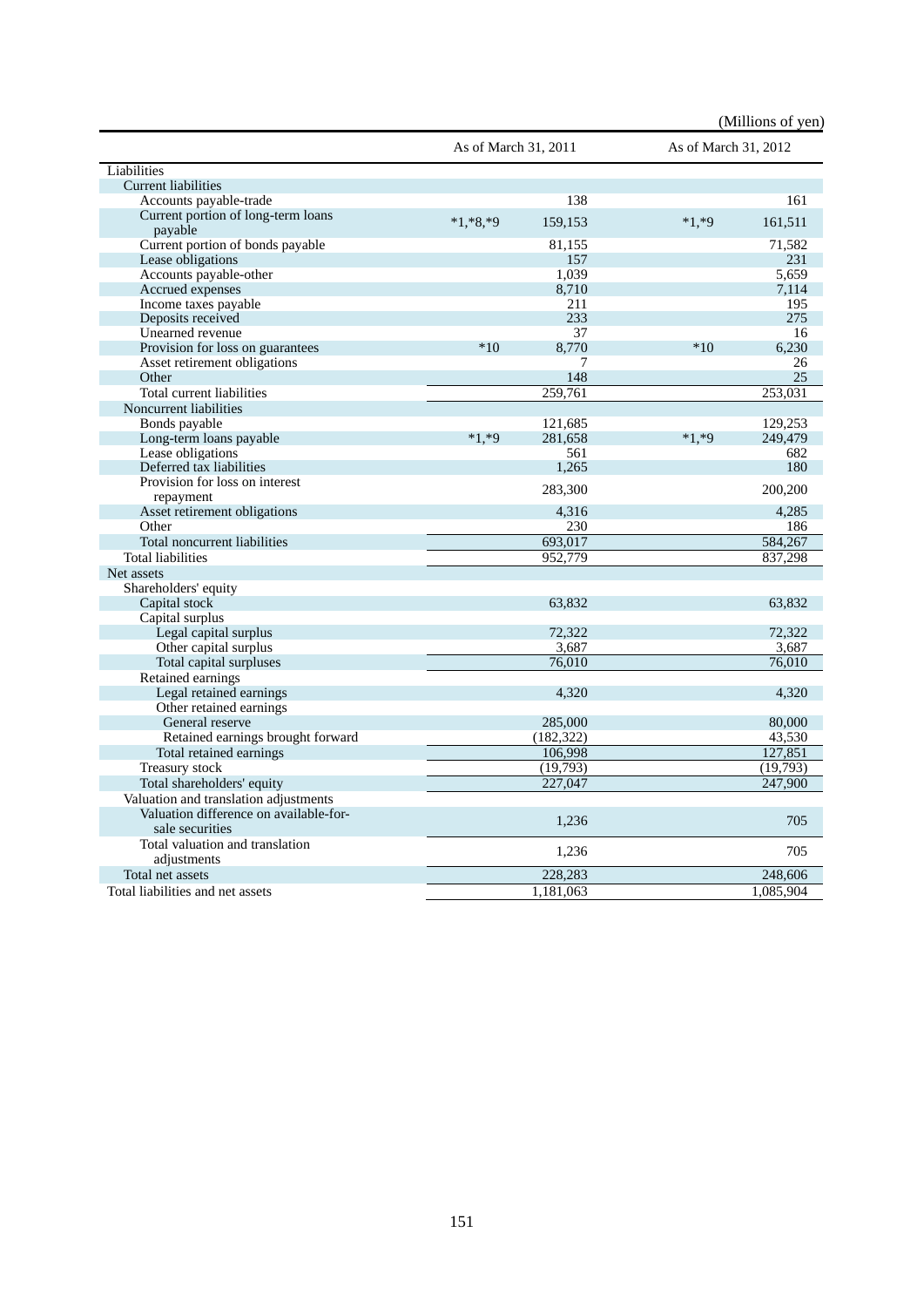(Millions of yen)

| | | As of March 31, 2011 | | As of March 31, 2012 |
|---|---|---|---|---|
| Liabilities | | | | |
| Current liabilities | | | | |
| Accounts payable-trade | | 138 | | 161 |
| Current portion of long-term loans payable | *1,*8,*9 | 159,153 | *1,*9 | 161,511 |
| Current portion of bonds payable | | 81,155 | | 71,582 |
| Lease obligations | | 157 | | 231 |
| Accounts payable-other | | 1,039 | | 5,659 |
| Accrued expenses | | 8,710 | | 7,114 |
| Income taxes payable | | 211 | | 195 |
| Deposits received | | 233 | | 275 |
| Unearned revenue | | 37 | | 16 |
| Provision for loss on guarantees | *10 | 8,770 | *10 | 6,230 |
| Asset retirement obligations | | 7 | | 26 |
| Other | | 148 | | 25 |
| Total current liabilities | | 259,761 | | 253,031 |
| Noncurrent liabilities | | | | |
| Bonds payable | | 121,685 | | 129,253 |
| Long-term loans payable | *1,*9 | 281,658 | *1,*9 | 249,479 |
| Lease obligations | | 561 | | 682 |
| Deferred tax liabilities | | 1,265 | | 180 |
| Provision for loss on interest repayment | | 283,300 | | 200,200 |
| Asset retirement obligations | | 4,316 | | 4,285 |
| Other | | 230 | | 186 |
| Total noncurrent liabilities | | 693,017 | | 584,267 |
| Total liabilities | | 952,779 | | 837,298 |
| Net assets | | | | |
| Shareholders' equity | | | | |
| Capital stock | | 63,832 | | 63,832 |
| Capital surplus | | | | |
| Legal capital surplus | | 72,322 | | 72,322 |
| Other capital surplus | | 3,687 | | 3,687 |
| Total capital surpluses | | 76,010 | | 76,010 |
| Retained earnings | | | | |
| Legal retained earnings | | 4,320 | | 4,320 |
| Other retained earnings | | | | |
| General reserve | | 285,000 | | 80,000 |
| Retained earnings brought forward | | (182,322) | | 43,530 |
| Total retained earnings | | 106,998 | | 127,851 |
| Treasury stock | | (19,793) | | (19,793) |
| Total shareholders' equity | | 227,047 | | 247,900 |
| Valuation and translation adjustments | | | | |
| Valuation difference on available-for-sale securities | | 1,236 | | 705 |
| Total valuation and translation adjustments | | 1,236 | | 705 |
| Total net assets | | 228,283 | | 248,606 |
| Total liabilities and net assets | | 1,181,063 | | 1,085,904 |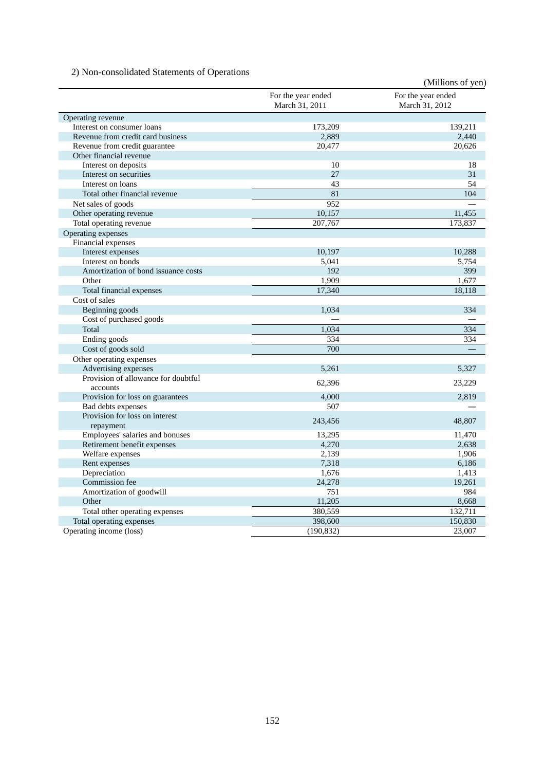2) Non-consolidated Statements of Operations

(Millions of yen)

| | For the year ended March 31, 2011 | For the year ended March 31, 2012 |
|---|---|---|
| Operating revenue | | |
| Interest on consumer loans | 173,209 | 139,211 |
| Revenue from credit card business | 2,889 | 2,440 |
| Revenue from credit guarantee | 20,477 | 20,626 |
| Other financial revenue | | |
| Interest on deposits | 10 | 18 |
| Interest on securities | 27 | 31 |
| Interest on loans | 43 | 54 |
| Total other financial revenue | 81 | 104 |
| Net sales of goods | 952 | — |
| Other operating revenue | 10,157 | 11,455 |
| Total operating revenue | 207,767 | 173,837 |
| Operating expenses | | |
| Financial expenses | | |
| Interest expenses | 10,197 | 10,288 |
| Interest on bonds | 5,041 | 5,754 |
| Amortization of bond issuance costs | 192 | 399 |
| Other | 1,909 | 1,677 |
| Total financial expenses | 17,340 | 18,118 |
| Cost of sales | | |
| Beginning goods | 1,034 | 334 |
| Cost of purchased goods | — | — |
| Total | 1,034 | 334 |
| Ending goods | 334 | 334 |
| Cost of goods sold | 700 | — |
| Other operating expenses | | |
| Advertising expenses | 5,261 | 5,327 |
| Provision of allowance for doubtful accounts | 62,396 | 23,229 |
| Provision for loss on guarantees | 4,000 | 2,819 |
| Bad debts expenses | 507 | — |
| Provision for loss on interest repayment | 243,456 | 48,807 |
| Employees' salaries and bonuses | 13,295 | 11,470 |
| Retirement benefit expenses | 4,270 | 2,638 |
| Welfare expenses | 2,139 | 1,906 |
| Rent expenses | 7,318 | 6,186 |
| Depreciation | 1,676 | 1,413 |
| Commission fee | 24,278 | 19,261 |
| Amortization of goodwill | 751 | 984 |
| Other | 11,205 | 8,668 |
| Total other operating expenses | 380,559 | 132,711 |
| Total operating expenses | 398,600 | 150,830 |
| Operating income (loss) | (190,832) | 23,007 |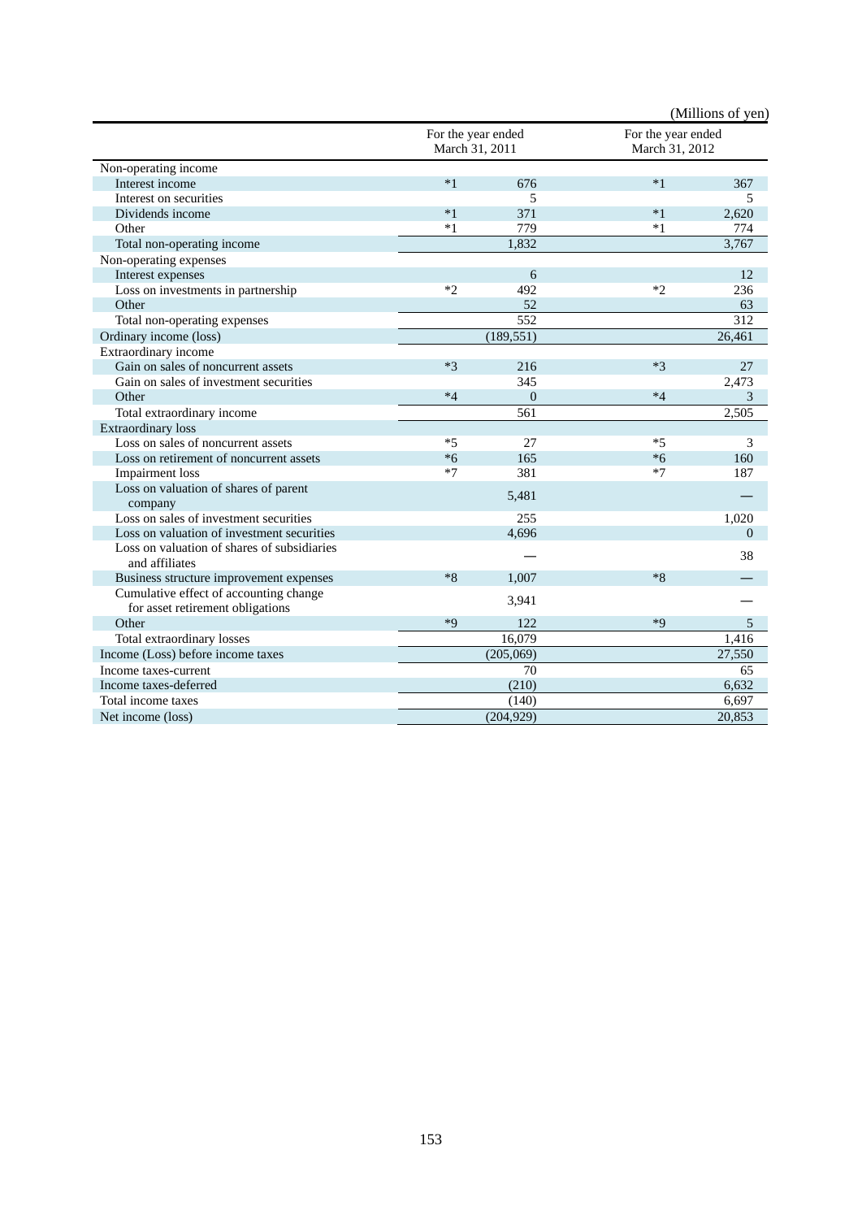(Millions of yen)

| | For the year ended March 31, 2011 | | For the year ended March 31, 2012 | |
|---|---|---|---|---|
| Non-operating income | | | | |
| Interest income | *1 | 676 | *1 | 367 |
| Interest on securities | | 5 | | 5 |
| Dividends income | *1 | 371 | *1 | 2,620 |
| Other | *1 | 779 | *1 | 774 |
| Total non-operating income | | 1,832 | | 3,767 |
| Non-operating expenses | | | | |
| Interest expenses | | 6 | | 12 |
| Loss on investments in partnership | *2 | 492 | *2 | 236 |
| Other | | 52 | | 63 |
| Total non-operating expenses | | 552 | | 312 |
| Ordinary income (loss) | | (189,551) | | 26,461 |
| Extraordinary income | | | | |
| Gain on sales of noncurrent assets | *3 | 216 | *3 | 27 |
| Gain on sales of investment securities | | 345 | | 2,473 |
| Other | *4 | 0 | *4 | 3 |
| Total extraordinary income | | 561 | | 2,505 |
| Extraordinary loss | | | | |
| Loss on sales of noncurrent assets | *5 | 27 | *5 | 3 |
| Loss on retirement of noncurrent assets | *6 | 165 | *6 | 160 |
| Impairment loss | *7 | 381 | *7 | 187 |
| Loss on valuation of shares of parent company | | 5,481 | | — |
| Loss on sales of investment securities | | 255 | | 1,020 |
| Loss on valuation of investment securities | | 4,696 | | 0 |
| Loss on valuation of shares of subsidiaries and affiliates | | — | | 38 |
| Business structure improvement expenses | *8 | 1,007 | *8 | — |
| Cumulative effect of accounting change for asset retirement obligations | | 3,941 | | — |
| Other | *9 | 122 | *9 | 5 |
| Total extraordinary losses | | 16,079 | | 1,416 |
| Income (Loss) before income taxes | | (205,069) | | 27,550 |
| Income taxes-current | | 70 | | 65 |
| Income taxes-deferred | | (210) | | 6,632 |
| Total income taxes | | (140) | | 6,697 |
| Net income (loss) | | (204,929) | | 20,853 |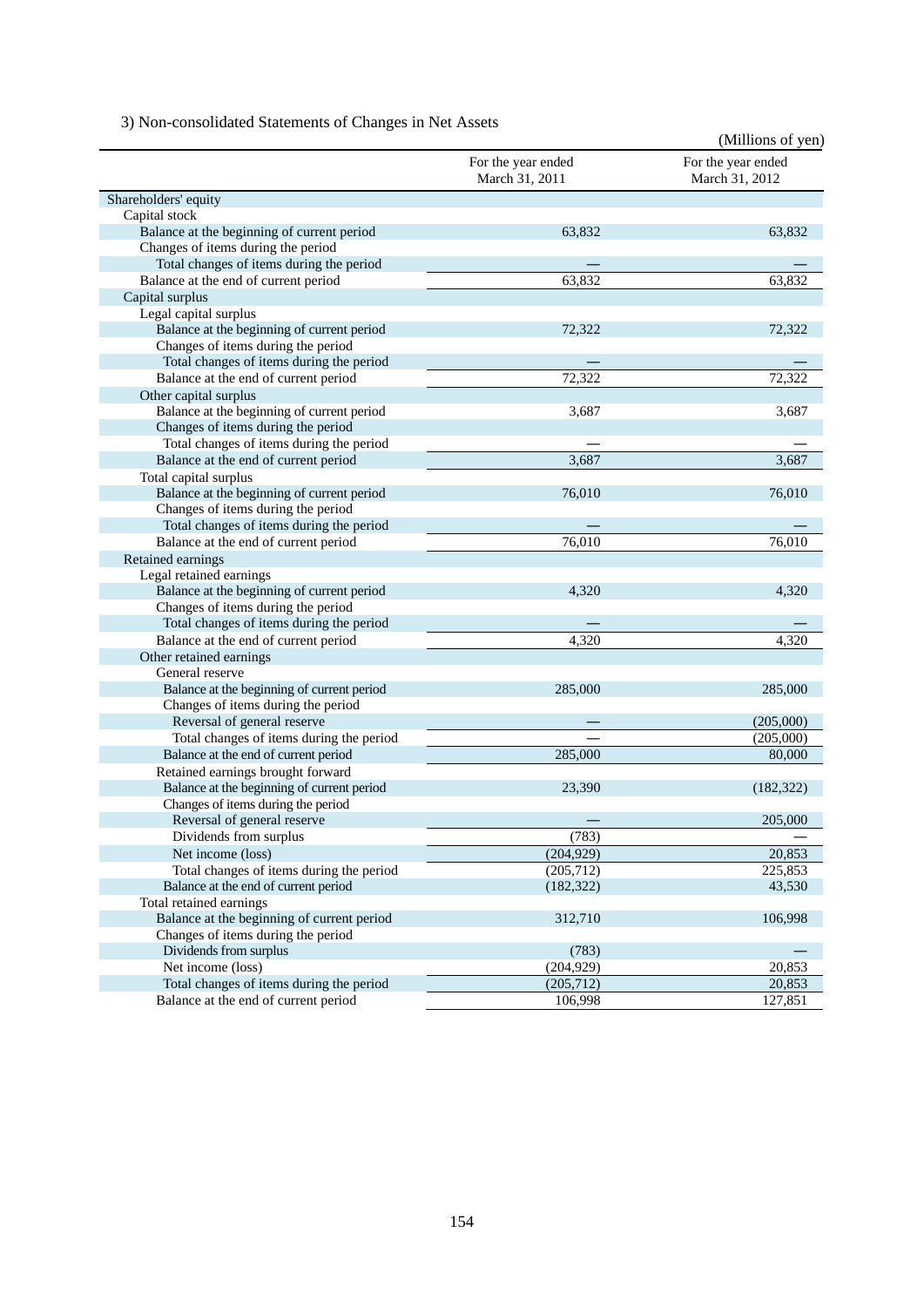3) Non-consolidated Statements of Changes in Net Assets

(Millions of yen)

| | For the year ended March 31, 2011 | For the year ended March 31, 2012 |
|---|---|---|
| Shareholders' equity | | |
| Capital stock | | |
| Balance at the beginning of current period | 63,832 | 63,832 |
| Changes of items during the period | | |
| Total changes of items during the period | — | — |
| Balance at the end of current period | 63,832 | 63,832 |
| Capital surplus | | |
| Legal capital surplus | | |
| Balance at the beginning of current period | 72,322 | 72,322 |
| Changes of items during the period | | |
| Total changes of items during the period | — | — |
| Balance at the end of current period | 72,322 | 72,322 |
| Other capital surplus | | |
| Balance at the beginning of current period | 3,687 | 3,687 |
| Changes of items during the period | | |
| Total changes of items during the period | — | — |
| Balance at the end of current period | 3,687 | 3,687 |
| Total capital surplus | | |
| Balance at the beginning of current period | 76,010 | 76,010 |
| Changes of items during the period | | |
| Total changes of items during the period | — | — |
| Balance at the end of current period | 76,010 | 76,010 |
| Retained earnings | | |
| Legal retained earnings | | |
| Balance at the beginning of current period | 4,320 | 4,320 |
| Changes of items during the period | | |
| Total changes of items during the period | — | — |
| Balance at the end of current period | 4,320 | 4,320 |
| Other retained earnings | | |
| General reserve | | |
| Balance at the beginning of current period | 285,000 | 285,000 |
| Changes of items during the period | | |
| Reversal of general reserve | — | (205,000) |
| Total changes of items during the period | — | (205,000) |
| Balance at the end of current period | 285,000 | 80,000 |
| Retained earnings brought forward | | |
| Balance at the beginning of current period | 23,390 | (182,322) |
| Changes of items during the period | | |
| Reversal of general reserve | — | 205,000 |
| Dividends from surplus | (783) | — |
| Net income (loss) | (204,929) | 20,853 |
| Total changes of items during the period | (205,712) | 225,853 |
| Balance at the end of current period | (182,322) | 43,530 |
| Total retained earnings | | |
| Balance at the beginning of current period | 312,710 | 106,998 |
| Changes of items during the period | | |
| Dividends from surplus | (783) | — |
| Net income (loss) | (204,929) | 20,853 |
| Total changes of items during the period | (205,712) | 20,853 |
| Balance at the end of current period | 106,998 | 127,851 |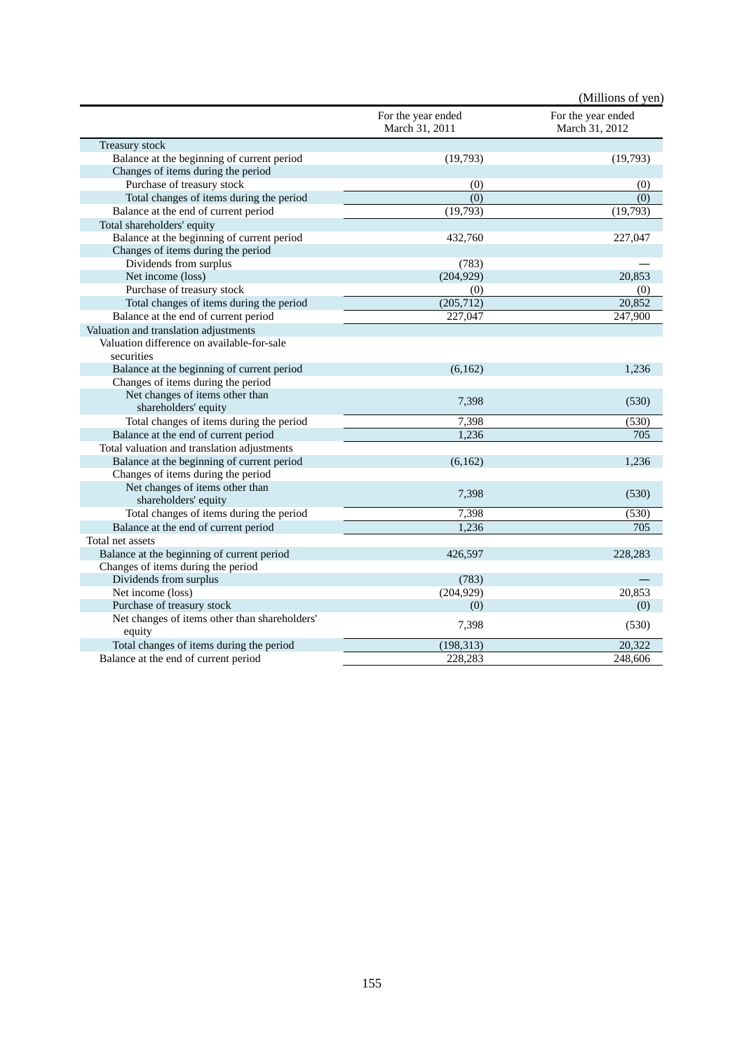(Millions of yen)

| | For the year ended March 31, 2011 | For the year ended March 31, 2012 |
|---|---|---|
| Treasury stock | | |
| Balance at the beginning of current period | (19,793) | (19,793) |
| Changes of items during the period | | |
| Purchase of treasury stock | (0) | (0) |
| Total changes of items during the period | (0) | (0) |
| Balance at the end of current period | (19,793) | (19,793) |
| Total shareholders' equity | | |
| Balance at the beginning of current period | 432,760 | 227,047 |
| Changes of items during the period | | |
| Dividends from surplus | (783) | — |
| Net income (loss) | (204,929) | 20,853 |
| Purchase of treasury stock | (0) | (0) |
| Total changes of items during the period | (205,712) | 20,852 |
| Balance at the end of current period | 227,047 | 247,900 |
| Valuation and translation adjustments | | |
| Valuation difference on available-for-sale securities | | |
| Balance at the beginning of current period | (6,162) | 1,236 |
| Changes of items during the period | | |
| Net changes of items other than shareholders' equity | 7,398 | (530) |
| Total changes of items during the period | 7,398 | (530) |
| Balance at the end of current period | 1,236 | 705 |
| Total valuation and translation adjustments | | |
| Balance at the beginning of current period | (6,162) | 1,236 |
| Changes of items during the period | | |
| Net changes of items other than shareholders' equity | 7,398 | (530) |
| Total changes of items during the period | 7,398 | (530) |
| Balance at the end of current period | 1,236 | 705 |
| Total net assets | | |
| Balance at the beginning of current period | 426,597 | 228,283 |
| Changes of items during the period | | |
| Dividends from surplus | (783) | — |
| Net income (loss) | (204,929) | 20,853 |
| Purchase of treasury stock | (0) | (0) |
| Net changes of items other than shareholders' equity | 7,398 | (530) |
| Total changes of items during the period | (198,313) | 20,322 |
| Balance at the end of current period | 228,283 | 248,606 |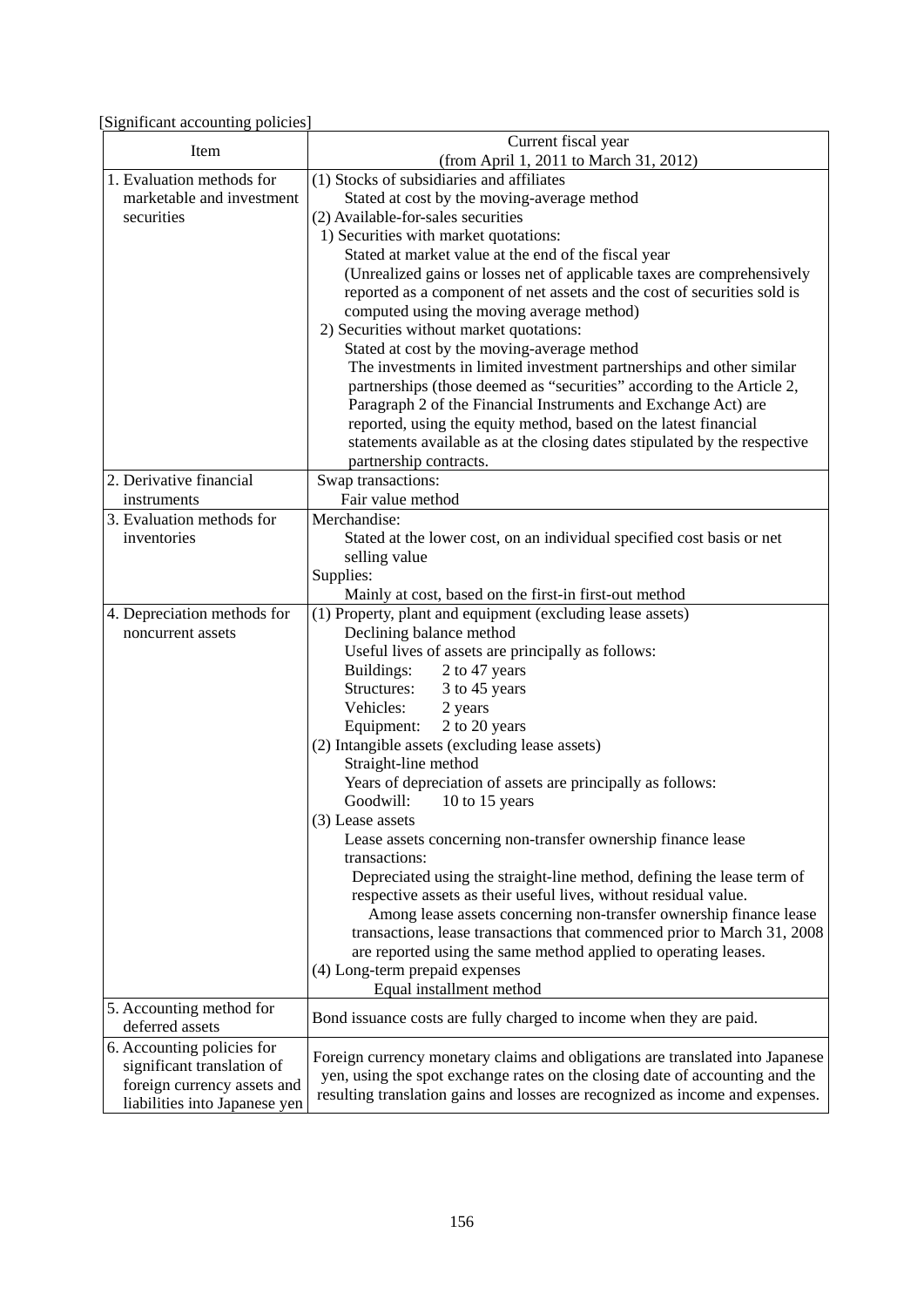[Significant accounting policies]

| Item | Current fiscal year<br>(from April 1, 2011 to March 31, 2012) |
|---|---|
| 1. Evaluation methods for marketable and investment securities | (1) Stocks of subsidiaries and affiliates<br>Stated at cost by the moving-average method<br>(2) Available-for-sales securities<br>1) Securities with market quotations:<br>Stated at market value at the end of the fiscal year<br>(Unrealized gains or losses net of applicable taxes are comprehensively reported as a component of net assets and the cost of securities sold is computed using the moving average method)<br>2) Securities without market quotations:<br>Stated at cost by the moving-average method<br>The investments in limited investment partnerships and other similar partnerships (those deemed as "securities" according to the Article 2, Paragraph 2 of the Financial Instruments and Exchange Act) are reported, using the equity method, based on the latest financial statements available as at the closing dates stipulated by the respective partnership contracts. |
| 2. Derivative financial instruments | Swap transactions:<br>Fair value method |
| 3. Evaluation methods for inventories | Merchandise:<br>Stated at the lower cost, on an individual specified cost basis or net selling value<br>Supplies:<br>Mainly at cost, based on the first-in first-out method |
| 4. Depreciation methods for noncurrent assets | (1) Property, plant and equipment (excluding lease assets)<br>Declining balance method<br>Useful lives of assets are principally as follows:<br>Buildings: 2 to 47 years<br>Structures: 3 to 45 years<br>Vehicles: 2 years<br>Equipment: 2 to 20 years<br>(2) Intangible assets (excluding lease assets)<br>Straight-line method<br>Years of depreciation of assets are principally as follows:<br>Goodwill: 10 to 15 years<br>(3) Lease assets<br>Lease assets concerning non-transfer ownership finance lease transactions:<br>Depreciated using the straight-line method, defining the lease term of respective assets as their useful lives, without residual value.<br>Among lease assets concerning non-transfer ownership finance lease transactions, lease transactions that commenced prior to March 31, 2008 are reported using the same method applied to operating leases.<br>(4) Long-term prepaid expenses<br>Equal installment method |
| 5. Accounting method for deferred assets | Bond issuance costs are fully charged to income when they are paid. |
| 6. Accounting policies for significant translation of foreign currency assets and liabilities into Japanese yen | Foreign currency monetary claims and obligations are translated into Japanese yen, using the spot exchange rates on the closing date of accounting and the resulting translation gains and losses are recognized as income and expenses. |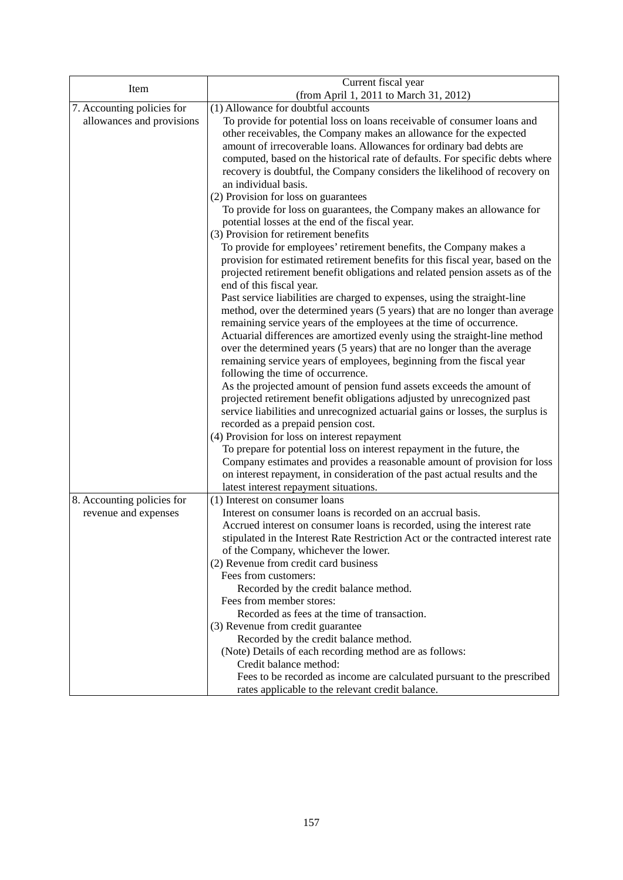| Item | Current fiscal year (from April 1, 2011 to March 31, 2012) |
|---|---|
| 7. Accounting policies for allowances and provisions | (1) Allowance for doubtful accounts<br>To provide for potential loss on loans receivable of consumer loans and other receivables, the Company makes an allowance for the expected amount of irrecoverable loans. Allowances for ordinary bad debts are computed, based on the historical rate of defaults. For specific debts where recovery is doubtful, the Company considers the likelihood of recovery on an individual basis.<br>(2) Provision for loss on guarantees<br>To provide for loss on guarantees, the Company makes an allowance for potential losses at the end of the fiscal year.<br>(3) Provision for retirement benefits<br>To provide for employees' retirement benefits, the Company makes a provision for estimated retirement benefits for this fiscal year, based on the projected retirement benefit obligations and related pension assets as of the end of this fiscal year.<br>Past service liabilities are charged to expenses, using the straight-line method, over the determined years (5 years) that are no longer than average remaining service years of the employees at the time of occurrence.<br>Actuarial differences are amortized evenly using the straight-line method over the determined years (5 years) that are no longer than the average remaining service years of employees, beginning from the fiscal year following the time of occurrence.<br>As the projected amount of pension fund assets exceeds the amount of projected retirement benefit obligations adjusted by unrecognized past service liabilities and unrecognized actuarial gains or losses, the surplus is recorded as a prepaid pension cost.<br>(4) Provision for loss on interest repayment<br>To prepare for potential loss on interest repayment in the future, the Company estimates and provides a reasonable amount of provision for loss on interest repayment, in consideration of the past actual results and the latest interest repayment situations. |
| 8. Accounting policies for revenue and expenses | (1) Interest on consumer loans<br>Interest on consumer loans is recorded on an accrual basis.<br>Accrued interest on consumer loans is recorded, using the interest rate stipulated in the Interest Rate Restriction Act or the contracted interest rate of the Company, whichever the lower.<br>(2) Revenue from credit card business<br>Fees from customers:<br>Recorded by the credit balance method.<br>Fees from member stores:<br>Recorded as fees at the time of transaction.<br>(3) Revenue from credit guarantee<br>Recorded by the credit balance method.<br>(Note) Details of each recording method are as follows:<br>Credit balance method:<br>Fees to be recorded as income are calculated pursuant to the prescribed rates applicable to the relevant credit balance. |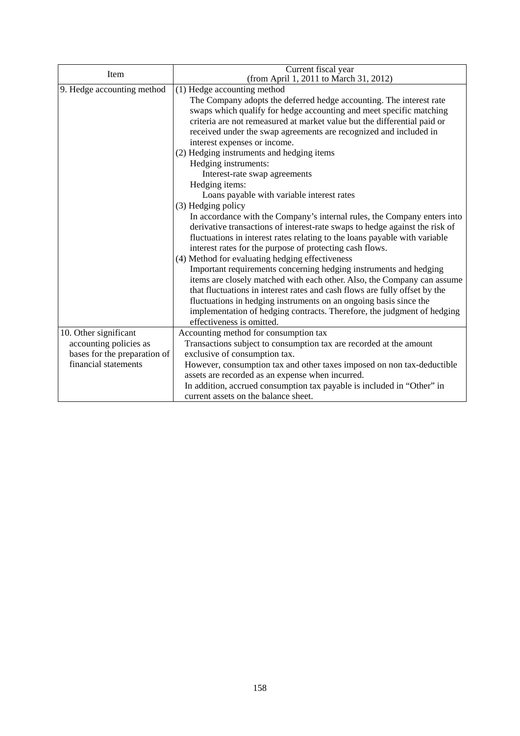| Item | Current fiscal year (from April 1, 2011 to March 31, 2012) |
|---|---|
| 9. Hedge accounting method | (1) Hedge accounting method<br>The Company adopts the deferred hedge accounting. The interest rate swaps which qualify for hedge accounting and meet specific matching criteria are not remeasured at market value but the differential paid or received under the swap agreements are recognized and included in interest expenses or income.<br>(2) Hedging instruments and hedging items<br>Hedging instruments:<br>Interest-rate swap agreements<br>Hedging items:<br>Loans payable with variable interest rates<br>(3) Hedging policy<br>In accordance with the Company's internal rules, the Company enters into derivative transactions of interest-rate swaps to hedge against the risk of fluctuations in interest rates relating to the loans payable with variable interest rates for the purpose of protecting cash flows.<br>(4) Method for evaluating hedging effectiveness<br>Important requirements concerning hedging instruments and hedging items are closely matched with each other. Also, the Company can assume that fluctuations in interest rates and cash flows are fully offset by the fluctuations in hedging instruments on an ongoing basis since the implementation of hedging contracts. Therefore, the judgment of hedging effectiveness is omitted. |
| 10. Other significant accounting policies as bases for the preparation of financial statements | Accounting method for consumption tax<br>Transactions subject to consumption tax are recorded at the amount exclusive of consumption tax.<br>However, consumption tax and other taxes imposed on non tax-deductible assets are recorded as an expense when incurred.<br>In addition, accrued consumption tax payable is included in "Other" in current assets on the balance sheet. |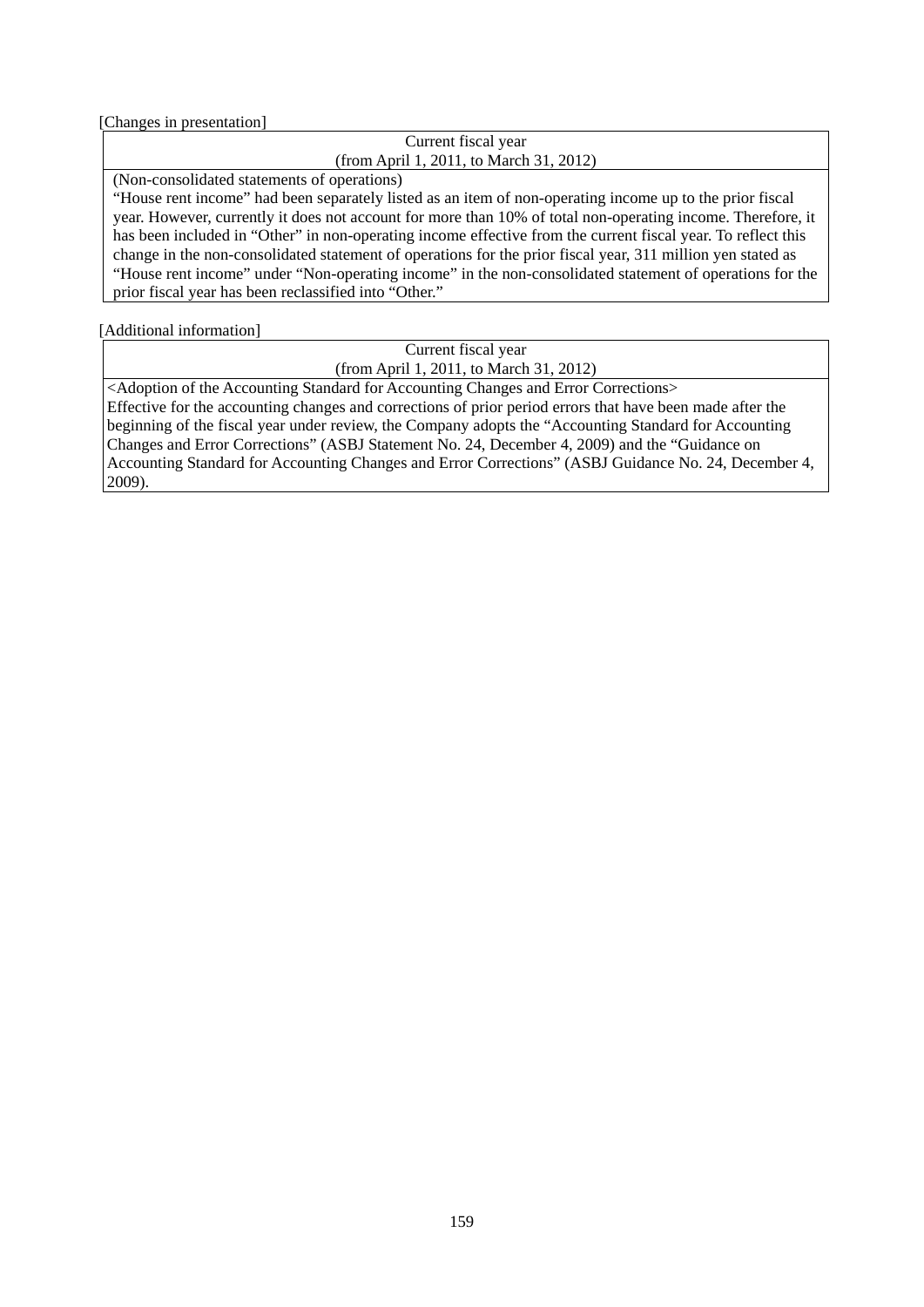[Changes in presentation]

| Current fiscal year (from April 1, 2011, to March 31, 2012) |
|---|
| (Non-consolidated statements of operations) “House rent income” had been separately listed as an item of non-operating income up to the prior fiscal year. However, currently it does not account for more than 10% of total non-operating income. Therefore, it has been included in “Other” in non-operating income effective from the current fiscal year. To reflect this change in the non-consolidated statement of operations for the prior fiscal year, 311 million yen stated as “House rent income” under “Non-operating income” in the non-consolidated statement of operations for the prior fiscal year has been reclassified into “Other.” |

[Additional information]

| Current fiscal year (from April 1, 2011, to March 31, 2012) |
|---|
| <Adoption of the Accounting Standard for Accounting Changes and Error Corrections> Effective for the accounting changes and corrections of prior period errors that have been made after the beginning of the fiscal year under review, the Company adopts the “Accounting Standard for Accounting Changes and Error Corrections” (ASBJ Statement No. 24, December 4, 2009) and the “Guidance on Accounting Standard for Accounting Changes and Error Corrections” (ASBJ Guidance No. 24, December 4, 2009). |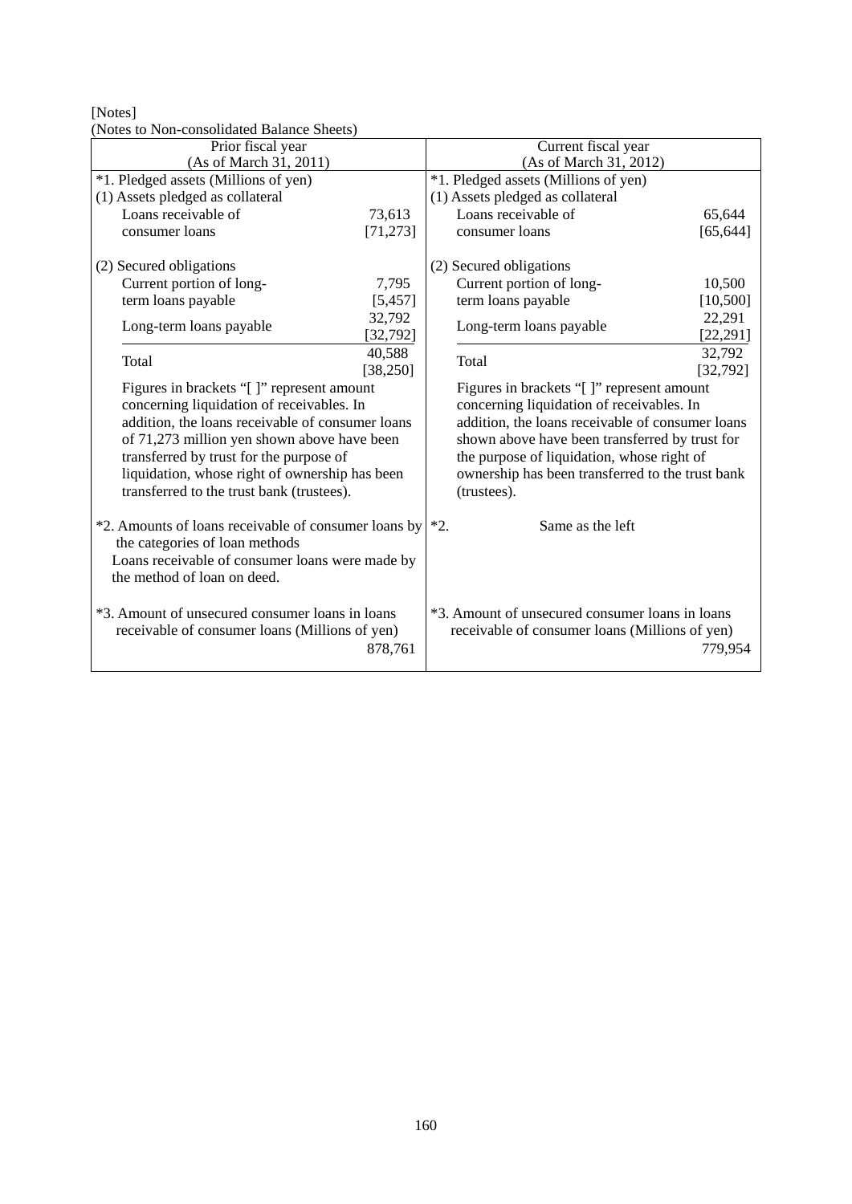[Notes]

(Notes to Non-consolidated Balance Sheets)

| Prior fiscal year (As of March 31, 2011) | | Current fiscal year (As of March 31, 2012) | |
|---|---|---|---|
| *1. Pledged assets (Millions of yen) | | *1. Pledged assets (Millions of yen) | |
| (1) Assets pledged as collateral | | (1) Assets pledged as collateral | |
| Loans receivable of consumer loans | 73,613 [71,273] | Loans receivable of consumer loans | 65,644 [65,644] |
| (2) Secured obligations | | (2) Secured obligations | |
| Current portion of long-term loans payable | 7,795 [5,457] | Current portion of long-term loans payable | 10,500 [10,500] |
| Long-term loans payable | 32,792 [32,792] | Long-term loans payable | 22,291 [22,291] |
| Total | 40,588 [38,250] | Total | 32,792 [32,792] |
| Figures in brackets "[ ]" represent amount concerning liquidation of receivables. In addition, the loans receivable of consumer loans of 71,273 million yen shown above have been transferred by trust for the purpose of liquidation, whose right of ownership has been transferred to the trust bank (trustees). | | Figures in brackets "[ ]" represent amount concerning liquidation of receivables. In addition, the loans receivable of consumer loans shown above have been transferred by trust for the purpose of liquidation, whose right of ownership has been transferred to the trust bank (trustees). | |
| *2. Amounts of loans receivable of consumer loans by the categories of loan methods<br>Loans receivable of consumer loans were made by the method of loan on deed. | | *2. Same as the left | |
| *3. Amount of unsecured consumer loans in loans receivable of consumer loans (Millions of yen) | 878,761 | *3. Amount of unsecured consumer loans in loans receivable of consumer loans (Millions of yen) | 779,954 |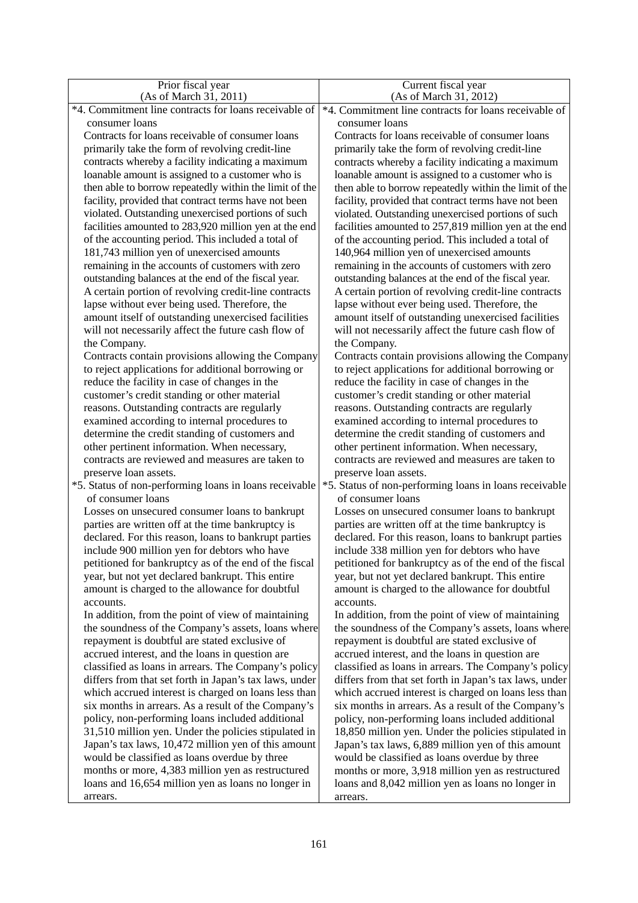| Prior fiscal year<br>(As of March 31, 2011) | Current fiscal year<br>(As of March 31, 2012) |
|---|---|
| *4. Commitment line contracts for loans receivable of consumer loans<br>Contracts for loans receivable of consumer loans primarily take the form of revolving credit-line contracts whereby a facility indicating a maximum loanable amount is assigned to a customer who is then able to borrow repeatedly within the limit of the facility, provided that contract terms have not been violated. Outstanding unexercised portions of such facilities amounted to 283,920 million yen at the end of the accounting period. This included a total of 181,743 million yen of unexercised amounts remaining in the accounts of customers with zero outstanding balances at the end of the fiscal year.<br>A certain portion of revolving credit-line contracts lapse without ever being used. Therefore, the amount itself of outstanding unexercised facilities will not necessarily affect the future cash flow of the Company.<br>Contracts contain provisions allowing the Company to reject applications for additional borrowing or reduce the facility in case of changes in the customer's credit standing or other material reasons. Outstanding contracts are regularly examined according to internal procedures to determine the credit standing of customers and other pertinent information. When necessary, contracts are reviewed and measures are taken to preserve loan assets. | *4. Commitment line contracts for loans receivable of consumer loans<br>Contracts for loans receivable of consumer loans primarily take the form of revolving credit-line contracts whereby a facility indicating a maximum loanable amount is assigned to a customer who is then able to borrow repeatedly within the limit of the facility, provided that contract terms have not been violated. Outstanding unexercised portions of such facilities amounted to 257,819 million yen at the end of the accounting period. This included a total of 140,964 million yen of unexercised amounts remaining in the accounts of customers with zero outstanding balances at the end of the fiscal year.<br>A certain portion of revolving credit-line contracts lapse without ever being used. Therefore, the amount itself of outstanding unexercised facilities will not necessarily affect the future cash flow of the Company.<br>Contracts contain provisions allowing the Company to reject applications for additional borrowing or reduce the facility in case of changes in the customer's credit standing or other material reasons. Outstanding contracts are regularly examined according to internal procedures to determine the credit standing of customers and other pertinent information. When necessary, contracts are reviewed and measures are taken to preserve loan assets. |
| *5. Status of non-performing loans in loans receivable of consumer loans<br>Losses on unsecured consumer loans to bankrupt parties are written off at the time bankruptcy is declared. For this reason, loans to bankrupt parties include 900 million yen for debtors who have petitioned for bankruptcy as of the end of the fiscal year, but not yet declared bankrupt. This entire amount is charged to the allowance for doubtful accounts.<br>In addition, from the point of view of maintaining the soundness of the Company's assets, loans where repayment is doubtful are stated exclusive of accrued interest, and the loans in question are classified as loans in arrears. The Company's policy differs from that set forth in Japan's tax laws, under which accrued interest is charged on loans less than six months in arrears. As a result of the Company's policy, non-performing loans included additional 31,510 million yen. Under the policies stipulated in Japan's tax laws, 10,472 million yen of this amount would be classified as loans overdue by three months or more, 4,383 million yen as restructured loans and 16,654 million yen as loans no longer in arrears. | *5. Status of non-performing loans in loans receivable of consumer loans<br>Losses on unsecured consumer loans to bankrupt parties are written off at the time bankruptcy is declared. For this reason, loans to bankrupt parties include 338 million yen for debtors who have petitioned for bankruptcy as of the end of the fiscal year, but not yet declared bankrupt. This entire amount is charged to the allowance for doubtful accounts.<br>In addition, from the point of view of maintaining the soundness of the Company's assets, loans where repayment is doubtful are stated exclusive of accrued interest, and the loans in question are classified as loans in arrears. The Company's policy differs from that set forth in Japan's tax laws, under which accrued interest is charged on loans less than six months in arrears. As a result of the Company's policy, non-performing loans included additional 18,850 million yen. Under the policies stipulated in Japan's tax laws, 6,889 million yen of this amount would be classified as loans overdue by three months or more, 3,918 million yen as restructured loans and 8,042 million yen as loans no longer in arrears. |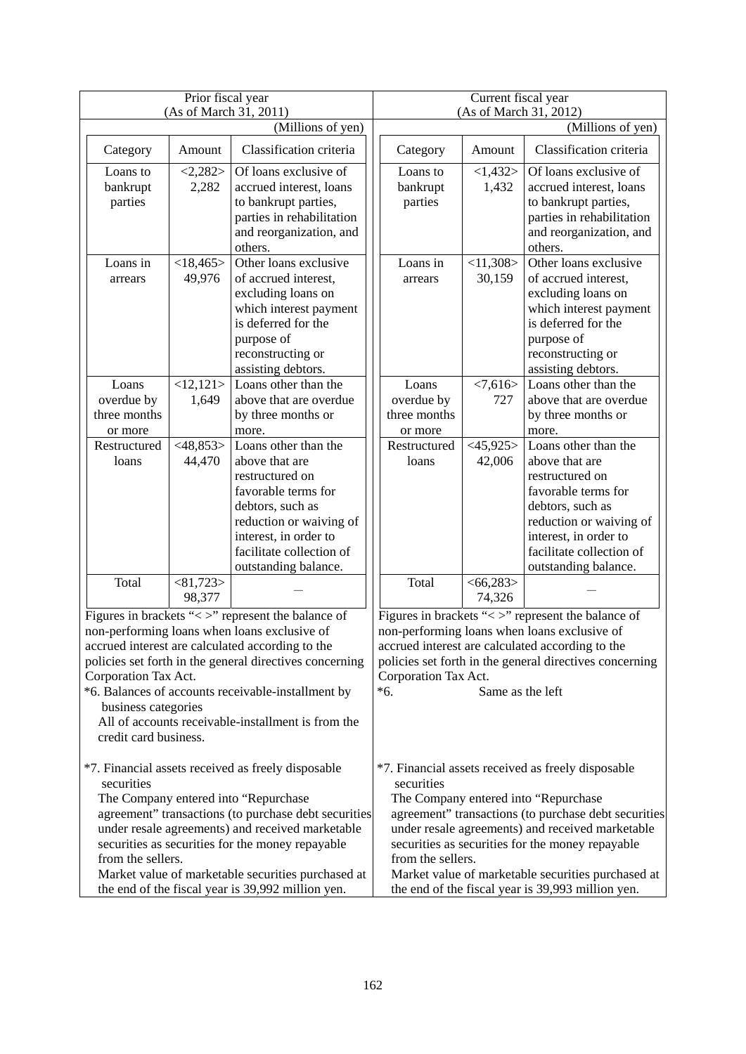| Prior fiscal year (As of March 31, 2011) | | Current fiscal year (As of March 31, 2012) |
|---|---|---|

**Prior fiscal year (As of March 31, 2011)**

(Millions of yen)

| Category | Amount | Classification criteria |
|---|---|---|
| Loans to bankrupt parties | <2,282> 2,282 | Of loans exclusive of accrued interest, loans to bankrupt parties, parties in rehabilitation and reorganization, and others. |
| Loans in arrears | <18,465> 49,976 | Other loans exclusive of accrued interest, excluding loans on which interest payment is deferred for the purpose of reconstructing or assisting debtors. |
| Loans overdue by three months or more | <12,121> 1,649 | Loans other than the above that are overdue by three months or more. |
| Restructured loans | <48,853> 44,470 | Loans other than the above that are restructured on favorable terms for debtors, such as reduction or waiving of interest, in order to facilitate collection of outstanding balance. |
| Total | <81,723> 98,377 | — |

Figures in brackets "< >" represent the balance of non-performing loans when loans exclusive of accrued interest are calculated according to the policies set forth in the general directives concerning Corporation Tax Act.

*6. Balances of accounts receivable-installment by business categories

All of accounts receivable-installment is from the credit card business.

*7. Financial assets received as freely disposable securities

The Company entered into "Repurchase agreement" transactions (to purchase debt securities under resale agreements) and received marketable securities as securities for the money repayable from the sellers.

Market value of marketable securities purchased at the end of the fiscal year is 39,992 million yen.

**Current fiscal year (As of March 31, 2012)**

(Millions of yen)

| Category | Amount | Classification criteria |
|---|---|---|
| Loans to bankrupt parties | <1,432> 1,432 | Of loans exclusive of accrued interest, loans to bankrupt parties, parties in rehabilitation and reorganization, and others. |
| Loans in arrears | <11,308> 30,159 | Other loans exclusive of accrued interest, excluding loans on which interest payment is deferred for the purpose of reconstructing or assisting debtors. |
| Loans overdue by three months or more | <7,616> 727 | Loans other than the above that are overdue by three months or more. |
| Restructured loans | <45,925> 42,006 | Loans other than the above that are restructured on favorable terms for debtors, such as reduction or waiving of interest, in order to facilitate collection of outstanding balance. |
| Total | <66,283> 74,326 | — |

Figures in brackets "< >" represent the balance of non-performing loans when loans exclusive of accrued interest are calculated according to the policies set forth in the general directives concerning Corporation Tax Act.

*6. Same as the left

*7. Financial assets received as freely disposable securities

The Company entered into "Repurchase agreement" transactions (to purchase debt securities under resale agreements) and received marketable securities as securities for the money repayable from the sellers.

Market value of marketable securities purchased at the end of the fiscal year is 39,993 million yen.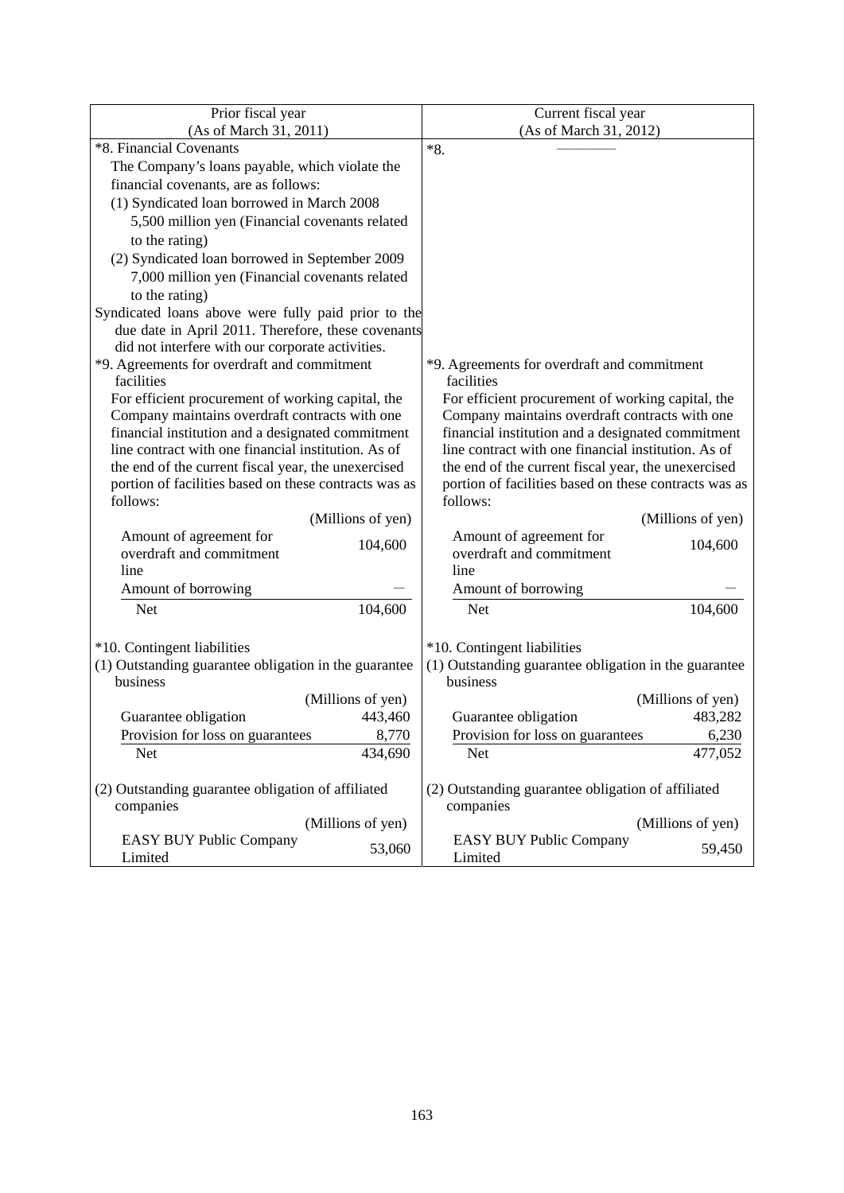| Prior fiscal year (As of March 31, 2011) | Current fiscal year (As of March 31, 2012) |
|---|---|
| *8. Financial Covenants<br>The Company's loans payable, which violate the financial covenants, are as follows:<br>(1) Syndicated loan borrowed in March 2008<br>5,500 million yen (Financial covenants related to the rating)<br>(2) Syndicated loan borrowed in September 2009<br>7,000 million yen (Financial covenants related to the rating)<br>Syndicated loans above were fully paid prior to the due date in April 2011. Therefore, these covenants did not interfere with our corporate activities. | *8. ———— |
| *9. Agreements for overdraft and commitment facilities<br>For efficient procurement of working capital, the Company maintains overdraft contracts with one financial institution and a designated commitment line contract with one financial institution. As of the end of the current fiscal year, the unexercised portion of facilities based on these contracts was as follows:<br>(Millions of yen)<br>Amount of agreement for overdraft and commitment line: 104,600<br>Amount of borrowing: —<br>Net: 104,600 | *9. Agreements for overdraft and commitment facilities<br>For efficient procurement of working capital, the Company maintains overdraft contracts with one financial institution and a designated commitment line contract with one financial institution. As of the end of the current fiscal year, the unexercised portion of facilities based on these contracts was as follows:<br>(Millions of yen)<br>Amount of agreement for overdraft and commitment line: 104,600<br>Amount of borrowing: —<br>Net: 104,600 |
| *10. Contingent liabilities<br>(1) Outstanding guarantee obligation in the guarantee business<br>(Millions of yen)<br>Guarantee obligation: 443,460<br>Provision for loss on guarantees: 8,770<br>Net: 434,690<br><br>(2) Outstanding guarantee obligation of affiliated companies<br>(Millions of yen)<br>EASY BUY Public Company Limited: 53,060 | *10. Contingent liabilities<br>(1) Outstanding guarantee obligation in the guarantee business<br>(Millions of yen)<br>Guarantee obligation: 483,282<br>Provision for loss on guarantees: 6,230<br>Net: 477,052<br><br>(2) Outstanding guarantee obligation of affiliated companies<br>(Millions of yen)<br>EASY BUY Public Company Limited: 59,450 |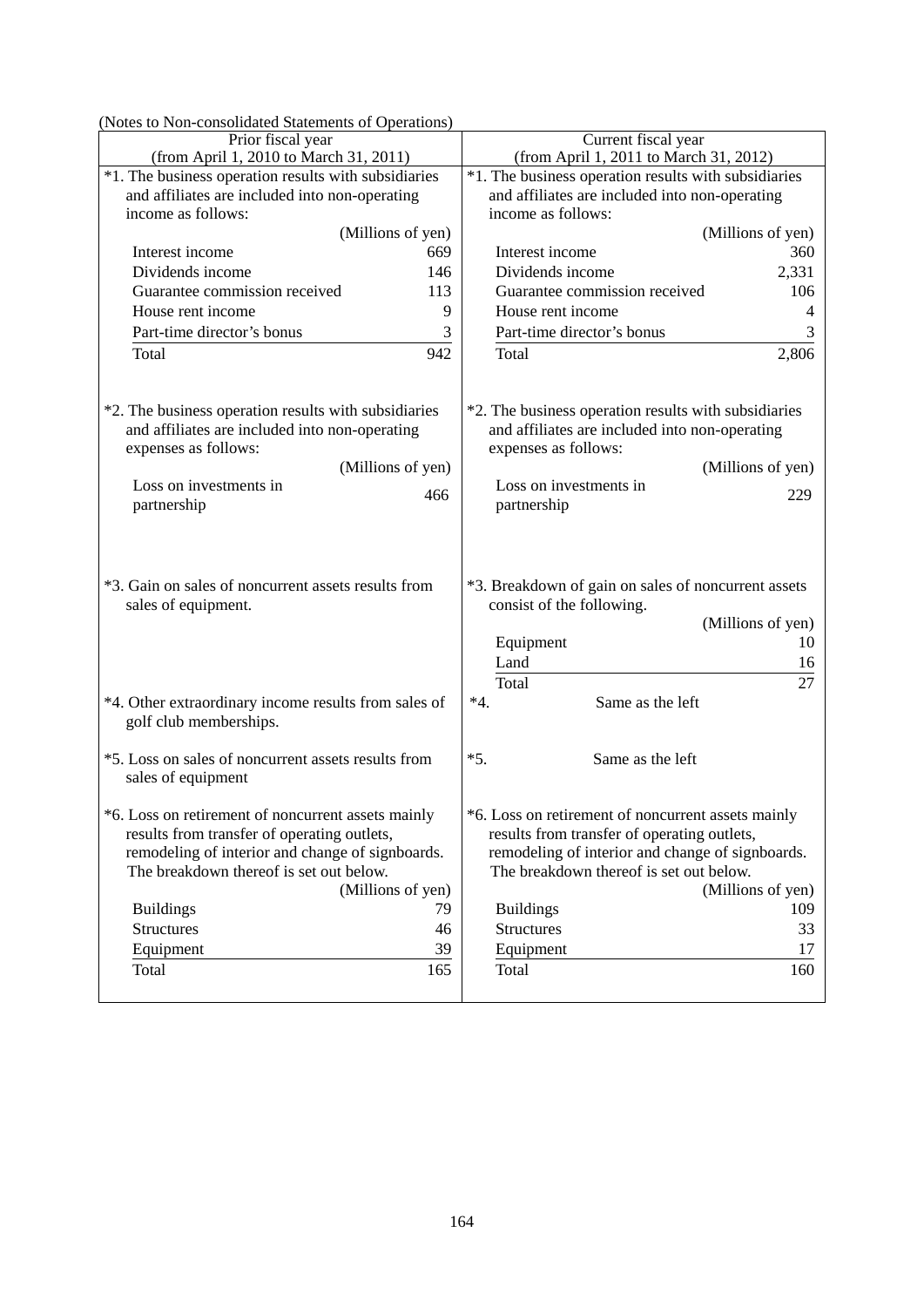(Notes to Non-consolidated Statements of Operations)

| Prior fiscal year (from April 1, 2010 to March 31, 2011) | | Current fiscal year (from April 1, 2011 to March 31, 2012) | |
|---|---|---|---|
| *1. The business operation results with subsidiaries and affiliates are included into non-operating income as follows: | | *1. The business operation results with subsidiaries and affiliates are included into non-operating income as follows: | |
| | (Millions of yen) | | (Millions of yen) |
| Interest income | 669 | Interest income | 360 |
| Dividends income | 146 | Dividends income | 2,331 |
| Guarantee commission received | 113 | Guarantee commission received | 106 |
| House rent income | 9 | House rent income | 4 |
| Part-time director's bonus | 3 | Part-time director's bonus | 3 |
| Total | 942 | Total | 2,806 |
| *2. The business operation results with subsidiaries and affiliates are included into non-operating expenses as follows: | | *2. The business operation results with subsidiaries and affiliates are included into non-operating expenses as follows: | |
| | (Millions of yen) | | (Millions of yen) |
| Loss on investments in partnership | 466 | Loss on investments in partnership | 229 |
| *3. Gain on sales of noncurrent assets results from sales of equipment. | | *3. Breakdown of gain on sales of noncurrent assets consist of the following. | |
| | | | (Millions of yen) |
| | | Equipment | 10 |
| | | Land | 16 |
| | | Total | 27 |
| *4. Other extraordinary income results from sales of golf club memberships. | | *4. Same as the left | |
| *5. Loss on sales of noncurrent assets results from sales of equipment | | *5. Same as the left | |
| *6. Loss on retirement of noncurrent assets mainly results from transfer of operating outlets, remodeling of interior and change of signboards. The breakdown thereof is set out below. | | *6. Loss on retirement of noncurrent assets mainly results from transfer of operating outlets, remodeling of interior and change of signboards. The breakdown thereof is set out below. | |
| | (Millions of yen) | | (Millions of yen) |
| Buildings | 79 | Buildings | 109 |
| Structures | 46 | Structures | 33 |
| Equipment | 39 | Equipment | 17 |
| Total | 165 | Total | 160 |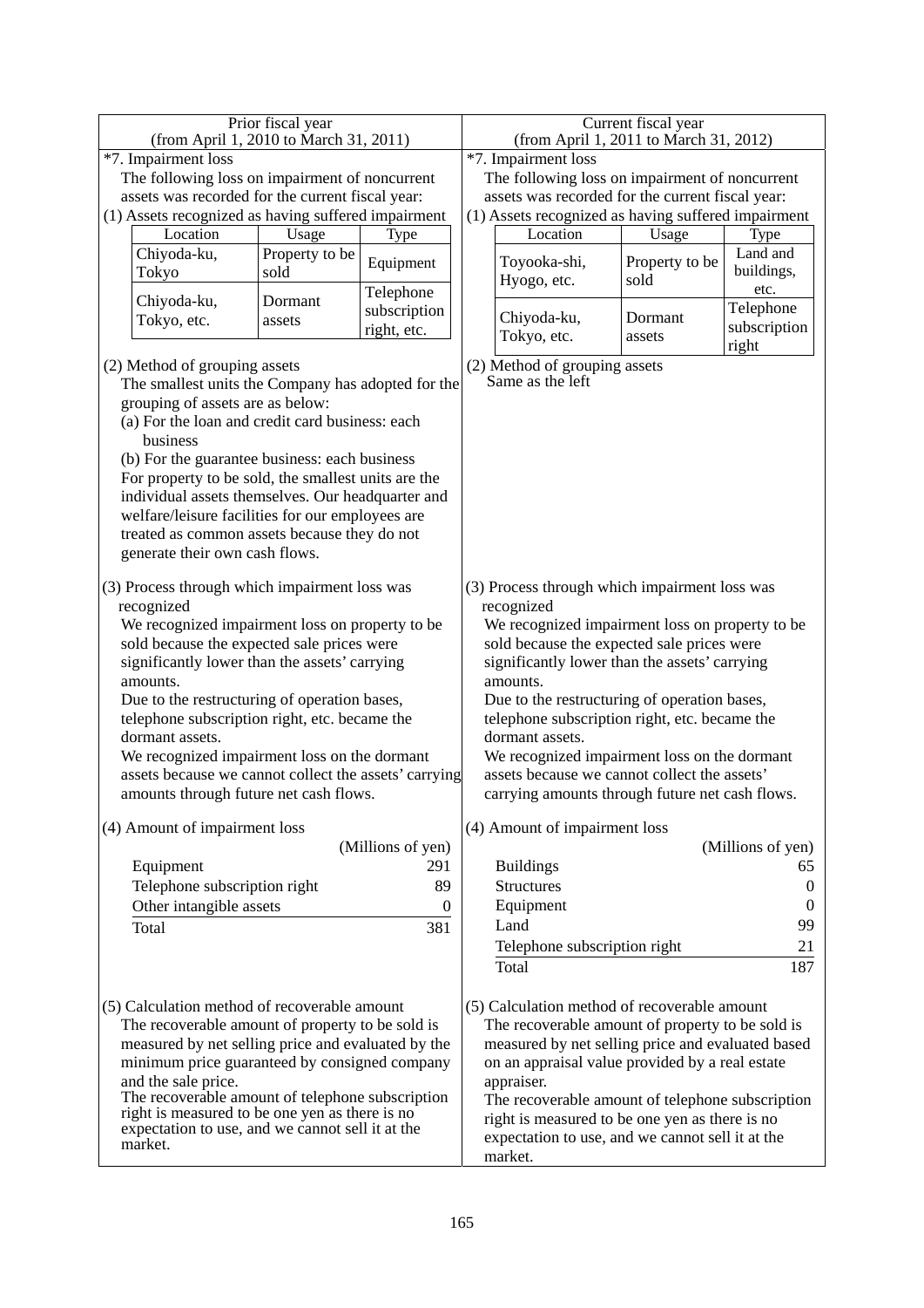| Prior fiscal year (from April 1, 2010 to March 31, 2011) | Current fiscal year (from April 1, 2011 to March 31, 2012) |
|---|---|
| *7. Impairment loss | *7. Impairment loss |

**Prior fiscal year (from April 1, 2010 to March 31, 2011)**

*7. Impairment loss

The following loss on impairment of noncurrent assets was recorded for the current fiscal year:

(1) Assets recognized as having suffered impairment

| Location | Usage | Type |
|---|---|---|
| Chiyoda-ku, Tokyo | Property to be sold | Equipment |
| Chiyoda-ku, Tokyo, etc. | Dormant assets | Telephone subscription right, etc. |

(2) Method of grouping assets

The smallest units the Company has adopted for the grouping of assets are as below:

(a) For the loan and credit card business: each business

(b) For the guarantee business: each business

For property to be sold, the smallest units are the individual assets themselves. Our headquarter and welfare/leisure facilities for our employees are treated as common assets because they do not generate their own cash flows.

(3) Process through which impairment loss was recognized

We recognized impairment loss on property to be sold because the expected sale prices were significantly lower than the assets' carrying amounts.

Due to the restructuring of operation bases, telephone subscription right, etc. became the dormant assets.

We recognized impairment loss on the dormant assets because we cannot collect the assets' carrying amounts through future net cash flows.

(4) Amount of impairment loss

| | (Millions of yen) |
|---|---|
| Equipment | 291 |
| Telephone subscription right | 89 |
| Other intangible assets | 0 |
| Total | 381 |

(5) Calculation method of recoverable amount

The recoverable amount of property to be sold is measured by net selling price and evaluated by the minimum price guaranteed by consigned company and the sale price.

The recoverable amount of telephone subscription right is measured to be one yen as there is no expectation to use, and we cannot sell it at the market.

**Current fiscal year (from April 1, 2011 to March 31, 2012)**

*7. Impairment loss

The following loss on impairment of noncurrent assets was recorded for the current fiscal year:

(1) Assets recognized as having suffered impairment

| Location | Usage | Type |
|---|---|---|
| Toyooka-shi, Hyogo, etc. | Property to be sold | Land and buildings, etc. |
| Chiyoda-ku, Tokyo, etc. | Dormant assets | Telephone subscription right |

(2) Method of grouping assets

Same as the left

(3) Process through which impairment loss was recognized

We recognized impairment loss on property to be sold because the expected sale prices were significantly lower than the assets' carrying amounts.

Due to the restructuring of operation bases, telephone subscription right, etc. became the dormant assets.

We recognized impairment loss on the dormant assets because we cannot collect the assets' carrying amounts through future net cash flows.

(4) Amount of impairment loss

| | (Millions of yen) |
|---|---|
| Buildings | 65 |
| Structures | 0 |
| Equipment | 0 |
| Land | 99 |
| Telephone subscription right | 21 |
| Total | 187 |

(5) Calculation method of recoverable amount

The recoverable amount of property to be sold is measured by net selling price and evaluated based on an appraisal value provided by a real estate appraiser.

The recoverable amount of telephone subscription right is measured to be one yen as there is no expectation to use, and we cannot sell it at the market.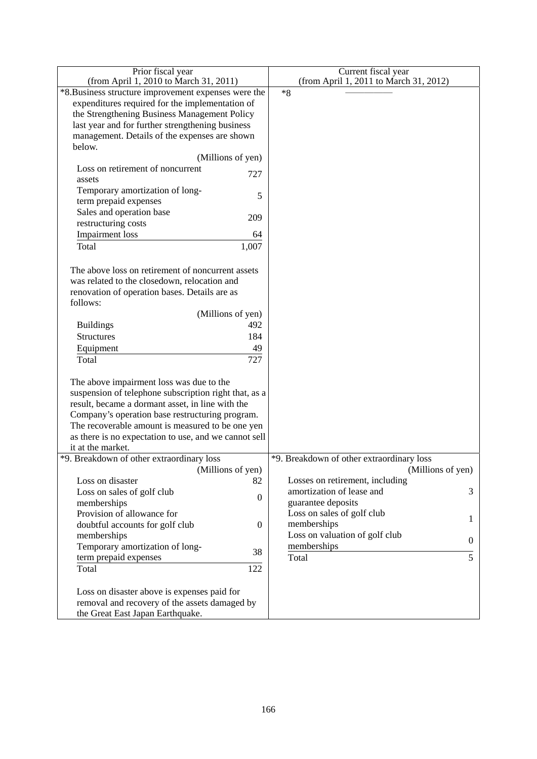| Prior fiscal year (from April 1, 2010 to March 31, 2011) | Current fiscal year (from April 1, 2011 to March 31, 2012) |
| --- | --- |
| *8.Business structure improvement expenses were the expenditures required for the implementation of the Strengthening Business Management Policy last year and for further strengthening business management. Details of the expenses are shown below.<br><br>(Millions of yen)<br>Loss on retirement of noncurrent assets 727<br>Temporary amortization of long-term prepaid expenses 5<br>Sales and operation base restructuring costs 209<br>Impairment loss 64<br>Total 1,007<br><br>The above loss on retirement of noncurrent assets was related to the closedown, relocation and renovation of operation bases. Details are as follows:<br><br>(Millions of yen)<br>Buildings 492<br>Structures 184<br>Equipment 49<br>Total 727<br><br>The above impairment loss was due to the suspension of telephone subscription right that, as a result, became a dormant asset, in line with the Company's operation base restructuring program. The recoverable amount is measured to be one yen as there is no expectation to use, and we cannot sell it at the market. | *8 ―――――― |
| *9. Breakdown of other extraordinary loss<br><br>(Millions of yen)<br>Loss on disaster 82<br>Loss on sales of golf club memberships 0<br>Provision of allowance for doubtful accounts for golf club memberships 0<br>Temporary amortization of long-term prepaid expenses 38<br>Total 122<br><br>Loss on disaster above is expenses paid for removal and recovery of the assets damaged by the Great East Japan Earthquake. | *9. Breakdown of other extraordinary loss<br><br>(Millions of yen)<br>Losses on retirement, including amortization of lease and guarantee deposits 3<br>Loss on sales of golf club memberships 1<br>Loss on valuation of golf club memberships 0<br>Total 5 |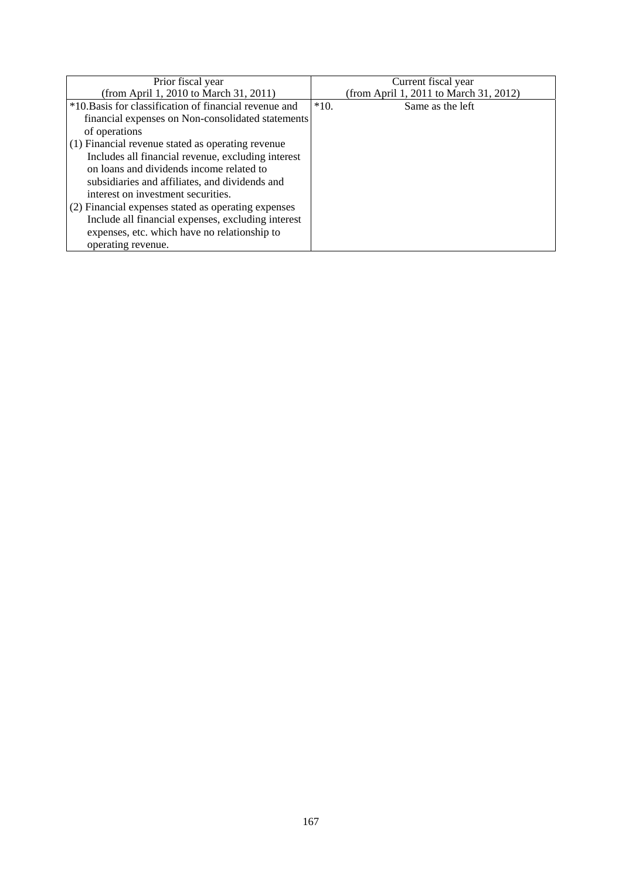| Prior fiscal year<br>(from April 1, 2010 to March 31, 2011) | Current fiscal year<br>(from April 1, 2011 to March 31, 2012) |
|---|---|
| *10.Basis for classification of financial revenue and financial expenses on Non-consolidated statements of operations<br>(1) Financial revenue stated as operating revenue<br>Includes all financial revenue, excluding interest on loans and dividends income related to subsidiaries and affiliates, and dividends and interest on investment securities.<br>(2) Financial expenses stated as operating expenses<br>Include all financial expenses, excluding interest expenses, etc. which have no relationship to operating revenue. | *10. Same as the left |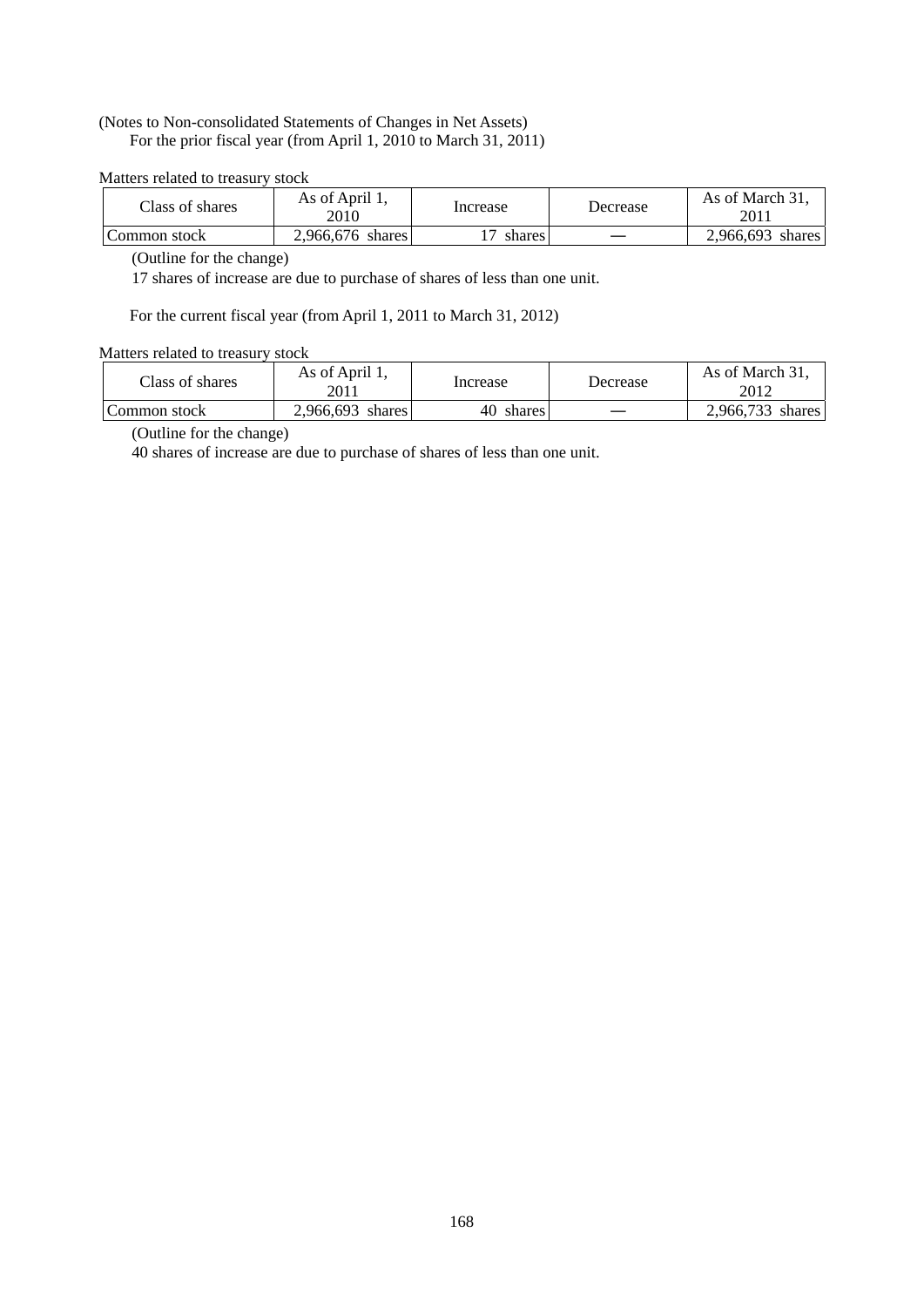(Notes to Non-consolidated Statements of Changes in Net Assets)

For the prior fiscal year (from April 1, 2010 to March 31, 2011)

Matters related to treasury stock

| Class of shares | As of April 1, 2010 | Increase | Decrease | As of March 31, 2011 |
|---|---|---|---|---|
| Common stock | 2,966,676 shares | 17 shares | — | 2,966,693 shares |

(Outline for the change)

17 shares of increase are due to purchase of shares of less than one unit.

For the current fiscal year (from April 1, 2011 to March 31, 2012)

Matters related to treasury stock

| Class of shares | As of April 1, 2011 | Increase | Decrease | As of March 31, 2012 |
|---|---|---|---|---|
| Common stock | 2,966,693 shares | 40 shares | — | 2,966,733 shares |

(Outline for the change)

40 shares of increase are due to purchase of shares of less than one unit.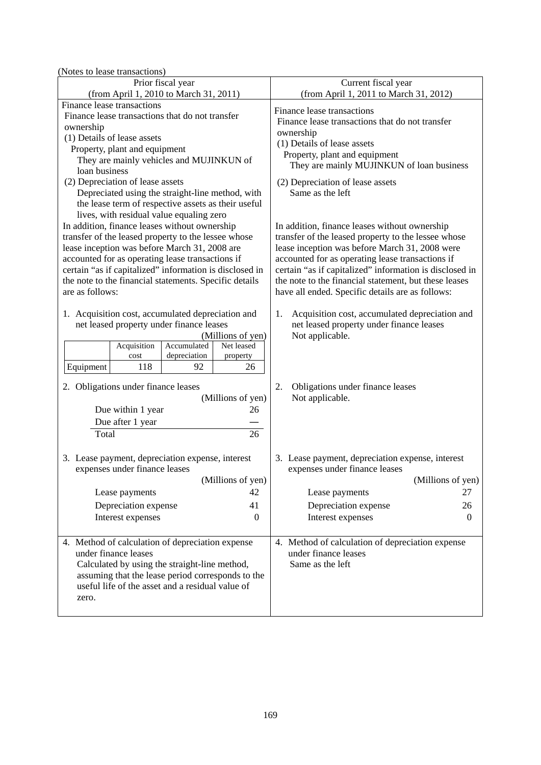(Notes to lease transactions)

| Prior fiscal year (from April 1, 2010 to March 31, 2011) | Current fiscal year (from April 1, 2011 to March 31, 2012) |
|---|---|
| Finance lease transactions<br>Finance lease transactions that do not transfer ownership<br>(1) Details of lease assets<br>Property, plant and equipment<br>They are mainly vehicles and MUJINKUN of loan business<br>(2) Depreciation of lease assets<br>Depreciated using the straight-line method, with the lease term of respective assets as their useful lives, with residual value equaling zero<br>In addition, finance leases without ownership transfer of the leased property to the lessee whose lease inception was before March 31, 2008 are accounted for as operating lease transactions if certain "as if capitalized" information is disclosed in the note to the financial statements. Specific details are as follows: | Finance lease transactions<br>Finance lease transactions that do not transfer ownership<br>(1) Details of lease assets<br>Property, plant and equipment<br>They are mainly MUJINKUN of loan business<br>(2) Depreciation of lease assets<br>Same as the left<br>In addition, finance leases without ownership transfer of the leased property to the lessee whose lease inception was before March 31, 2008 were accounted for as operating lease transactions if certain "as if capitalized" information is disclosed in the note to the financial statement, but these leases have all ended. Specific details are as follows: |
| 1. Acquisition cost, accumulated depreciation and net leased property under finance leases<br>(Millions of yen)<br>Equipment: Acquisition cost 118; Accumulated depreciation 92; Net leased property 26 | 1. Acquisition cost, accumulated depreciation and net leased property under finance leases<br>Not applicable. |
| 2. Obligations under finance leases<br>(Millions of yen)<br>Due within 1 year 26<br>Due after 1 year —<br>Total 26 | 2. Obligations under finance leases<br>Not applicable. |
| 3. Lease payment, depreciation expense, interest expenses under finance leases<br>(Millions of yen)<br>Lease payments 42<br>Depreciation expense 41<br>Interest expenses 0 | 3. Lease payment, depreciation expense, interest expenses under finance leases<br>(Millions of yen)<br>Lease payments 27<br>Depreciation expense 26<br>Interest expenses 0 |
| 4. Method of calculation of depreciation expense under finance leases<br>Calculated by using the straight-line method, assuming that the lease period corresponds to the useful life of the asset and a residual value of zero. | 4. Method of calculation of depreciation expense under finance leases<br>Same as the left |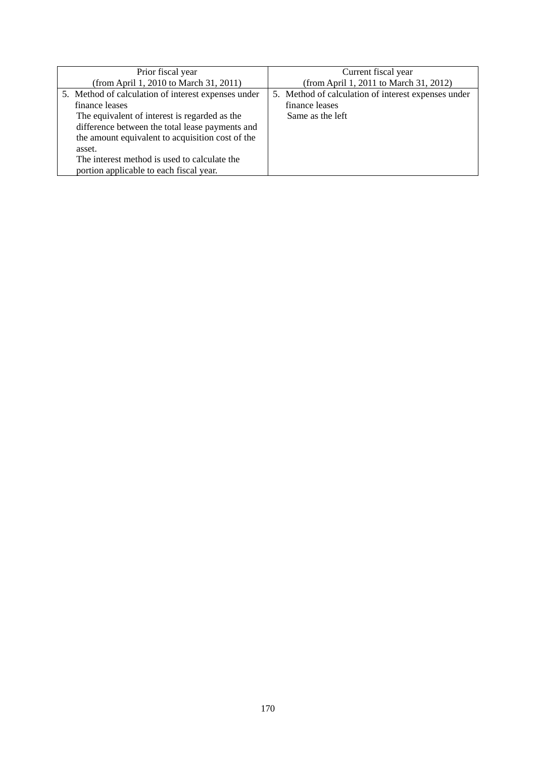| Prior fiscal year<br>(from April 1, 2010 to March 31, 2011) | Current fiscal year<br>(from April 1, 2011 to March 31, 2012) |
|---|---|
| 5. Method of calculation of interest expenses under finance leases<br>The equivalent of interest is regarded as the difference between the total lease payments and the amount equivalent to acquisition cost of the asset.<br>The interest method is used to calculate the portion applicable to each fiscal year. | 5. Method of calculation of interest expenses under finance leases<br>Same as the left |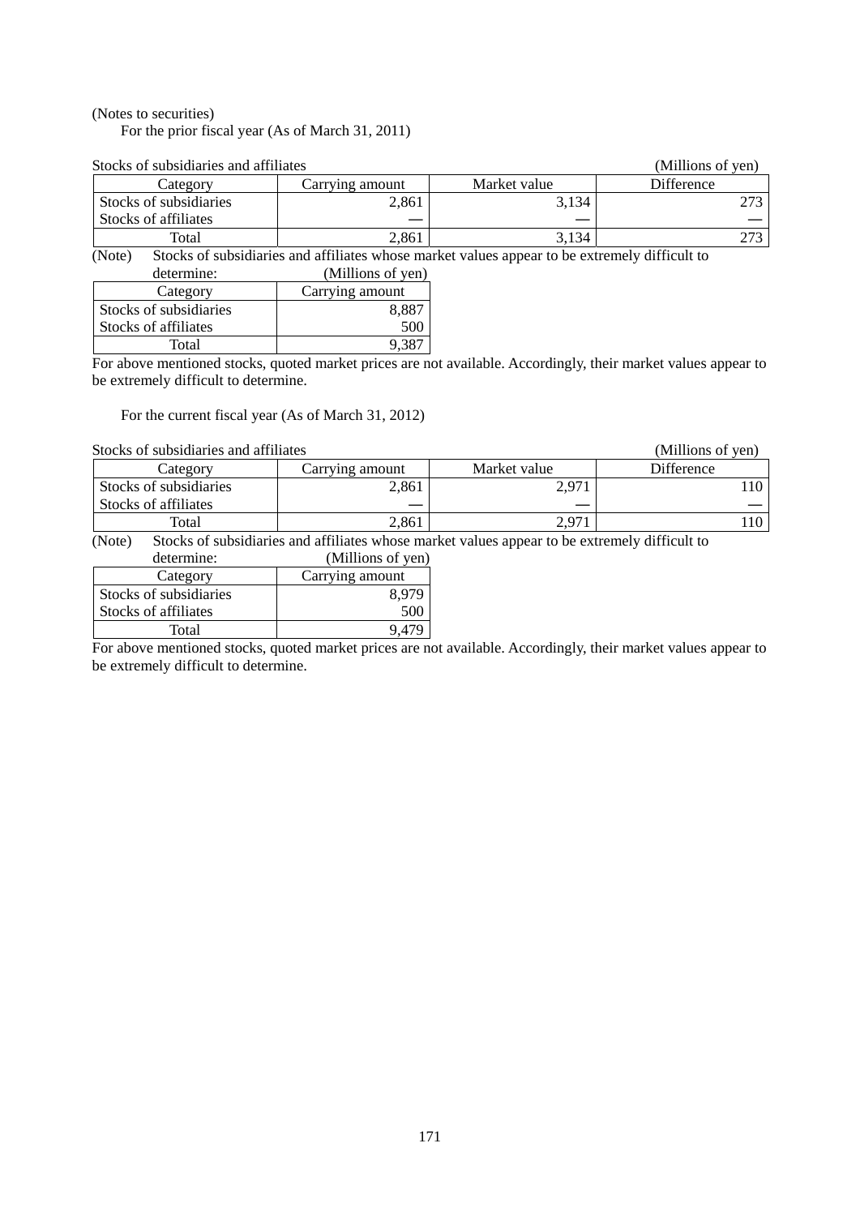(Notes to securities)

For the prior fiscal year (As of March 31, 2011)

Stocks of subsidiaries and affiliates (Millions of yen)

| Category | Carrying amount | Market value | Difference |
|---|---|---|---|
| Stocks of subsidiaries | 2,861 | 3,134 | 273 |
| Stocks of affiliates | — | — | — |
| Total | 2,861 | 3,134 | 273 |

(Note) Stocks of subsidiaries and affiliates whose market values appear to be extremely difficult to determine: (Millions of yen)

| Category | Carrying amount |
|---|---|
| Stocks of subsidiaries | 8,887 |
| Stocks of affiliates | 500 |
| Total | 9,387 |

For above mentioned stocks, quoted market prices are not available. Accordingly, their market values appear to be extremely difficult to determine.

For the current fiscal year (As of March 31, 2012)

Stocks of subsidiaries and affiliates (Millions of yen)

| Category | Carrying amount | Market value | Difference |
|---|---|---|---|
| Stocks of subsidiaries | 2,861 | 2,971 | 110 |
| Stocks of affiliates | — | — | — |
| Total | 2,861 | 2,971 | 110 |

(Note) Stocks of subsidiaries and affiliates whose market values appear to be extremely difficult to determine: (Millions of yen)

| Category | Carrying amount |
|---|---|
| Stocks of subsidiaries | 8,979 |
| Stocks of affiliates | 500 |
| Total | 9,479 |

For above mentioned stocks, quoted market prices are not available. Accordingly, their market values appear to be extremely difficult to determine.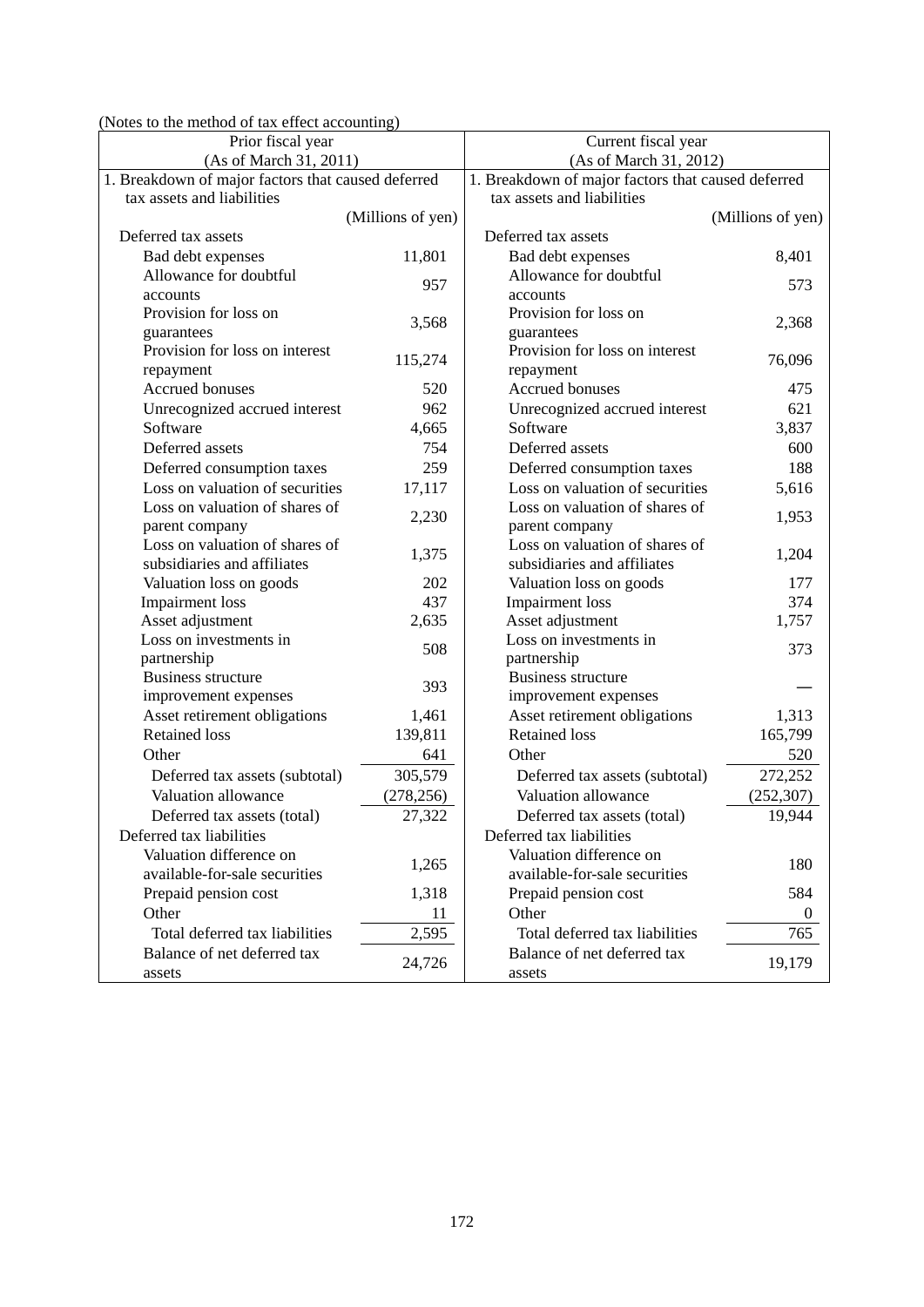(Notes to the method of tax effect accounting)

| Prior fiscal year (As of March 31, 2011) | | Current fiscal year (As of March 31, 2012) | |
|---|---|---|---|
| 1. Breakdown of major factors that caused deferred tax assets and liabilities | | 1. Breakdown of major factors that caused deferred tax assets and liabilities | |
| | (Millions of yen) | | (Millions of yen) |
| Deferred tax assets | | Deferred tax assets | |
| Bad debt expenses | 11,801 | Bad debt expenses | 8,401 |
| Allowance for doubtful accounts | 957 | Allowance for doubtful accounts | 573 |
| Provision for loss on guarantees | 3,568 | Provision for loss on guarantees | 2,368 |
| Provision for loss on interest repayment | 115,274 | Provision for loss on interest repayment | 76,096 |
| Accrued bonuses | 520 | Accrued bonuses | 475 |
| Unrecognized accrued interest | 962 | Unrecognized accrued interest | 621 |
| Software | 4,665 | Software | 3,837 |
| Deferred assets | 754 | Deferred assets | 600 |
| Deferred consumption taxes | 259 | Deferred consumption taxes | 188 |
| Loss on valuation of securities | 17,117 | Loss on valuation of securities | 5,616 |
| Loss on valuation of shares of parent company | 2,230 | Loss on valuation of shares of parent company | 1,953 |
| Loss on valuation of shares of subsidiaries and affiliates | 1,375 | Loss on valuation of shares of subsidiaries and affiliates | 1,204 |
| Valuation loss on goods | 202 | Valuation loss on goods | 177 |
| Impairment loss | 437 | Impairment loss | 374 |
| Asset adjustment | 2,635 | Asset adjustment | 1,757 |
| Loss on investments in partnership | 508 | Loss on investments in partnership | 373 |
| Business structure improvement expenses | 393 | Business structure improvement expenses | — |
| Asset retirement obligations | 1,461 | Asset retirement obligations | 1,313 |
| Retained loss | 139,811 | Retained loss | 165,799 |
| Other | 641 | Other | 520 |
| Deferred tax assets (subtotal) | 305,579 | Deferred tax assets (subtotal) | 272,252 |
| Valuation allowance | (278,256) | Valuation allowance | (252,307) |
| Deferred tax assets (total) | 27,322 | Deferred tax assets (total) | 19,944 |
| Deferred tax liabilities | | Deferred tax liabilities | |
| Valuation difference on available-for-sale securities | 1,265 | Valuation difference on available-for-sale securities | 180 |
| Prepaid pension cost | 1,318 | Prepaid pension cost | 584 |
| Other | 11 | Other | 0 |
| Total deferred tax liabilities | 2,595 | Total deferred tax liabilities | 765 |
| Balance of net deferred tax assets | 24,726 | Balance of net deferred tax assets | 19,179 |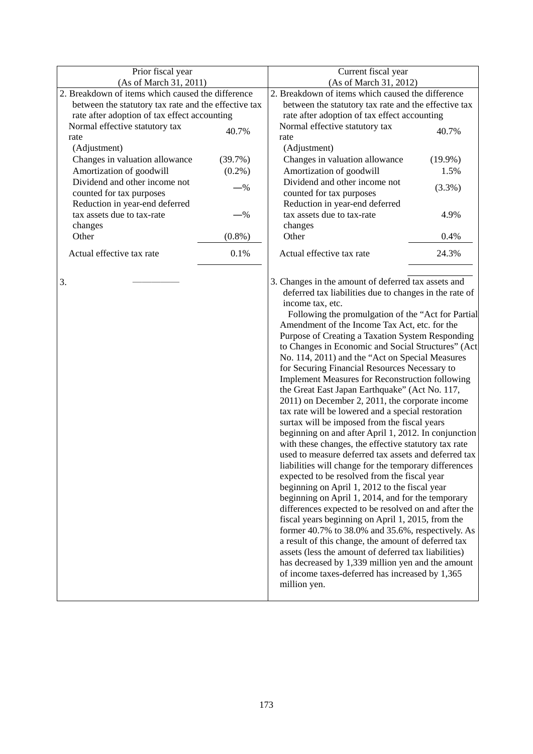| Prior fiscal year (As of March 31, 2011) | | Current fiscal year (As of March 31, 2012) | |
|---|---|---|---|
| 2. Breakdown of items which caused the difference between the statutory tax rate and the effective tax rate after adoption of tax effect accounting | | 2. Breakdown of items which caused the difference between the statutory tax rate and the effective tax rate after adoption of tax effect accounting | |
| Normal effective statutory tax rate | 40.7% | Normal effective statutory tax rate | 40.7% |
| (Adjustment) | | (Adjustment) | |
| Changes in valuation allowance | (39.7%) | Changes in valuation allowance | (19.9%) |
| Amortization of goodwill | (0.2%) | Amortization of goodwill | 1.5% |
| Dividend and other income not counted for tax purposes | —% | Dividend and other income not counted for tax purposes | (3.3%) |
| Reduction in year-end deferred tax assets due to tax-rate changes | —% | Reduction in year-end deferred tax assets due to tax-rate changes | 4.9% |
| Other | (0.8%) | Other | 0.4% |
| Actual effective tax rate | 0.1% | Actual effective tax rate | 24.3% |
| 3. ―――――― | | 3. Changes in the amount of deferred tax assets and deferred tax liabilities due to changes in the rate of income tax, etc.<br>Following the promulgation of the "Act for Partial Amendment of the Income Tax Act, etc. for the Purpose of Creating a Taxation System Responding to Changes in Economic and Social Structures" (Act No. 114, 2011) and the "Act on Special Measures for Securing Financial Resources Necessary to Implement Measures for Reconstruction following the Great East Japan Earthquake" (Act No. 117, 2011) on December 2, 2011, the corporate income tax rate will be lowered and a special restoration surtax will be imposed from the fiscal years beginning on and after April 1, 2012. In conjunction with these changes, the effective statutory tax rate used to measure deferred tax assets and deferred tax liabilities will change for the temporary differences expected to be resolved from the fiscal year beginning on April 1, 2012 to the fiscal year beginning on April 1, 2014, and for the temporary differences expected to be resolved on and after the fiscal years beginning on April 1, 2015, from the former 40.7% to 38.0% and 35.6%, respectively. As a result of this change, the amount of deferred tax assets (less the amount of deferred tax liabilities) has decreased by 1,339 million yen and the amount of income taxes-deferred has increased by 1,365 million yen. | |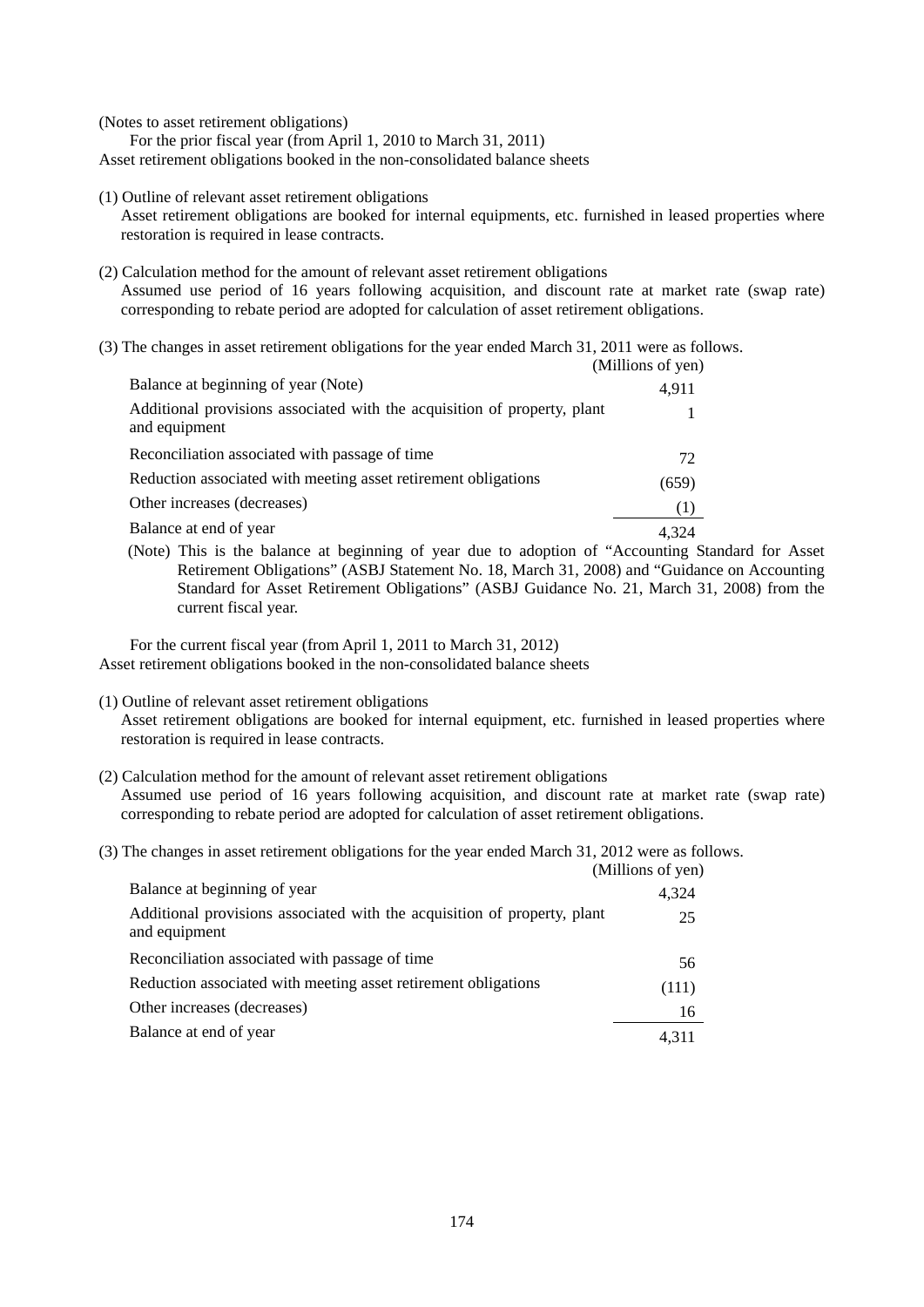(Notes to asset retirement obligations)

For the prior fiscal year (from April 1, 2010 to March 31, 2011)

Asset retirement obligations booked in the non-consolidated balance sheets

(1) Outline of relevant asset retirement obligations

Asset retirement obligations are booked for internal equipments, etc. furnished in leased properties where restoration is required in lease contracts.

(2) Calculation method for the amount of relevant asset retirement obligations

Assumed use period of 16 years following acquisition, and discount rate at market rate (swap rate) corresponding to rebate period are adopted for calculation of asset retirement obligations.

(3) The changes in asset retirement obligations for the year ended March 31, 2011 were as follows.

| | (Millions of yen) |
|---|---|
| Balance at beginning of year (Note) | 4,911 |
| Additional provisions associated with the acquisition of property, plant and equipment | 1 |
| Reconciliation associated with passage of time | 72 |
| Reduction associated with meeting asset retirement obligations | (659) |
| Other increases (decreases) | (1) |
| Balance at end of year | 4,324 |

(Note) This is the balance at beginning of year due to adoption of "Accounting Standard for Asset Retirement Obligations" (ASBJ Statement No. 18, March 31, 2008) and "Guidance on Accounting Standard for Asset Retirement Obligations" (ASBJ Guidance No. 21, March 31, 2008) from the current fiscal year.

For the current fiscal year (from April 1, 2011 to March 31, 2012)

Asset retirement obligations booked in the non-consolidated balance sheets

(1) Outline of relevant asset retirement obligations

Asset retirement obligations are booked for internal equipment, etc. furnished in leased properties where restoration is required in lease contracts.

(2) Calculation method for the amount of relevant asset retirement obligations

Assumed use period of 16 years following acquisition, and discount rate at market rate (swap rate) corresponding to rebate period are adopted for calculation of asset retirement obligations.

(3) The changes in asset retirement obligations for the year ended March 31, 2012 were as follows.

| | (Millions of yen) |
|---|---|
| Balance at beginning of year | 4,324 |
| Additional provisions associated with the acquisition of property, plant and equipment | 25 |
| Reconciliation associated with passage of time | 56 |
| Reduction associated with meeting asset retirement obligations | (111) |
| Other increases (decreases) | 16 |
| Balance at end of year | 4,311 |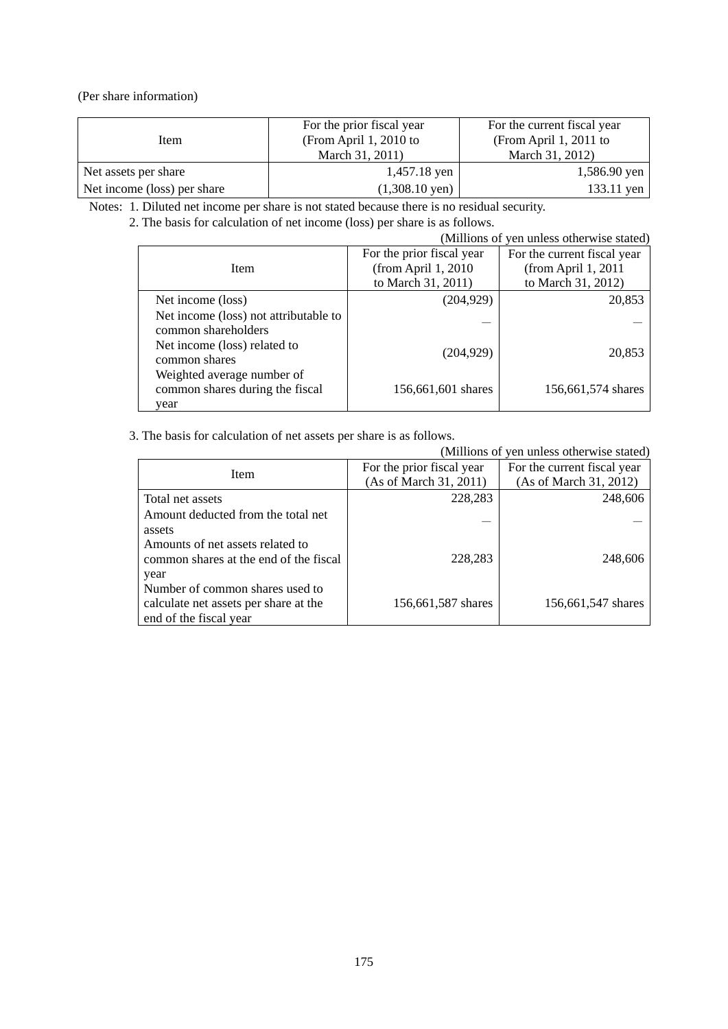(Per share information)

| Item | For the prior fiscal year (From April 1, 2010 to March 31, 2011) | For the current fiscal year (From April 1, 2011 to March 31, 2012) |
|---|---|---|
| Net assets per share | 1,457.18 yen | 1,586.90 yen |
| Net income (loss) per share | (1,308.10 yen) | 133.11 yen |

Notes: 1. Diluted net income per share is not stated because there is no residual security.

2. The basis for calculation of net income (loss) per share is as follows.

(Millions of yen unless otherwise stated)

| Item | For the prior fiscal year (from April 1, 2010 to March 31, 2011) | For the current fiscal year (from April 1, 2011 to March 31, 2012) |
|---|---|---|
| Net income (loss) | (204,929) | 20,853 |
| Net income (loss) not attributable to common shareholders | — | — |
| Net income (loss) related to common shares | (204,929) | 20,853 |
| Weighted average number of common shares during the fiscal year | 156,661,601 shares | 156,661,574 shares |

3. The basis for calculation of net assets per share is as follows.

(Millions of yen unless otherwise stated)

| Item | For the prior fiscal year (As of March 31, 2011) | For the current fiscal year (As of March 31, 2012) |
|---|---|---|
| Total net assets | 228,283 | 248,606 |
| Amount deducted from the total net assets | — | — |
| Amounts of net assets related to common shares at the end of the fiscal year | 228,283 | 248,606 |
| Number of common shares used to calculate net assets per share at the end of the fiscal year | 156,661,587 shares | 156,661,547 shares |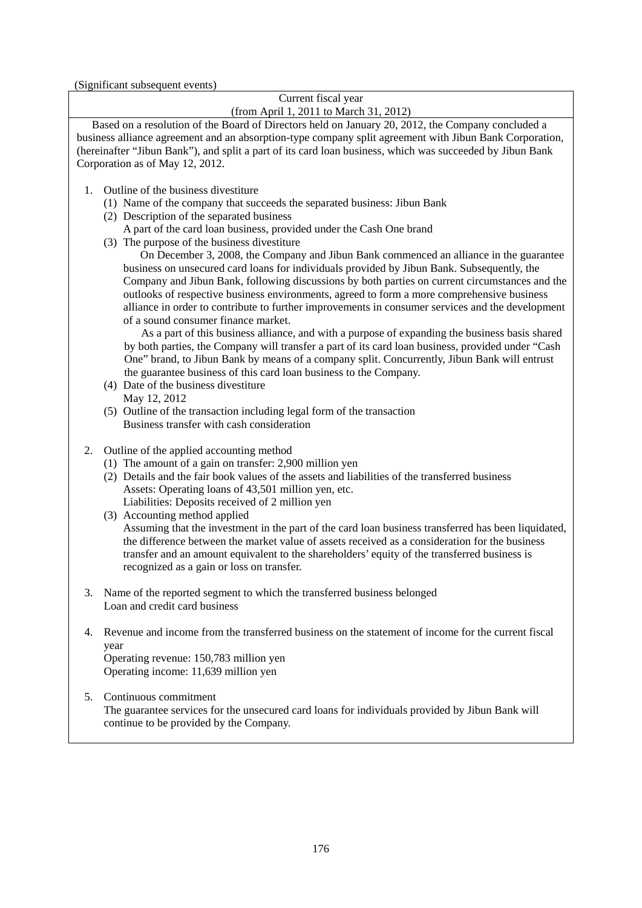(Significant subsequent events)

| Current fiscal year (from April 1, 2011 to March 31, 2012) |
|---|

Based on a resolution of the Board of Directors held on January 20, 2012, the Company concluded a business alliance agreement and an absorption-type company split agreement with Jibun Bank Corporation, (hereinafter “Jibun Bank”), and split a part of its card loan business, which was succeeded by Jibun Bank Corporation as of May 12, 2012.

1. Outline of the business divestiture
   (1) Name of the company that succeeds the separated business: Jibun Bank
   (2) Description of the separated business
   A part of the card loan business, provided under the Cash One brand
   (3) The purpose of the business divestiture
   On December 3, 2008, the Company and Jibun Bank commenced an alliance in the guarantee business on unsecured card loans for individuals provided by Jibun Bank. Subsequently, the Company and Jibun Bank, following discussions by both parties on current circumstances and the outlooks of respective business environments, agreed to form a more comprehensive business alliance in order to contribute to further improvements in consumer services and the development of a sound consumer finance market.
   As a part of this business alliance, and with a purpose of expanding the business basis shared by both parties, the Company will transfer a part of its card loan business, provided under “Cash One” brand, to Jibun Bank by means of a company split. Concurrently, Jibun Bank will entrust the guarantee business of this card loan business to the Company.
   (4) Date of the business divestiture
   May 12, 2012
   (5) Outline of the transaction including legal form of the transaction
   Business transfer with cash consideration

2. Outline of the applied accounting method
   (1) The amount of a gain on transfer: 2,900 million yen
   (2) Details and the fair book values of the assets and liabilities of the transferred business
   Assets: Operating loans of 43,501 million yen, etc.
   Liabilities: Deposits received of 2 million yen
   (3) Accounting method applied
   Assuming that the investment in the part of the card loan business transferred has been liquidated, the difference between the market value of assets received as a consideration for the business transfer and an amount equivalent to the shareholders’ equity of the transferred business is recognized as a gain or loss on transfer.

3. Name of the reported segment to which the transferred business belonged
   Loan and credit card business

4. Revenue and income from the transferred business on the statement of income for the current fiscal year
   Operating revenue: 150,783 million yen
   Operating income: 11,639 million yen

5. Continuous commitment
   The guarantee services for the unsecured card loans for individuals provided by Jibun Bank will continue to be provided by the Company.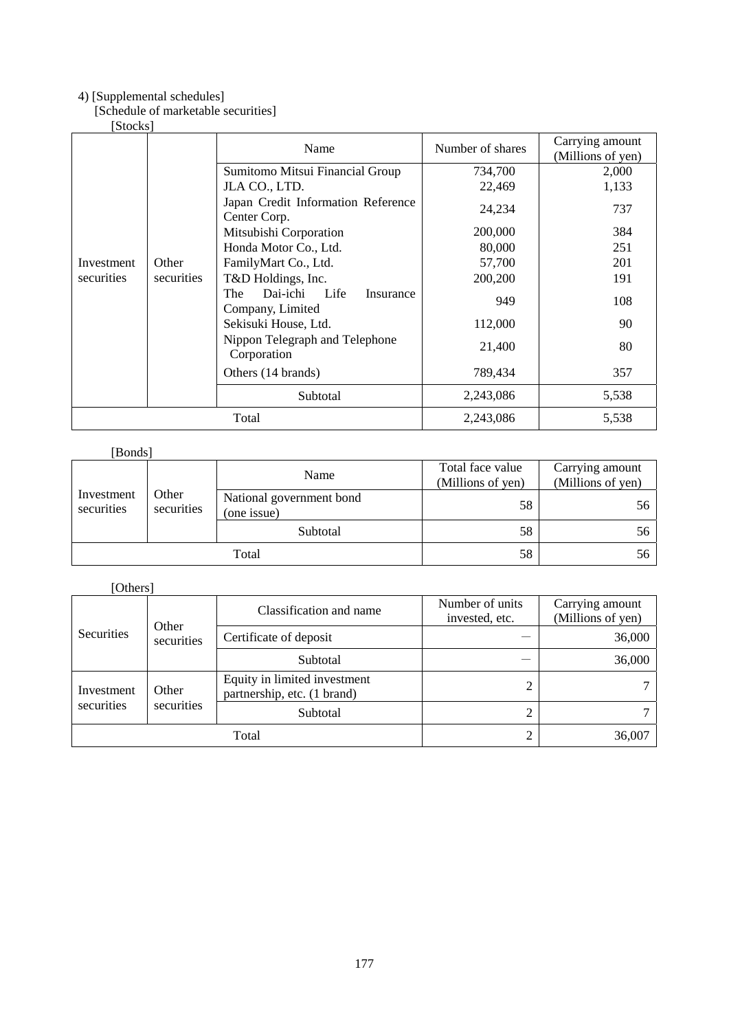4) [Supplemental schedules]

[Schedule of marketable securities]

[Stocks]

| | | Name | Number of shares | Carrying amount (Millions of yen) |
|---|---|---|---|---|
| Investment securities | Other securities | Sumitomo Mitsui Financial Group | 734,700 | 2,000 |
| | | JLA CO., LTD. | 22,469 | 1,133 |
| | | Japan Credit Information Reference Center Corp. | 24,234 | 737 |
| | | Mitsubishi Corporation | 200,000 | 384 |
| | | Honda Motor Co., Ltd. | 80,000 | 251 |
| | | FamilyMart Co., Ltd. | 57,700 | 201 |
| | | T&D Holdings, Inc. | 200,200 | 191 |
| | | The Dai-ichi Life Insurance Company, Limited | 949 | 108 |
| | | Sekisuki House, Ltd. | 112,000 | 90 |
| | | Nippon Telegraph and Telephone Corporation | 21,400 | 80 |
| | | Others (14 brands) | 789,434 | 357 |
| | | Subtotal | 2,243,086 | 5,538 |
| Total | | | 2,243,086 | 5,538 |

[Bonds]

| | | Name | Total face value (Millions of yen) | Carrying amount (Millions of yen) |
|---|---|---|---|---|
| Investment securities | Other securities | National government bond (one issue) | 58 | 56 |
| | | Subtotal | 58 | 56 |
| Total | | | 58 | 56 |

[Others]

| | | Classification and name | Number of units invested, etc. | Carrying amount (Millions of yen) |
|---|---|---|---|---|
| Securities | Other securities | Certificate of deposit | — | 36,000 |
| | | Subtotal | — | 36,000 |
| Investment securities | Other securities | Equity in limited investment partnership, etc. (1 brand) | 2 | 7 |
| | | Subtotal | 2 | 7 |
| Total | | | 2 | 36,007 |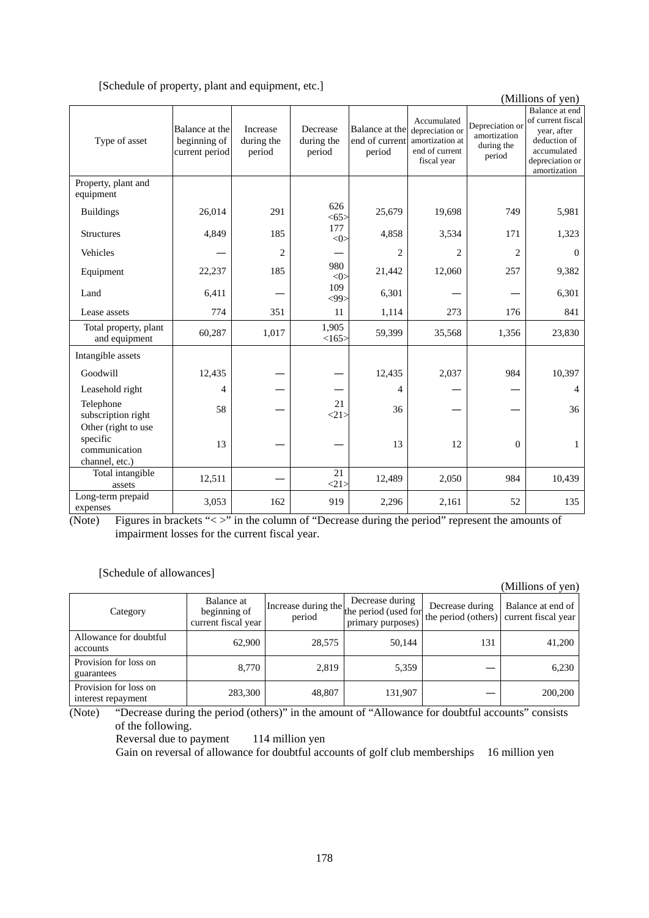[Schedule of property, plant and equipment, etc.]

(Millions of yen)

| Type of asset | Balance at the beginning of current period | Increase during the period | Decrease during the period | Balance at the end of current period | Accumulated depreciation or amortization at end of current fiscal year | Depreciation or amortization during the period | Balance at end of current fiscal year, after deduction of accumulated depreciation or amortization |
|---|---|---|---|---|---|---|---|
| Property, plant and equipment | | | | | | | |
| Buildings | 26,014 | 291 | 626 <65> | 25,679 | 19,698 | 749 | 5,981 |
| Structures | 4,849 | 185 | 177 <0> | 4,858 | 3,534 | 171 | 1,323 |
| Vehicles | — | 2 | — | 2 | 2 | 2 | 0 |
| Equipment | 22,237 | 185 | 980 <0> | 21,442 | 12,060 | 257 | 9,382 |
| Land | 6,411 | — | 109 <99> | 6,301 | — | — | 6,301 |
| Lease assets | 774 | 351 | 11 | 1,114 | 273 | 176 | 841 |
| Total property, plant and equipment | 60,287 | 1,017 | 1,905 <165> | 59,399 | 35,568 | 1,356 | 23,830 |
| Intangible assets | | | | | | | |
| Goodwill | 12,435 | — | — | 12,435 | 2,037 | 984 | 10,397 |
| Leasehold right | 4 | — | — | 4 | — | — | 4 |
| Telephone subscription right | 58 | — | 21 <21> | 36 | — | — | 36 |
| Other (right to use specific communication channel, etc.) | 13 | — | — | 13 | 12 | 0 | 1 |
| Total intangible assets | 12,511 | — | 21 <21> | 12,489 | 2,050 | 984 | 10,439 |
| Long-term prepaid expenses | 3,053 | 162 | 919 | 2,296 | 2,161 | 52 | 135 |

(Note) Figures in brackets "< >" in the column of "Decrease during the period" represent the amounts of impairment losses for the current fiscal year.

[Schedule of allowances]

(Millions of yen)

| Category | Balance at beginning of current fiscal year | Increase during the period | Decrease during the period (used for primary purposes) | Decrease during the period (others) | Balance at end of current fiscal year |
|---|---|---|---|---|---|
| Allowance for doubtful accounts | 62,900 | 28,575 | 50,144 | 131 | 41,200 |
| Provision for loss on guarantees | 8,770 | 2,819 | 5,359 | — | 6,230 |
| Provision for loss on interest repayment | 283,300 | 48,807 | 131,907 | — | 200,200 |

(Note) "Decrease during the period (others)" in the amount of "Allowance for doubtful accounts" consists of the following.

Reversal due to payment 114 million yen

Gain on reversal of allowance for doubtful accounts of golf club memberships 16 million yen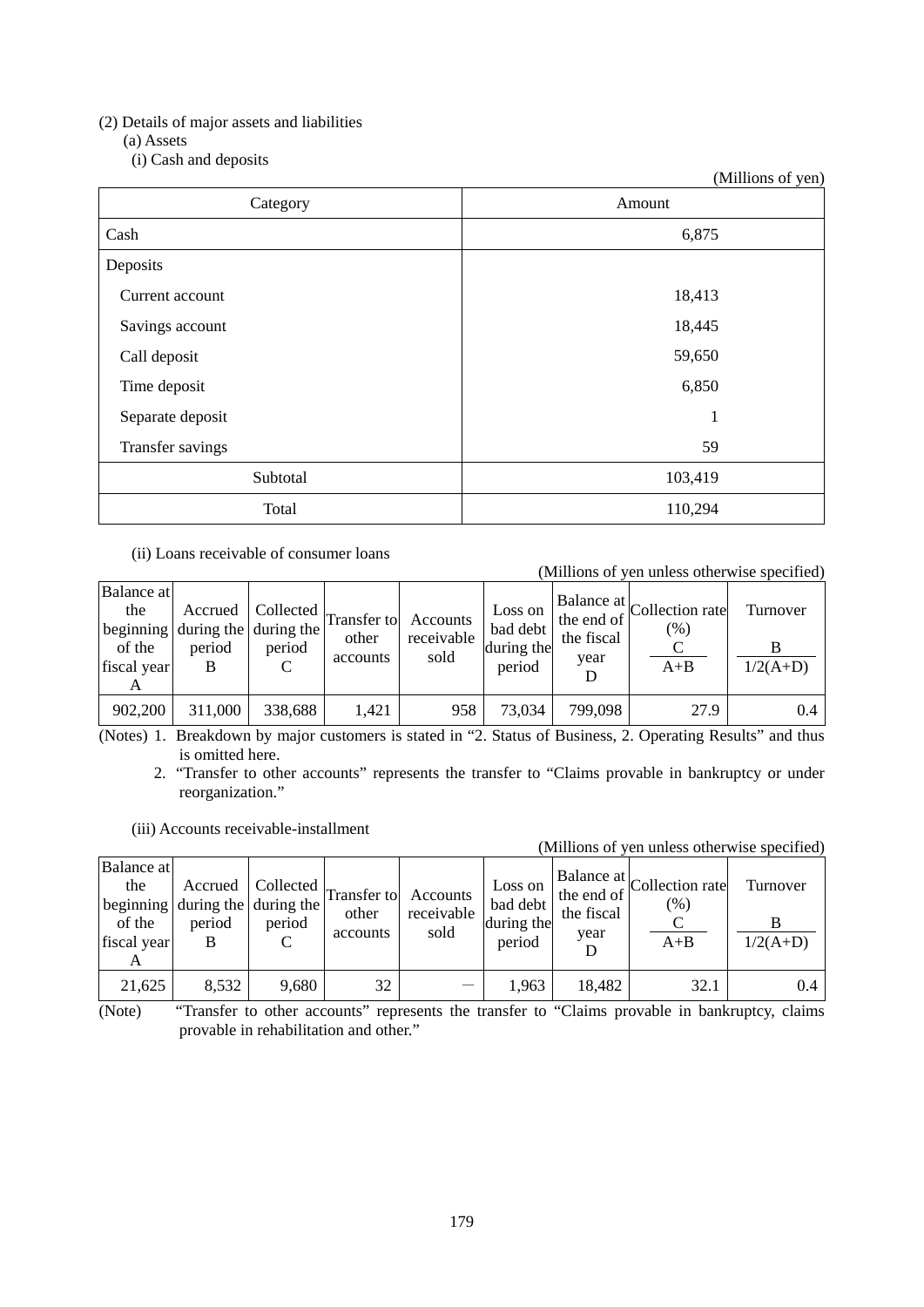(2) Details of major assets and liabilities

(a) Assets

(i) Cash and deposits

(Millions of yen)

| Category | Amount |
|---|---|
| Cash | 6,875 |
| Deposits | |
| Current account | 18,413 |
| Savings account | 18,445 |
| Call deposit | 59,650 |
| Time deposit | 6,850 |
| Separate deposit | 1 |
| Transfer savings | 59 |
| Subtotal | 103,419 |
| Total | 110,294 |

(ii) Loans receivable of consumer loans

(Millions of yen unless otherwise specified)

| Balance at the beginning of the fiscal year A | Accrued during the period B | Collected during the period C | Transfer to other accounts | Accounts receivable sold | Loss on bad debt during the period | Balance at the end of the fiscal year D | Collection rate (%) $\frac{C}{A+B}$ | Turnover $\frac{B}{1/2(A+D)}$ |
|---|---|---|---|---|---|---|---|---|
| 902,200 | 311,000 | 338,688 | 1,421 | 958 | 73,034 | 799,098 | 27.9 | 0.4 |

(Notes) 1. Breakdown by major customers is stated in "2. Status of Business, 2. Operating Results" and thus is omitted here.

2. "Transfer to other accounts" represents the transfer to "Claims provable in bankruptcy or under reorganization."

(iii) Accounts receivable-installment

(Millions of yen unless otherwise specified)

| Balance at the beginning of the fiscal year A | Accrued during the period B | Collected during the period C | Transfer to other accounts | Accounts receivable sold | Loss on bad debt during the period | Balance at the end of the fiscal year D | Collection rate (%) $\frac{C}{A+B}$ | Turnover $\frac{B}{1/2(A+D)}$ |
|---|---|---|---|---|---|---|---|---|
| 21,625 | 8,532 | 9,680 | 32 | — | 1,963 | 18,482 | 32.1 | 0.4 |

(Note) "Transfer to other accounts" represents the transfer to "Claims provable in bankruptcy, claims provable in rehabilitation and other."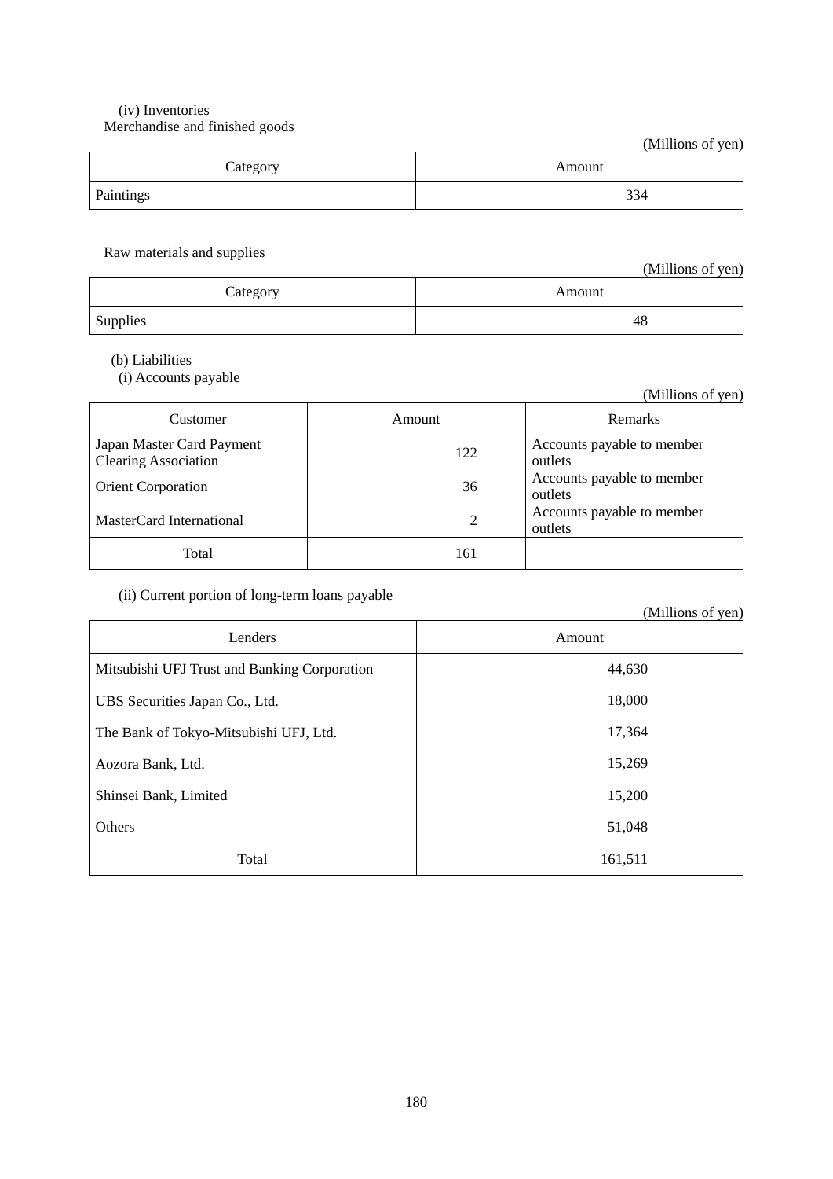(iv) Inventories

Merchandise and finished goods

(Millions of yen)

| Category | Amount |
|---|---|
| Paintings | 334 |

Raw materials and supplies

(Millions of yen)

| Category | Amount |
|---|---|
| Supplies | 48 |

(b) Liabilities

(i) Accounts payable

(Millions of yen)

| Customer | Amount | Remarks |
|---|---|---|
| Japan Master Card Payment Clearing Association | 122 | Accounts payable to member outlets |
| Orient Corporation | 36 | Accounts payable to member outlets |
| MasterCard International | 2 | Accounts payable to member outlets |
| Total | 161 | |

(ii) Current portion of long-term loans payable

(Millions of yen)

| Lenders | Amount |
|---|---|
| Mitsubishi UFJ Trust and Banking Corporation | 44,630 |
| UBS Securities Japan Co., Ltd. | 18,000 |
| The Bank of Tokyo-Mitsubishi UFJ, Ltd. | 17,364 |
| Aozora Bank, Ltd. | 15,269 |
| Shinsei Bank, Limited | 15,200 |
| Others | 51,048 |
| Total | 161,511 |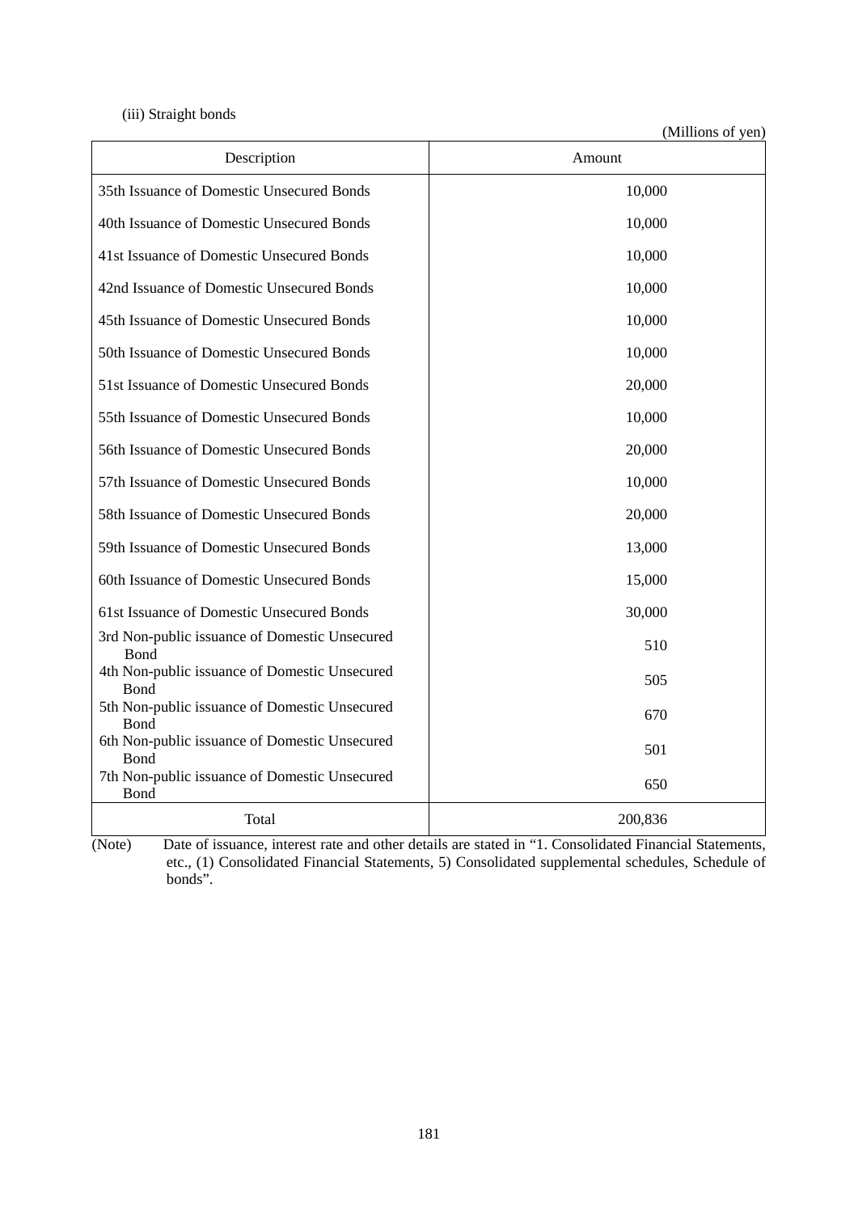(iii) Straight bonds

(Millions of yen)

| Description | Amount |
|---|---|
| 35th Issuance of Domestic Unsecured Bonds | 10,000 |
| 40th Issuance of Domestic Unsecured Bonds | 10,000 |
| 41st Issuance of Domestic Unsecured Bonds | 10,000 |
| 42nd Issuance of Domestic Unsecured Bonds | 10,000 |
| 45th Issuance of Domestic Unsecured Bonds | 10,000 |
| 50th Issuance of Domestic Unsecured Bonds | 10,000 |
| 51st Issuance of Domestic Unsecured Bonds | 20,000 |
| 55th Issuance of Domestic Unsecured Bonds | 10,000 |
| 56th Issuance of Domestic Unsecured Bonds | 20,000 |
| 57th Issuance of Domestic Unsecured Bonds | 10,000 |
| 58th Issuance of Domestic Unsecured Bonds | 20,000 |
| 59th Issuance of Domestic Unsecured Bonds | 13,000 |
| 60th Issuance of Domestic Unsecured Bonds | 15,000 |
| 61st Issuance of Domestic Unsecured Bonds | 30,000 |
| 3rd Non-public issuance of Domestic Unsecured Bond | 510 |
| 4th Non-public issuance of Domestic Unsecured Bond | 505 |
| 5th Non-public issuance of Domestic Unsecured Bond | 670 |
| 6th Non-public issuance of Domestic Unsecured Bond | 501 |
| 7th Non-public issuance of Domestic Unsecured Bond | 650 |
| Total | 200,836 |

(Note) Date of issuance, interest rate and other details are stated in "1. Consolidated Financial Statements, etc., (1) Consolidated Financial Statements, 5) Consolidated supplemental schedules, Schedule of bonds".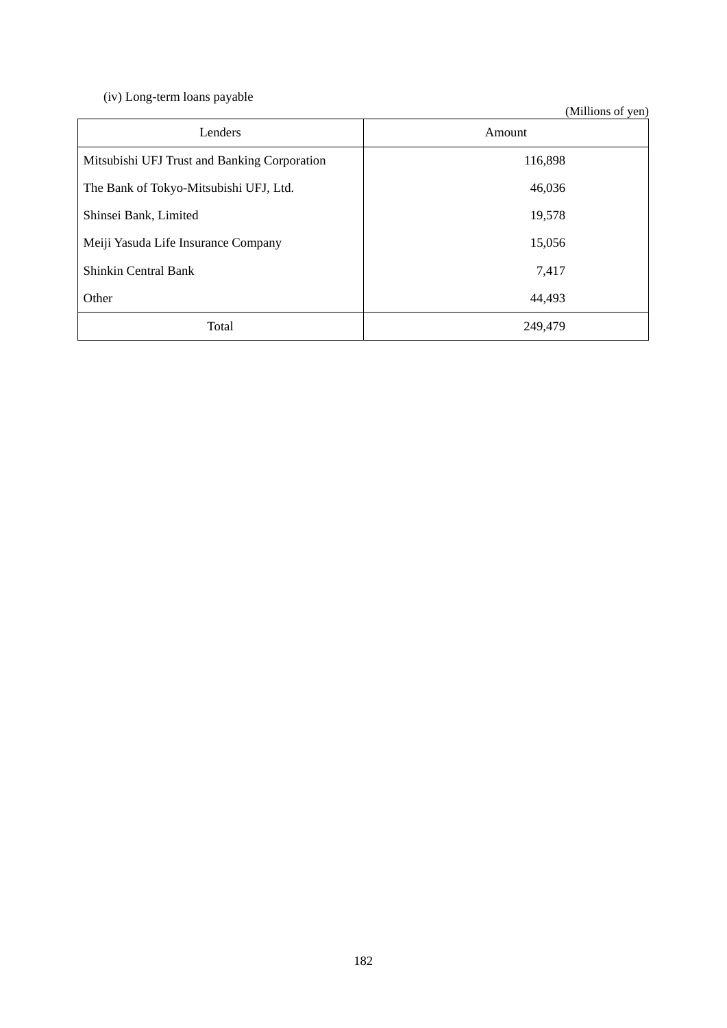(iv) Long-term loans payable

(Millions of yen)

| Lenders | Amount |
|---|---|
| Mitsubishi UFJ Trust and Banking Corporation | 116,898 |
| The Bank of Tokyo-Mitsubishi UFJ, Ltd. | 46,036 |
| Shinsei Bank, Limited | 19,578 |
| Meiji Yasuda Life Insurance Company | 15,056 |
| Shinkin Central Bank | 7,417 |
| Other | 44,493 |
| Total | 249,479 |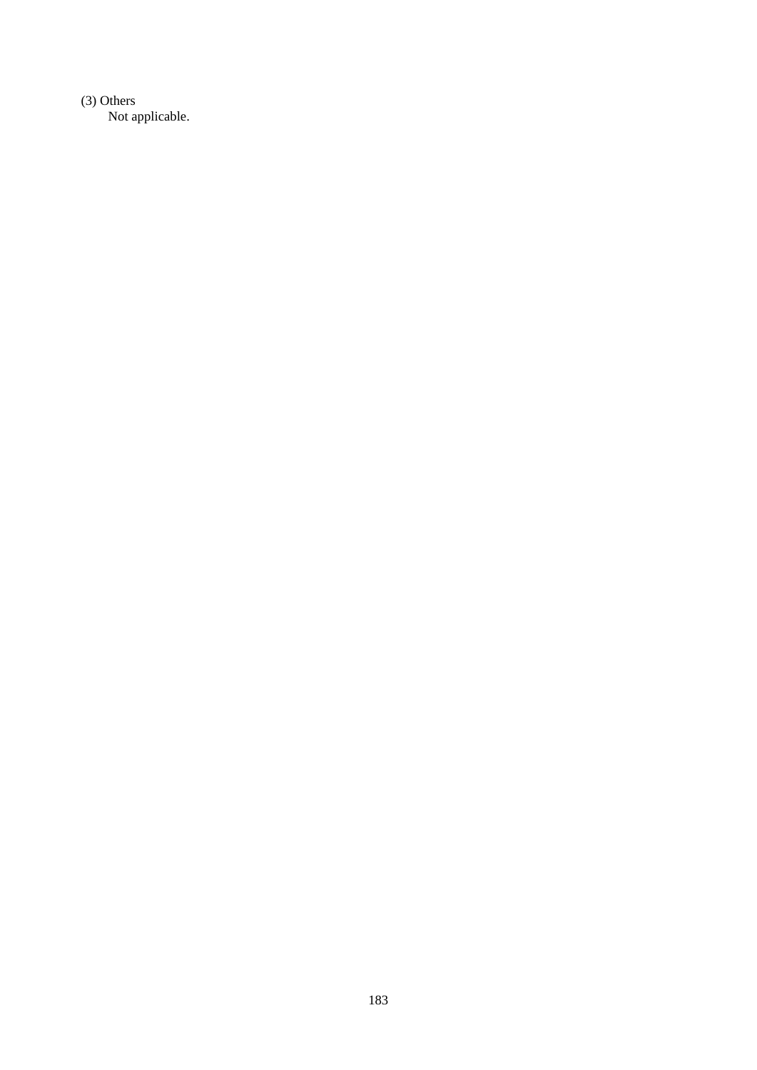(3) Others

Not applicable.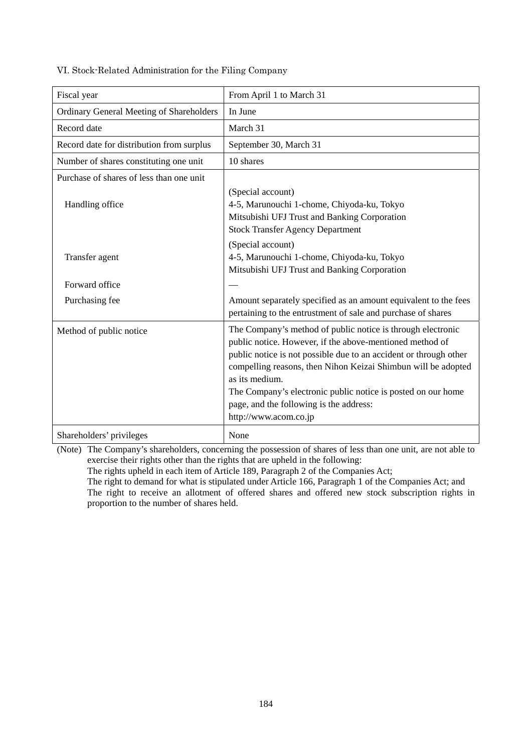## VI. Stock-Related Administration for the Filing Company

| | |
|---|---|
| Fiscal year | From April 1 to March 31 |
| Ordinary General Meeting of Shareholders | In June |
| Record date | March 31 |
| Record date for distribution from surplus | September 30, March 31 |
| Number of shares constituting one unit | 10 shares |
| Purchase of shares of less than one unit | |
| Handling office | (Special account)<br>4-5, Marunouchi 1-chome, Chiyoda-ku, Tokyo<br>Mitsubishi UFJ Trust and Banking Corporation<br>Stock Transfer Agency Department |
| Transfer agent | (Special account)<br>4-5, Marunouchi 1-chome, Chiyoda-ku, Tokyo<br>Mitsubishi UFJ Trust and Banking Corporation |
| Forward office | — |
| Purchasing fee | Amount separately specified as an amount equivalent to the fees pertaining to the entrustment of sale and purchase of shares |
| Method of public notice | The Company's method of public notice is through electronic public notice. However, if the above-mentioned method of public notice is not possible due to an accident or through other compelling reasons, then Nihon Keizai Shimbun will be adopted as its medium.<br>The Company's electronic public notice is posted on our home page, and the following is the address:<br>http://www.acom.co.jp |
| Shareholders' privileges | None |

(Note) The Company's shareholders, concerning the possession of shares of less than one unit, are not able to exercise their rights other than the rights that are upheld in the following:
The rights upheld in each item of Article 189, Paragraph 2 of the Companies Act;
The right to demand for what is stipulated under Article 166, Paragraph 1 of the Companies Act; and
The right to receive an allotment of offered shares and offered new stock subscription rights in proportion to the number of shares held.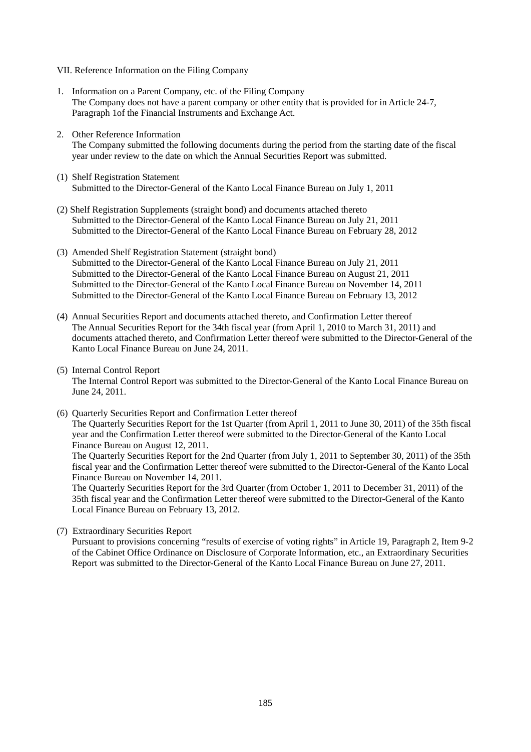## VII. Reference Information on the Filing Company

1. Information on a Parent Company, etc. of the Filing Company
   The Company does not have a parent company or other entity that is provided for in Article 24-7, Paragraph 1of the Financial Instruments and Exchange Act.

2. Other Reference Information
   The Company submitted the following documents during the period from the starting date of the fiscal year under review to the date on which the Annual Securities Report was submitted.

(1) Shelf Registration Statement
   Submitted to the Director-General of the Kanto Local Finance Bureau on July 1, 2011

(2) Shelf Registration Supplements (straight bond) and documents attached thereto
   Submitted to the Director-General of the Kanto Local Finance Bureau on July 21, 2011
   Submitted to the Director-General of the Kanto Local Finance Bureau on February 28, 2012

(3) Amended Shelf Registration Statement (straight bond)
   Submitted to the Director-General of the Kanto Local Finance Bureau on July 21, 2011
   Submitted to the Director-General of the Kanto Local Finance Bureau on August 21, 2011
   Submitted to the Director-General of the Kanto Local Finance Bureau on November 14, 2011
   Submitted to the Director-General of the Kanto Local Finance Bureau on February 13, 2012

(4) Annual Securities Report and documents attached thereto, and Confirmation Letter thereof
   The Annual Securities Report for the 34th fiscal year (from April 1, 2010 to March 31, 2011) and documents attached thereto, and Confirmation Letter thereof were submitted to the Director-General of the Kanto Local Finance Bureau on June 24, 2011.

(5) Internal Control Report
   The Internal Control Report was submitted to the Director-General of the Kanto Local Finance Bureau on June 24, 2011.

(6) Quarterly Securities Report and Confirmation Letter thereof
   The Quarterly Securities Report for the 1st Quarter (from April 1, 2011 to June 30, 2011) of the 35th fiscal year and the Confirmation Letter thereof were submitted to the Director-General of the Kanto Local Finance Bureau on August 12, 2011.
   The Quarterly Securities Report for the 2nd Quarter (from July 1, 2011 to September 30, 2011) of the 35th fiscal year and the Confirmation Letter thereof were submitted to the Director-General of the Kanto Local Finance Bureau on November 14, 2011.
   The Quarterly Securities Report for the 3rd Quarter (from October 1, 2011 to December 31, 2011) of the 35th fiscal year and the Confirmation Letter thereof were submitted to the Director-General of the Kanto Local Finance Bureau on February 13, 2012.

(7) Extraordinary Securities Report
   Pursuant to provisions concerning "results of exercise of voting rights" in Article 19, Paragraph 2, Item 9-2 of the Cabinet Office Ordinance on Disclosure of Corporate Information, etc., an Extraordinary Securities Report was submitted to the Director-General of the Kanto Local Finance Bureau on June 27, 2011.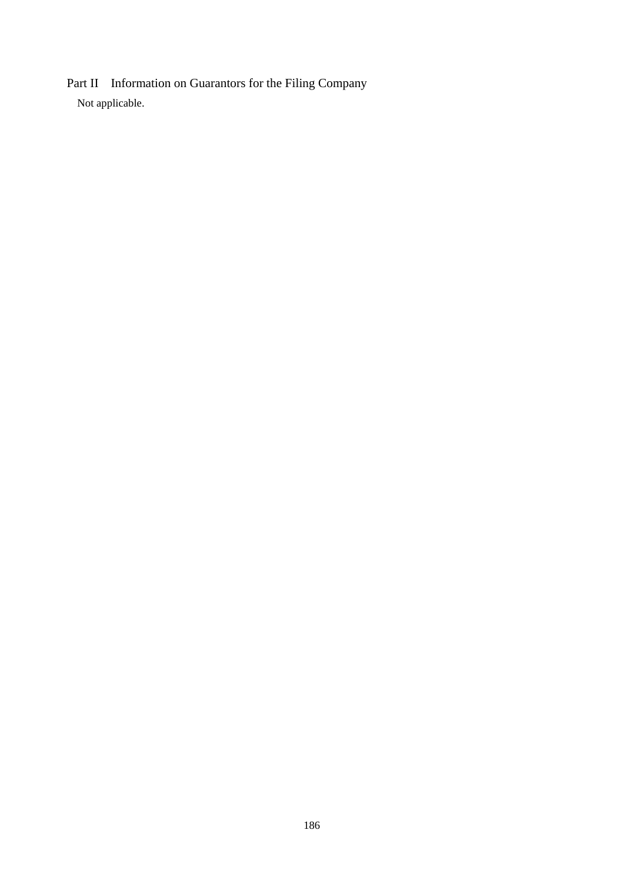# Part II　Information on Guarantors for the Filing Company

Not applicable.